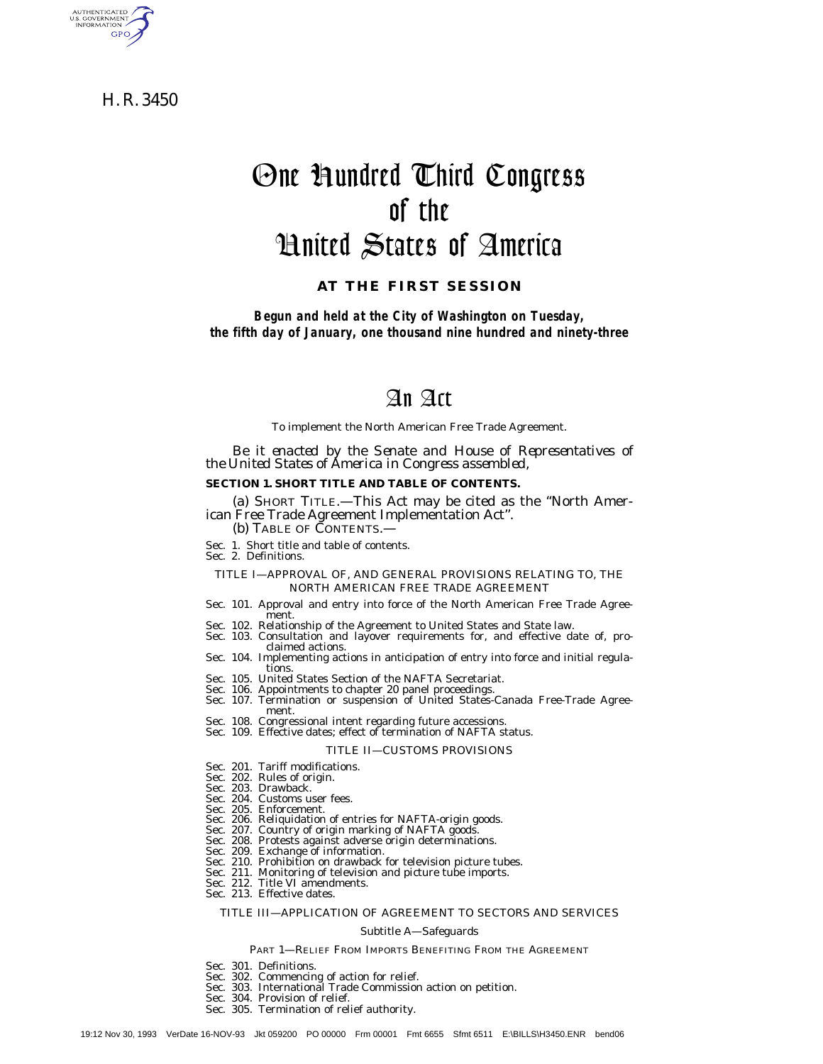H. R. 3450

# One Hundred Third Congress of the United States of America

**AT THE FIRST SESSION**

***Begun and held at the City of Washington on Tuesday, the fifth day of January, one thousand nine hundred and ninety-three***

# An Act

To implement the North American Free Trade Agreement.

*Be it enacted by the Senate and House of Representatives of the United States of America in Congress assembled,*

**SECTION 1. SHORT TITLE AND TABLE OF CONTENTS.**

(a) SHORT TITLE.—This Act may be cited as the "North American Free Trade Agreement Implementation Act".

(b) TABLE OF CONTENTS.—

Sec. 1. Short title and table of contents.
Sec. 2. Definitions.

TITLE I—APPROVAL OF, AND GENERAL PROVISIONS RELATING TO, THE NORTH AMERICAN FREE TRADE AGREEMENT

Sec. 101. Approval and entry into force of the North American Free Trade Agreement.
Sec. 102. Relationship of the Agreement to United States and State law.
Sec. 103. Consultation and layover requirements for, and effective date of, proclaimed actions.
Sec. 104. Implementing actions in anticipation of entry into force and initial regulations.
Sec. 105. United States Section of the NAFTA Secretariat.
Sec. 106. Appointments to chapter 20 panel proceedings.
Sec. 107. Termination or suspension of United States-Canada Free-Trade Agreement.
Sec. 108. Congressional intent regarding future accessions.
Sec. 109. Effective dates; effect of termination of NAFTA status.

TITLE II—CUSTOMS PROVISIONS

Sec. 201. Tariff modifications.
Sec. 202. Rules of origin.
Sec. 203. Drawback.
Sec. 204. Customs user fees.
Sec. 205. Enforcement.
Sec. 206. Reliquidation of entries for NAFTA-origin goods.
Sec. 207. Country of origin marking of NAFTA goods.
Sec. 208. Protests against adverse origin determinations.
Sec. 209. Exchange of information.
Sec. 210. Prohibition on drawback for television picture tubes.
Sec. 211. Monitoring of television and picture tube imports.
Sec. 212. Title VI amendments.
Sec. 213. Effective dates.

TITLE III—APPLICATION OF AGREEMENT TO SECTORS AND SERVICES

Subtitle A—Safeguards

PART 1—RELIEF FROM IMPORTS BENEFITING FROM THE AGREEMENT

Sec. 301. Definitions.
Sec. 302. Commencing of action for relief.
Sec. 303. International Trade Commission action on petition.
Sec. 304. Provision of relief.
Sec. 305. Termination of relief authority.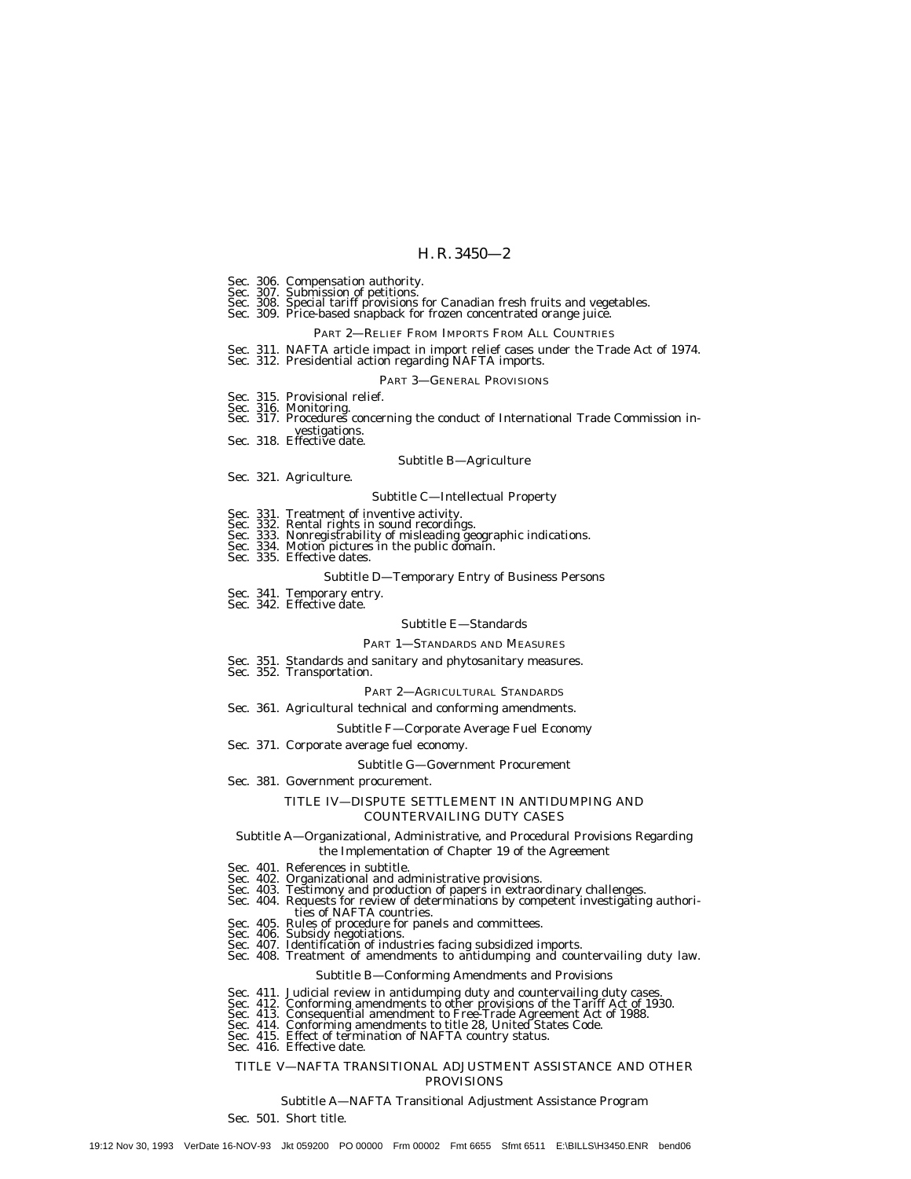Sec. 306. Compensation authority.
Sec. 307. Submission of petitions.
Sec. 308. Special tariff provisions for Canadian fresh fruits and vegetables.
Sec. 309. Price-based snapback for frozen concentrated orange juice.

PART 2—RELIEF FROM IMPORTS FROM ALL COUNTRIES

Sec. 311. NAFTA article impact in import relief cases under the Trade Act of 1974.
Sec. 312. Presidential action regarding NAFTA imports.

PART 3—GENERAL PROVISIONS

Sec. 315. Provisional relief.
Sec. 316. Monitoring.
Sec. 317. Procedures concerning the conduct of International Trade Commission investigations.
Sec. 318. Effective date.

Subtitle B—Agriculture

Sec. 321. Agriculture.

Subtitle C—Intellectual Property

Sec. 331. Treatment of inventive activity.
Sec. 332. Rental rights in sound recordings.
Sec. 333. Nonregistrability of misleading geographic indications.
Sec. 334. Motion pictures in the public domain.
Sec. 335. Effective dates.

Subtitle D—Temporary Entry of Business Persons

Sec. 341. Temporary entry.
Sec. 342. Effective date.

Subtitle E—Standards

PART 1—STANDARDS AND MEASURES

Sec. 351. Standards and sanitary and phytosanitary measures.
Sec. 352. Transportation.

PART 2—AGRICULTURAL STANDARDS

Sec. 361. Agricultural technical and conforming amendments.

Subtitle F—Corporate Average Fuel Economy

Sec. 371. Corporate average fuel economy.

Subtitle G—Government Procurement

Sec. 381. Government procurement.

TITLE IV—DISPUTE SETTLEMENT IN ANTIDUMPING AND COUNTERVAILING DUTY CASES

Subtitle A—Organizational, Administrative, and Procedural Provisions Regarding the Implementation of Chapter 19 of the Agreement

Sec. 401. References in subtitle.
Sec. 402. Organizational and administrative provisions.
Sec. 403. Testimony and production of papers in extraordinary challenges.
Sec. 404. Requests for review of determinations by competent investigating authorities of NAFTA countries.
Sec. 405. Rules of procedure for panels and committees.
Sec. 406. Subsidy negotiations.
Sec. 407. Identification of industries facing subsidized imports.
Sec. 408. Treatment of amendments to antidumping and countervailing duty law.

Subtitle B—Conforming Amendments and Provisions

Sec. 411. Judicial review in antidumping duty and countervailing duty cases.
Sec. 412. Conforming amendments to other provisions of the Tariff Act of 1930.
Sec. 413. Consequential amendment to Free-Trade Agreement Act of 1988.
Sec. 414. Conforming amendments to title 28, United States Code.
Sec. 415. Effect of termination of NAFTA country status.
Sec. 416. Effective date.

TITLE V—NAFTA TRANSITIONAL ADJUSTMENT ASSISTANCE AND OTHER PROVISIONS

Subtitle A—NAFTA Transitional Adjustment Assistance Program

Sec. 501. Short title.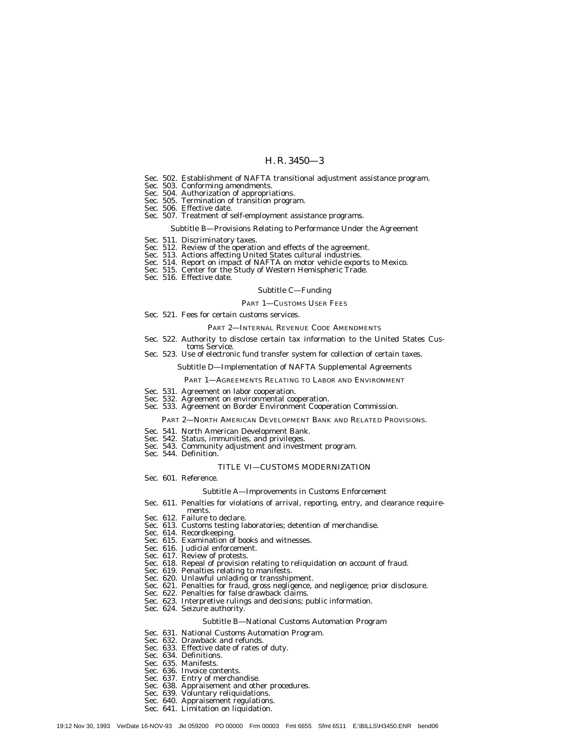Sec. 502. Establishment of NAFTA transitional adjustment assistance program.
Sec. 503. Conforming amendments.
Sec. 504. Authorization of appropriations.
Sec. 505. Termination of transition program.
Sec. 506. Effective date.
Sec. 507. Treatment of self-employment assistance programs.

Subtitle B—Provisions Relating to Performance Under the Agreement

Sec. 511. Discriminatory taxes.
Sec. 512. Review of the operation and effects of the agreement.
Sec. 513. Actions affecting United States cultural industries.
Sec. 514. Report on impact of NAFTA on motor vehicle exports to Mexico.
Sec. 515. Center for the Study of Western Hemispheric Trade.
Sec. 516. Effective date.

Subtitle C—Funding

PART 1—CUSTOMS USER FEES

Sec. 521. Fees for certain customs services.

PART 2—INTERNAL REVENUE CODE AMENDMENTS

Sec. 522. Authority to disclose certain tax information to the United States Customs Service.
Sec. 523. Use of electronic fund transfer system for collection of certain taxes.

Subtitle D—Implementation of NAFTA Supplemental Agreements

PART 1—AGREEMENTS RELATING TO LABOR AND ENVIRONMENT

Sec. 531. Agreement on labor cooperation.
Sec. 532. Agreement on environmental cooperation.
Sec. 533. Agreement on Border Environment Cooperation Commission.

PART 2—NORTH AMERICAN DEVELOPMENT BANK AND RELATED PROVISIONS.

Sec. 541. North American Development Bank.
Sec. 542. Status, immunities, and privileges.
Sec. 543. Community adjustment and investment program.
Sec. 544. Definition.

TITLE VI—CUSTOMS MODERNIZATION

Sec. 601. Reference.

Subtitle A—Improvements in Customs Enforcement

Sec. 611. Penalties for violations of arrival, reporting, entry, and clearance requirements.
Sec. 612. Failure to declare.
Sec. 613. Customs testing laboratories; detention of merchandise.
Sec. 614. Recordkeeping.
Sec. 615. Examination of books and witnesses.
Sec. 616. Judicial enforcement.
Sec. 617. Review of protests.
Sec. 618. Repeal of provision relating to reliquidation on account of fraud.
Sec. 619. Penalties relating to manifests.
Sec. 620. Unlawful unlading or transshipment.
Sec. 621. Penalties for fraud, gross negligence, and negligence; prior disclosure.
Sec. 622. Penalties for false drawback claims.
Sec. 623. Interpretive rulings and decisions; public information.
Sec. 624. Seizure authority.

Subtitle B—National Customs Automation Program

Sec. 631. National Customs Automation Program.
Sec. 632. Drawback and refunds.
Sec. 633. Effective date of rates of duty.
Sec. 634. Definitions.
Sec. 635. Manifests.
Sec. 636. Invoice contents.
Sec. 637. Entry of merchandise.
Sec. 638. Appraisement and other procedures.
Sec. 639. Voluntary reliquidations.
Sec. 640. Appraisement regulations.
Sec. 641. Limitation on liquidation.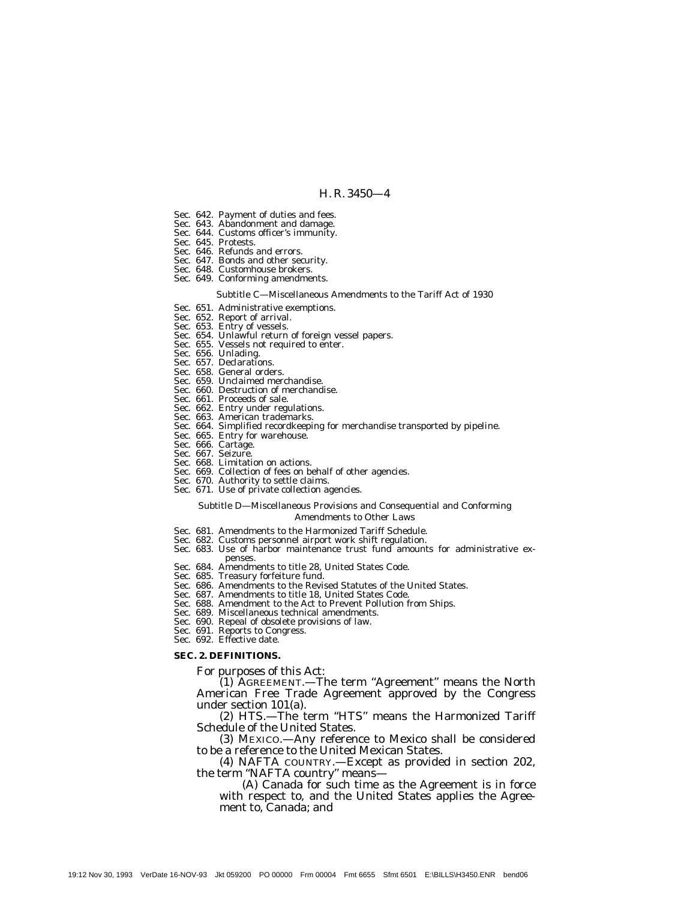Sec. 642. Payment of duties and fees.
Sec. 643. Abandonment and damage.
Sec. 644. Customs officer's immunity.
Sec. 645. Protests.
Sec. 646. Refunds and errors.
Sec. 647. Bonds and other security.
Sec. 648. Customhouse brokers.
Sec. 649. Conforming amendments.

Subtitle C—Miscellaneous Amendments to the Tariff Act of 1930

Sec. 651. Administrative exemptions.
Sec. 652. Report of arrival.
Sec. 653. Entry of vessels.
Sec. 654. Unlawful return of foreign vessel papers.
Sec. 655. Vessels not required to enter.
Sec. 656. Unlading.
Sec. 657. Declarations.
Sec. 658. General orders.
Sec. 659. Unclaimed merchandise.
Sec. 660. Destruction of merchandise.
Sec. 661. Proceeds of sale.
Sec. 662. Entry under regulations.
Sec. 663. American trademarks.
Sec. 664. Simplified recordkeeping for merchandise transported by pipeline.
Sec. 665. Entry for warehouse.
Sec. 666. Cartage.
Sec. 667. Seizure.
Sec. 668. Limitation on actions.
Sec. 669. Collection of fees on behalf of other agencies.
Sec. 670. Authority to settle claims.
Sec. 671. Use of private collection agencies.

Subtitle D—Miscellaneous Provisions and Consequential and Conforming Amendments to Other Laws

Sec. 681. Amendments to the Harmonized Tariff Schedule.
Sec. 682. Customs personnel airport work shift regulation.
Sec. 683. Use of harbor maintenance trust fund amounts for administrative expenses.
Sec. 684. Amendments to title 28, United States Code.
Sec. 685. Treasury forfeiture fund.
Sec. 686. Amendments to the Revised Statutes of the United States.
Sec. 687. Amendments to title 18, United States Code.
Sec. 688. Amendment to the Act to Prevent Pollution from Ships.
Sec. 689. Miscellaneous technical amendments.
Sec. 690. Repeal of obsolete provisions of law.
Sec. 691. Reports to Congress.
Sec. 692. Effective date.

**SEC. 2. DEFINITIONS.**

For purposes of this Act:

(1) AGREEMENT.—The term "Agreement" means the North American Free Trade Agreement approved by the Congress under section 101(a).

(2) HTS.—The term "HTS" means the Harmonized Tariff Schedule of the United States.

(3) MEXICO.—Any reference to Mexico shall be considered to be a reference to the United Mexican States.

(4) NAFTA COUNTRY.—Except as provided in section 202, the term "NAFTA country" means—

(A) Canada for such time as the Agreement is in force with respect to, and the United States applies the Agreement to, Canada; and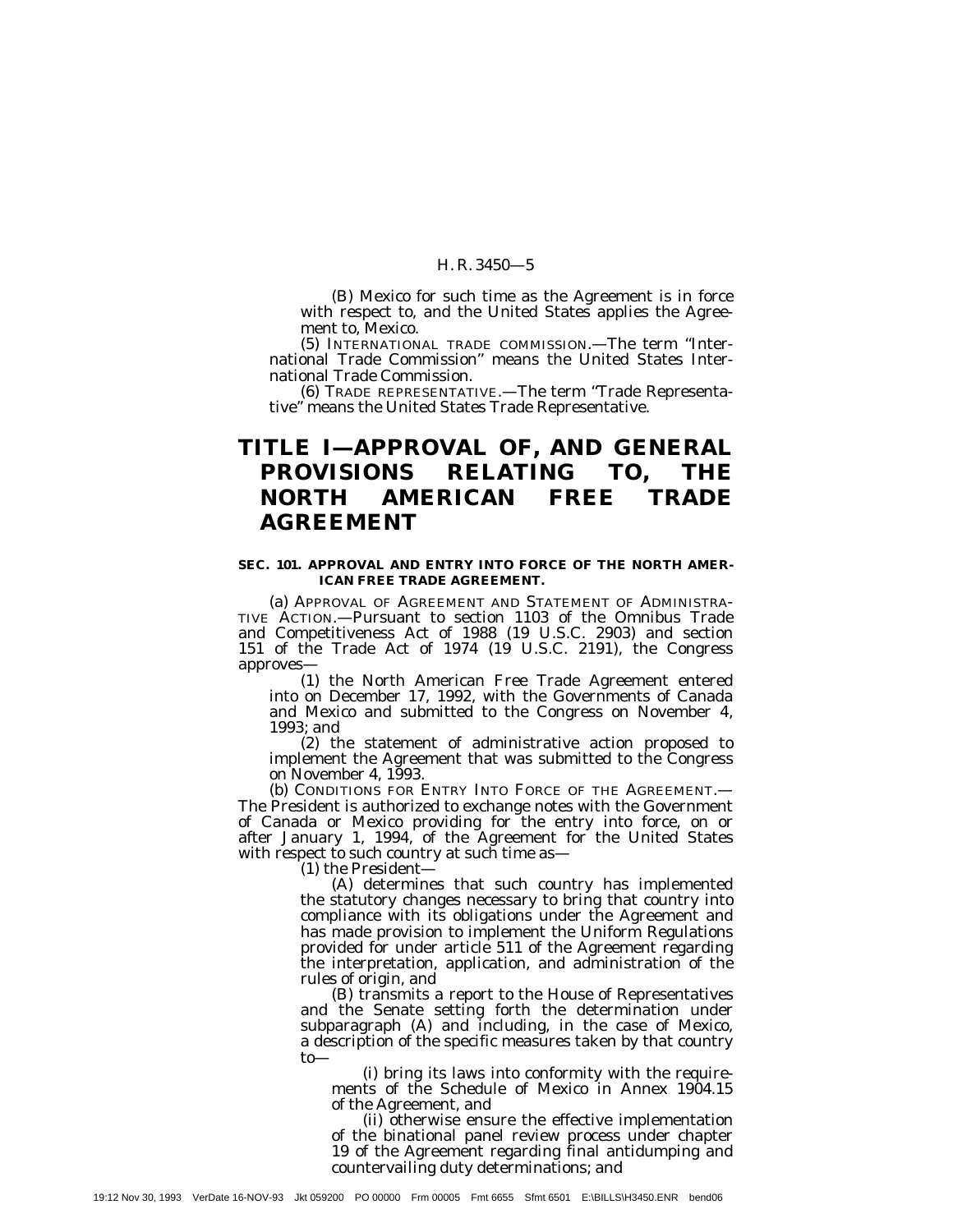(B) Mexico for such time as the Agreement is in force with respect to, and the United States applies the Agreement to, Mexico.

(5) INTERNATIONAL TRADE COMMISSION.—The term "International Trade Commission" means the United States International Trade Commission.

(6) TRADE REPRESENTATIVE.—The term "Trade Representative" means the United States Trade Representative.

# TITLE I—APPROVAL OF, AND GENERAL PROVISIONS RELATING TO, THE NORTH AMERICAN FREE TRADE AGREEMENT

**SEC. 101. APPROVAL AND ENTRY INTO FORCE OF THE NORTH AMERICAN FREE TRADE AGREEMENT.**

(a) APPROVAL OF AGREEMENT AND STATEMENT OF ADMINISTRATIVE ACTION.—Pursuant to section 1103 of the Omnibus Trade and Competitiveness Act of 1988 (19 U.S.C. 2903) and section 151 of the Trade Act of 1974 (19 U.S.C. 2191), the Congress approves—

(1) the North American Free Trade Agreement entered into on December 17, 1992, with the Governments of Canada and Mexico and submitted to the Congress on November 4, 1993; and

(2) the statement of administrative action proposed to implement the Agreement that was submitted to the Congress on November 4, 1993.

(b) CONDITIONS FOR ENTRY INTO FORCE OF THE AGREEMENT.—The President is authorized to exchange notes with the Government of Canada or Mexico providing for the entry into force, on or after January 1, 1994, of the Agreement for the United States with respect to such country at such time as—

(1) the President—

(A) determines that such country has implemented the statutory changes necessary to bring that country into compliance with its obligations under the Agreement and has made provision to implement the Uniform Regulations provided for under article 511 of the Agreement regarding the interpretation, application, and administration of the rules of origin, and

(B) transmits a report to the House of Representatives and the Senate setting forth the determination under subparagraph (A) and including, in the case of Mexico, a description of the specific measures taken by that country to—

(i) bring its laws into conformity with the requirements of the Schedule of Mexico in Annex 1904.15 of the Agreement, and

(ii) otherwise ensure the effective implementation of the binational panel review process under chapter 19 of the Agreement regarding final antidumping and countervailing duty determinations; and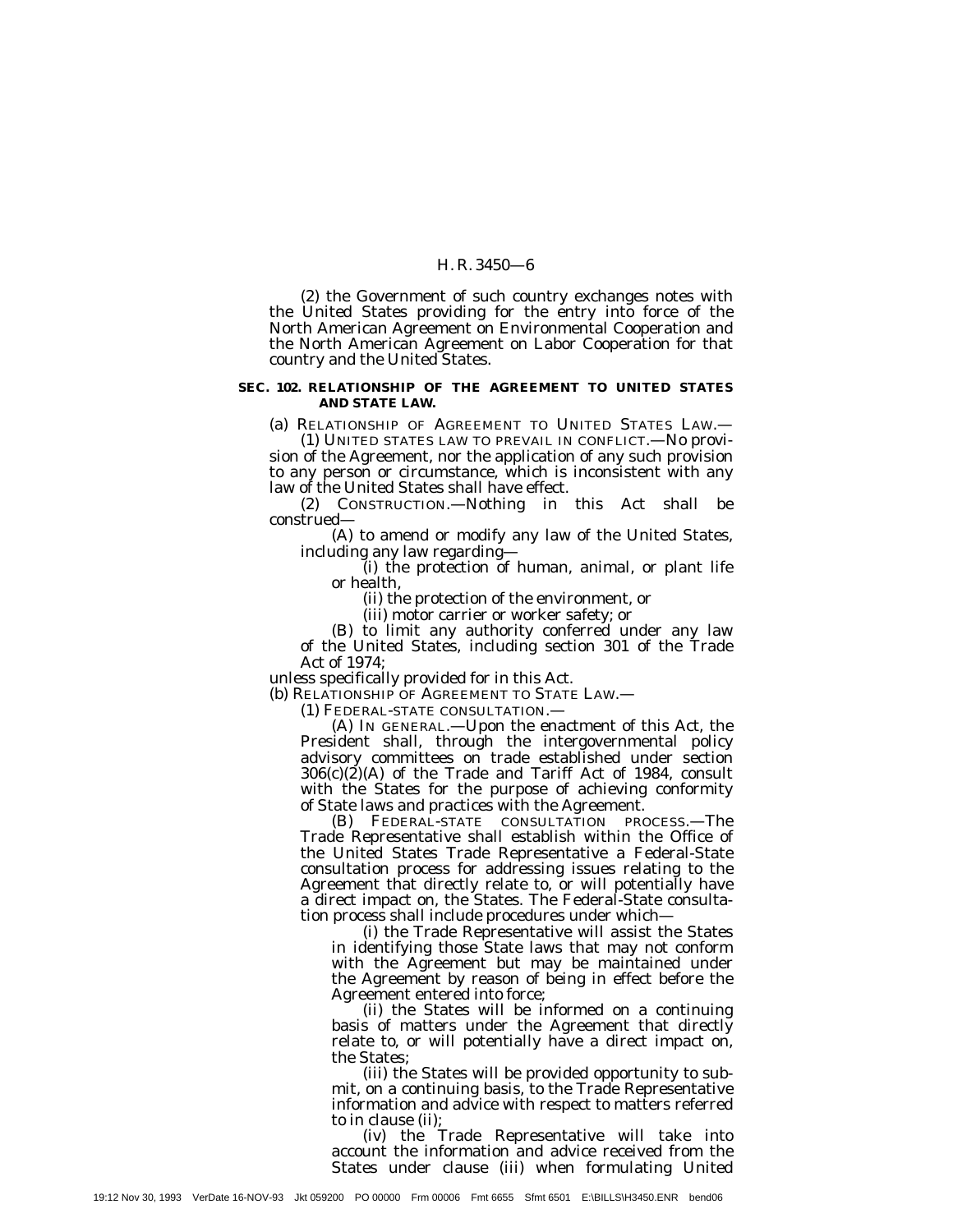(2) the Government of such country exchanges notes with the United States providing for the entry into force of the North American Agreement on Environmental Cooperation and the North American Agreement on Labor Cooperation for that country and the United States.

**SEC. 102. RELATIONSHIP OF THE AGREEMENT TO UNITED STATES AND STATE LAW.**

(a) RELATIONSHIP OF AGREEMENT TO UNITED STATES LAW.—

(1) UNITED STATES LAW TO PREVAIL IN CONFLICT.—No provision of the Agreement, nor the application of any such provision to any person or circumstance, which is inconsistent with any law of the United States shall have effect.

(2) CONSTRUCTION.—Nothing in this Act shall be construed—

(A) to amend or modify any law of the United States, including any law regarding—

(i) the protection of human, animal, or plant life or health,

(ii) the protection of the environment, or

(iii) motor carrier or worker safety; or

(B) to limit any authority conferred under any law of the United States, including section 301 of the Trade Act of 1974;

unless specifically provided for in this Act.

(b) RELATIONSHIP OF AGREEMENT TO STATE LAW.—

(1) FEDERAL-STATE CONSULTATION.—

(A) IN GENERAL.—Upon the enactment of this Act, the President shall, through the intergovernmental policy advisory committees on trade established under section 306(c)(2)(A) of the Trade and Tariff Act of 1984, consult with the States for the purpose of achieving conformity of State laws and practices with the Agreement.

(B) FEDERAL-STATE CONSULTATION PROCESS.—The Trade Representative shall establish within the Office of the United States Trade Representative a Federal-State consultation process for addressing issues relating to the Agreement that directly relate to, or will potentially have a direct impact on, the States. The Federal-State consultation process shall include procedures under which—

(i) the Trade Representative will assist the States in identifying those State laws that may not conform with the Agreement but may be maintained under the Agreement by reason of being in effect before the Agreement entered into force;

(ii) the States will be informed on a continuing basis of matters under the Agreement that directly relate to, or will potentially have a direct impact on, the States;

(iii) the States will be provided opportunity to submit, on a continuing basis, to the Trade Representative information and advice with respect to matters referred to in clause (ii);

(iv) the Trade Representative will take into account the information and advice received from the States under clause (iii) when formulating United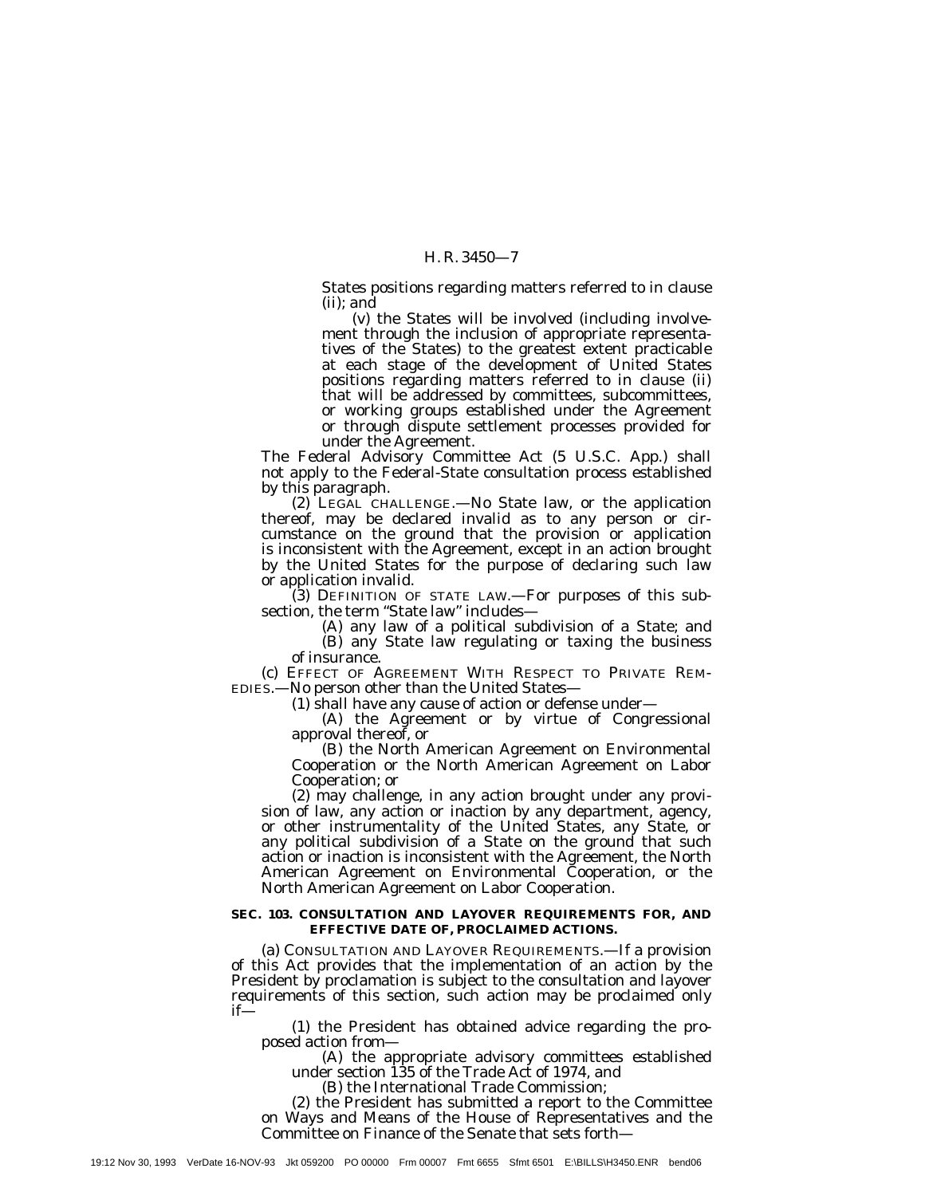States positions regarding matters referred to in clause (ii); and

(v) the States will be involved (including involvement through the inclusion of appropriate representatives of the States) to the greatest extent practicable at each stage of the development of United States positions regarding matters referred to in clause (ii) that will be addressed by committees, subcommittees, or working groups established under the Agreement or through dispute settlement processes provided for under the Agreement.

The Federal Advisory Committee Act (5 U.S.C. App.) shall not apply to the Federal-State consultation process established by this paragraph.

(2) LEGAL CHALLENGE.—No State law, or the application thereof, may be declared invalid as to any person or circumstance on the ground that the provision or application is inconsistent with the Agreement, except in an action brought by the United States for the purpose of declaring such law or application invalid.

(3) DEFINITION OF STATE LAW.—For purposes of this subsection, the term "State law" includes—

(A) any law of a political subdivision of a State; and

(B) any State law regulating or taxing the business of insurance.

(c) EFFECT OF AGREEMENT WITH RESPECT TO PRIVATE REMEDIES.—No person other than the United States—

(1) shall have any cause of action or defense under—

(A) the Agreement or by virtue of Congressional approval thereof, or

(B) the North American Agreement on Environmental Cooperation or the North American Agreement on Labor Cooperation; or

(2) may challenge, in any action brought under any provision of law, any action or inaction by any department, agency, or other instrumentality of the United States, any State, or any political subdivision of a State on the ground that such action or inaction is inconsistent with the Agreement, the North American Agreement on Environmental Cooperation, or the North American Agreement on Labor Cooperation.

**SEC. 103. CONSULTATION AND LAYOVER REQUIREMENTS FOR, AND EFFECTIVE DATE OF, PROCLAIMED ACTIONS.**

(a) CONSULTATION AND LAYOVER REQUIREMENTS.—If a provision of this Act provides that the implementation of an action by the President by proclamation is subject to the consultation and layover requirements of this section, such action may be proclaimed only if—

(1) the President has obtained advice regarding the proposed action from—

(A) the appropriate advisory committees established under section 135 of the Trade Act of 1974, and

(B) the International Trade Commission;

(2) the President has submitted a report to the Committee on Ways and Means of the House of Representatives and the Committee on Finance of the Senate that sets forth—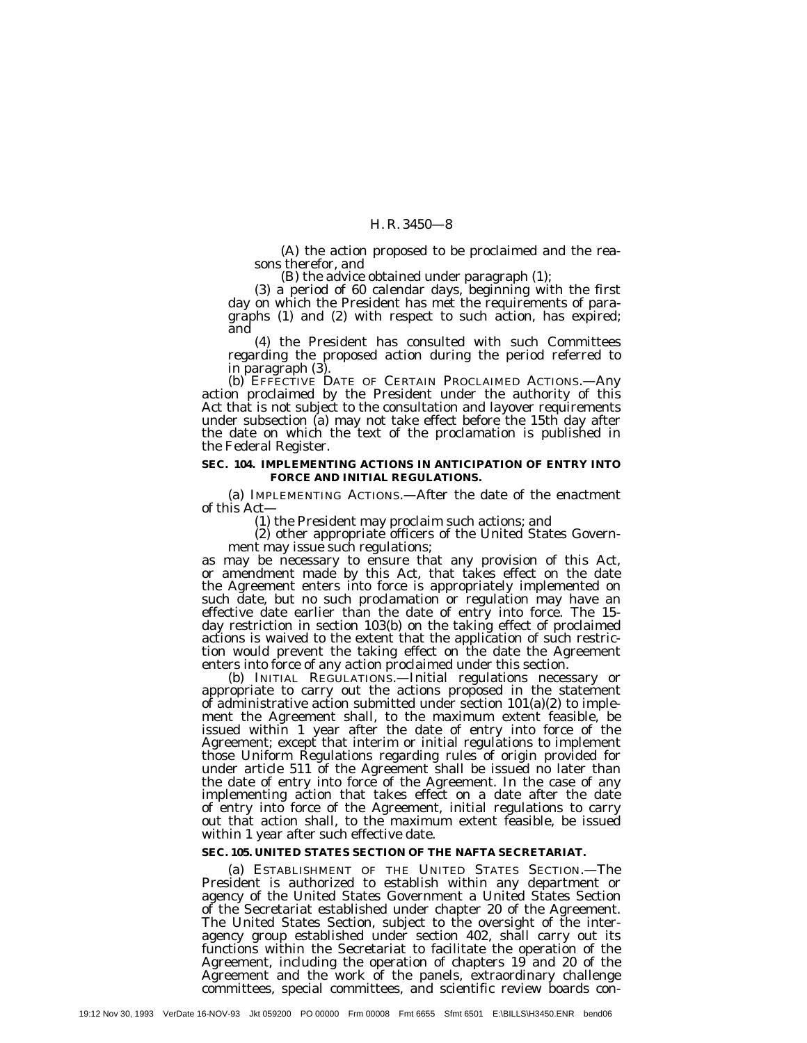(A) the action proposed to be proclaimed and the reasons therefor, and

(B) the advice obtained under paragraph (1);

(3) a period of 60 calendar days, beginning with the first day on which the President has met the requirements of paragraphs (1) and (2) with respect to such action, has expired; and

(4) the President has consulted with such Committees regarding the proposed action during the period referred to in paragraph (3).

(b) EFFECTIVE DATE OF CERTAIN PROCLAIMED ACTIONS.—Any action proclaimed by the President under the authority of this Act that is not subject to the consultation and layover requirements under subsection (a) may not take effect before the 15th day after the date on which the text of the proclamation is published in the Federal Register.

**SEC. 104. IMPLEMENTING ACTIONS IN ANTICIPATION OF ENTRY INTO FORCE AND INITIAL REGULATIONS.**

(a) IMPLEMENTING ACTIONS.—After the date of the enactment of this Act—

(1) the President may proclaim such actions; and

(2) other appropriate officers of the United States Government may issue such regulations;

as may be necessary to ensure that any provision of this Act, or amendment made by this Act, that takes effect on the date the Agreement enters into force is appropriately implemented on such date, but no such proclamation or regulation may have an effective date earlier than the date of entry into force. The 15-day restriction in section 103(b) on the taking effect of proclaimed actions is waived to the extent that the application of such restriction would prevent the taking effect on the date the Agreement enters into force of any action proclaimed under this section.

(b) INITIAL REGULATIONS.—Initial regulations necessary or appropriate to carry out the actions proposed in the statement of administrative action submitted under section 101(a)(2) to implement the Agreement shall, to the maximum extent feasible, be issued within 1 year after the date of entry into force of the Agreement; except that interim or initial regulations to implement those Uniform Regulations regarding rules of origin provided for under article 511 of the Agreement shall be issued no later than the date of entry into force of the Agreement. In the case of any implementing action that takes effect on a date after the date of entry into force of the Agreement, initial regulations to carry out that action shall, to the maximum extent feasible, be issued within 1 year after such effective date.

**SEC. 105. UNITED STATES SECTION OF THE NAFTA SECRETARIAT.**

(a) ESTABLISHMENT OF THE UNITED STATES SECTION.—The President is authorized to establish within any department or agency of the United States Government a United States Section of the Secretariat established under chapter 20 of the Agreement. The United States Section, subject to the oversight of the interagency group established under section 402, shall carry out its functions within the Secretariat to facilitate the operation of the Agreement, including the operation of chapters 19 and 20 of the Agreement and the work of the panels, extraordinary challenge committees, special committees, and scientific review boards con-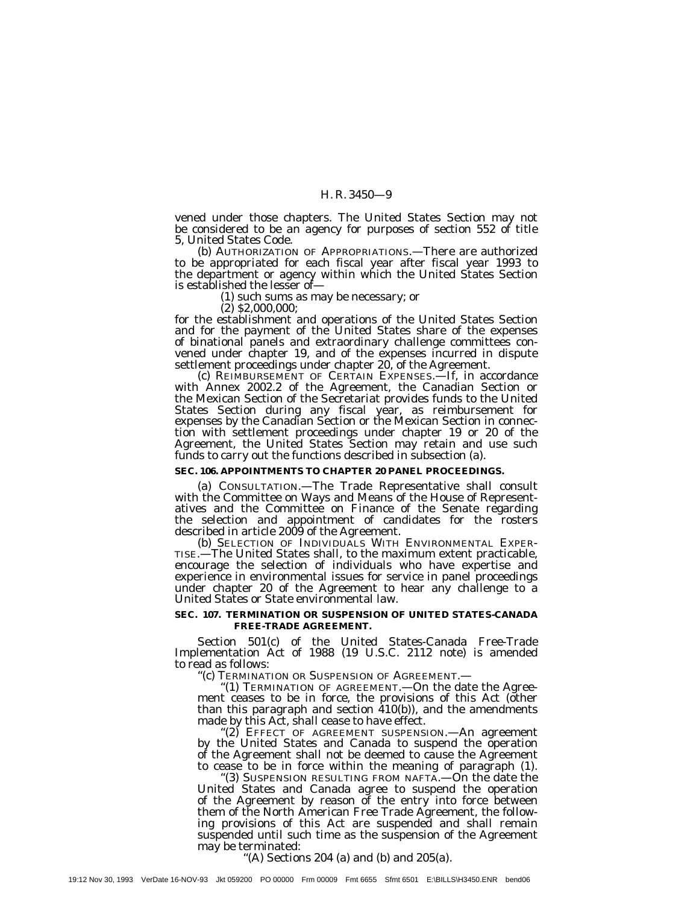vened under those chapters. The United States Section may not be considered to be an agency for purposes of section 552 of title 5, United States Code.

(b) AUTHORIZATION OF APPROPRIATIONS.—There are authorized to be appropriated for each fiscal year after fiscal year 1993 to the department or agency within which the United States Section is established the lesser of—

(1) such sums as may be necessary; or

(2) $2,000,000;

for the establishment and operations of the United States Section and for the payment of the United States share of the expenses of binational panels and extraordinary challenge committees convened under chapter 19, and of the expenses incurred in dispute settlement proceedings under chapter 20, of the Agreement.

(c) REIMBURSEMENT OF CERTAIN EXPENSES.—If, in accordance with Annex 2002.2 of the Agreement, the Canadian Section or the Mexican Section of the Secretariat provides funds to the United States Section during any fiscal year, as reimbursement for expenses by the Canadian Section or the Mexican Section in connection with settlement proceedings under chapter 19 or 20 of the Agreement, the United States Section may retain and use such funds to carry out the functions described in subsection (a).

**SEC. 106. APPOINTMENTS TO CHAPTER 20 PANEL PROCEEDINGS.**

(a) CONSULTATION.—The Trade Representative shall consult with the Committee on Ways and Means of the House of Representatives and the Committee on Finance of the Senate regarding the selection and appointment of candidates for the rosters described in article 2009 of the Agreement.

(b) SELECTION OF INDIVIDUALS WITH ENVIRONMENTAL EXPERTISE.—The United States shall, to the maximum extent practicable, encourage the selection of individuals who have expertise and experience in environmental issues for service in panel proceedings under chapter 20 of the Agreement to hear any challenge to a United States or State environmental law.

**SEC. 107. TERMINATION OR SUSPENSION OF UNITED STATES-CANADA FREE-TRADE AGREEMENT.**

Section 501(c) of the United States-Canada Free-Trade Implementation Act of 1988 (19 U.S.C. 2112 note) is amended to read as follows:

"(c) TERMINATION OR SUSPENSION OF AGREEMENT.—

"(1) TERMINATION OF AGREEMENT.—On the date the Agreement ceases to be in force, the provisions of this Act (other than this paragraph and section 410(b)), and the amendments made by this Act, shall cease to have effect.

"(2) EFFECT OF AGREEMENT SUSPENSION.—An agreement by the United States and Canada to suspend the operation of the Agreement shall not be deemed to cause the Agreement to cease to be in force within the meaning of paragraph (1).

"(3) SUSPENSION RESULTING FROM NAFTA.—On the date the United States and Canada agree to suspend the operation of the Agreement by reason of the entry into force between them of the North American Free Trade Agreement, the following provisions of this Act are suspended and shall remain suspended until such time as the suspension of the Agreement may be terminated:

"(A) Sections 204 (a) and (b) and 205(a).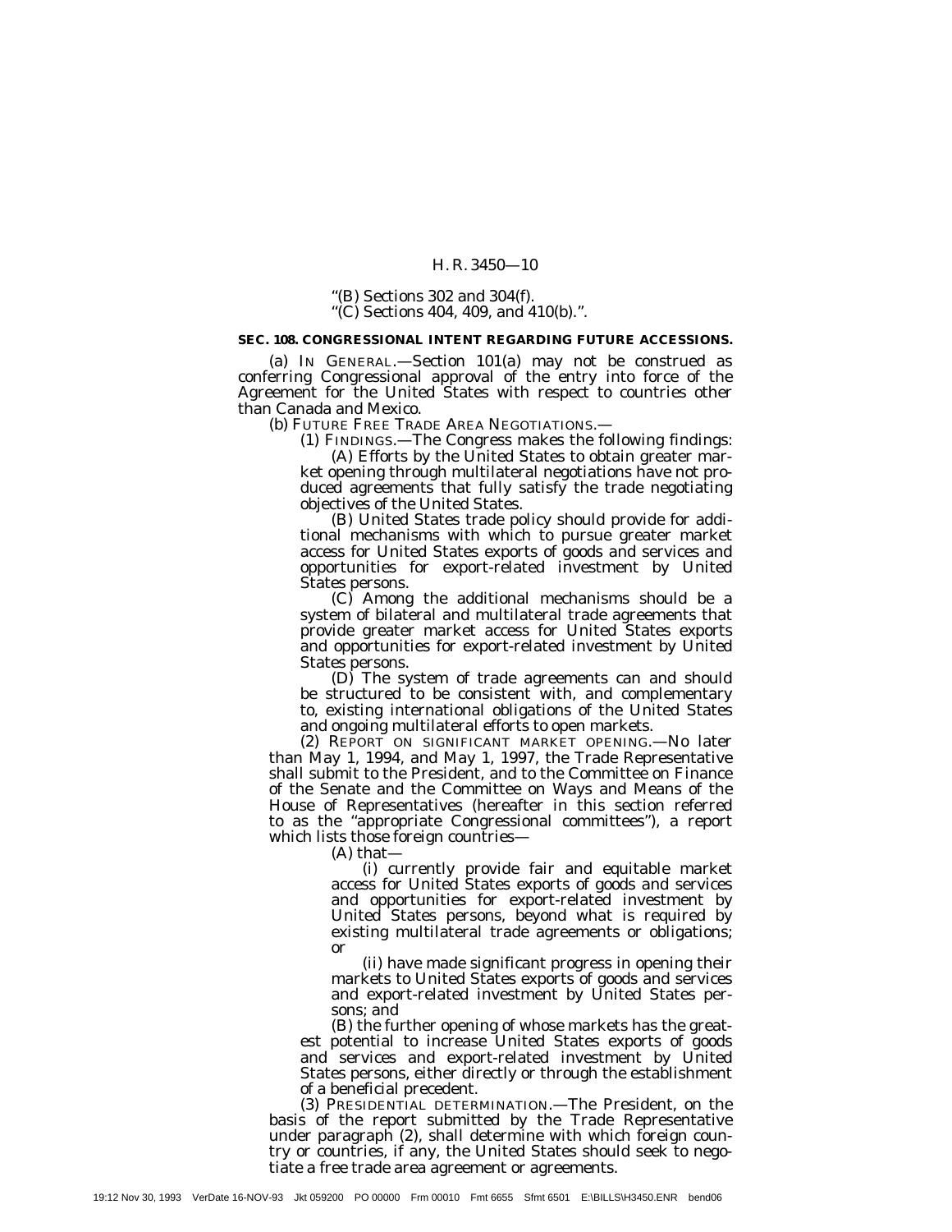"(B) Sections 302 and 304(f).

"(C) Sections 404, 409, and 410(b).".

**SEC. 108. CONGRESSIONAL INTENT REGARDING FUTURE ACCESSIONS.**

(a) IN GENERAL.—Section 101(a) may not be construed as conferring Congressional approval of the entry into force of the Agreement for the United States with respect to countries other than Canada and Mexico.

(b) FUTURE FREE TRADE AREA NEGOTIATIONS.—

(1) FINDINGS.—The Congress makes the following findings:

(A) Efforts by the United States to obtain greater market opening through multilateral negotiations have not produced agreements that fully satisfy the trade negotiating objectives of the United States.

(B) United States trade policy should provide for additional mechanisms with which to pursue greater market access for United States exports of goods and services and opportunities for export-related investment by United States persons.

(C) Among the additional mechanisms should be a system of bilateral and multilateral trade agreements that provide greater market access for United States exports and opportunities for export-related investment by United States persons.

(D) The system of trade agreements can and should be structured to be consistent with, and complementary to, existing international obligations of the United States and ongoing multilateral efforts to open markets.

(2) REPORT ON SIGNIFICANT MARKET OPENING.—No later than May 1, 1994, and May 1, 1997, the Trade Representative shall submit to the President, and to the Committee on Finance of the Senate and the Committee on Ways and Means of the House of Representatives (hereafter in this section referred to as the "appropriate Congressional committees"), a report which lists those foreign countries—

(A) that—

(i) currently provide fair and equitable market access for United States exports of goods and services and opportunities for export-related investment by United States persons, beyond what is required by existing multilateral trade agreements or obligations; or

(ii) have made significant progress in opening their markets to United States exports of goods and services and export-related investment by United States persons; and

(B) the further opening of whose markets has the greatest potential to increase United States exports of goods and services and export-related investment by United States persons, either directly or through the establishment of a beneficial precedent.

(3) PRESIDENTIAL DETERMINATION.—The President, on the basis of the report submitted by the Trade Representative under paragraph (2), shall determine with which foreign country or countries, if any, the United States should seek to negotiate a free trade area agreement or agreements.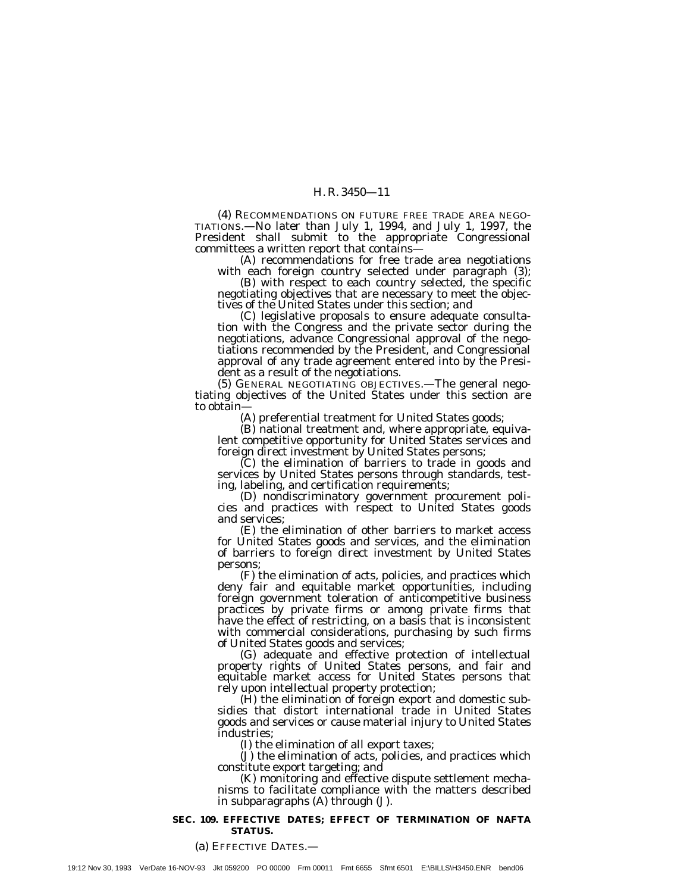(4) RECOMMENDATIONS ON FUTURE FREE TRADE AREA NEGOTIATIONS.—No later than July 1, 1994, and July 1, 1997, the President shall submit to the appropriate Congressional committees a written report that contains—

(A) recommendations for free trade area negotiations with each foreign country selected under paragraph (3);

(B) with respect to each country selected, the specific negotiating objectives that are necessary to meet the objectives of the United States under this section; and

(C) legislative proposals to ensure adequate consultation with the Congress and the private sector during the negotiations, advance Congressional approval of the negotiations recommended by the President, and Congressional approval of any trade agreement entered into by the President as a result of the negotiations.

(5) GENERAL NEGOTIATING OBJECTIVES.—The general negotiating objectives of the United States under this section are to obtain—

(A) preferential treatment for United States goods;

(B) national treatment and, where appropriate, equivalent competitive opportunity for United States services and foreign direct investment by United States persons;

(C) the elimination of barriers to trade in goods and services by United States persons through standards, testing, labeling, and certification requirements;

(D) nondiscriminatory government procurement policies and practices with respect to United States goods and services;

(E) the elimination of other barriers to market access for United States goods and services, and the elimination of barriers to foreign direct investment by United States persons;

(F) the elimination of acts, policies, and practices which deny fair and equitable market opportunities, including foreign government toleration of anticompetitive business practices by private firms or among private firms that have the effect of restricting, on a basis that is inconsistent with commercial considerations, purchasing by such firms of United States goods and services;

(G) adequate and effective protection of intellectual property rights of United States persons, and fair and equitable market access for United States persons that rely upon intellectual property protection;

(H) the elimination of foreign export and domestic subsidies that distort international trade in United States goods and services or cause material injury to United States industries;

(I) the elimination of all export taxes;

(J) the elimination of acts, policies, and practices which constitute export targeting; and

(K) monitoring and effective dispute settlement mechanisms to facilitate compliance with the matters described in subparagraphs (A) through (J).

**SEC. 109. EFFECTIVE DATES; EFFECT OF TERMINATION OF NAFTA STATUS.**

(a) EFFECTIVE DATES.—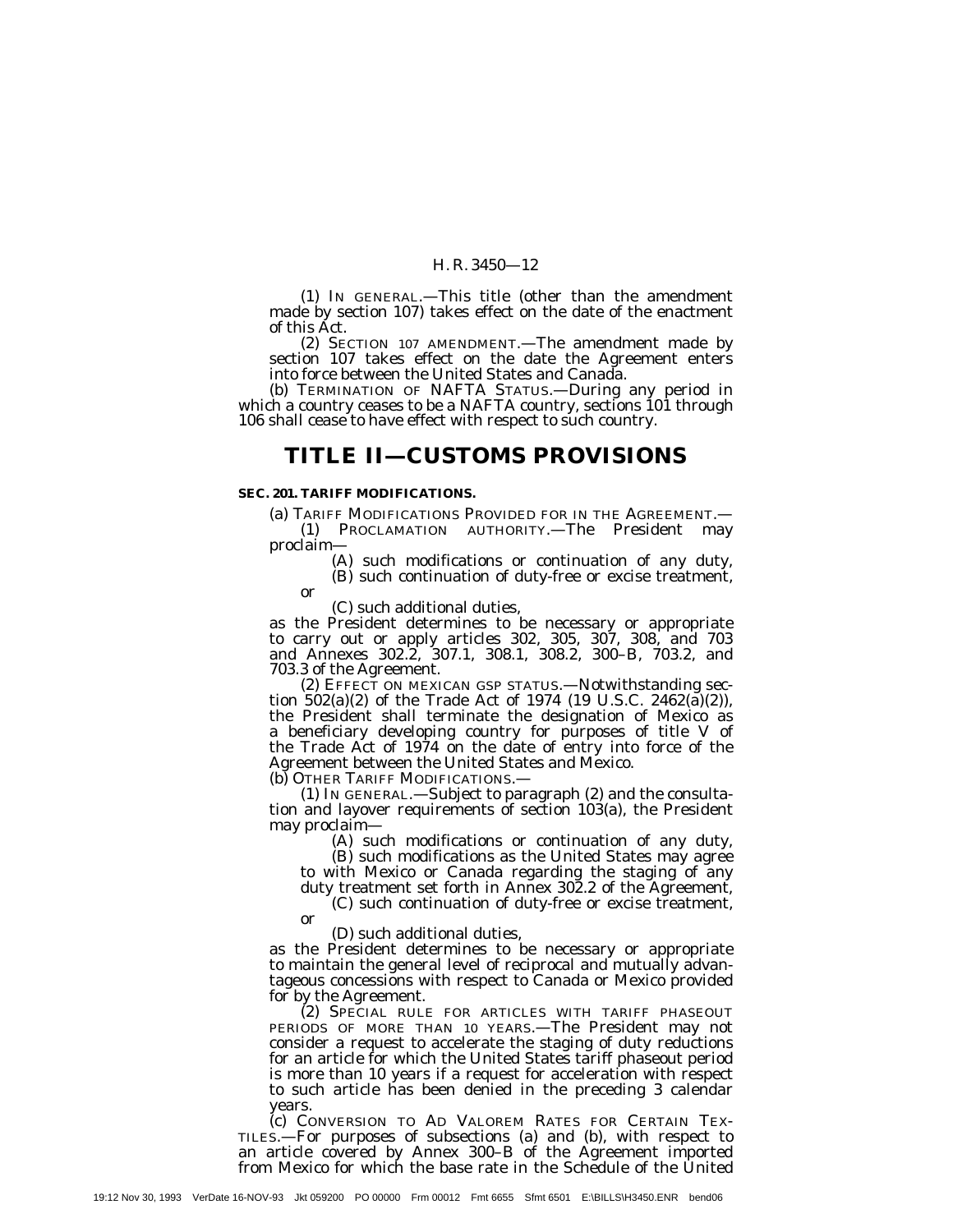(1) IN GENERAL.—This title (other than the amendment made by section 107) takes effect on the date of the enactment of this Act.

(2) SECTION 107 AMENDMENT.—The amendment made by section 107 takes effect on the date the Agreement enters into force between the United States and Canada.

(b) TERMINATION OF NAFTA STATUS.—During any period in which a country ceases to be a NAFTA country, sections 101 through 106 shall cease to have effect with respect to such country.

# TITLE II—CUSTOMS PROVISIONS

### SEC. 201. TARIFF MODIFICATIONS.

(a) TARIFF MODIFICATIONS PROVIDED FOR IN THE AGREEMENT.—

(1) PROCLAMATION AUTHORITY.—The President may proclaim—

(A) such modifications or continuation of any duty,

(B) such continuation of duty-free or excise treatment, or

(C) such additional duties,

as the President determines to be necessary or appropriate to carry out or apply articles 302, 305, 307, 308, and 703 and Annexes 302.2, 307.1, 308.1, 308.2, 300–B, 703.2, and 703.3 of the Agreement.

(2) EFFECT ON MEXICAN GSP STATUS.—Notwithstanding section 502(a)(2) of the Trade Act of 1974 (19 U.S.C. 2462(a)(2)), the President shall terminate the designation of Mexico as a beneficiary developing country for purposes of title V of the Trade Act of 1974 on the date of entry into force of the Agreement between the United States and Mexico.

(b) OTHER TARIFF MODIFICATIONS.—

(1) IN GENERAL.—Subject to paragraph (2) and the consultation and layover requirements of section 103(a), the President may proclaim—

(A) such modifications or continuation of any duty,

(B) such modifications as the United States may agree to with Mexico or Canada regarding the staging of any duty treatment set forth in Annex 302.2 of the Agreement,

(C) such continuation of duty-free or excise treatment, or

(D) such additional duties,

as the President determines to be necessary or appropriate to maintain the general level of reciprocal and mutually advantageous concessions with respect to Canada or Mexico provided for by the Agreement.

(2) SPECIAL RULE FOR ARTICLES WITH TARIFF PHASEOUT PERIODS OF MORE THAN 10 YEARS.—The President may not consider a request to accelerate the staging of duty reductions for an article for which the United States tariff phaseout period is more than 10 years if a request for acceleration with respect to such article has been denied in the preceding 3 calendar years.

(c) CONVERSION TO AD VALOREM RATES FOR CERTAIN TEXTILES.—For purposes of subsections (a) and (b), with respect to an article covered by Annex 300–B of the Agreement imported from Mexico for which the base rate in the Schedule of the United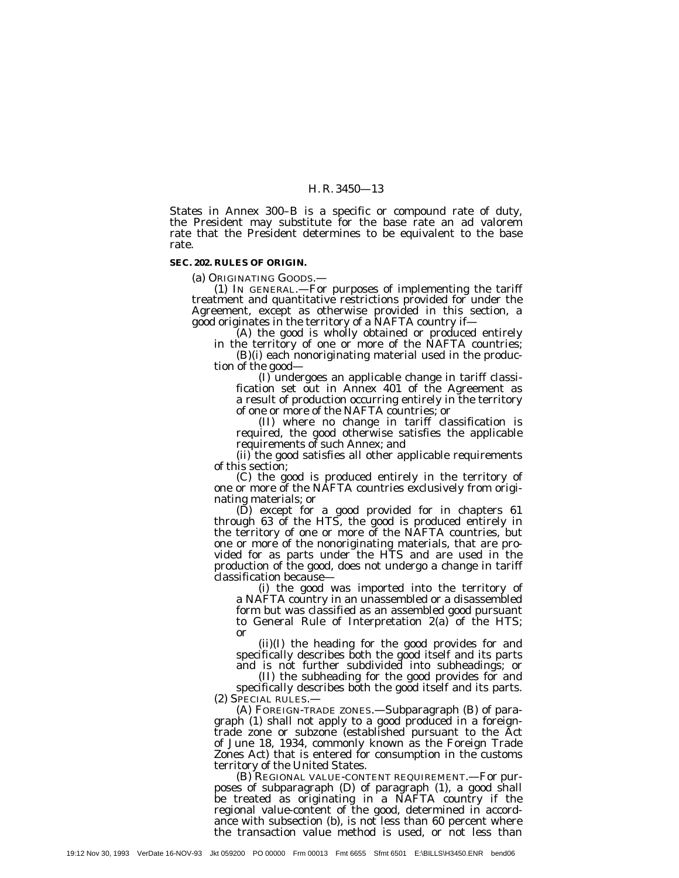States in Annex 300–B is a specific or compound rate of duty, the President may substitute for the base rate an ad valorem rate that the President determines to be equivalent to the base rate.

**SEC. 202. RULES OF ORIGIN.**

(a) ORIGINATING GOODS.—

(1) IN GENERAL.—For purposes of implementing the tariff treatment and quantitative restrictions provided for under the Agreement, except as otherwise provided in this section, a good originates in the territory of a NAFTA country if—

(A) the good is wholly obtained or produced entirely in the territory of one or more of the NAFTA countries;

(B)(i) each nonoriginating material used in the production of the good—

(I) undergoes an applicable change in tariff classification set out in Annex 401 of the Agreement as a result of production occurring entirely in the territory of one or more of the NAFTA countries; or

(II) where no change in tariff classification is required, the good otherwise satisfies the applicable requirements of such Annex; and

(ii) the good satisfies all other applicable requirements of this section;

(C) the good is produced entirely in the territory of one or more of the NAFTA countries exclusively from originating materials; or

(D) except for a good provided for in chapters 61 through 63 of the HTS, the good is produced entirely in the territory of one or more of the NAFTA countries, but one or more of the nonoriginating materials, that are provided for as parts under the HTS and are used in the production of the good, does not undergo a change in tariff classification because—

(i) the good was imported into the territory of a NAFTA country in an unassembled or a disassembled form but was classified as an assembled good pursuant to General Rule of Interpretation 2(a) of the HTS; or

(ii)(I) the heading for the good provides for and specifically describes both the good itself and its parts and is not further subdivided into subheadings; or

(II) the subheading for the good provides for and specifically describes both the good itself and its parts.

(2) SPECIAL RULES.—

(A) FOREIGN-TRADE ZONES.—Subparagraph (B) of paragraph (1) shall not apply to a good produced in a foreign-trade zone or subzone (established pursuant to the Act of June 18, 1934, commonly known as the Foreign Trade Zones Act) that is entered for consumption in the customs territory of the United States.

(B) REGIONAL VALUE-CONTENT REQUIREMENT.—For purposes of subparagraph (D) of paragraph (1), a good shall be treated as originating in a NAFTA country if the regional value-content of the good, determined in accordance with subsection (b), is not less than 60 percent where the transaction value method is used, or not less than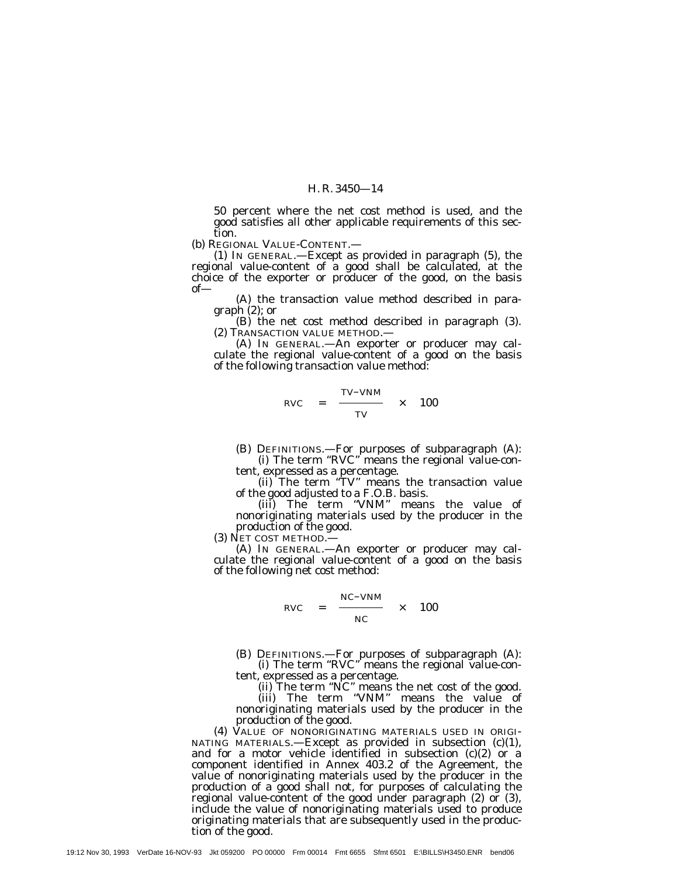50 percent where the net cost method is used, and the good satisfies all other applicable requirements of this section.

(b) REGIONAL VALUE-CONTENT.—

(1) IN GENERAL.—Except as provided in paragraph (5), the regional value-content of a good shall be calculated, at the choice of the exporter or producer of the good, on the basis of—

(A) the transaction value method described in paragraph (2); or

(B) the net cost method described in paragraph (3).

(2) TRANSACTION VALUE METHOD.—

(A) IN GENERAL.—An exporter or producer may calculate the regional value-content of a good on the basis of the following transaction value method:

$$RVC = \frac{TV - VNM}{TV} \times 100$$

(B) DEFINITIONS.—For purposes of subparagraph (A):

(i) The term "RVC" means the regional value-content, expressed as a percentage.

(ii) The term "TV" means the transaction value of the good adjusted to a F.O.B. basis.

(iii) The term "VNM" means the value of nonoriginating materials used by the producer in the production of the good.

(3) NET COST METHOD.—

(A) IN GENERAL.—An exporter or producer may calculate the regional value-content of a good on the basis of the following net cost method:

$$RVC = \frac{NC - VNM}{NC} \times 100$$

(B) DEFINITIONS.—For purposes of subparagraph (A):

(i) The term "RVC" means the regional value-content, expressed as a percentage.

(ii) The term "NC" means the net cost of the good.

(iii) The term "VNM" means the value of nonoriginating materials used by the producer in the production of the good.

(4) VALUE OF NONORIGINATING MATERIALS USED IN ORIGINATING MATERIALS.—Except as provided in subsection (c)(1), and for a motor vehicle identified in subsection (c)(2) or a component identified in Annex 403.2 of the Agreement, the value of nonoriginating materials used by the producer in the production of a good shall not, for purposes of calculating the regional value-content of the good under paragraph (2) or (3), include the value of nonoriginating materials used to produce originating materials that are subsequently used in the production of the good.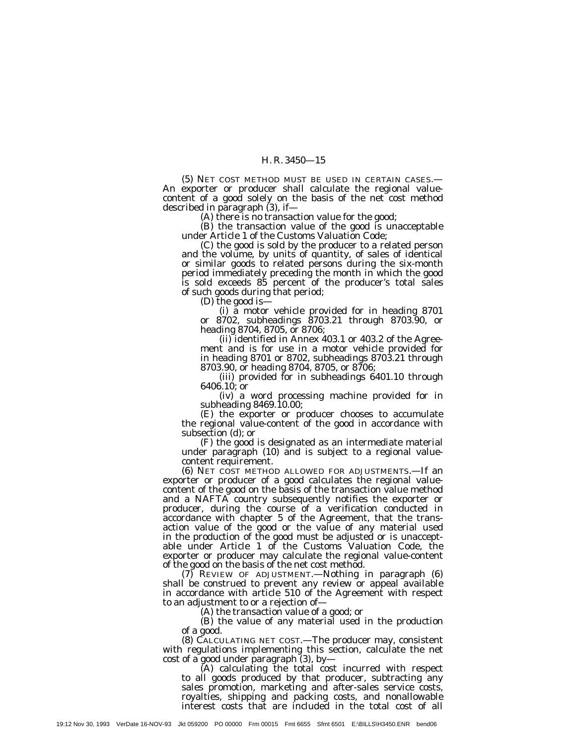(5) NET COST METHOD MUST BE USED IN CERTAIN CASES.—An exporter or producer shall calculate the regional value-content of a good solely on the basis of the net cost method described in paragraph (3), if—

(A) there is no transaction value for the good;

(B) the transaction value of the good is unacceptable under Article 1 of the Customs Valuation Code;

(C) the good is sold by the producer to a related person and the volume, by units of quantity, of sales of identical or similar goods to related persons during the six-month period immediately preceding the month in which the good is sold exceeds 85 percent of the producer's total sales of such goods during that period;

(D) the good is—

(i) a motor vehicle provided for in heading 8701 or 8702, subheadings 8703.21 through 8703.90, or heading 8704, 8705, or 8706;

(ii) identified in Annex 403.1 or 403.2 of the Agreement and is for use in a motor vehicle provided for in heading 8701 or 8702, subheadings 8703.21 through 8703.90, or heading 8704, 8705, or 8706;

(iii) provided for in subheadings 6401.10 through 6406.10; or

(iv) a word processing machine provided for in subheading 8469.10.00;

(E) the exporter or producer chooses to accumulate the regional value-content of the good in accordance with subsection (d); or

(F) the good is designated as an intermediate material under paragraph (10) and is subject to a regional value-content requirement.

(6) NET COST METHOD ALLOWED FOR ADJUSTMENTS.—If an exporter or producer of a good calculates the regional value-content of the good on the basis of the transaction value method and a NAFTA country subsequently notifies the exporter or producer, during the course of a verification conducted in accordance with chapter 5 of the Agreement, that the transaction value of the good or the value of any material used in the production of the good must be adjusted or is unacceptable under Article 1 of the Customs Valuation Code, the exporter or producer may calculate the regional value-content of the good on the basis of the net cost method.

(7) REVIEW OF ADJUSTMENT.—Nothing in paragraph (6) shall be construed to prevent any review or appeal available in accordance with article 510 of the Agreement with respect to an adjustment to or a rejection of—

(A) the transaction value of a good; or

(B) the value of any material used in the production of a good.

(8) CALCULATING NET COST.—The producer may, consistent with regulations implementing this section, calculate the net cost of a good under paragraph (3), by—

(A) calculating the total cost incurred with respect to all goods produced by that producer, subtracting any sales promotion, marketing and after-sales service costs, royalties, shipping and packing costs, and nonallowable interest costs that are included in the total cost of all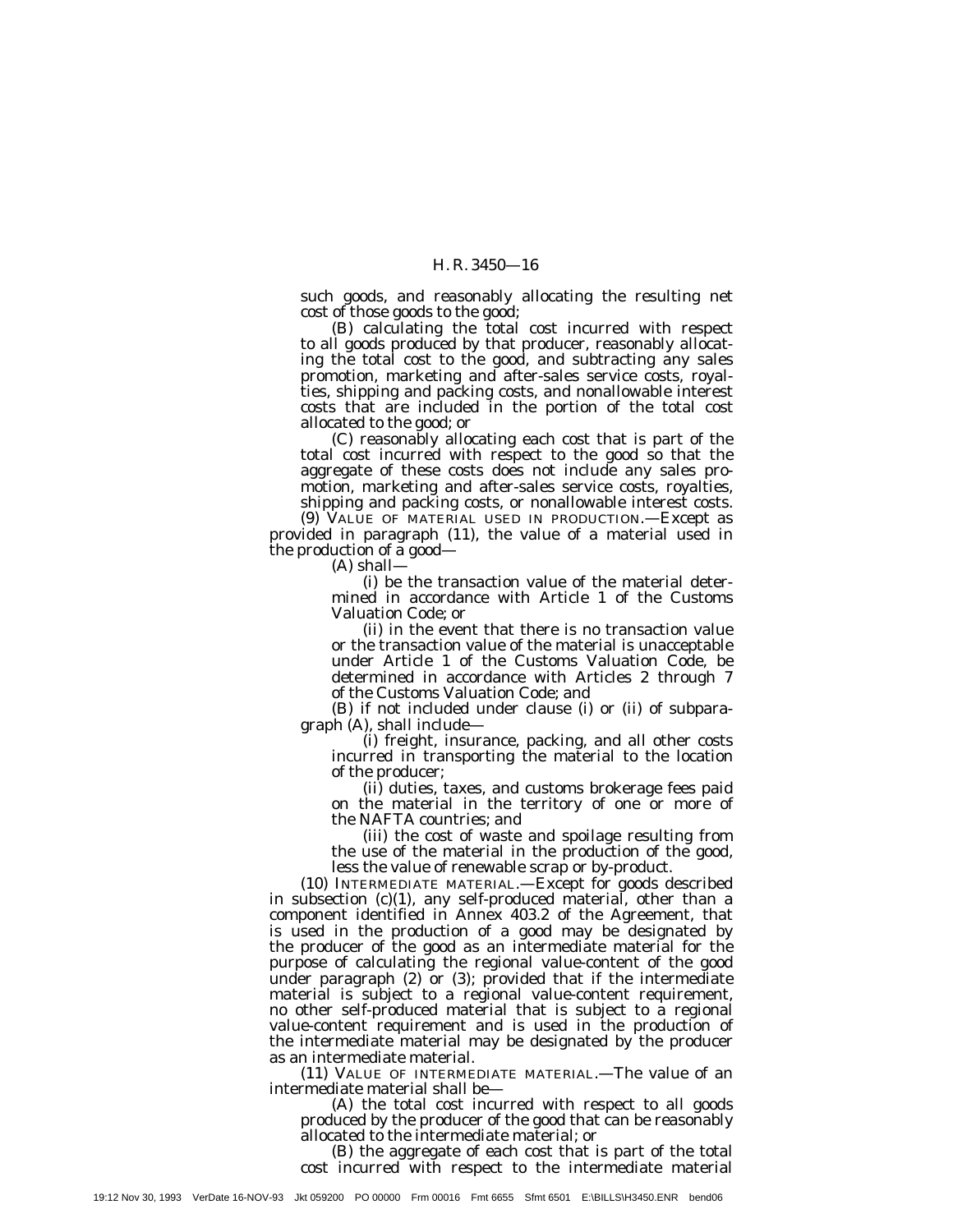such goods, and reasonably allocating the resulting net cost of those goods to the good;

(B) calculating the total cost incurred with respect to all goods produced by that producer, reasonably allocating the total cost to the good, and subtracting any sales promotion, marketing and after-sales service costs, royalties, shipping and packing costs, and nonallowable interest costs that are included in the portion of the total cost allocated to the good; or

(C) reasonably allocating each cost that is part of the total cost incurred with respect to the good so that the aggregate of these costs does not include any sales promotion, marketing and after-sales service costs, royalties, shipping and packing costs, or nonallowable interest costs.

(9) VALUE OF MATERIAL USED IN PRODUCTION.—Except as provided in paragraph (11), the value of a material used in the production of a good—

(A) shall—

(i) be the transaction value of the material determined in accordance with Article 1 of the Customs Valuation Code; or

(ii) in the event that there is no transaction value or the transaction value of the material is unacceptable under Article 1 of the Customs Valuation Code, be determined in accordance with Articles 2 through 7 of the Customs Valuation Code; and

(B) if not included under clause (i) or (ii) of subparagraph (A), shall include—

(i) freight, insurance, packing, and all other costs incurred in transporting the material to the location of the producer;

(ii) duties, taxes, and customs brokerage fees paid on the material in the territory of one or more of the NAFTA countries; and

(iii) the cost of waste and spoilage resulting from the use of the material in the production of the good, less the value of renewable scrap or by-product.

(10) INTERMEDIATE MATERIAL.—Except for goods described in subsection (c)(1), any self-produced material, other than a component identified in Annex 403.2 of the Agreement, that is used in the production of a good may be designated by the producer of the good as an intermediate material for the purpose of calculating the regional value-content of the good under paragraph (2) or (3); provided that if the intermediate material is subject to a regional value-content requirement, no other self-produced material that is subject to a regional value-content requirement and is used in the production of the intermediate material may be designated by the producer as an intermediate material.

(11) VALUE OF INTERMEDIATE MATERIAL.—The value of an intermediate material shall be—

(A) the total cost incurred with respect to all goods produced by the producer of the good that can be reasonably allocated to the intermediate material; or

(B) the aggregate of each cost that is part of the total cost incurred with respect to the intermediate material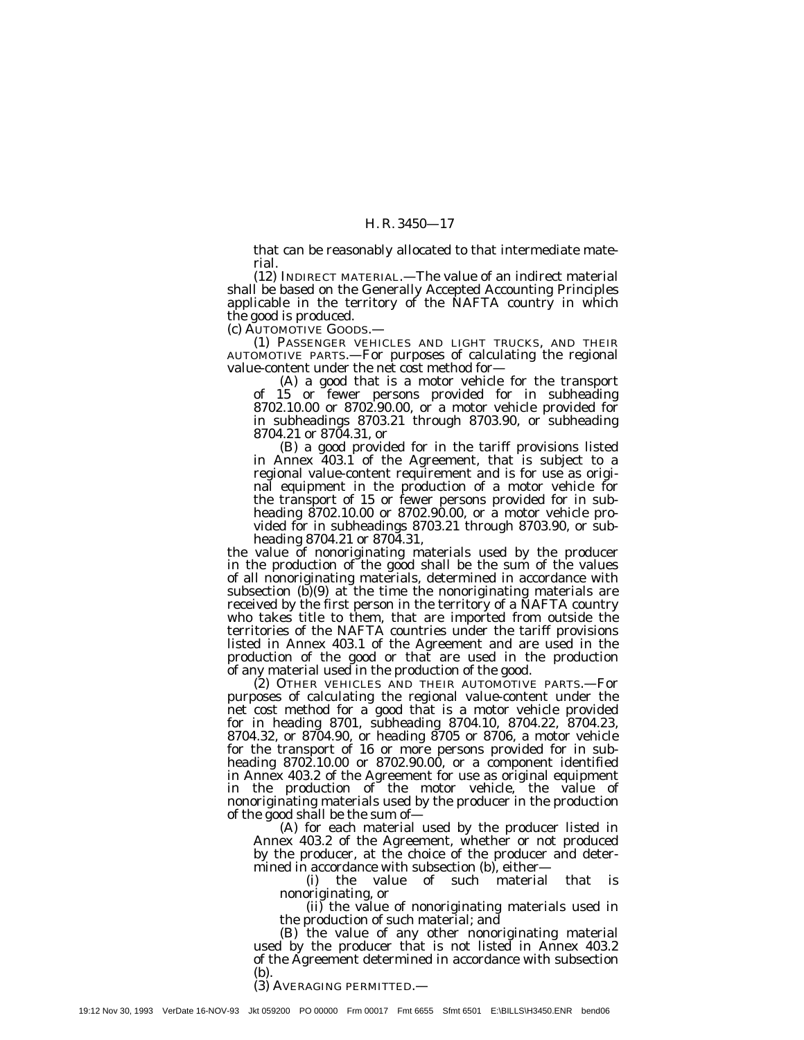that can be reasonably allocated to that intermediate material.

(12) INDIRECT MATERIAL.—The value of an indirect material shall be based on the Generally Accepted Accounting Principles applicable in the territory of the NAFTA country in which the good is produced.

(c) AUTOMOTIVE GOODS.—

(1) PASSENGER VEHICLES AND LIGHT TRUCKS, AND THEIR AUTOMOTIVE PARTS.—For purposes of calculating the regional value-content under the net cost method for—

(A) a good that is a motor vehicle for the transport of 15 or fewer persons provided for in subheading 8702.10.00 or 8702.90.00, or a motor vehicle provided for in subheadings 8703.21 through 8703.90, or subheading 8704.21 or 8704.31, or

(B) a good provided for in the tariff provisions listed in Annex 403.1 of the Agreement, that is subject to a regional value-content requirement and is for use as original equipment in the production of a motor vehicle for the transport of 15 or fewer persons provided for in subheading 8702.10.00 or 8702.90.00, or a motor vehicle provided for in subheadings 8703.21 through 8703.90, or subheading 8704.21 or 8704.31,

the value of nonoriginating materials used by the producer in the production of the good shall be the sum of the values of all nonoriginating materials, determined in accordance with subsection (b)(9) at the time the nonoriginating materials are received by the first person in the territory of a NAFTA country who takes title to them, that are imported from outside the territories of the NAFTA countries under the tariff provisions listed in Annex 403.1 of the Agreement and are used in the production of the good or that are used in the production of any material used in the production of the good.

(2) OTHER VEHICLES AND THEIR AUTOMOTIVE PARTS.—For purposes of calculating the regional value-content under the net cost method for a good that is a motor vehicle provided for in heading 8701, subheading 8704.10, 8704.22, 8704.23, 8704.32, or 8704.90, or heading 8705 or 8706, a motor vehicle for the transport of 16 or more persons provided for in subheading 8702.10.00 or 8702.90.00, or a component identified in Annex 403.2 of the Agreement for use as original equipment in the production of the motor vehicle, the value of nonoriginating materials used by the producer in the production of the good shall be the sum of—

(A) for each material used by the producer listed in Annex 403.2 of the Agreement, whether or not produced by the producer, at the choice of the producer and determined in accordance with subsection (b), either—

(i) the value of such material that is nonoriginating, or

(ii) the value of nonoriginating materials used in the production of such material; and

(B) the value of any other nonoriginating material used by the producer that is not listed in Annex 403.2 of the Agreement determined in accordance with subsection (b).

(3) AVERAGING PERMITTED.—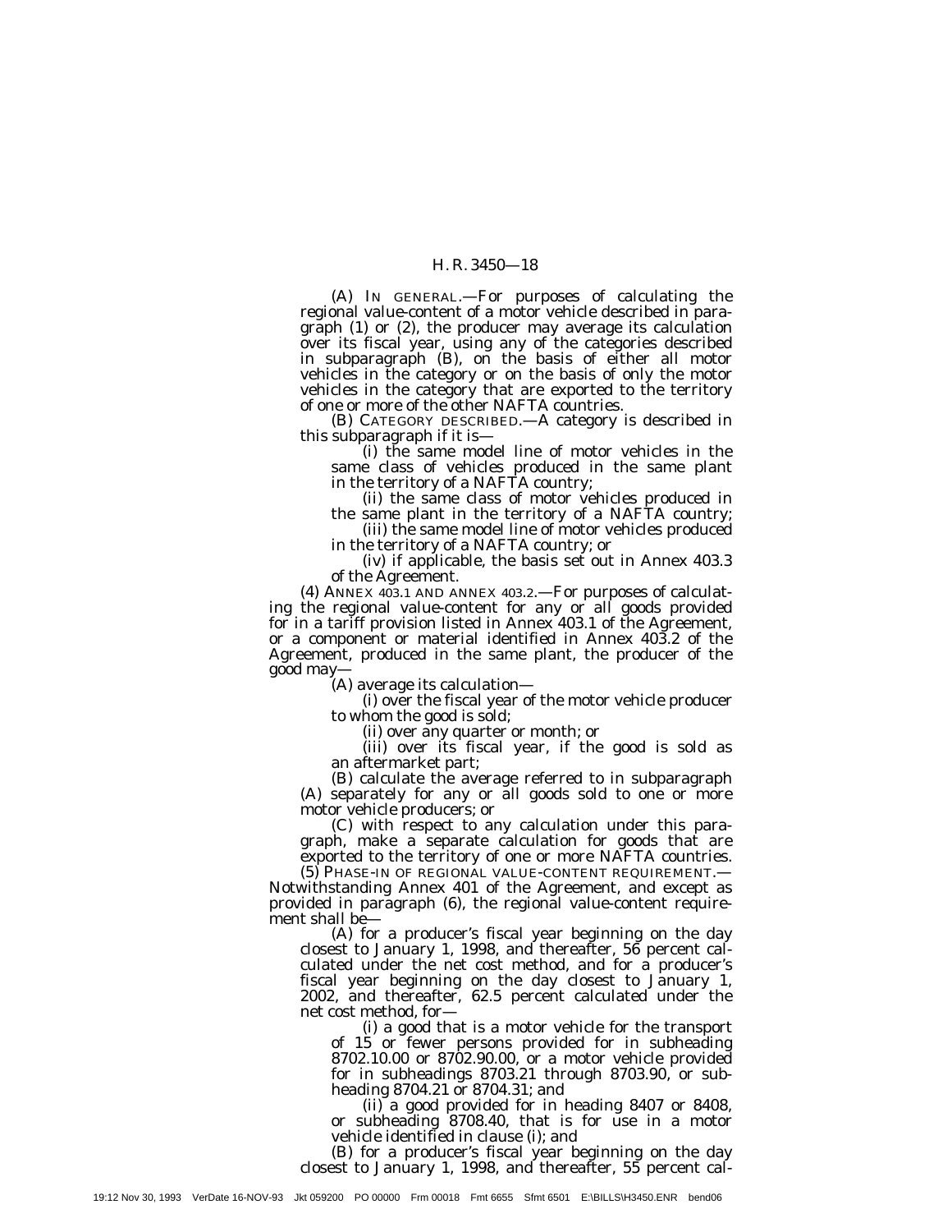(A) IN GENERAL.—For purposes of calculating the regional value-content of a motor vehicle described in paragraph (1) or (2), the producer may average its calculation over its fiscal year, using any of the categories described in subparagraph (B), on the basis of either all motor vehicles in the category or on the basis of only the motor vehicles in the category that are exported to the territory of one or more of the other NAFTA countries.

(B) CATEGORY DESCRIBED.—A category is described in this subparagraph if it is—

(i) the same model line of motor vehicles in the same class of vehicles produced in the same plant in the territory of a NAFTA country;

(ii) the same class of motor vehicles produced in the same plant in the territory of a NAFTA country;

(iii) the same model line of motor vehicles produced in the territory of a NAFTA country; or

(iv) if applicable, the basis set out in Annex 403.3 of the Agreement.

(4) ANNEX 403.1 AND ANNEX 403.2.—For purposes of calculating the regional value-content for any or all goods provided for in a tariff provision listed in Annex 403.1 of the Agreement, or a component or material identified in Annex 403.2 of the Agreement, produced in the same plant, the producer of the good may—

(A) average its calculation—

(i) over the fiscal year of the motor vehicle producer to whom the good is sold;

(ii) over any quarter or month; or

(iii) over its fiscal year, if the good is sold as an aftermarket part;

(B) calculate the average referred to in subparagraph (A) separately for any or all goods sold to one or more motor vehicle producers; or

(C) with respect to any calculation under this paragraph, make a separate calculation for goods that are exported to the territory of one or more NAFTA countries.

(5) PHASE-IN OF REGIONAL VALUE-CONTENT REQUIREMENT.—Notwithstanding Annex 401 of the Agreement, and except as provided in paragraph (6), the regional value-content requirement shall be—

(A) for a producer's fiscal year beginning on the day closest to January 1, 1998, and thereafter, 56 percent calculated under the net cost method, and for a producer's fiscal year beginning on the day closest to January 1, 2002, and thereafter, 62.5 percent calculated under the net cost method, for—

(i) a good that is a motor vehicle for the transport of 15 or fewer persons provided for in subheading 8702.10.00 or 8702.90.00, or a motor vehicle provided for in subheadings 8703.21 through 8703.90, or subheading 8704.21 or 8704.31; and

(ii) a good provided for in heading 8407 or 8408, or subheading 8708.40, that is for use in a motor vehicle identified in clause (i); and

(B) for a producer's fiscal year beginning on the day closest to January 1, 1998, and thereafter, 55 percent cal-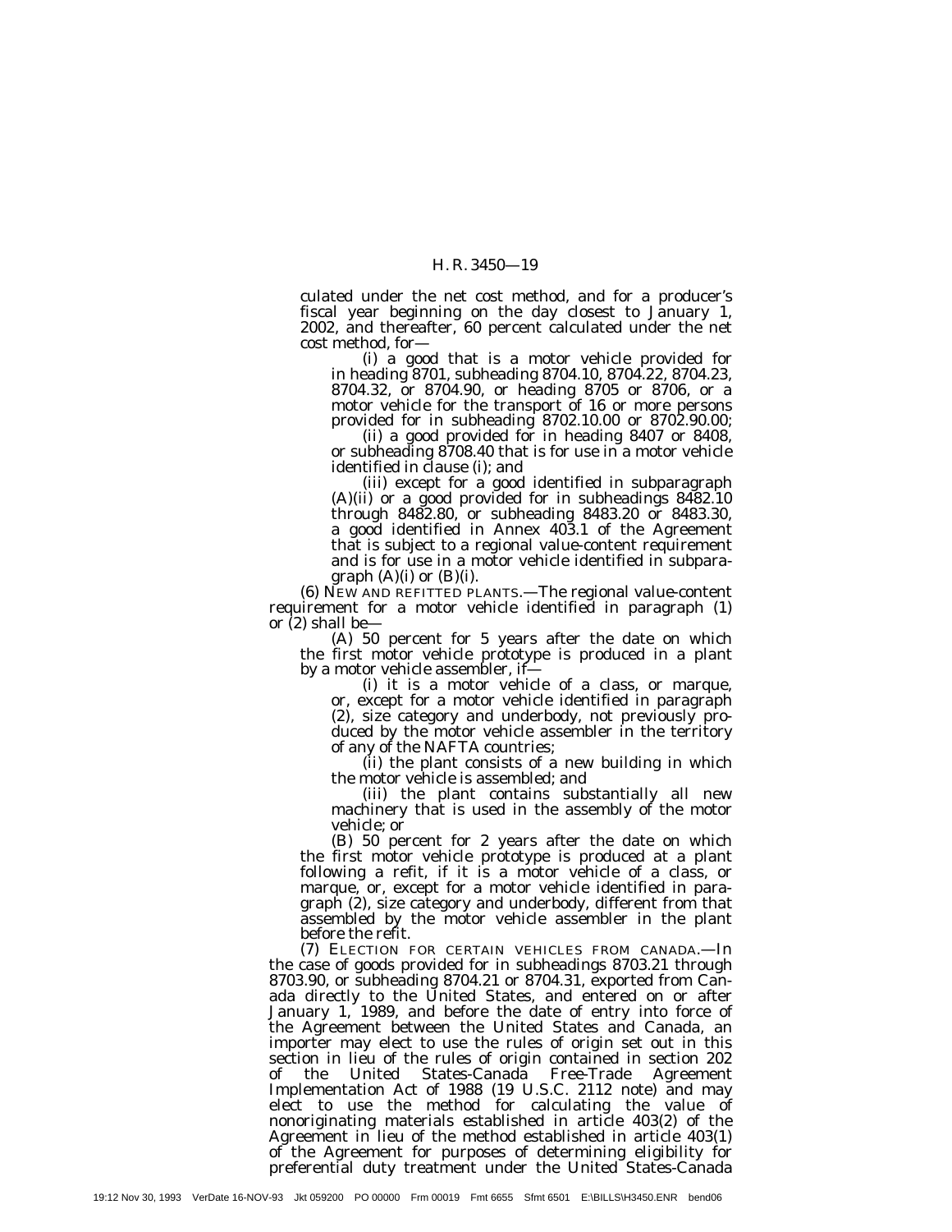culated under the net cost method, and for a producer's fiscal year beginning on the day closest to January 1, 2002, and thereafter, 60 percent calculated under the net cost method, for—

(i) a good that is a motor vehicle provided for in heading 8701, subheading 8704.10, 8704.22, 8704.23, 8704.32, or 8704.90, or heading 8705 or 8706, or a motor vehicle for the transport of 16 or more persons provided for in subheading 8702.10.00 or 8702.90.00;

(ii) a good provided for in heading 8407 or 8408, or subheading 8708.40 that is for use in a motor vehicle identified in clause (i); and

(iii) except for a good identified in subparagraph (A)(ii) or a good provided for in subheadings 8482.10 through 8482.80, or subheading 8483.20 or 8483.30, a good identified in Annex 403.1 of the Agreement that is subject to a regional value-content requirement and is for use in a motor vehicle identified in subparagraph (A)(i) or (B)(i).

(6) NEW AND REFITTED PLANTS.—The regional value-content requirement for a motor vehicle identified in paragraph (1) or (2) shall be—

(A) 50 percent for 5 years after the date on which the first motor vehicle prototype is produced in a plant by a motor vehicle assembler, if—

(i) it is a motor vehicle of a class, or marque, or, except for a motor vehicle identified in paragraph (2), size category and underbody, not previously produced by the motor vehicle assembler in the territory of any of the NAFTA countries;

(ii) the plant consists of a new building in which the motor vehicle is assembled; and

(iii) the plant contains substantially all new machinery that is used in the assembly of the motor vehicle; or

(B) 50 percent for 2 years after the date on which the first motor vehicle prototype is produced at a plant following a refit, if it is a motor vehicle of a class, or marque, or, except for a motor vehicle identified in paragraph (2), size category and underbody, different from that assembled by the motor vehicle assembler in the plant before the refit.

(7) ELECTION FOR CERTAIN VEHICLES FROM CANADA.—In the case of goods provided for in subheadings 8703.21 through 8703.90, or subheading 8704.21 or 8704.31, exported from Canada directly to the United States, and entered on or after January 1, 1989, and before the date of entry into force of the Agreement between the United States and Canada, an importer may elect to use the rules of origin set out in this section in lieu of the rules of origin contained in section 202 of the United States-Canada Free-Trade Agreement Implementation Act of 1988 (19 U.S.C. 2112 note) and may elect to use the method for calculating the value of nonoriginating materials established in article 403(2) of the Agreement in lieu of the method established in article 403(1) of the Agreement for purposes of determining eligibility for preferential duty treatment under the United States-Canada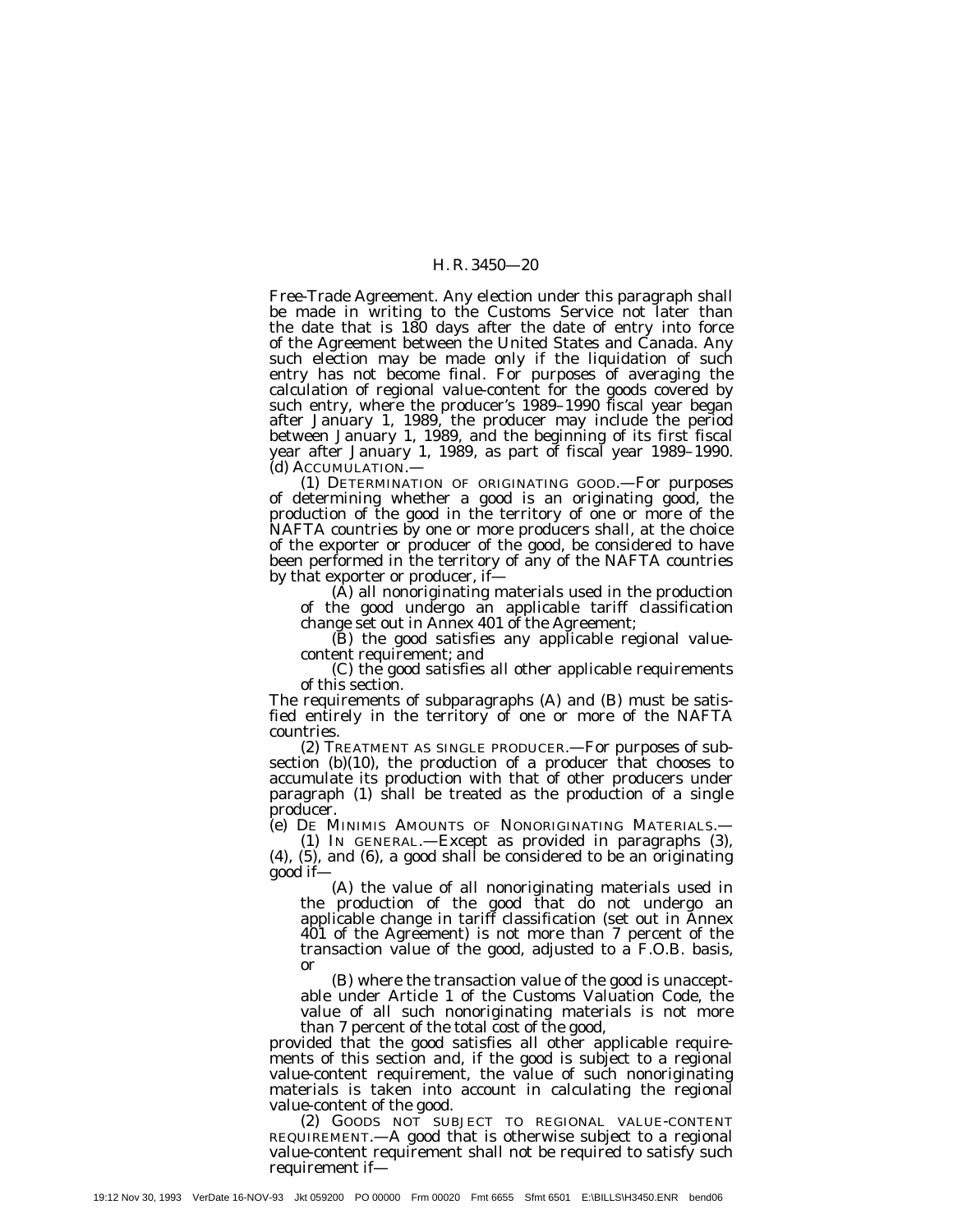Free-Trade Agreement. Any election under this paragraph shall be made in writing to the Customs Service not later than the date that is 180 days after the date of entry into force of the Agreement between the United States and Canada. Any such election may be made only if the liquidation of such entry has not become final. For purposes of averaging the calculation of regional value-content for the goods covered by such entry, where the producer's 1989–1990 fiscal year began after January 1, 1989, the producer may include the period between January 1, 1989, and the beginning of its first fiscal year after January 1, 1989, as part of fiscal year 1989–1990.

(d) ACCUMULATION.—

(1) DETERMINATION OF ORIGINATING GOOD.—For purposes of determining whether a good is an originating good, the production of the good in the territory of one or more of the NAFTA countries by one or more producers shall, at the choice of the exporter or producer of the good, be considered to have been performed in the territory of any of the NAFTA countries by that exporter or producer, if—

(A) all nonoriginating materials used in the production of the good undergo an applicable tariff classification change set out in Annex 401 of the Agreement;

(B) the good satisfies any applicable regional value-content requirement; and

(C) the good satisfies all other applicable requirements of this section.

The requirements of subparagraphs (A) and (B) must be satisfied entirely in the territory of one or more of the NAFTA countries.

(2) TREATMENT AS SINGLE PRODUCER.—For purposes of subsection (b)(10), the production of a producer that chooses to accumulate its production with that of other producers under paragraph (1) shall be treated as the production of a single producer.

(e) DE MINIMIS AMOUNTS OF NONORIGINATING MATERIALS.—

(1) IN GENERAL.—Except as provided in paragraphs (3), (4), (5), and (6), a good shall be considered to be an originating good if—

(A) the value of all nonoriginating materials used in the production of the good that do not undergo an applicable change in tariff classification (set out in Annex 401 of the Agreement) is not more than 7 percent of the transaction value of the good, adjusted to a F.O.B. basis, or

(B) where the transaction value of the good is unacceptable under Article 1 of the Customs Valuation Code, the value of all such nonoriginating materials is not more than 7 percent of the total cost of the good,

provided that the good satisfies all other applicable requirements of this section and, if the good is subject to a regional value-content requirement, the value of such nonoriginating materials is taken into account in calculating the regional value-content of the good.

(2) GOODS NOT SUBJECT TO REGIONAL VALUE-CONTENT REQUIREMENT.—A good that is otherwise subject to a regional value-content requirement shall not be required to satisfy such requirement if—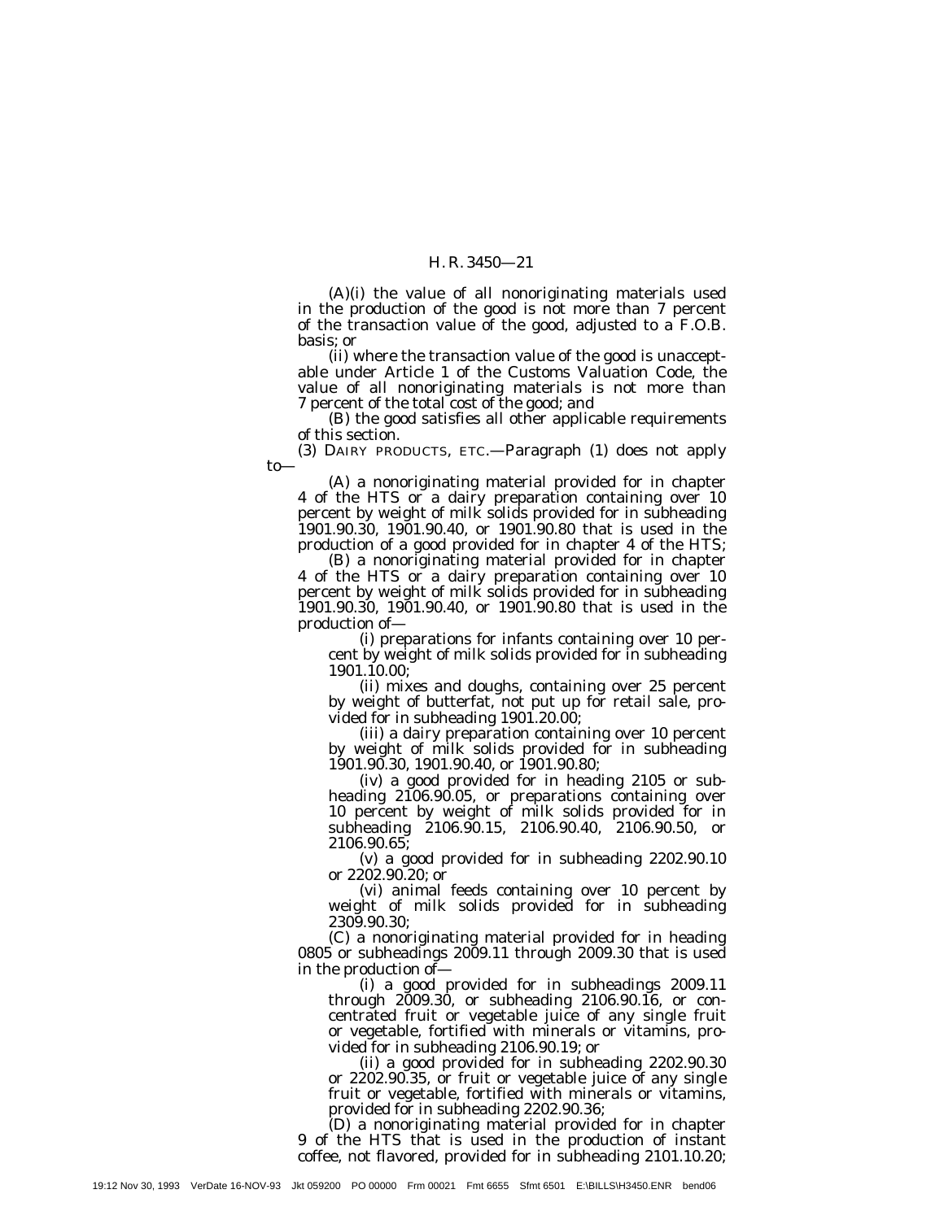(A)(i) the value of all nonoriginating materials used in the production of the good is not more than 7 percent of the transaction value of the good, adjusted to a F.O.B. basis; or

(ii) where the transaction value of the good is unacceptable under Article 1 of the Customs Valuation Code, the value of all nonoriginating materials is not more than 7 percent of the total cost of the good; and

(B) the good satisfies all other applicable requirements of this section.

(3) DAIRY PRODUCTS, ETC.—Paragraph (1) does not apply to—

(A) a nonoriginating material provided for in chapter 4 of the HTS or a dairy preparation containing over 10 percent by weight of milk solids provided for in subheading 1901.90.30, 1901.90.40, or 1901.90.80 that is used in the production of a good provided for in chapter 4 of the HTS;

(B) a nonoriginating material provided for in chapter 4 of the HTS or a dairy preparation containing over 10 percent by weight of milk solids provided for in subheading 1901.90.30, 1901.90.40, or 1901.90.80 that is used in the production of—

(i) preparations for infants containing over 10 percent by weight of milk solids provided for in subheading 1901.10.00;

(ii) mixes and doughs, containing over 25 percent by weight of butterfat, not put up for retail sale, provided for in subheading 1901.20.00;

(iii) a dairy preparation containing over 10 percent by weight of milk solids provided for in subheading 1901.90.30, 1901.90.40, or 1901.90.80;

(iv) a good provided for in heading 2105 or subheading 2106.90.05, or preparations containing over 10 percent by weight of milk solids provided for in subheading 2106.90.15, 2106.90.40, 2106.90.50, or 2106.90.65;

(v) a good provided for in subheading 2202.90.10 or 2202.90.20; or

(vi) animal feeds containing over 10 percent by weight of milk solids provided for in subheading 2309.90.30;

(C) a nonoriginating material provided for in heading 0805 or subheadings 2009.11 through 2009.30 that is used in the production of—

(i) a good provided for in subheadings 2009.11 through 2009.30, or subheading 2106.90.16, or concentrated fruit or vegetable juice of any single fruit or vegetable, fortified with minerals or vitamins, provided for in subheading 2106.90.19; or

(ii) a good provided for in subheading 2202.90.30 or 2202.90.35, or fruit or vegetable juice of any single fruit or vegetable, fortified with minerals or vitamins, provided for in subheading 2202.90.36;

(D) a nonoriginating material provided for in chapter 9 of the HTS that is used in the production of instant coffee, not flavored, provided for in subheading 2101.10.20;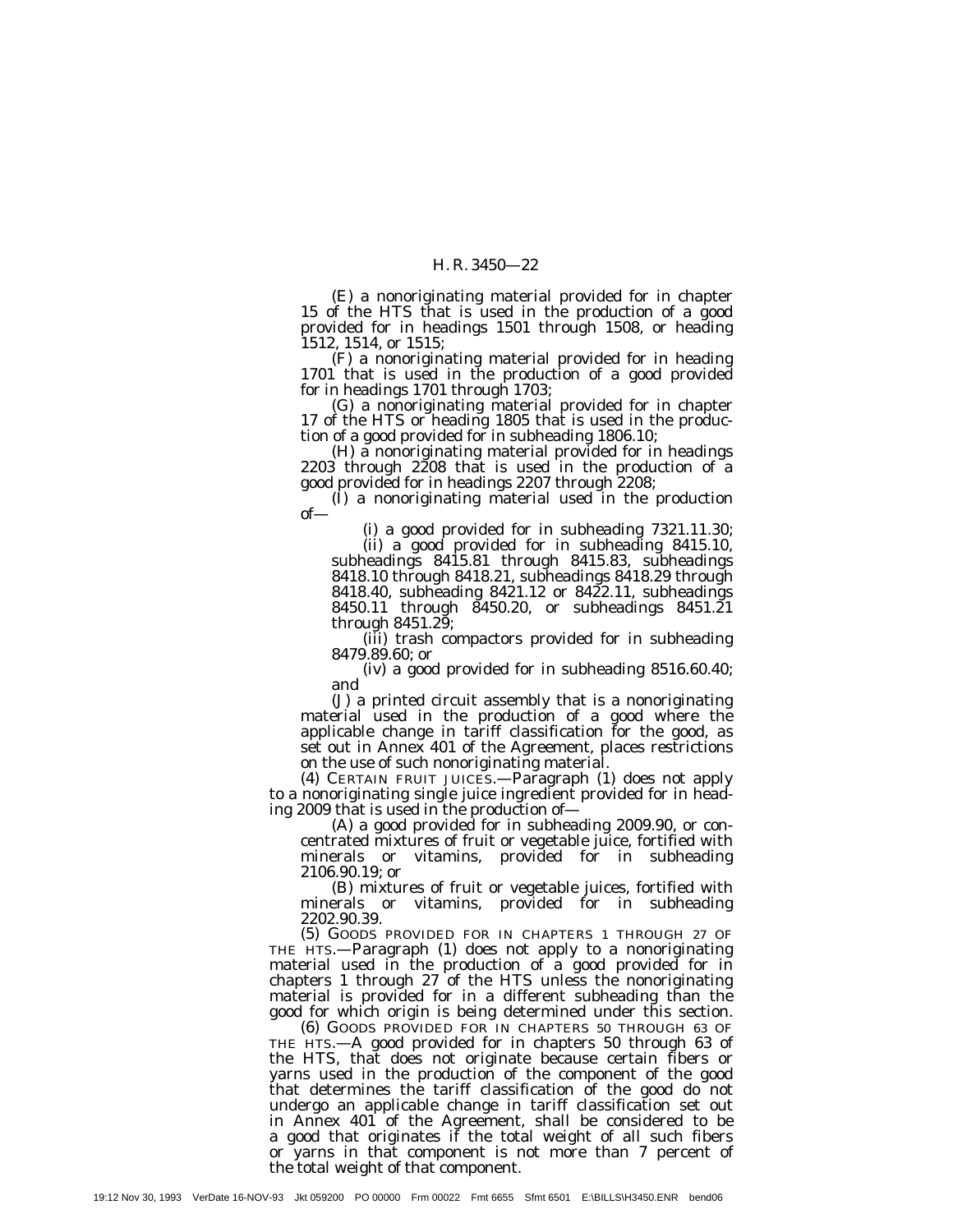(E) a nonoriginating material provided for in chapter 15 of the HTS that is used in the production of a good provided for in headings 1501 through 1508, or heading 1512, 1514, or 1515;

(F) a nonoriginating material provided for in heading 1701 that is used in the production of a good provided for in headings 1701 through 1703;

(G) a nonoriginating material provided for in chapter 17 of the HTS or heading 1805 that is used in the production of a good provided for in subheading 1806.10;

(H) a nonoriginating material provided for in headings 2203 through 2208 that is used in the production of a good provided for in headings 2207 through 2208;

(I) a nonoriginating material used in the production of—

(i) a good provided for in subheading 7321.11.30;

(ii) a good provided for in subheading 8415.10, subheadings 8415.81 through 8415.83, subheadings 8418.10 through 8418.21, subheadings 8418.29 through 8418.40, subheading 8421.12 or 8422.11, subheadings 8450.11 through 8450.20, or subheadings 8451.21 through 8451.29;

(iii) trash compactors provided for in subheading 8479.89.60; or

(iv) a good provided for in subheading 8516.60.40; and

(J) a printed circuit assembly that is a nonoriginating material used in the production of a good where the applicable change in tariff classification for the good, as set out in Annex 401 of the Agreement, places restrictions on the use of such nonoriginating material.

(4) CERTAIN FRUIT JUICES.—Paragraph (1) does not apply to a nonoriginating single juice ingredient provided for in heading 2009 that is used in the production of—

(A) a good provided for in subheading 2009.90, or concentrated mixtures of fruit or vegetable juice, fortified with minerals or vitamins, provided for in subheading 2106.90.19; or

(B) mixtures of fruit or vegetable juices, fortified with minerals or vitamins, provided for in subheading 2202.90.39.

(5) GOODS PROVIDED FOR IN CHAPTERS 1 THROUGH 27 OF THE HTS.—Paragraph (1) does not apply to a nonoriginating material used in the production of a good provided for in chapters 1 through 27 of the HTS unless the nonoriginating material is provided for in a different subheading than the good for which origin is being determined under this section.

(6) GOODS PROVIDED FOR IN CHAPTERS 50 THROUGH 63 OF THE HTS.—A good provided for in chapters 50 through 63 of the HTS, that does not originate because certain fibers or yarns used in the production of the component of the good that determines the tariff classification of the good do not undergo an applicable change in tariff classification set out in Annex 401 of the Agreement, shall be considered to be a good that originates if the total weight of all such fibers or yarns in that component is not more than 7 percent of the total weight of that component.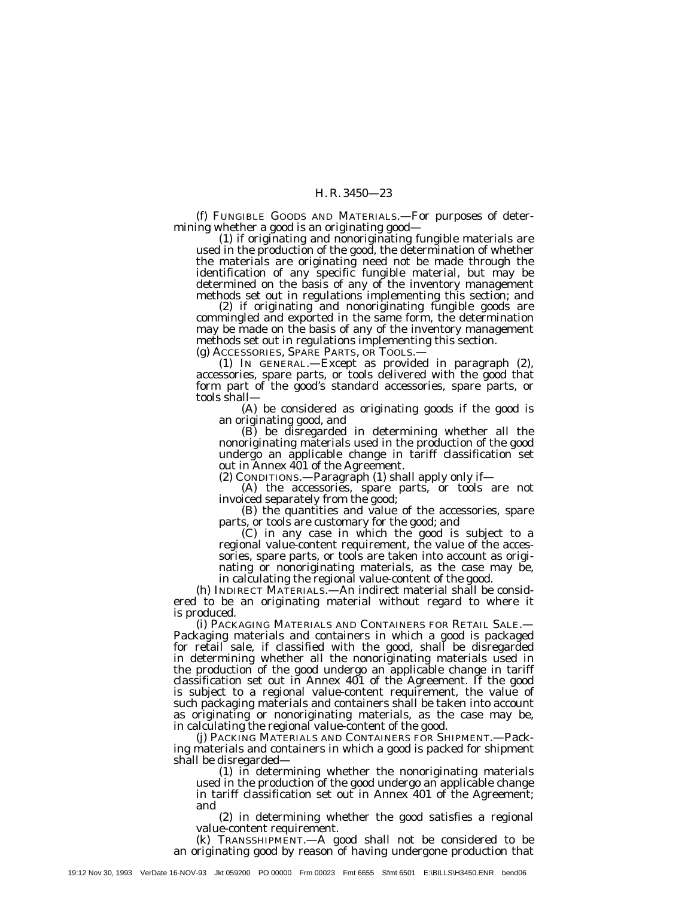(f) FUNGIBLE GOODS AND MATERIALS.—For purposes of determining whether a good is an originating good—

(1) if originating and nonoriginating fungible materials are used in the production of the good, the determination of whether the materials are originating need not be made through the identification of any specific fungible material, but may be determined on the basis of any of the inventory management methods set out in regulations implementing this section; and

(2) if originating and nonoriginating fungible goods are commingled and exported in the same form, the determination may be made on the basis of any of the inventory management methods set out in regulations implementing this section.

(g) ACCESSORIES, SPARE PARTS, OR TOOLS.—

(1) IN GENERAL.—Except as provided in paragraph (2), accessories, spare parts, or tools delivered with the good that form part of the good's standard accessories, spare parts, or tools shall—

(A) be considered as originating goods if the good is an originating good, and

(B) be disregarded in determining whether all the nonoriginating materials used in the production of the good undergo an applicable change in tariff classification set out in Annex 401 of the Agreement.

(2) CONDITIONS.—Paragraph (1) shall apply only if—

(A) the accessories, spare parts, or tools are not invoiced separately from the good;

(B) the quantities and value of the accessories, spare parts, or tools are customary for the good; and

(C) in any case in which the good is subject to a regional value-content requirement, the value of the accessories, spare parts, or tools are taken into account as originating or nonoriginating materials, as the case may be, in calculating the regional value-content of the good.

(h) INDIRECT MATERIALS.—An indirect material shall be considered to be an originating material without regard to where it is produced.

(i) PACKAGING MATERIALS AND CONTAINERS FOR RETAIL SALE.—Packaging materials and containers in which a good is packaged for retail sale, if classified with the good, shall be disregarded in determining whether all the nonoriginating materials used in the production of the good undergo an applicable change in tariff classification set out in Annex 401 of the Agreement. If the good is subject to a regional value-content requirement, the value of such packaging materials and containers shall be taken into account as originating or nonoriginating materials, as the case may be, in calculating the regional value-content of the good.

(j) PACKING MATERIALS AND CONTAINERS FOR SHIPMENT.—Packing materials and containers in which a good is packed for shipment shall be disregarded—

(1) in determining whether the nonoriginating materials used in the production of the good undergo an applicable change in tariff classification set out in Annex 401 of the Agreement; and

(2) in determining whether the good satisfies a regional value-content requirement.

(k) TRANSSHIPMENT.—A good shall not be considered to be an originating good by reason of having undergone production that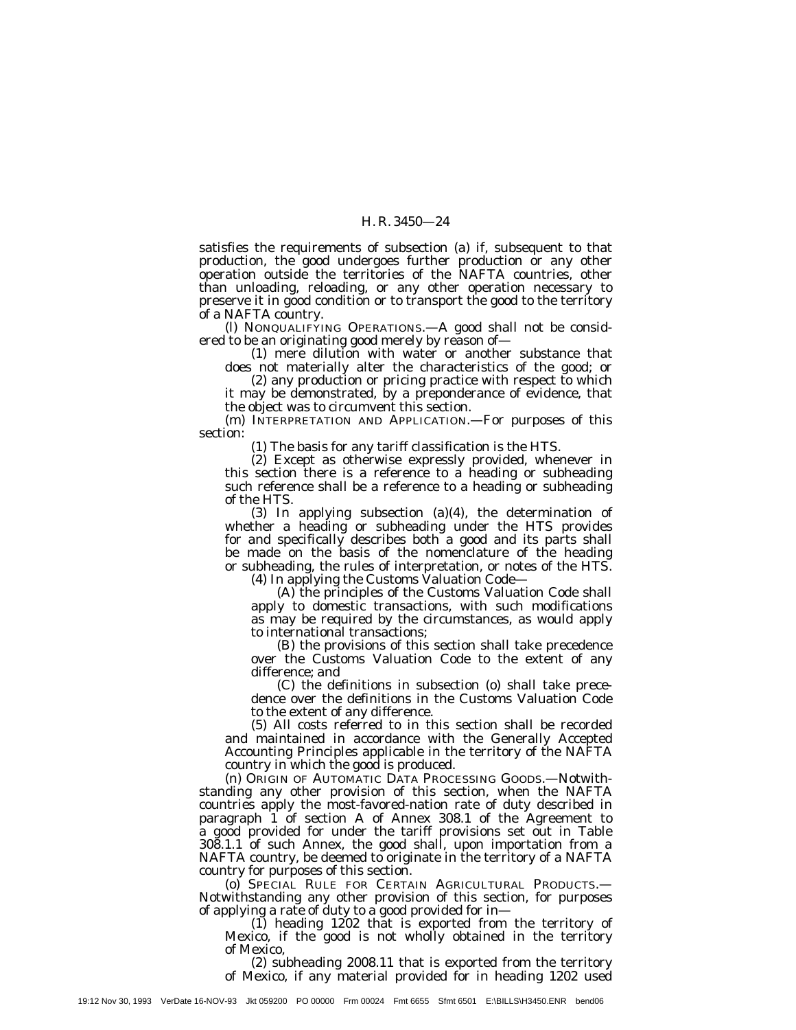satisfies the requirements of subsection (a) if, subsequent to that production, the good undergoes further production or any other operation outside the territories of the NAFTA countries, other than unloading, reloading, or any other operation necessary to preserve it in good condition or to transport the good to the territory of a NAFTA country.

(l) NONQUALIFYING OPERATIONS.—A good shall not be considered to be an originating good merely by reason of—

(1) mere dilution with water or another substance that does not materially alter the characteristics of the good; or

(2) any production or pricing practice with respect to which it may be demonstrated, by a preponderance of evidence, that the object was to circumvent this section.

(m) INTERPRETATION AND APPLICATION.—For purposes of this section:

(1) The basis for any tariff classification is the HTS.

(2) Except as otherwise expressly provided, whenever in this section there is a reference to a heading or subheading such reference shall be a reference to a heading or subheading of the HTS.

(3) In applying subsection (a)(4), the determination of whether a heading or subheading under the HTS provides for and specifically describes both a good and its parts shall be made on the basis of the nomenclature of the heading or subheading, the rules of interpretation, or notes of the HTS.

(4) In applying the Customs Valuation Code—

(A) the principles of the Customs Valuation Code shall apply to domestic transactions, with such modifications as may be required by the circumstances, as would apply to international transactions;

(B) the provisions of this section shall take precedence over the Customs Valuation Code to the extent of any difference; and

(C) the definitions in subsection (o) shall take precedence over the definitions in the Customs Valuation Code to the extent of any difference.

(5) All costs referred to in this section shall be recorded and maintained in accordance with the Generally Accepted Accounting Principles applicable in the territory of the NAFTA country in which the good is produced.

(n) ORIGIN OF AUTOMATIC DATA PROCESSING GOODS.—Notwithstanding any other provision of this section, when the NAFTA countries apply the most-favored-nation rate of duty described in paragraph 1 of section A of Annex 308.1 of the Agreement to a good provided for under the tariff provisions set out in Table 308.1.1 of such Annex, the good shall, upon importation from a NAFTA country, be deemed to originate in the territory of a NAFTA country for purposes of this section.

(o) SPECIAL RULE FOR CERTAIN AGRICULTURAL PRODUCTS.—Notwithstanding any other provision of this section, for purposes of applying a rate of duty to a good provided for in—

(1) heading 1202 that is exported from the territory of Mexico, if the good is not wholly obtained in the territory of Mexico,

(2) subheading 2008.11 that is exported from the territory of Mexico, if any material provided for in heading 1202 used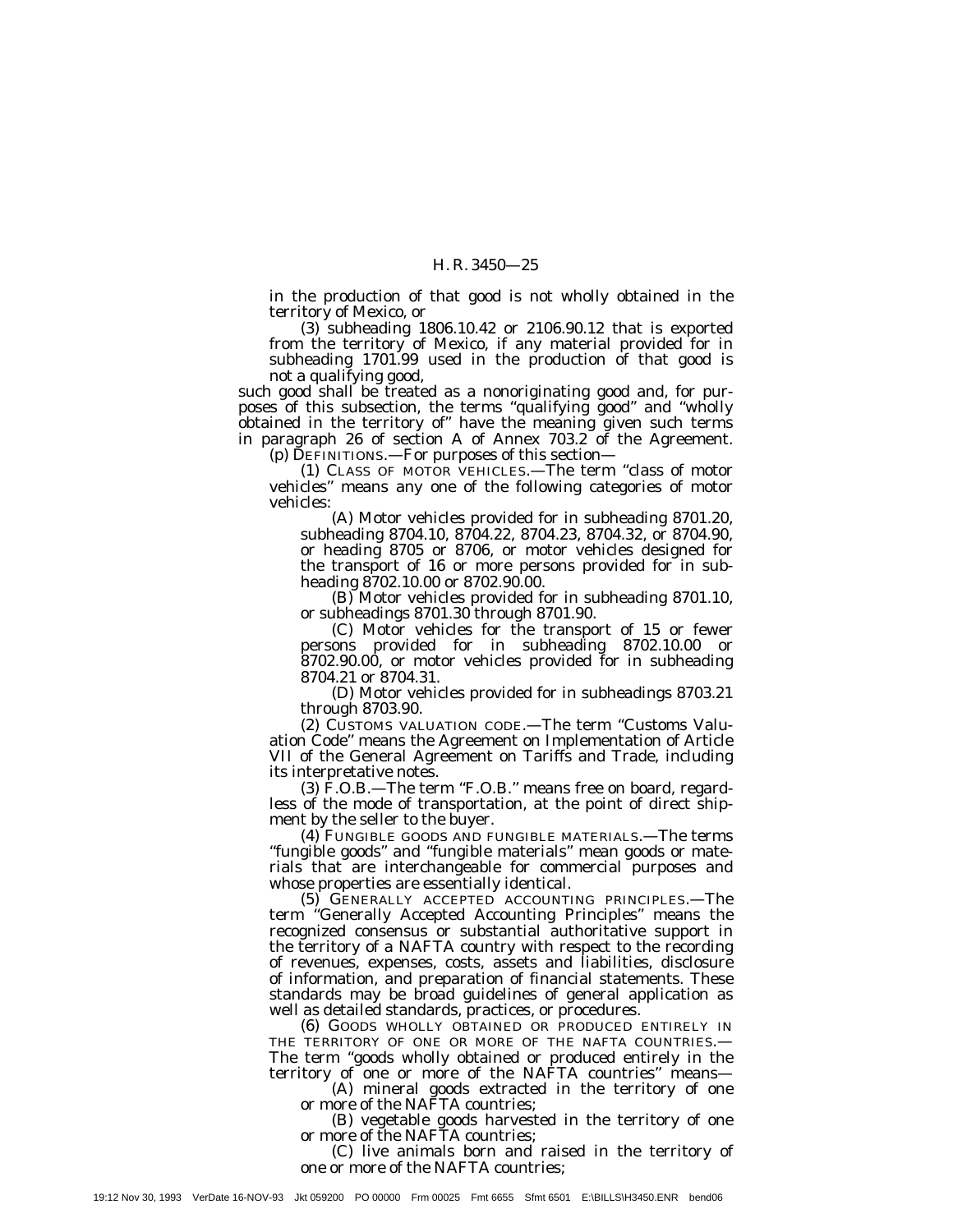in the production of that good is not wholly obtained in the territory of Mexico, or

(3) subheading 1806.10.42 or 2106.90.12 that is exported from the territory of Mexico, if any material provided for in subheading 1701.99 used in the production of that good is not a qualifying good,

such good shall be treated as a nonoriginating good and, for purposes of this subsection, the terms "qualifying good" and "wholly obtained in the territory of" have the meaning given such terms in paragraph 26 of section A of Annex 703.2 of the Agreement.

(p) DEFINITIONS.—For purposes of this section—

(1) CLASS OF MOTOR VEHICLES.—The term "class of motor vehicles" means any one of the following categories of motor vehicles:

(A) Motor vehicles provided for in subheading 8701.20, subheading 8704.10, 8704.22, 8704.23, 8704.32, or 8704.90, or heading 8705 or 8706, or motor vehicles designed for the transport of 16 or more persons provided for in subheading 8702.10.00 or 8702.90.00.

(B) Motor vehicles provided for in subheading 8701.10, or subheadings 8701.30 through 8701.90.

(C) Motor vehicles for the transport of 15 or fewer persons provided for in subheading 8702.10.00 or 8702.90.00, or motor vehicles provided for in subheading 8704.21 or 8704.31.

(D) Motor vehicles provided for in subheadings 8703.21 through 8703.90.

(2) CUSTOMS VALUATION CODE.—The term "Customs Valuation Code" means the Agreement on Implementation of Article VII of the General Agreement on Tariffs and Trade, including its interpretative notes.

(3) F.O.B.—The term "F.O.B." means free on board, regardless of the mode of transportation, at the point of direct shipment by the seller to the buyer.

(4) FUNGIBLE GOODS AND FUNGIBLE MATERIALS.—The terms "fungible goods" and "fungible materials" mean goods or materials that are interchangeable for commercial purposes and whose properties are essentially identical.

(5) GENERALLY ACCEPTED ACCOUNTING PRINCIPLES.—The term "Generally Accepted Accounting Principles" means the recognized consensus or substantial authoritative support in the territory of a NAFTA country with respect to the recording of revenues, expenses, costs, assets and liabilities, disclosure of information, and preparation of financial statements. These standards may be broad guidelines of general application as well as detailed standards, practices, or procedures.

(6) GOODS WHOLLY OBTAINED OR PRODUCED ENTIRELY IN THE TERRITORY OF ONE OR MORE OF THE NAFTA COUNTRIES.— The term "goods wholly obtained or produced entirely in the territory of one or more of the NAFTA countries" means—

(A) mineral goods extracted in the territory of one or more of the NAFTA countries;

(B) vegetable goods harvested in the territory of one or more of the NAFTA countries;

(C) live animals born and raised in the territory of one or more of the NAFTA countries;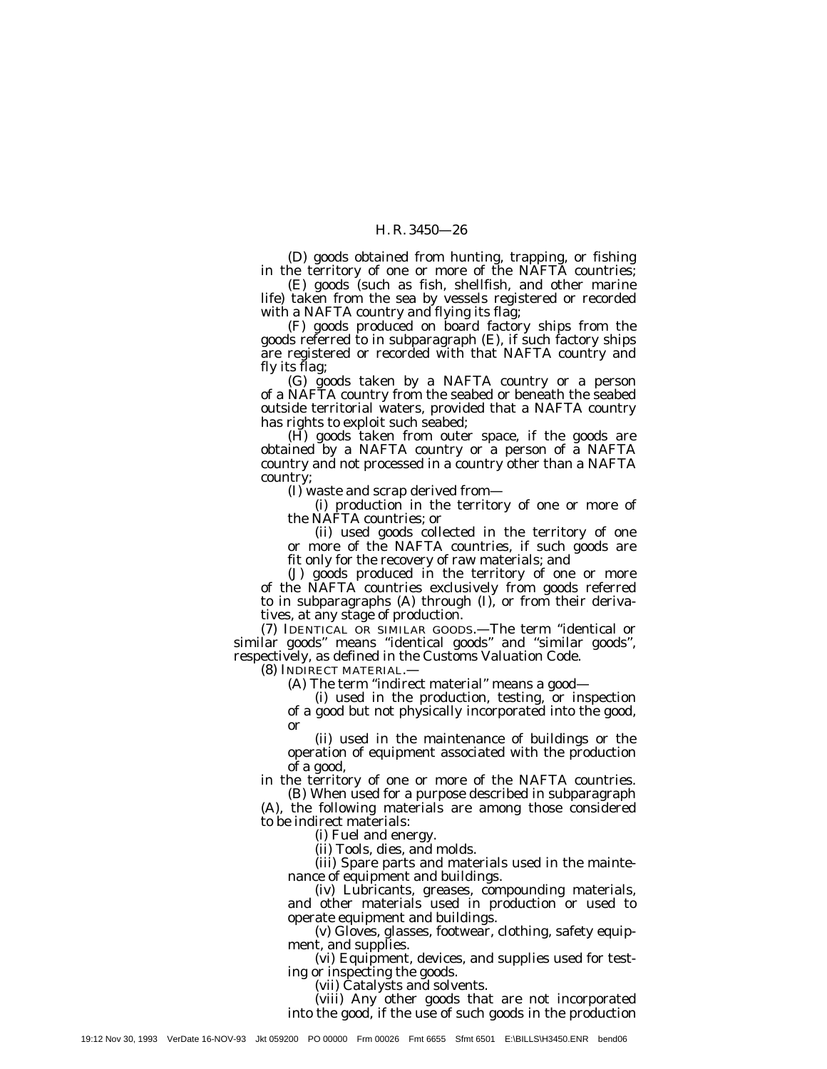(D) goods obtained from hunting, trapping, or fishing in the territory of one or more of the NAFTA countries;

(E) goods (such as fish, shellfish, and other marine life) taken from the sea by vessels registered or recorded with a NAFTA country and flying its flag;

(F) goods produced on board factory ships from the goods referred to in subparagraph (E), if such factory ships are registered or recorded with that NAFTA country and fly its flag;

(G) goods taken by a NAFTA country or a person of a NAFTA country from the seabed or beneath the seabed outside territorial waters, provided that a NAFTA country has rights to exploit such seabed;

(H) goods taken from outer space, if the goods are obtained by a NAFTA country or a person of a NAFTA country and not processed in a country other than a NAFTA country;

(I) waste and scrap derived from—

(i) production in the territory of one or more of the NAFTA countries; or

(ii) used goods collected in the territory of one or more of the NAFTA countries, if such goods are fit only for the recovery of raw materials; and

(J) goods produced in the territory of one or more of the NAFTA countries exclusively from goods referred to in subparagraphs (A) through (I), or from their derivatives, at any stage of production.

(7) IDENTICAL OR SIMILAR GOODS.—The term "identical or similar goods" means "identical goods" and "similar goods", respectively, as defined in the Customs Valuation Code.

(8) INDIRECT MATERIAL.—

(A) The term "indirect material" means a good—

(i) used in the production, testing, or inspection of a good but not physically incorporated into the good, or

(ii) used in the maintenance of buildings or the operation of equipment associated with the production of a good,

in the territory of one or more of the NAFTA countries.

(B) When used for a purpose described in subparagraph (A), the following materials are among those considered to be indirect materials:

(i) Fuel and energy.

(ii) Tools, dies, and molds.

(iii) Spare parts and materials used in the maintenance of equipment and buildings.

(iv) Lubricants, greases, compounding materials, and other materials used in production or used to operate equipment and buildings.

(v) Gloves, glasses, footwear, clothing, safety equipment, and supplies.

(vi) Equipment, devices, and supplies used for testing or inspecting the goods.

(vii) Catalysts and solvents.

(viii) Any other goods that are not incorporated into the good, if the use of such goods in the production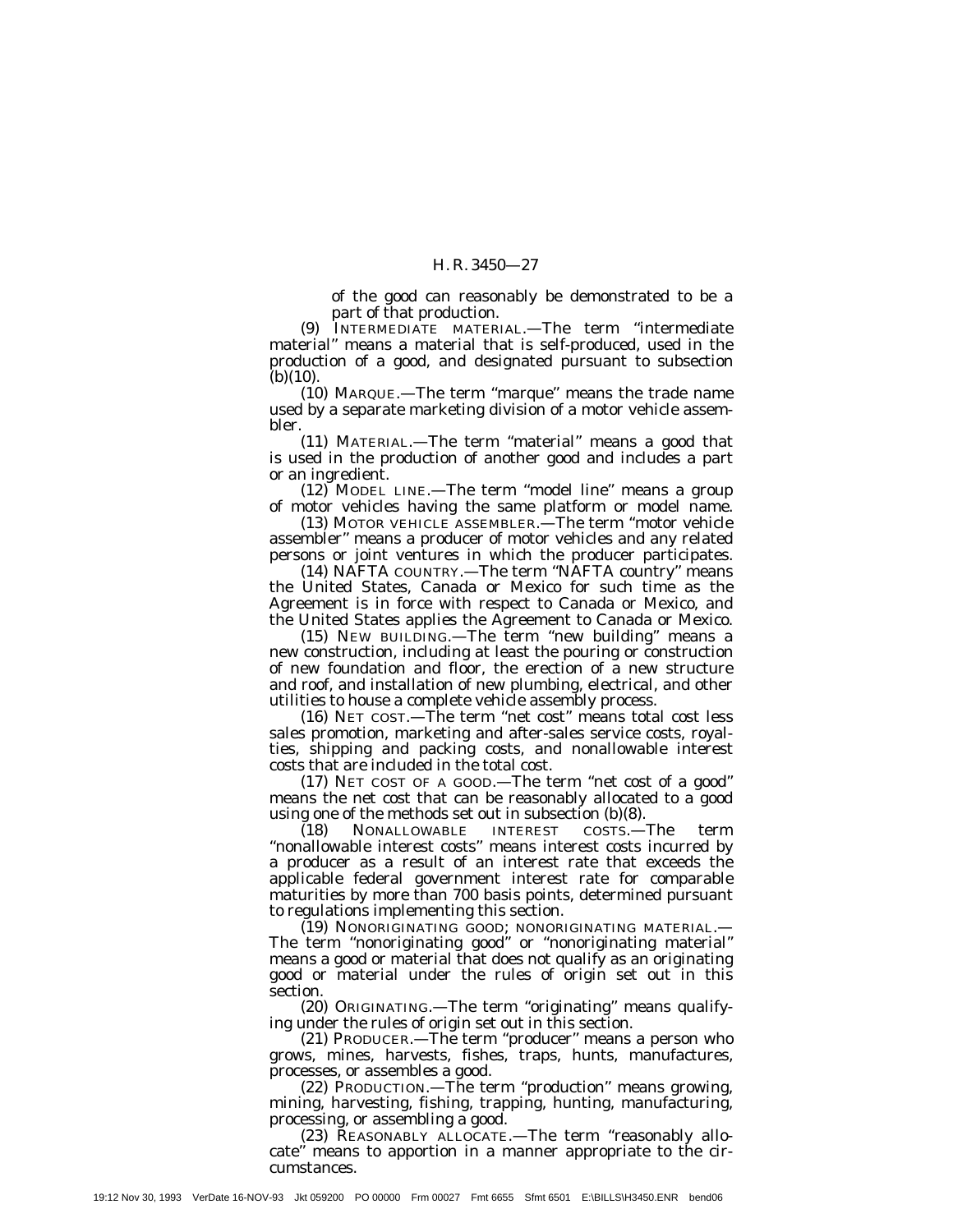of the good can reasonably be demonstrated to be a part of that production.

(9) INTERMEDIATE MATERIAL.—The term "intermediate material" means a material that is self-produced, used in the production of a good, and designated pursuant to subsection (b)(10).

(10) MARQUE.—The term "marque" means the trade name used by a separate marketing division of a motor vehicle assembler.

(11) MATERIAL.—The term "material" means a good that is used in the production of another good and includes a part or an ingredient.

(12) MODEL LINE.—The term "model line" means a group of motor vehicles having the same platform or model name.

(13) MOTOR VEHICLE ASSEMBLER.—The term "motor vehicle assembler" means a producer of motor vehicles and any related persons or joint ventures in which the producer participates.

(14) NAFTA COUNTRY.—The term "NAFTA country" means the United States, Canada or Mexico for such time as the Agreement is in force with respect to Canada or Mexico, and the United States applies the Agreement to Canada or Mexico.

(15) NEW BUILDING.—The term "new building" means a new construction, including at least the pouring or construction of new foundation and floor, the erection of a new structure and roof, and installation of new plumbing, electrical, and other utilities to house a complete vehicle assembly process.

(16) NET COST.—The term "net cost" means total cost less sales promotion, marketing and after-sales service costs, royalties, shipping and packing costs, and nonallowable interest costs that are included in the total cost.

(17) NET COST OF A GOOD.—The term "net cost of a good" means the net cost that can be reasonably allocated to a good using one of the methods set out in subsection (b)(8).

(18) NONALLOWABLE INTEREST COSTS.—The term "nonallowable interest costs" means interest costs incurred by a producer as a result of an interest rate that exceeds the applicable federal government interest rate for comparable maturities by more than 700 basis points, determined pursuant to regulations implementing this section.

(19) NONORIGINATING GOOD; NONORIGINATING MATERIAL.—The term "nonoriginating good" or "nonoriginating material" means a good or material that does not qualify as an originating good or material under the rules of origin set out in this section.

(20) ORIGINATING.—The term "originating" means qualifying under the rules of origin set out in this section.

(21) PRODUCER.—The term "producer" means a person who grows, mines, harvests, fishes, traps, hunts, manufactures, processes, or assembles a good.

(22) PRODUCTION.—The term "production" means growing, mining, harvesting, fishing, trapping, hunting, manufacturing, processing, or assembling a good.

(23) REASONABLY ALLOCATE.—The term "reasonably allocate" means to apportion in a manner appropriate to the circumstances.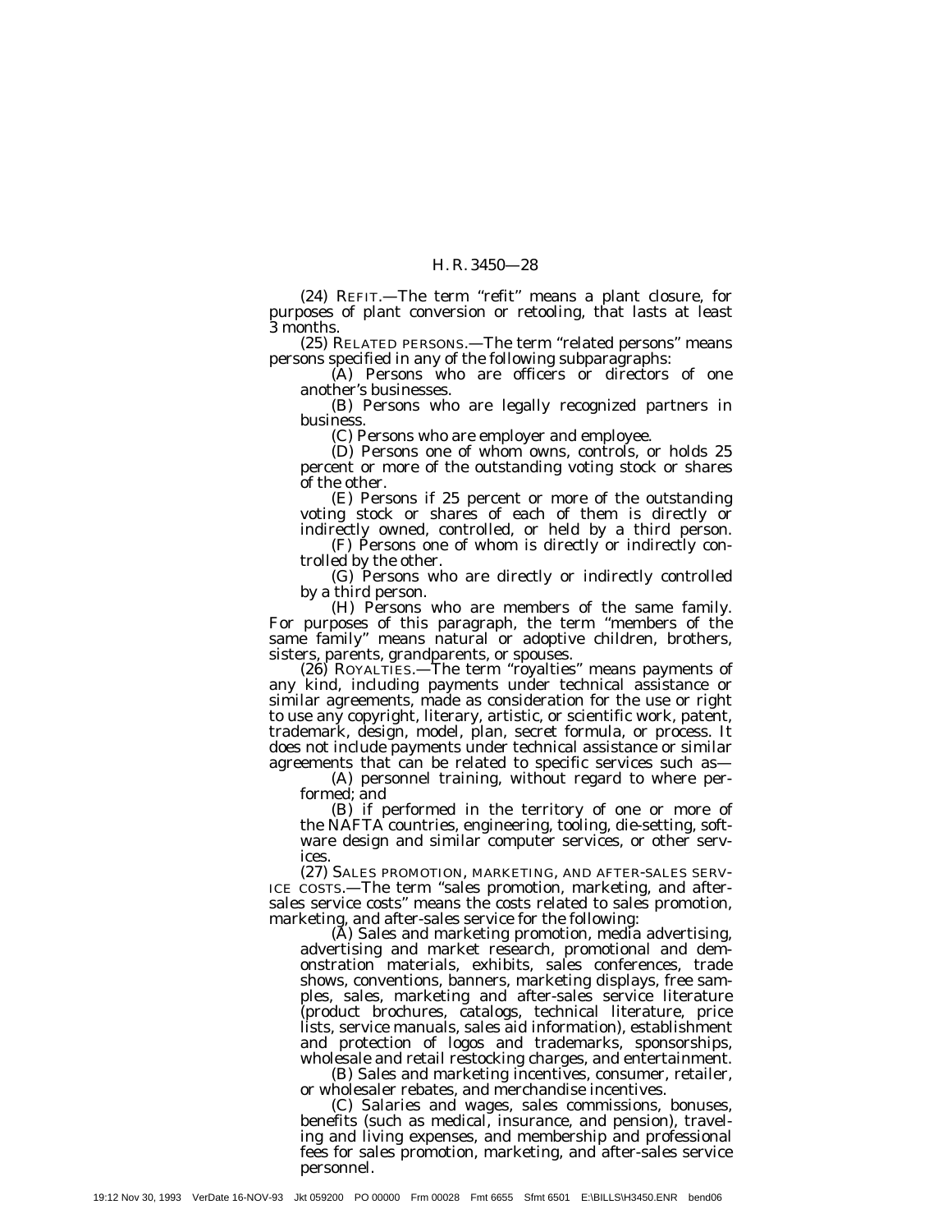(24) REFIT.—The term "refit" means a plant closure, for purposes of plant conversion or retooling, that lasts at least 3 months.

(25) RELATED PERSONS.—The term "related persons" means persons specified in any of the following subparagraphs:

(A) Persons who are officers or directors of one another's businesses.

(B) Persons who are legally recognized partners in business.

(C) Persons who are employer and employee.

(D) Persons one of whom owns, controls, or holds 25 percent or more of the outstanding voting stock or shares of the other.

(E) Persons if 25 percent or more of the outstanding voting stock or shares of each of them is directly or indirectly owned, controlled, or held by a third person.

(F) Persons one of whom is directly or indirectly controlled by the other.

(G) Persons who are directly or indirectly controlled by a third person.

(H) Persons who are members of the same family.

For purposes of this paragraph, the term "members of the same family" means natural or adoptive children, brothers, sisters, parents, grandparents, or spouses.

(26) ROYALTIES.—The term "royalties" means payments of any kind, including payments under technical assistance or similar agreements, made as consideration for the use or right to use any copyright, literary, artistic, or scientific work, patent, trademark, design, model, plan, secret formula, or process. It does not include payments under technical assistance or similar agreements that can be related to specific services such as—

(A) personnel training, without regard to where performed; and

(B) if performed in the territory of one or more of the NAFTA countries, engineering, tooling, die-setting, software design and similar computer services, or other services.

(27) SALES PROMOTION, MARKETING, AND AFTER-SALES SERVICE COSTS.—The term "sales promotion, marketing, and after-sales service costs" means the costs related to sales promotion, marketing, and after-sales service for the following:

(A) Sales and marketing promotion, media advertising, advertising and market research, promotional and demonstration materials, exhibits, sales conferences, trade shows, conventions, banners, marketing displays, free samples, sales, marketing and after-sales service literature (product brochures, catalogs, technical literature, price lists, service manuals, sales aid information), establishment and protection of logos and trademarks, sponsorships, wholesale and retail restocking charges, and entertainment.

(B) Sales and marketing incentives, consumer, retailer, or wholesaler rebates, and merchandise incentives.

(C) Salaries and wages, sales commissions, bonuses, benefits (such as medical, insurance, and pension), traveling and living expenses, and membership and professional fees for sales promotion, marketing, and after-sales service personnel.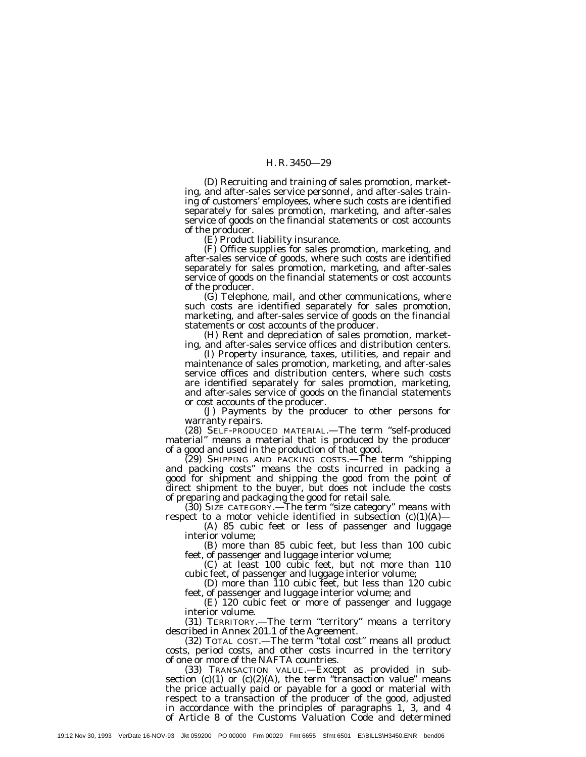(D) Recruiting and training of sales promotion, marketing, and after-sales service personnel, and after-sales training of customers' employees, where such costs are identified separately for sales promotion, marketing, and after-sales service of goods on the financial statements or cost accounts of the producer.

(E) Product liability insurance.

(F) Office supplies for sales promotion, marketing, and after-sales service of goods, where such costs are identified separately for sales promotion, marketing, and after-sales service of goods on the financial statements or cost accounts of the producer.

(G) Telephone, mail, and other communications, where such costs are identified separately for sales promotion, marketing, and after-sales service of goods on the financial statements or cost accounts of the producer.

(H) Rent and depreciation of sales promotion, marketing, and after-sales service offices and distribution centers.

(I) Property insurance, taxes, utilities, and repair and maintenance of sales promotion, marketing, and after-sales service offices and distribution centers, where such costs are identified separately for sales promotion, marketing, and after-sales service of goods on the financial statements or cost accounts of the producer.

(J) Payments by the producer to other persons for warranty repairs.

(28) SELF-PRODUCED MATERIAL.—The term "self-produced material" means a material that is produced by the producer of a good and used in the production of that good.

(29) SHIPPING AND PACKING COSTS.—The term "shipping and packing costs" means the costs incurred in packing a good for shipment and shipping the good from the point of direct shipment to the buyer, but does not include the costs of preparing and packaging the good for retail sale.

(30) SIZE CATEGORY.—The term "size category" means with respect to a motor vehicle identified in subsection (c)(1)(A)—

(A) 85 cubic feet or less of passenger and luggage interior volume;

(B) more than 85 cubic feet, but less than 100 cubic feet, of passenger and luggage interior volume;

(C) at least 100 cubic feet, but not more than 110 cubic feet, of passenger and luggage interior volume;

(D) more than 110 cubic feet, but less than 120 cubic feet, of passenger and luggage interior volume; and

(E) 120 cubic feet or more of passenger and luggage interior volume.

(31) TERRITORY.—The term "territory" means a territory described in Annex 201.1 of the Agreement.

(32) TOTAL COST.—The term "total cost" means all product costs, period costs, and other costs incurred in the territory of one or more of the NAFTA countries.

(33) TRANSACTION VALUE.—Except as provided in subsection (c)(1) or (c)(2)(A), the term "transaction value" means the price actually paid or payable for a good or material with respect to a transaction of the producer of the good, adjusted in accordance with the principles of paragraphs 1, 3, and 4 of Article 8 of the Customs Valuation Code and determined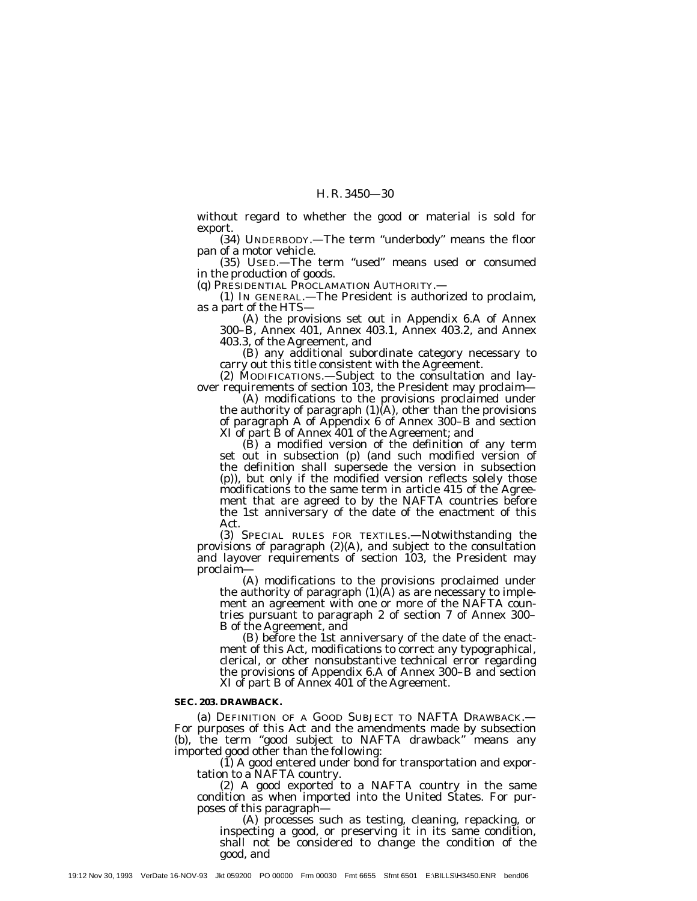without regard to whether the good or material is sold for export.

(34) UNDERBODY.—The term "underbody" means the floor pan of a motor vehicle.

(35) USED.—The term "used" means used or consumed in the production of goods.

(q) PRESIDENTIAL PROCLAMATION AUTHORITY.—

(1) IN GENERAL.—The President is authorized to proclaim, as a part of the HTS—

(A) the provisions set out in Appendix 6.A of Annex 300–B, Annex 401, Annex 403.1, Annex 403.2, and Annex 403.3, of the Agreement, and

(B) any additional subordinate category necessary to carry out this title consistent with the Agreement.

(2) MODIFICATIONS.—Subject to the consultation and layover requirements of section 103, the President may proclaim—

(A) modifications to the provisions proclaimed under the authority of paragraph (1)(A), other than the provisions of paragraph A of Appendix 6 of Annex 300–B and section XI of part B of Annex 401 of the Agreement; and

(B) a modified version of the definition of any term set out in subsection (p) (and such modified version of the definition shall supersede the version in subsection (p)), but only if the modified version reflects solely those modifications to the same term in article 415 of the Agreement that are agreed to by the NAFTA countries before the 1st anniversary of the date of the enactment of this Act.

(3) SPECIAL RULES FOR TEXTILES.—Notwithstanding the provisions of paragraph (2)(A), and subject to the consultation and layover requirements of section 103, the President may proclaim—

(A) modifications to the provisions proclaimed under the authority of paragraph (1)(A) as are necessary to implement an agreement with one or more of the NAFTA countries pursuant to paragraph 2 of section 7 of Annex 300–B of the Agreement, and

(B) before the 1st anniversary of the date of the enactment of this Act, modifications to correct any typographical, clerical, or other nonsubstantive technical error regarding the provisions of Appendix 6.A of Annex 300–B and section XI of part B of Annex 401 of the Agreement.

**SEC. 203. DRAWBACK.**

(a) DEFINITION OF A GOOD SUBJECT TO NAFTA DRAWBACK.—For purposes of this Act and the amendments made by subsection (b), the term "good subject to NAFTA drawback" means any imported good other than the following:

(1) A good entered under bond for transportation and exportation to a NAFTA country.

(2) A good exported to a NAFTA country in the same condition as when imported into the United States. For purposes of this paragraph—

(A) processes such as testing, cleaning, repacking, or inspecting a good, or preserving it in its same condition, shall not be considered to change the condition of the good, and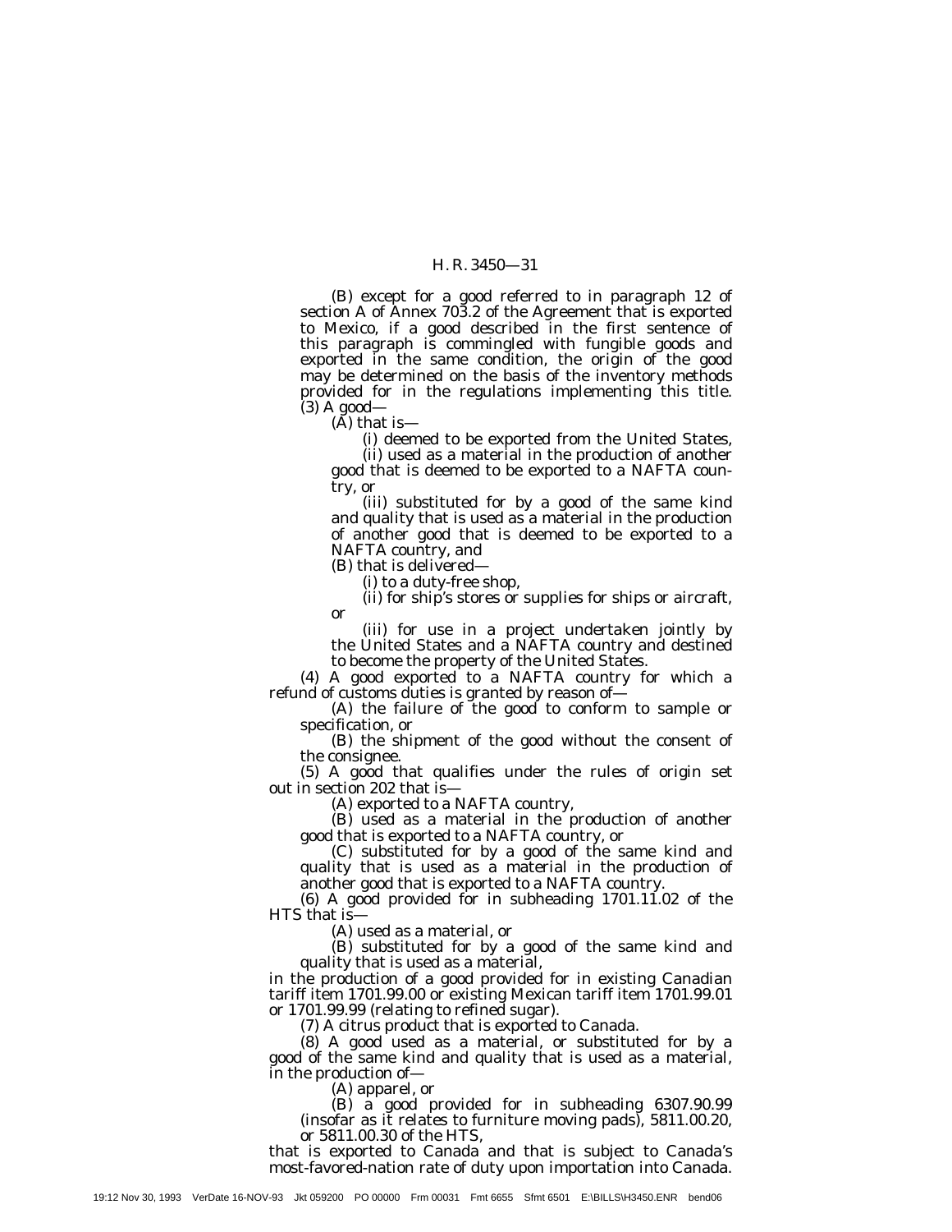(B) except for a good referred to in paragraph 12 of section A of Annex 703.2 of the Agreement that is exported to Mexico, if a good described in the first sentence of this paragraph is commingled with fungible goods and exported in the same condition, the origin of the good may be determined on the basis of the inventory methods provided for in the regulations implementing this title.

(3) A good—

(A) that is—

(i) deemed to be exported from the United States,

(ii) used as a material in the production of another good that is deemed to be exported to a NAFTA country, or

(iii) substituted for by a good of the same kind and quality that is used as a material in the production of another good that is deemed to be exported to a NAFTA country, and

(B) that is delivered—

(i) to a duty-free shop,

(ii) for ship's stores or supplies for ships or aircraft, or

(iii) for use in a project undertaken jointly by the United States and a NAFTA country and destined to become the property of the United States.

(4) A good exported to a NAFTA country for which a refund of customs duties is granted by reason of—

(A) the failure of the good to conform to sample or specification, or

(B) the shipment of the good without the consent of the consignee.

(5) A good that qualifies under the rules of origin set out in section 202 that is—

(A) exported to a NAFTA country,

(B) used as a material in the production of another good that is exported to a NAFTA country, or

(C) substituted for by a good of the same kind and quality that is used as a material in the production of another good that is exported to a NAFTA country.

(6) A good provided for in subheading 1701.11.02 of the HTS that is—

(A) used as a material, or

(B) substituted for by a good of the same kind and quality that is used as a material,

in the production of a good provided for in existing Canadian tariff item 1701.99.00 or existing Mexican tariff item 1701.99.01 or 1701.99.99 (relating to refined sugar).

(7) A citrus product that is exported to Canada.

(8) A good used as a material, or substituted for by a good of the same kind and quality that is used as a material, in the production of—

(A) apparel, or

(B) a good provided for in subheading 6307.90.99 (insofar as it relates to furniture moving pads), 5811.00.20, or 5811.00.30 of the HTS,

that is exported to Canada and that is subject to Canada's most-favored-nation rate of duty upon importation into Canada.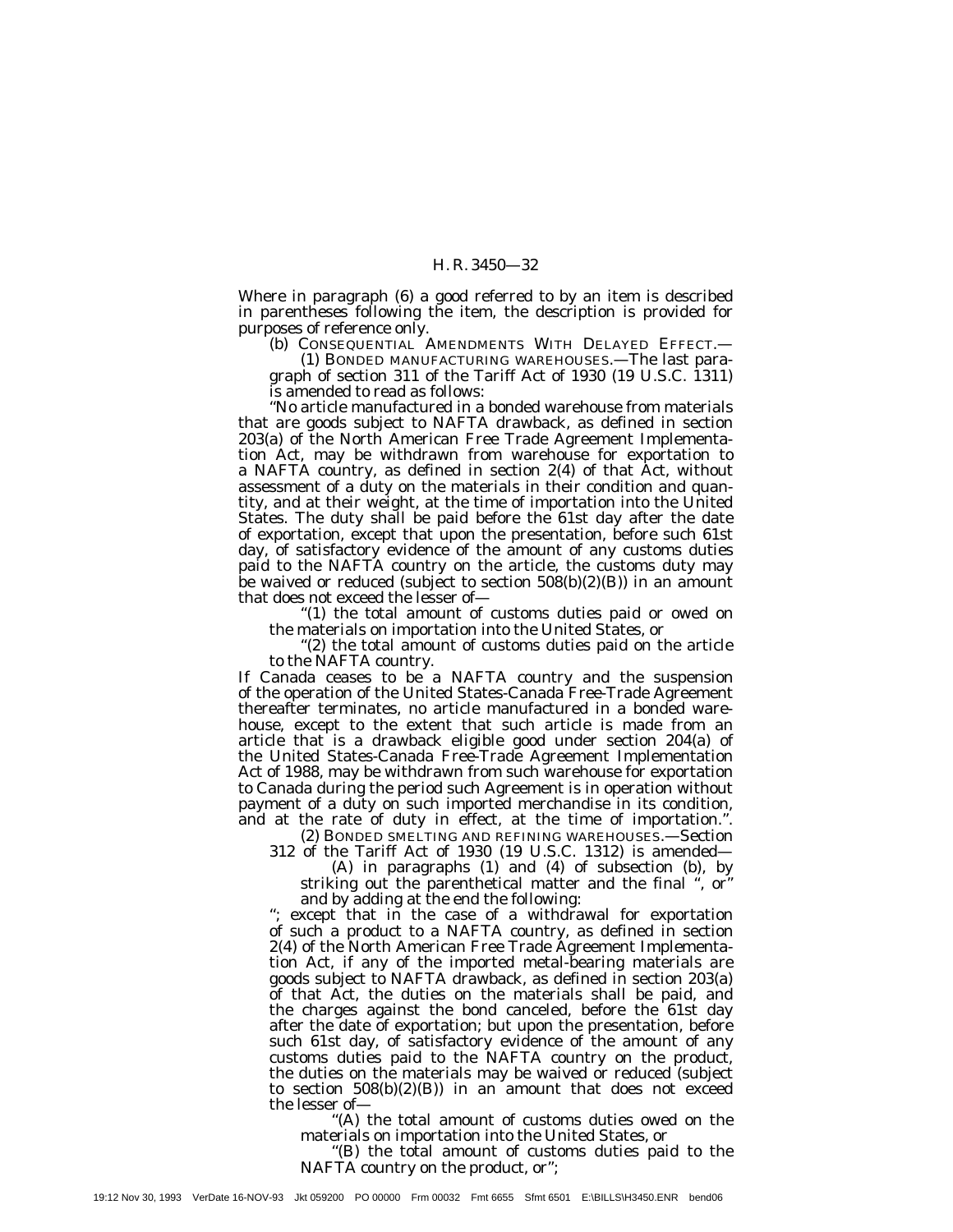Where in paragraph (6) a good referred to by an item is described in parentheses following the item, the description is provided for purposes of reference only.

(b) CONSEQUENTIAL AMENDMENTS WITH DELAYED EFFECT.—

(1) BONDED MANUFACTURING WAREHOUSES.—The last paragraph of section 311 of the Tariff Act of 1930 (19 U.S.C. 1311) is amended to read as follows:

"No article manufactured in a bonded warehouse from materials that are goods subject to NAFTA drawback, as defined in section 203(a) of the North American Free Trade Agreement Implementation Act, may be withdrawn from warehouse for exportation to a NAFTA country, as defined in section 2(4) of that Act, without assessment of a duty on the materials in their condition and quantity, and at their weight, at the time of importation into the United States. The duty shall be paid before the 61st day after the date of exportation, except that upon the presentation, before such 61st day, of satisfactory evidence of the amount of any customs duties paid to the NAFTA country on the article, the customs duty may be waived or reduced (subject to section 508(b)(2)(B)) in an amount that does not exceed the lesser of—

"(1) the total amount of customs duties paid or owed on the materials on importation into the United States, or

"(2) the total amount of customs duties paid on the article to the NAFTA country.

If Canada ceases to be a NAFTA country and the suspension of the operation of the United States-Canada Free-Trade Agreement thereafter terminates, no article manufactured in a bonded warehouse, except to the extent that such article is made from an article that is a drawback eligible good under section 204(a) of the United States-Canada Free-Trade Agreement Implementation Act of 1988, may be withdrawn from such warehouse for exportation to Canada during the period such Agreement is in operation without payment of a duty on such imported merchandise in its condition, and at the rate of duty in effect, at the time of importation.".

(2) BONDED SMELTING AND REFINING WAREHOUSES.—Section 312 of the Tariff Act of 1930 (19 U.S.C. 1312) is amended—

(A) in paragraphs (1) and (4) of subsection (b), by striking out the parenthetical matter and the final ", or" and by adding at the end the following:

"; except that in the case of a withdrawal for exportation of such a product to a NAFTA country, as defined in section 2(4) of the North American Free Trade Agreement Implementation Act, if any of the imported metal-bearing materials are goods subject to NAFTA drawback, as defined in section 203(a) of that Act, the duties on the materials shall be paid, and the charges against the bond canceled, before the 61st day after the date of exportation; but upon the presentation, before such 61st day, of satisfactory evidence of the amount of any customs duties paid to the NAFTA country on the product, the duties on the materials may be waived or reduced (subject to section 508(b)(2)(B)) in an amount that does not exceed the lesser of—

"(A) the total amount of customs duties owed on the materials on importation into the United States, or

"(B) the total amount of customs duties paid to the NAFTA country on the product, or";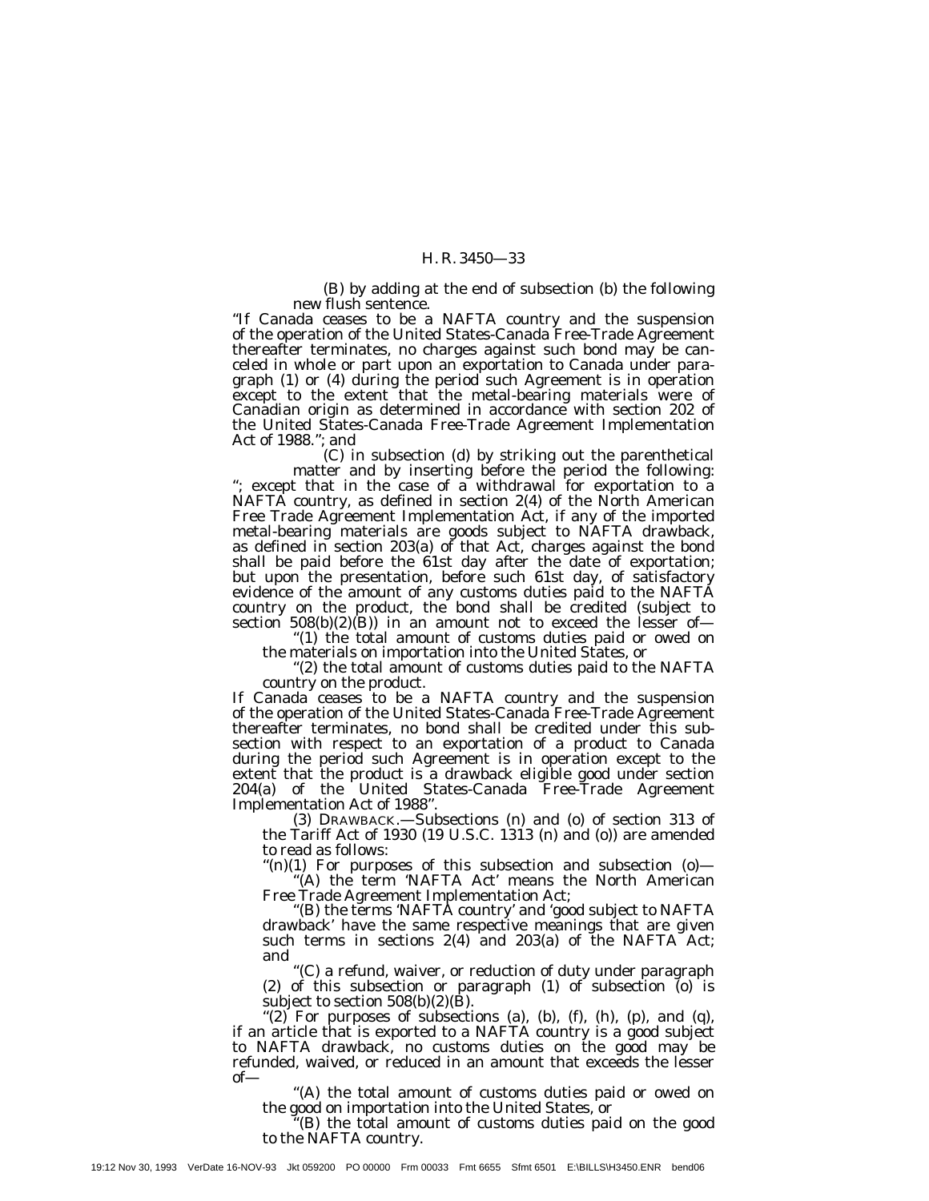(B) by adding at the end of subsection (b) the following new flush sentence.

"If Canada ceases to be a NAFTA country and the suspension of the operation of the United States-Canada Free-Trade Agreement thereafter terminates, no charges against such bond may be canceled in whole or part upon an exportation to Canada under paragraph (1) or (4) during the period such Agreement is in operation except to the extent that the metal-bearing materials were of Canadian origin as determined in accordance with section 202 of the United States-Canada Free-Trade Agreement Implementation Act of 1988."; and

(C) in subsection (d) by striking out the parenthetical matter and by inserting before the period the following: "; except that in the case of a withdrawal for exportation to a NAFTA country, as defined in section 2(4) of the North American Free Trade Agreement Implementation Act, if any of the imported metal-bearing materials are goods subject to NAFTA drawback, as defined in section 203(a) of that Act, charges against the bond shall be paid before the 61st day after the date of exportation; but upon the presentation, before such 61st day, of satisfactory evidence of the amount of any customs duties paid to the NAFTA country on the product, the bond shall be credited (subject to section 508(b)(2)(B)) in an amount not to exceed the lesser of—

"(1) the total amount of customs duties paid or owed on the materials on importation into the United States, or

"(2) the total amount of customs duties paid to the NAFTA country on the product.

If Canada ceases to be a NAFTA country and the suspension of the operation of the United States-Canada Free-Trade Agreement thereafter terminates, no bond shall be credited under this subsection with respect to an exportation of a product to Canada during the period such Agreement is in operation except to the extent that the product is a drawback eligible good under section 204(a) of the United States-Canada Free-Trade Agreement Implementation Act of 1988".

(3) DRAWBACK.—Subsections (n) and (o) of section 313 of the Tariff Act of 1930 (19 U.S.C. 1313 (n) and (o)) are amended to read as follows:

"(n)(1) For purposes of this subsection and subsection (o)—

"(A) the term 'NAFTA Act' means the North American Free Trade Agreement Implementation Act;

"(B) the terms 'NAFTA country' and 'good subject to NAFTA drawback' have the same respective meanings that are given such terms in sections 2(4) and 203(a) of the NAFTA Act; and

"(C) a refund, waiver, or reduction of duty under paragraph (2) of this subsection or paragraph (1) of subsection (o) is subject to section 508(b)(2)(B).

"(2) For purposes of subsections (a), (b), (f), (h), (p), and (q), if an article that is exported to a NAFTA country is a good subject to NAFTA drawback, no customs duties on the good may be refunded, waived, or reduced in an amount that exceeds the lesser of—

"(A) the total amount of customs duties paid or owed on the good on importation into the United States, or

"(B) the total amount of customs duties paid on the good to the NAFTA country.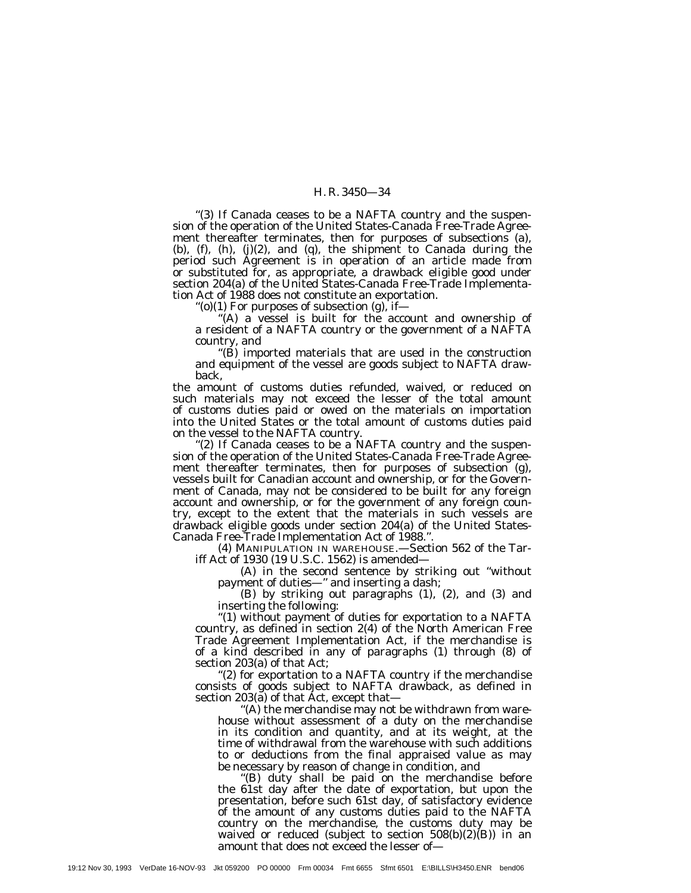"(3) If Canada ceases to be a NAFTA country and the suspension of the operation of the United States-Canada Free-Trade Agreement thereafter terminates, then for purposes of subsections (a), (b), (f), (h), (j)(2), and (q), the shipment to Canada during the period such Agreement is in operation of an article made from or substituted for, as appropriate, a drawback eligible good under section 204(a) of the United States-Canada Free-Trade Implementation Act of 1988 does not constitute an exportation.

"(o)(1) For purposes of subsection (g), if—

"(A) a vessel is built for the account and ownership of a resident of a NAFTA country or the government of a NAFTA country, and

"(B) imported materials that are used in the construction and equipment of the vessel are goods subject to NAFTA drawback,

the amount of customs duties refunded, waived, or reduced on such materials may not exceed the lesser of the total amount of customs duties paid or owed on the materials on importation into the United States or the total amount of customs duties paid on the vessel to the NAFTA country.

"(2) If Canada ceases to be a NAFTA country and the suspension of the operation of the United States-Canada Free-Trade Agreement thereafter terminates, then for purposes of subsection (g), vessels built for Canadian account and ownership, or for the Government of Canada, may not be considered to be built for any foreign account and ownership, or for the government of any foreign country, except to the extent that the materials in such vessels are drawback eligible goods under section 204(a) of the United States-Canada Free-Trade Implementation Act of 1988.".

(4) MANIPULATION IN WAREHOUSE.—Section 562 of the Tariff Act of 1930 (19 U.S.C. 1562) is amended—

(A) in the second sentence by striking out "without payment of duties—" and inserting a dash;

(B) by striking out paragraphs (1), (2), and (3) and inserting the following:

"(1) without payment of duties for exportation to a NAFTA country, as defined in section 2(4) of the North American Free Trade Agreement Implementation Act, if the merchandise is of a kind described in any of paragraphs (1) through (8) of section 203(a) of that Act;

"(2) for exportation to a NAFTA country if the merchandise consists of goods subject to NAFTA drawback, as defined in section 203(a) of that Act, except that—

"(A) the merchandise may not be withdrawn from warehouse without assessment of a duty on the merchandise in its condition and quantity, and at its weight, at the time of withdrawal from the warehouse with such additions to or deductions from the final appraised value as may be necessary by reason of change in condition, and

"(B) duty shall be paid on the merchandise before the 61st day after the date of exportation, but upon the presentation, before such 61st day, of satisfactory evidence of the amount of any customs duties paid to the NAFTA country on the merchandise, the customs duty may be waived or reduced (subject to section 508(b)(2)(B)) in an amount that does not exceed the lesser of—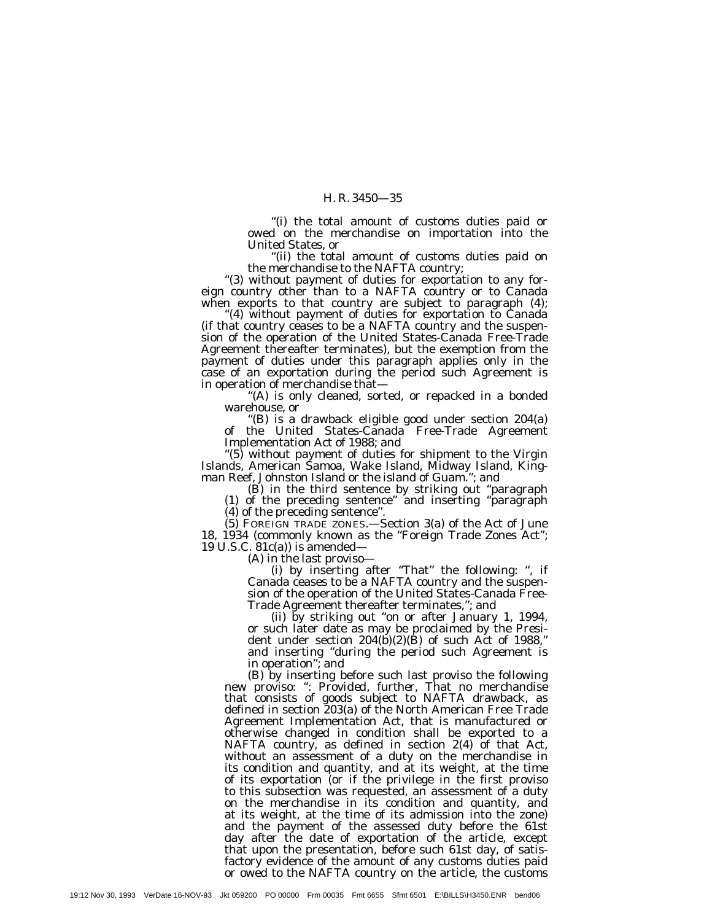"(i) the total amount of customs duties paid or owed on the merchandise on importation into the United States, or

"(ii) the total amount of customs duties paid on the merchandise to the NAFTA country;

"(3) without payment of duties for exportation to any foreign country other than to a NAFTA country or to Canada when exports to that country are subject to paragraph (4);

"(4) without payment of duties for exportation to Canada (if that country ceases to be a NAFTA country and the suspension of the operation of the United States-Canada Free-Trade Agreement thereafter terminates), but the exemption from the payment of duties under this paragraph applies only in the case of an exportation during the period such Agreement is in operation of merchandise that—

"(A) is only cleaned, sorted, or repacked in a bonded warehouse, or

"(B) is a drawback eligible good under section 204(a) of the United States-Canada Free-Trade Agreement Implementation Act of 1988; and

"(5) without payment of duties for shipment to the Virgin Islands, American Samoa, Wake Island, Midway Island, Kingman Reef, Johnston Island or the island of Guam."; and

(B) in the third sentence by striking out "paragraph (1) of the preceding sentence" and inserting "paragraph (4) of the preceding sentence".

(5) FOREIGN TRADE ZONES.—Section 3(a) of the Act of June 18, 1934 (commonly known as the "Foreign Trade Zones Act"; 19 U.S.C. 81c(a)) is amended—

(A) in the last proviso—

(i) by inserting after "That" the following: ", if Canada ceases to be a NAFTA country and the suspension of the operation of the United States-Canada Free-Trade Agreement thereafter terminates,"; and

(ii) by striking out "on or after January 1, 1994, or such later date as may be proclaimed by the President under section 204(b)(2)(B) of such Act of 1988," and inserting "during the period such Agreement is in operation"; and

(B) by inserting before such last proviso the following new proviso: ": *Provided, further,* That no merchandise that consists of goods subject to NAFTA drawback, as defined in section 203(a) of the North American Free Trade Agreement Implementation Act, that is manufactured or otherwise changed in condition shall be exported to a NAFTA country, as defined in section 2(4) of that Act, without an assessment of a duty on the merchandise in its condition and quantity, and at its weight, at the time of its exportation (or if the privilege in the first proviso to this subsection was requested, an assessment of a duty on the merchandise in its condition and quantity, and at its weight, at the time of its admission into the zone) and the payment of the assessed duty before the 61st day after the date of exportation of the article, except that upon the presentation, before such 61st day, of satisfactory evidence of the amount of any customs duties paid or owed to the NAFTA country on the article, the customs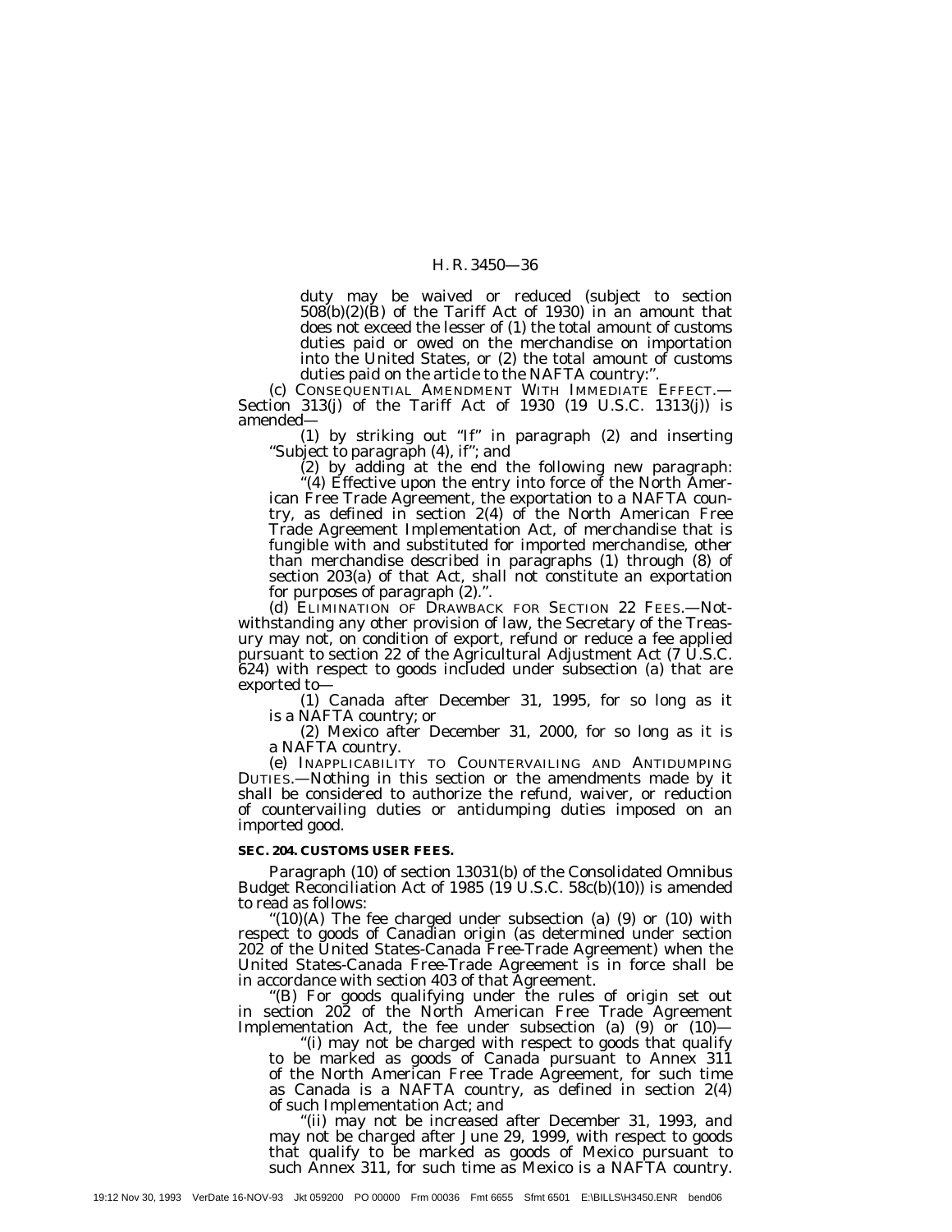duty may be waived or reduced (subject to section 508(b)(2)(B) of the Tariff Act of 1930) in an amount that does not exceed the lesser of (1) the total amount of customs duties paid or owed on the merchandise on importation into the United States, or (2) the total amount of customs duties paid on the article to the NAFTA country:".

(c) CONSEQUENTIAL AMENDMENT WITH IMMEDIATE EFFECT.—Section 313(j) of the Tariff Act of 1930 (19 U.S.C. 1313(j)) is amended—

(1) by striking out "If" in paragraph (2) and inserting "Subject to paragraph (4), if"; and

(2) by adding at the end the following new paragraph:

"(4) Effective upon the entry into force of the North American Free Trade Agreement, the exportation to a NAFTA country, as defined in section 2(4) of the North American Free Trade Agreement Implementation Act, of merchandise that is fungible with and substituted for imported merchandise, other than merchandise described in paragraphs (1) through (8) of section 203(a) of that Act, shall not constitute an exportation for purposes of paragraph (2).".

(d) ELIMINATION OF DRAWBACK FOR SECTION 22 FEES.—Notwithstanding any other provision of law, the Secretary of the Treasury may not, on condition of export, refund or reduce a fee applied pursuant to section 22 of the Agricultural Adjustment Act (7 U.S.C. 624) with respect to goods included under subsection (a) that are exported to—

(1) Canada after December 31, 1995, for so long as it is a NAFTA country; or

(2) Mexico after December 31, 2000, for so long as it is a NAFTA country.

(e) INAPPLICABILITY TO COUNTERVAILING AND ANTIDUMPING DUTIES.—Nothing in this section or the amendments made by it shall be considered to authorize the refund, waiver, or reduction of countervailing duties or antidumping duties imposed on an imported good.

**SEC. 204. CUSTOMS USER FEES.**

Paragraph (10) of section 13031(b) of the Consolidated Omnibus Budget Reconciliation Act of 1985 (19 U.S.C. 58c(b)(10)) is amended to read as follows:

"(10)(A) The fee charged under subsection (a) (9) or (10) with respect to goods of Canadian origin (as determined under section 202 of the United States-Canada Free-Trade Agreement) when the United States-Canada Free-Trade Agreement is in force shall be in accordance with section 403 of that Agreement.

"(B) For goods qualifying under the rules of origin set out in section 202 of the North American Free Trade Agreement Implementation Act, the fee under subsection (a) (9) or (10)—

"(i) may not be charged with respect to goods that qualify to be marked as goods of Canada pursuant to Annex 311 of the North American Free Trade Agreement, for such time as Canada is a NAFTA country, as defined in section 2(4) of such Implementation Act; and

"(ii) may not be increased after December 31, 1993, and may not be charged after June 29, 1999, with respect to goods that qualify to be marked as goods of Mexico pursuant to such Annex 311, for such time as Mexico is a NAFTA country.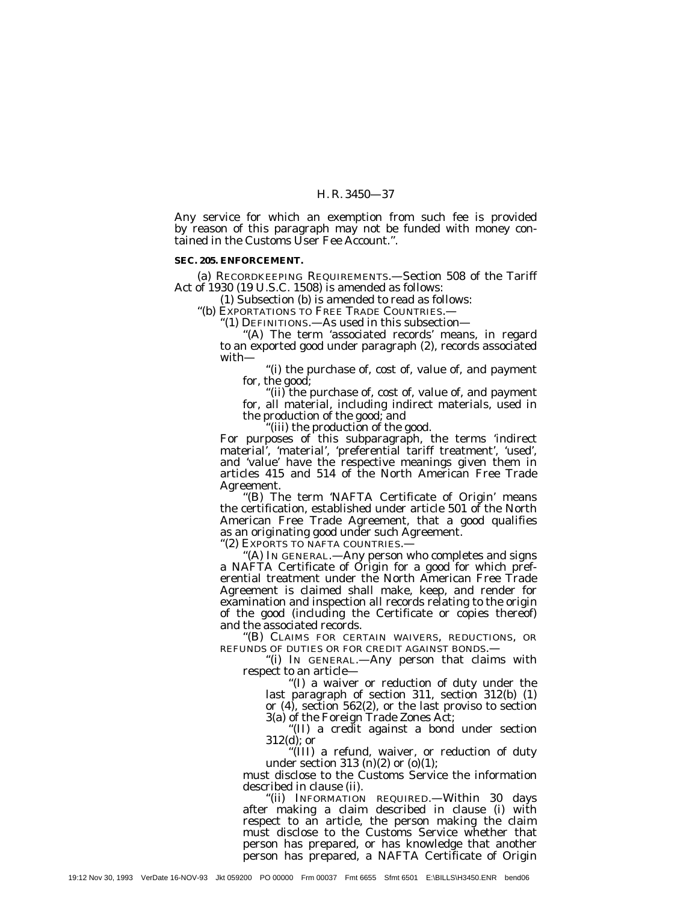Any service for which an exemption from such fee is provided by reason of this paragraph may not be funded with money contained in the Customs User Fee Account.''.

**SEC. 205. ENFORCEMENT.**

(a) RECORDKEEPING REQUIREMENTS.—Section 508 of the Tariff Act of 1930 (19 U.S.C. 1508) is amended as follows:

(1) Subsection (b) is amended to read as follows:

''(b) EXPORTATIONS TO FREE TRADE COUNTRIES.—

''(1) DEFINITIONS.—As used in this subsection—

''(A) The term 'associated records' means, in regard to an exported good under paragraph (2), records associated with—

''(i) the purchase of, cost of, value of, and payment for, the good;

''(ii) the purchase of, cost of, value of, and payment for, all material, including indirect materials, used in the production of the good; and

''(iii) the production of the good.

For purposes of this subparagraph, the terms 'indirect material', 'material', 'preferential tariff treatment', 'used', and 'value' have the respective meanings given them in articles 415 and 514 of the North American Free Trade Agreement.

''(B) The term 'NAFTA Certificate of Origin' means the certification, established under article 501 of the North American Free Trade Agreement, that a good qualifies as an originating good under such Agreement.

''(2) EXPORTS TO NAFTA COUNTRIES.—

''(A) IN GENERAL.—Any person who completes and signs a NAFTA Certificate of Origin for a good for which preferential treatment under the North American Free Trade Agreement is claimed shall make, keep, and render for examination and inspection all records relating to the origin of the good (including the Certificate or copies thereof) and the associated records.

''(B) CLAIMS FOR CERTAIN WAIVERS, REDUCTIONS, OR REFUNDS OF DUTIES OR FOR CREDIT AGAINST BONDS.—

''(i) IN GENERAL.—Any person that claims with respect to an article—

''(I) a waiver or reduction of duty under the last paragraph of section 311, section 312(b) (1) or (4), section 562(2), or the last proviso to section 3(a) of the Foreign Trade Zones Act;

''(II) a credit against a bond under section 312(d); or

''(III) a refund, waiver, or reduction of duty under section 313 (n)(2) or (o)(1);

must disclose to the Customs Service the information described in clause (ii).

''(ii) INFORMATION REQUIRED.—Within 30 days after making a claim described in clause (i) with respect to an article, the person making the claim must disclose to the Customs Service whether that person has prepared, or has knowledge that another person has prepared, a NAFTA Certificate of Origin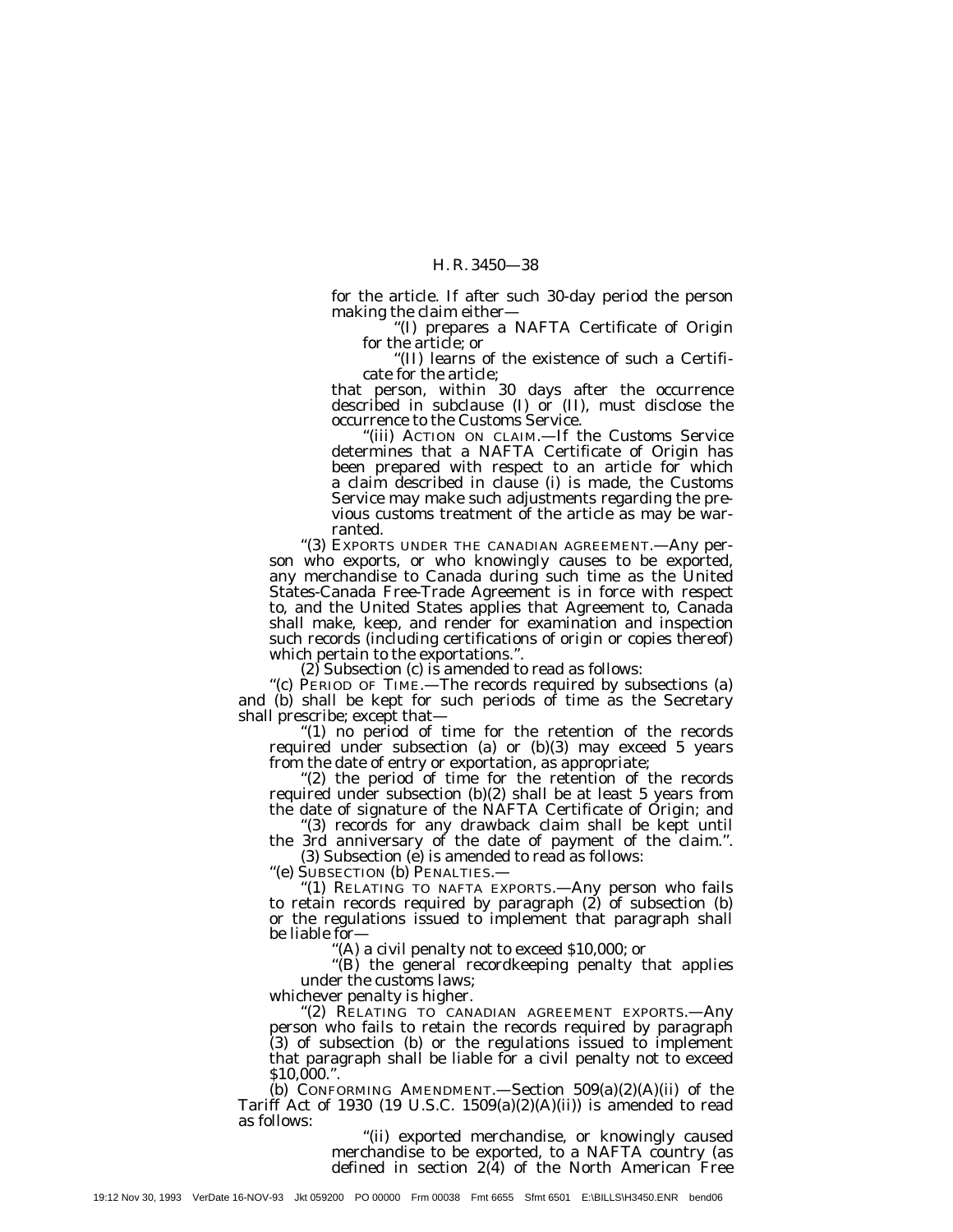for the article. If after such 30-day period the person making the claim either—

"(I) prepares a NAFTA Certificate of Origin for the article; or

"(II) learns of the existence of such a Certificate for the article;

that person, within 30 days after the occurrence described in subclause (I) or (II), must disclose the occurrence to the Customs Service.

"(iii) ACTION ON CLAIM.—If the Customs Service determines that a NAFTA Certificate of Origin has been prepared with respect to an article for which a claim described in clause (i) is made, the Customs Service may make such adjustments regarding the previous customs treatment of the article as may be warranted.

"(3) EXPORTS UNDER THE CANADIAN AGREEMENT.—Any person who exports, or who knowingly causes to be exported, any merchandise to Canada during such time as the United States-Canada Free-Trade Agreement is in force with respect to, and the United States applies that Agreement to, Canada shall make, keep, and render for examination and inspection such records (including certifications of origin or copies thereof) which pertain to the exportations.".

(2) Subsection (c) is amended to read as follows:

"(c) PERIOD OF TIME.—The records required by subsections (a) and (b) shall be kept for such periods of time as the Secretary shall prescribe; except that—

"(1) no period of time for the retention of the records required under subsection (a) or (b)(3) may exceed 5 years from the date of entry or exportation, as appropriate;

"(2) the period of time for the retention of the records required under subsection (b)(2) shall be at least 5 years from the date of signature of the NAFTA Certificate of Origin; and

"(3) records for any drawback claim shall be kept until the 3rd anniversary of the date of payment of the claim.".

(3) Subsection (e) is amended to read as follows:

"(e) SUBSECTION (b) PENALTIES.—

"(1) RELATING TO NAFTA EXPORTS.—Any person who fails to retain records required by paragraph (2) of subsection (b) or the regulations issued to implement that paragraph shall be liable for—

"(A) a civil penalty not to exceed $10,000; or

"(B) the general recordkeeping penalty that applies under the customs laws;

whichever penalty is higher.

"(2) RELATING TO CANADIAN AGREEMENT EXPORTS.—Any person who fails to retain the records required by paragraph (3) of subsection (b) or the regulations issued to implement that paragraph shall be liable for a civil penalty not to exceed $10,000.".

(b) CONFORMING AMENDMENT.—Section 509(a)(2)(A)(ii) of the Tariff Act of 1930 (19 U.S.C. 1509(a)(2)(A)(ii)) is amended to read as follows:

"(ii) exported merchandise, or knowingly caused merchandise to be exported, to a NAFTA country (as defined in section 2(4) of the North American Free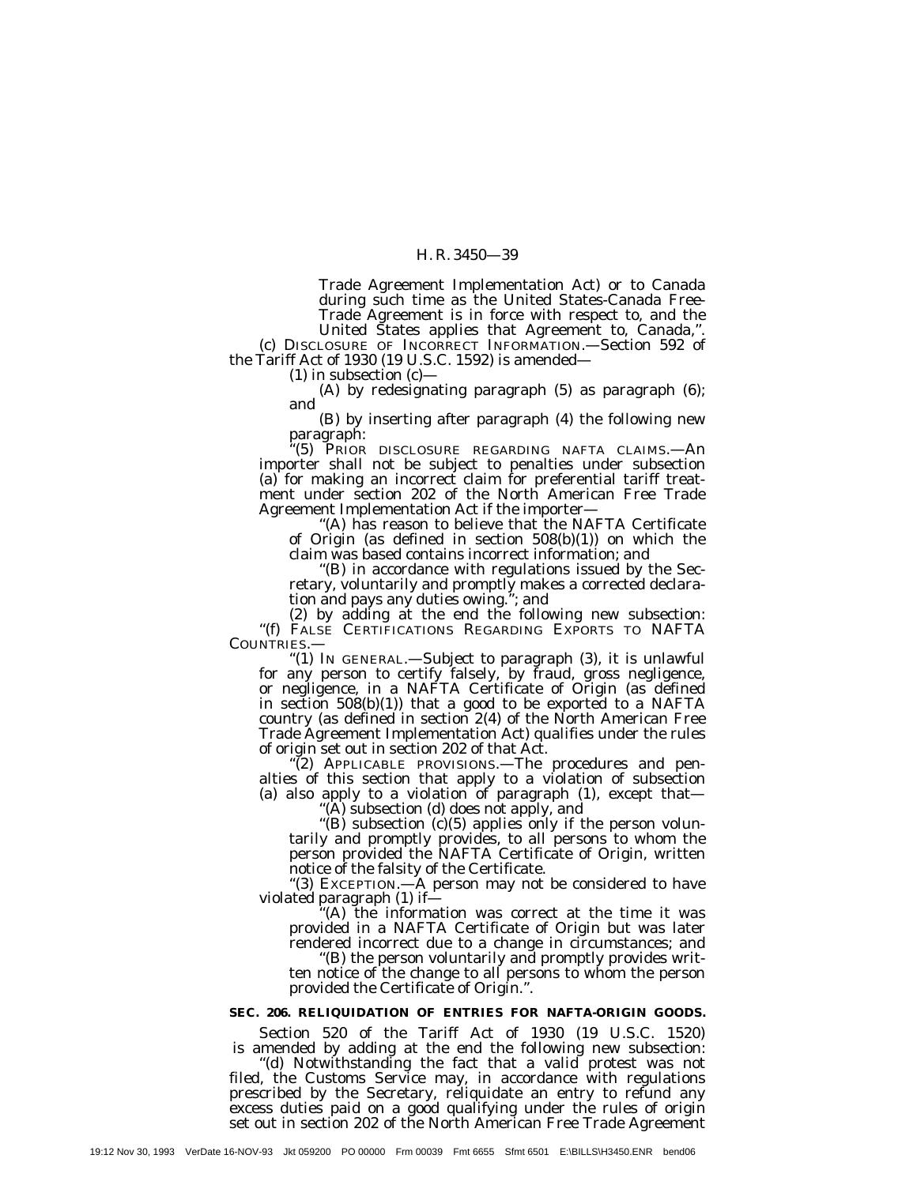Trade Agreement Implementation Act) or to Canada during such time as the United States-Canada Free-Trade Agreement is in force with respect to, and the United States applies that Agreement to, Canada,''.

(c) DISCLOSURE OF INCORRECT INFORMATION.—Section 592 of the Tariff Act of 1930 (19 U.S.C. 1592) is amended—

(1) in subsection (c)—

(A) by redesignating paragraph (5) as paragraph (6); and

(B) by inserting after paragraph (4) the following new paragraph:

''(5) PRIOR DISCLOSURE REGARDING NAFTA CLAIMS.—An importer shall not be subject to penalties under subsection (a) for making an incorrect claim for preferential tariff treatment under section 202 of the North American Free Trade Agreement Implementation Act if the importer—

''(A) has reason to believe that the NAFTA Certificate of Origin (as defined in section 508(b)(1)) on which the claim was based contains incorrect information; and

''(B) in accordance with regulations issued by the Secretary, voluntarily and promptly makes a corrected declaration and pays any duties owing.''; and

(2) by adding at the end the following new subsection:

''(f) FALSE CERTIFICATIONS REGARDING EXPORTS TO NAFTA COUNTRIES.—

''(1) IN GENERAL.—Subject to paragraph (3), it is unlawful for any person to certify falsely, by fraud, gross negligence, or negligence, in a NAFTA Certificate of Origin (as defined in section 508(b)(1)) that a good to be exported to a NAFTA country (as defined in section 2(4) of the North American Free Trade Agreement Implementation Act) qualifies under the rules of origin set out in section 202 of that Act.

''(2) APPLICABLE PROVISIONS.—The procedures and penalties of this section that apply to a violation of subsection (a) also apply to a violation of paragraph (1), except that—

''(A) subsection (d) does not apply, and

''(B) subsection (c)(5) applies only if the person voluntarily and promptly provides, to all persons to whom the person provided the NAFTA Certificate of Origin, written notice of the falsity of the Certificate.

''(3) EXCEPTION.—A person may not be considered to have violated paragraph (1) if—

''(A) the information was correct at the time it was provided in a NAFTA Certificate of Origin but was later rendered incorrect due to a change in circumstances; and

''(B) the person voluntarily and promptly provides written notice of the change to all persons to whom the person provided the Certificate of Origin.''.

**SEC. 206. RELIQUIDATION OF ENTRIES FOR NAFTA-ORIGIN GOODS.**

Section 520 of the Tariff Act of 1930 (19 U.S.C. 1520) is amended by adding at the end the following new subsection:

''(d) Notwithstanding the fact that a valid protest was not filed, the Customs Service may, in accordance with regulations prescribed by the Secretary, reliquidate an entry to refund any excess duties paid on a good qualifying under the rules of origin set out in section 202 of the North American Free Trade Agreement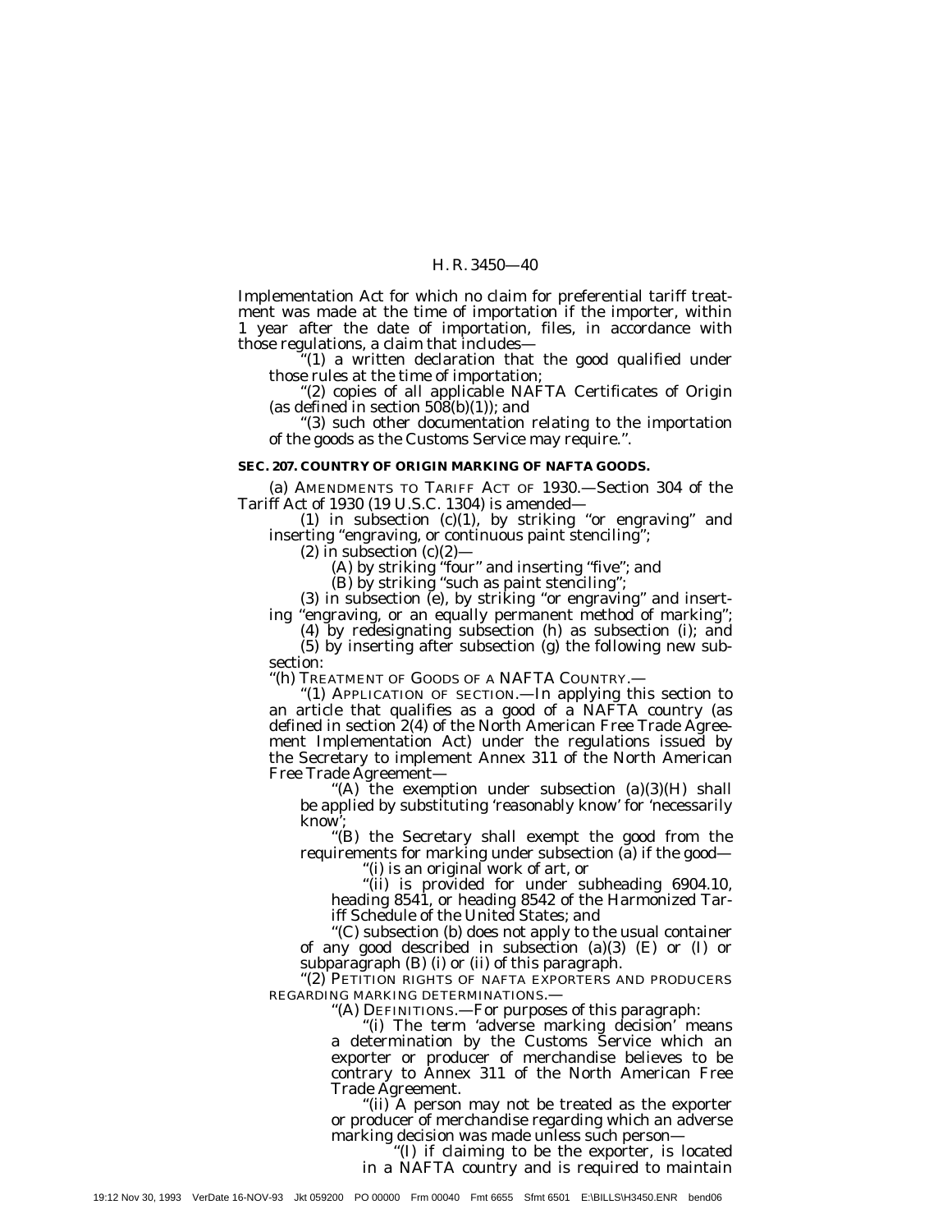Implementation Act for which no claim for preferential tariff treatment was made at the time of importation if the importer, within 1 year after the date of importation, files, in accordance with those regulations, a claim that includes—

"(1) a written declaration that the good qualified under those rules at the time of importation;

"(2) copies of all applicable NAFTA Certificates of Origin (as defined in section 508(b)(1)); and

"(3) such other documentation relating to the importation of the goods as the Customs Service may require.".

**SEC. 207. COUNTRY OF ORIGIN MARKING OF NAFTA GOODS.**

(a) AMENDMENTS TO TARIFF ACT OF 1930.—Section 304 of the Tariff Act of 1930 (19 U.S.C. 1304) is amended—

(1) in subsection (c)(1), by striking "or engraving" and inserting "engraving, or continuous paint stenciling";

(2) in subsection (c)(2)—

(A) by striking "four" and inserting "five"; and

(B) by striking "such as paint stenciling";

(3) in subsection (e), by striking "or engraving" and inserting "engraving, or an equally permanent method of marking";

(4) by redesignating subsection (h) as subsection (i); and

(5) by inserting after subsection (g) the following new subsection:

"(h) TREATMENT OF GOODS OF A NAFTA COUNTRY.—

"(1) APPLICATION OF SECTION.—In applying this section to an article that qualifies as a good of a NAFTA country (as defined in section 2(4) of the North American Free Trade Agreement Implementation Act) under the regulations issued by the Secretary to implement Annex 311 of the North American Free Trade Agreement—

"(A) the exemption under subsection (a)(3)(H) shall be applied by substituting 'reasonably know' for 'necessarily know';

"(B) the Secretary shall exempt the good from the requirements for marking under subsection (a) if the good—

"(i) is an original work of art, or

"(ii) is provided for under subheading 6904.10, heading 8541, or heading 8542 of the Harmonized Tariff Schedule of the United States; and

"(C) subsection (b) does not apply to the usual container of any good described in subsection (a)(3) (E) or (I) or subparagraph (B) (i) or (ii) of this paragraph.

"(2) PETITION RIGHTS OF NAFTA EXPORTERS AND PRODUCERS REGARDING MARKING DETERMINATIONS.—

"(A) DEFINITIONS.—For purposes of this paragraph:

"(i) The term 'adverse marking decision' means a determination by the Customs Service which an exporter or producer of merchandise believes to be contrary to Annex 311 of the North American Free Trade Agreement.

"(ii) A person may not be treated as the exporter or producer of merchandise regarding which an adverse marking decision was made unless such person—

"(I) if claiming to be the exporter, is located in a NAFTA country and is required to maintain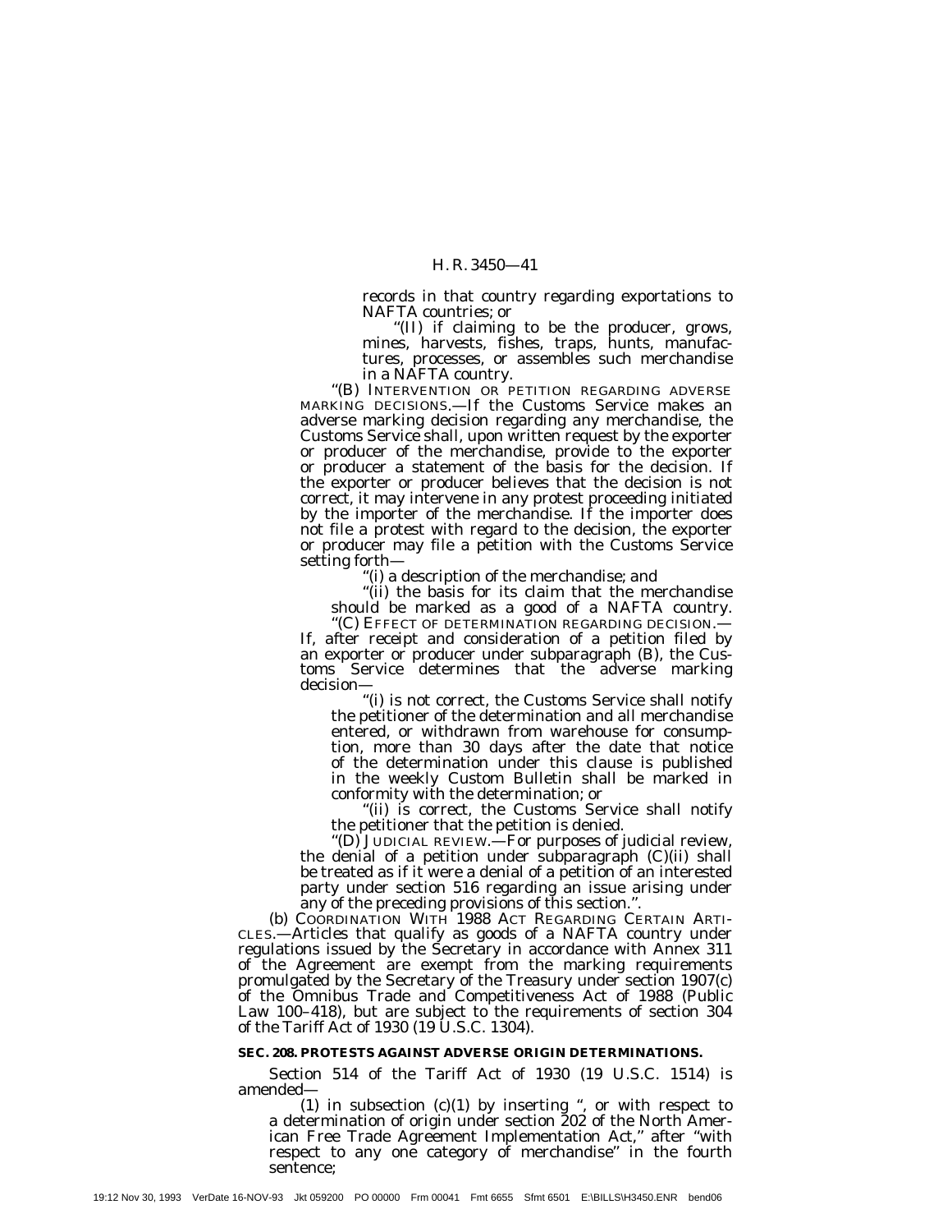records in that country regarding exportations to NAFTA countries; or

"(II) if claiming to be the producer, grows, mines, harvests, fishes, traps, hunts, manufactures, processes, or assembles such merchandise in a NAFTA country.

"(B) INTERVENTION OR PETITION REGARDING ADVERSE MARKING DECISIONS.—If the Customs Service makes an adverse marking decision regarding any merchandise, the Customs Service shall, upon written request by the exporter or producer of the merchandise, provide to the exporter or producer a statement of the basis for the decision. If the exporter or producer believes that the decision is not correct, it may intervene in any protest proceeding initiated by the importer of the merchandise. If the importer does not file a protest with regard to the decision, the exporter or producer may file a petition with the Customs Service setting forth—

"(i) a description of the merchandise; and

"(ii) the basis for its claim that the merchandise should be marked as a good of a NAFTA country.

"(C) EFFECT OF DETERMINATION REGARDING DECISION.—If, after receipt and consideration of a petition filed by an exporter or producer under subparagraph (B), the Customs Service determines that the adverse marking decision—

"(i) is not correct, the Customs Service shall notify the petitioner of the determination and all merchandise entered, or withdrawn from warehouse for consumption, more than 30 days after the date that notice of the determination under this clause is published in the weekly Custom Bulletin shall be marked in conformity with the determination; or

"(ii) is correct, the Customs Service shall notify the petitioner that the petition is denied.

"(D) JUDICIAL REVIEW.—For purposes of judicial review, the denial of a petition under subparagraph (C)(ii) shall be treated as if it were a denial of a petition of an interested party under section 516 regarding an issue arising under any of the preceding provisions of this section.".

(b) COORDINATION WITH 1988 ACT REGARDING CERTAIN ARTICLES.—Articles that qualify as goods of a NAFTA country under regulations issued by the Secretary in accordance with Annex 311 of the Agreement are exempt from the marking requirements promulgated by the Secretary of the Treasury under section 1907(c) of the Omnibus Trade and Competitiveness Act of 1988 (Public Law 100–418), but are subject to the requirements of section 304 of the Tariff Act of 1930 (19 U.S.C. 1304).

**SEC. 208. PROTESTS AGAINST ADVERSE ORIGIN DETERMINATIONS.**

Section 514 of the Tariff Act of 1930 (19 U.S.C. 1514) is amended—

(1) in subsection (c)(1) by inserting ", or with respect to a determination of origin under section 202 of the North American Free Trade Agreement Implementation Act," after "with respect to any one category of merchandise" in the fourth sentence;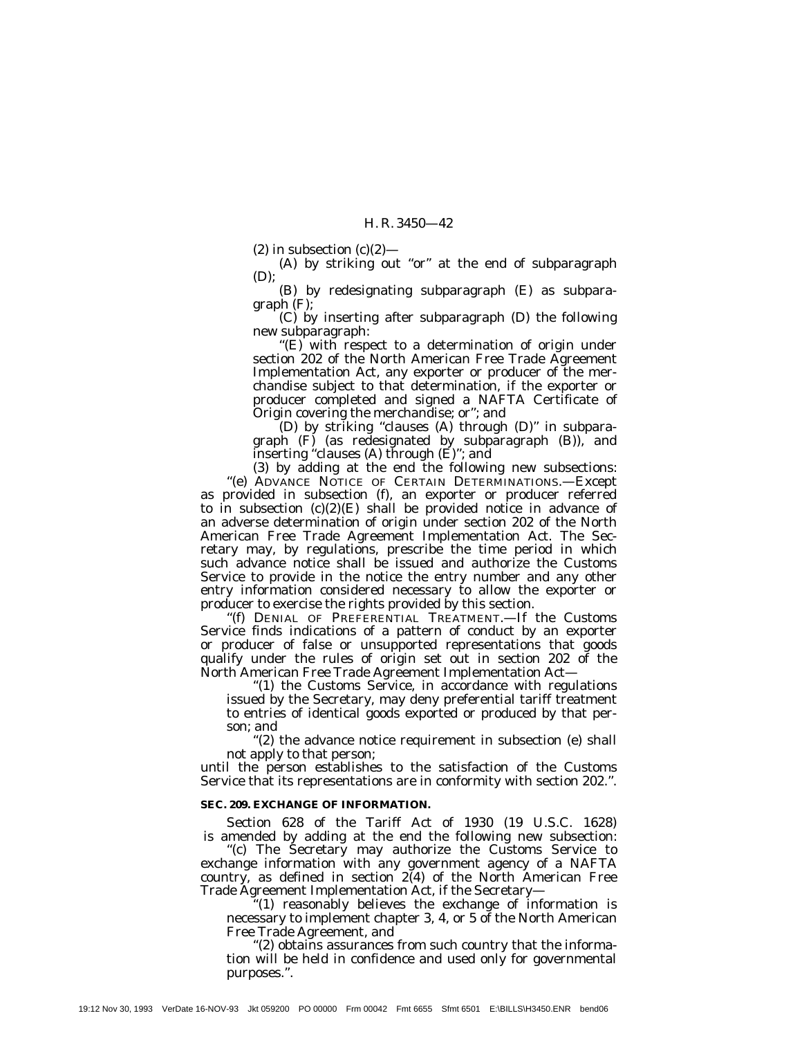(2) in subsection (c)(2)—

(A) by striking out "or" at the end of subparagraph (D);

(B) by redesignating subparagraph (E) as subparagraph (F);

(C) by inserting after subparagraph (D) the following new subparagraph:

"(E) with respect to a determination of origin under section 202 of the North American Free Trade Agreement Implementation Act, any exporter or producer of the merchandise subject to that determination, if the exporter or producer completed and signed a NAFTA Certificate of Origin covering the merchandise; or"; and

(D) by striking "clauses (A) through (D)" in subparagraph (F) (as redesignated by subparagraph (B)), and inserting "clauses (A) through (E)"; and

(3) by adding at the end the following new subsections:

"(e) ADVANCE NOTICE OF CERTAIN DETERMINATIONS.—Except as provided in subsection (f), an exporter or producer referred to in subsection (c)(2)(E) shall be provided notice in advance of an adverse determination of origin under section 202 of the North American Free Trade Agreement Implementation Act. The Secretary may, by regulations, prescribe the time period in which such advance notice shall be issued and authorize the Customs Service to provide in the notice the entry number and any other entry information considered necessary to allow the exporter or producer to exercise the rights provided by this section.

"(f) DENIAL OF PREFERENTIAL TREATMENT.—If the Customs Service finds indications of a pattern of conduct by an exporter or producer of false or unsupported representations that goods qualify under the rules of origin set out in section 202 of the North American Free Trade Agreement Implementation Act—

"(1) the Customs Service, in accordance with regulations issued by the Secretary, may deny preferential tariff treatment to entries of identical goods exported or produced by that person; and

"(2) the advance notice requirement in subsection (e) shall not apply to that person;

until the person establishes to the satisfaction of the Customs Service that its representations are in conformity with section 202.".

**SEC. 209. EXCHANGE OF INFORMATION.**

Section 628 of the Tariff Act of 1930 (19 U.S.C. 1628) is amended by adding at the end the following new subsection:

"(c) The Secretary may authorize the Customs Service to exchange information with any government agency of a NAFTA country, as defined in section 2(4) of the North American Free Trade Agreement Implementation Act, if the Secretary—

"(1) reasonably believes the exchange of information is necessary to implement chapter 3, 4, or 5 of the North American Free Trade Agreement, and

"(2) obtains assurances from such country that the information will be held in confidence and used only for governmental purposes.".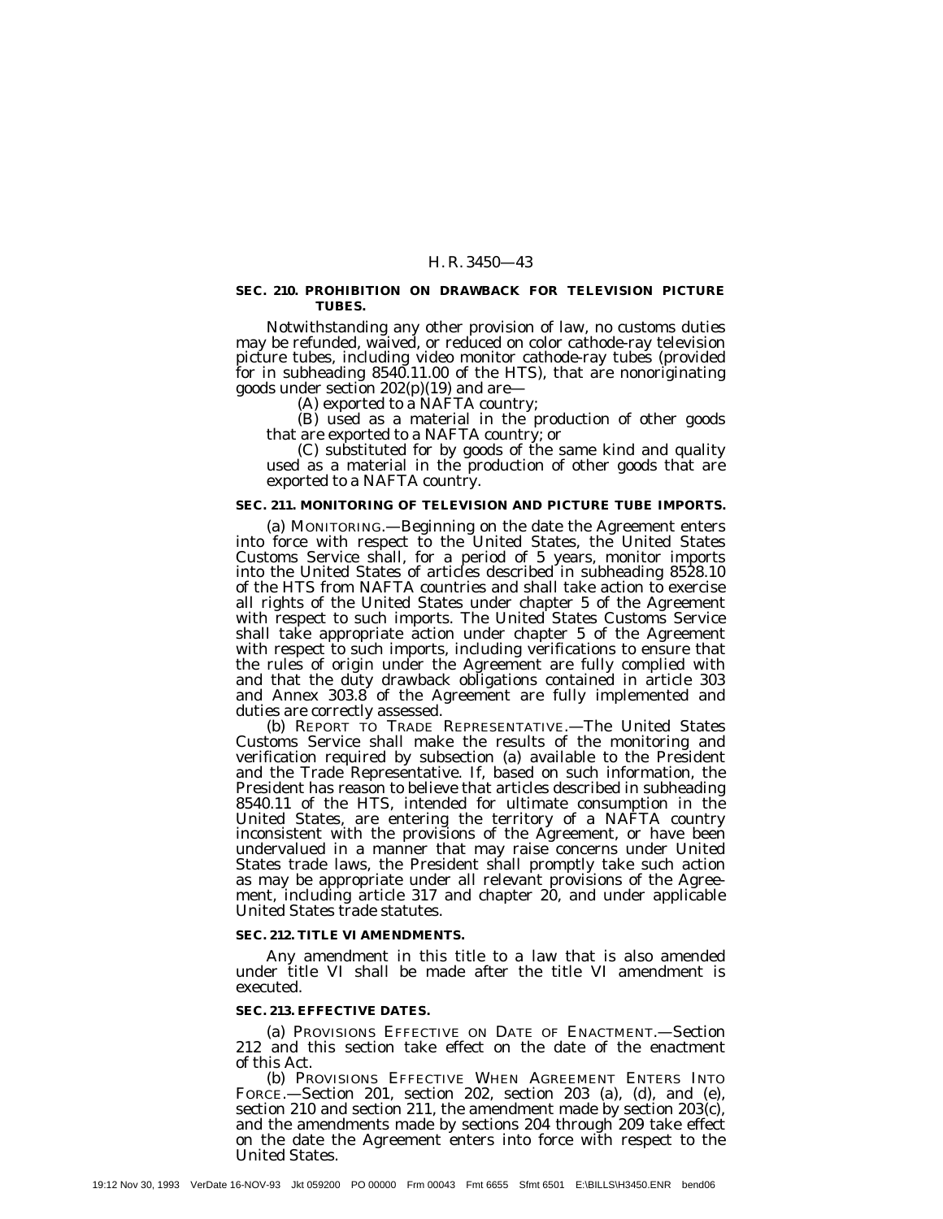**SEC. 210. PROHIBITION ON DRAWBACK FOR TELEVISION PICTURE TUBES.**

Notwithstanding any other provision of law, no customs duties may be refunded, waived, or reduced on color cathode-ray television picture tubes, including video monitor cathode-ray tubes (provided for in subheading 8540.11.00 of the HTS), that are nonoriginating goods under section 202(p)(19) and are—

(A) exported to a NAFTA country;

(B) used as a material in the production of other goods that are exported to a NAFTA country; or

(C) substituted for by goods of the same kind and quality used as a material in the production of other goods that are exported to a NAFTA country.

**SEC. 211. MONITORING OF TELEVISION AND PICTURE TUBE IMPORTS.**

(a) MONITORING.—Beginning on the date the Agreement enters into force with respect to the United States, the United States Customs Service shall, for a period of 5 years, monitor imports into the United States of articles described in subheading 8528.10 of the HTS from NAFTA countries and shall take action to exercise all rights of the United States under chapter 5 of the Agreement with respect to such imports. The United States Customs Service shall take appropriate action under chapter 5 of the Agreement with respect to such imports, including verifications to ensure that the rules of origin under the Agreement are fully complied with and that the duty drawback obligations contained in article 303 and Annex 303.8 of the Agreement are fully implemented and duties are correctly assessed.

(b) REPORT TO TRADE REPRESENTATIVE.—The United States Customs Service shall make the results of the monitoring and verification required by subsection (a) available to the President and the Trade Representative. If, based on such information, the President has reason to believe that articles described in subheading 8540.11 of the HTS, intended for ultimate consumption in the United States, are entering the territory of a NAFTA country inconsistent with the provisions of the Agreement, or have been undervalued in a manner that may raise concerns under United States trade laws, the President shall promptly take such action as may be appropriate under all relevant provisions of the Agreement, including article 317 and chapter 20, and under applicable United States trade statutes.

**SEC. 212. TITLE VI AMENDMENTS.**

Any amendment in this title to a law that is also amended under title VI shall be made after the title VI amendment is executed.

**SEC. 213. EFFECTIVE DATES.**

(a) PROVISIONS EFFECTIVE ON DATE OF ENACTMENT.—Section 212 and this section take effect on the date of the enactment of this Act.

(b) PROVISIONS EFFECTIVE WHEN AGREEMENT ENTERS INTO FORCE.—Section 201, section 202, section 203 (a), (d), and (e), section 210 and section 211, the amendment made by section 203(c), and the amendments made by sections 204 through 209 take effect on the date the Agreement enters into force with respect to the United States.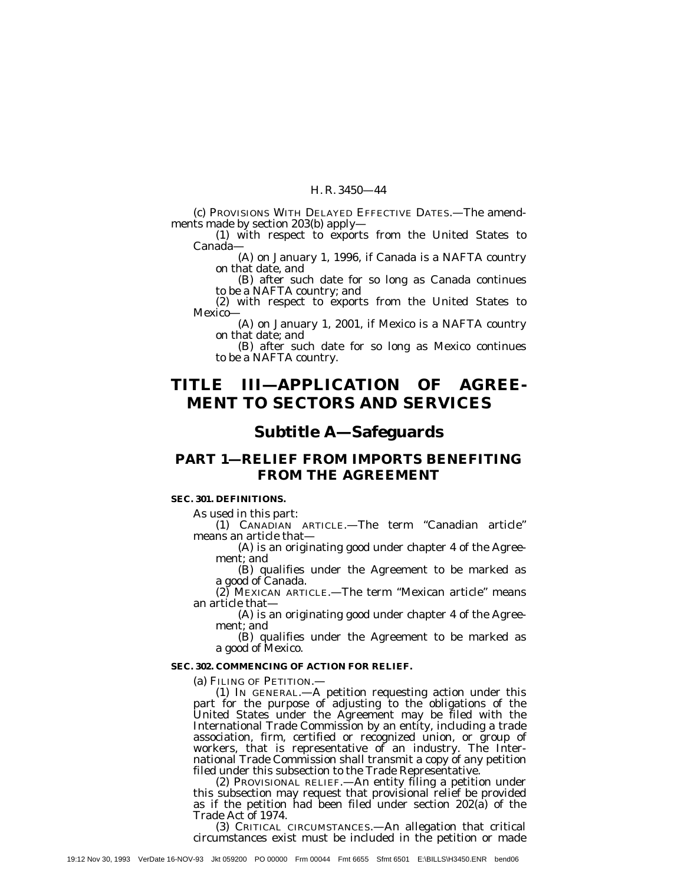(c) PROVISIONS WITH DELAYED EFFECTIVE DATES.—The amendments made by section 203(b) apply—

(1) with respect to exports from the United States to Canada—

(A) on January 1, 1996, if Canada is a NAFTA country on that date, and

(B) after such date for so long as Canada continues to be a NAFTA country; and

(2) with respect to exports from the United States to Mexico—

(A) on January 1, 2001, if Mexico is a NAFTA country on that date; and

(B) after such date for so long as Mexico continues to be a NAFTA country.

# TITLE III—APPLICATION OF AGREEMENT TO SECTORS AND SERVICES

## Subtitle A—Safeguards

### PART 1—RELIEF FROM IMPORTS BENEFITING FROM THE AGREEMENT

**SEC. 301. DEFINITIONS.**

As used in this part:

(1) CANADIAN ARTICLE.—The term "Canadian article" means an article that—

(A) is an originating good under chapter 4 of the Agreement; and

(B) qualifies under the Agreement to be marked as a good of Canada.

(2) MEXICAN ARTICLE.—The term "Mexican article" means an article that—

(A) is an originating good under chapter 4 of the Agreement; and

(B) qualifies under the Agreement to be marked as a good of Mexico.

**SEC. 302. COMMENCING OF ACTION FOR RELIEF.**

(a) FILING OF PETITION.—

(1) IN GENERAL.—A petition requesting action under this part for the purpose of adjusting to the obligations of the United States under the Agreement may be filed with the International Trade Commission by an entity, including a trade association, firm, certified or recognized union, or group of workers, that is representative of an industry. The International Trade Commission shall transmit a copy of any petition filed under this subsection to the Trade Representative.

(2) PROVISIONAL RELIEF.—An entity filing a petition under this subsection may request that provisional relief be provided as if the petition had been filed under section 202(a) of the Trade Act of 1974.

(3) CRITICAL CIRCUMSTANCES.—An allegation that critical circumstances exist must be included in the petition or made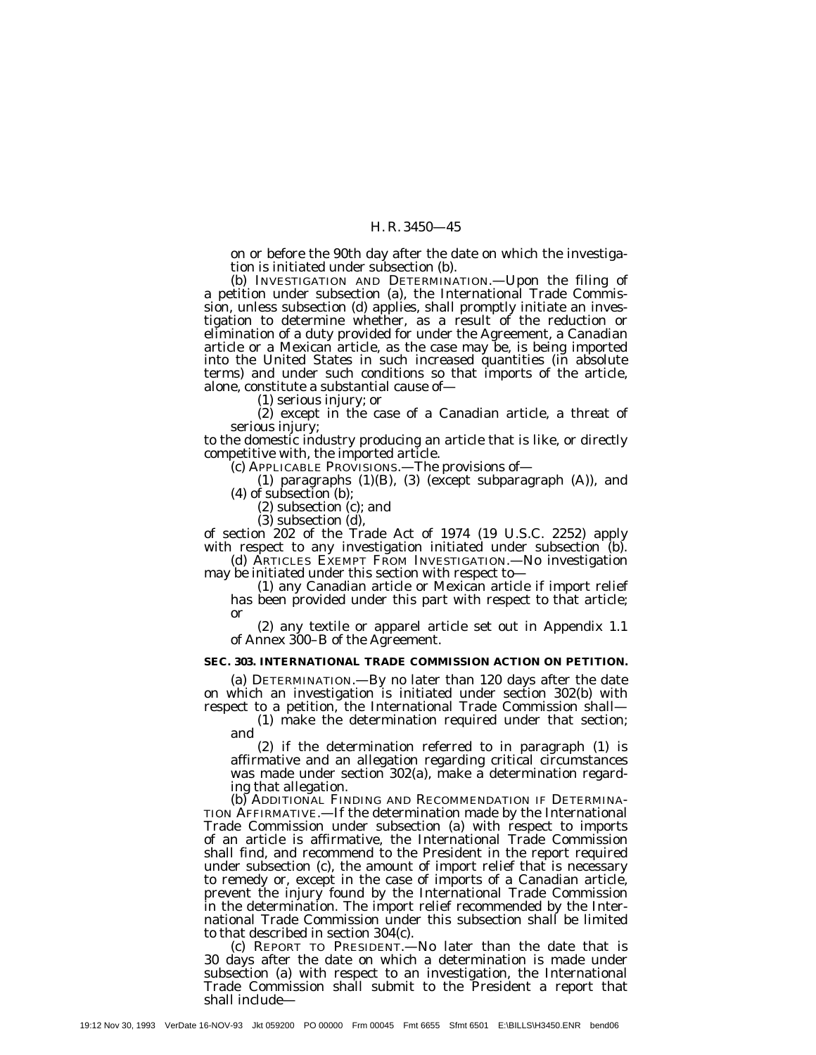on or before the 90th day after the date on which the investigation is initiated under subsection (b).

(b) INVESTIGATION AND DETERMINATION.—Upon the filing of a petition under subsection (a), the International Trade Commission, unless subsection (d) applies, shall promptly initiate an investigation to determine whether, as a result of the reduction or elimination of a duty provided for under the Agreement, a Canadian article or a Mexican article, as the case may be, is being imported into the United States in such increased quantities (in absolute terms) and under such conditions so that imports of the article, alone, constitute a substantial cause of—

(1) serious injury; or

(2) except in the case of a Canadian article, a threat of serious injury;

to the domestic industry producing an article that is like, or directly competitive with, the imported article.

(c) APPLICABLE PROVISIONS.—The provisions of—

(1) paragraphs (1)(B), (3) (except subparagraph (A)), and (4) of subsection (b);

(2) subsection (c); and

(3) subsection (d),

of section 202 of the Trade Act of 1974 (19 U.S.C. 2252) apply with respect to any investigation initiated under subsection (b).

(d) ARTICLES EXEMPT FROM INVESTIGATION.—No investigation may be initiated under this section with respect to—

(1) any Canadian article or Mexican article if import relief has been provided under this part with respect to that article; or

(2) any textile or apparel article set out in Appendix 1.1 of Annex 300–B of the Agreement.

**SEC. 303. INTERNATIONAL TRADE COMMISSION ACTION ON PETITION.**

(a) DETERMINATION.—By no later than 120 days after the date on which an investigation is initiated under section 302(b) with respect to a petition, the International Trade Commission shall—

(1) make the determination required under that section; and

(2) if the determination referred to in paragraph (1) is affirmative and an allegation regarding critical circumstances was made under section 302(a), make a determination regarding that allegation.

(b) ADDITIONAL FINDING AND RECOMMENDATION IF DETERMINATION AFFIRMATIVE.—If the determination made by the International Trade Commission under subsection (a) with respect to imports of an article is affirmative, the International Trade Commission shall find, and recommend to the President in the report required under subsection (c), the amount of import relief that is necessary to remedy or, except in the case of imports of a Canadian article, prevent the injury found by the International Trade Commission in the determination. The import relief recommended by the International Trade Commission under this subsection shall be limited to that described in section 304(c).

(c) REPORT TO PRESIDENT.—No later than the date that is 30 days after the date on which a determination is made under subsection (a) with respect to an investigation, the International Trade Commission shall submit to the President a report that shall include—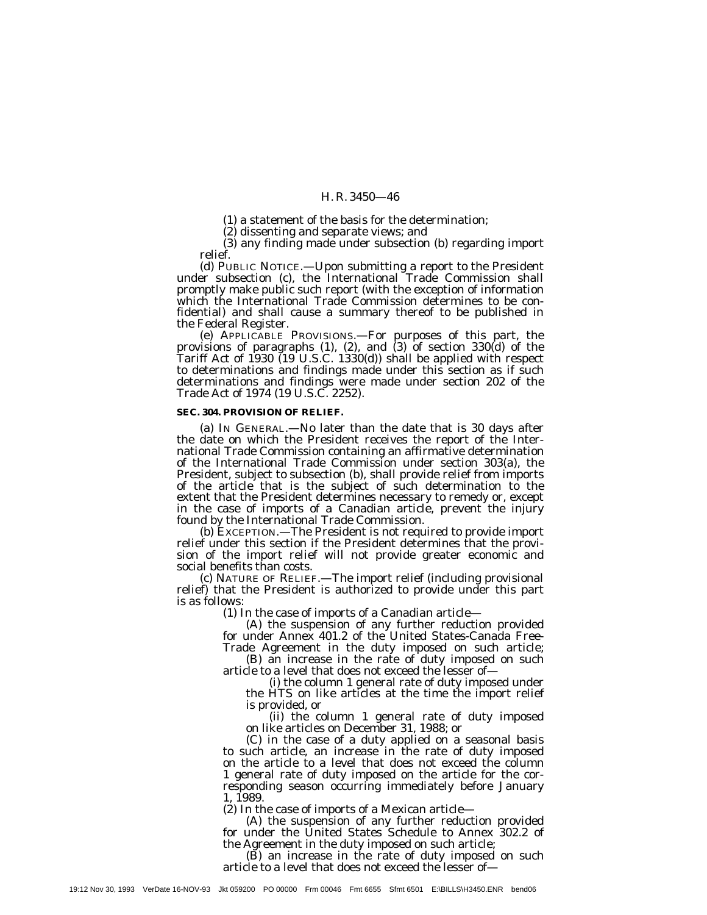(1) a statement of the basis for the determination;

(2) dissenting and separate views; and

(3) any finding made under subsection (b) regarding import relief.

(d) PUBLIC NOTICE.—Upon submitting a report to the President under subsection (c), the International Trade Commission shall promptly make public such report (with the exception of information which the International Trade Commission determines to be confidential) and shall cause a summary thereof to be published in the Federal Register.

(e) APPLICABLE PROVISIONS.—For purposes of this part, the provisions of paragraphs (1), (2), and (3) of section 330(d) of the Tariff Act of 1930 (19 U.S.C. 1330(d)) shall be applied with respect to determinations and findings made under this section as if such determinations and findings were made under section 202 of the Trade Act of 1974 (19 U.S.C. 2252).

**SEC. 304. PROVISION OF RELIEF.**

(a) IN GENERAL.—No later than the date that is 30 days after the date on which the President receives the report of the International Trade Commission containing an affirmative determination of the International Trade Commission under section 303(a), the President, subject to subsection (b), shall provide relief from imports of the article that is the subject of such determination to the extent that the President determines necessary to remedy or, except in the case of imports of a Canadian article, prevent the injury found by the International Trade Commission.

(b) EXCEPTION.—The President is not required to provide import relief under this section if the President determines that the provision of the import relief will not provide greater economic and social benefits than costs.

(c) NATURE OF RELIEF.—The import relief (including provisional relief) that the President is authorized to provide under this part is as follows:

(1) In the case of imports of a Canadian article—

(A) the suspension of any further reduction provided for under Annex 401.2 of the United States-Canada Free-Trade Agreement in the duty imposed on such article;

(B) an increase in the rate of duty imposed on such article to a level that does not exceed the lesser of—

(i) the column 1 general rate of duty imposed under the HTS on like articles at the time the import relief is provided, or

(ii) the column 1 general rate of duty imposed on like articles on December 31, 1988; or

(C) in the case of a duty applied on a seasonal basis to such article, an increase in the rate of duty imposed on the article to a level that does not exceed the column 1 general rate of duty imposed on the article for the corresponding season occurring immediately before January 1, 1989.

(2) In the case of imports of a Mexican article—

(A) the suspension of any further reduction provided for under the United States Schedule to Annex 302.2 of the Agreement in the duty imposed on such article;

(B) an increase in the rate of duty imposed on such article to a level that does not exceed the lesser of—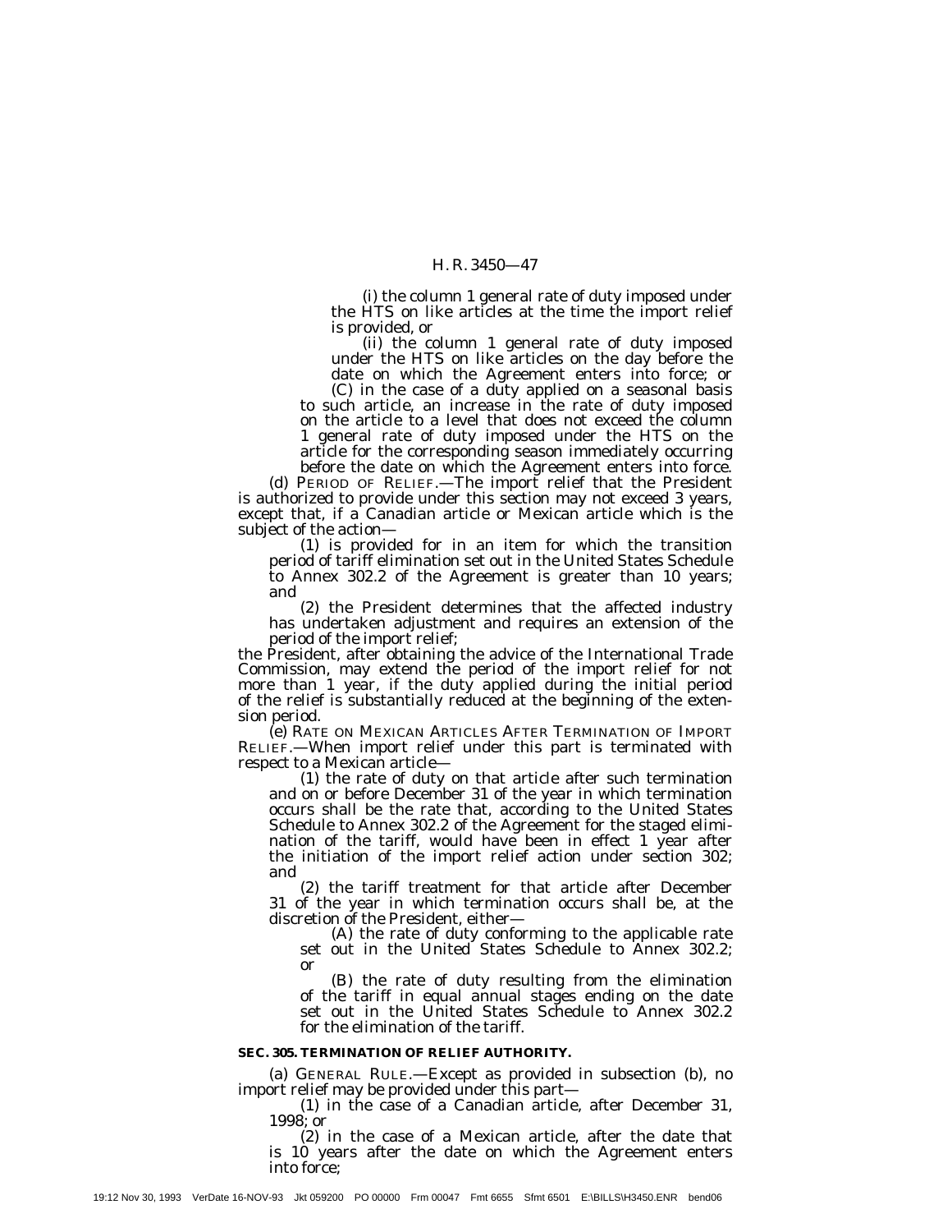(i) the column 1 general rate of duty imposed under the HTS on like articles at the time the import relief is provided, or

(ii) the column 1 general rate of duty imposed under the HTS on like articles on the day before the date on which the Agreement enters into force; or

(C) in the case of a duty applied on a seasonal basis to such article, an increase in the rate of duty imposed on the article to a level that does not exceed the column 1 general rate of duty imposed under the HTS on the article for the corresponding season immediately occurring before the date on which the Agreement enters into force.

(d) PERIOD OF RELIEF.—The import relief that the President is authorized to provide under this section may not exceed 3 years, except that, if a Canadian article or Mexican article which is the subject of the action—

(1) is provided for in an item for which the transition period of tariff elimination set out in the United States Schedule to Annex 302.2 of the Agreement is greater than 10 years; and

(2) the President determines that the affected industry has undertaken adjustment and requires an extension of the period of the import relief;

the President, after obtaining the advice of the International Trade Commission, may extend the period of the import relief for not more than 1 year, if the duty applied during the initial period of the relief is substantially reduced at the beginning of the extension period.

(e) RATE ON MEXICAN ARTICLES AFTER TERMINATION OF IMPORT RELIEF.—When import relief under this part is terminated with respect to a Mexican article—

(1) the rate of duty on that article after such termination and on or before December 31 of the year in which termination occurs shall be the rate that, according to the United States Schedule to Annex 302.2 of the Agreement for the staged elimination of the tariff, would have been in effect 1 year after the initiation of the import relief action under section 302; and

(2) the tariff treatment for that article after December 31 of the year in which termination occurs shall be, at the discretion of the President, either—

(A) the rate of duty conforming to the applicable rate set out in the United States Schedule to Annex 302.2; or

(B) the rate of duty resulting from the elimination of the tariff in equal annual stages ending on the date set out in the United States Schedule to Annex 302.2 for the elimination of the tariff.

**SEC. 305. TERMINATION OF RELIEF AUTHORITY.**

(a) GENERAL RULE.—Except as provided in subsection (b), no import relief may be provided under this part—

(1) in the case of a Canadian article, after December 31, 1998; or

(2) in the case of a Mexican article, after the date that is 10 years after the date on which the Agreement enters into force;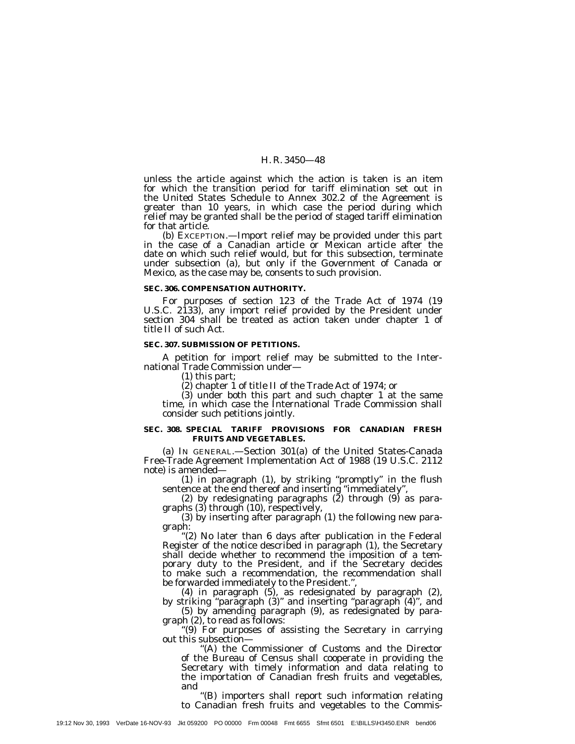unless the article against which the action is taken is an item for which the transition period for tariff elimination set out in the United States Schedule to Annex 302.2 of the Agreement is greater than 10 years, in which case the period during which relief may be granted shall be the period of staged tariff elimination for that article.

(b) EXCEPTION.—Import relief may be provided under this part in the case of a Canadian article or Mexican article after the date on which such relief would, but for this subsection, terminate under subsection (a), but only if the Government of Canada or Mexico, as the case may be, consents to such provision.

**SEC. 306. COMPENSATION AUTHORITY.**

For purposes of section 123 of the Trade Act of 1974 (19 U.S.C. 2133), any import relief provided by the President under section 304 shall be treated as action taken under chapter 1 of title II of such Act.

**SEC. 307. SUBMISSION OF PETITIONS.**

A petition for import relief may be submitted to the International Trade Commission under—

(1) this part;

(2) chapter 1 of title II of the Trade Act of 1974; or

(3) under both this part and such chapter 1 at the same time, in which case the International Trade Commission shall consider such petitions jointly.

**SEC. 308. SPECIAL TARIFF PROVISIONS FOR CANADIAN FRESH FRUITS AND VEGETABLES.**

(a) IN GENERAL.—Section 301(a) of the United States-Canada Free-Trade Agreement Implementation Act of 1988 (19 U.S.C. 2112 note) is amended—

(1) in paragraph (1), by striking "promptly" in the flush sentence at the end thereof and inserting "immediately",

(2) by redesignating paragraphs (2) through (9) as paragraphs (3) through (10), respectively,

(3) by inserting after paragraph (1) the following new paragraph:

"(2) No later than 6 days after publication in the Federal Register of the notice described in paragraph (1), the Secretary shall decide whether to recommend the imposition of a temporary duty to the President, and if the Secretary decides to make such a recommendation, the recommendation shall be forwarded immediately to the President.",

(4) in paragraph (5), as redesignated by paragraph (2), by striking "paragraph (3)" and inserting "paragraph (4)", and

(5) by amending paragraph (9), as redesignated by paragraph (2), to read as follows:

"(9) For purposes of assisting the Secretary in carrying out this subsection—

"(A) the Commissioner of Customs and the Director of the Bureau of Census shall cooperate in providing the Secretary with timely information and data relating to the importation of Canadian fresh fruits and vegetables, and

"(B) importers shall report such information relating to Canadian fresh fruits and vegetables to the Commis-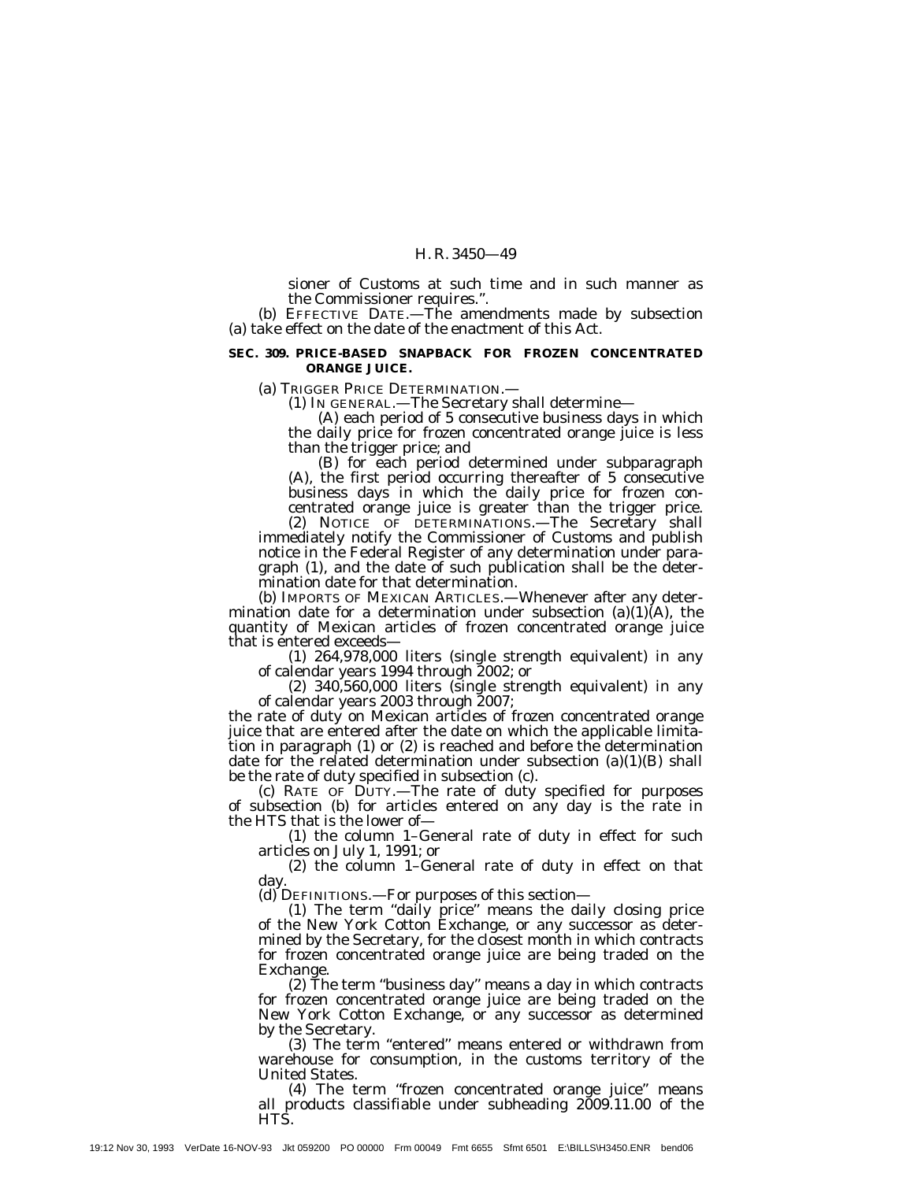sioner of Customs at such time and in such manner as the Commissioner requires.".

(b) EFFECTIVE DATE.—The amendments made by subsection (a) take effect on the date of the enactment of this Act.

**SEC. 309. PRICE-BASED SNAPBACK FOR FROZEN CONCENTRATED ORANGE JUICE.**

(a) TRIGGER PRICE DETERMINATION.—

(1) IN GENERAL.—The Secretary shall determine—

(A) each period of 5 consecutive business days in which the daily price for frozen concentrated orange juice is less than the trigger price; and

(B) for each period determined under subparagraph (A), the first period occurring thereafter of 5 consecutive business days in which the daily price for frozen concentrated orange juice is greater than the trigger price.

(2) NOTICE OF DETERMINATIONS.—The Secretary shall immediately notify the Commissioner of Customs and publish notice in the Federal Register of any determination under paragraph (1), and the date of such publication shall be the determination date for that determination.

(b) IMPORTS OF MEXICAN ARTICLES.—Whenever after any determination date for a determination under subsection (a)(1)(A), the quantity of Mexican articles of frozen concentrated orange juice that is entered exceeds—

(1) 264,978,000 liters (single strength equivalent) in any of calendar years 1994 through 2002; or

(2) 340,560,000 liters (single strength equivalent) in any of calendar years 2003 through 2007;

the rate of duty on Mexican articles of frozen concentrated orange juice that are entered after the date on which the applicable limitation in paragraph (1) or (2) is reached and before the determination date for the related determination under subsection (a)(1)(B) shall be the rate of duty specified in subsection (c).

(c) RATE OF DUTY.—The rate of duty specified for purposes of subsection (b) for articles entered on any day is the rate in the HTS that is the lower of—

(1) the column 1–General rate of duty in effect for such articles on July 1, 1991; or

(2) the column 1–General rate of duty in effect on that day.

(d) DEFINITIONS.—For purposes of this section—

(1) The term "daily price" means the daily closing price of the New York Cotton Exchange, or any successor as determined by the Secretary, for the closest month in which contracts for frozen concentrated orange juice are being traded on the Exchange.

(2) The term "business day" means a day in which contracts for frozen concentrated orange juice are being traded on the New York Cotton Exchange, or any successor as determined by the Secretary.

(3) The term "entered" means entered or withdrawn from warehouse for consumption, in the customs territory of the United States.

(4) The term "frozen concentrated orange juice" means all products classifiable under subheading 2009.11.00 of the HTS.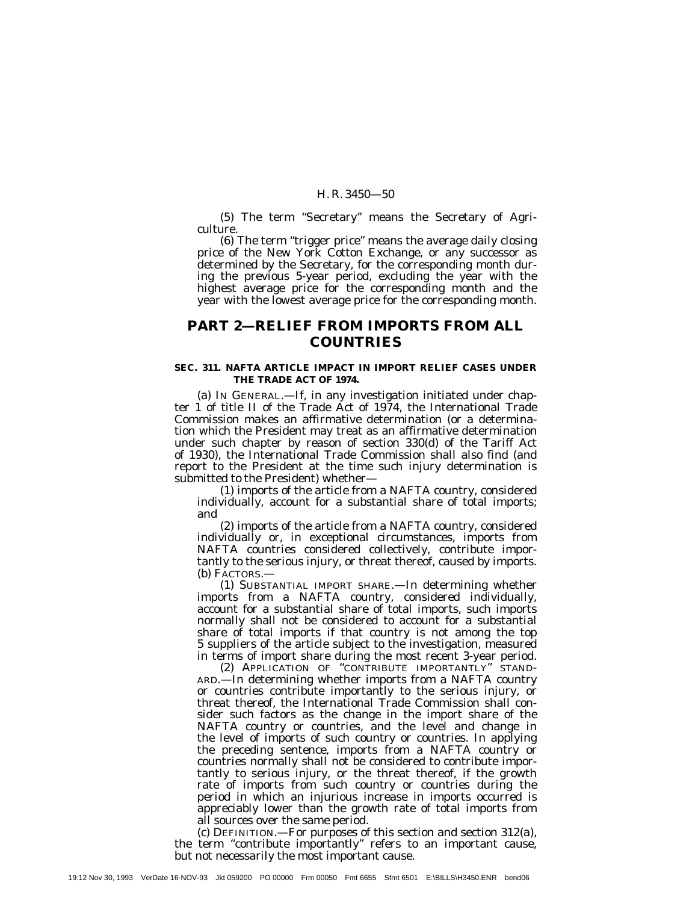(5) The term "Secretary" means the Secretary of Agriculture.

(6) The term "trigger price" means the average daily closing price of the New York Cotton Exchange, or any successor as determined by the Secretary, for the corresponding month during the previous 5-year period, excluding the year with the highest average price for the corresponding month and the year with the lowest average price for the corresponding month.

## PART 2—RELIEF FROM IMPORTS FROM ALL COUNTRIES

### SEC. 311. NAFTA ARTICLE IMPACT IN IMPORT RELIEF CASES UNDER THE TRADE ACT OF 1974.

(a) IN GENERAL.—If, in any investigation initiated under chapter 1 of title II of the Trade Act of 1974, the International Trade Commission makes an affirmative determination (or a determination which the President may treat as an affirmative determination under such chapter by reason of section 330(d) of the Tariff Act of 1930), the International Trade Commission shall also find (and report to the President at the time such injury determination is submitted to the President) whether—

(1) imports of the article from a NAFTA country, considered individually, account for a substantial share of total imports; and

(2) imports of the article from a NAFTA country, considered individually or, in exceptional circumstances, imports from NAFTA countries considered collectively, contribute importantly to the serious injury, or threat thereof, caused by imports.

(b) FACTORS.—

(1) SUBSTANTIAL IMPORT SHARE.—In determining whether imports from a NAFTA country, considered individually, account for a substantial share of total imports, such imports normally shall not be considered to account for a substantial share of total imports if that country is not among the top 5 suppliers of the article subject to the investigation, measured in terms of import share during the most recent 3-year period.

(2) APPLICATION OF "CONTRIBUTE IMPORTANTLY" STANDARD.—In determining whether imports from a NAFTA country or countries contribute importantly to the serious injury, or threat thereof, the International Trade Commission shall consider such factors as the change in the import share of the NAFTA country or countries, and the level and change in the level of imports of such country or countries. In applying the preceding sentence, imports from a NAFTA country or countries normally shall not be considered to contribute importantly to serious injury, or the threat thereof, if the growth rate of imports from such country or countries during the period in which an injurious increase in imports occurred is appreciably lower than the growth rate of total imports from all sources over the same period.

(c) DEFINITION.—For purposes of this section and section 312(a), the term "contribute importantly" refers to an important cause, but not necessarily the most important cause.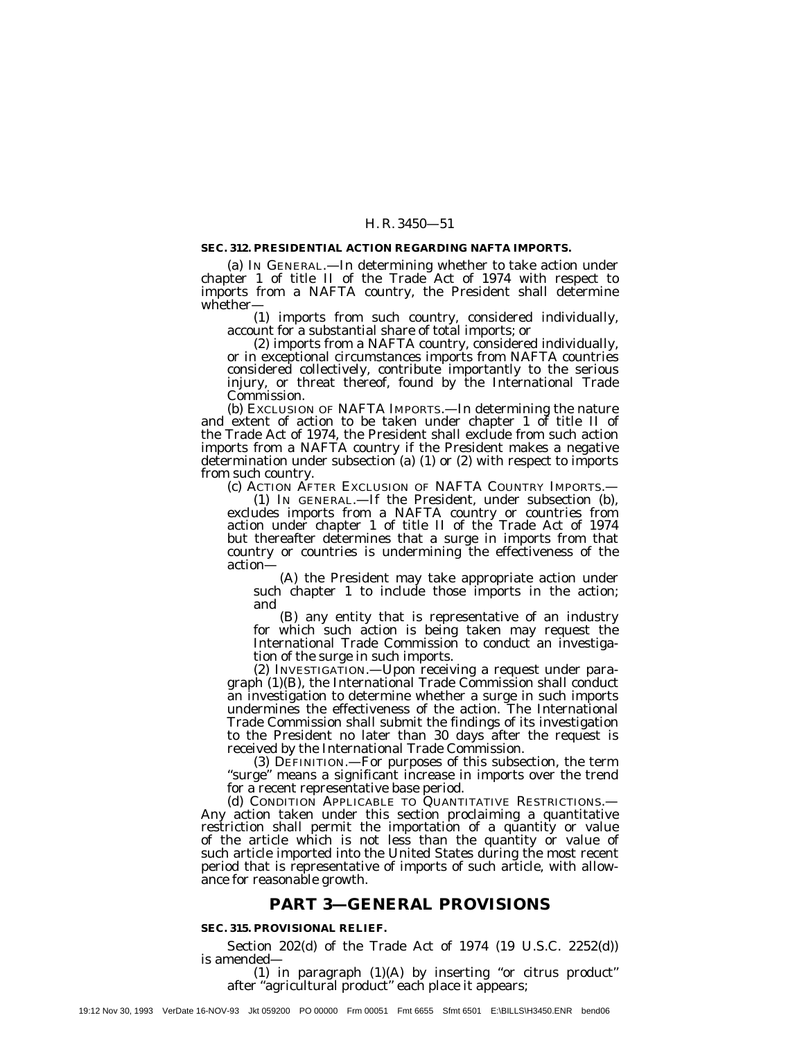**SEC. 312. PRESIDENTIAL ACTION REGARDING NAFTA IMPORTS.**

(a) IN GENERAL.—In determining whether to take action under chapter 1 of title II of the Trade Act of 1974 with respect to imports from a NAFTA country, the President shall determine whether—

(1) imports from such country, considered individually, account for a substantial share of total imports; or

(2) imports from a NAFTA country, considered individually, or in exceptional circumstances imports from NAFTA countries considered collectively, contribute importantly to the serious injury, or threat thereof, found by the International Trade Commission.

(b) EXCLUSION OF NAFTA IMPORTS.—In determining the nature and extent of action to be taken under chapter 1 of title II of the Trade Act of 1974, the President shall exclude from such action imports from a NAFTA country if the President makes a negative determination under subsection (a) (1) or (2) with respect to imports from such country.

(c) ACTION AFTER EXCLUSION OF NAFTA COUNTRY IMPORTS.—

(1) IN GENERAL.—If the President, under subsection (b), excludes imports from a NAFTA country or countries from action under chapter 1 of title II of the Trade Act of 1974 but thereafter determines that a surge in imports from that country or countries is undermining the effectiveness of the action—

(A) the President may take appropriate action under such chapter 1 to include those imports in the action; and

(B) any entity that is representative of an industry for which such action is being taken may request the International Trade Commission to conduct an investigation of the surge in such imports.

(2) INVESTIGATION.—Upon receiving a request under paragraph (1)(B), the International Trade Commission shall conduct an investigation to determine whether a surge in such imports undermines the effectiveness of the action. The International Trade Commission shall submit the findings of its investigation to the President no later than 30 days after the request is received by the International Trade Commission.

(3) DEFINITION.—For purposes of this subsection, the term "surge" means a significant increase in imports over the trend for a recent representative base period.

(d) CONDITION APPLICABLE TO QUANTITATIVE RESTRICTIONS.—Any action taken under this section proclaiming a quantitative restriction shall permit the importation of a quantity or value of the article which is not less than the quantity or value of such article imported into the United States during the most recent period that is representative of imports of such article, with allowance for reasonable growth.

## PART 3—GENERAL PROVISIONS

**SEC. 315. PROVISIONAL RELIEF.**

Section 202(d) of the Trade Act of 1974 (19 U.S.C. 2252(d)) is amended—

(1) in paragraph (1)(A) by inserting "or citrus product" after "agricultural product" each place it appears;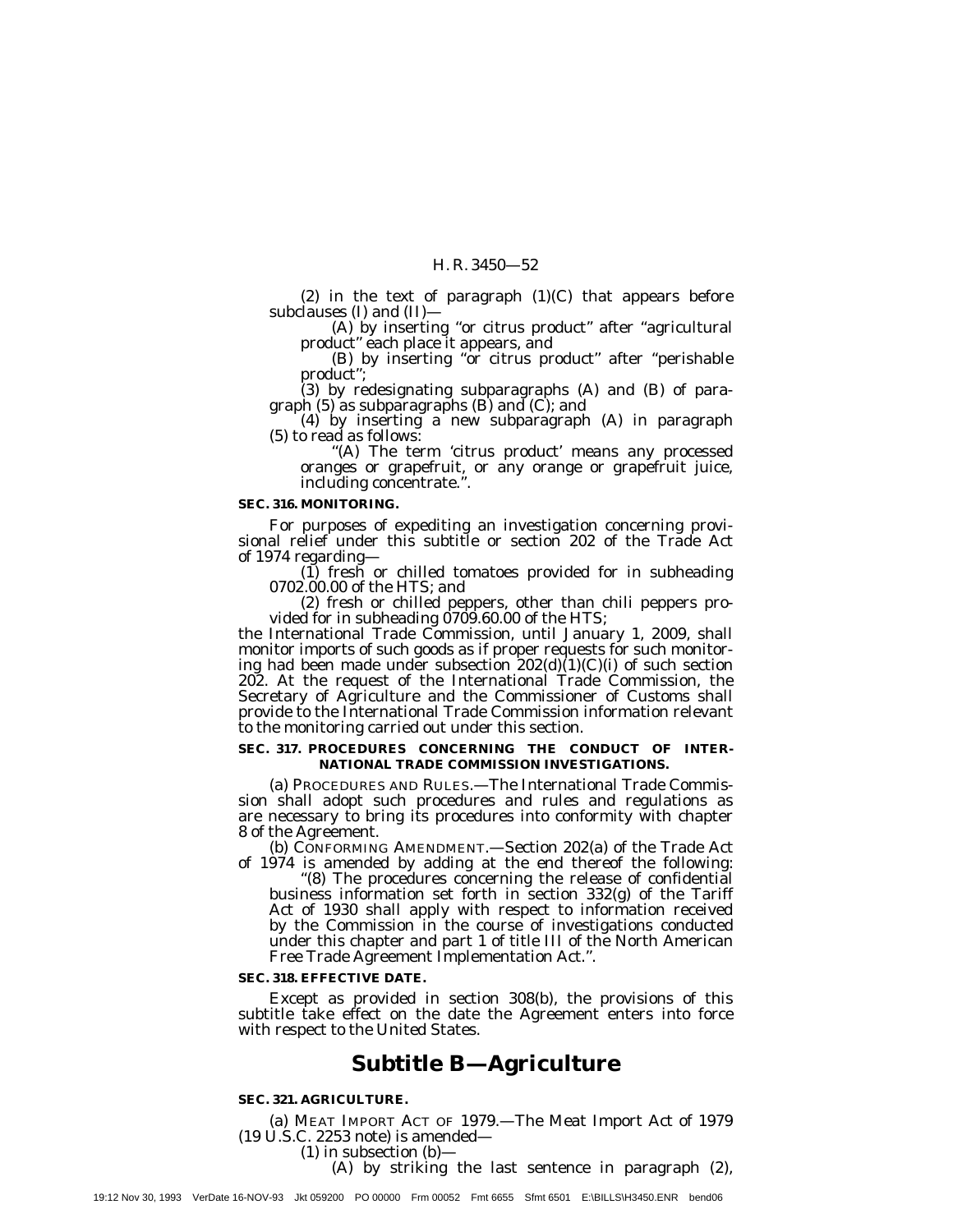(2) in the text of paragraph (1)(C) that appears before subclauses (I) and (II)—

(A) by inserting ''or citrus product'' after ''agricultural product'' each place it appears, and

(B) by inserting ''or citrus product'' after ''perishable product'';

(3) by redesignating subparagraphs (A) and (B) of paragraph (5) as subparagraphs (B) and (C); and

(4) by inserting a new subparagraph (A) in paragraph (5) to read as follows:

''(A) The term 'citrus product' means any processed oranges or grapefruit, or any orange or grapefruit juice, including concentrate.''.

**SEC. 316. MONITORING.**

For purposes of expediting an investigation concerning provisional relief under this subtitle or section 202 of the Trade Act of 1974 regarding—

(1) fresh or chilled tomatoes provided for in subheading 0702.00.00 of the HTS; and

(2) fresh or chilled peppers, other than chili peppers provided for in subheading 0709.60.00 of the HTS;

the International Trade Commission, until January 1, 2009, shall monitor imports of such goods as if proper requests for such monitoring had been made under subsection 202(d)(1)(C)(i) of such section 202. At the request of the International Trade Commission, the Secretary of Agriculture and the Commissioner of Customs shall provide to the International Trade Commission information relevant to the monitoring carried out under this section.

**SEC. 317. PROCEDURES CONCERNING THE CONDUCT OF INTERNATIONAL TRADE COMMISSION INVESTIGATIONS.**

(a) PROCEDURES AND RULES.—The International Trade Commission shall adopt such procedures and rules and regulations as are necessary to bring its procedures into conformity with chapter 8 of the Agreement.

(b) CONFORMING AMENDMENT.—Section 202(a) of the Trade Act of 1974 is amended by adding at the end thereof the following:

''(8) The procedures concerning the release of confidential business information set forth in section 332(g) of the Tariff Act of 1930 shall apply with respect to information received by the Commission in the course of investigations conducted under this chapter and part 1 of title III of the North American Free Trade Agreement Implementation Act.''.

**SEC. 318. EFFECTIVE DATE.**

Except as provided in section 308(b), the provisions of this subtitle take effect on the date the Agreement enters into force with respect to the United States.

## Subtitle B—Agriculture

**SEC. 321. AGRICULTURE.**

(a) MEAT IMPORT ACT OF 1979.—The Meat Import Act of 1979 (19 U.S.C. 2253 note) is amended—

(1) in subsection (b)—

(A) by striking the last sentence in paragraph (2),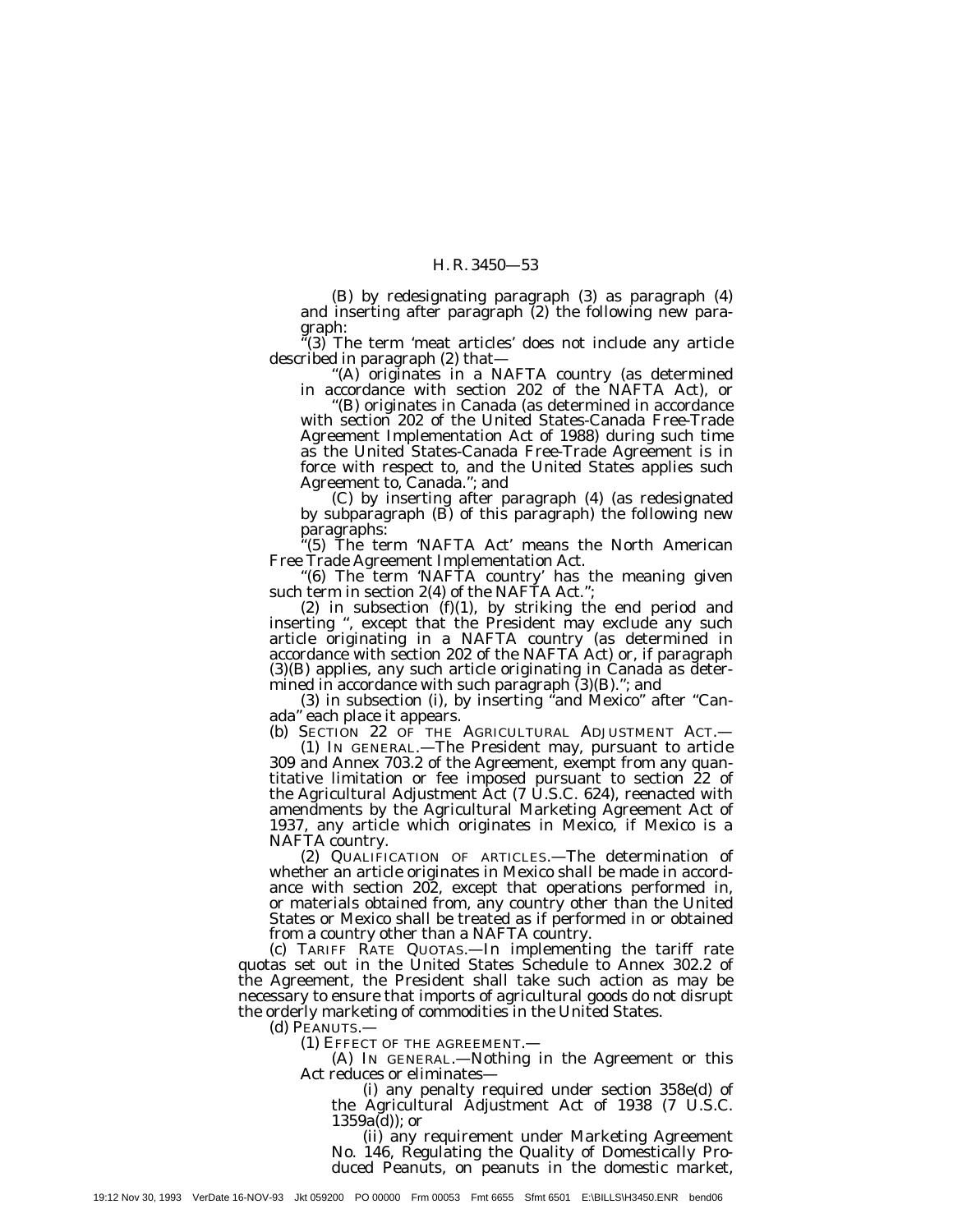(B) by redesignating paragraph (3) as paragraph (4) and inserting after paragraph (2) the following new paragraph:

"(3) The term 'meat articles' does not include any article described in paragraph (2) that—

"(A) originates in a NAFTA country (as determined in accordance with section 202 of the NAFTA Act), or

"(B) originates in Canada (as determined in accordance with section 202 of the United States-Canada Free-Trade Agreement Implementation Act of 1988) during such time as the United States-Canada Free-Trade Agreement is in force with respect to, and the United States applies such Agreement to, Canada."; and

(C) by inserting after paragraph (4) (as redesignated by subparagraph (B) of this paragraph) the following new paragraphs:

"(5) The term 'NAFTA Act' means the North American Free Trade Agreement Implementation Act.

"(6) The term 'NAFTA country' has the meaning given such term in section 2(4) of the NAFTA Act.";

(2) in subsection (f)(1), by striking the end period and inserting ", except that the President may exclude any such article originating in a NAFTA country (as determined in accordance with section 202 of the NAFTA Act) or, if paragraph (3)(B) applies, any such article originating in Canada as determined in accordance with such paragraph (3)(B)."; and

(3) in subsection (i), by inserting "and Mexico" after "Canada" each place it appears.

(b) SECTION 22 OF THE AGRICULTURAL ADJUSTMENT ACT.—

(1) IN GENERAL.—The President may, pursuant to article 309 and Annex 703.2 of the Agreement, exempt from any quantitative limitation or fee imposed pursuant to section 22 of the Agricultural Adjustment Act (7 U.S.C. 624), reenacted with amendments by the Agricultural Marketing Agreement Act of 1937, any article which originates in Mexico, if Mexico is a NAFTA country.

(2) QUALIFICATION OF ARTICLES.—The determination of whether an article originates in Mexico shall be made in accordance with section 202, except that operations performed in, or materials obtained from, any country other than the United States or Mexico shall be treated as if performed in or obtained from a country other than a NAFTA country.

(c) TARIFF RATE QUOTAS.—In implementing the tariff rate quotas set out in the United States Schedule to Annex 302.2 of the Agreement, the President shall take such action as may be necessary to ensure that imports of agricultural goods do not disrupt the orderly marketing of commodities in the United States.

(d) PEANUTS.—

(1) EFFECT OF THE AGREEMENT.—

(A) IN GENERAL.—Nothing in the Agreement or this Act reduces or eliminates—

(i) any penalty required under section 358e(d) of the Agricultural Adjustment Act of 1938 (7 U.S.C. 1359a(d)); or

(ii) any requirement under Marketing Agreement No. 146, Regulating the Quality of Domestically Produced Peanuts, on peanuts in the domestic market,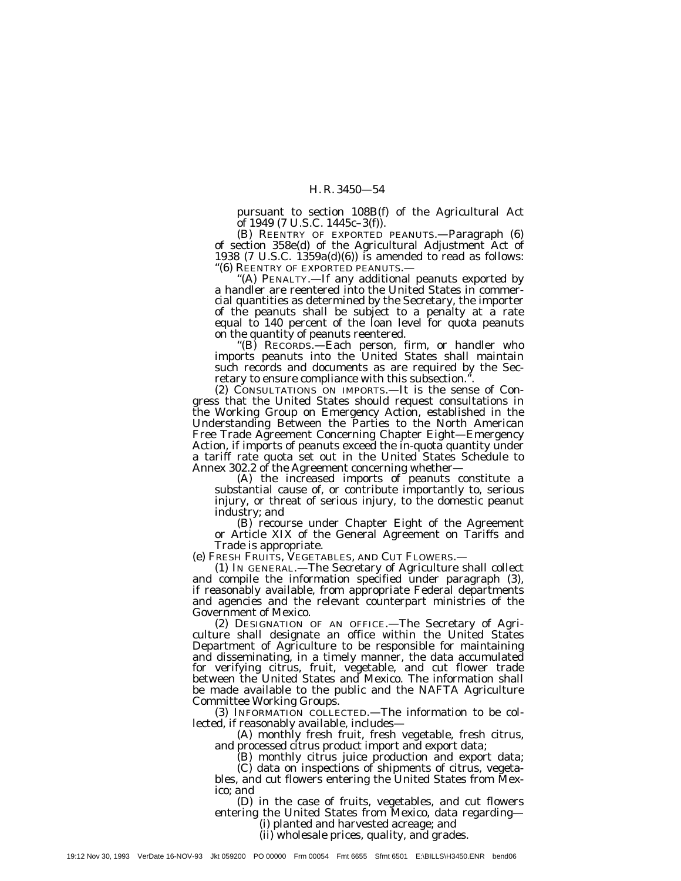pursuant to section 108B(f) of the Agricultural Act of 1949 (7 U.S.C. 1445c–3(f)).

(B) REENTRY OF EXPORTED PEANUTS.—Paragraph (6) of section 358e(d) of the Agricultural Adjustment Act of 1938 (7 U.S.C. 1359a(d)(6)) is amended to read as follows:

''(6) REENTRY OF EXPORTED PEANUTS.—

''(A) PENALTY.—If any additional peanuts exported by a handler are reentered into the United States in commercial quantities as determined by the Secretary, the importer of the peanuts shall be subject to a penalty at a rate equal to 140 percent of the loan level for quota peanuts on the quantity of peanuts reentered.

''(B) RECORDS.—Each person, firm, or handler who imports peanuts into the United States shall maintain such records and documents as are required by the Secretary to ensure compliance with this subsection.''.

(2) CONSULTATIONS ON IMPORTS.—It is the sense of Congress that the United States should request consultations in the Working Group on Emergency Action, established in the Understanding Between the Parties to the North American Free Trade Agreement Concerning Chapter Eight—Emergency Action, if imports of peanuts exceed the in-quota quantity under a tariff rate quota set out in the United States Schedule to Annex 302.2 of the Agreement concerning whether—

(A) the increased imports of peanuts constitute a substantial cause of, or contribute importantly to, serious injury, or threat of serious injury, to the domestic peanut industry; and

(B) recourse under Chapter Eight of the Agreement or Article XIX of the General Agreement on Tariffs and Trade is appropriate.

(e) FRESH FRUITS, VEGETABLES, AND CUT FLOWERS.—

(1) IN GENERAL.—The Secretary of Agriculture shall collect and compile the information specified under paragraph (3), if reasonably available, from appropriate Federal departments and agencies and the relevant counterpart ministries of the Government of Mexico.

(2) DESIGNATION OF AN OFFICE.—The Secretary of Agriculture shall designate an office within the United States Department of Agriculture to be responsible for maintaining and disseminating, in a timely manner, the data accumulated for verifying citrus, fruit, vegetable, and cut flower trade between the United States and Mexico. The information shall be made available to the public and the NAFTA Agriculture Committee Working Groups.

(3) INFORMATION COLLECTED.—The information to be collected, if reasonably available, includes—

(A) monthly fresh fruit, fresh vegetable, fresh citrus, and processed citrus product import and export data;

(B) monthly citrus juice production and export data;

(C) data on inspections of shipments of citrus, vegetables, and cut flowers entering the United States from Mexico; and

(D) in the case of fruits, vegetables, and cut flowers entering the United States from Mexico, data regarding—

(i) planted and harvested acreage; and

(ii) wholesale prices, quality, and grades.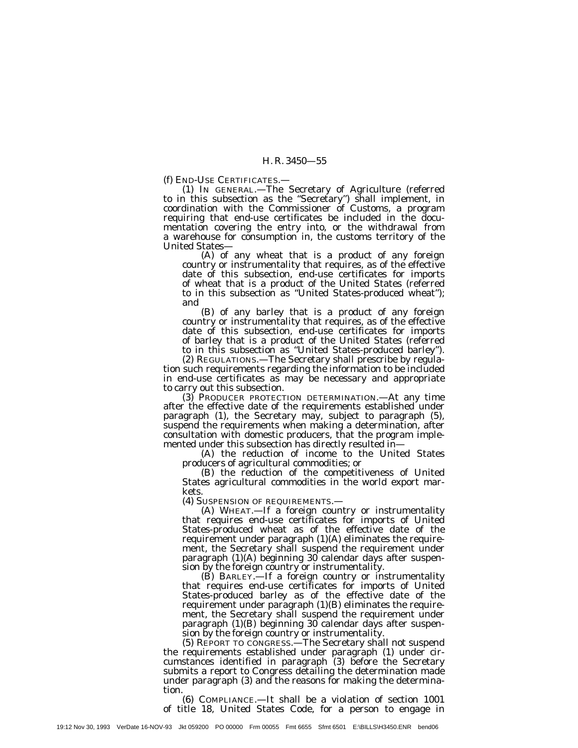(f) END-USE CERTIFICATES.—

(1) IN GENERAL.—The Secretary of Agriculture (referred to in this subsection as the "Secretary") shall implement, in coordination with the Commissioner of Customs, a program requiring that end-use certificates be included in the documentation covering the entry into, or the withdrawal from a warehouse for consumption in, the customs territory of the United States—

(A) of any wheat that is a product of any foreign country or instrumentality that requires, as of the effective date of this subsection, end-use certificates for imports of wheat that is a product of the United States (referred to in this subsection as "United States-produced wheat"); and

(B) of any barley that is a product of any foreign country or instrumentality that requires, as of the effective date of this subsection, end-use certificates for imports of barley that is a product of the United States (referred to in this subsection as "United States-produced barley").

(2) REGULATIONS.—The Secretary shall prescribe by regulation such requirements regarding the information to be included in end-use certificates as may be necessary and appropriate to carry out this subsection.

(3) PRODUCER PROTECTION DETERMINATION.—At any time after the effective date of the requirements established under paragraph (1), the Secretary may, subject to paragraph (5), suspend the requirements when making a determination, after consultation with domestic producers, that the program implemented under this subsection has directly resulted in—

(A) the reduction of income to the United States producers of agricultural commodities; or

(B) the reduction of the competitiveness of United States agricultural commodities in the world export markets.

(4) SUSPENSION OF REQUIREMENTS.—

(A) WHEAT.—If a foreign country or instrumentality that requires end-use certificates for imports of United States-produced wheat as of the effective date of the requirement under paragraph (1)(A) eliminates the requirement, the Secretary shall suspend the requirement under paragraph (1)(A) beginning 30 calendar days after suspension by the foreign country or instrumentality.

(B) BARLEY.—If a foreign country or instrumentality that requires end-use certificates for imports of United States-produced barley as of the effective date of the requirement under paragraph (1)(B) eliminates the requirement, the Secretary shall suspend the requirement under paragraph (1)(B) beginning 30 calendar days after suspension by the foreign country or instrumentality.

(5) REPORT TO CONGRESS.—The Secretary shall not suspend the requirements established under paragraph (1) under circumstances identified in paragraph (3) before the Secretary submits a report to Congress detailing the determination made under paragraph (3) and the reasons for making the determination.

(6) COMPLIANCE.—It shall be a violation of section 1001 of title 18, United States Code, for a person to engage in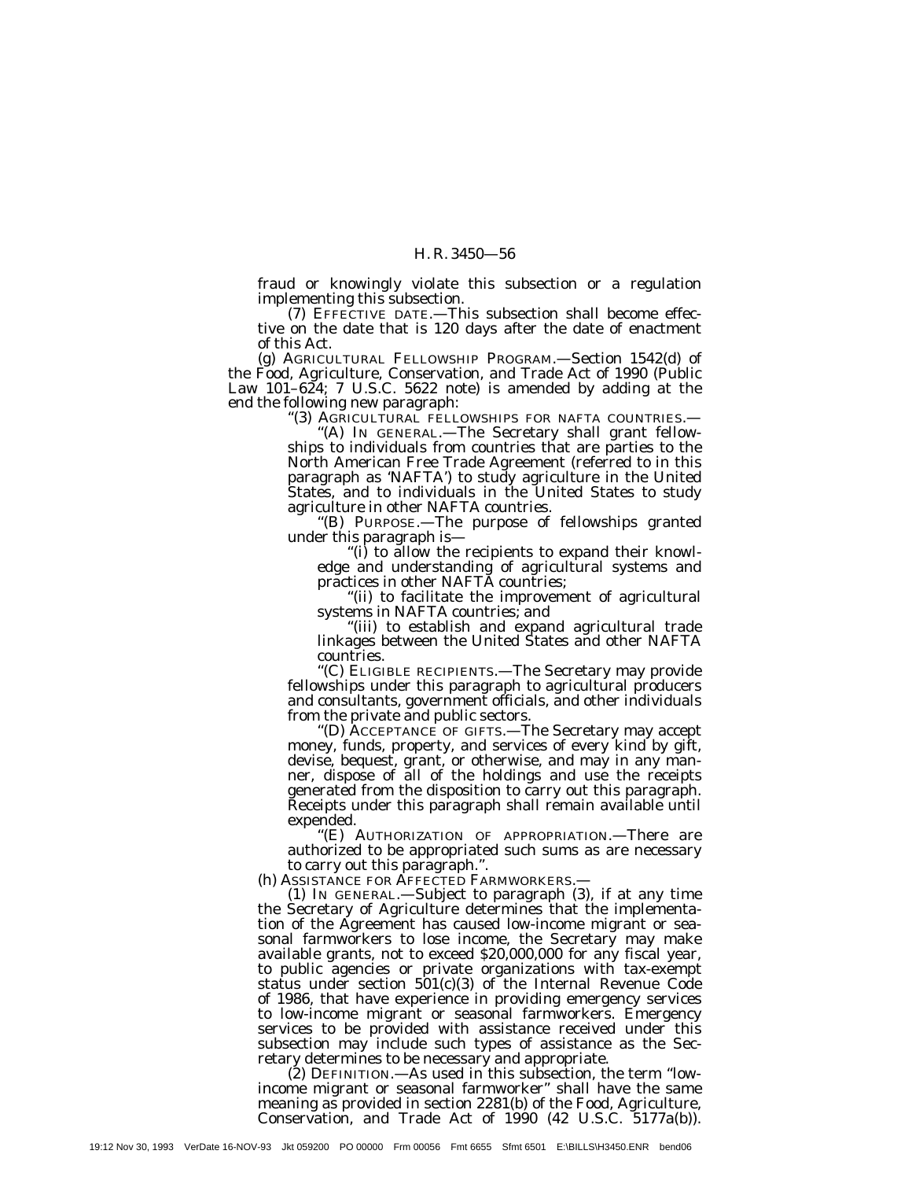fraud or knowingly violate this subsection or a regulation implementing this subsection.

(7) EFFECTIVE DATE.—This subsection shall become effective on the date that is 120 days after the date of enactment of this Act.

(g) AGRICULTURAL FELLOWSHIP PROGRAM.—Section 1542(d) of the Food, Agriculture, Conservation, and Trade Act of 1990 (Public Law 101–624; 7 U.S.C. 5622 note) is amended by adding at the end the following new paragraph:

"(3) AGRICULTURAL FELLOWSHIPS FOR NAFTA COUNTRIES.—

"(A) IN GENERAL.—The Secretary shall grant fellowships to individuals from countries that are parties to the North American Free Trade Agreement (referred to in this paragraph as 'NAFTA') to study agriculture in the United States, and to individuals in the United States to study agriculture in other NAFTA countries.

"(B) PURPOSE.—The purpose of fellowships granted under this paragraph is—

"(i) to allow the recipients to expand their knowledge and understanding of agricultural systems and practices in other NAFTA countries;

"(ii) to facilitate the improvement of agricultural systems in NAFTA countries; and

"(iii) to establish and expand agricultural trade linkages between the United States and other NAFTA countries.

"(C) ELIGIBLE RECIPIENTS.—The Secretary may provide fellowships under this paragraph to agricultural producers and consultants, government officials, and other individuals from the private and public sectors.

"(D) ACCEPTANCE OF GIFTS.—The Secretary may accept money, funds, property, and services of every kind by gift, devise, bequest, grant, or otherwise, and may in any manner, dispose of all of the holdings and use the receipts generated from the disposition to carry out this paragraph. Receipts under this paragraph shall remain available until expended.

"(E) AUTHORIZATION OF APPROPRIATION.—There are authorized to be appropriated such sums as are necessary to carry out this paragraph.".

(h) ASSISTANCE FOR AFFECTED FARMWORKERS.—

(1) IN GENERAL.—Subject to paragraph (3), if at any time the Secretary of Agriculture determines that the implementation of the Agreement has caused low-income migrant or seasonal farmworkers to lose income, the Secretary may make available grants, not to exceed $20,000,000 for any fiscal year, to public agencies or private organizations with tax-exempt status under section 501(c)(3) of the Internal Revenue Code of 1986, that have experience in providing emergency services to low-income migrant or seasonal farmworkers. Emergency services to be provided with assistance received under this subsection may include such types of assistance as the Secretary determines to be necessary and appropriate.

(2) DEFINITION.—As used in this subsection, the term "low-income migrant or seasonal farmworker" shall have the same meaning as provided in section 2281(b) of the Food, Agriculture, Conservation, and Trade Act of 1990 (42 U.S.C. 5177a(b)).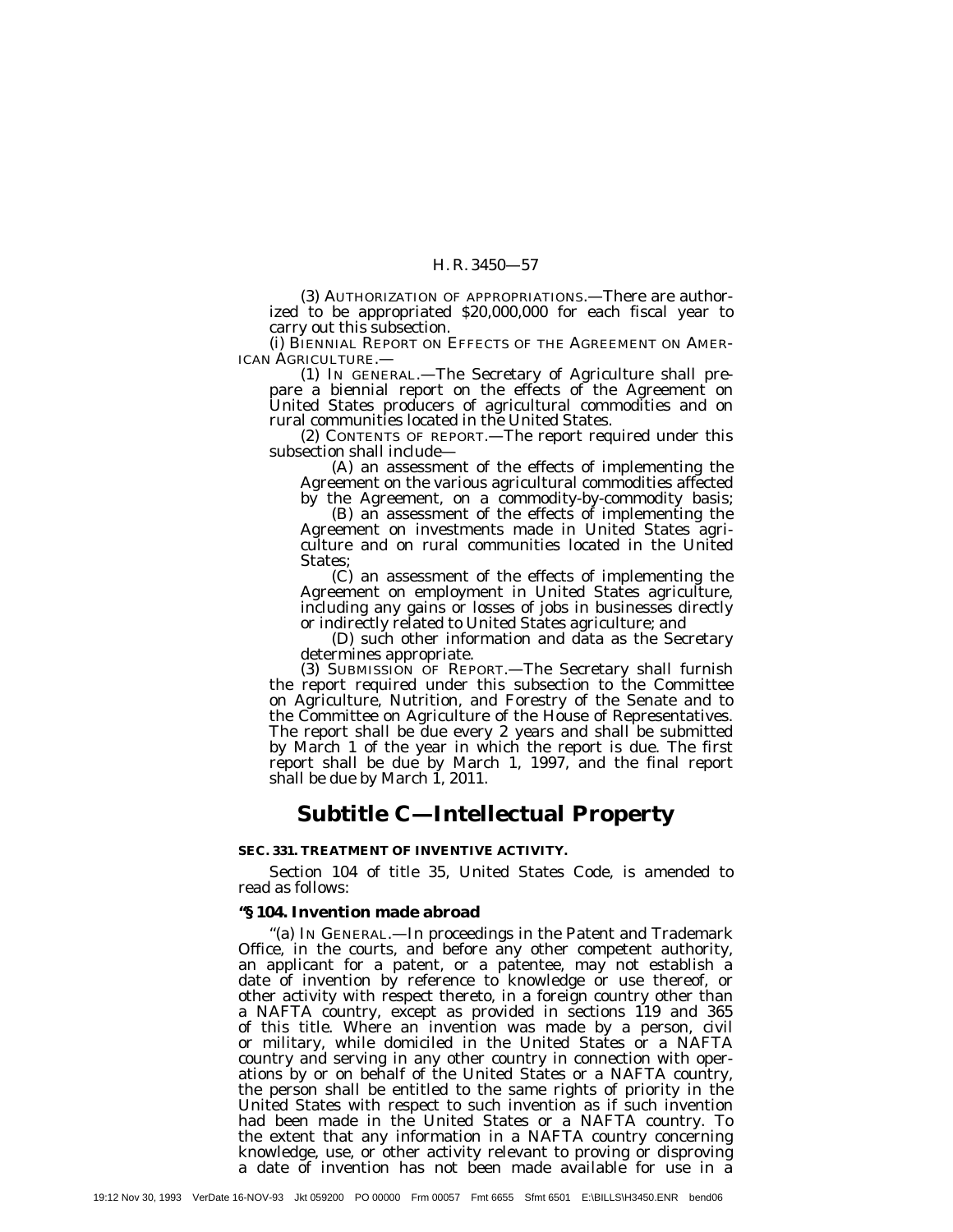(3) AUTHORIZATION OF APPROPRIATIONS.—There are authorized to be appropriated $20,000,000 for each fiscal year to carry out this subsection.

(i) BIENNIAL REPORT ON EFFECTS OF THE AGREEMENT ON AMERICAN AGRICULTURE.—

(1) IN GENERAL.—The Secretary of Agriculture shall prepare a biennial report on the effects of the Agreement on United States producers of agricultural commodities and on rural communities located in the United States.

(2) CONTENTS OF REPORT.—The report required under this subsection shall include—

(A) an assessment of the effects of implementing the Agreement on the various agricultural commodities affected by the Agreement, on a commodity-by-commodity basis;

(B) an assessment of the effects of implementing the Agreement on investments made in United States agriculture and on rural communities located in the United States;

(C) an assessment of the effects of implementing the Agreement on employment in United States agriculture, including any gains or losses of jobs in businesses directly or indirectly related to United States agriculture; and

(D) such other information and data as the Secretary determines appropriate.

(3) SUBMISSION OF REPORT.—The Secretary shall furnish the report required under this subsection to the Committee on Agriculture, Nutrition, and Forestry of the Senate and to the Committee on Agriculture of the House of Representatives. The report shall be due every 2 years and shall be submitted by March 1 of the year in which the report is due. The first report shall be due by March 1, 1997, and the final report shall be due by March 1, 2011.

## Subtitle C—Intellectual Property

#### SEC. 331. TREATMENT OF INVENTIVE ACTIVITY.

Section 104 of title 35, United States Code, is amended to read as follows:

#### ''§ 104. Invention made abroad

''(a) IN GENERAL.—In proceedings in the Patent and Trademark Office, in the courts, and before any other competent authority, an applicant for a patent, or a patentee, may not establish a date of invention by reference to knowledge or use thereof, or other activity with respect thereto, in a foreign country other than a NAFTA country, except as provided in sections 119 and 365 of this title. Where an invention was made by a person, civil or military, while domiciled in the United States or a NAFTA country and serving in any other country in connection with operations by or on behalf of the United States or a NAFTA country, the person shall be entitled to the same rights of priority in the United States with respect to such invention as if such invention had been made in the United States or a NAFTA country. To the extent that any information in a NAFTA country concerning knowledge, use, or other activity relevant to proving or disproving a date of invention has not been made available for use in a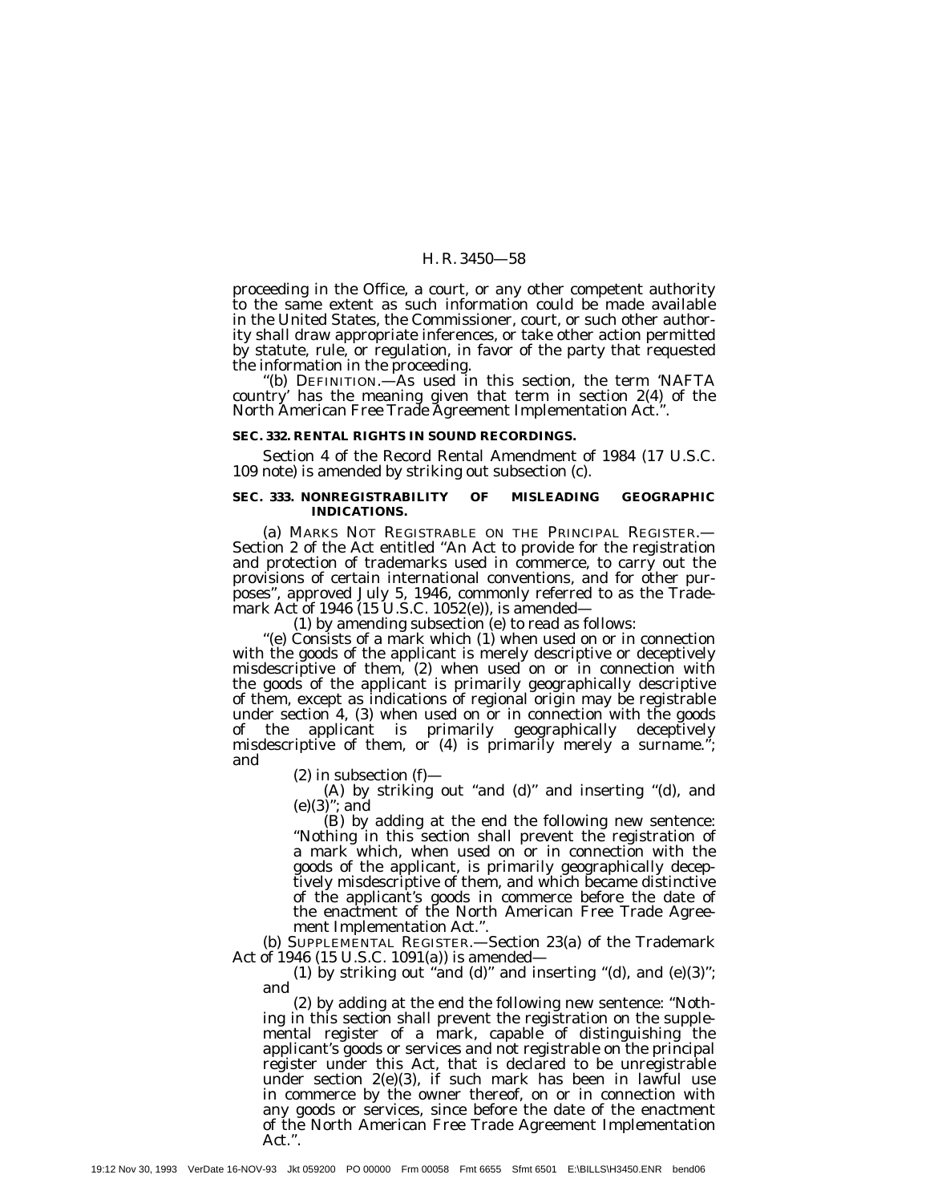proceeding in the Office, a court, or any other competent authority to the same extent as such information could be made available in the United States, the Commissioner, court, or such other authority shall draw appropriate inferences, or take other action permitted by statute, rule, or regulation, in favor of the party that requested the information in the proceeding.

"(b) DEFINITION.—As used in this section, the term 'NAFTA country' has the meaning given that term in section 2(4) of the North American Free Trade Agreement Implementation Act.".

**SEC. 332. RENTAL RIGHTS IN SOUND RECORDINGS.**

Section 4 of the Record Rental Amendment of 1984 (17 U.S.C. 109 note) is amended by striking out subsection (c).

**SEC. 333. NONREGISTRABILITY OF MISLEADING GEOGRAPHIC INDICATIONS.**

(a) MARKS NOT REGISTRABLE ON THE PRINCIPAL REGISTER.—Section 2 of the Act entitled "An Act to provide for the registration and protection of trademarks used in commerce, to carry out the provisions of certain international conventions, and for other purposes", approved July 5, 1946, commonly referred to as the Trademark Act of 1946 (15 U.S.C. 1052(e)), is amended—

(1) by amending subsection (e) to read as follows:

"(e) Consists of a mark which (1) when used on or in connection with the goods of the applicant is merely descriptive or deceptively misdescriptive of them, (2) when used on or in connection with the goods of the applicant is primarily geographically descriptive of them, except as indications of regional origin may be registrable under section 4, (3) when used on or in connection with the goods of the applicant is primarily geographically deceptively misdescriptive of them, or (4) is primarily merely a surname."; and

(2) in subsection (f)—

(A) by striking out "and (d)" and inserting "(d), and (e)(3)"; and

(B) by adding at the end the following new sentence: "Nothing in this section shall prevent the registration of a mark which, when used on or in connection with the goods of the applicant, is primarily geographically deceptively misdescriptive of them, and which became distinctive of the applicant's goods in commerce before the date of the enactment of the North American Free Trade Agreement Implementation Act.".

(b) SUPPLEMENTAL REGISTER.—Section 23(a) of the Trademark Act of 1946 (15 U.S.C. 1091(a)) is amended—

(1) by striking out "and (d)" and inserting "(d), and (e)(3)"; and

(2) by adding at the end the following new sentence: "Nothing in this section shall prevent the registration on the supplemental register of a mark, capable of distinguishing the applicant's goods or services and not registrable on the principal register under this Act, that is declared to be unregistrable under section 2(e)(3), if such mark has been in lawful use in commerce by the owner thereof, on or in connection with any goods or services, since before the date of the enactment of the North American Free Trade Agreement Implementation Act.".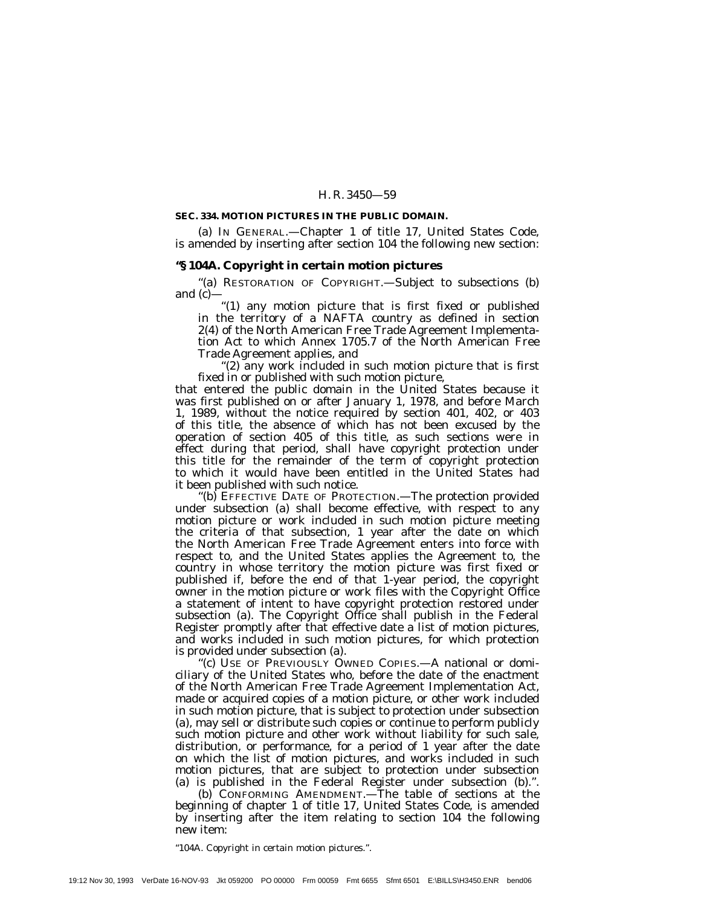**SEC. 334. MOTION PICTURES IN THE PUBLIC DOMAIN.**

(a) IN GENERAL.—Chapter 1 of title 17, United States Code, is amended by inserting after section 104 the following new section:

**''§ 104A. Copyright in certain motion pictures**

''(a) RESTORATION OF COPYRIGHT.—Subject to subsections (b) and (c)—

''(1) any motion picture that is first fixed or published in the territory of a NAFTA country as defined in section 2(4) of the North American Free Trade Agreement Implementation Act to which Annex 1705.7 of the North American Free Trade Agreement applies, and

''(2) any work included in such motion picture that is first fixed in or published with such motion picture,

that entered the public domain in the United States because it was first published on or after January 1, 1978, and before March 1, 1989, without the notice required by section 401, 402, or 403 of this title, the absence of which has not been excused by the operation of section 405 of this title, as such sections were in effect during that period, shall have copyright protection under this title for the remainder of the term of copyright protection to which it would have been entitled in the United States had it been published with such notice.

''(b) EFFECTIVE DATE OF PROTECTION.—The protection provided under subsection (a) shall become effective, with respect to any motion picture or work included in such motion picture meeting the criteria of that subsection, 1 year after the date on which the North American Free Trade Agreement enters into force with respect to, and the United States applies the Agreement to, the country in whose territory the motion picture was first fixed or published if, before the end of that 1-year period, the copyright owner in the motion picture or work files with the Copyright Office a statement of intent to have copyright protection restored under subsection (a). The Copyright Office shall publish in the Federal Register promptly after that effective date a list of motion pictures, and works included in such motion pictures, for which protection is provided under subsection (a).

''(c) USE OF PREVIOUSLY OWNED COPIES.—A national or domiciliary of the United States who, before the date of the enactment of the North American Free Trade Agreement Implementation Act, made or acquired copies of a motion picture, or other work included in such motion picture, that is subject to protection under subsection (a), may sell or distribute such copies or continue to perform publicly such motion picture and other work without liability for such sale, distribution, or performance, for a period of 1 year after the date on which the list of motion pictures, and works included in such motion pictures, that are subject to protection under subsection (a) is published in the Federal Register under subsection (b).''.

(b) CONFORMING AMENDMENT.—The table of sections at the beginning of chapter 1 of title 17, United States Code, is amended by inserting after the item relating to section 104 the following new item:

''104A. Copyright in certain motion pictures.''.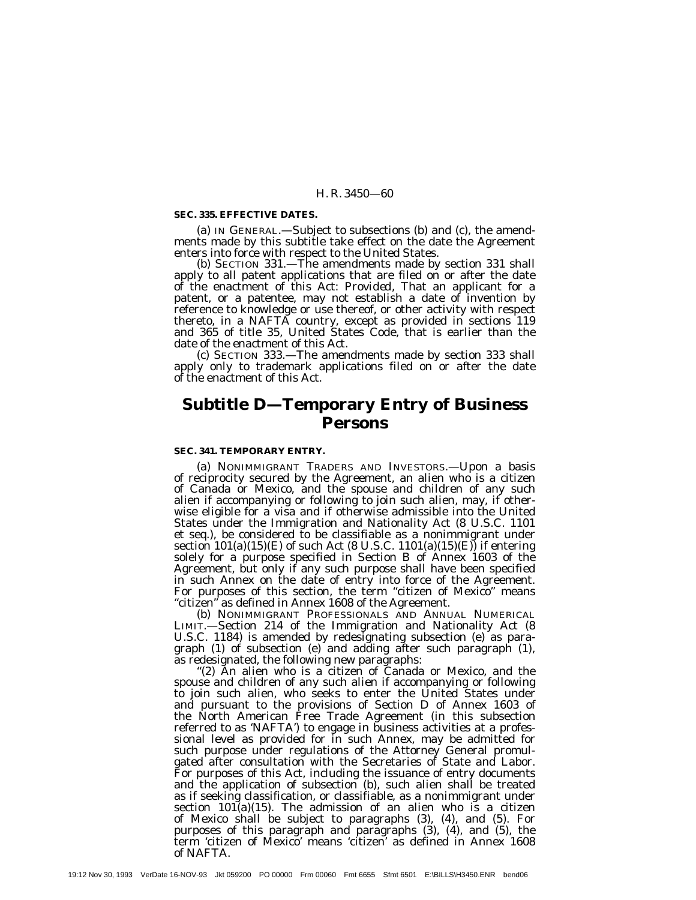**SEC. 335. EFFECTIVE DATES.**

(a) IN GENERAL.—Subject to subsections (b) and (c), the amendments made by this subtitle take effect on the date the Agreement enters into force with respect to the United States.

(b) SECTION 331.—The amendments made by section 331 shall apply to all patent applications that are filed on or after the date of the enactment of this Act: *Provided*, That an applicant for a patent, or a patentee, may not establish a date of invention by reference to knowledge or use thereof, or other activity with respect thereto, in a NAFTA country, except as provided in sections 119 and 365 of title 35, United States Code, that is earlier than the date of the enactment of this Act.

(c) SECTION 333.—The amendments made by section 333 shall apply only to trademark applications filed on or after the date of the enactment of this Act.

## Subtitle D—Temporary Entry of Business Persons

**SEC. 341. TEMPORARY ENTRY.**

(a) NONIMMIGRANT TRADERS AND INVESTORS.—Upon a basis of reciprocity secured by the Agreement, an alien who is a citizen of Canada or Mexico, and the spouse and children of any such alien if accompanying or following to join such alien, may, if otherwise eligible for a visa and if otherwise admissible into the United States under the Immigration and Nationality Act (8 U.S.C. 1101 et seq.), be considered to be classifiable as a nonimmigrant under section 101(a)(15)(E) of such Act (8 U.S.C. 1101(a)(15)(E)) if entering solely for a purpose specified in Section B of Annex 1603 of the Agreement, but only if any such purpose shall have been specified in such Annex on the date of entry into force of the Agreement. For purposes of this section, the term "citizen of Mexico" means "citizen" as defined in Annex 1608 of the Agreement.

(b) NONIMMIGRANT PROFESSIONALS AND ANNUAL NUMERICAL LIMIT.—Section 214 of the Immigration and Nationality Act (8 U.S.C. 1184) is amended by redesignating subsection (e) as paragraph (1) of subsection (e) and adding after such paragraph (1), as redesignated, the following new paragraphs:

"(2) An alien who is a citizen of Canada or Mexico, and the spouse and children of any such alien if accompanying or following to join such alien, who seeks to enter the United States under and pursuant to the provisions of Section D of Annex 1603 of the North American Free Trade Agreement (in this subsection referred to as 'NAFTA') to engage in business activities at a professional level as provided for in such Annex, may be admitted for such purpose under regulations of the Attorney General promulgated after consultation with the Secretaries of State and Labor. For purposes of this Act, including the issuance of entry documents and the application of subsection (b), such alien shall be treated as if seeking classification, or classifiable, as a nonimmigrant under section 101(a)(15). The admission of an alien who is a citizen of Mexico shall be subject to paragraphs (3), (4), and (5). For purposes of this paragraph and paragraphs (3), (4), and (5), the term 'citizen of Mexico' means 'citizen' as defined in Annex 1608 of NAFTA.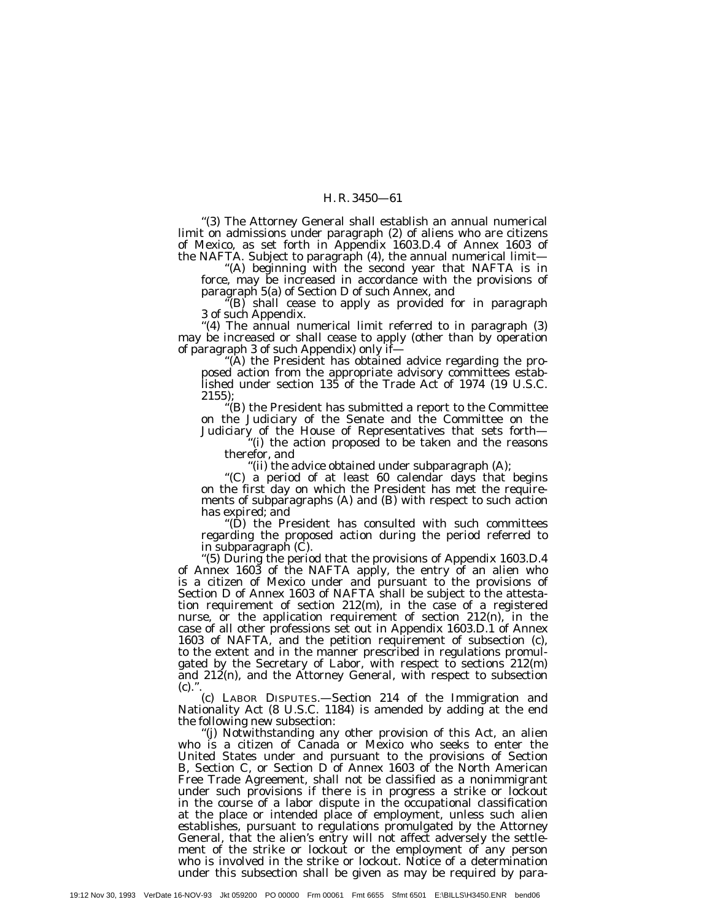"(3) The Attorney General shall establish an annual numerical limit on admissions under paragraph (2) of aliens who are citizens of Mexico, as set forth in Appendix 1603.D.4 of Annex 1603 of the NAFTA. Subject to paragraph (4), the annual numerical limit—

"(A) beginning with the second year that NAFTA is in force, may be increased in accordance with the provisions of paragraph 5(a) of Section D of such Annex, and

"(B) shall cease to apply as provided for in paragraph 3 of such Appendix.

"(4) The annual numerical limit referred to in paragraph (3) may be increased or shall cease to apply (other than by operation of paragraph 3 of such Appendix) only if—

"(A) the President has obtained advice regarding the proposed action from the appropriate advisory committees established under section 135 of the Trade Act of 1974 (19 U.S.C. 2155);

"(B) the President has submitted a report to the Committee on the Judiciary of the Senate and the Committee on the Judiciary of the House of Representatives that sets forth—

"(i) the action proposed to be taken and the reasons therefor, and

"(ii) the advice obtained under subparagraph (A);

"(C) a period of at least 60 calendar days that begins on the first day on which the President has met the requirements of subparagraphs (A) and (B) with respect to such action has expired; and

"(D) the President has consulted with such committees regarding the proposed action during the period referred to in subparagraph (C).

"(5) During the period that the provisions of Appendix 1603.D.4 of Annex 1603 of the NAFTA apply, the entry of an alien who is a citizen of Mexico under and pursuant to the provisions of Section D of Annex 1603 of NAFTA shall be subject to the attestation requirement of section 212(m), in the case of a registered nurse, or the application requirement of section 212(n), in the case of all other professions set out in Appendix 1603.D.1 of Annex 1603 of NAFTA, and the petition requirement of subsection (c), to the extent and in the manner prescribed in regulations promulgated by the Secretary of Labor, with respect to sections 212(m) and 212(n), and the Attorney General, with respect to subsection (c).".

(c) LABOR DISPUTES.—Section 214 of the Immigration and Nationality Act (8 U.S.C. 1184) is amended by adding at the end the following new subsection:

"(j) Notwithstanding any other provision of this Act, an alien who is a citizen of Canada or Mexico who seeks to enter the United States under and pursuant to the provisions of Section B, Section C, or Section D of Annex 1603 of the North American Free Trade Agreement, shall not be classified as a nonimmigrant under such provisions if there is in progress a strike or lockout in the course of a labor dispute in the occupational classification at the place or intended place of employment, unless such alien establishes, pursuant to regulations promulgated by the Attorney General, that the alien's entry will not affect adversely the settlement of the strike or lockout or the employment of any person who is involved in the strike or lockout. Notice of a determination under this subsection shall be given as may be required by para-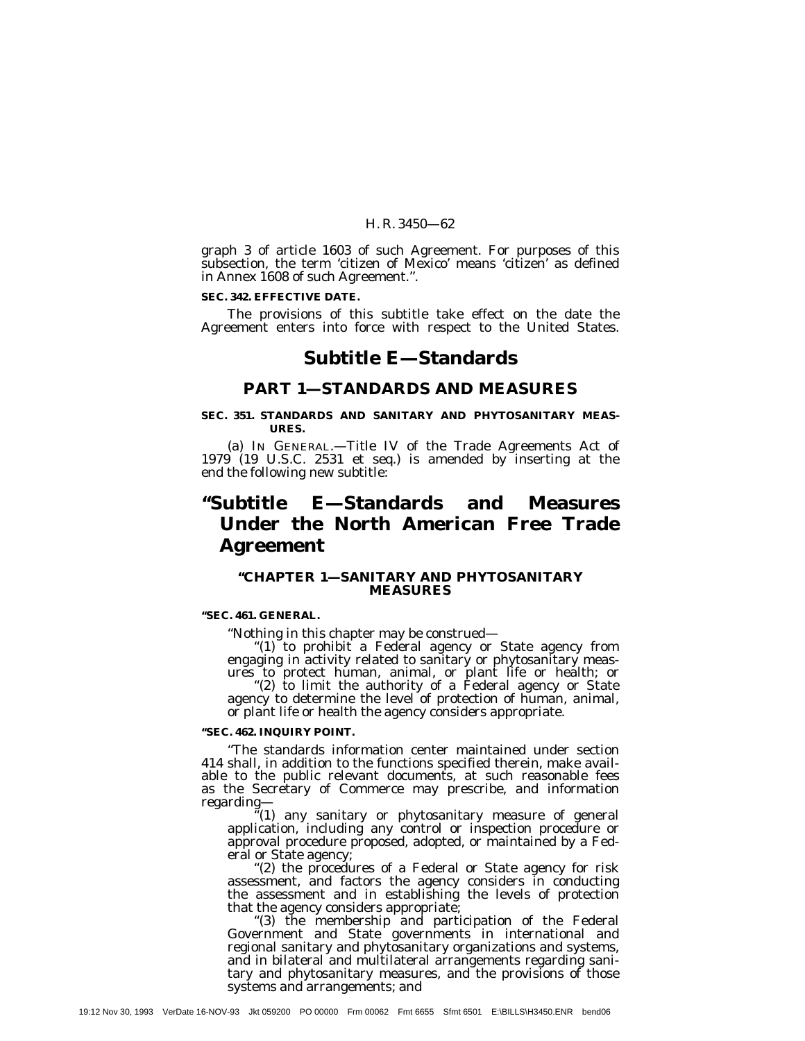graph 3 of article 1603 of such Agreement. For purposes of this subsection, the term 'citizen of Mexico' means 'citizen' as defined in Annex 1608 of such Agreement.''.

**SEC. 342. EFFECTIVE DATE.**

The provisions of this subtitle take effect on the date the Agreement enters into force with respect to the United States.

# Subtitle E—Standards

## PART 1—STANDARDS AND MEASURES

**SEC. 351. STANDARDS AND SANITARY AND PHYTOSANITARY MEASURES.**

(a) IN GENERAL.—Title IV of the Trade Agreements Act of 1979 (19 U.S.C. 2531 et seq.) is amended by inserting at the end the following new subtitle:

# ''Subtitle E—Standards and Measures Under the North American Free Trade Agreement

### ''CHAPTER 1—SANITARY AND PHYTOSANITARY MEASURES

**''SEC. 461. GENERAL.**

''Nothing in this chapter may be construed—

''(1) to prohibit a Federal agency or State agency from engaging in activity related to sanitary or phytosanitary measures to protect human, animal, or plant life or health; or

''(2) to limit the authority of a Federal agency or State agency to determine the level of protection of human, animal, or plant life or health the agency considers appropriate.

**''SEC. 462. INQUIRY POINT.**

''The standards information center maintained under section 414 shall, in addition to the functions specified therein, make available to the public relevant documents, at such reasonable fees as the Secretary of Commerce may prescribe, and information regarding—

''(1) any sanitary or phytosanitary measure of general application, including any control or inspection procedure or approval procedure proposed, adopted, or maintained by a Federal or State agency;

''(2) the procedures of a Federal or State agency for risk assessment, and factors the agency considers in conducting the assessment and in establishing the levels of protection that the agency considers appropriate;

''(3) the membership and participation of the Federal Government and State governments in international and regional sanitary and phytosanitary organizations and systems, and in bilateral and multilateral arrangements regarding sanitary and phytosanitary measures, and the provisions of those systems and arrangements; and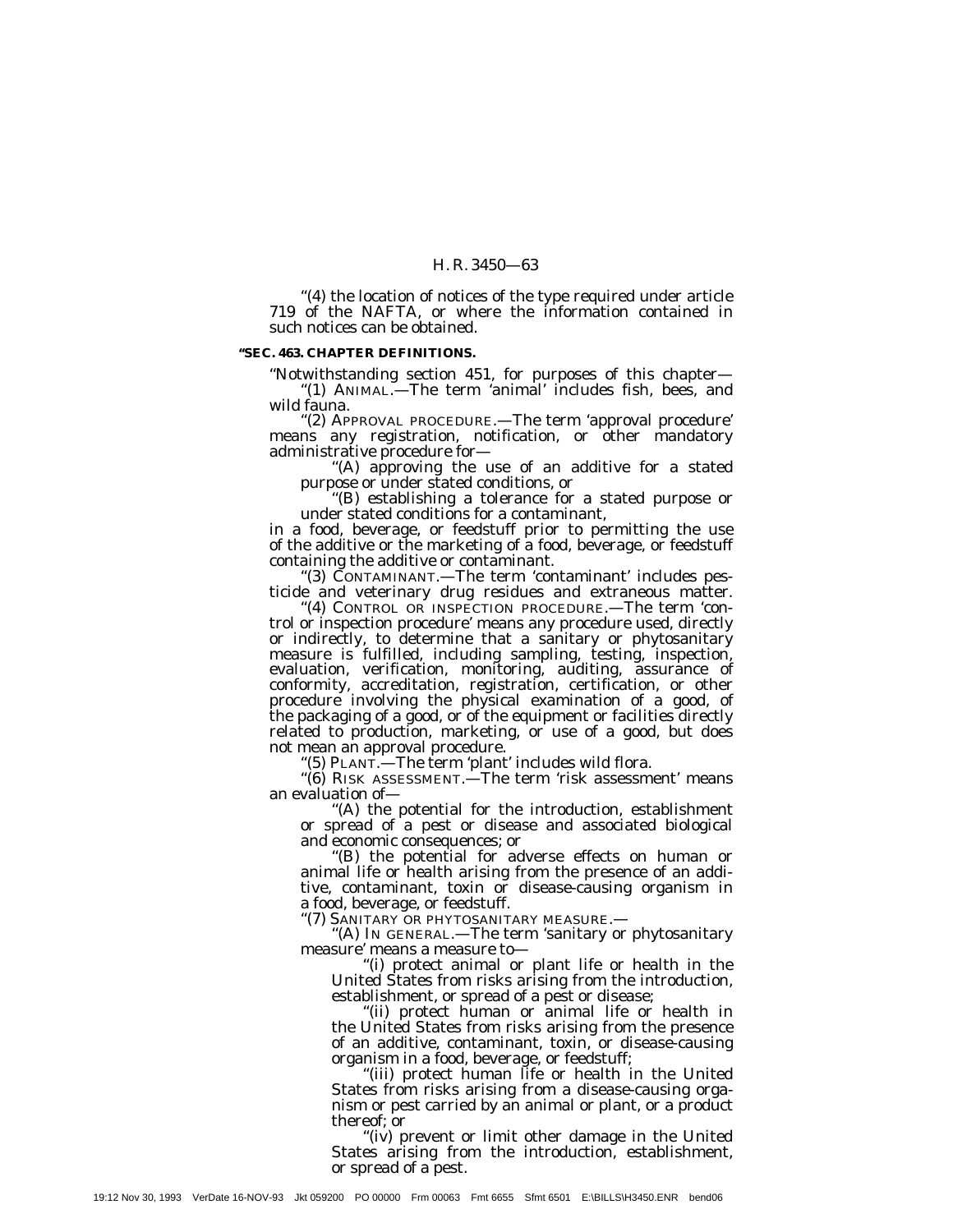"(4) the location of notices of the type required under article 719 of the NAFTA, or where the information contained in such notices can be obtained.

**"SEC. 463. CHAPTER DEFINITIONS.**

"Notwithstanding section 451, for purposes of this chapter—

"(1) ANIMAL.—The term 'animal' includes fish, bees, and wild fauna.

"(2) APPROVAL PROCEDURE.—The term 'approval procedure' means any registration, notification, or other mandatory administrative procedure for—

"(A) approving the use of an additive for a stated purpose or under stated conditions, or

"(B) establishing a tolerance for a stated purpose or under stated conditions for a contaminant,

in a food, beverage, or feedstuff prior to permitting the use of the additive or the marketing of a food, beverage, or feedstuff containing the additive or contaminant.

"(3) CONTAMINANT.—The term 'contaminant' includes pesticide and veterinary drug residues and extraneous matter.

"(4) CONTROL OR INSPECTION PROCEDURE.—The term 'control or inspection procedure' means any procedure used, directly or indirectly, to determine that a sanitary or phytosanitary measure is fulfilled, including sampling, testing, inspection, evaluation, verification, monitoring, auditing, assurance of conformity, accreditation, registration, certification, or other procedure involving the physical examination of a good, of the packaging of a good, or of the equipment or facilities directly related to production, marketing, or use of a good, but does not mean an approval procedure.

"(5) PLANT.—The term 'plant' includes wild flora.

"(6) RISK ASSESSMENT.—The term 'risk assessment' means an evaluation of—

"(A) the potential for the introduction, establishment or spread of a pest or disease and associated biological and economic consequences; or

"(B) the potential for adverse effects on human or animal life or health arising from the presence of an additive, contaminant, toxin or disease-causing organism in a food, beverage, or feedstuff.

"(7) SANITARY OR PHYTOSANITARY MEASURE.—

"(A) IN GENERAL.—The term 'sanitary or phytosanitary measure' means a measure to—

"(i) protect animal or plant life or health in the United States from risks arising from the introduction, establishment, or spread of a pest or disease;

"(ii) protect human or animal life or health in the United States from risks arising from the presence of an additive, contaminant, toxin, or disease-causing organism in a food, beverage, or feedstuff;

"(iii) protect human life or health in the United States from risks arising from a disease-causing organism or pest carried by an animal or plant, or a product thereof; or

"(iv) prevent or limit other damage in the United States arising from the introduction, establishment, or spread of a pest.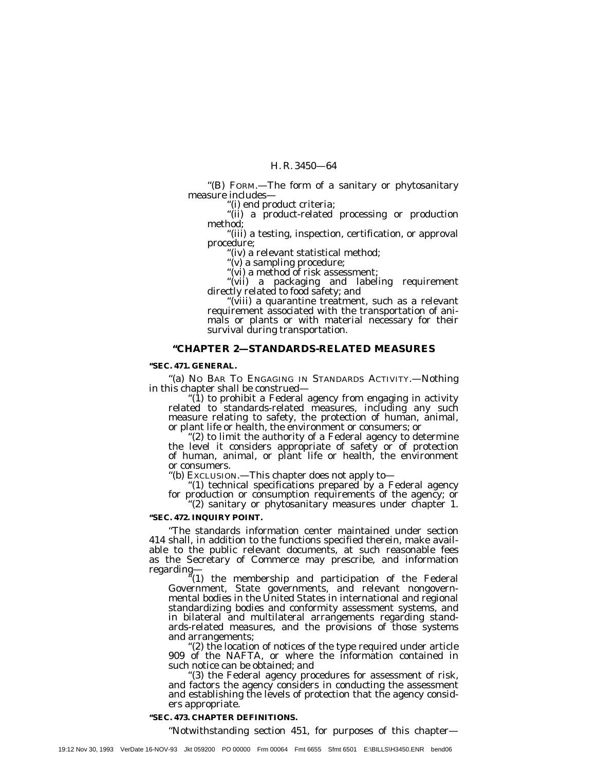"(B) FORM.—The form of a sanitary or phytosanitary measure includes—

"(i) end product criteria;

"(ii) a product-related processing or production method;

"(iii) a testing, inspection, certification, or approval procedure;

"(iv) a relevant statistical method;

"(v) a sampling procedure;

"(vi) a method of risk assessment;

"(vii) a packaging and labeling requirement directly related to food safety; and

"(viii) a quarantine treatment, such as a relevant requirement associated with the transportation of animals or plants or with material necessary for their survival during transportation.

## "CHAPTER 2—STANDARDS-RELATED MEASURES

**"SEC. 471. GENERAL.**

"(a) NO BAR TO ENGAGING IN STANDARDS ACTIVITY.—Nothing in this chapter shall be construed—

"(1) to prohibit a Federal agency from engaging in activity related to standards-related measures, including any such measure relating to safety, the protection of human, animal, or plant life or health, the environment or consumers; or

"(2) to limit the authority of a Federal agency to determine the level it considers appropriate of safety or of protection of human, animal, or plant life or health, the environment or consumers.

"(b) EXCLUSION.—This chapter does not apply to—

"(1) technical specifications prepared by a Federal agency for production or consumption requirements of the agency; or

"(2) sanitary or phytosanitary measures under chapter 1.

**"SEC. 472. INQUIRY POINT.**

"The standards information center maintained under section 414 shall, in addition to the functions specified therein, make available to the public relevant documents, at such reasonable fees as the Secretary of Commerce may prescribe, and information regarding—

"(1) the membership and participation of the Federal Government, State governments, and relevant nongovernmental bodies in the United States in international and regional standardizing bodies and conformity assessment systems, and in bilateral and multilateral arrangements regarding standards-related measures, and the provisions of those systems and arrangements;

"(2) the location of notices of the type required under article 909 of the NAFTA, or where the information contained in such notice can be obtained; and

"(3) the Federal agency procedures for assessment of risk, and factors the agency considers in conducting the assessment and establishing the levels of protection that the agency considers appropriate.

**"SEC. 473. CHAPTER DEFINITIONS.**

"Notwithstanding section 451, for purposes of this chapter—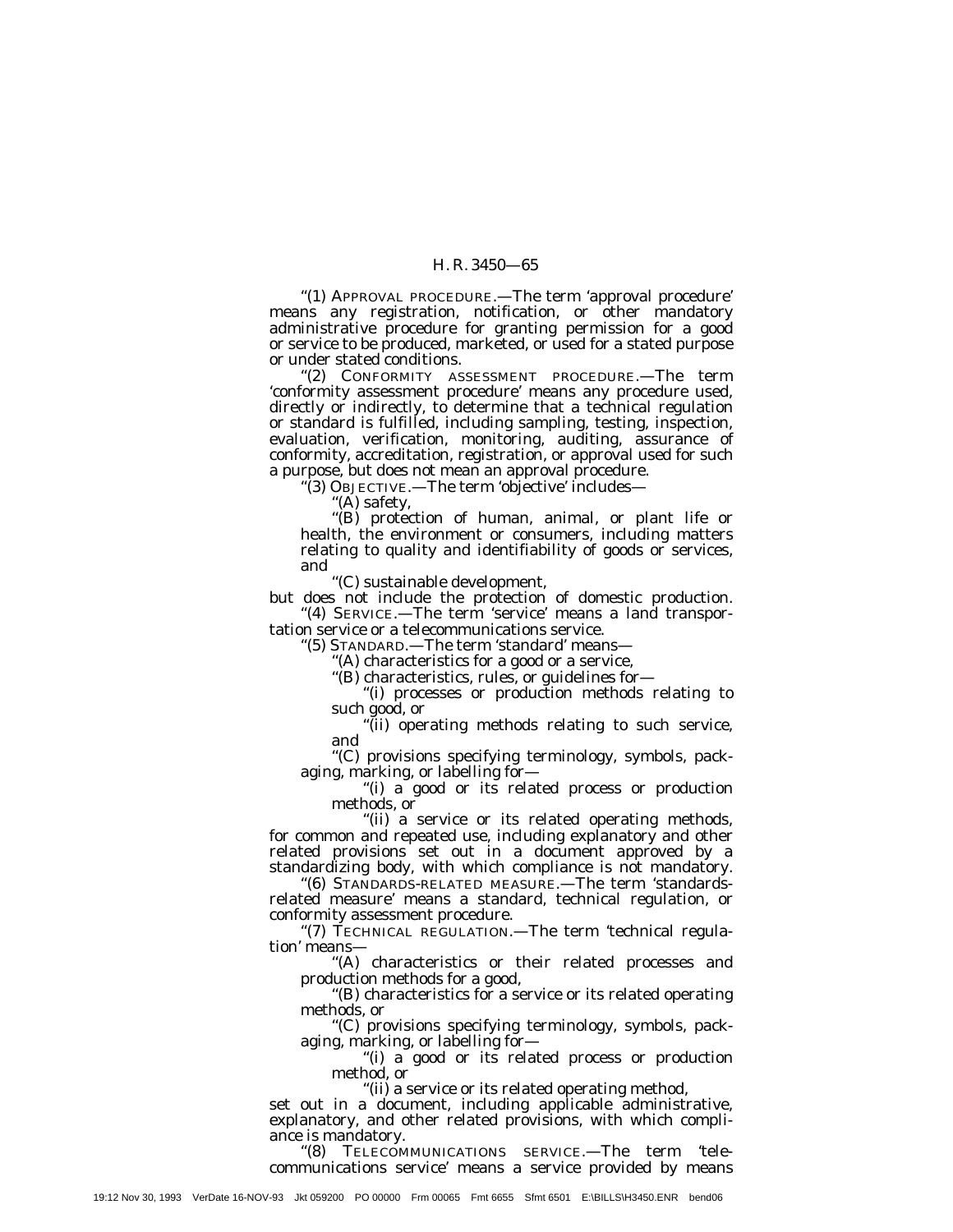"(1) APPROVAL PROCEDURE.—The term 'approval procedure' means any registration, notification, or other mandatory administrative procedure for granting permission for a good or service to be produced, marketed, or used for a stated purpose or under stated conditions.

"(2) CONFORMITY ASSESSMENT PROCEDURE.—The term 'conformity assessment procedure' means any procedure used, directly or indirectly, to determine that a technical regulation or standard is fulfilled, including sampling, testing, inspection, evaluation, verification, monitoring, auditing, assurance of conformity, accreditation, registration, or approval used for such a purpose, but does not mean an approval procedure.

"(3) OBJECTIVE.—The term 'objective' includes—

"(A) safety,

"(B) protection of human, animal, or plant life or health, the environment or consumers, including matters relating to quality and identifiability of goods or services, and

"(C) sustainable development,

but does not include the protection of domestic production.

"(4) SERVICE.—The term 'service' means a land transportation service or a telecommunications service.

"(5) STANDARD.—The term 'standard' means—

"(A) characteristics for a good or a service,

"(B) characteristics, rules, or guidelines for—

"(i) processes or production methods relating to such good, or

"(ii) operating methods relating to such service, and

"(C) provisions specifying terminology, symbols, packaging, marking, or labelling for—

"(i) a good or its related process or production methods, or

"(ii) a service or its related operating methods,

for common and repeated use, including explanatory and other related provisions set out in a document approved by a standardizing body, with which compliance is not mandatory.

"(6) STANDARDS-RELATED MEASURE.—The term 'standards-related measure' means a standard, technical regulation, or conformity assessment procedure.

"(7) TECHNICAL REGULATION.—The term 'technical regulation' means—

"(A) characteristics or their related processes and production methods for a good,

"(B) characteristics for a service or its related operating methods, or

"(C) provisions specifying terminology, symbols, packaging, marking, or labelling for—

"(i) a good or its related process or production method, or

"(ii) a service or its related operating method,

set out in a document, including applicable administrative, explanatory, and other related provisions, with which compliance is mandatory.

"(8) TELECOMMUNICATIONS SERVICE.—The term 'telecommunications service' means a service provided by means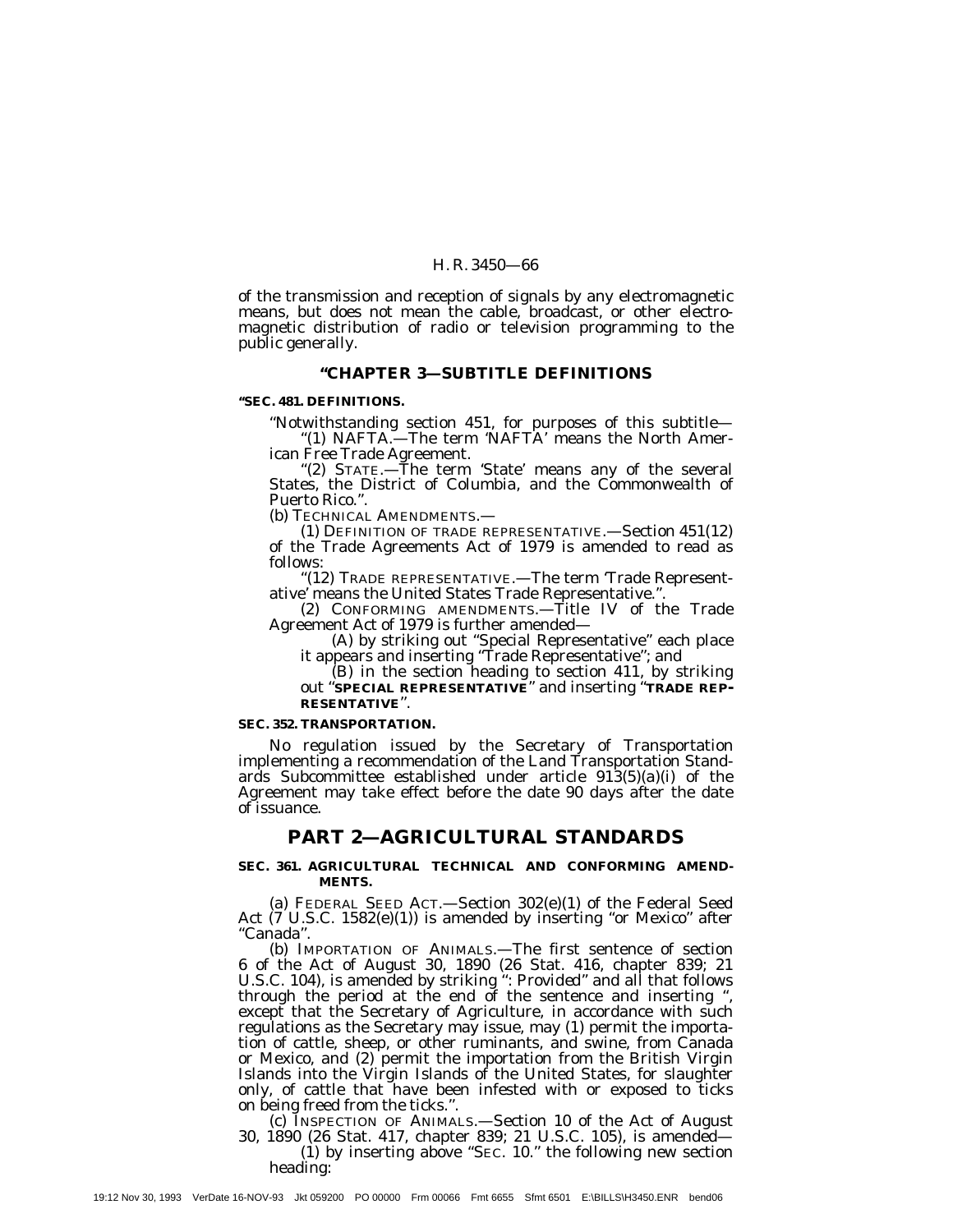of the transmission and reception of signals by any electromagnetic means, but does not mean the cable, broadcast, or other electromagnetic distribution of radio or television programming to the public generally.

### "CHAPTER 3—SUBTITLE DEFINITIONS

**"SEC. 481. DEFINITIONS.**

"Notwithstanding section 451, for purposes of this subtitle—

"(1) NAFTA.—The term 'NAFTA' means the North American Free Trade Agreement.

"(2) STATE.—The term 'State' means any of the several States, the District of Columbia, and the Commonwealth of Puerto Rico.".

(b) TECHNICAL AMENDMENTS.—

(1) DEFINITION OF TRADE REPRESENTATIVE.—Section 451(12) of the Trade Agreements Act of 1979 is amended to read as follows:

"(12) TRADE REPRESENTATIVE.—The term 'Trade Representative' means the United States Trade Representative.".

(2) CONFORMING AMENDMENTS.—Title IV of the Trade Agreement Act of 1979 is further amended—

(A) by striking out "Special Representative" each place it appears and inserting "Trade Representative"; and

(B) in the section heading to section 411, by striking out "**SPECIAL REPRESENTATIVE**" and inserting "**TRADE REPRESENTATIVE**".

**SEC. 352. TRANSPORTATION.**

No regulation issued by the Secretary of Transportation implementing a recommendation of the Land Transportation Standards Subcommittee established under article 913(5)(a)(i) of the Agreement may take effect before the date 90 days after the date of issuance.

## PART 2—AGRICULTURAL STANDARDS

**SEC. 361. AGRICULTURAL TECHNICAL AND CONFORMING AMENDMENTS.**

(a) FEDERAL SEED ACT.—Section 302(e)(1) of the Federal Seed Act (7 U.S.C. 1582(e)(1)) is amended by inserting "or Mexico" after "Canada".

(b) IMPORTATION OF ANIMALS.—The first sentence of section 6 of the Act of August 30, 1890 (26 Stat. 416, chapter 839; 21 U.S.C. 104), is amended by striking ": *Provided*" and all that follows through the period at the end of the sentence and inserting ", except that the Secretary of Agriculture, in accordance with such regulations as the Secretary may issue, may (1) permit the importation of cattle, sheep, or other ruminants, and swine, from Canada or Mexico, and (2) permit the importation from the British Virgin Islands into the Virgin Islands of the United States, for slaughter only, of cattle that have been infested with or exposed to ticks on being freed from the ticks.".

(c) INSPECTION OF ANIMALS.—Section 10 of the Act of August 30, 1890 (26 Stat. 417, chapter 839; 21 U.S.C. 105), is amended—

(1) by inserting above "SEC. 10." the following new section heading: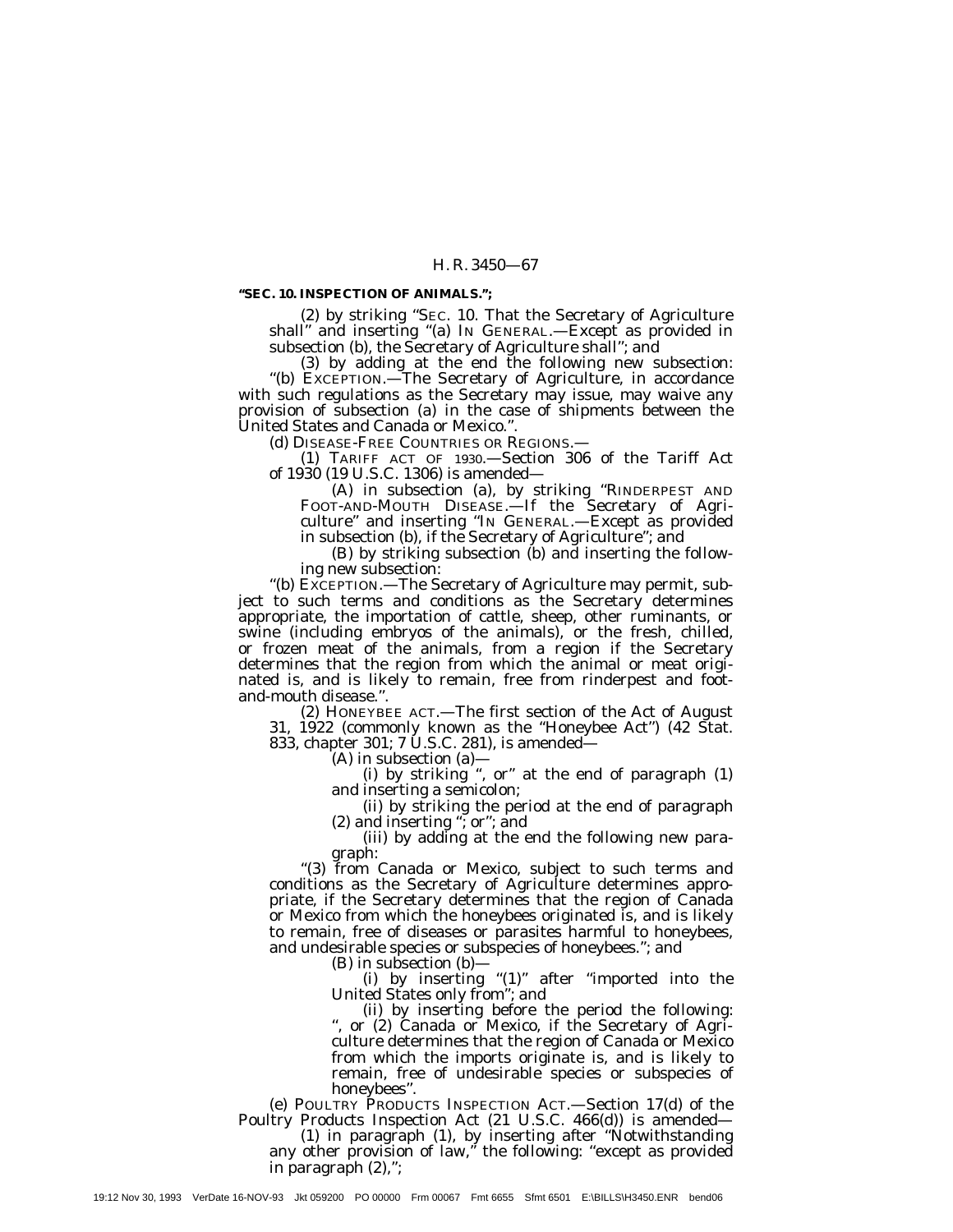**"SEC. 10. INSPECTION OF ANIMALS.";**

(2) by striking "SEC. 10. That the Secretary of Agriculture shall" and inserting "(a) IN GENERAL.—Except as provided in subsection (b), the Secretary of Agriculture shall"; and

(3) by adding at the end the following new subsection:

"(b) EXCEPTION.—The Secretary of Agriculture, in accordance with such regulations as the Secretary may issue, may waive any provision of subsection (a) in the case of shipments between the United States and Canada or Mexico.".

(d) DISEASE-FREE COUNTRIES OR REGIONS.—

(1) TARIFF ACT OF 1930.—Section 306 of the Tariff Act of 1930 (19 U.S.C. 1306) is amended—

(A) in subsection (a), by striking "RINDERPEST AND FOOT-AND-MOUTH DISEASE.—If the Secretary of Agriculture" and inserting "IN GENERAL.—Except as provided in subsection (b), if the Secretary of Agriculture"; and

(B) by striking subsection (b) and inserting the following new subsection:

"(b) EXCEPTION.—The Secretary of Agriculture may permit, subject to such terms and conditions as the Secretary determines appropriate, the importation of cattle, sheep, other ruminants, or swine (including embryos of the animals), or the fresh, chilled, or frozen meat of the animals, from a region if the Secretary determines that the region from which the animal or meat originated is, and is likely to remain, free from rinderpest and foot-and-mouth disease.".

(2) HONEYBEE ACT.—The first section of the Act of August 31, 1922 (commonly known as the "Honeybee Act") (42 Stat. 833, chapter 301; 7 U.S.C. 281), is amended—

(A) in subsection (a)—

(i) by striking ", or" at the end of paragraph (1) and inserting a semicolon;

(ii) by striking the period at the end of paragraph (2) and inserting "; or"; and

(iii) by adding at the end the following new paragraph:

"(3) from Canada or Mexico, subject to such terms and conditions as the Secretary of Agriculture determines appropriate, if the Secretary determines that the region of Canada or Mexico from which the honeybees originated is, and is likely to remain, free of diseases or parasites harmful to honeybees, and undesirable species or subspecies of honeybees."; and

(B) in subsection (b)—

(i) by inserting "(1)" after "imported into the United States only from"; and

(ii) by inserting before the period the following: ", or (2) Canada or Mexico, if the Secretary of Agriculture determines that the region of Canada or Mexico from which the imports originate is, and is likely to remain, free of undesirable species or subspecies of honeybees".

(e) POULTRY PRODUCTS INSPECTION ACT.—Section 17(d) of the Poultry Products Inspection Act (21 U.S.C. 466(d)) is amended—

(1) in paragraph (1), by inserting after "Notwithstanding any other provision of law," the following: "except as provided in paragraph (2),";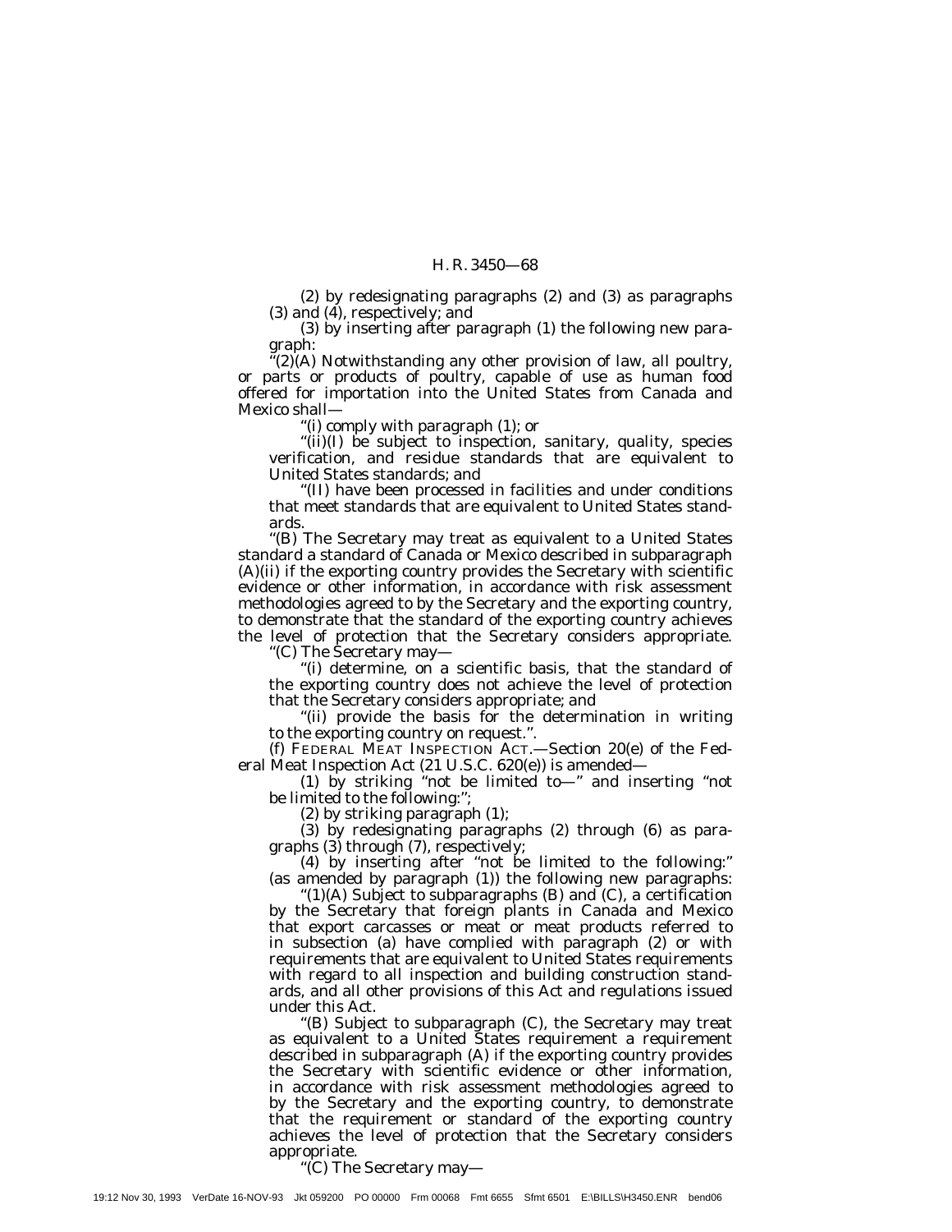(2) by redesignating paragraphs (2) and (3) as paragraphs (3) and (4), respectively; and

(3) by inserting after paragraph (1) the following new paragraph:

''(2)(A) Notwithstanding any other provision of law, all poultry, or parts or products of poultry, capable of use as human food offered for importation into the United States from Canada and Mexico shall—

''(i) comply with paragraph (1); or

''(ii)(I) be subject to inspection, sanitary, quality, species verification, and residue standards that are equivalent to United States standards; and

''(II) have been processed in facilities and under conditions that meet standards that are equivalent to United States standards.

''(B) The Secretary may treat as equivalent to a United States standard a standard of Canada or Mexico described in subparagraph (A)(ii) if the exporting country provides the Secretary with scientific evidence or other information, in accordance with risk assessment methodologies agreed to by the Secretary and the exporting country, to demonstrate that the standard of the exporting country achieves the level of protection that the Secretary considers appropriate.

''(C) The Secretary may—

''(i) determine, on a scientific basis, that the standard of the exporting country does not achieve the level of protection that the Secretary considers appropriate; and

''(ii) provide the basis for the determination in writing to the exporting country on request.''.

(f) FEDERAL MEAT INSPECTION ACT.—Section 20(e) of the Federal Meat Inspection Act (21 U.S.C. 620(e)) is amended—

(1) by striking ''not be limited to—'' and inserting ''not be limited to the following:'';

(2) by striking paragraph (1);

(3) by redesignating paragraphs (2) through (6) as paragraphs (3) through (7), respectively;

(4) by inserting after ''not be limited to the following:'' (as amended by paragraph (1)) the following new paragraphs:

''(1)(A) Subject to subparagraphs (B) and (C), a certification by the Secretary that foreign plants in Canada and Mexico that export carcasses or meat or meat products referred to in subsection (a) have complied with paragraph (2) or with requirements that are equivalent to United States requirements with regard to all inspection and building construction standards, and all other provisions of this Act and regulations issued under this Act.

''(B) Subject to subparagraph (C), the Secretary may treat as equivalent to a United States requirement a requirement described in subparagraph (A) if the exporting country provides the Secretary with scientific evidence or other information, in accordance with risk assessment methodologies agreed to by the Secretary and the exporting country, to demonstrate that the requirement or standard of the exporting country achieves the level of protection that the Secretary considers appropriate.

''(C) The Secretary may—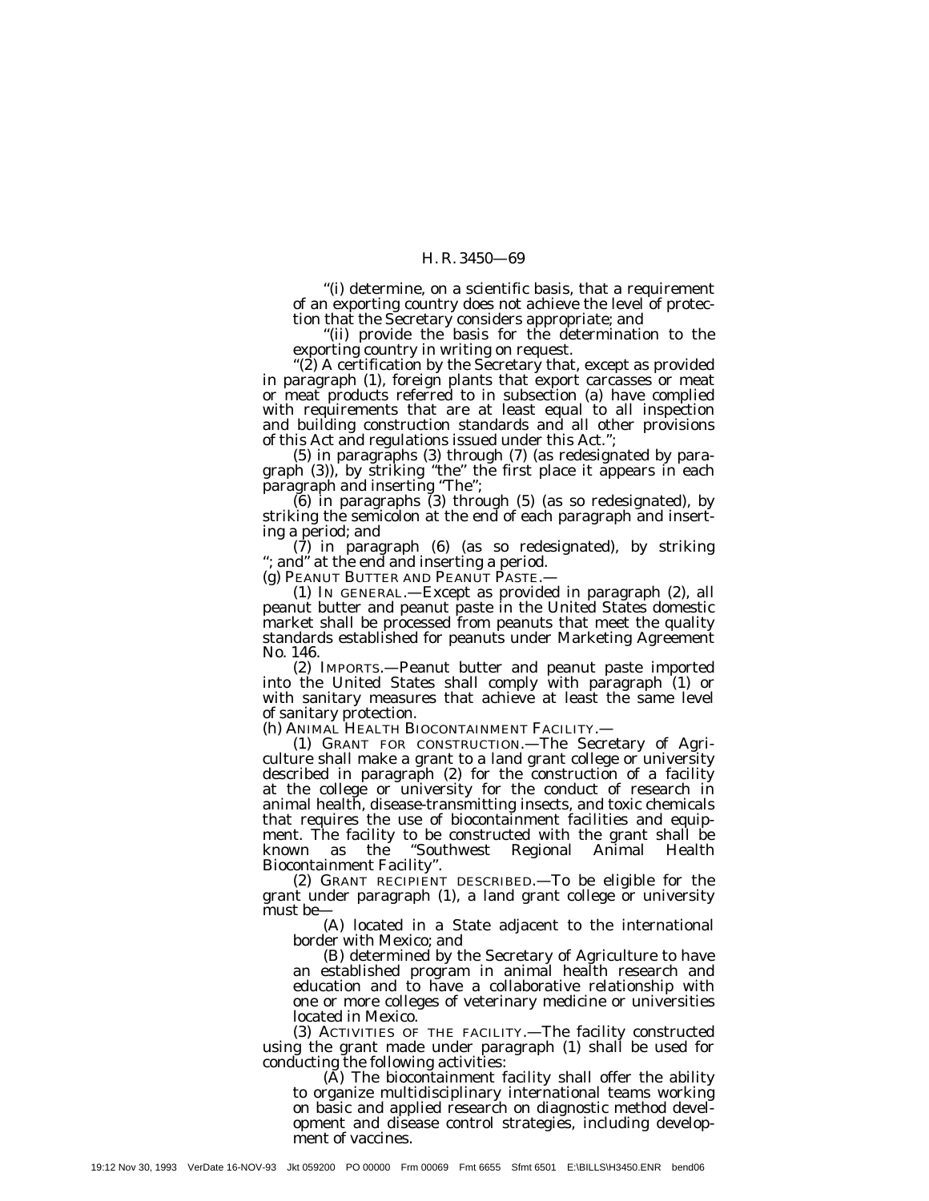"(i) determine, on a scientific basis, that a requirement of an exporting country does not achieve the level of protection that the Secretary considers appropriate; and

"(ii) provide the basis for the determination to the exporting country in writing on request.

"(2) A certification by the Secretary that, except as provided in paragraph (1), foreign plants that export carcasses or meat or meat products referred to in subsection (a) have complied with requirements that are at least equal to all inspection and building construction standards and all other provisions of this Act and regulations issued under this Act.";

(5) in paragraphs (3) through (7) (as redesignated by paragraph (3)), by striking "the" the first place it appears in each paragraph and inserting "The";

(6) in paragraphs (3) through (5) (as so redesignated), by striking the semicolon at the end of each paragraph and inserting a period; and

(7) in paragraph (6) (as so redesignated), by striking "; and" at the end and inserting a period.

(g) PEANUT BUTTER AND PEANUT PASTE.—

(1) IN GENERAL.—Except as provided in paragraph (2), all peanut butter and peanut paste in the United States domestic market shall be processed from peanuts that meet the quality standards established for peanuts under Marketing Agreement No. 146.

(2) IMPORTS.—Peanut butter and peanut paste imported into the United States shall comply with paragraph (1) or with sanitary measures that achieve at least the same level of sanitary protection.

(h) ANIMAL HEALTH BIOCONTAINMENT FACILITY.—

(1) GRANT FOR CONSTRUCTION.—The Secretary of Agriculture shall make a grant to a land grant college or university described in paragraph (2) for the construction of a facility at the college or university for the conduct of research in animal health, disease-transmitting insects, and toxic chemicals that requires the use of biocontainment facilities and equipment. The facility to be constructed with the grant shall be known as the "Southwest Regional Animal Health Biocontainment Facility".

(2) GRANT RECIPIENT DESCRIBED.—To be eligible for the grant under paragraph (1), a land grant college or university must be—

(A) located in a State adjacent to the international border with Mexico; and

(B) determined by the Secretary of Agriculture to have an established program in animal health research and education and to have a collaborative relationship with one or more colleges of veterinary medicine or universities located in Mexico.

(3) ACTIVITIES OF THE FACILITY.—The facility constructed using the grant made under paragraph (1) shall be used for conducting the following activities:

(A) The biocontainment facility shall offer the ability to organize multidisciplinary international teams working on basic and applied research on diagnostic method development and disease control strategies, including development of vaccines.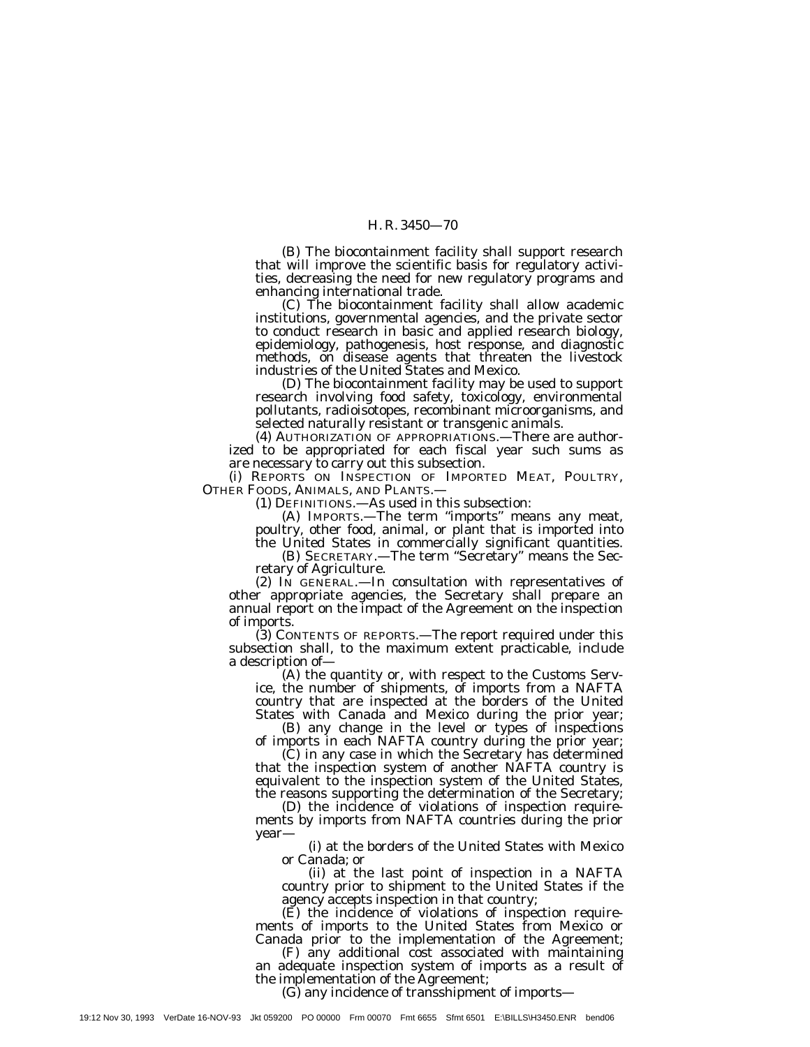(B) The biocontainment facility shall support research that will improve the scientific basis for regulatory activities, decreasing the need for new regulatory programs and enhancing international trade.

(C) The biocontainment facility shall allow academic institutions, governmental agencies, and the private sector to conduct research in basic and applied research biology, epidemiology, pathogenesis, host response, and diagnostic methods, on disease agents that threaten the livestock industries of the United States and Mexico.

(D) The biocontainment facility may be used to support research involving food safety, toxicology, environmental pollutants, radioisotopes, recombinant microorganisms, and selected naturally resistant or transgenic animals.

(4) AUTHORIZATION OF APPROPRIATIONS.—There are authorized to be appropriated for each fiscal year such sums as are necessary to carry out this subsection.

(i) REPORTS ON INSPECTION OF IMPORTED MEAT, POULTRY, OTHER FOODS, ANIMALS, AND PLANTS.—

(1) DEFINITIONS.—As used in this subsection:

(A) IMPORTS.—The term "imports" means any meat, poultry, other food, animal, or plant that is imported into the United States in commercially significant quantities.

(B) SECRETARY.—The term "Secretary" means the Secretary of Agriculture.

(2) IN GENERAL.—In consultation with representatives of other appropriate agencies, the Secretary shall prepare an annual report on the impact of the Agreement on the inspection of imports.

(3) CONTENTS OF REPORTS.—The report required under this subsection shall, to the maximum extent practicable, include a description of—

(A) the quantity or, with respect to the Customs Service, the number of shipments, of imports from a NAFTA country that are inspected at the borders of the United States with Canada and Mexico during the prior year;

(B) any change in the level or types of inspections of imports in each NAFTA country during the prior year;

(C) in any case in which the Secretary has determined that the inspection system of another NAFTA country is equivalent to the inspection system of the United States, the reasons supporting the determination of the Secretary;

(D) the incidence of violations of inspection requirements by imports from NAFTA countries during the prior year—

(i) at the borders of the United States with Mexico or Canada; or

(ii) at the last point of inspection in a NAFTA country prior to shipment to the United States if the agency accepts inspection in that country;

(E) the incidence of violations of inspection requirements of imports to the United States from Mexico or Canada prior to the implementation of the Agreement;

(F) any additional cost associated with maintaining an adequate inspection system of imports as a result of the implementation of the Agreement;

(G) any incidence of transshipment of imports—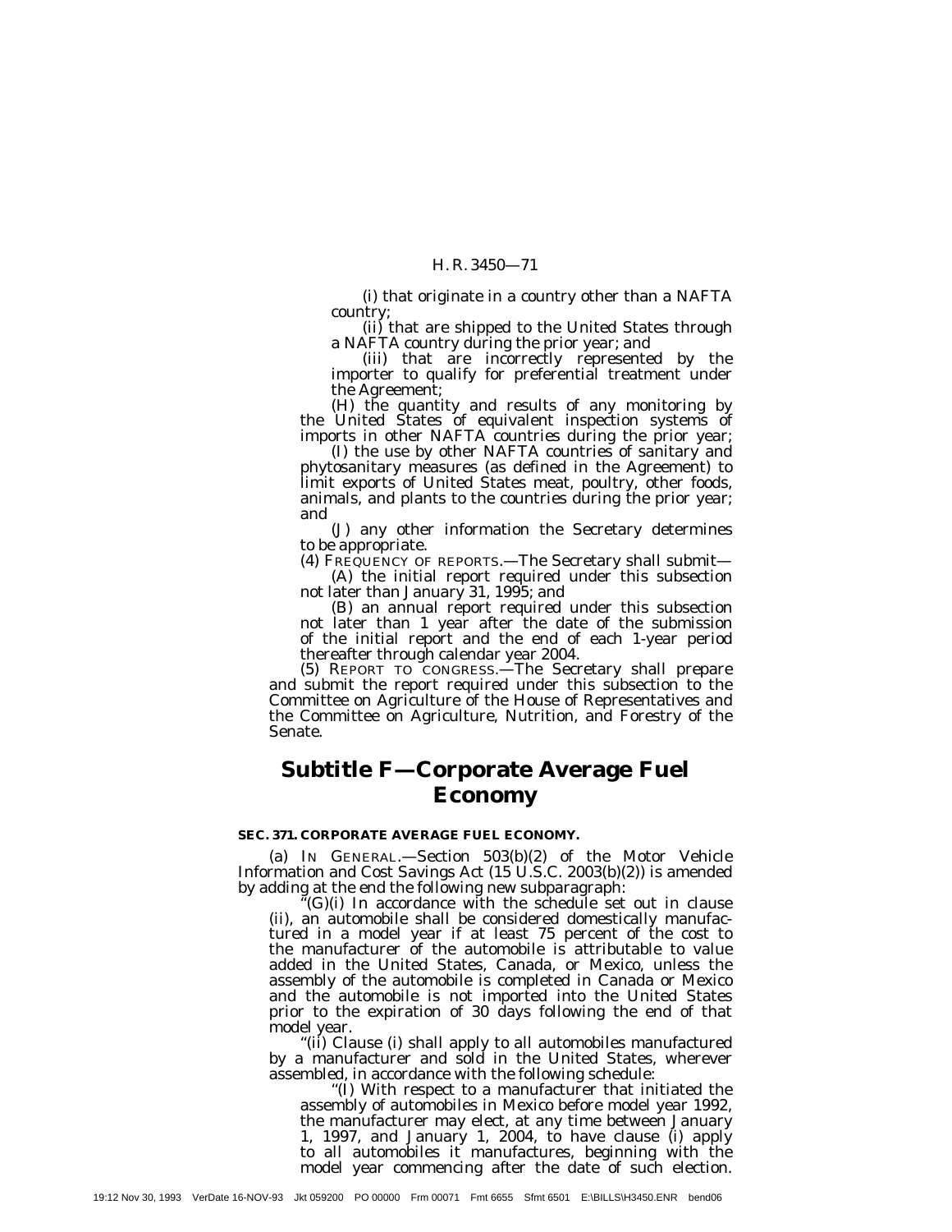(i) that originate in a country other than a NAFTA country;

(ii) that are shipped to the United States through a NAFTA country during the prior year; and

(iii) that are incorrectly represented by the importer to qualify for preferential treatment under the Agreement;

(H) the quantity and results of any monitoring by the United States of equivalent inspection systems of imports in other NAFTA countries during the prior year;

(I) the use by other NAFTA countries of sanitary and phytosanitary measures (as defined in the Agreement) to limit exports of United States meat, poultry, other foods, animals, and plants to the countries during the prior year; and

(J) any other information the Secretary determines to be appropriate.

(4) FREQUENCY OF REPORTS.—The Secretary shall submit—

(A) the initial report required under this subsection not later than January 31, 1995; and

(B) an annual report required under this subsection not later than 1 year after the date of the submission of the initial report and the end of each 1-year period thereafter through calendar year 2004.

(5) REPORT TO CONGRESS.—The Secretary shall prepare and submit the report required under this subsection to the Committee on Agriculture of the House of Representatives and the Committee on Agriculture, Nutrition, and Forestry of the Senate.

## Subtitle F—Corporate Average Fuel Economy

**SEC. 371. CORPORATE AVERAGE FUEL ECONOMY.**

(a) IN GENERAL.—Section 503(b)(2) of the Motor Vehicle Information and Cost Savings Act (15 U.S.C. 2003(b)(2)) is amended by adding at the end the following new subparagraph:

"(G)(i) In accordance with the schedule set out in clause (ii), an automobile shall be considered domestically manufactured in a model year if at least 75 percent of the cost to the manufacturer of the automobile is attributable to value added in the United States, Canada, or Mexico, unless the assembly of the automobile is completed in Canada or Mexico and the automobile is not imported into the United States prior to the expiration of 30 days following the end of that model year.

"(ii) Clause (i) shall apply to all automobiles manufactured by a manufacturer and sold in the United States, wherever assembled, in accordance with the following schedule:

"(I) With respect to a manufacturer that initiated the assembly of automobiles in Mexico before model year 1992, the manufacturer may elect, at any time between January 1, 1997, and January 1, 2004, to have clause (i) apply to all automobiles it manufactures, beginning with the model year commencing after the date of such election.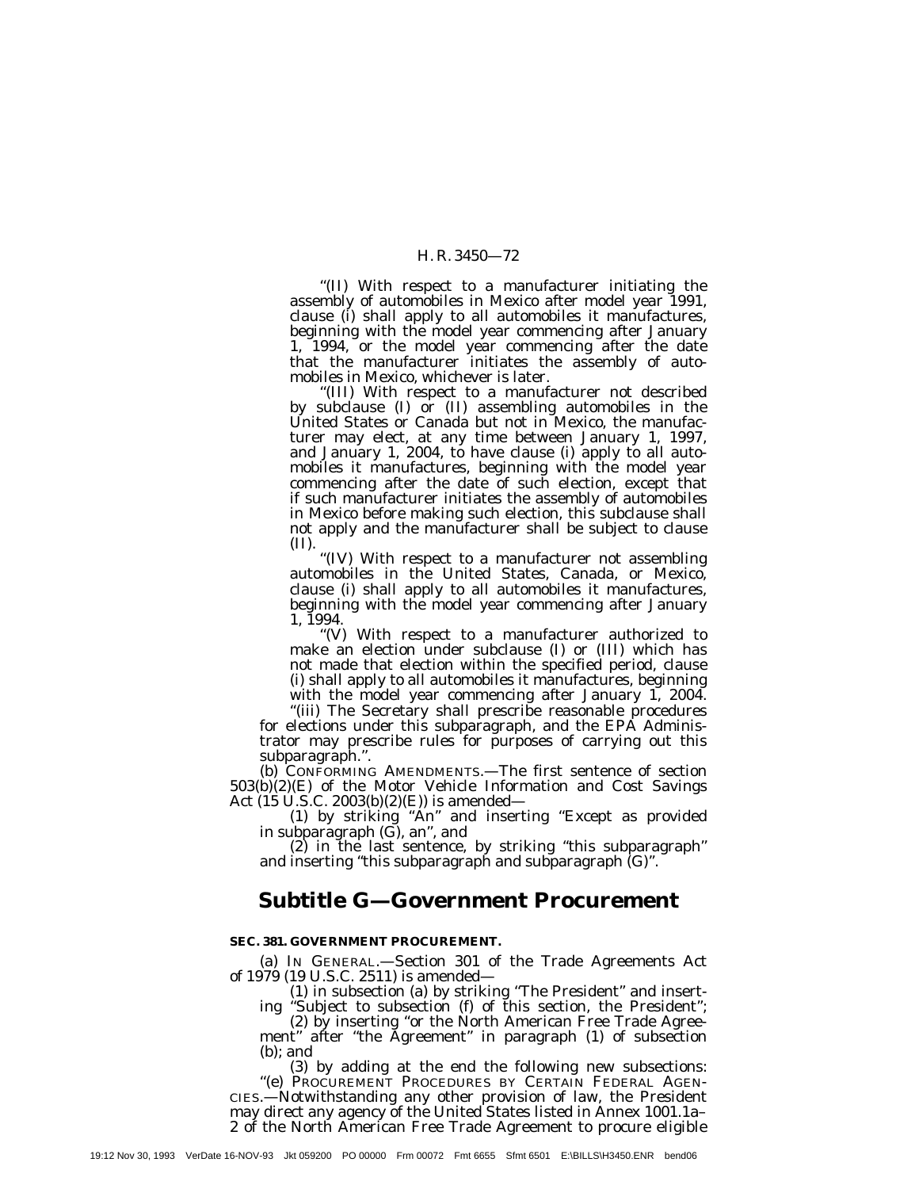"(II) With respect to a manufacturer initiating the assembly of automobiles in Mexico after model year 1991, clause (i) shall apply to all automobiles it manufactures, beginning with the model year commencing after January 1, 1994, or the model year commencing after the date that the manufacturer initiates the assembly of automobiles in Mexico, whichever is later.

"(III) With respect to a manufacturer not described by subclause (I) or (II) assembling automobiles in the United States or Canada but not in Mexico, the manufacturer may elect, at any time between January 1, 1997, and January 1, 2004, to have clause (i) apply to all automobiles it manufactures, beginning with the model year commencing after the date of such election, except that if such manufacturer initiates the assembly of automobiles in Mexico before making such election, this subclause shall not apply and the manufacturer shall be subject to clause (II).

"(IV) With respect to a manufacturer not assembling automobiles in the United States, Canada, or Mexico, clause (i) shall apply to all automobiles it manufactures, beginning with the model year commencing after January 1, 1994.

"(V) With respect to a manufacturer authorized to make an election under subclause (I) or (III) which has not made that election within the specified period, clause (i) shall apply to all automobiles it manufactures, beginning with the model year commencing after January 1, 2004.

"(iii) The Secretary shall prescribe reasonable procedures for elections under this subparagraph, and the EPA Administrator may prescribe rules for purposes of carrying out this subparagraph.".

(b) CONFORMING AMENDMENTS.—The first sentence of section 503(b)(2)(E) of the Motor Vehicle Information and Cost Savings Act (15 U.S.C. 2003(b)(2)(E)) is amended—

(1) by striking "An" and inserting "Except as provided in subparagraph (G), an", and

(2) in the last sentence, by striking "this subparagraph" and inserting "this subparagraph and subparagraph (G)".

## Subtitle G—Government Procurement

**SEC. 381. GOVERNMENT PROCUREMENT.**

(a) IN GENERAL.—Section 301 of the Trade Agreements Act of 1979 (19 U.S.C. 2511) is amended—

(1) in subsection (a) by striking "The President" and inserting "Subject to subsection (f) of this section, the President";

(2) by inserting "or the North American Free Trade Agreement" after "the Agreement" in paragraph (1) of subsection (b); and

(3) by adding at the end the following new subsections:

"(e) PROCUREMENT PROCEDURES BY CERTAIN FEDERAL AGENCIES.—Notwithstanding any other provision of law, the President may direct any agency of the United States listed in Annex 1001.1a–2 of the North American Free Trade Agreement to procure eligible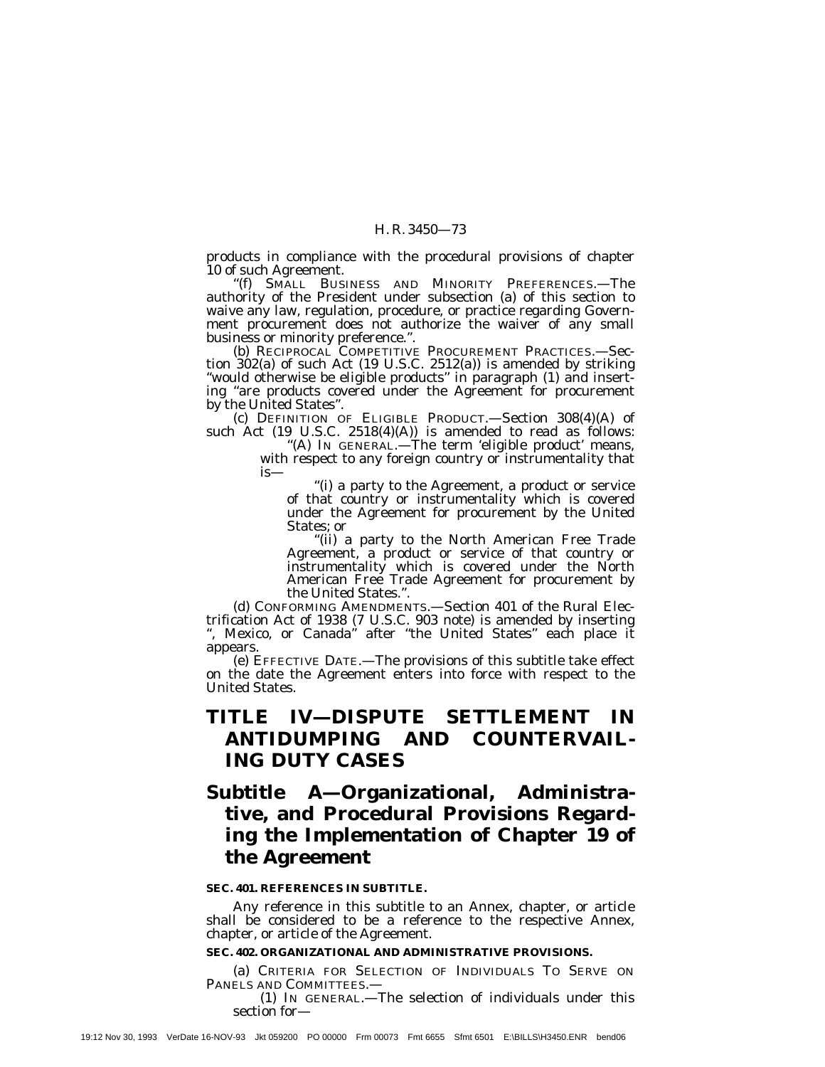products in compliance with the procedural provisions of chapter 10 of such Agreement.

"(f) SMALL BUSINESS AND MINORITY PREFERENCES.—The authority of the President under subsection (a) of this section to waive any law, regulation, procedure, or practice regarding Government procurement does not authorize the waiver of any small business or minority preference.".

(b) RECIPROCAL COMPETITIVE PROCUREMENT PRACTICES.—Section 302(a) of such Act (19 U.S.C. 2512(a)) is amended by striking "would otherwise be eligible products" in paragraph (1) and inserting "are products covered under the Agreement for procurement by the United States".

(c) DEFINITION OF ELIGIBLE PRODUCT.—Section 308(4)(A) of such Act (19 U.S.C. 2518(4)(A)) is amended to read as follows:

"(A) IN GENERAL.—The term 'eligible product' means, with respect to any foreign country or instrumentality that is—

"(i) a party to the Agreement, a product or service of that country or instrumentality which is covered under the Agreement for procurement by the United States; or

"(ii) a party to the North American Free Trade Agreement, a product or service of that country or instrumentality which is covered under the North American Free Trade Agreement for procurement by the United States.".

(d) CONFORMING AMENDMENTS.—Section 401 of the Rural Electrification Act of 1938 (7 U.S.C. 903 note) is amended by inserting ", Mexico, or Canada" after "the United States" each place it appears.

(e) EFFECTIVE DATE.—The provisions of this subtitle take effect on the date the Agreement enters into force with respect to the United States.

# TITLE IV—DISPUTE SETTLEMENT IN ANTIDUMPING AND COUNTERVAILING DUTY CASES

## Subtitle A—Organizational, Administrative, and Procedural Provisions Regarding the Implementation of Chapter 19 of the Agreement

**SEC. 401. REFERENCES IN SUBTITLE.**

Any reference in this subtitle to an Annex, chapter, or article shall be considered to be a reference to the respective Annex, chapter, or article of the Agreement.

**SEC. 402. ORGANIZATIONAL AND ADMINISTRATIVE PROVISIONS.**

(a) CRITERIA FOR SELECTION OF INDIVIDUALS TO SERVE ON PANELS AND COMMITTEES.—

(1) IN GENERAL.—The selection of individuals under this section for—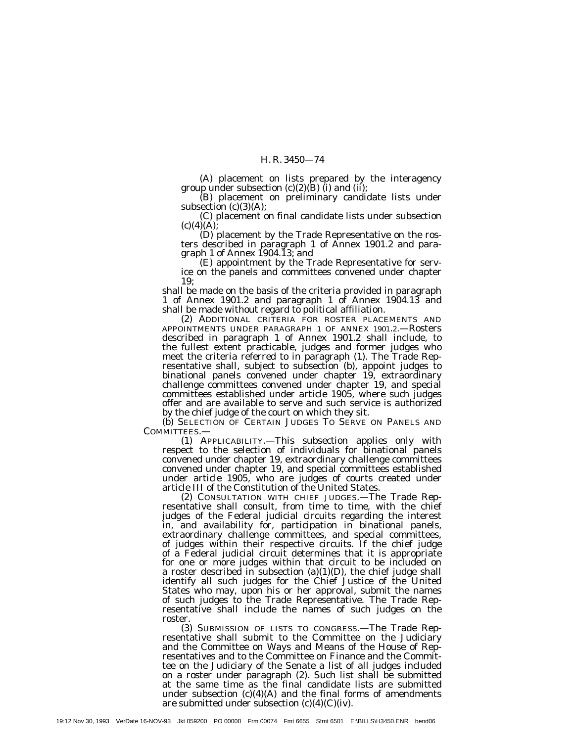(A) placement on lists prepared by the interagency group under subsection (c)(2)(B) (i) and (ii);

(B) placement on preliminary candidate lists under subsection (c)(3)(A);

(C) placement on final candidate lists under subsection (c)(4)(A);

(D) placement by the Trade Representative on the rosters described in paragraph 1 of Annex 1901.2 and paragraph 1 of Annex 1904.13; and

(E) appointment by the Trade Representative for service on the panels and committees convened under chapter 19;

shall be made on the basis of the criteria provided in paragraph 1 of Annex 1901.2 and paragraph 1 of Annex 1904.13 and shall be made without regard to political affiliation.

(2) ADDITIONAL CRITERIA FOR ROSTER PLACEMENTS AND APPOINTMENTS UNDER PARAGRAPH 1 OF ANNEX 1901.2.—Rosters described in paragraph 1 of Annex 1901.2 shall include, to the fullest extent practicable, judges and former judges who meet the criteria referred to in paragraph (1). The Trade Representative shall, subject to subsection (b), appoint judges to binational panels convened under chapter 19, extraordinary challenge committees convened under chapter 19, and special committees established under article 1905, where such judges offer and are available to serve and such service is authorized by the chief judge of the court on which they sit.

(b) SELECTION OF CERTAIN JUDGES TO SERVE ON PANELS AND COMMITTEES.—

(1) APPLICABILITY.—This subsection applies only with respect to the selection of individuals for binational panels convened under chapter 19, extraordinary challenge committees convened under chapter 19, and special committees established under article 1905, who are judges of courts created under article III of the Constitution of the United States.

(2) CONSULTATION WITH CHIEF JUDGES.—The Trade Representative shall consult, from time to time, with the chief judges of the Federal judicial circuits regarding the interest in, and availability for, participation in binational panels, extraordinary challenge committees, and special committees, of judges within their respective circuits. If the chief judge of a Federal judicial circuit determines that it is appropriate for one or more judges within that circuit to be included on a roster described in subsection (a)(1)(D), the chief judge shall identify all such judges for the Chief Justice of the United States who may, upon his or her approval, submit the names of such judges to the Trade Representative. The Trade Representative shall include the names of such judges on the roster.

(3) SUBMISSION OF LISTS TO CONGRESS.—The Trade Representative shall submit to the Committee on the Judiciary and the Committee on Ways and Means of the House of Representatives and to the Committee on Finance and the Committee on the Judiciary of the Senate a list of all judges included on a roster under paragraph (2). Such list shall be submitted at the same time as the final candidate lists are submitted under subsection (c)(4)(A) and the final forms of amendments are submitted under subsection (c)(4)(C)(iv).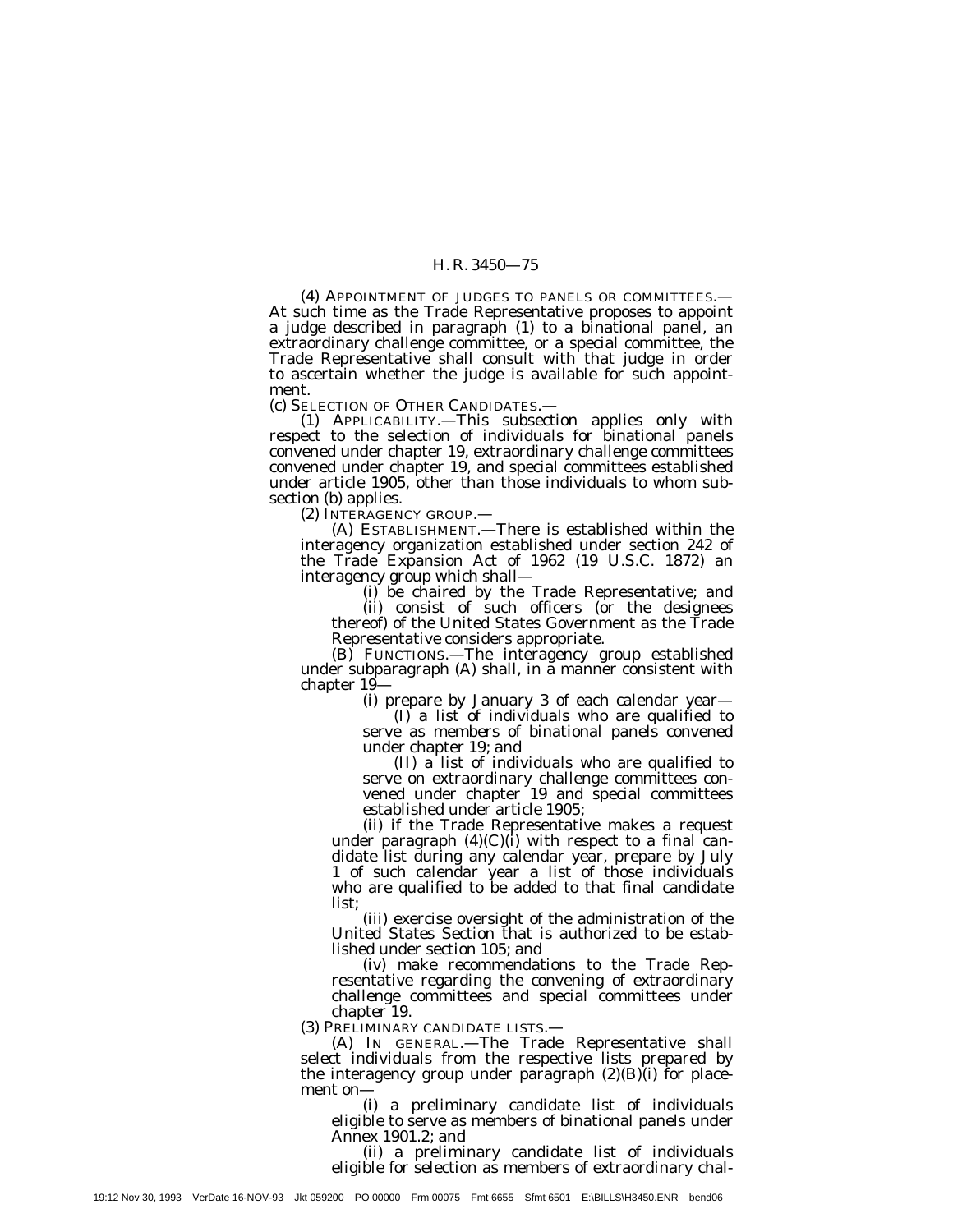(4) APPOINTMENT OF JUDGES TO PANELS OR COMMITTEES.—At such time as the Trade Representative proposes to appoint a judge described in paragraph (1) to a binational panel, an extraordinary challenge committee, or a special committee, the Trade Representative shall consult with that judge in order to ascertain whether the judge is available for such appointment.

(c) SELECTION OF OTHER CANDIDATES.—

(1) APPLICABILITY.—This subsection applies only with respect to the selection of individuals for binational panels convened under chapter 19, extraordinary challenge committees convened under chapter 19, and special committees established under article 1905, other than those individuals to whom subsection (b) applies.

(2) INTERAGENCY GROUP.—

(A) ESTABLISHMENT.—There is established within the interagency organization established under section 242 of the Trade Expansion Act of 1962 (19 U.S.C. 1872) an interagency group which shall—

(i) be chaired by the Trade Representative; and

(ii) consist of such officers (or the designees thereof) of the United States Government as the Trade Representative considers appropriate.

(B) FUNCTIONS.—The interagency group established under subparagraph (A) shall, in a manner consistent with chapter 19—

(i) prepare by January 3 of each calendar year—

(I) a list of individuals who are qualified to serve as members of binational panels convened under chapter 19; and

(II) a list of individuals who are qualified to serve on extraordinary challenge committees convened under chapter 19 and special committees established under article 1905;

(ii) if the Trade Representative makes a request under paragraph (4)(C)(i) with respect to a final candidate list during any calendar year, prepare by July 1 of such calendar year a list of those individuals who are qualified to be added to that final candidate list;

(iii) exercise oversight of the administration of the United States Section that is authorized to be established under section 105; and

(iv) make recommendations to the Trade Representative regarding the convening of extraordinary challenge committees and special committees under chapter 19.

(3) PRELIMINARY CANDIDATE LISTS.—

(A) IN GENERAL.—The Trade Representative shall select individuals from the respective lists prepared by the interagency group under paragraph (2)(B)(i) for placement on—

(i) a preliminary candidate list of individuals eligible to serve as members of binational panels under Annex 1901.2; and

(ii) a preliminary candidate list of individuals eligible for selection as members of extraordinary chal-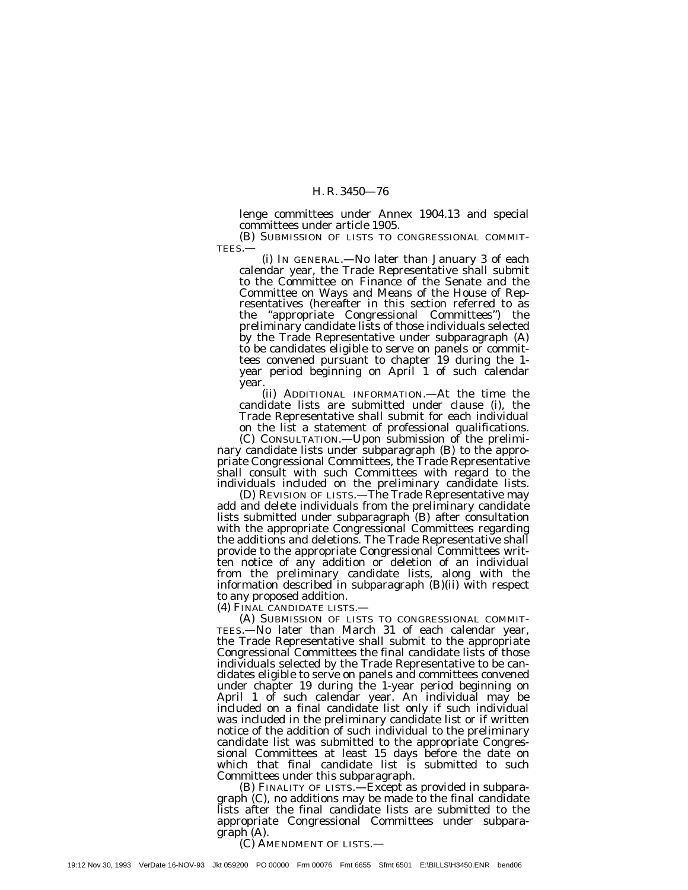lenge committees under Annex 1904.13 and special committees under article 1905.

(B) SUBMISSION OF LISTS TO CONGRESSIONAL COMMITTEES.—

(i) IN GENERAL.—No later than January 3 of each calendar year, the Trade Representative shall submit to the Committee on Finance of the Senate and the Committee on Ways and Means of the House of Representatives (hereafter in this section referred to as the "appropriate Congressional Committees") the preliminary candidate lists of those individuals selected by the Trade Representative under subparagraph (A) to be candidates eligible to serve on panels or committees convened pursuant to chapter 19 during the 1-year period beginning on April 1 of such calendar year.

(ii) ADDITIONAL INFORMATION.—At the time the candidate lists are submitted under clause (i), the Trade Representative shall submit for each individual on the list a statement of professional qualifications.

(C) CONSULTATION.—Upon submission of the preliminary candidate lists under subparagraph (B) to the appropriate Congressional Committees, the Trade Representative shall consult with such Committees with regard to the individuals included on the preliminary candidate lists.

(D) REVISION OF LISTS.—The Trade Representative may add and delete individuals from the preliminary candidate lists submitted under subparagraph (B) after consultation with the appropriate Congressional Committees regarding the additions and deletions. The Trade Representative shall provide to the appropriate Congressional Committees written notice of any addition or deletion of an individual from the preliminary candidate lists, along with the information described in subparagraph (B)(ii) with respect to any proposed addition.

(4) FINAL CANDIDATE LISTS.—

(A) SUBMISSION OF LISTS TO CONGRESSIONAL COMMITTEES.—No later than March 31 of each calendar year, the Trade Representative shall submit to the appropriate Congressional Committees the final candidate lists of those individuals selected by the Trade Representative to be candidates eligible to serve on panels and committees convened under chapter 19 during the 1-year period beginning on April 1 of such calendar year. An individual may be included on a final candidate list only if such individual was included in the preliminary candidate list or if written notice of the addition of such individual to the preliminary candidate list was submitted to the appropriate Congressional Committees at least 15 days before the date on which that final candidate list is submitted to such Committees under this subparagraph.

(B) FINALITY OF LISTS.—Except as provided in subparagraph (C), no additions may be made to the final candidate lists after the final candidate lists are submitted to the appropriate Congressional Committees under subparagraph (A).

(C) AMENDMENT OF LISTS.—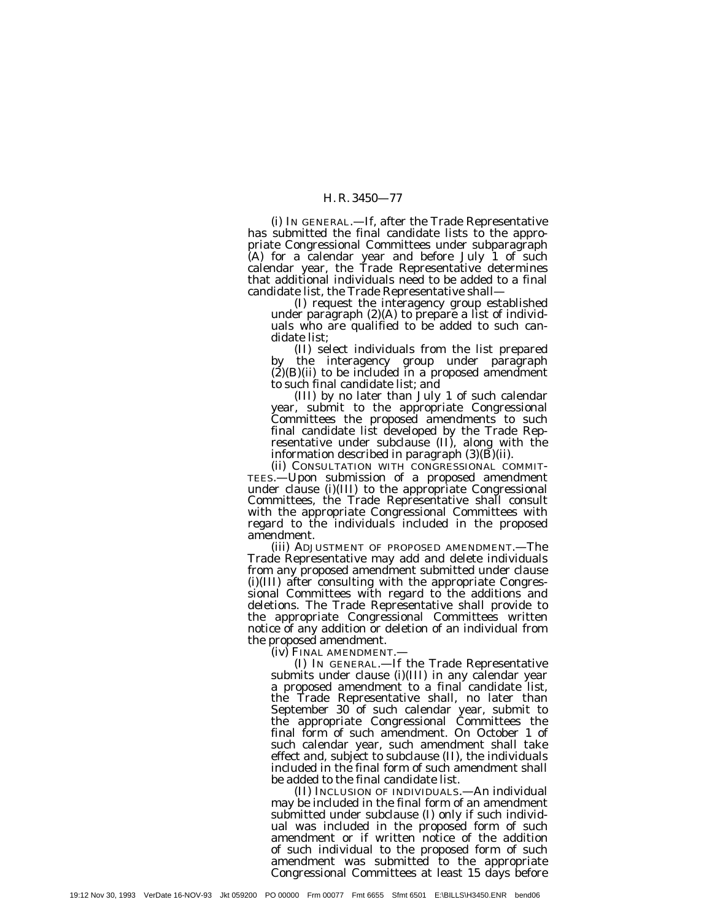(i) IN GENERAL.—If, after the Trade Representative has submitted the final candidate lists to the appropriate Congressional Committees under subparagraph (A) for a calendar year and before July 1 of such calendar year, the Trade Representative determines that additional individuals need to be added to a final candidate list, the Trade Representative shall—

(I) request the interagency group established under paragraph (2)(A) to prepare a list of individuals who are qualified to be added to such candidate list;

(II) select individuals from the list prepared by the interagency group under paragraph (2)(B)(ii) to be included in a proposed amendment to such final candidate list; and

(III) by no later than July 1 of such calendar year, submit to the appropriate Congressional Committees the proposed amendments to such final candidate list developed by the Trade Representative under subclause (II), along with the information described in paragraph (3)(B)(ii).

(ii) CONSULTATION WITH CONGRESSIONAL COMMITTEES.—Upon submission of a proposed amendment under clause (i)(III) to the appropriate Congressional Committees, the Trade Representative shall consult with the appropriate Congressional Committees with regard to the individuals included in the proposed amendment.

(iii) ADJUSTMENT OF PROPOSED AMENDMENT.—The Trade Representative may add and delete individuals from any proposed amendment submitted under clause (i)(III) after consulting with the appropriate Congressional Committees with regard to the additions and deletions. The Trade Representative shall provide to the appropriate Congressional Committees written notice of any addition or deletion of an individual from the proposed amendment.

(iv) FINAL AMENDMENT.—

(I) IN GENERAL.—If the Trade Representative submits under clause (i)(III) in any calendar year a proposed amendment to a final candidate list, the Trade Representative shall, no later than September 30 of such calendar year, submit to the appropriate Congressional Committees the final form of such amendment. On October 1 of such calendar year, such amendment shall take effect and, subject to subclause (II), the individuals included in the final form of such amendment shall be added to the final candidate list.

(II) INCLUSION OF INDIVIDUALS.—An individual may be included in the final form of an amendment submitted under subclause (I) only if such individual was included in the proposed form of such amendment or if written notice of the addition of such individual to the proposed form of such amendment was submitted to the appropriate Congressional Committees at least 15 days before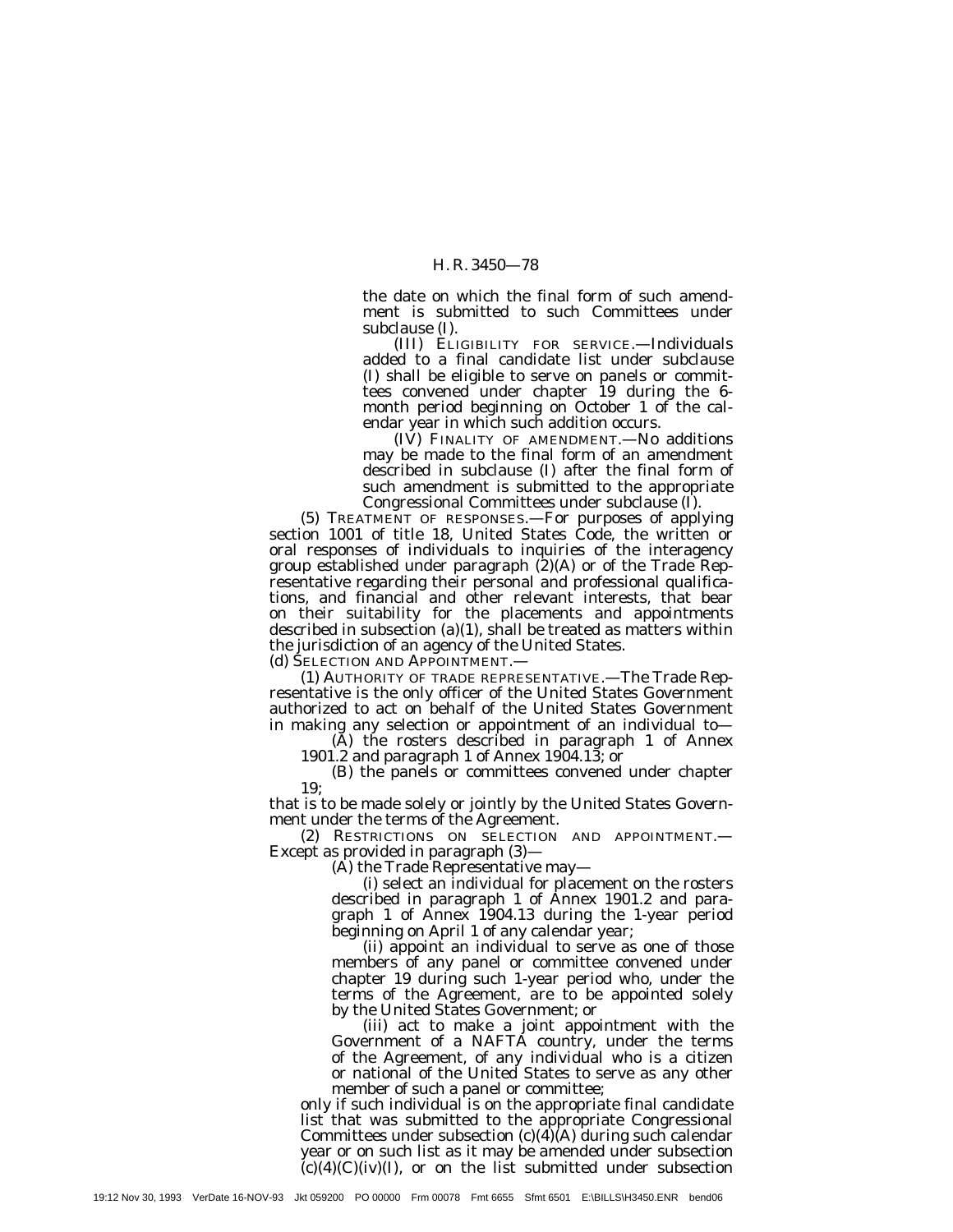the date on which the final form of such amendment is submitted to such Committees under subclause (I).

(III) ELIGIBILITY FOR SERVICE.—Individuals added to a final candidate list under subclause (I) shall be eligible to serve on panels or committees convened under chapter 19 during the 6-month period beginning on October 1 of the calendar year in which such addition occurs.

(IV) FINALITY OF AMENDMENT.—No additions may be made to the final form of an amendment described in subclause (I) after the final form of such amendment is submitted to the appropriate Congressional Committees under subclause (I).

(5) TREATMENT OF RESPONSES.—For purposes of applying section 1001 of title 18, United States Code, the written or oral responses of individuals to inquiries of the interagency group established under paragraph (2)(A) or of the Trade Representative regarding their personal and professional qualifications, and financial and other relevant interests, that bear on their suitability for the placements and appointments described in subsection (a)(1), shall be treated as matters within the jurisdiction of an agency of the United States.

(d) SELECTION AND APPOINTMENT.—

(1) AUTHORITY OF TRADE REPRESENTATIVE.—The Trade Representative is the only officer of the United States Government authorized to act on behalf of the United States Government in making any selection or appointment of an individual to—

(A) the rosters described in paragraph 1 of Annex 1901.2 and paragraph 1 of Annex 1904.13; or

(B) the panels or committees convened under chapter 19;

that is to be made solely or jointly by the United States Government under the terms of the Agreement.

(2) RESTRICTIONS ON SELECTION AND APPOINTMENT.—Except as provided in paragraph (3)—

(A) the Trade Representative may—

(i) select an individual for placement on the rosters described in paragraph 1 of Annex 1901.2 and paragraph 1 of Annex 1904.13 during the 1-year period beginning on April 1 of any calendar year;

(ii) appoint an individual to serve as one of those members of any panel or committee convened under chapter 19 during such 1-year period who, under the terms of the Agreement, are to be appointed solely by the United States Government; or

(iii) act to make a joint appointment with the Government of a NAFTA country, under the terms of the Agreement, of any individual who is a citizen or national of the United States to serve as any other member of such a panel or committee;

only if such individual is on the appropriate final candidate list that was submitted to the appropriate Congressional Committees under subsection (c)(4)(A) during such calendar year or on such list as it may be amended under subsection (c)(4)(C)(iv)(I), or on the list submitted under subsection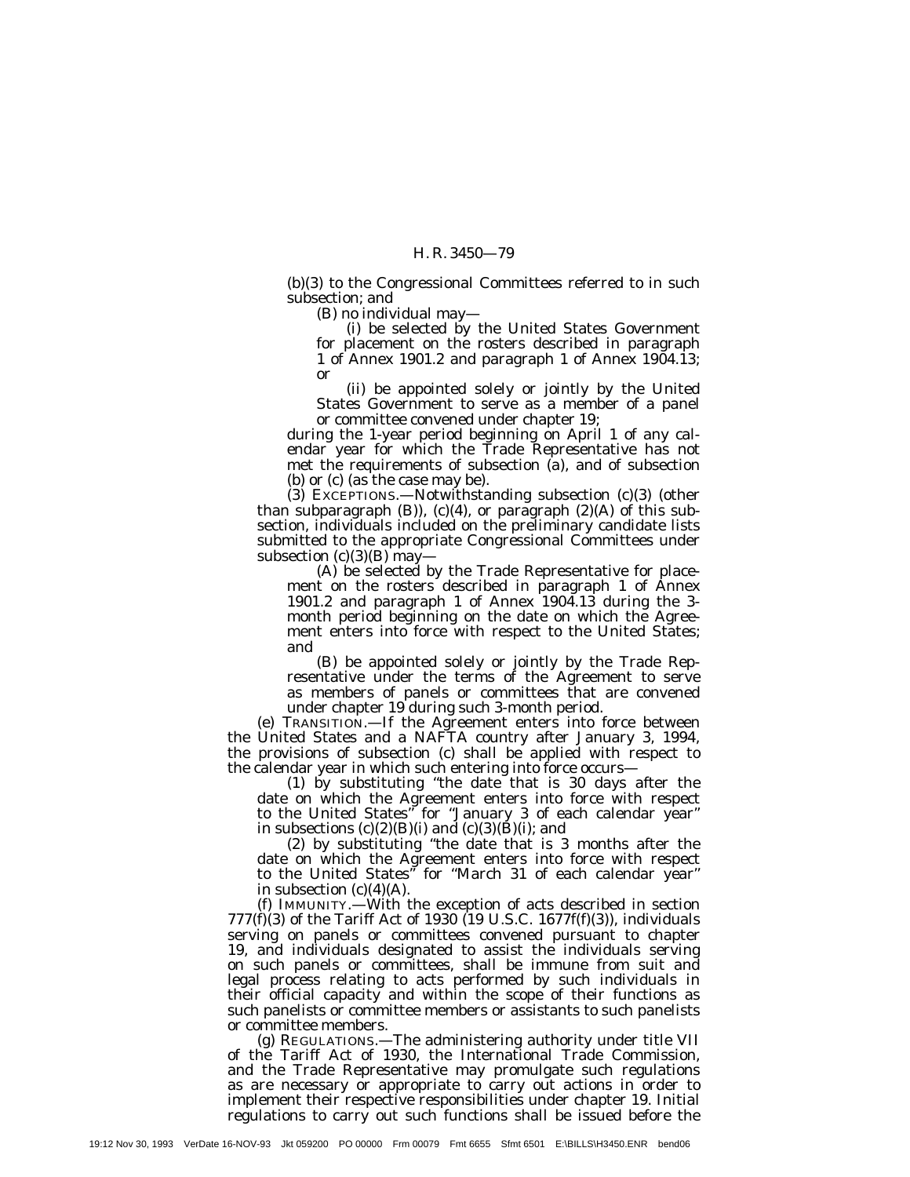(b)(3) to the Congressional Committees referred to in such subsection; and

(B) no individual may—

(i) be selected by the United States Government for placement on the rosters described in paragraph 1 of Annex 1901.2 and paragraph 1 of Annex 1904.13; or

(ii) be appointed solely or jointly by the United States Government to serve as a member of a panel or committee convened under chapter 19;

during the 1-year period beginning on April 1 of any calendar year for which the Trade Representative has not met the requirements of subsection (a), and of subsection (b) or (c) (as the case may be).

(3) EXCEPTIONS.—Notwithstanding subsection (c)(3) (other than subparagraph (B)), (c)(4), or paragraph (2)(A) of this subsection, individuals included on the preliminary candidate lists submitted to the appropriate Congressional Committees under subsection (c)(3)(B) may—

(A) be selected by the Trade Representative for placement on the rosters described in paragraph 1 of Annex 1901.2 and paragraph 1 of Annex 1904.13 during the 3-month period beginning on the date on which the Agreement enters into force with respect to the United States; and

(B) be appointed solely or jointly by the Trade Representative under the terms of the Agreement to serve as members of panels or committees that are convened under chapter 19 during such 3-month period.

(e) TRANSITION.—If the Agreement enters into force between the United States and a NAFTA country after January 3, 1994, the provisions of subsection (c) shall be applied with respect to the calendar year in which such entering into force occurs—

(1) by substituting "the date that is 30 days after the date on which the Agreement enters into force with respect to the United States" for "January 3 of each calendar year" in subsections (c)(2)(B)(i) and (c)(3)(B)(i); and

(2) by substituting "the date that is 3 months after the date on which the Agreement enters into force with respect to the United States" for "March 31 of each calendar year" in subsection (c)(4)(A).

(f) IMMUNITY.—With the exception of acts described in section 777(f)(3) of the Tariff Act of 1930 (19 U.S.C. 1677f(f)(3)), individuals serving on panels or committees convened pursuant to chapter 19, and individuals designated to assist the individuals serving on such panels or committees, shall be immune from suit and legal process relating to acts performed by such individuals in their official capacity and within the scope of their functions as such panelists or committee members or assistants to such panelists or committee members.

(g) REGULATIONS.—The administering authority under title VII of the Tariff Act of 1930, the International Trade Commission, and the Trade Representative may promulgate such regulations as are necessary or appropriate to carry out actions in order to implement their respective responsibilities under chapter 19. Initial regulations to carry out such functions shall be issued before the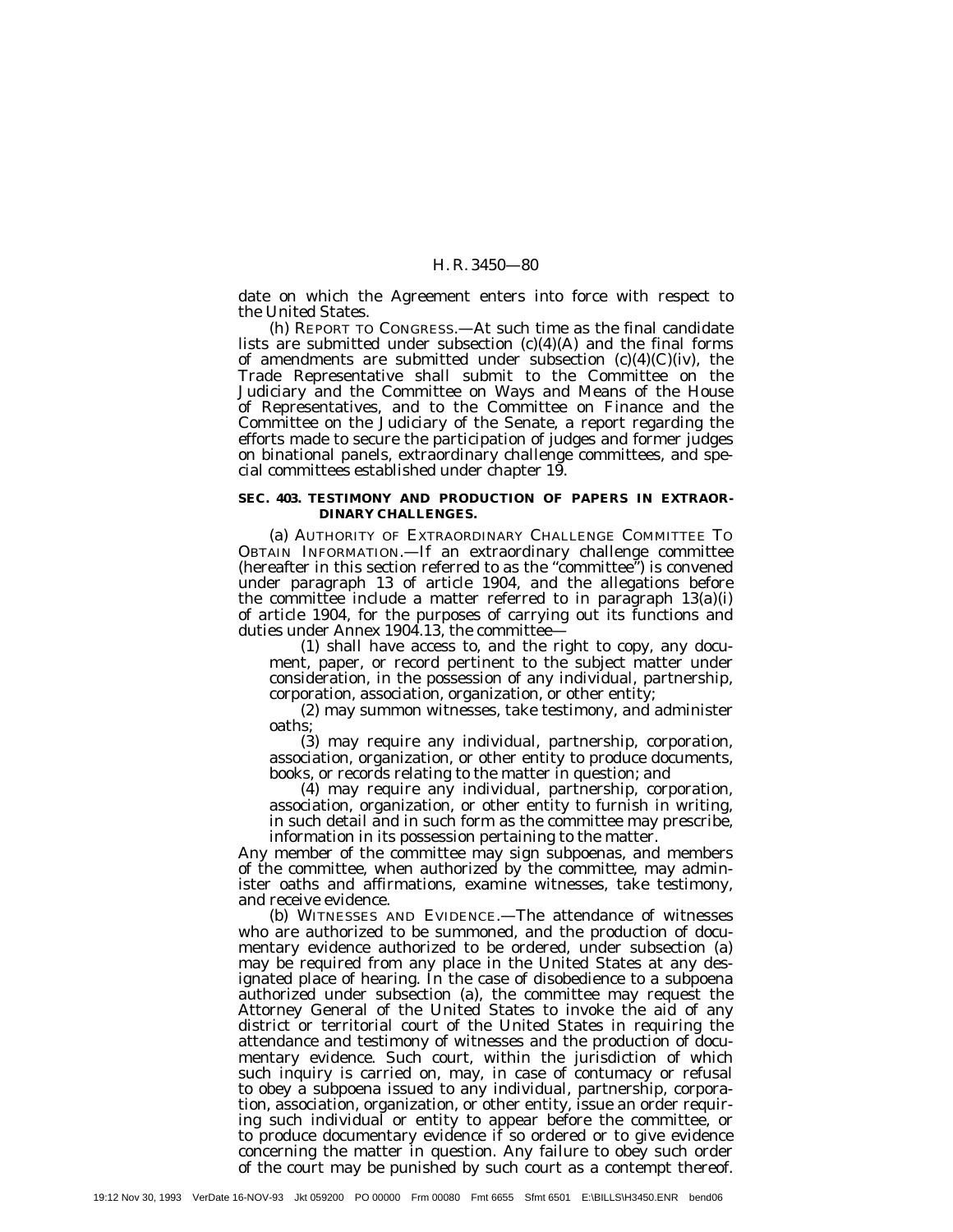date on which the Agreement enters into force with respect to the United States.

(h) REPORT TO CONGRESS.—At such time as the final candidate lists are submitted under subsection (c)(4)(A) and the final forms of amendments are submitted under subsection (c)(4)(C)(iv), the Trade Representative shall submit to the Committee on the Judiciary and the Committee on Ways and Means of the House of Representatives, and to the Committee on Finance and the Committee on the Judiciary of the Senate, a report regarding the efforts made to secure the participation of judges and former judges on binational panels, extraordinary challenge committees, and special committees established under chapter 19.

**SEC. 403. TESTIMONY AND PRODUCTION OF PAPERS IN EXTRAORDINARY CHALLENGES.**

(a) AUTHORITY OF EXTRAORDINARY CHALLENGE COMMITTEE TO OBTAIN INFORMATION.—If an extraordinary challenge committee (hereafter in this section referred to as the "committee") is convened under paragraph 13 of article 1904, and the allegations before the committee include a matter referred to in paragraph 13(a)(i) of article 1904, for the purposes of carrying out its functions and duties under Annex 1904.13, the committee—

(1) shall have access to, and the right to copy, any document, paper, or record pertinent to the subject matter under consideration, in the possession of any individual, partnership, corporation, association, organization, or other entity;

(2) may summon witnesses, take testimony, and administer oaths;

(3) may require any individual, partnership, corporation, association, organization, or other entity to produce documents, books, or records relating to the matter in question; and

(4) may require any individual, partnership, corporation, association, organization, or other entity to furnish in writing, in such detail and in such form as the committee may prescribe, information in its possession pertaining to the matter.

Any member of the committee may sign subpoenas, and members of the committee, when authorized by the committee, may administer oaths and affirmations, examine witnesses, take testimony, and receive evidence.

(b) WITNESSES AND EVIDENCE.—The attendance of witnesses who are authorized to be summoned, and the production of documentary evidence authorized to be ordered, under subsection (a) may be required from any place in the United States at any designated place of hearing. In the case of disobedience to a subpoena authorized under subsection (a), the committee may request the Attorney General of the United States to invoke the aid of any district or territorial court of the United States in requiring the attendance and testimony of witnesses and the production of documentary evidence. Such court, within the jurisdiction of which such inquiry is carried on, may, in case of contumacy or refusal to obey a subpoena issued to any individual, partnership, corporation, association, organization, or other entity, issue an order requiring such individual or entity to appear before the committee, or to produce documentary evidence if so ordered or to give evidence concerning the matter in question. Any failure to obey such order of the court may be punished by such court as a contempt thereof.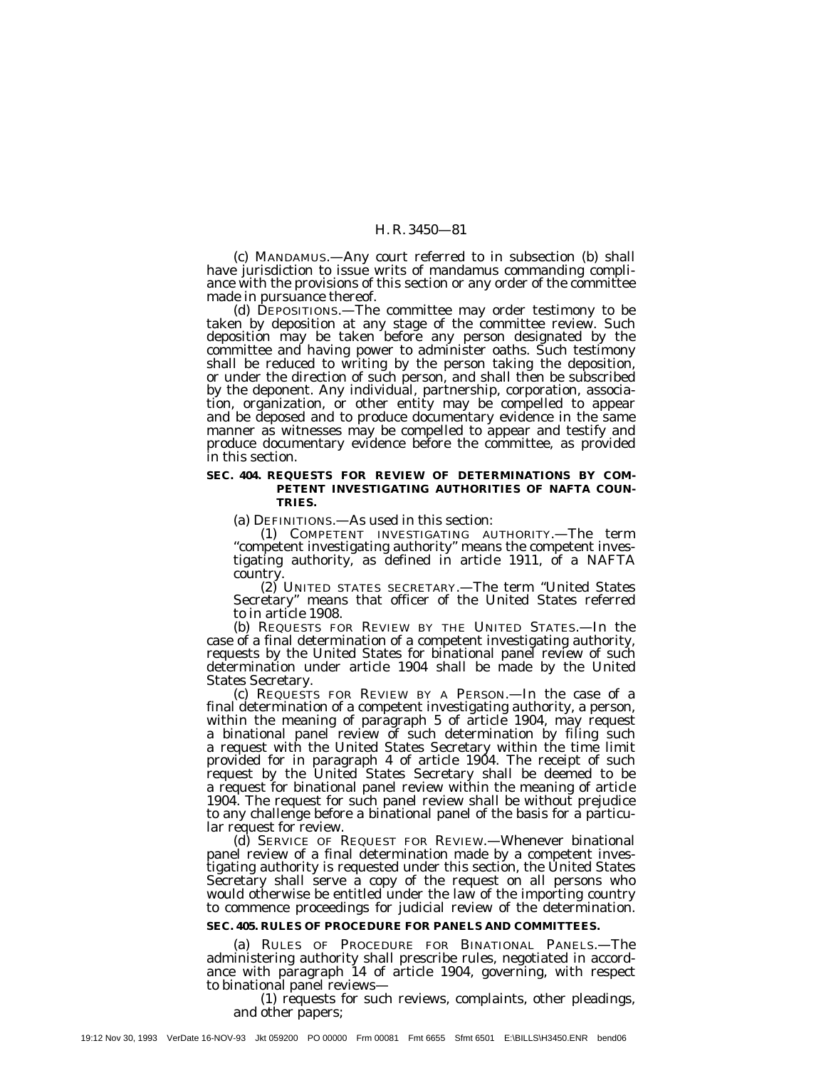(c) MANDAMUS.—Any court referred to in subsection (b) shall have jurisdiction to issue writs of mandamus commanding compliance with the provisions of this section or any order of the committee made in pursuance thereof.

(d) DEPOSITIONS.—The committee may order testimony to be taken by deposition at any stage of the committee review. Such deposition may be taken before any person designated by the committee and having power to administer oaths. Such testimony shall be reduced to writing by the person taking the deposition, or under the direction of such person, and shall then be subscribed by the deponent. Any individual, partnership, corporation, association, organization, or other entity may be compelled to appear and be deposed and to produce documentary evidence in the same manner as witnesses may be compelled to appear and testify and produce documentary evidence before the committee, as provided in this section.

**SEC. 404. REQUESTS FOR REVIEW OF DETERMINATIONS BY COMPETENT INVESTIGATING AUTHORITIES OF NAFTA COUNTRIES.**

(a) DEFINITIONS.—As used in this section:

(1) COMPETENT INVESTIGATING AUTHORITY.—The term "competent investigating authority" means the competent investigating authority, as defined in article 1911, of a NAFTA country.

(2) UNITED STATES SECRETARY.—The term "United States Secretary" means that officer of the United States referred to in article 1908.

(b) REQUESTS FOR REVIEW BY THE UNITED STATES.—In the case of a final determination of a competent investigating authority, requests by the United States for binational panel review of such determination under article 1904 shall be made by the United States Secretary.

(c) REQUESTS FOR REVIEW BY A PERSON.—In the case of a final determination of a competent investigating authority, a person, within the meaning of paragraph 5 of article 1904, may request a binational panel review of such determination by filing such a request with the United States Secretary within the time limit provided for in paragraph 4 of article 1904. The receipt of such request by the United States Secretary shall be deemed to be a request for binational panel review within the meaning of article 1904. The request for such panel review shall be without prejudice to any challenge before a binational panel of the basis for a particular request for review.

(d) SERVICE OF REQUEST FOR REVIEW.—Whenever binational panel review of a final determination made by a competent investigating authority is requested under this section, the United States Secretary shall serve a copy of the request on all persons who would otherwise be entitled under the law of the importing country to commence proceedings for judicial review of the determination.

**SEC. 405. RULES OF PROCEDURE FOR PANELS AND COMMITTEES.**

(a) RULES OF PROCEDURE FOR BINATIONAL PANELS.—The administering authority shall prescribe rules, negotiated in accordance with paragraph 14 of article 1904, governing, with respect to binational panel reviews—

(1) requests for such reviews, complaints, other pleadings, and other papers;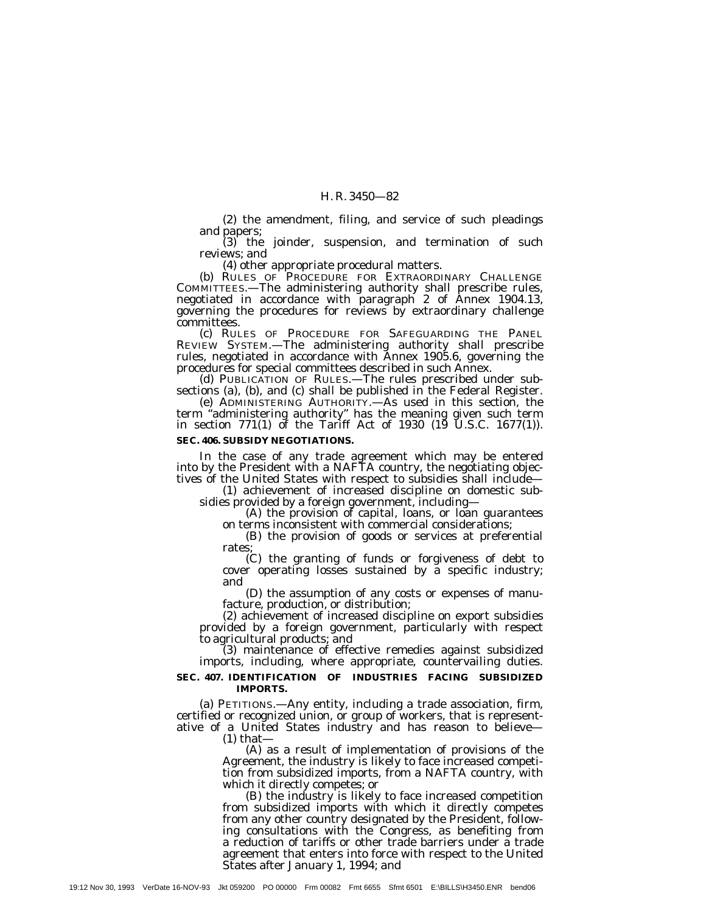(2) the amendment, filing, and service of such pleadings and papers;

(3) the joinder, suspension, and termination of such reviews; and

(4) other appropriate procedural matters.

(b) RULES OF PROCEDURE FOR EXTRAORDINARY CHALLENGE COMMITTEES.—The administering authority shall prescribe rules, negotiated in accordance with paragraph 2 of Annex 1904.13, governing the procedures for reviews by extraordinary challenge committees.

(c) RULES OF PROCEDURE FOR SAFEGUARDING THE PANEL REVIEW SYSTEM.—The administering authority shall prescribe rules, negotiated in accordance with Annex 1905.6, governing the procedures for special committees described in such Annex.

(d) PUBLICATION OF RULES.—The rules prescribed under subsections (a), (b), and (c) shall be published in the Federal Register.

(e) ADMINISTERING AUTHORITY.—As used in this section, the term "administering authority" has the meaning given such term in section 771(1) of the Tariff Act of 1930 (19 U.S.C. 1677(1)).

**SEC. 406. SUBSIDY NEGOTIATIONS.**

In the case of any trade agreement which may be entered into by the President with a NAFTA country, the negotiating objectives of the United States with respect to subsidies shall include—

(1) achievement of increased discipline on domestic subsidies provided by a foreign government, including—

(A) the provision of capital, loans, or loan guarantees on terms inconsistent with commercial considerations;

(B) the provision of goods or services at preferential rates;

(C) the granting of funds or forgiveness of debt to cover operating losses sustained by a specific industry; and

(D) the assumption of any costs or expenses of manufacture, production, or distribution;

(2) achievement of increased discipline on export subsidies provided by a foreign government, particularly with respect to agricultural products; and

(3) maintenance of effective remedies against subsidized imports, including, where appropriate, countervailing duties.

**SEC. 407. IDENTIFICATION OF INDUSTRIES FACING SUBSIDIZED IMPORTS.**

(a) PETITIONS.—Any entity, including a trade association, firm, certified or recognized union, or group of workers, that is representative of a United States industry and has reason to believe—

(1) that—

(A) as a result of implementation of provisions of the Agreement, the industry is likely to face increased competition from subsidized imports, from a NAFTA country, with which it directly competes; or

(B) the industry is likely to face increased competition from subsidized imports with which it directly competes from any other country designated by the President, following consultations with the Congress, as benefiting from a reduction of tariffs or other trade barriers under a trade agreement that enters into force with respect to the United States after January 1, 1994; and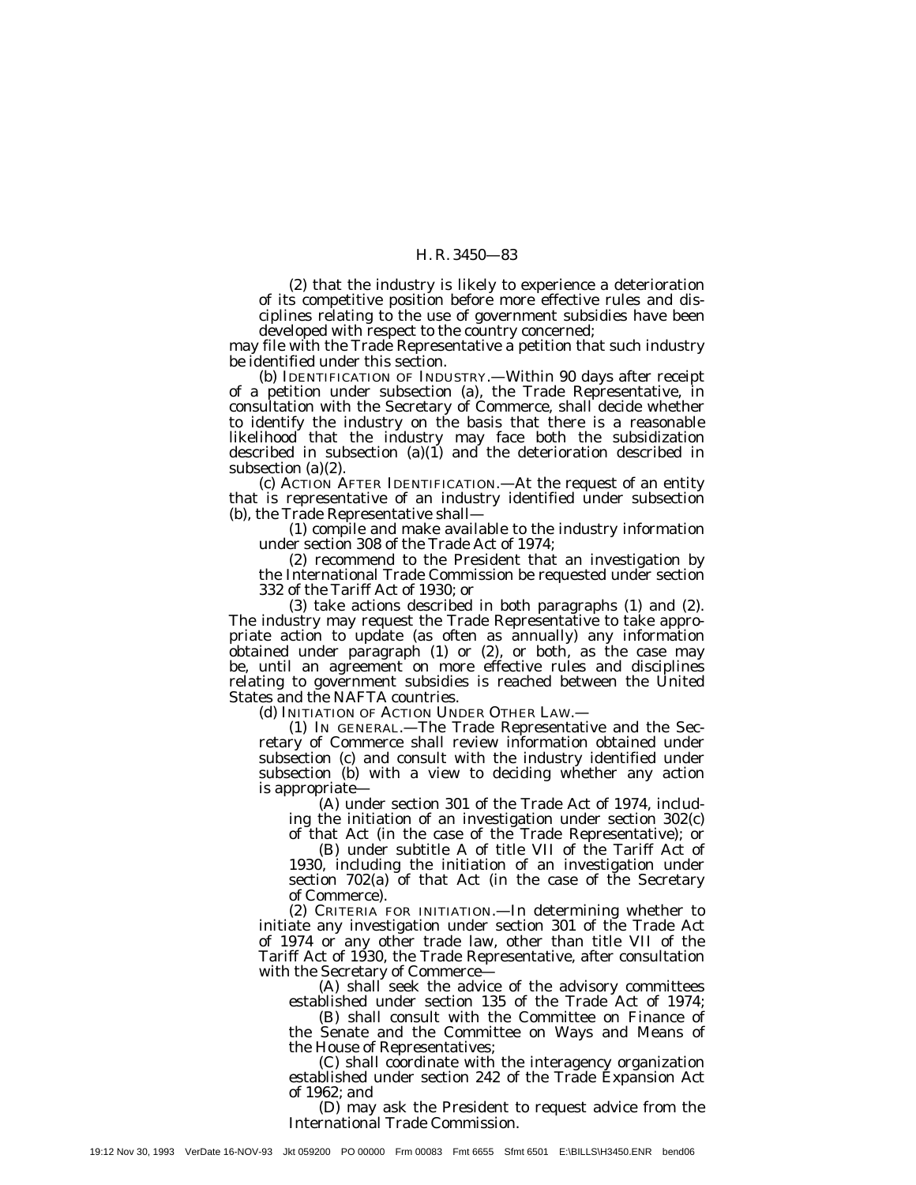(2) that the industry is likely to experience a deterioration of its competitive position before more effective rules and disciplines relating to the use of government subsidies have been developed with respect to the country concerned;

may file with the Trade Representative a petition that such industry be identified under this section.

(b) IDENTIFICATION OF INDUSTRY.—Within 90 days after receipt of a petition under subsection (a), the Trade Representative, in consultation with the Secretary of Commerce, shall decide whether to identify the industry on the basis that there is a reasonable likelihood that the industry may face both the subsidization described in subsection (a)(1) and the deterioration described in subsection (a)(2).

(c) ACTION AFTER IDENTIFICATION.—At the request of an entity that is representative of an industry identified under subsection (b), the Trade Representative shall—

(1) compile and make available to the industry information under section 308 of the Trade Act of 1974;

(2) recommend to the President that an investigation by the International Trade Commission be requested under section 332 of the Tariff Act of 1930; or

(3) take actions described in both paragraphs (1) and (2).

The industry may request the Trade Representative to take appropriate action to update (as often as annually) any information obtained under paragraph (1) or (2), or both, as the case may be, until an agreement on more effective rules and disciplines relating to government subsidies is reached between the United States and the NAFTA countries.

(d) INITIATION OF ACTION UNDER OTHER LAW.—

(1) IN GENERAL.—The Trade Representative and the Secretary of Commerce shall review information obtained under subsection (c) and consult with the industry identified under subsection (b) with a view to deciding whether any action is appropriate—

(A) under section 301 of the Trade Act of 1974, including the initiation of an investigation under section 302(c) of that Act (in the case of the Trade Representative); or

(B) under subtitle A of title VII of the Tariff Act of 1930, including the initiation of an investigation under section 702(a) of that Act (in the case of the Secretary of Commerce).

(2) CRITERIA FOR INITIATION.—In determining whether to initiate any investigation under section 301 of the Trade Act of 1974 or any other trade law, other than title VII of the Tariff Act of 1930, the Trade Representative, after consultation with the Secretary of Commerce—

(A) shall seek the advice of the advisory committees established under section 135 of the Trade Act of 1974;

(B) shall consult with the Committee on Finance of the Senate and the Committee on Ways and Means of the House of Representatives;

(C) shall coordinate with the interagency organization established under section 242 of the Trade Expansion Act of 1962; and

(D) may ask the President to request advice from the International Trade Commission.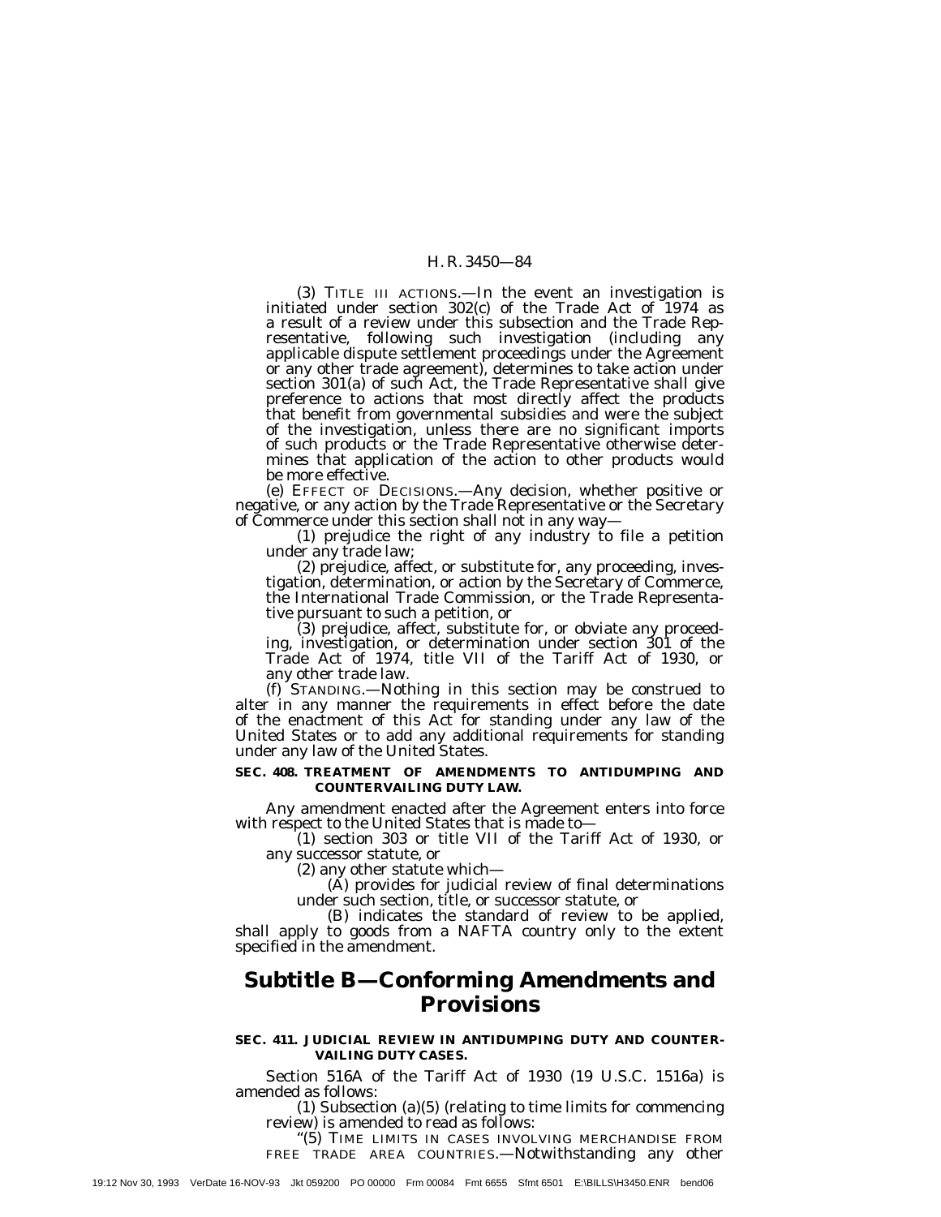(3) TITLE III ACTIONS.—In the event an investigation is initiated under section 302(c) of the Trade Act of 1974 as a result of a review under this subsection and the Trade Representative, following such investigation (including any applicable dispute settlement proceedings under the Agreement or any other trade agreement), determines to take action under section 301(a) of such Act, the Trade Representative shall give preference to actions that most directly affect the products that benefit from governmental subsidies and were the subject of the investigation, unless there are no significant imports of such products or the Trade Representative otherwise determines that application of the action to other products would be more effective.

(e) EFFECT OF DECISIONS.—Any decision, whether positive or negative, or any action by the Trade Representative or the Secretary of Commerce under this section shall not in any way—

(1) prejudice the right of any industry to file a petition under any trade law;

(2) prejudice, affect, or substitute for, any proceeding, investigation, determination, or action by the Secretary of Commerce, the International Trade Commission, or the Trade Representative pursuant to such a petition, or

(3) prejudice, affect, substitute for, or obviate any proceeding, investigation, or determination under section 301 of the Trade Act of 1974, title VII of the Tariff Act of 1930, or any other trade law.

(f) STANDING.—Nothing in this section may be construed to alter in any manner the requirements in effect before the date of the enactment of this Act for standing under any law of the United States or to add any additional requirements for standing under any law of the United States.

**SEC. 408. TREATMENT OF AMENDMENTS TO ANTIDUMPING AND COUNTERVAILING DUTY LAW.**

Any amendment enacted after the Agreement enters into force with respect to the United States that is made to—

(1) section 303 or title VII of the Tariff Act of 1930, or any successor statute, or

(2) any other statute which—

(A) provides for judicial review of final determinations under such section, title, or successor statute, or

(B) indicates the standard of review to be applied,

shall apply to goods from a NAFTA country only to the extent specified in the amendment.

## Subtitle B—Conforming Amendments and Provisions

**SEC. 411. JUDICIAL REVIEW IN ANTIDUMPING DUTY AND COUNTERVAILING DUTY CASES.**

Section 516A of the Tariff Act of 1930 (19 U.S.C. 1516a) is amended as follows:

(1) Subsection (a)(5) (relating to time limits for commencing review) is amended to read as follows:

"(5) TIME LIMITS IN CASES INVOLVING MERCHANDISE FROM FREE TRADE AREA COUNTRIES.—Notwithstanding any other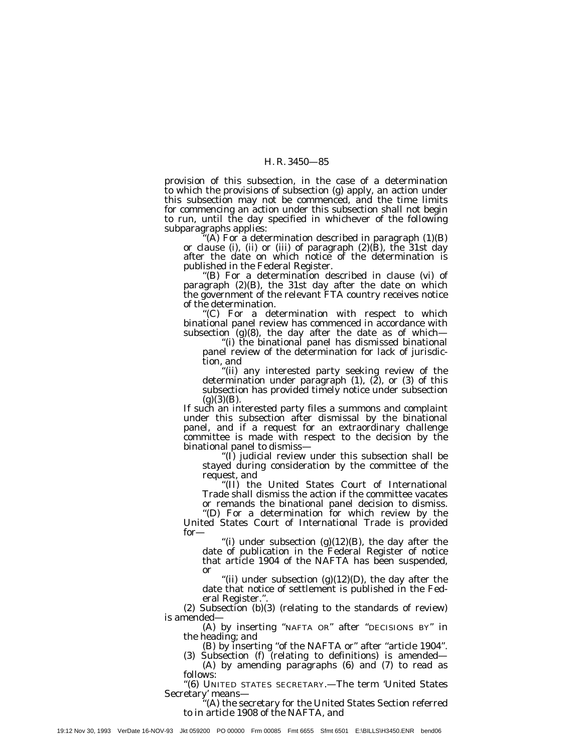provision of this subsection, in the case of a determination to which the provisions of subsection (g) apply, an action under this subsection may not be commenced, and the time limits for commencing an action under this subsection shall not begin to run, until the day specified in whichever of the following subparagraphs applies:

"(A) For a determination described in paragraph (1)(B) or clause (i), (ii) or (iii) of paragraph (2)(B), the 31st day after the date on which notice of the determination is published in the Federal Register.

"(B) For a determination described in clause (vi) of paragraph (2)(B), the 31st day after the date on which the government of the relevant FTA country receives notice of the determination.

"(C) For a determination with respect to which binational panel review has commenced in accordance with subsection (g)(8), the day after the date as of which—

"(i) the binational panel has dismissed binational panel review of the determination for lack of jurisdiction, and

"(ii) any interested party seeking review of the determination under paragraph (1), (2), or (3) of this subsection has provided timely notice under subsection (g)(3)(B).

If such an interested party files a summons and complaint under this subsection after dismissal by the binational panel, and if a request for an extraordinary challenge committee is made with respect to the decision by the binational panel to dismiss—

"(I) judicial review under this subsection shall be stayed during consideration by the committee of the request, and

"(II) the United States Court of International Trade shall dismiss the action if the committee vacates or remands the binational panel decision to dismiss.

"(D) For a determination for which review by the United States Court of International Trade is provided for—

"(i) under subsection (g)(12)(B), the day after the date of publication in the Federal Register of notice that article 1904 of the NAFTA has been suspended, or

"(ii) under subsection (g)(12)(D), the day after the date that notice of settlement is published in the Federal Register.".

(2) Subsection (b)(3) (relating to the standards of review) is amended—

(A) by inserting "NAFTA OR" after "DECISIONS BY" in the heading; and

(B) by inserting "of the NAFTA or" after "article 1904".

(3) Subsection (f) (relating to definitions) is amended—

(A) by amending paragraphs (6) and (7) to read as follows:

"(6) UNITED STATES SECRETARY.—The term 'United States Secretary' means—

"(A) the secretary for the United States Section referred to in article 1908 of the NAFTA, and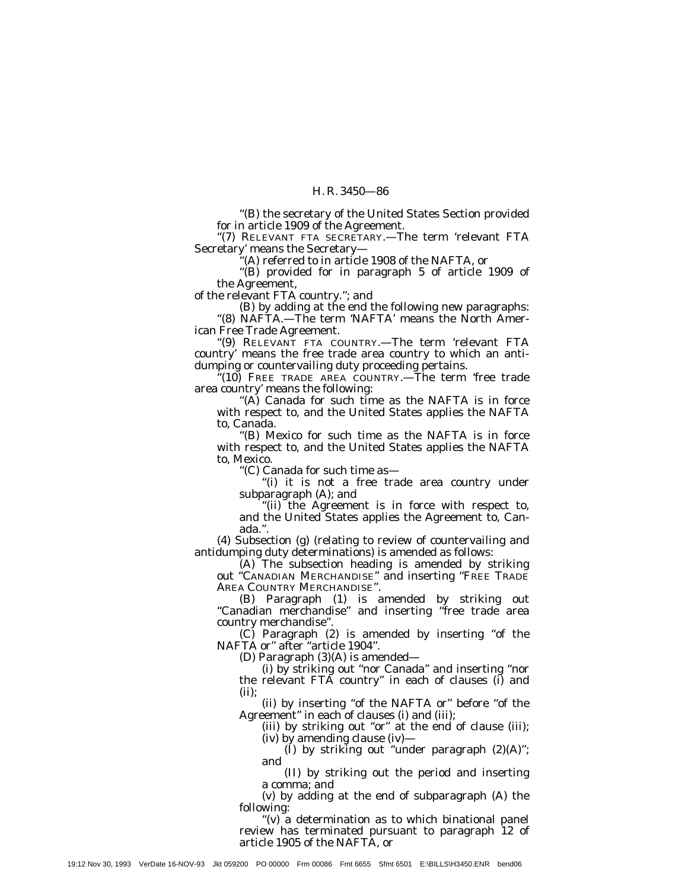"(B) the secretary of the United States Section provided for in article 1909 of the Agreement.

"(7) RELEVANT FTA SECRETARY.—The term 'relevant FTA Secretary' means the Secretary—

"(A) referred to in article 1908 of the NAFTA, or

"(B) provided for in paragraph 5 of article 1909 of the Agreement,

of the relevant FTA country."; and

(B) by adding at the end the following new paragraphs:

"(8) NAFTA.—The term 'NAFTA' means the North American Free Trade Agreement.

"(9) RELEVANT FTA COUNTRY.—The term 'relevant FTA country' means the free trade area country to which an antidumping or countervailing duty proceeding pertains.

"(10) FREE TRADE AREA COUNTRY.—The term 'free trade area country' means the following:

"(A) Canada for such time as the NAFTA is in force with respect to, and the United States applies the NAFTA to, Canada.

"(B) Mexico for such time as the NAFTA is in force with respect to, and the United States applies the NAFTA to, Mexico.

"(C) Canada for such time as—

"(i) it is not a free trade area country under subparagraph (A); and

"(ii) the Agreement is in force with respect to, and the United States applies the Agreement to, Canada.".

(4) Subsection (g) (relating to review of countervailing and antidumping duty determinations) is amended as follows:

(A) The subsection heading is amended by striking out "CANADIAN MERCHANDISE" and inserting "FREE TRADE AREA COUNTRY MERCHANDISE".

(B) Paragraph (1) is amended by striking out "Canadian merchandise" and inserting "free trade area country merchandise".

(C) Paragraph (2) is amended by inserting "of the NAFTA or" after "article 1904".

(D) Paragraph (3)(A) is amended—

(i) by striking out "nor Canada" and inserting "nor the relevant FTA country" in each of clauses (i) and (ii);

(ii) by inserting "of the NAFTA or" before "of the Agreement" in each of clauses (i) and (iii);

(iii) by striking out "or" at the end of clause (iii);

(iv) by amending clause (iv)—

(I) by striking out "under paragraph (2)(A)"; and

(II) by striking out the period and inserting a comma; and

(v) by adding at the end of subparagraph (A) the following:

"(v) a determination as to which binational panel review has terminated pursuant to paragraph 12 of article 1905 of the NAFTA, or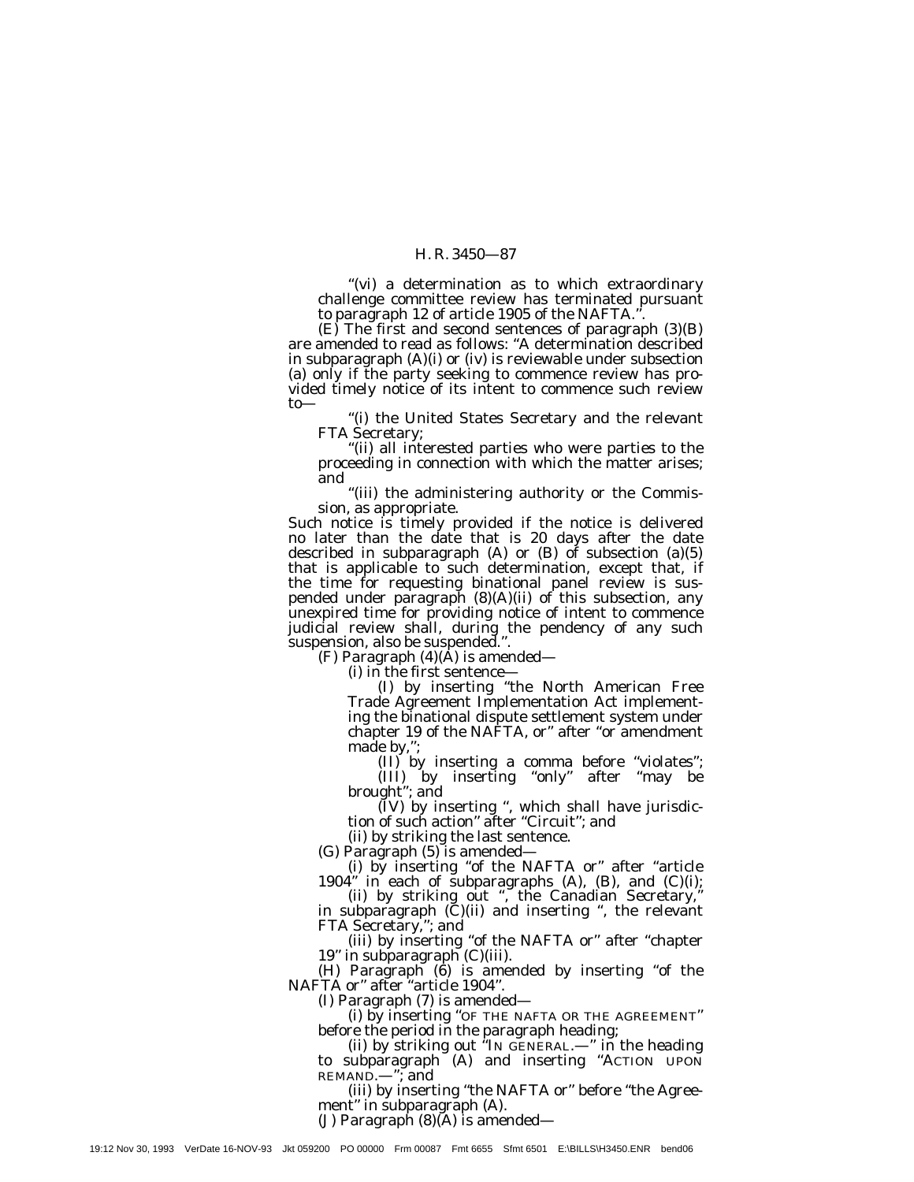“(vi) a determination as to which extraordinary challenge committee review has terminated pursuant to paragraph 12 of article 1905 of the NAFTA.”.

(E) The first and second sentences of paragraph (3)(B) are amended to read as follows: “A determination described in subparagraph (A)(i) or (iv) is reviewable under subsection (a) only if the party seeking to commence review has provided timely notice of its intent to commence such review to—

“(i) the United States Secretary and the relevant FTA Secretary;

“(ii) all interested parties who were parties to the proceeding in connection with which the matter arises; and

“(iii) the administering authority or the Commission, as appropriate.

Such notice is timely provided if the notice is delivered no later than the date that is 20 days after the date described in subparagraph (A) or (B) of subsection (a)(5) that is applicable to such determination, except that, if the time for requesting binational panel review is suspended under paragraph (8)(A)(ii) of this subsection, any unexpired time for providing notice of intent to commence judicial review shall, during the pendency of any such suspension, also be suspended.”.

(F) Paragraph (4)(A) is amended—

(i) in the first sentence—

(I) by inserting “the North American Free Trade Agreement Implementation Act implementing the binational dispute settlement system under chapter 19 of the NAFTA, or” after “or amendment made by,”;

(II) by inserting a comma before “violates”;

(III) by inserting “only” after “may be brought”; and

(IV) by inserting “, which shall have jurisdiction of such action” after “Circuit”; and

(ii) by striking the last sentence.

(G) Paragraph (5) is amended—

(i) by inserting “of the NAFTA or” after “article 1904” in each of subparagraphs (A), (B), and (C)(i);

(ii) by striking out “, the Canadian Secretary,” in subparagraph (C)(ii) and inserting “, the relevant FTA Secretary,”; and

(iii) by inserting “of the NAFTA or” after “chapter 19” in subparagraph (C)(iii).

(H) Paragraph (6) is amended by inserting “of the NAFTA or” after “article 1904”.

(I) Paragraph (7) is amended—

(i) by inserting “OF THE NAFTA OR THE AGREEMENT” before the period in the paragraph heading;

(ii) by striking out “IN GENERAL.—” in the heading to subparagraph (A) and inserting “ACTION UPON REMAND.—”; and

(iii) by inserting “the NAFTA or” before “the Agreement” in subparagraph (A).

(J) Paragraph (8)(A) is amended—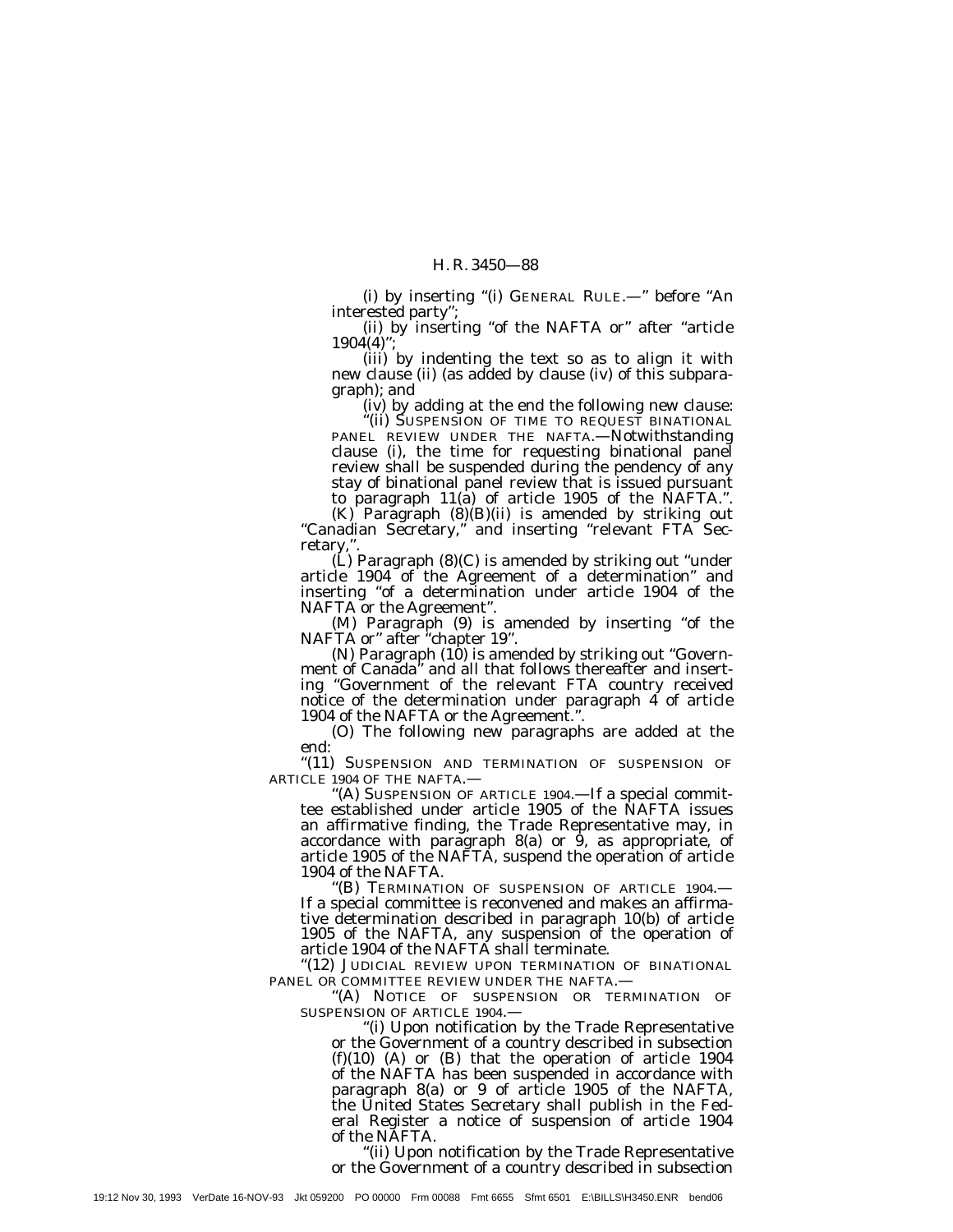(i) by inserting "(i) GENERAL RULE.—" before "An interested party";

(ii) by inserting "of the NAFTA or" after "article 1904(4)";

(iii) by indenting the text so as to align it with new clause (ii) (as added by clause (iv) of this subparagraph); and

(iv) by adding at the end the following new clause:

"(ii) SUSPENSION OF TIME TO REQUEST BINATIONAL PANEL REVIEW UNDER THE NAFTA.—Notwithstanding clause (i), the time for requesting binational panel review shall be suspended during the pendency of any stay of binational panel review that is issued pursuant to paragraph 11(a) of article 1905 of the NAFTA.".

(K) Paragraph (8)(B)(ii) is amended by striking out "Canadian Secretary," and inserting "relevant FTA Secretary,".

(L) Paragraph (8)(C) is amended by striking out "under article 1904 of the Agreement of a determination" and inserting "of a determination under article 1904 of the NAFTA or the Agreement".

(M) Paragraph (9) is amended by inserting "of the NAFTA or" after "chapter 19".

(N) Paragraph (10) is amended by striking out "Government of Canada" and all that follows thereafter and inserting "Government of the relevant FTA country received notice of the determination under paragraph 4 of article 1904 of the NAFTA or the Agreement.".

(O) The following new paragraphs are added at the end:

"(11) SUSPENSION AND TERMINATION OF SUSPENSION OF ARTICLE 1904 OF THE NAFTA.—

"(A) SUSPENSION OF ARTICLE 1904.—If a special committee established under article 1905 of the NAFTA issues an affirmative finding, the Trade Representative may, in accordance with paragraph 8(a) or 9, as appropriate, of article 1905 of the NAFTA, suspend the operation of article 1904 of the NAFTA.

"(B) TERMINATION OF SUSPENSION OF ARTICLE 1904.—If a special committee is reconvened and makes an affirmative determination described in paragraph 10(b) of article 1905 of the NAFTA, any suspension of the operation of article 1904 of the NAFTA shall terminate.

"(12) JUDICIAL REVIEW UPON TERMINATION OF BINATIONAL PANEL OR COMMITTEE REVIEW UNDER THE NAFTA.—

"(A) NOTICE OF SUSPENSION OR TERMINATION OF SUSPENSION OF ARTICLE 1904.—

"(i) Upon notification by the Trade Representative or the Government of a country described in subsection (f)(10) (A) or (B) that the operation of article 1904 of the NAFTA has been suspended in accordance with paragraph 8(a) or 9 of article 1905 of the NAFTA, the United States Secretary shall publish in the Federal Register a notice of suspension of article 1904 of the NAFTA.

"(ii) Upon notification by the Trade Representative or the Government of a country described in subsection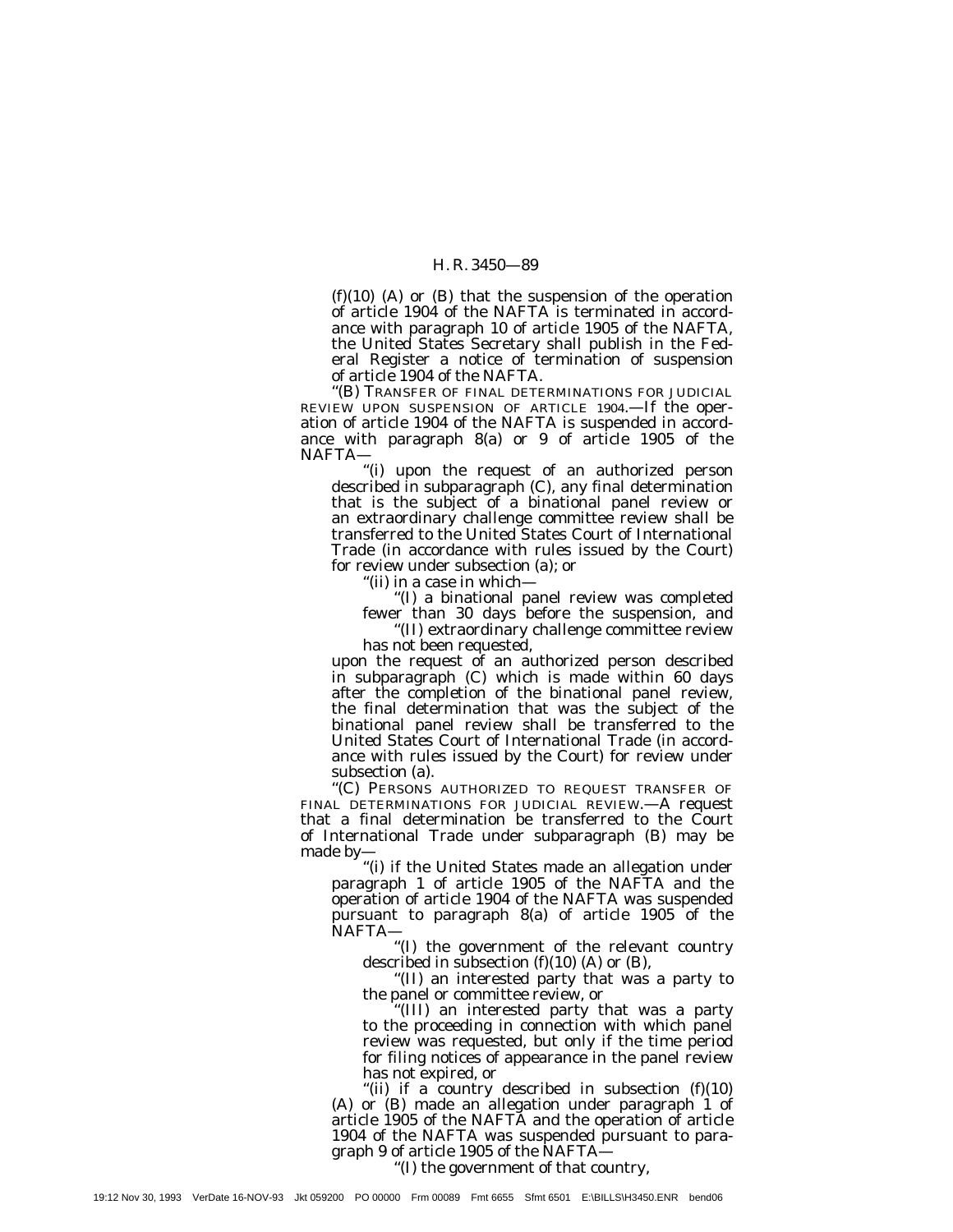(f)(10) (A) or (B) that the suspension of the operation of article 1904 of the NAFTA is terminated in accordance with paragraph 10 of article 1905 of the NAFTA, the United States Secretary shall publish in the Federal Register a notice of termination of suspension of article 1904 of the NAFTA.

"(B) TRANSFER OF FINAL DETERMINATIONS FOR JUDICIAL REVIEW UPON SUSPENSION OF ARTICLE 1904.—If the operation of article 1904 of the NAFTA is suspended in accordance with paragraph 8(a) or 9 of article 1905 of the NAFTA—

"(i) upon the request of an authorized person described in subparagraph (C), any final determination that is the subject of a binational panel review or an extraordinary challenge committee review shall be transferred to the United States Court of International Trade (in accordance with rules issued by the Court) for review under subsection (a); or

"(ii) in a case in which—

"(I) a binational panel review was completed fewer than 30 days before the suspension, and

"(II) extraordinary challenge committee review has not been requested,

upon the request of an authorized person described in subparagraph (C) which is made within 60 days after the completion of the binational panel review, the final determination that was the subject of the binational panel review shall be transferred to the United States Court of International Trade (in accordance with rules issued by the Court) for review under subsection (a).

"(C) PERSONS AUTHORIZED TO REQUEST TRANSFER OF FINAL DETERMINATIONS FOR JUDICIAL REVIEW.—A request that a final determination be transferred to the Court of International Trade under subparagraph (B) may be made by—

"(i) if the United States made an allegation under paragraph 1 of article 1905 of the NAFTA and the operation of article 1904 of the NAFTA was suspended pursuant to paragraph 8(a) of article 1905 of the NAFTA—

"(I) the government of the relevant country described in subsection (f)(10) (A) or (B),

"(II) an interested party that was a party to the panel or committee review, or

"(III) an interested party that was a party to the proceeding in connection with which panel review was requested, but only if the time period for filing notices of appearance in the panel review has not expired, or

"(ii) if a country described in subsection (f)(10) (A) or (B) made an allegation under paragraph 1 of article 1905 of the NAFTA and the operation of article 1904 of the NAFTA was suspended pursuant to paragraph 9 of article 1905 of the NAFTA—

"(I) the government of that country,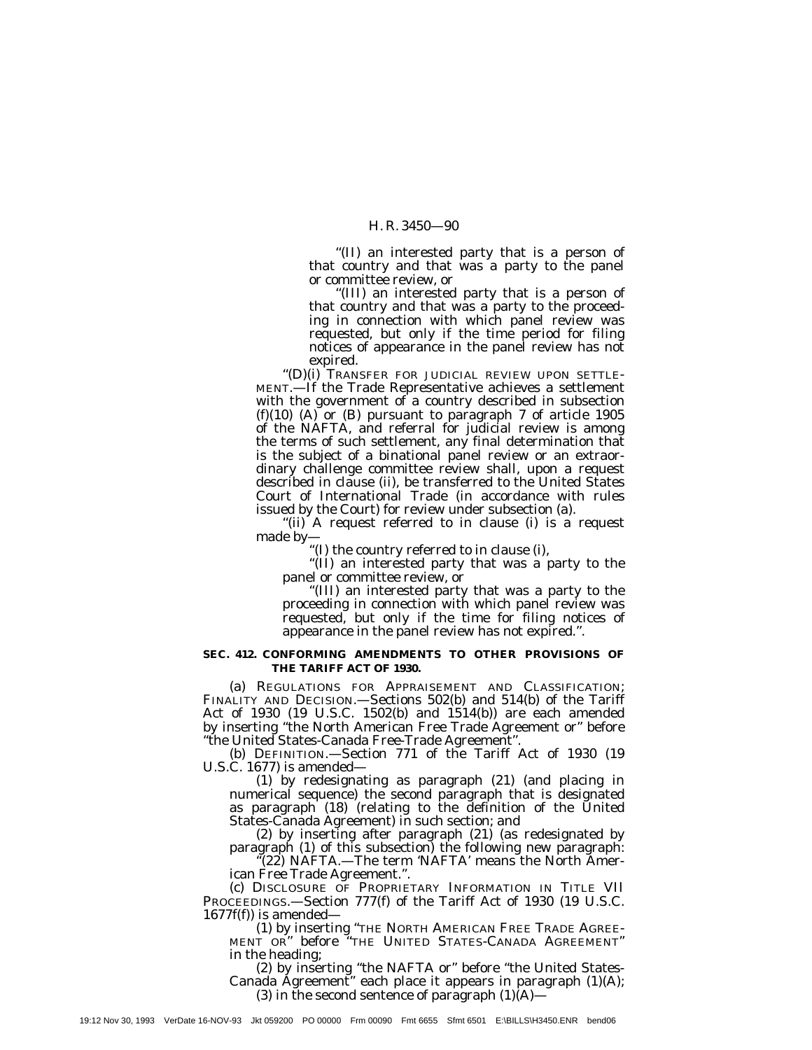"(II) an interested party that is a person of that country and that was a party to the panel or committee review, or

"(III) an interested party that is a person of that country and that was a party to the proceeding in connection with which panel review was requested, but only if the time period for filing notices of appearance in the panel review has not expired.

"(D)(i) TRANSFER FOR JUDICIAL REVIEW UPON SETTLEMENT.—If the Trade Representative achieves a settlement with the government of a country described in subsection (f)(10) (A) or (B) pursuant to paragraph 7 of article 1905 of the NAFTA, and referral for judicial review is among the terms of such settlement, any final determination that is the subject of a binational panel review or an extraordinary challenge committee review shall, upon a request described in clause (ii), be transferred to the United States Court of International Trade (in accordance with rules issued by the Court) for review under subsection (a).

"(ii) A request referred to in clause (i) is a request made by—

"(I) the country referred to in clause (i),

"(II) an interested party that was a party to the panel or committee review, or

"(III) an interested party that was a party to the proceeding in connection with which panel review was requested, but only if the time for filing notices of appearance in the panel review has not expired.".

**SEC. 412. CONFORMING AMENDMENTS TO OTHER PROVISIONS OF THE TARIFF ACT OF 1930.**

(a) REGULATIONS FOR APPRAISEMENT AND CLASSIFICATION; FINALITY AND DECISION.—Sections 502(b) and 514(b) of the Tariff Act of 1930 (19 U.S.C. 1502(b) and 1514(b)) are each amended by inserting "the North American Free Trade Agreement or" before "the United States-Canada Free-Trade Agreement".

(b) DEFINITION.—Section 771 of the Tariff Act of 1930 (19 U.S.C. 1677) is amended—

(1) by redesignating as paragraph (21) (and placing in numerical sequence) the second paragraph that is designated as paragraph (18) (relating to the definition of the United States-Canada Agreement) in such section; and

(2) by inserting after paragraph (21) (as redesignated by paragraph (1) of this subsection) the following new paragraph:

"(22) NAFTA.—The term 'NAFTA' means the North American Free Trade Agreement.".

(c) DISCLOSURE OF PROPRIETARY INFORMATION IN TITLE VII PROCEEDINGS.—Section 777(f) of the Tariff Act of 1930 (19 U.S.C. 1677f(f)) is amended—

(1) by inserting "THE NORTH AMERICAN FREE TRADE AGREEMENT OR" before "THE UNITED STATES-CANADA AGREEMENT" in the heading;

(2) by inserting "the NAFTA or" before "the United States-Canada Agreement" each place it appears in paragraph (1)(A);

(3) in the second sentence of paragraph (1)(A)—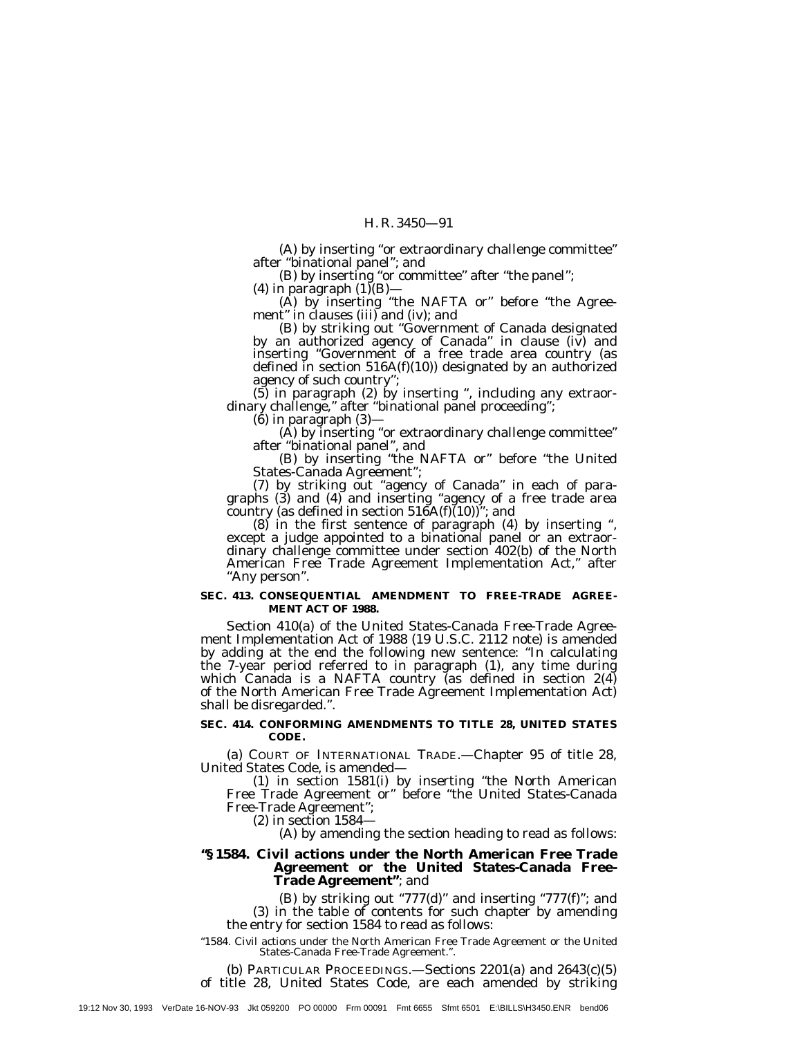(A) by inserting "or extraordinary challenge committee" after "binational panel"; and

(B) by inserting "or committee" after "the panel";

(4) in paragraph (1)(B)—

(A) by inserting "the NAFTA or" before "the Agreement" in clauses (iii) and (iv); and

(B) by striking out "Government of Canada designated by an authorized agency of Canada" in clause (iv) and inserting "Government of a free trade area country (as defined in section 516A(f)(10)) designated by an authorized agency of such country";

(5) in paragraph (2) by inserting ", including any extraordinary challenge," after "binational panel proceeding";

(6) in paragraph (3)—

(A) by inserting "or extraordinary challenge committee" after "binational panel", and

(B) by inserting "the NAFTA or" before "the United States-Canada Agreement";

(7) by striking out "agency of Canada" in each of paragraphs (3) and (4) and inserting "agency of a free trade area country (as defined in section 516A(f)(10))"; and

(8) in the first sentence of paragraph (4) by inserting ", except a judge appointed to a binational panel or an extraordinary challenge committee under section 402(b) of the North American Free Trade Agreement Implementation Act," after "Any person".

**SEC. 413. CONSEQUENTIAL AMENDMENT TO FREE-TRADE AGREEMENT ACT OF 1988.**

Section 410(a) of the United States-Canada Free-Trade Agreement Implementation Act of 1988 (19 U.S.C. 2112 note) is amended by adding at the end the following new sentence: "In calculating the 7-year period referred to in paragraph (1), any time during which Canada is a NAFTA country (as defined in section 2(4) of the North American Free Trade Agreement Implementation Act) shall be disregarded.".

**SEC. 414. CONFORMING AMENDMENTS TO TITLE 28, UNITED STATES CODE.**

(a) COURT OF INTERNATIONAL TRADE.—Chapter 95 of title 28, United States Code, is amended—

(1) in section 1581(i) by inserting "the North American Free Trade Agreement or" before "the United States-Canada Free-Trade Agreement";

(2) in section 1584—

(A) by amending the section heading to read as follows:

**"§ 1584. Civil actions under the North American Free Trade Agreement or the United States-Canada Free-Trade Agreement"**; and

(B) by striking out "777(d)" and inserting "777(f)"; and

(3) in the table of contents for such chapter by amending the entry for section 1584 to read as follows:

"1584. Civil actions under the North American Free Trade Agreement or the United States-Canada Free-Trade Agreement.".

(b) PARTICULAR PROCEEDINGS.—Sections 2201(a) and 2643(c)(5) of title 28, United States Code, are each amended by striking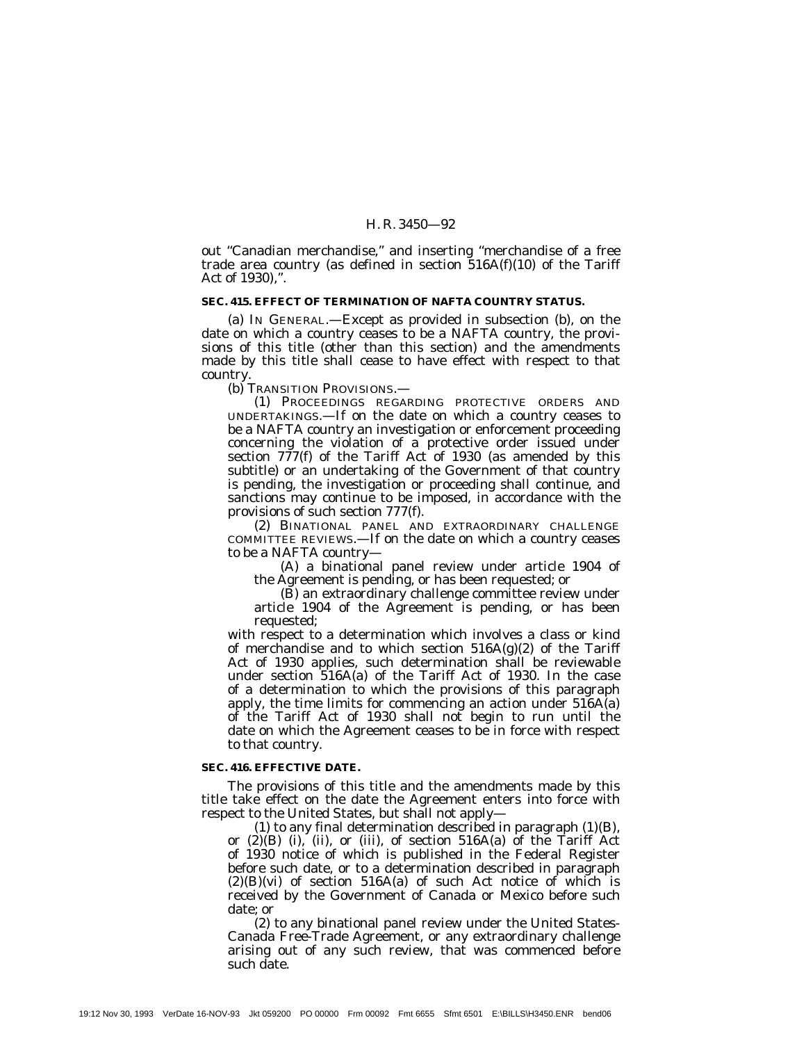out "Canadian merchandise," and inserting "merchandise of a free trade area country (as defined in section 516A(f)(10) of the Tariff Act of 1930),".

**SEC. 415. EFFECT OF TERMINATION OF NAFTA COUNTRY STATUS.**

(a) IN GENERAL.—Except as provided in subsection (b), on the date on which a country ceases to be a NAFTA country, the provisions of this title (other than this section) and the amendments made by this title shall cease to have effect with respect to that country.

(b) TRANSITION PROVISIONS.—

(1) PROCEEDINGS REGARDING PROTECTIVE ORDERS AND UNDERTAKINGS.—If on the date on which a country ceases to be a NAFTA country an investigation or enforcement proceeding concerning the violation of a protective order issued under section 777(f) of the Tariff Act of 1930 (as amended by this subtitle) or an undertaking of the Government of that country is pending, the investigation or proceeding shall continue, and sanctions may continue to be imposed, in accordance with the provisions of such section 777(f).

(2) BINATIONAL PANEL AND EXTRAORDINARY CHALLENGE COMMITTEE REVIEWS.—If on the date on which a country ceases to be a NAFTA country—

(A) a binational panel review under article 1904 of the Agreement is pending, or has been requested; or

(B) an extraordinary challenge committee review under article 1904 of the Agreement is pending, or has been requested;

with respect to a determination which involves a class or kind of merchandise and to which section 516A(g)(2) of the Tariff Act of 1930 applies, such determination shall be reviewable under section 516A(a) of the Tariff Act of 1930. In the case of a determination to which the provisions of this paragraph apply, the time limits for commencing an action under 516A(a) of the Tariff Act of 1930 shall not begin to run until the date on which the Agreement ceases to be in force with respect to that country.

**SEC. 416. EFFECTIVE DATE.**

The provisions of this title and the amendments made by this title take effect on the date the Agreement enters into force with respect to the United States, but shall not apply—

(1) to any final determination described in paragraph (1)(B), or (2)(B) (i), (ii), or (iii), of section 516A(a) of the Tariff Act of 1930 notice of which is published in the Federal Register before such date, or to a determination described in paragraph (2)(B)(vi) of section 516A(a) of such Act notice of which is received by the Government of Canada or Mexico before such date; or

(2) to any binational panel review under the United States-Canada Free-Trade Agreement, or any extraordinary challenge arising out of any such review, that was commenced before such date.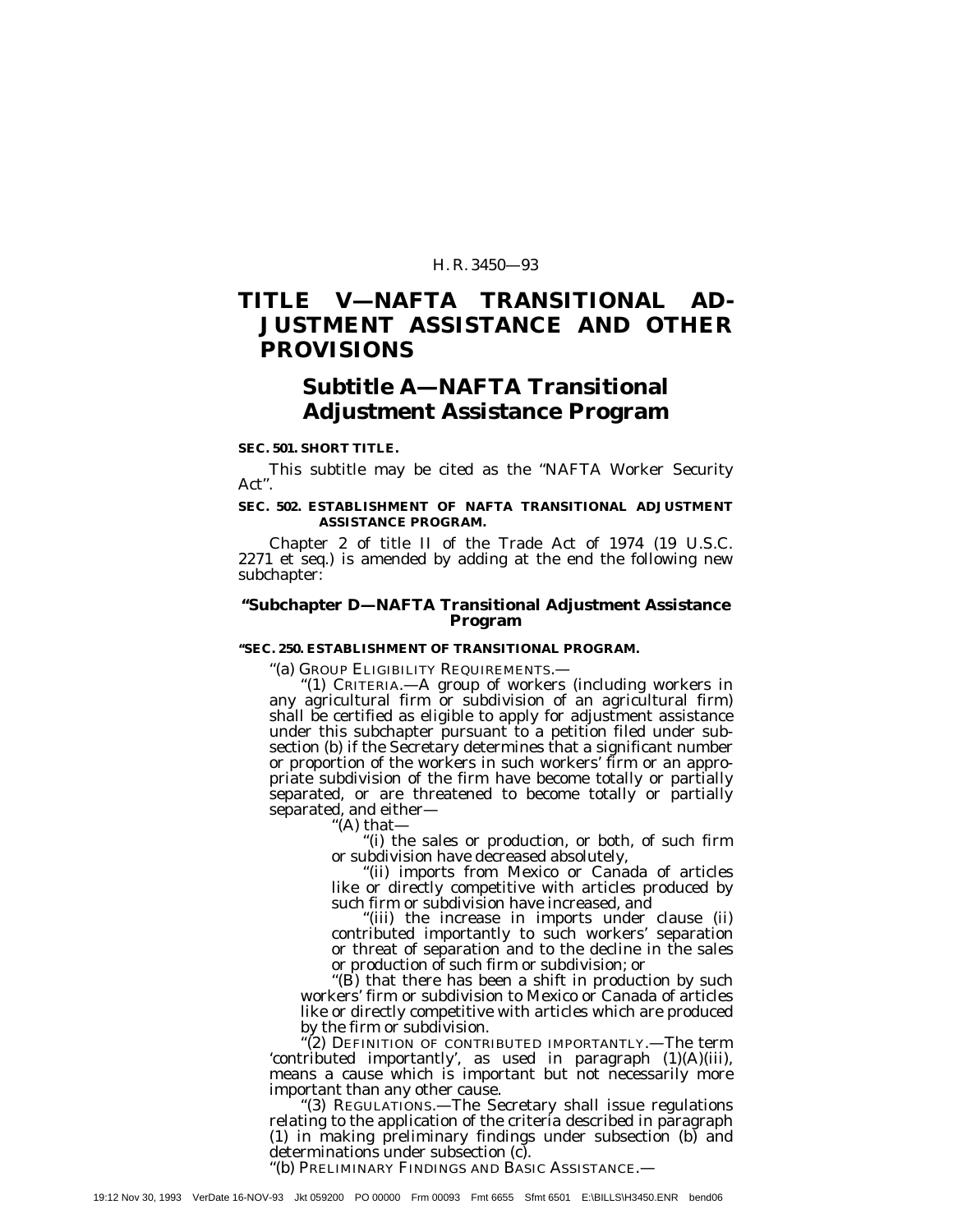# TITLE V—NAFTA TRANSITIONAL ADJUSTMENT ASSISTANCE AND OTHER PROVISIONS

## Subtitle A—NAFTA Transitional Adjustment Assistance Program

**SEC. 501. SHORT TITLE.**

This subtitle may be cited as the ''NAFTA Worker Security Act''.

**SEC. 502. ESTABLISHMENT OF NAFTA TRANSITIONAL ADJUSTMENT ASSISTANCE PROGRAM.**

Chapter 2 of title II of the Trade Act of 1974 (19 U.S.C. 2271 et seq.) is amended by adding at the end the following new subchapter:

### ''Subchapter D—NAFTA Transitional Adjustment Assistance Program

**''SEC. 250. ESTABLISHMENT OF TRANSITIONAL PROGRAM.**

''(a) GROUP ELIGIBILITY REQUIREMENTS.—

''(1) CRITERIA.—A group of workers (including workers in any agricultural firm or subdivision of an agricultural firm) shall be certified as eligible to apply for adjustment assistance under this subchapter pursuant to a petition filed under subsection (b) if the Secretary determines that a significant number or proportion of the workers in such workers' firm or an appropriate subdivision of the firm have become totally or partially separated, or are threatened to become totally or partially separated, and either—

''(A) that—

''(i) the sales or production, or both, of such firm or subdivision have decreased absolutely,

''(ii) imports from Mexico or Canada of articles like or directly competitive with articles produced by such firm or subdivision have increased, and

''(iii) the increase in imports under clause (ii) contributed importantly to such workers' separation or threat of separation and to the decline in the sales or production of such firm or subdivision; or

''(B) that there has been a shift in production by such workers' firm or subdivision to Mexico or Canada of articles like or directly competitive with articles which are produced by the firm or subdivision.

''(2) DEFINITION OF CONTRIBUTED IMPORTANTLY.—The term 'contributed importantly', as used in paragraph (1)(A)(iii), means a cause which is important but not necessarily more important than any other cause.

''(3) REGULATIONS.—The Secretary shall issue regulations relating to the application of the criteria described in paragraph (1) in making preliminary findings under subsection (b) and determinations under subsection (c).

''(b) PRELIMINARY FINDINGS AND BASIC ASSISTANCE.—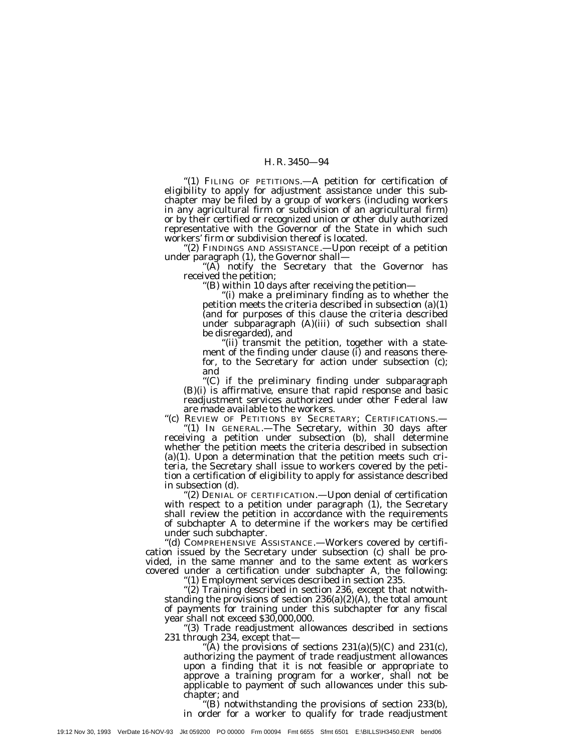"(1) FILING OF PETITIONS.—A petition for certification of eligibility to apply for adjustment assistance under this subchapter may be filed by a group of workers (including workers in any agricultural firm or subdivision of an agricultural firm) or by their certified or recognized union or other duly authorized representative with the Governor of the State in which such workers' firm or subdivision thereof is located.

"(2) FINDINGS AND ASSISTANCE.—Upon receipt of a petition under paragraph (1), the Governor shall—

"(A) notify the Secretary that the Governor has received the petition;

"(B) within 10 days after receiving the petition—

"(i) make a preliminary finding as to whether the petition meets the criteria described in subsection (a)(1) (and for purposes of this clause the criteria described under subparagraph (A)(iii) of such subsection shall be disregarded), and

"(ii) transmit the petition, together with a statement of the finding under clause (i) and reasons therefor, to the Secretary for action under subsection (c); and

"(C) if the preliminary finding under subparagraph (B)(i) is affirmative, ensure that rapid response and basic readjustment services authorized under other Federal law are made available to the workers.

"(c) REVIEW OF PETITIONS BY SECRETARY; CERTIFICATIONS.—

"(1) IN GENERAL.—The Secretary, within 30 days after receiving a petition under subsection (b), shall determine whether the petition meets the criteria described in subsection (a)(1). Upon a determination that the petition meets such criteria, the Secretary shall issue to workers covered by the petition a certification of eligibility to apply for assistance described in subsection (d).

"(2) DENIAL OF CERTIFICATION.—Upon denial of certification with respect to a petition under paragraph (1), the Secretary shall review the petition in accordance with the requirements of subchapter A to determine if the workers may be certified under such subchapter.

"(d) COMPREHENSIVE ASSISTANCE.—Workers covered by certification issued by the Secretary under subsection (c) shall be provided, in the same manner and to the same extent as workers covered under a certification under subchapter A, the following:

"(1) Employment services described in section 235.

"(2) Training described in section 236, except that notwithstanding the provisions of section 236(a)(2)(A), the total amount of payments for training under this subchapter for any fiscal year shall not exceed $30,000,000.

"(3) Trade readjustment allowances described in sections 231 through 234, except that—

"(A) the provisions of sections 231(a)(5)(C) and 231(c), authorizing the payment of trade readjustment allowances upon a finding that it is not feasible or appropriate to approve a training program for a worker, shall not be applicable to payment of such allowances under this subchapter; and

"(B) notwithstanding the provisions of section 233(b), in order for a worker to qualify for trade readjustment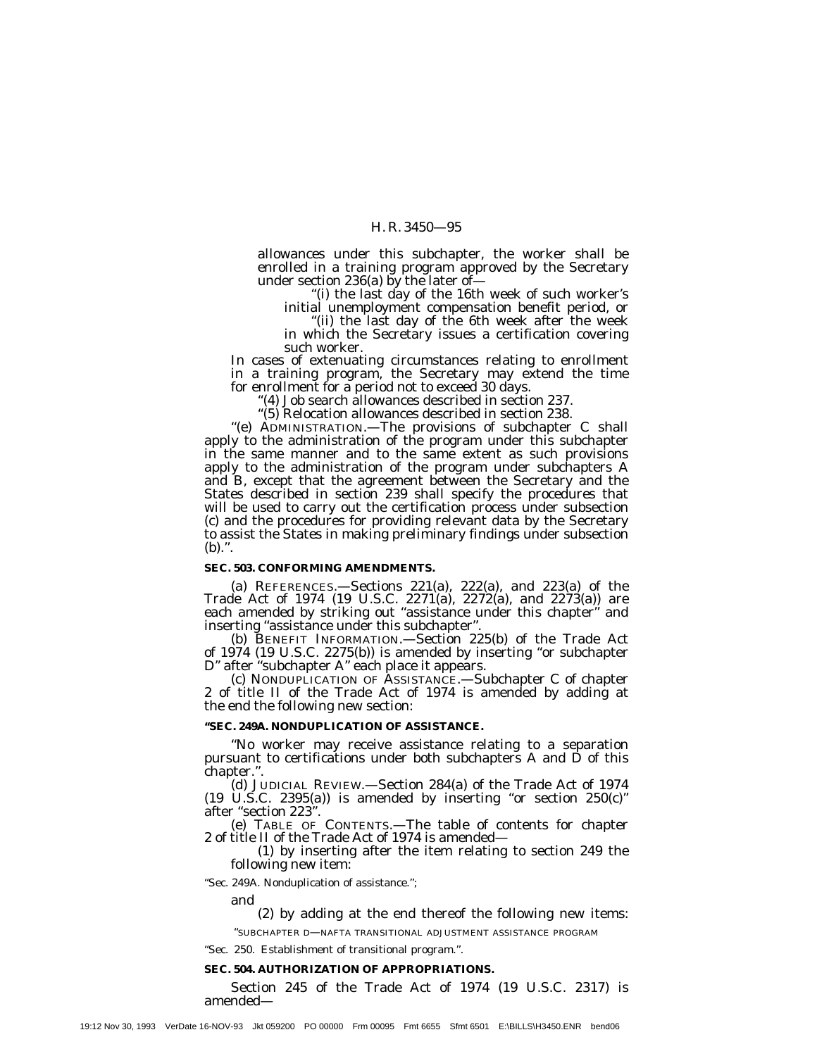allowances under this subchapter, the worker shall be enrolled in a training program approved by the Secretary under section 236(a) by the later of—

"(i) the last day of the 16th week of such worker's initial unemployment compensation benefit period, or

"(ii) the last day of the 6th week after the week in which the Secretary issues a certification covering such worker.

In cases of extenuating circumstances relating to enrollment in a training program, the Secretary may extend the time for enrollment for a period not to exceed 30 days.

"(4) Job search allowances described in section 237.

"(5) Relocation allowances described in section 238.

"(e) ADMINISTRATION.—The provisions of subchapter C shall apply to the administration of the program under this subchapter in the same manner and to the same extent as such provisions apply to the administration of the program under subchapters A and B, except that the agreement between the Secretary and the States described in section 239 shall specify the procedures that will be used to carry out the certification process under subsection (c) and the procedures for providing relevant data by the Secretary to assist the States in making preliminary findings under subsection (b).".

**SEC. 503. CONFORMING AMENDMENTS.**

(a) REFERENCES.—Sections 221(a), 222(a), and 223(a) of the Trade Act of 1974 (19 U.S.C. 2271(a), 2272(a), and 2273(a)) are each amended by striking out "assistance under this chapter" and inserting "assistance under this subchapter".

(b) BENEFIT INFORMATION.—Section 225(b) of the Trade Act of 1974 (19 U.S.C. 2275(b)) is amended by inserting "or subchapter D" after "subchapter A" each place it appears.

(c) NONDUPLICATION OF ASSISTANCE.—Subchapter C of chapter 2 of title II of the Trade Act of 1974 is amended by adding at the end the following new section:

**"SEC. 249A. NONDUPLICATION OF ASSISTANCE.**

"No worker may receive assistance relating to a separation pursuant to certifications under both subchapters A and D of this chapter.".

(d) JUDICIAL REVIEW.—Section 284(a) of the Trade Act of 1974 (19 U.S.C. 2395(a)) is amended by inserting "or section 250(c)" after "section 223".

(e) TABLE OF CONTENTS.—The table of contents for chapter 2 of title II of the Trade Act of 1974 is amended—

(1) by inserting after the item relating to section 249 the following new item:

"Sec. 249A. Nondupliсation of assistance.";

and

(2) by adding at the end thereof the following new items:

"SUBCHAPTER D—NAFTA TRANSITIONAL ADJUSTMENT ASSISTANCE PROGRAM

"Sec. 250. Establishment of transitional program.".

**SEC. 504. AUTHORIZATION OF APPROPRIATIONS.**

Section 245 of the Trade Act of 1974 (19 U.S.C. 2317) is amended—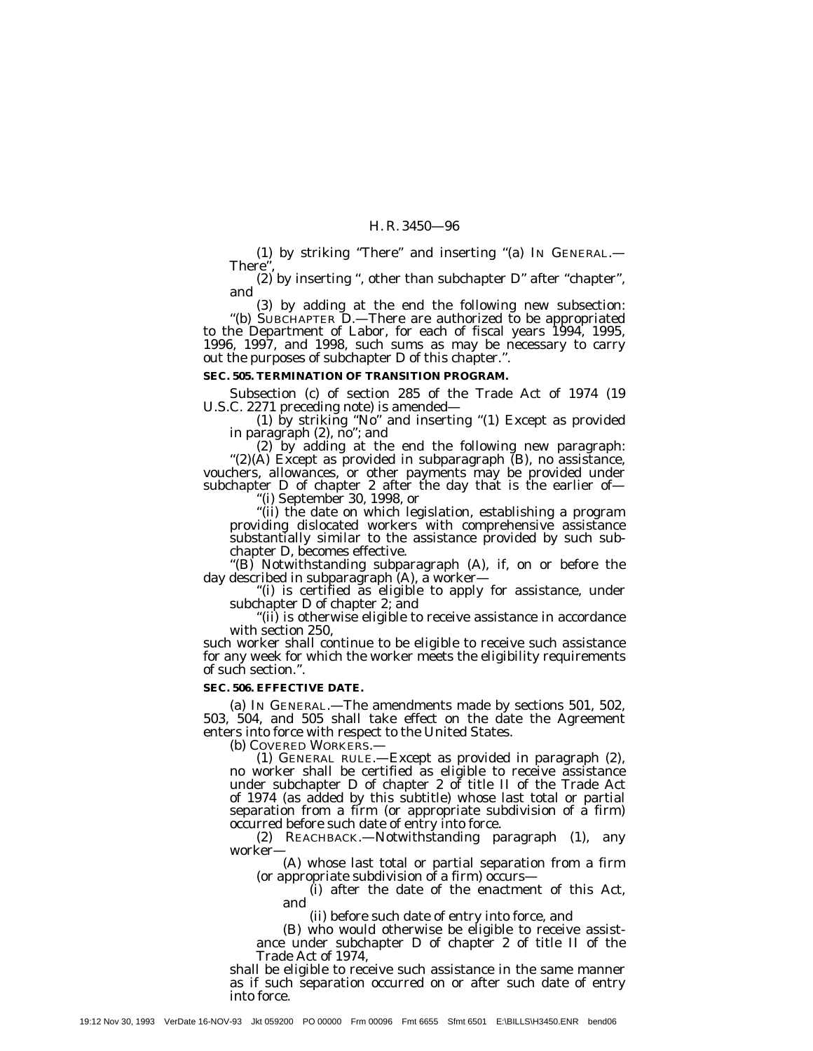(1) by striking "There" and inserting "(a) IN GENERAL.— There",

(2) by inserting ", other than subchapter D" after "chapter", and

(3) by adding at the end the following new subsection:

"(b) SUBCHAPTER D.—There are authorized to be appropriated to the Department of Labor, for each of fiscal years 1994, 1995, 1996, 1997, and 1998, such sums as may be necessary to carry out the purposes of subchapter D of this chapter.".

**SEC. 505. TERMINATION OF TRANSITION PROGRAM.**

Subsection (c) of section 285 of the Trade Act of 1974 (19 U.S.C. 2271 preceding note) is amended—

(1) by striking "No" and inserting "(1) Except as provided in paragraph (2), no"; and

(2) by adding at the end the following new paragraph:

"(2)(A) Except as provided in subparagraph (B), no assistance, vouchers, allowances, or other payments may be provided under subchapter D of chapter 2 after the day that is the earlier of—

"(i) September 30, 1998, or

"(ii) the date on which legislation, establishing a program providing dislocated workers with comprehensive assistance substantially similar to the assistance provided by such subchapter D, becomes effective.

"(B) Notwithstanding subparagraph (A), if, on or before the day described in subparagraph (A), a worker—

"(i) is certified as eligible to apply for assistance, under subchapter D of chapter 2; and

"(ii) is otherwise eligible to receive assistance in accordance with section 250,

such worker shall continue to be eligible to receive such assistance for any week for which the worker meets the eligibility requirements of such section.".

**SEC. 506. EFFECTIVE DATE.**

(a) IN GENERAL.—The amendments made by sections 501, 502, 503, 504, and 505 shall take effect on the date the Agreement enters into force with respect to the United States.

(b) COVERED WORKERS.—

(1) GENERAL RULE.—Except as provided in paragraph (2), no worker shall be certified as eligible to receive assistance under subchapter D of chapter 2 of title II of the Trade Act of 1974 (as added by this subtitle) whose last total or partial separation from a firm (or appropriate subdivision of a firm) occurred before such date of entry into force.

(2) REACHBACK.—Notwithstanding paragraph (1), any worker—

(A) whose last total or partial separation from a firm (or appropriate subdivision of a firm) occurs—

(i) after the date of the enactment of this Act, and

(ii) before such date of entry into force, and

(B) who would otherwise be eligible to receive assistance under subchapter D of chapter 2 of title II of the Trade Act of 1974,

shall be eligible to receive such assistance in the same manner as if such separation occurred on or after such date of entry into force.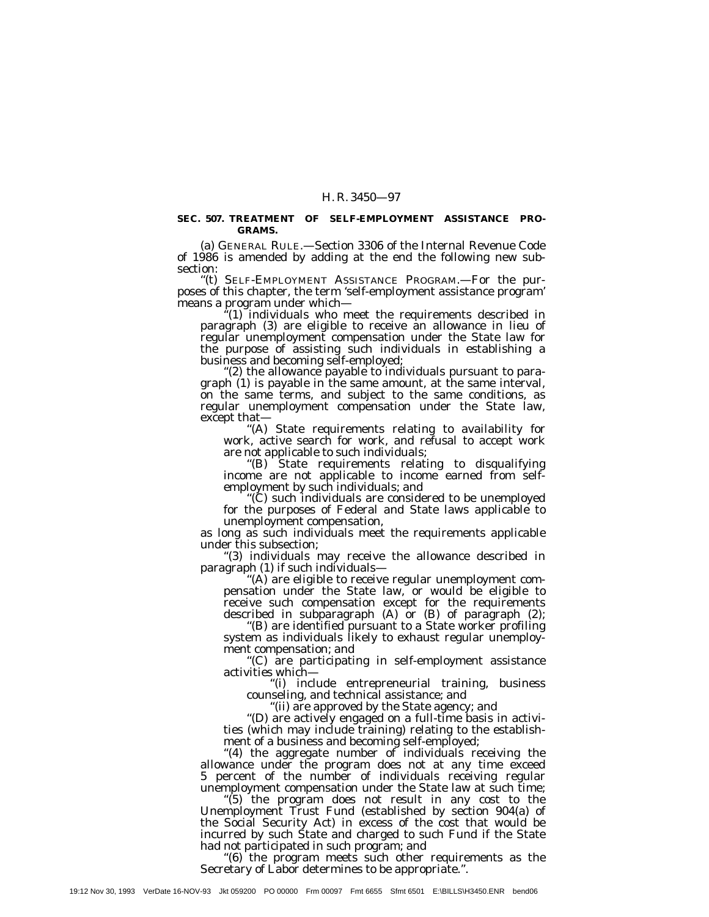**SEC. 507. TREATMENT OF SELF-EMPLOYMENT ASSISTANCE PROGRAMS.**

(a) GENERAL RULE.—Section 3306 of the Internal Revenue Code of 1986 is amended by adding at the end the following new subsection:

"(t) SELF-EMPLOYMENT ASSISTANCE PROGRAM.—For the purposes of this chapter, the term 'self-employment assistance program' means a program under which—

"(1) individuals who meet the requirements described in paragraph (3) are eligible to receive an allowance in lieu of regular unemployment compensation under the State law for the purpose of assisting such individuals in establishing a business and becoming self-employed;

"(2) the allowance payable to individuals pursuant to paragraph (1) is payable in the same amount, at the same interval, on the same terms, and subject to the same conditions, as regular unemployment compensation under the State law, except that—

"(A) State requirements relating to availability for work, active search for work, and refusal to accept work are not applicable to such individuals;

"(B) State requirements relating to disqualifying income are not applicable to income earned from self-employment by such individuals; and

"(C) such individuals are considered to be unemployed for the purposes of Federal and State laws applicable to unemployment compensation,

as long as such individuals meet the requirements applicable under this subsection;

"(3) individuals may receive the allowance described in paragraph (1) if such individuals—

"(A) are eligible to receive regular unemployment compensation under the State law, or would be eligible to receive such compensation except for the requirements described in subparagraph (A) or (B) of paragraph (2);

"(B) are identified pursuant to a State worker profiling system as individuals likely to exhaust regular unemployment compensation; and

"(C) are participating in self-employment assistance activities which—

"(i) include entrepreneurial training, business counseling, and technical assistance; and

"(ii) are approved by the State agency; and

"(D) are actively engaged on a full-time basis in activities (which may include training) relating to the establishment of a business and becoming self-employed;

"(4) the aggregate number of individuals receiving the allowance under the program does not at any time exceed 5 percent of the number of individuals receiving regular unemployment compensation under the State law at such time;

"(5) the program does not result in any cost to the Unemployment Trust Fund (established by section 904(a) of the Social Security Act) in excess of the cost that would be incurred by such State and charged to such Fund if the State had not participated in such program; and

"(6) the program meets such other requirements as the Secretary of Labor determines to be appropriate.".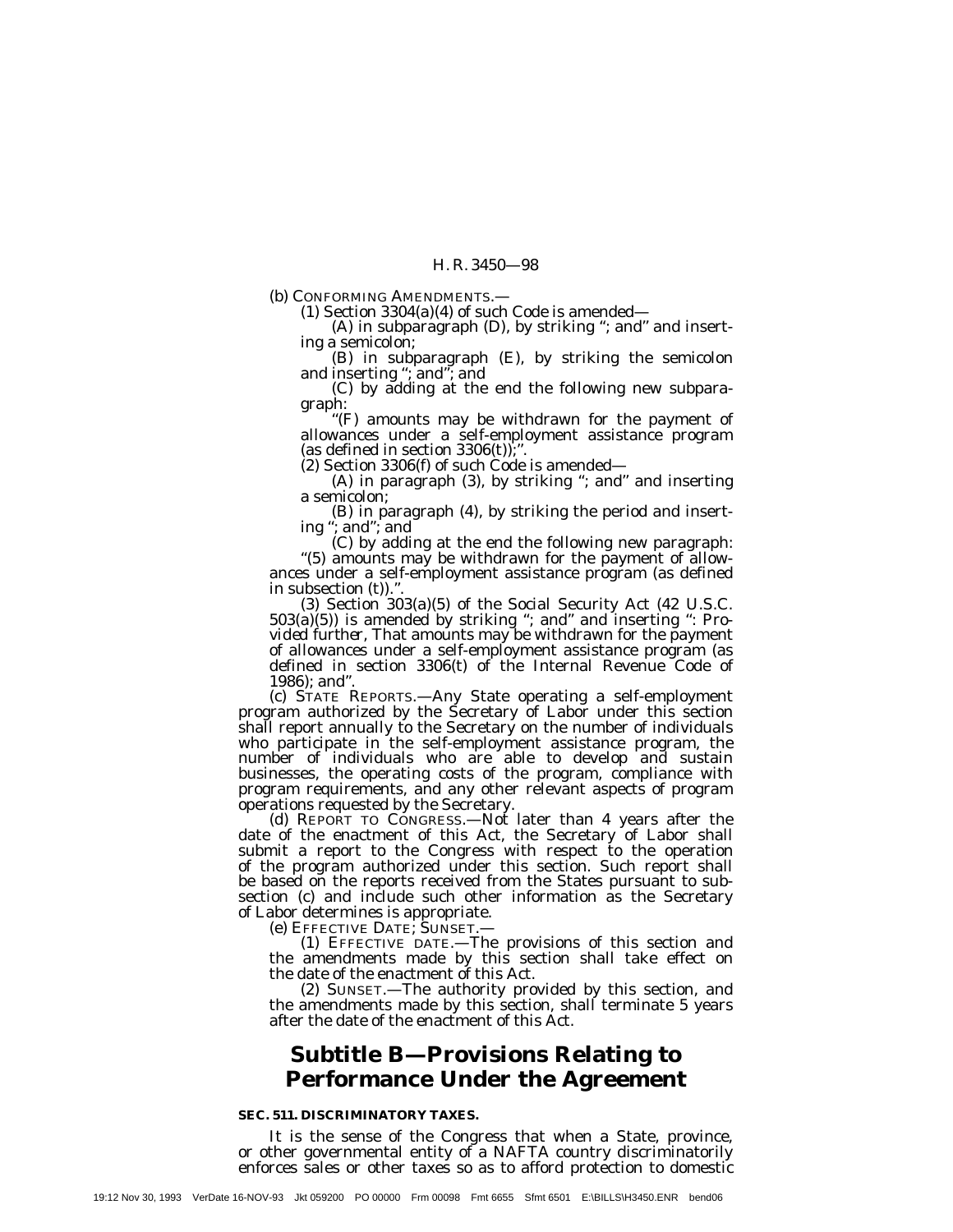(b) CONFORMING AMENDMENTS.—

(1) Section 3304(a)(4) of such Code is amended—

(A) in subparagraph (D), by striking "; and" and inserting a semicolon;

(B) in subparagraph (E), by striking the semicolon and inserting "; and"; and

(C) by adding at the end the following new subparagraph:

"(F) amounts may be withdrawn for the payment of allowances under a self-employment assistance program (as defined in section 3306(t));".

(2) Section 3306(f) of such Code is amended—

(A) in paragraph (3), by striking "; and" and inserting a semicolon;

(B) in paragraph (4), by striking the period and inserting "; and"; and

(C) by adding at the end the following new paragraph:

"(5) amounts may be withdrawn for the payment of allowances under a self-employment assistance program (as defined in subsection (t)).".

(3) Section 303(a)(5) of the Social Security Act (42 U.S.C. 503(a)(5)) is amended by striking "; and" and inserting ": *Provided further*, That amounts may be withdrawn for the payment of allowances under a self-employment assistance program (as defined in section 3306(t) of the Internal Revenue Code of 1986); and".

(c) STATE REPORTS.—Any State operating a self-employment program authorized by the Secretary of Labor under this section shall report annually to the Secretary on the number of individuals who participate in the self-employment assistance program, the number of individuals who are able to develop and sustain businesses, the operating costs of the program, compliance with program requirements, and any other relevant aspects of program operations requested by the Secretary.

(d) REPORT TO CONGRESS.—Not later than 4 years after the date of the enactment of this Act, the Secretary of Labor shall submit a report to the Congress with respect to the operation of the program authorized under this section. Such report shall be based on the reports received from the States pursuant to subsection (c) and include such other information as the Secretary of Labor determines is appropriate.

(e) EFFECTIVE DATE; SUNSET.—

(1) EFFECTIVE DATE.—The provisions of this section and the amendments made by this section shall take effect on the date of the enactment of this Act.

(2) SUNSET.—The authority provided by this section, and the amendments made by this section, shall terminate 5 years after the date of the enactment of this Act.

## Subtitle B—Provisions Relating to Performance Under the Agreement

**SEC. 511. DISCRIMINATORY TAXES.**

It is the sense of the Congress that when a State, province, or other governmental entity of a NAFTA country discriminatorily enforces sales or other taxes so as to afford protection to domestic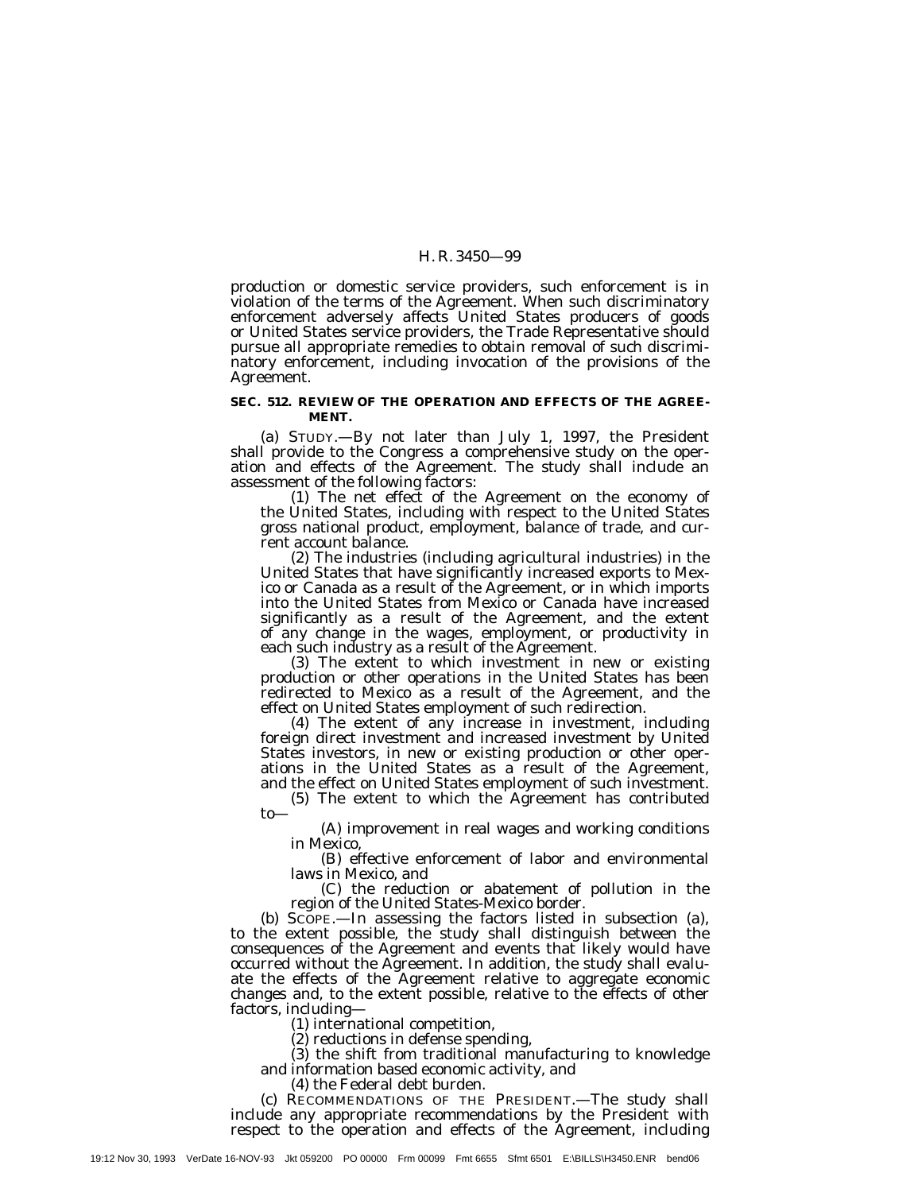production or domestic service providers, such enforcement is in violation of the terms of the Agreement. When such discriminatory enforcement adversely affects United States producers of goods or United States service providers, the Trade Representative should pursue all appropriate remedies to obtain removal of such discriminatory enforcement, including invocation of the provisions of the Agreement.

**SEC. 512. REVIEW OF THE OPERATION AND EFFECTS OF THE AGREEMENT.**

(a) STUDY.—By not later than July 1, 1997, the President shall provide to the Congress a comprehensive study on the operation and effects of the Agreement. The study shall include an assessment of the following factors:

(1) The net effect of the Agreement on the economy of the United States, including with respect to the United States gross national product, employment, balance of trade, and current account balance.

(2) The industries (including agricultural industries) in the United States that have significantly increased exports to Mexico or Canada as a result of the Agreement, or in which imports into the United States from Mexico or Canada have increased significantly as a result of the Agreement, and the extent of any change in the wages, employment, or productivity in each such industry as a result of the Agreement.

(3) The extent to which investment in new or existing production or other operations in the United States has been redirected to Mexico as a result of the Agreement, and the effect on United States employment of such redirection.

(4) The extent of any increase in investment, including foreign direct investment and increased investment by United States investors, in new or existing production or other operations in the United States as a result of the Agreement, and the effect on United States employment of such investment.

(5) The extent to which the Agreement has contributed to—

(A) improvement in real wages and working conditions in Mexico,

(B) effective enforcement of labor and environmental laws in Mexico, and

(C) the reduction or abatement of pollution in the region of the United States-Mexico border.

(b) SCOPE.—In assessing the factors listed in subsection (a), to the extent possible, the study shall distinguish between the consequences of the Agreement and events that likely would have occurred without the Agreement. In addition, the study shall evaluate the effects of the Agreement relative to aggregate economic changes and, to the extent possible, relative to the effects of other factors, including—

(1) international competition,

(2) reductions in defense spending,

(3) the shift from traditional manufacturing to knowledge and information based economic activity, and

(4) the Federal debt burden.

(c) RECOMMENDATIONS OF THE PRESIDENT.—The study shall include any appropriate recommendations by the President with respect to the operation and effects of the Agreement, including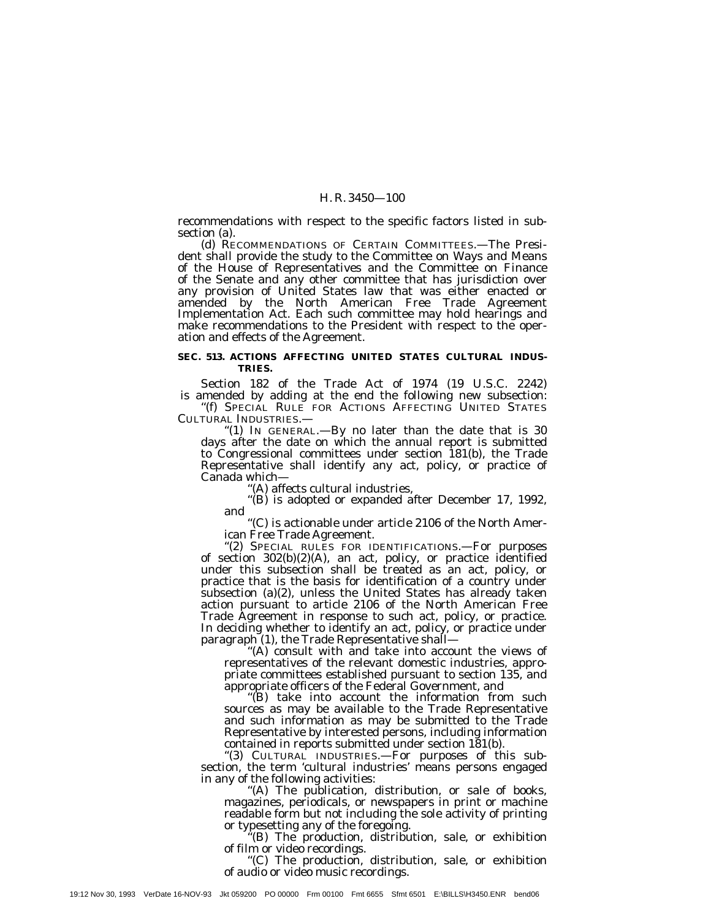recommendations with respect to the specific factors listed in subsection (a).

(d) RECOMMENDATIONS OF CERTAIN COMMITTEES.—The President shall provide the study to the Committee on Ways and Means of the House of Representatives and the Committee on Finance of the Senate and any other committee that has jurisdiction over any provision of United States law that was either enacted or amended by the North American Free Trade Agreement Implementation Act. Each such committee may hold hearings and make recommendations to the President with respect to the operation and effects of the Agreement.

**SEC. 513. ACTIONS AFFECTING UNITED STATES CULTURAL INDUSTRIES.**

Section 182 of the Trade Act of 1974 (19 U.S.C. 2242) is amended by adding at the end the following new subsection:

"(f) SPECIAL RULE FOR ACTIONS AFFECTING UNITED STATES CULTURAL INDUSTRIES.—

"(1) IN GENERAL.—By no later than the date that is 30 days after the date on which the annual report is submitted to Congressional committees under section 181(b), the Trade Representative shall identify any act, policy, or practice of Canada which—

"(A) affects cultural industries,

"(B) is adopted or expanded after December 17, 1992, and

"(C) is actionable under article 2106 of the North American Free Trade Agreement.

"(2) SPECIAL RULES FOR IDENTIFICATIONS.—For purposes of section 302(b)(2)(A), an act, policy, or practice identified under this subsection shall be treated as an act, policy, or practice that is the basis for identification of a country under subsection (a)(2), unless the United States has already taken action pursuant to article 2106 of the North American Free Trade Agreement in response to such act, policy, or practice. In deciding whether to identify an act, policy, or practice under paragraph (1), the Trade Representative shall—

"(A) consult with and take into account the views of representatives of the relevant domestic industries, appropriate committees established pursuant to section 135, and appropriate officers of the Federal Government, and

"(B) take into account the information from such sources as may be available to the Trade Representative and such information as may be submitted to the Trade Representative by interested persons, including information contained in reports submitted under section 181(b).

"(3) CULTURAL INDUSTRIES.—For purposes of this subsection, the term 'cultural industries' means persons engaged in any of the following activities:

"(A) The publication, distribution, or sale of books, magazines, periodicals, or newspapers in print or machine readable form but not including the sole activity of printing or typesetting any of the foregoing.

"(B) The production, distribution, sale, or exhibition of film or video recordings.

"(C) The production, distribution, sale, or exhibition of audio or video music recordings.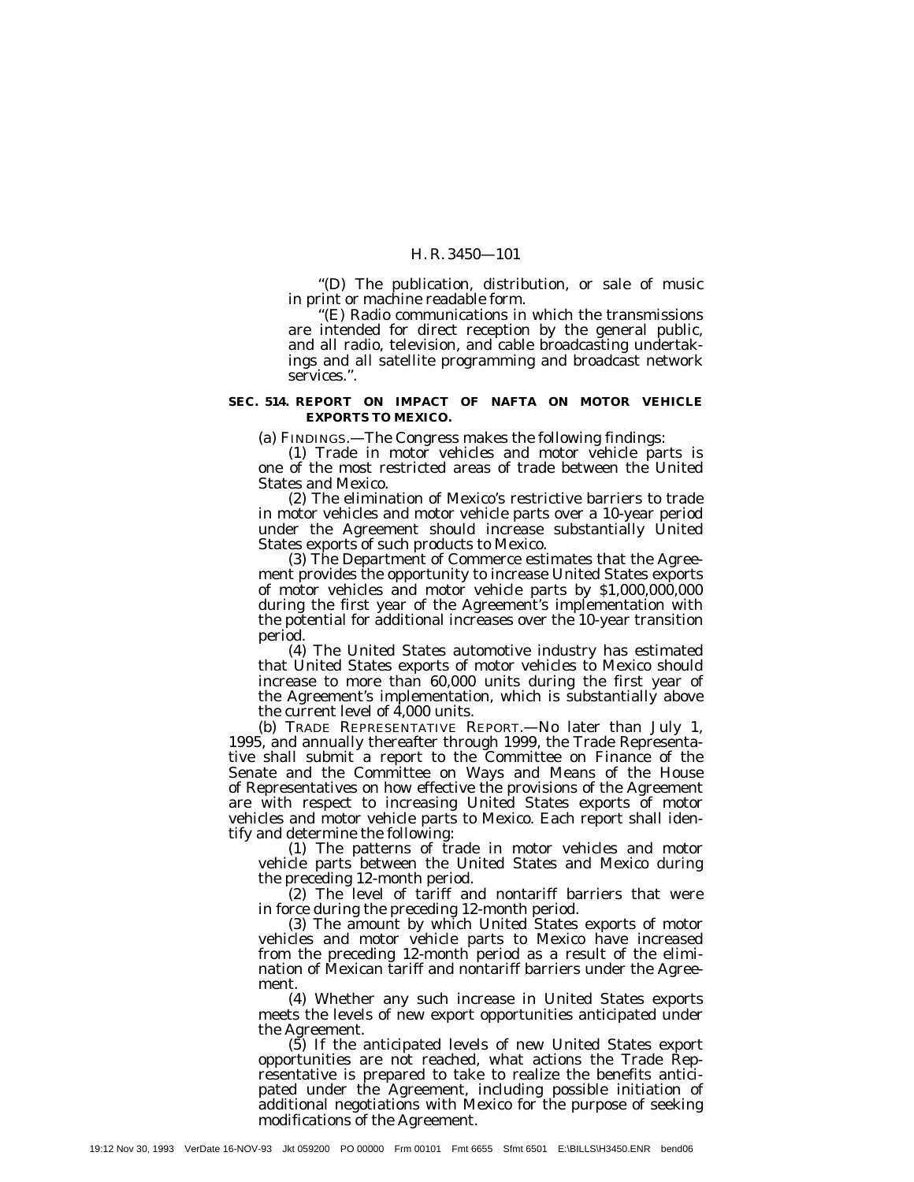"(D) The publication, distribution, or sale of music in print or machine readable form.

"(E) Radio communications in which the transmissions are intended for direct reception by the general public, and all radio, television, and cable broadcasting undertakings and all satellite programming and broadcast network services.".

### SEC. 514. REPORT ON IMPACT OF NAFTA ON MOTOR VEHICLE EXPORTS TO MEXICO.

(a) FINDINGS.—The Congress makes the following findings:

(1) Trade in motor vehicles and motor vehicle parts is one of the most restricted areas of trade between the United States and Mexico.

(2) The elimination of Mexico's restrictive barriers to trade in motor vehicles and motor vehicle parts over a 10-year period under the Agreement should increase substantially United States exports of such products to Mexico.

(3) The Department of Commerce estimates that the Agreement provides the opportunity to increase United States exports of motor vehicles and motor vehicle parts by $1,000,000,000 during the first year of the Agreement's implementation with the potential for additional increases over the 10-year transition period.

(4) The United States automotive industry has estimated that United States exports of motor vehicles to Mexico should increase to more than 60,000 units during the first year of the Agreement's implementation, which is substantially above the current level of 4,000 units.

(b) TRADE REPRESENTATIVE REPORT.—No later than July 1, 1995, and annually thereafter through 1999, the Trade Representative shall submit a report to the Committee on Finance of the Senate and the Committee on Ways and Means of the House of Representatives on how effective the provisions of the Agreement are with respect to increasing United States exports of motor vehicles and motor vehicle parts to Mexico. Each report shall identify and determine the following:

(1) The patterns of trade in motor vehicles and motor vehicle parts between the United States and Mexico during the preceding 12-month period.

(2) The level of tariff and nontariff barriers that were in force during the preceding 12-month period.

(3) The amount by which United States exports of motor vehicles and motor vehicle parts to Mexico have increased from the preceding 12-month period as a result of the elimination of Mexican tariff and nontariff barriers under the Agreement.

(4) Whether any such increase in United States exports meets the levels of new export opportunities anticipated under the Agreement.

(5) If the anticipated levels of new United States export opportunities are not reached, what actions the Trade Representative is prepared to take to realize the benefits anticipated under the Agreement, including possible initiation of additional negotiations with Mexico for the purpose of seeking modifications of the Agreement.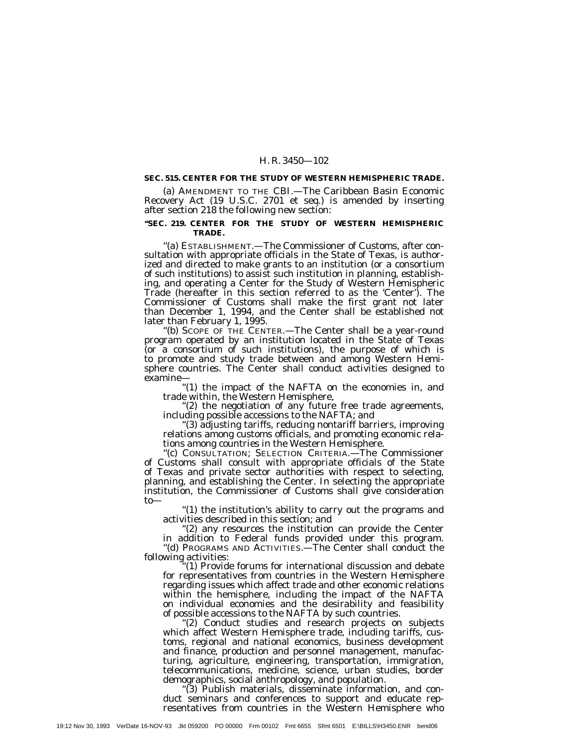**SEC. 515. CENTER FOR THE STUDY OF WESTERN HEMISPHERIC TRADE.**

(a) AMENDMENT TO THE CBI.—The Caribbean Basin Economic Recovery Act (19 U.S.C. 2701 et seq.) is amended by inserting after section 218 the following new section:

**''SEC. 219. CENTER FOR THE STUDY OF WESTERN HEMISPHERIC TRADE.**

''(a) ESTABLISHMENT.—The Commissioner of Customs, after consultation with appropriate officials in the State of Texas, is authorized and directed to make grants to an institution (or a consortium of such institutions) to assist such institution in planning, establishing, and operating a Center for the Study of Western Hemispheric Trade (hereafter in this section referred to as the 'Center'). The Commissioner of Customs shall make the first grant not later than December 1, 1994, and the Center shall be established not later than February 1, 1995.

''(b) SCOPE OF THE CENTER.—The Center shall be a year-round program operated by an institution located in the State of Texas (or a consortium of such institutions), the purpose of which is to promote and study trade between and among Western Hemisphere countries. The Center shall conduct activities designed to examine—

''(1) the impact of the NAFTA on the economies in, and trade within, the Western Hemisphere,

''(2) the negotiation of any future free trade agreements, including possible accessions to the NAFTA; and

''(3) adjusting tariffs, reducing nontariff barriers, improving relations among customs officials, and promoting economic relations among countries in the Western Hemisphere.

''(c) CONSULTATION; SELECTION CRITERIA.—The Commissioner of Customs shall consult with appropriate officials of the State of Texas and private sector authorities with respect to selecting, planning, and establishing the Center. In selecting the appropriate institution, the Commissioner of Customs shall give consideration to—

''(1) the institution's ability to carry out the programs and activities described in this section; and

''(2) any resources the institution can provide the Center in addition to Federal funds provided under this program.

''(d) PROGRAMS AND ACTIVITIES.—The Center shall conduct the following activities:

''(1) Provide forums for international discussion and debate for representatives from countries in the Western Hemisphere regarding issues which affect trade and other economic relations within the hemisphere, including the impact of the NAFTA on individual economies and the desirability and feasibility of possible accessions to the NAFTA by such countries.

''(2) Conduct studies and research projects on subjects which affect Western Hemisphere trade, including tariffs, customs, regional and national economics, business development and finance, production and personnel management, manufacturing, agriculture, engineering, transportation, immigration, telecommunications, medicine, science, urban studies, border demographics, social anthropology, and population.

''(3) Publish materials, disseminate information, and conduct seminars and conferences to support and educate representatives from countries in the Western Hemisphere who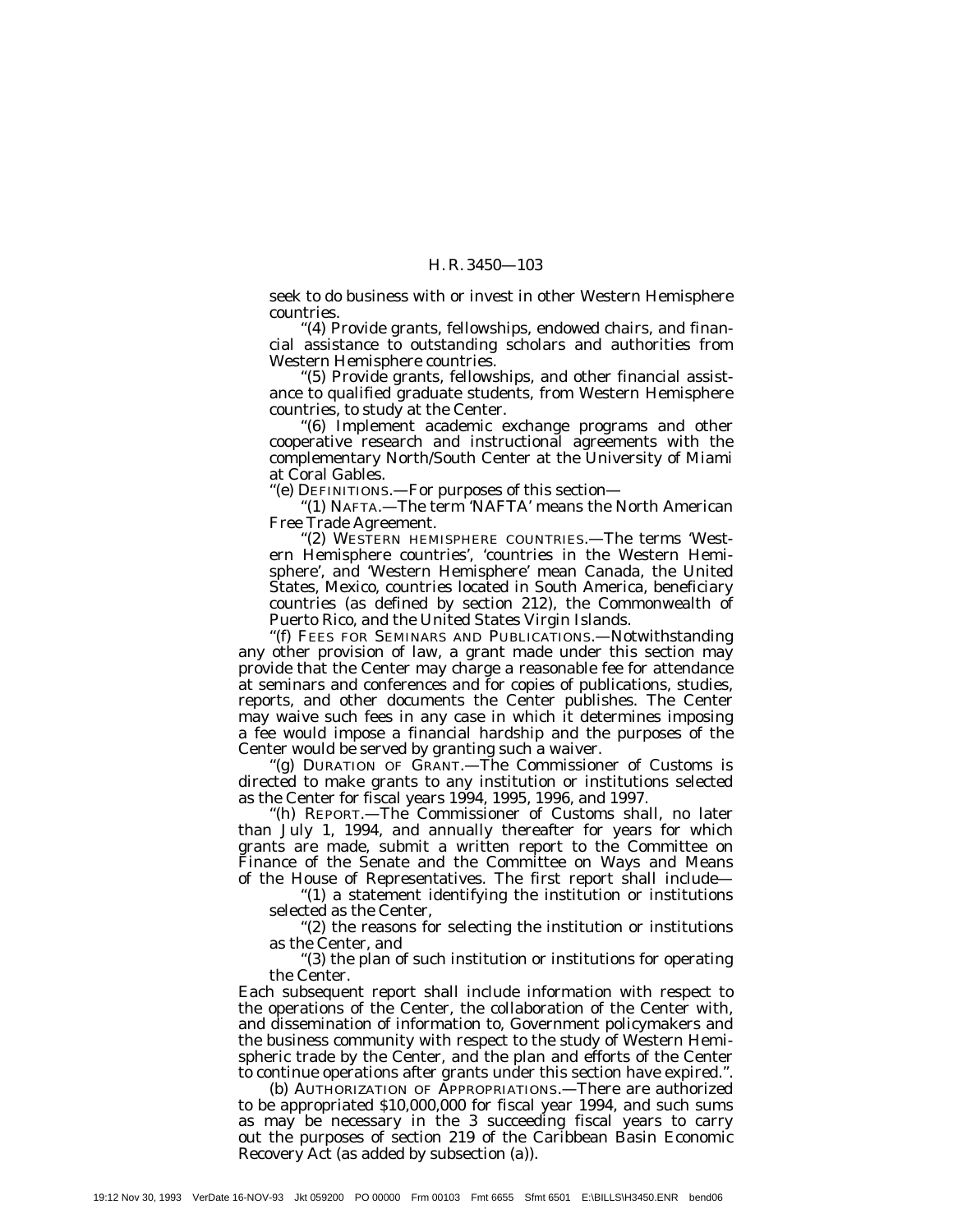seek to do business with or invest in other Western Hemisphere countries.

"(4) Provide grants, fellowships, endowed chairs, and financial assistance to outstanding scholars and authorities from Western Hemisphere countries.

"(5) Provide grants, fellowships, and other financial assistance to qualified graduate students, from Western Hemisphere countries, to study at the Center.

"(6) Implement academic exchange programs and other cooperative research and instructional agreements with the complementary North/South Center at the University of Miami at Coral Gables.

"(e) DEFINITIONS.—For purposes of this section—

"(1) NAFTA.—The term 'NAFTA' means the North American Free Trade Agreement.

"(2) WESTERN HEMISPHERE COUNTRIES.—The terms 'Western Hemisphere countries', 'countries in the Western Hemisphere', and 'Western Hemisphere' mean Canada, the United States, Mexico, countries located in South America, beneficiary countries (as defined by section 212), the Commonwealth of Puerto Rico, and the United States Virgin Islands.

"(f) FEES FOR SEMINARS AND PUBLICATIONS.—Notwithstanding any other provision of law, a grant made under this section may provide that the Center may charge a reasonable fee for attendance at seminars and conferences and for copies of publications, studies, reports, and other documents the Center publishes. The Center may waive such fees in any case in which it determines imposing a fee would impose a financial hardship and the purposes of the Center would be served by granting such a waiver.

"(g) DURATION OF GRANT.—The Commissioner of Customs is directed to make grants to any institution or institutions selected as the Center for fiscal years 1994, 1995, 1996, and 1997.

"(h) REPORT.—The Commissioner of Customs shall, no later than July 1, 1994, and annually thereafter for years for which grants are made, submit a written report to the Committee on Finance of the Senate and the Committee on Ways and Means of the House of Representatives. The first report shall include—

"(1) a statement identifying the institution or institutions selected as the Center,

"(2) the reasons for selecting the institution or institutions as the Center, and

"(3) the plan of such institution or institutions for operating the Center.

Each subsequent report shall include information with respect to the operations of the Center, the collaboration of the Center with, and dissemination of information to, Government policymakers and the business community with respect to the study of Western Hemispheric trade by the Center, and the plan and efforts of the Center to continue operations after grants under this section have expired.".

(b) AUTHORIZATION OF APPROPRIATIONS.—There are authorized to be appropriated $10,000,000 for fiscal year 1994, and such sums as may be necessary in the 3 succeeding fiscal years to carry out the purposes of section 219 of the Caribbean Basin Economic Recovery Act (as added by subsection (a)).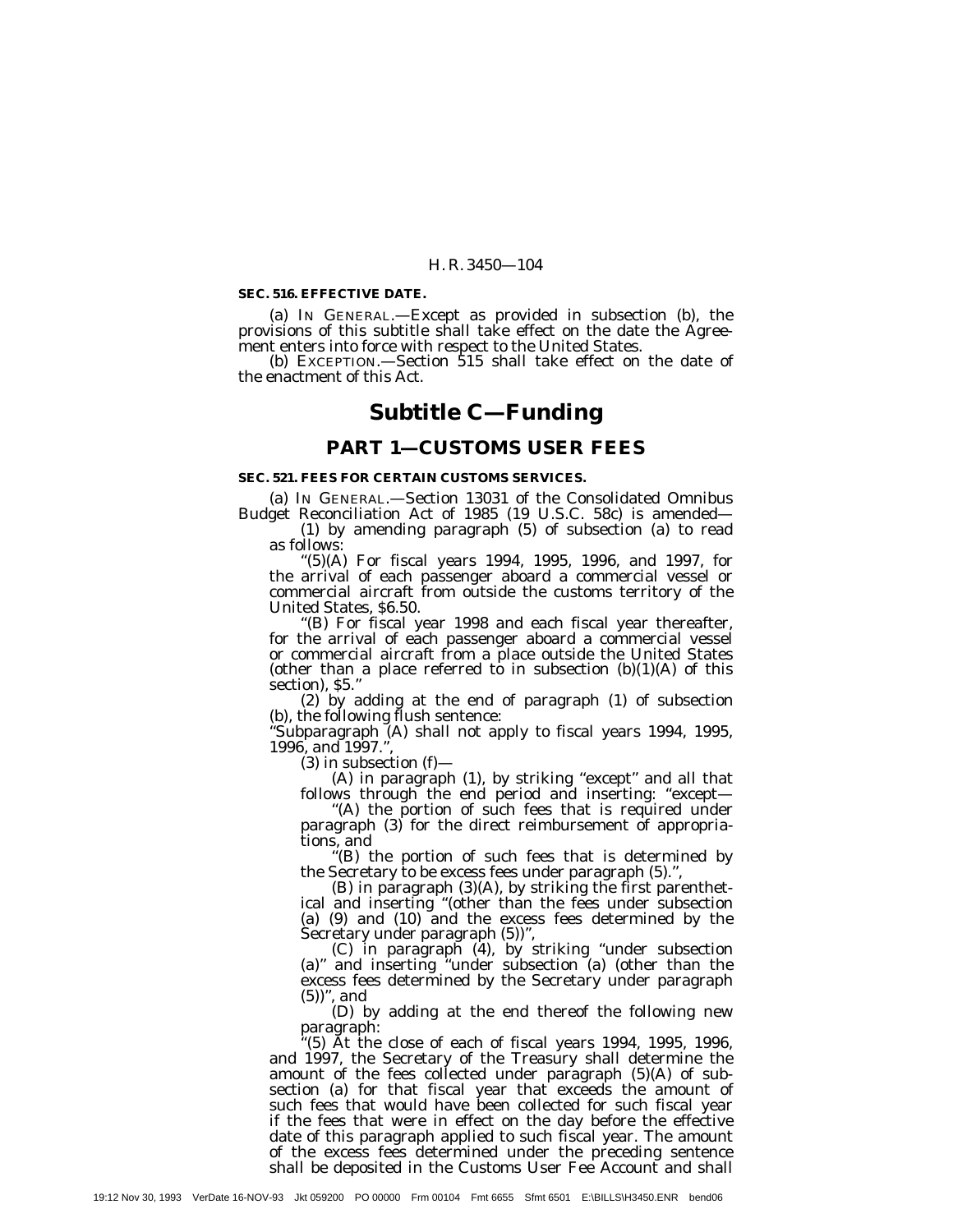**SEC. 516. EFFECTIVE DATE.**

(a) IN GENERAL.—Except as provided in subsection (b), the provisions of this subtitle shall take effect on the date the Agreement enters into force with respect to the United States.

(b) EXCEPTION.—Section 515 shall take effect on the date of the enactment of this Act.

# Subtitle C—Funding

## PART 1—CUSTOMS USER FEES

**SEC. 521. FEES FOR CERTAIN CUSTOMS SERVICES.**

(a) IN GENERAL.—Section 13031 of the Consolidated Omnibus Budget Reconciliation Act of 1985 (19 U.S.C. 58c) is amended—

(1) by amending paragraph (5) of subsection (a) to read as follows:

"(5)(A) For fiscal years 1994, 1995, 1996, and 1997, for the arrival of each passenger aboard a commercial vessel or commercial aircraft from outside the customs territory of the United States, $6.50.

"(B) For fiscal year 1998 and each fiscal year thereafter, for the arrival of each passenger aboard a commercial vessel or commercial aircraft from a place outside the United States (other than a place referred to in subsection (b)(1)(A) of this section), $5."

(2) by adding at the end of paragraph (1) of subsection (b), the following flush sentence:

"Subparagraph (A) shall not apply to fiscal years 1994, 1995, 1996, and 1997.",

(3) in subsection (f)—

(A) in paragraph (1), by striking "except" and all that follows through the end period and inserting: "except—

"(A) the portion of such fees that is required under paragraph (3) for the direct reimbursement of appropriations, and

"(B) the portion of such fees that is determined by the Secretary to be excess fees under paragraph (5).",

(B) in paragraph (3)(A), by striking the first parenthetical and inserting "(other than the fees under subsection (a) (9) and (10) and the excess fees determined by the Secretary under paragraph (5))",

(C) in paragraph (4), by striking "under subsection (a)" and inserting "under subsection (a) (other than the excess fees determined by the Secretary under paragraph (5))", and

(D) by adding at the end thereof the following new paragraph:

"(5) At the close of each of fiscal years 1994, 1995, 1996, and 1997, the Secretary of the Treasury shall determine the amount of the fees collected under paragraph (5)(A) of subsection (a) for that fiscal year that exceeds the amount of such fees that would have been collected for such fiscal year if the fees that were in effect on the day before the effective date of this paragraph applied to such fiscal year. The amount of the excess fees determined under the preceding sentence shall be deposited in the Customs User Fee Account and shall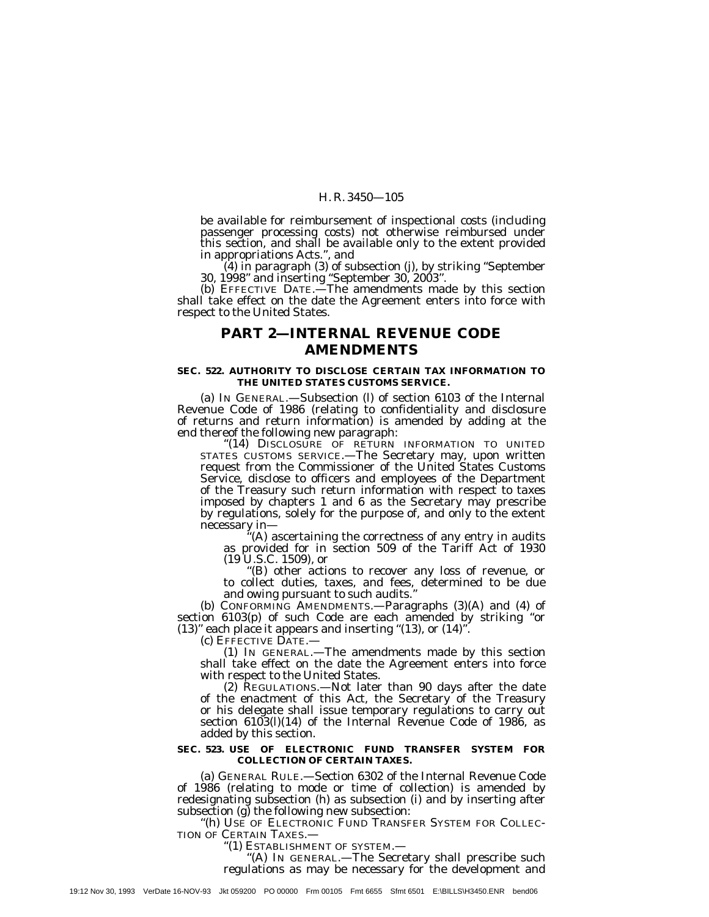be available for reimbursement of inspectional costs (including passenger processing costs) not otherwise reimbursed under this section, and shall be available only to the extent provided in appropriations Acts.'', and

(4) in paragraph (3) of subsection (j), by striking ''September 30, 1998'' and inserting ''September 30, 2003''.

(b) EFFECTIVE DATE.—The amendments made by this section shall take effect on the date the Agreement enters into force with respect to the United States.

## PART 2—INTERNAL REVENUE CODE AMENDMENTS

**SEC. 522. AUTHORITY TO DISCLOSE CERTAIN TAX INFORMATION TO THE UNITED STATES CUSTOMS SERVICE.**

(a) IN GENERAL.—Subsection (l) of section 6103 of the Internal Revenue Code of 1986 (relating to confidentiality and disclosure of returns and return information) is amended by adding at the end thereof the following new paragraph:

''(14) DISCLOSURE OF RETURN INFORMATION TO UNITED STATES CUSTOMS SERVICE.—The Secretary may, upon written request from the Commissioner of the United States Customs Service, disclose to officers and employees of the Department of the Treasury such return information with respect to taxes imposed by chapters 1 and 6 as the Secretary may prescribe by regulations, solely for the purpose of, and only to the extent necessary in—

''(A) ascertaining the correctness of any entry in audits as provided for in section 509 of the Tariff Act of 1930 (19 U.S.C. 1509), or

''(B) other actions to recover any loss of revenue, or to collect duties, taxes, and fees, determined to be due and owing pursuant to such audits.''

(b) CONFORMING AMENDMENTS.—Paragraphs (3)(A) and (4) of section 6103(p) of such Code are each amended by striking ''or (13)'' each place it appears and inserting ''(13), or (14)''.

(c) EFFECTIVE DATE.—

(1) IN GENERAL.—The amendments made by this section shall take effect on the date the Agreement enters into force with respect to the United States.

(2) REGULATIONS.—Not later than 90 days after the date of the enactment of this Act, the Secretary of the Treasury or his delegate shall issue temporary regulations to carry out section 6103(l)(14) of the Internal Revenue Code of 1986, as added by this section.

**SEC. 523. USE OF ELECTRONIC FUND TRANSFER SYSTEM FOR COLLECTION OF CERTAIN TAXES.**

(a) GENERAL RULE.—Section 6302 of the Internal Revenue Code of 1986 (relating to mode or time of collection) is amended by redesignating subsection (h) as subsection (i) and by inserting after subsection (g) the following new subsection:

''(h) USE OF ELECTRONIC FUND TRANSFER SYSTEM FOR COLLECTION OF CERTAIN TAXES.—

''(1) ESTABLISHMENT OF SYSTEM.—

''(A) IN GENERAL.—The Secretary shall prescribe such regulations as may be necessary for the development and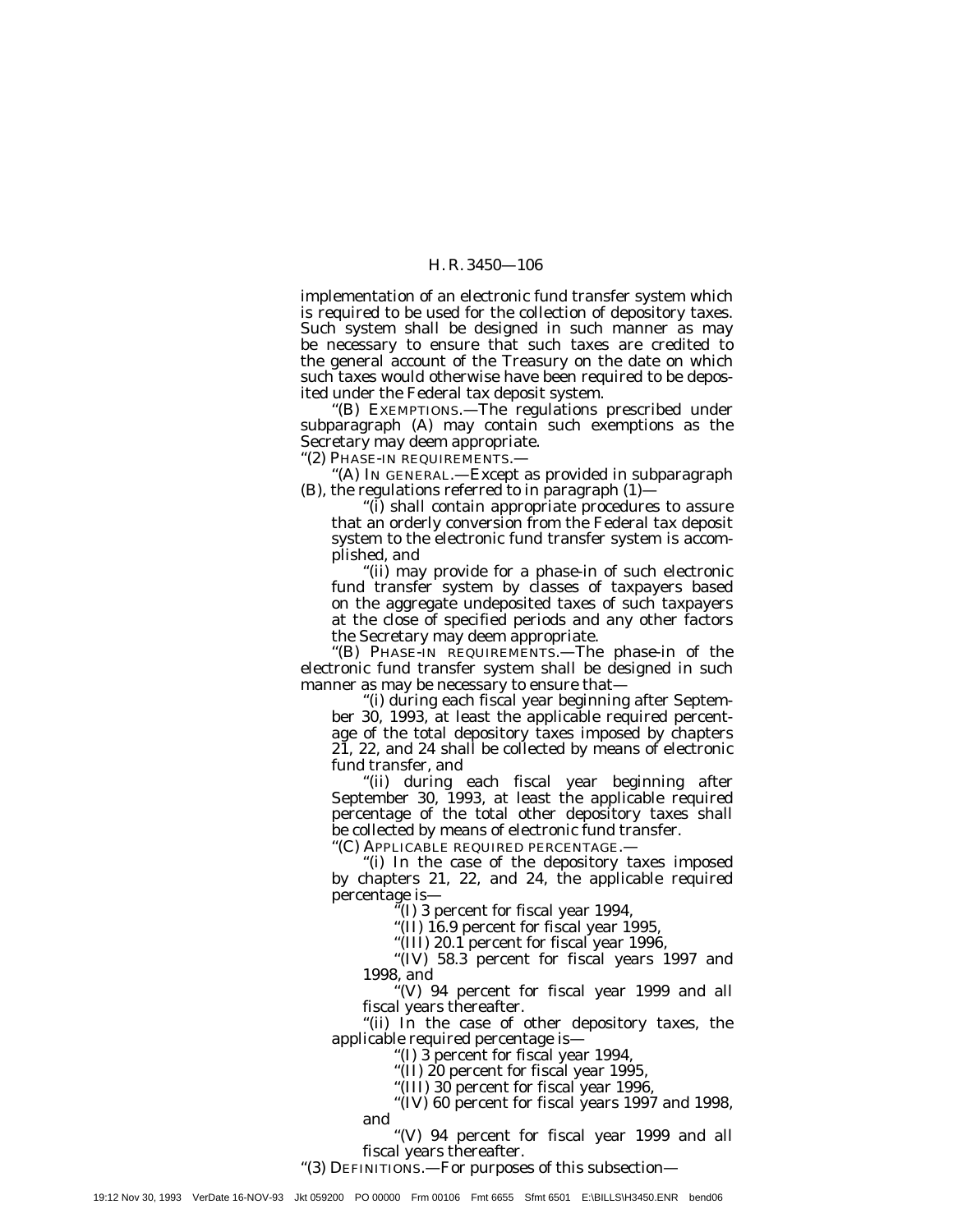implementation of an electronic fund transfer system which is required to be used for the collection of depository taxes. Such system shall be designed in such manner as may be necessary to ensure that such taxes are credited to the general account of the Treasury on the date on which such taxes would otherwise have been required to be deposited under the Federal tax deposit system.

''(B) EXEMPTIONS.—The regulations prescribed under subparagraph (A) may contain such exemptions as the Secretary may deem appropriate.

''(2) PHASE-IN REQUIREMENTS.—

''(A) IN GENERAL.—Except as provided in subparagraph (B), the regulations referred to in paragraph (1)—

''(i) shall contain appropriate procedures to assure that an orderly conversion from the Federal tax deposit system to the electronic fund transfer system is accomplished, and

''(ii) may provide for a phase-in of such electronic fund transfer system by classes of taxpayers based on the aggregate undeposited taxes of such taxpayers at the close of specified periods and any other factors the Secretary may deem appropriate.

''(B) PHASE-IN REQUIREMENTS.—The phase-in of the electronic fund transfer system shall be designed in such manner as may be necessary to ensure that—

''(i) during each fiscal year beginning after September 30, 1993, at least the applicable required percentage of the total depository taxes imposed by chapters 21, 22, and 24 shall be collected by means of electronic fund transfer, and

''(ii) during each fiscal year beginning after September 30, 1993, at least the applicable required percentage of the total other depository taxes shall be collected by means of electronic fund transfer.

''(C) APPLICABLE REQUIRED PERCENTAGE.—

''(i) In the case of the depository taxes imposed by chapters 21, 22, and 24, the applicable required percentage is—

''(I) 3 percent for fiscal year 1994,

''(II) 16.9 percent for fiscal year 1995,

''(III) 20.1 percent for fiscal year 1996,

''(IV) 58.3 percent for fiscal years 1997 and 1998, and

''(V) 94 percent for fiscal year 1999 and all fiscal years thereafter.

''(ii) In the case of other depository taxes, the applicable required percentage is—

''(I) 3 percent for fiscal year 1994,

''(II) 20 percent for fiscal year 1995,

''(III) 30 percent for fiscal year 1996,

''(IV) 60 percent for fiscal years 1997 and 1998, and

''(V) 94 percent for fiscal year 1999 and all fiscal years thereafter.

''(3) DEFINITIONS.—For purposes of this subsection—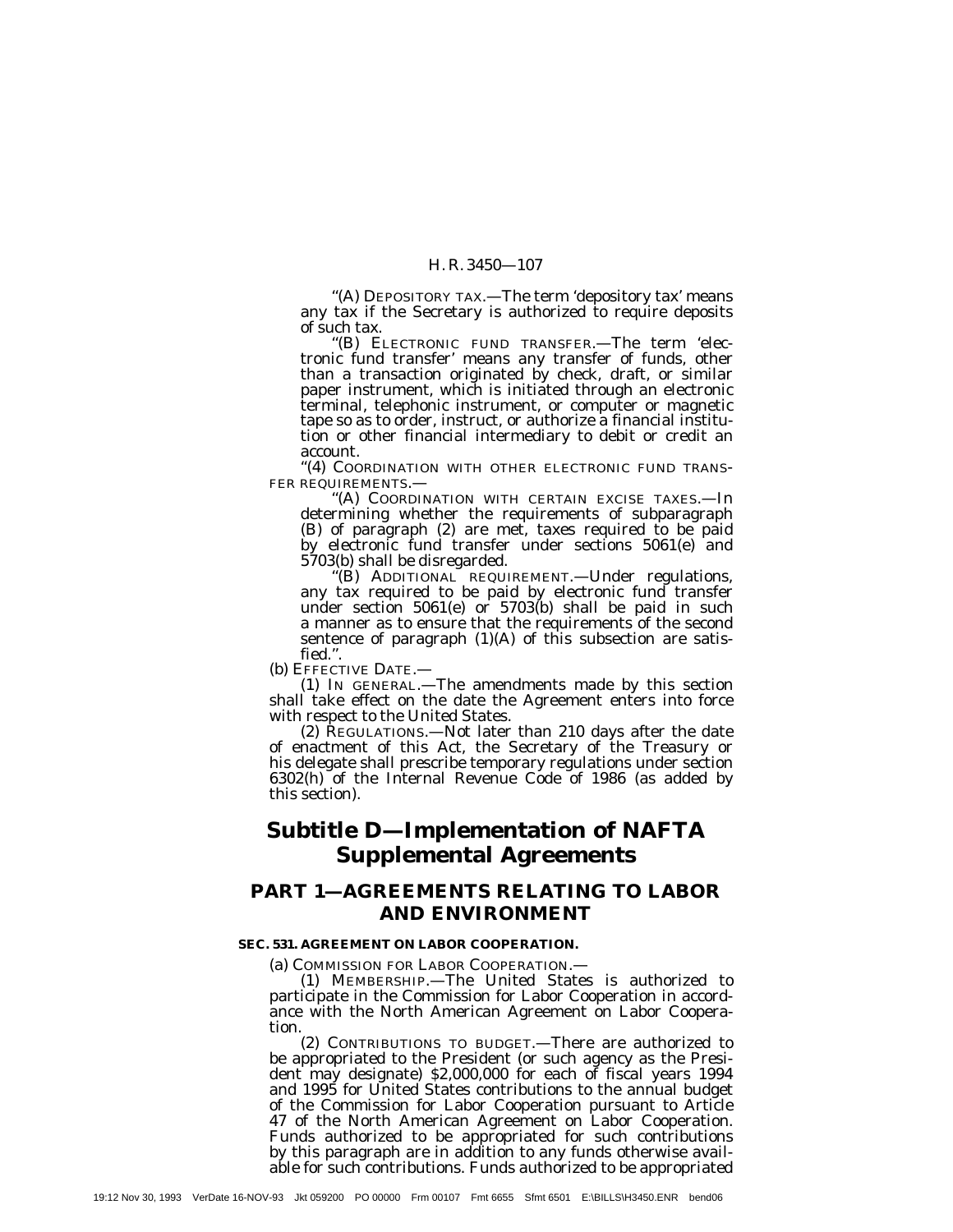"(A) DEPOSITORY TAX.—The term 'depository tax' means any tax if the Secretary is authorized to require deposits of such tax.

"(B) ELECTRONIC FUND TRANSFER.—The term 'electronic fund transfer' means any transfer of funds, other than a transaction originated by check, draft, or similar paper instrument, which is initiated through an electronic terminal, telephonic instrument, or computer or magnetic tape so as to order, instruct, or authorize a financial institution or other financial intermediary to debit or credit an account.

"(4) COORDINATION WITH OTHER ELECTRONIC FUND TRANSFER REQUIREMENTS.—

"(A) COORDINATION WITH CERTAIN EXCISE TAXES.—In determining whether the requirements of subparagraph (B) of paragraph (2) are met, taxes required to be paid by electronic fund transfer under sections 5061(e) and 5703(b) shall be disregarded.

"(B) ADDITIONAL REQUIREMENT.—Under regulations, any tax required to be paid by electronic fund transfer under section 5061(e) or 5703(b) shall be paid in such a manner as to ensure that the requirements of the second sentence of paragraph (1)(A) of this subsection are satisfied.".

(b) EFFECTIVE DATE.—

(1) IN GENERAL.—The amendments made by this section shall take effect on the date the Agreement enters into force with respect to the United States.

(2) REGULATIONS.—Not later than 210 days after the date of enactment of this Act, the Secretary of the Treasury or his delegate shall prescribe temporary regulations under section 6302(h) of the Internal Revenue Code of 1986 (as added by this section).

# Subtitle D—Implementation of NAFTA Supplemental Agreements

## PART 1—AGREEMENTS RELATING TO LABOR AND ENVIRONMENT

### SEC. 531. AGREEMENT ON LABOR COOPERATION.

(a) COMMISSION FOR LABOR COOPERATION.—

(1) MEMBERSHIP.—The United States is authorized to participate in the Commission for Labor Cooperation in accordance with the North American Agreement on Labor Cooperation.

(2) CONTRIBUTIONS TO BUDGET.—There are authorized to be appropriated to the President (or such agency as the President may designate) $2,000,000 for each of fiscal years 1994 and 1995 for United States contributions to the annual budget of the Commission for Labor Cooperation pursuant to Article 47 of the North American Agreement on Labor Cooperation. Funds authorized to be appropriated for such contributions by this paragraph are in addition to any funds otherwise available for such contributions. Funds authorized to be appropriated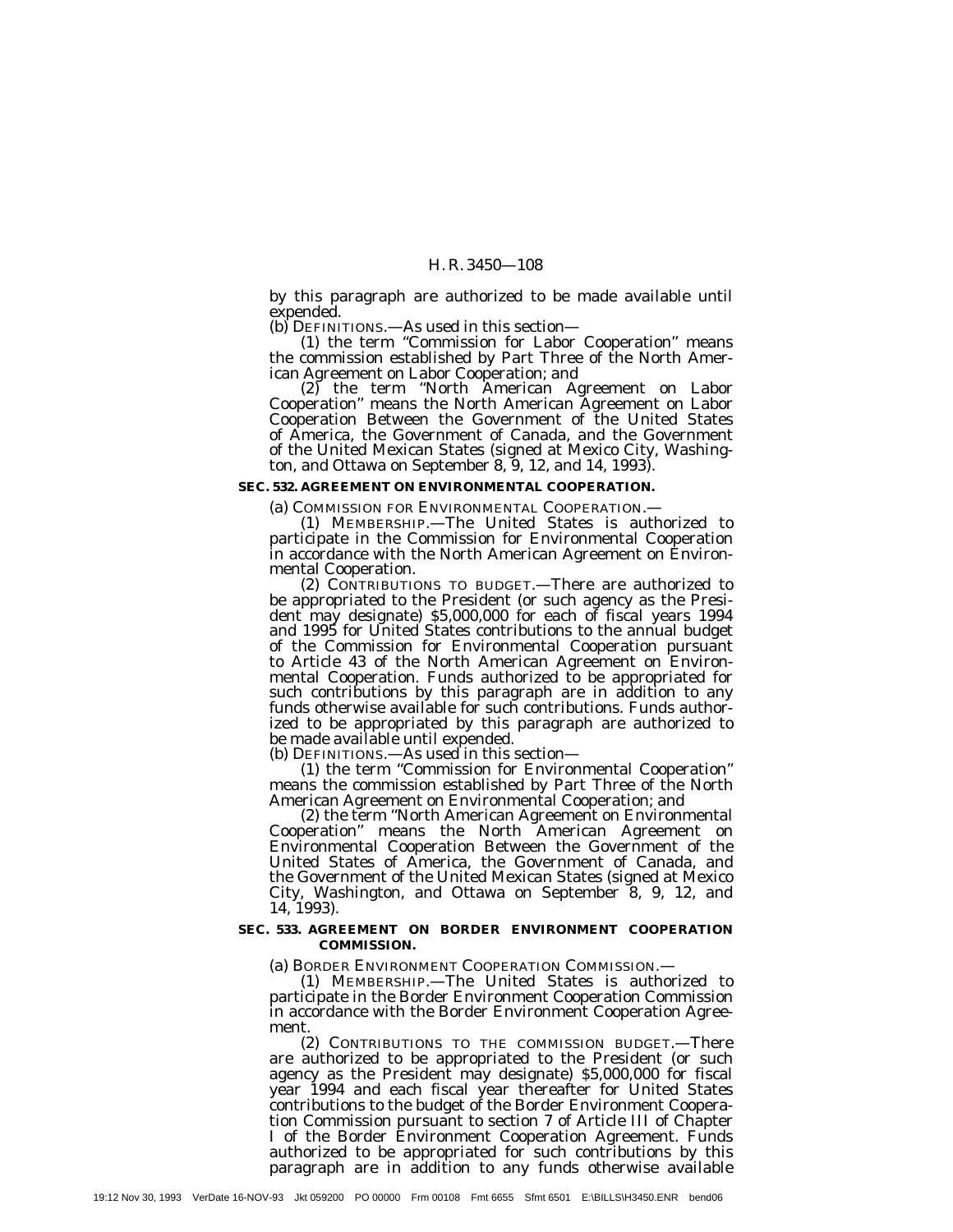by this paragraph are authorized to be made available until expended.

(b) DEFINITIONS.—As used in this section—

(1) the term ''Commission for Labor Cooperation'' means the commission established by Part Three of the North American Agreement on Labor Cooperation; and

(2) the term ''North American Agreement on Labor Cooperation'' means the North American Agreement on Labor Cooperation Between the Government of the United States of America, the Government of Canada, and the Government of the United Mexican States (signed at Mexico City, Washington, and Ottawa on September 8, 9, 12, and 14, 1993).

**SEC. 532. AGREEMENT ON ENVIRONMENTAL COOPERATION.**

(a) COMMISSION FOR ENVIRONMENTAL COOPERATION.—

(1) MEMBERSHIP.—The United States is authorized to participate in the Commission for Environmental Cooperation in accordance with the North American Agreement on Environmental Cooperation.

(2) CONTRIBUTIONS TO BUDGET.—There are authorized to be appropriated to the President (or such agency as the President may designate) $5,000,000 for each of fiscal years 1994 and 1995 for United States contributions to the annual budget of the Commission for Environmental Cooperation pursuant to Article 43 of the North American Agreement on Environmental Cooperation. Funds authorized to be appropriated for such contributions by this paragraph are in addition to any funds otherwise available for such contributions. Funds authorized to be appropriated by this paragraph are authorized to be made available until expended.

(b) DEFINITIONS.—As used in this section—

(1) the term ''Commission for Environmental Cooperation'' means the commission established by Part Three of the North American Agreement on Environmental Cooperation; and

(2) the term ''North American Agreement on Environmental Cooperation'' means the North American Agreement on Environmental Cooperation Between the Government of the United States of America, the Government of Canada, and the Government of the United Mexican States (signed at Mexico City, Washington, and Ottawa on September 8, 9, 12, and 14, 1993).

**SEC. 533. AGREEMENT ON BORDER ENVIRONMENT COOPERATION COMMISSION.**

(a) BORDER ENVIRONMENT COOPERATION COMMISSION.—

(1) MEMBERSHIP.—The United States is authorized to participate in the Border Environment Cooperation Commission in accordance with the Border Environment Cooperation Agreement.

(2) CONTRIBUTIONS TO THE COMMISSION BUDGET.—There are authorized to be appropriated to the President (or such agency as the President may designate) $5,000,000 for fiscal year 1994 and each fiscal year thereafter for United States contributions to the budget of the Border Environment Cooperation Commission pursuant to section 7 of Article III of Chapter I of the Border Environment Cooperation Agreement. Funds authorized to be appropriated for such contributions by this paragraph are in addition to any funds otherwise available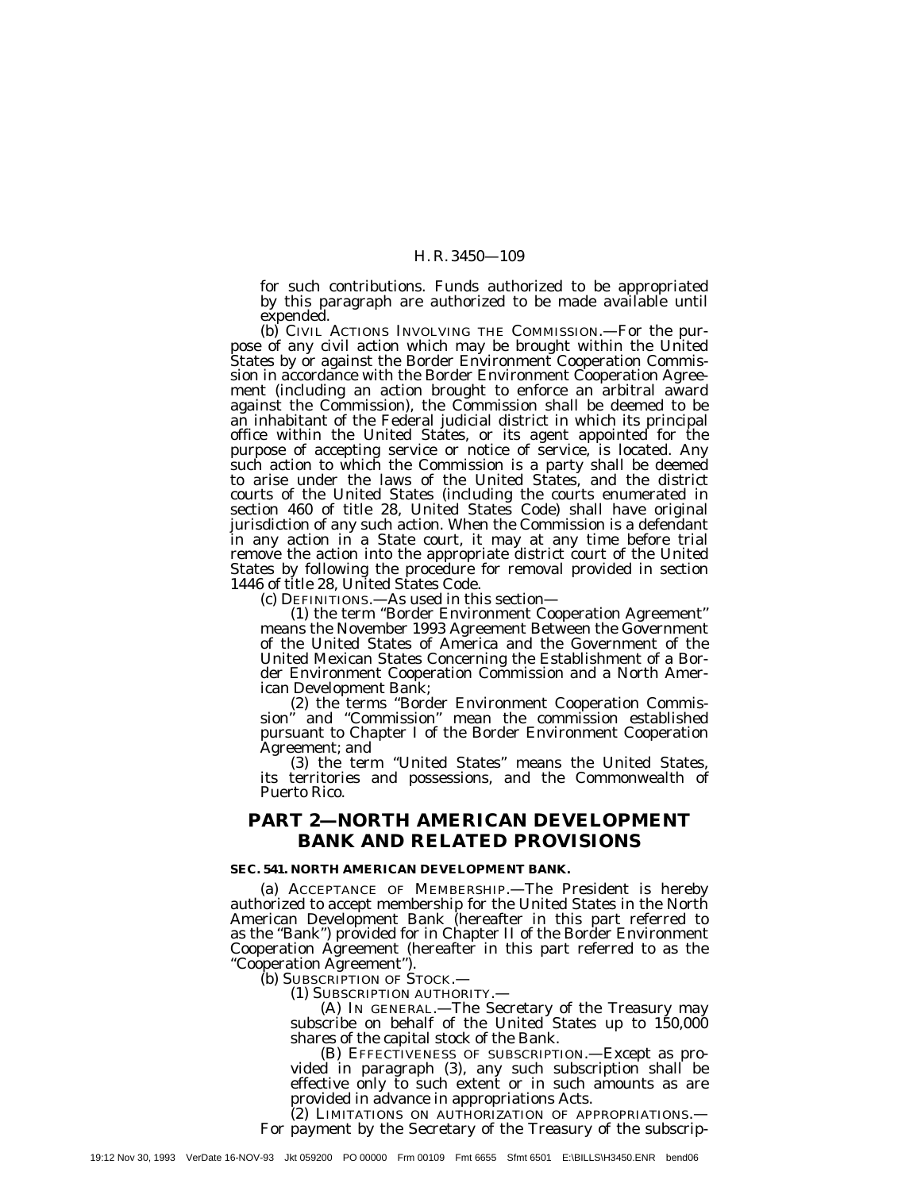for such contributions. Funds authorized to be appropriated by this paragraph are authorized to be made available until expended.

(b) CIVIL ACTIONS INVOLVING THE COMMISSION.—For the purpose of any civil action which may be brought within the United States by or against the Border Environment Cooperation Commission in accordance with the Border Environment Cooperation Agreement (including an action brought to enforce an arbitral award against the Commission), the Commission shall be deemed to be an inhabitant of the Federal judicial district in which its principal office within the United States, or its agent appointed for the purpose of accepting service or notice of service, is located. Any such action to which the Commission is a party shall be deemed to arise under the laws of the United States, and the district courts of the United States (including the courts enumerated in section 460 of title 28, United States Code) shall have original jurisdiction of any such action. When the Commission is a defendant in any action in a State court, it may at any time before trial remove the action into the appropriate district court of the United States by following the procedure for removal provided in section 1446 of title 28, United States Code.

(c) DEFINITIONS.—As used in this section—

(1) the term "Border Environment Cooperation Agreement" means the November 1993 Agreement Between the Government of the United States of America and the Government of the United Mexican States Concerning the Establishment of a Border Environment Cooperation Commission and a North American Development Bank;

(2) the terms "Border Environment Cooperation Commission" and "Commission" mean the commission established pursuant to Chapter I of the Border Environment Cooperation Agreement; and

(3) the term "United States" means the United States, its territories and possessions, and the Commonwealth of Puerto Rico.

## PART 2—NORTH AMERICAN DEVELOPMENT BANK AND RELATED PROVISIONS

**SEC. 541. NORTH AMERICAN DEVELOPMENT BANK.**

(a) ACCEPTANCE OF MEMBERSHIP.—The President is hereby authorized to accept membership for the United States in the North American Development Bank (hereafter in this part referred to as the "Bank") provided for in Chapter II of the Border Environment Cooperation Agreement (hereafter in this part referred to as the "Cooperation Agreement").

(b) SUBSCRIPTION OF STOCK.—

(1) SUBSCRIPTION AUTHORITY.—

(A) IN GENERAL.—The Secretary of the Treasury may subscribe on behalf of the United States up to 150,000 shares of the capital stock of the Bank.

(B) EFFECTIVENESS OF SUBSCRIPTION.—Except as provided in paragraph (3), any such subscription shall be effective only to such extent or in such amounts as are provided in advance in appropriations Acts.

(2) LIMITATIONS ON AUTHORIZATION OF APPROPRIATIONS.— For payment by the Secretary of the Treasury of the subscrip-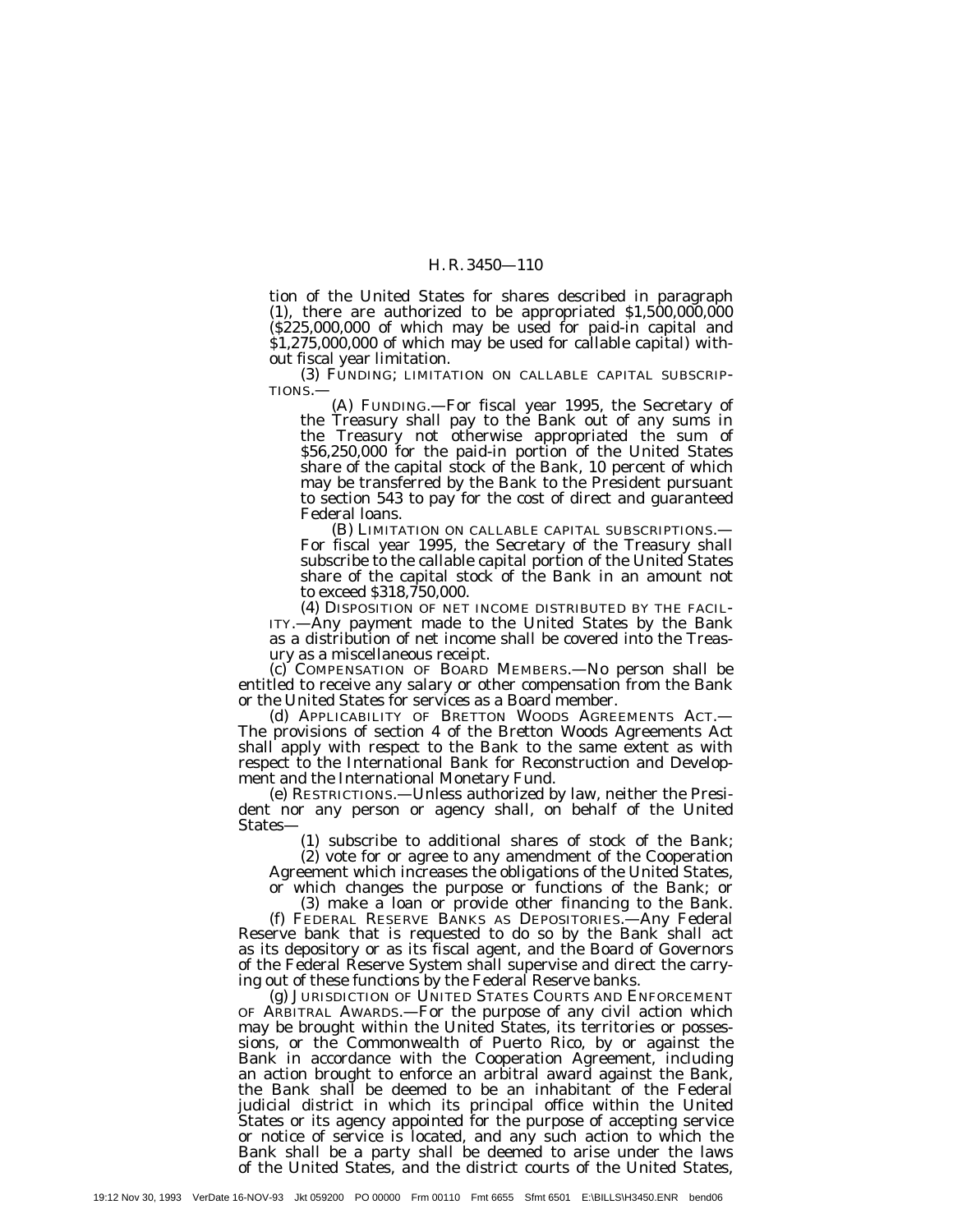tion of the United States for shares described in paragraph (1), there are authorized to be appropriated $1,500,000,000 ($225,000,000 of which may be used for paid-in capital and $1,275,000,000 of which may be used for callable capital) without fiscal year limitation.

(3) FUNDING; LIMITATION ON CALLABLE CAPITAL SUBSCRIPTIONS.—

(A) FUNDING.—For fiscal year 1995, the Secretary of the Treasury shall pay to the Bank out of any sums in the Treasury not otherwise appropriated the sum of $56,250,000 for the paid-in portion of the United States share of the capital stock of the Bank, 10 percent of which may be transferred by the Bank to the President pursuant to section 543 to pay for the cost of direct and guaranteed Federal loans.

(B) LIMITATION ON CALLABLE CAPITAL SUBSCRIPTIONS.— For fiscal year 1995, the Secretary of the Treasury shall subscribe to the callable capital portion of the United States share of the capital stock of the Bank in an amount not to exceed $318,750,000.

(4) DISPOSITION OF NET INCOME DISTRIBUTED BY THE FACILITY.—Any payment made to the United States by the Bank as a distribution of net income shall be covered into the Treasury as a miscellaneous receipt.

(c) COMPENSATION OF BOARD MEMBERS.—No person shall be entitled to receive any salary or other compensation from the Bank or the United States for services as a Board member.

(d) APPLICABILITY OF BRETTON WOODS AGREEMENTS ACT.— The provisions of section 4 of the Bretton Woods Agreements Act shall apply with respect to the Bank to the same extent as with respect to the International Bank for Reconstruction and Development and the International Monetary Fund.

(e) RESTRICTIONS.—Unless authorized by law, neither the President nor any person or agency shall, on behalf of the United States—

(1) subscribe to additional shares of stock of the Bank;

(2) vote for or agree to any amendment of the Cooperation Agreement which increases the obligations of the United States, or which changes the purpose or functions of the Bank; or

(3) make a loan or provide other financing to the Bank.

(f) FEDERAL RESERVE BANKS AS DEPOSITORIES.—Any Federal Reserve bank that is requested to do so by the Bank shall act as its depository or as its fiscal agent, and the Board of Governors of the Federal Reserve System shall supervise and direct the carrying out of these functions by the Federal Reserve banks.

(g) JURISDICTION OF UNITED STATES COURTS AND ENFORCEMENT OF ARBITRAL AWARDS.—For the purpose of any civil action which may be brought within the United States, its territories or possessions, or the Commonwealth of Puerto Rico, by or against the Bank in accordance with the Cooperation Agreement, including an action brought to enforce an arbitral award against the Bank, the Bank shall be deemed to be an inhabitant of the Federal judicial district in which its principal office within the United States or its agency appointed for the purpose of accepting service or notice of service is located, and any such action to which the Bank shall be a party shall be deemed to arise under the laws of the United States, and the district courts of the United States,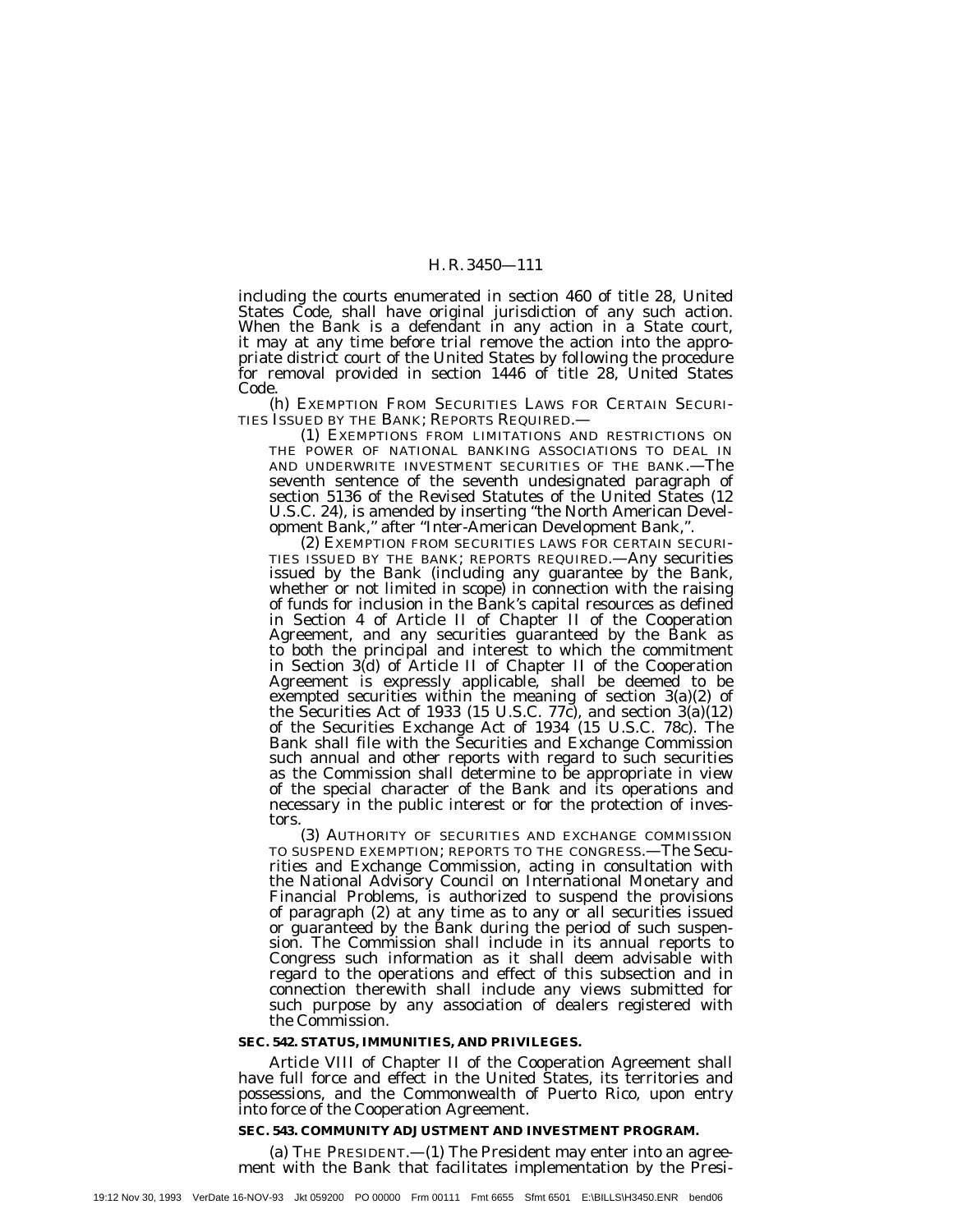including the courts enumerated in section 460 of title 28, United States Code, shall have original jurisdiction of any such action. When the Bank is a defendant in any action in a State court, it may at any time before trial remove the action into the appropriate district court of the United States by following the procedure for removal provided in section 1446 of title 28, United States Code.

(h) EXEMPTION FROM SECURITIES LAWS FOR CERTAIN SECURITIES ISSUED BY THE BANK; REPORTS REQUIRED.—

(1) EXEMPTIONS FROM LIMITATIONS AND RESTRICTIONS ON THE POWER OF NATIONAL BANKING ASSOCIATIONS TO DEAL IN AND UNDERWRITE INVESTMENT SECURITIES OF THE BANK.—The seventh sentence of the seventh undesignated paragraph of section 5136 of the Revised Statutes of the United States (12 U.S.C. 24), is amended by inserting "the North American Development Bank," after "Inter-American Development Bank,".

(2) EXEMPTION FROM SECURITIES LAWS FOR CERTAIN SECURITIES ISSUED BY THE BANK; REPORTS REQUIRED.—Any securities issued by the Bank (including any guarantee by the Bank, whether or not limited in scope) in connection with the raising of funds for inclusion in the Bank's capital resources as defined in Section 4 of Article II of Chapter II of the Cooperation Agreement, and any securities guaranteed by the Bank as to both the principal and interest to which the commitment in Section 3(d) of Article II of Chapter II of the Cooperation Agreement is expressly applicable, shall be deemed to be exempted securities within the meaning of section 3(a)(2) of the Securities Act of 1933 (15 U.S.C. 77c), and section 3(a)(12) of the Securities Exchange Act of 1934 (15 U.S.C. 78c). The Bank shall file with the Securities and Exchange Commission such annual and other reports with regard to such securities as the Commission shall determine to be appropriate in view of the special character of the Bank and its operations and necessary in the public interest or for the protection of investors.

(3) AUTHORITY OF SECURITIES AND EXCHANGE COMMISSION TO SUSPEND EXEMPTION; REPORTS TO THE CONGRESS.—The Securities and Exchange Commission, acting in consultation with the National Advisory Council on International Monetary and Financial Problems, is authorized to suspend the provisions of paragraph (2) at any time as to any or all securities issued or guaranteed by the Bank during the period of such suspension. The Commission shall include in its annual reports to Congress such information as it shall deem advisable with regard to the operations and effect of this subsection and in connection therewith shall include any views submitted for such purpose by any association of dealers registered with the Commission.

**SEC. 542. STATUS, IMMUNITIES, AND PRIVILEGES.**

Article VIII of Chapter II of the Cooperation Agreement shall have full force and effect in the United States, its territories and possessions, and the Commonwealth of Puerto Rico, upon entry into force of the Cooperation Agreement.

**SEC. 543. COMMUNITY ADJUSTMENT AND INVESTMENT PROGRAM.**

(a) THE PRESIDENT.—(1) The President may enter into an agreement with the Bank that facilitates implementation by the Presi-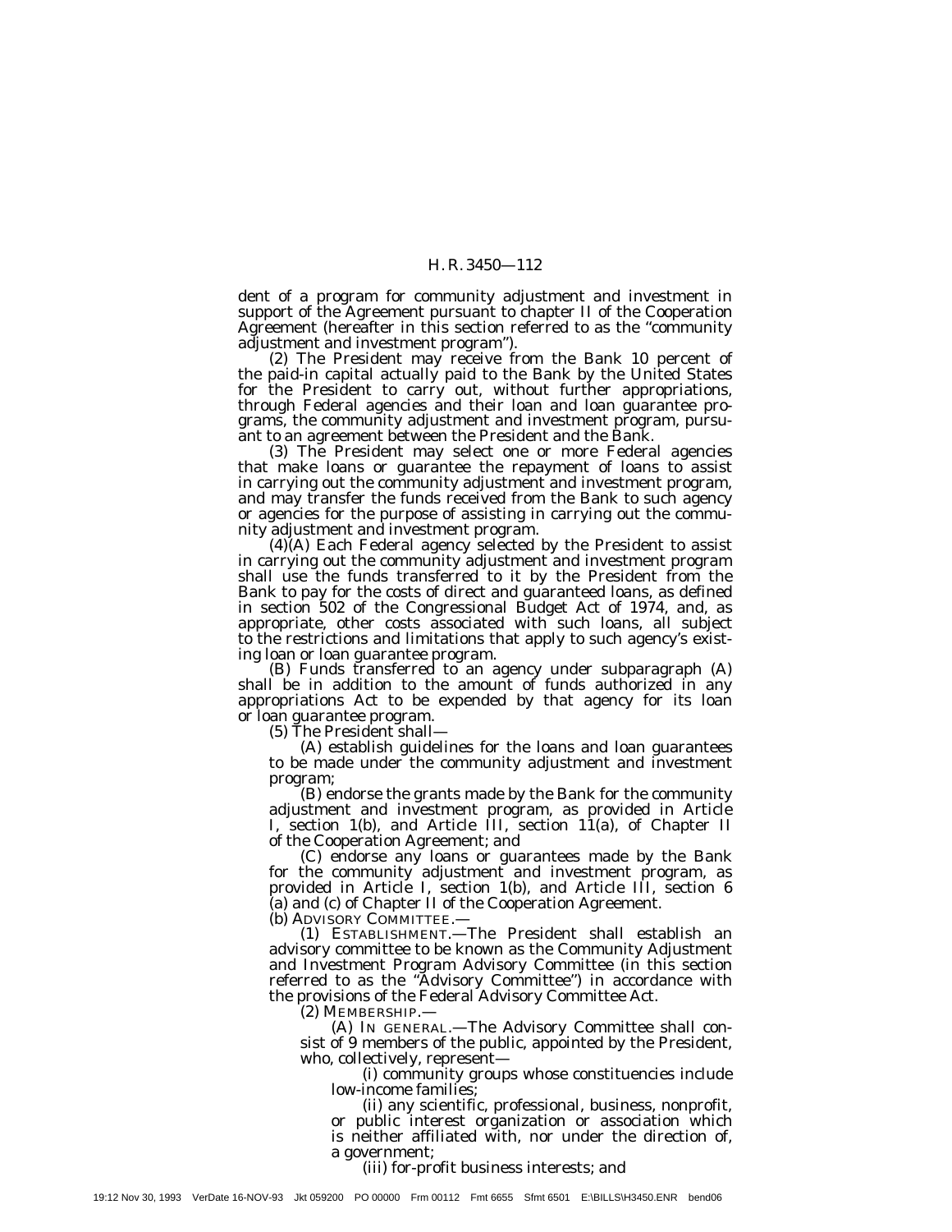dent of a program for community adjustment and investment in support of the Agreement pursuant to chapter II of the Cooperation Agreement (hereafter in this section referred to as the "community adjustment and investment program").

(2) The President may receive from the Bank 10 percent of the paid-in capital actually paid to the Bank by the United States for the President to carry out, without further appropriations, through Federal agencies and their loan and loan guarantee programs, the community adjustment and investment program, pursuant to an agreement between the President and the Bank.

(3) The President may select one or more Federal agencies that make loans or guarantee the repayment of loans to assist in carrying out the community adjustment and investment program, and may transfer the funds received from the Bank to such agency or agencies for the purpose of assisting in carrying out the community adjustment and investment program.

(4)(A) Each Federal agency selected by the President to assist in carrying out the community adjustment and investment program shall use the funds transferred to it by the President from the Bank to pay for the costs of direct and guaranteed loans, as defined in section 502 of the Congressional Budget Act of 1974, and, as appropriate, other costs associated with such loans, all subject to the restrictions and limitations that apply to such agency's existing loan or loan guarantee program.

(B) Funds transferred to an agency under subparagraph (A) shall be in addition to the amount of funds authorized in any appropriations Act to be expended by that agency for its loan or loan guarantee program.

(5) The President shall—

(A) establish guidelines for the loans and loan guarantees to be made under the community adjustment and investment program;

(B) endorse the grants made by the Bank for the community adjustment and investment program, as provided in Article I, section 1(b), and Article III, section 11(a), of Chapter II of the Cooperation Agreement; and

(C) endorse any loans or guarantees made by the Bank for the community adjustment and investment program, as provided in Article I, section 1(b), and Article III, section 6 (a) and (c) of Chapter II of the Cooperation Agreement.

(b) ADVISORY COMMITTEE.—

(1) ESTABLISHMENT.—The President shall establish an advisory committee to be known as the Community Adjustment and Investment Program Advisory Committee (in this section referred to as the "Advisory Committee") in accordance with the provisions of the Federal Advisory Committee Act.

(2) MEMBERSHIP.—

(A) IN GENERAL.—The Advisory Committee shall consist of 9 members of the public, appointed by the President, who, collectively, represent—

(i) community groups whose constituencies include low-income families;

(ii) any scientific, professional, business, nonprofit, or public interest organization or association which is neither affiliated with, nor under the direction of, a government;

(iii) for-profit business interests; and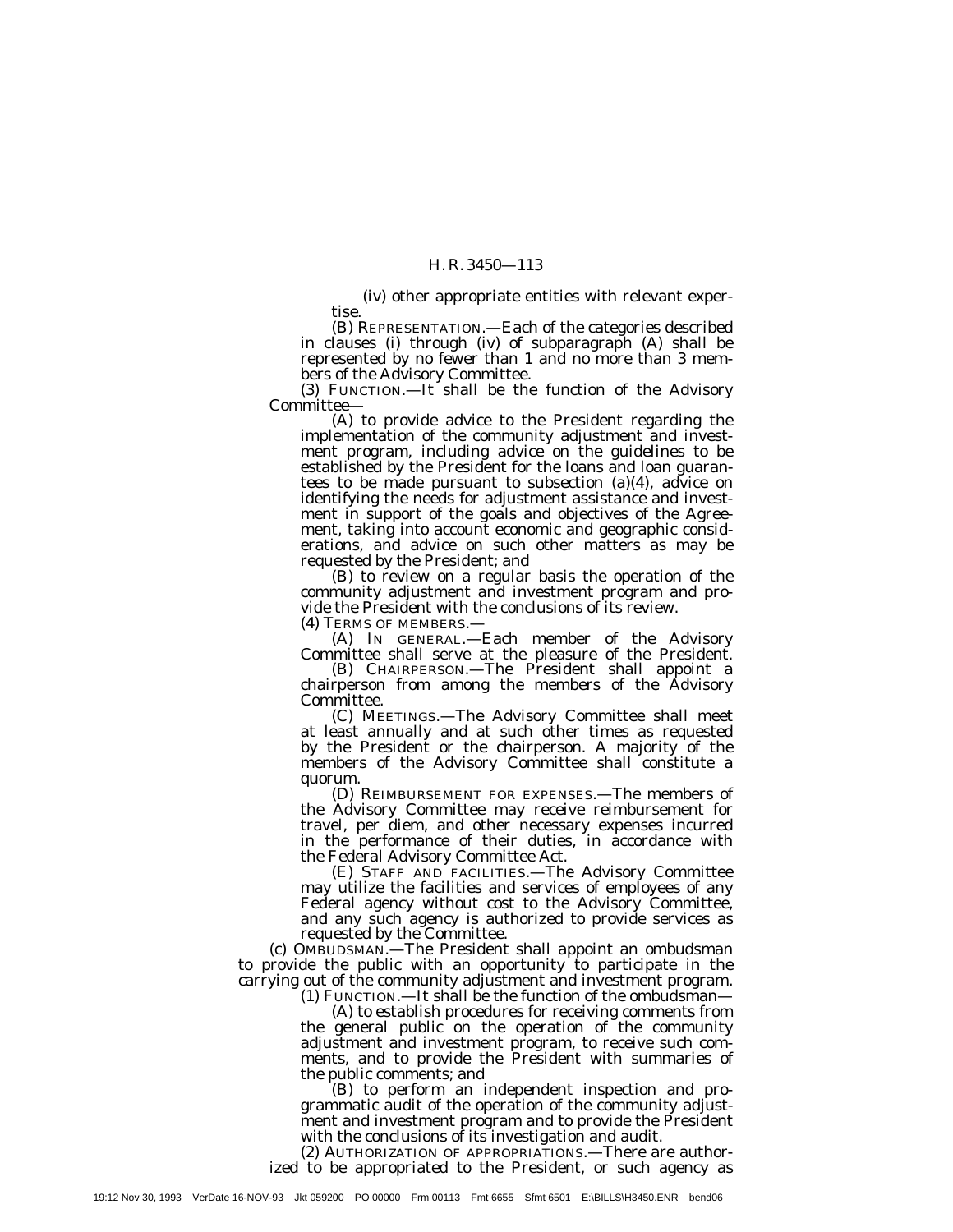(iv) other appropriate entities with relevant expertise.

(B) REPRESENTATION.—Each of the categories described in clauses (i) through (iv) of subparagraph (A) shall be represented by no fewer than 1 and no more than 3 members of the Advisory Committee.

(3) FUNCTION.—It shall be the function of the Advisory Committee—

(A) to provide advice to the President regarding the implementation of the community adjustment and investment program, including advice on the guidelines to be established by the President for the loans and loan guarantees to be made pursuant to subsection (a)(4), advice on identifying the needs for adjustment assistance and investment in support of the goals and objectives of the Agreement, taking into account economic and geographic considerations, and advice on such other matters as may be requested by the President; and

(B) to review on a regular basis the operation of the community adjustment and investment program and provide the President with the conclusions of its review.

(4) TERMS OF MEMBERS.—

(A) IN GENERAL.—Each member of the Advisory Committee shall serve at the pleasure of the President.

(B) CHAIRPERSON.—The President shall appoint a chairperson from among the members of the Advisory Committee.

(C) MEETINGS.—The Advisory Committee shall meet at least annually and at such other times as requested by the President or the chairperson. A majority of the members of the Advisory Committee shall constitute a quorum.

(D) REIMBURSEMENT FOR EXPENSES.—The members of the Advisory Committee may receive reimbursement for travel, per diem, and other necessary expenses incurred in the performance of their duties, in accordance with the Federal Advisory Committee Act.

(E) STAFF AND FACILITIES.—The Advisory Committee may utilize the facilities and services of employees of any Federal agency without cost to the Advisory Committee, and any such agency is authorized to provide services as requested by the Committee.

(c) OMBUDSMAN.—The President shall appoint an ombudsman to provide the public with an opportunity to participate in the carrying out of the community adjustment and investment program.

(1) FUNCTION.—It shall be the function of the ombudsman—

(A) to establish procedures for receiving comments from the general public on the operation of the community adjustment and investment program, to receive such comments, and to provide the President with summaries of the public comments; and

(B) to perform an independent inspection and programmatic audit of the operation of the community adjustment and investment program and to provide the President with the conclusions of its investigation and audit.

(2) AUTHORIZATION OF APPROPRIATIONS.—There are authorized to be appropriated to the President, or such agency as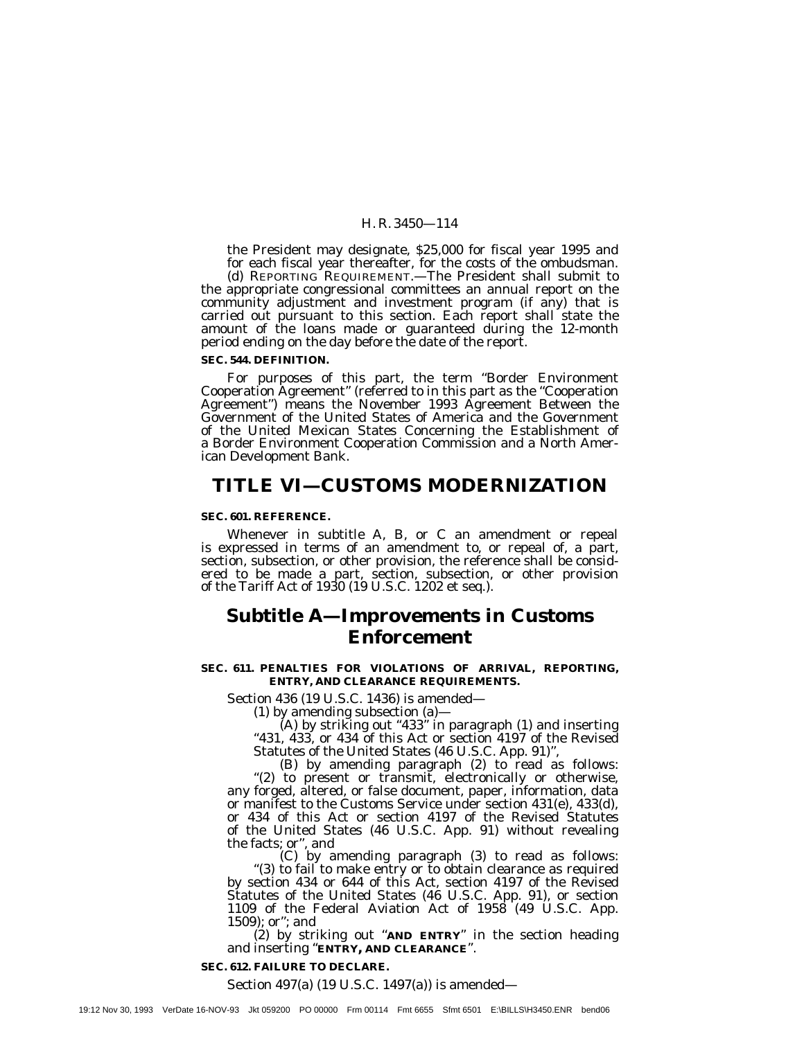the President may designate, $25,000 for fiscal year 1995 and for each fiscal year thereafter, for the costs of the ombudsman.

(d) REPORTING REQUIREMENT.—The President shall submit to the appropriate congressional committees an annual report on the community adjustment and investment program (if any) that is carried out pursuant to this section. Each report shall state the amount of the loans made or guaranteed during the 12-month period ending on the day before the date of the report.

**SEC. 544. DEFINITION.**

For purposes of this part, the term "Border Environment Cooperation Agreement" (referred to in this part as the "Cooperation Agreement") means the November 1993 Agreement Between the Government of the United States of America and the Government of the United Mexican States Concerning the Establishment of a Border Environment Cooperation Commission and a North American Development Bank.

# TITLE VI—CUSTOMS MODERNIZATION

**SEC. 601. REFERENCE.**

Whenever in subtitle A, B, or C an amendment or repeal is expressed in terms of an amendment to, or repeal of, a part, section, subsection, or other provision, the reference shall be considered to be made a part, section, subsection, or other provision of the Tariff Act of 1930 (19 U.S.C. 1202 et seq.).

## Subtitle A—Improvements in Customs Enforcement

**SEC. 611. PENALTIES FOR VIOLATIONS OF ARRIVAL, REPORTING, ENTRY, AND CLEARANCE REQUIREMENTS.**

Section 436 (19 U.S.C. 1436) is amended—

(1) by amending subsection (a)—

(A) by striking out "433" in paragraph (1) and inserting "431, 433, or 434 of this Act or section 4197 of the Revised Statutes of the United States (46 U.S.C. App. 91)",

(B) by amending paragraph (2) to read as follows:

"(2) to present or transmit, electronically or otherwise, any forged, altered, or false document, paper, information, data or manifest to the Customs Service under section 431(e), 433(d), or 434 of this Act or section 4197 of the Revised Statutes of the United States (46 U.S.C. App. 91) without revealing the facts; or", and

(C) by amending paragraph (3) to read as follows:

"(3) to fail to make entry or to obtain clearance as required by section 434 or 644 of this Act, section 4197 of the Revised Statutes of the United States (46 U.S.C. App. 91), or section 1109 of the Federal Aviation Act of 1958 (49 U.S.C. App. 1509); or"; and

(2) by striking out "**AND ENTRY**" in the section heading and inserting "**ENTRY, AND CLEARANCE**".

**SEC. 612. FAILURE TO DECLARE.**

Section 497(a) (19 U.S.C. 1497(a)) is amended—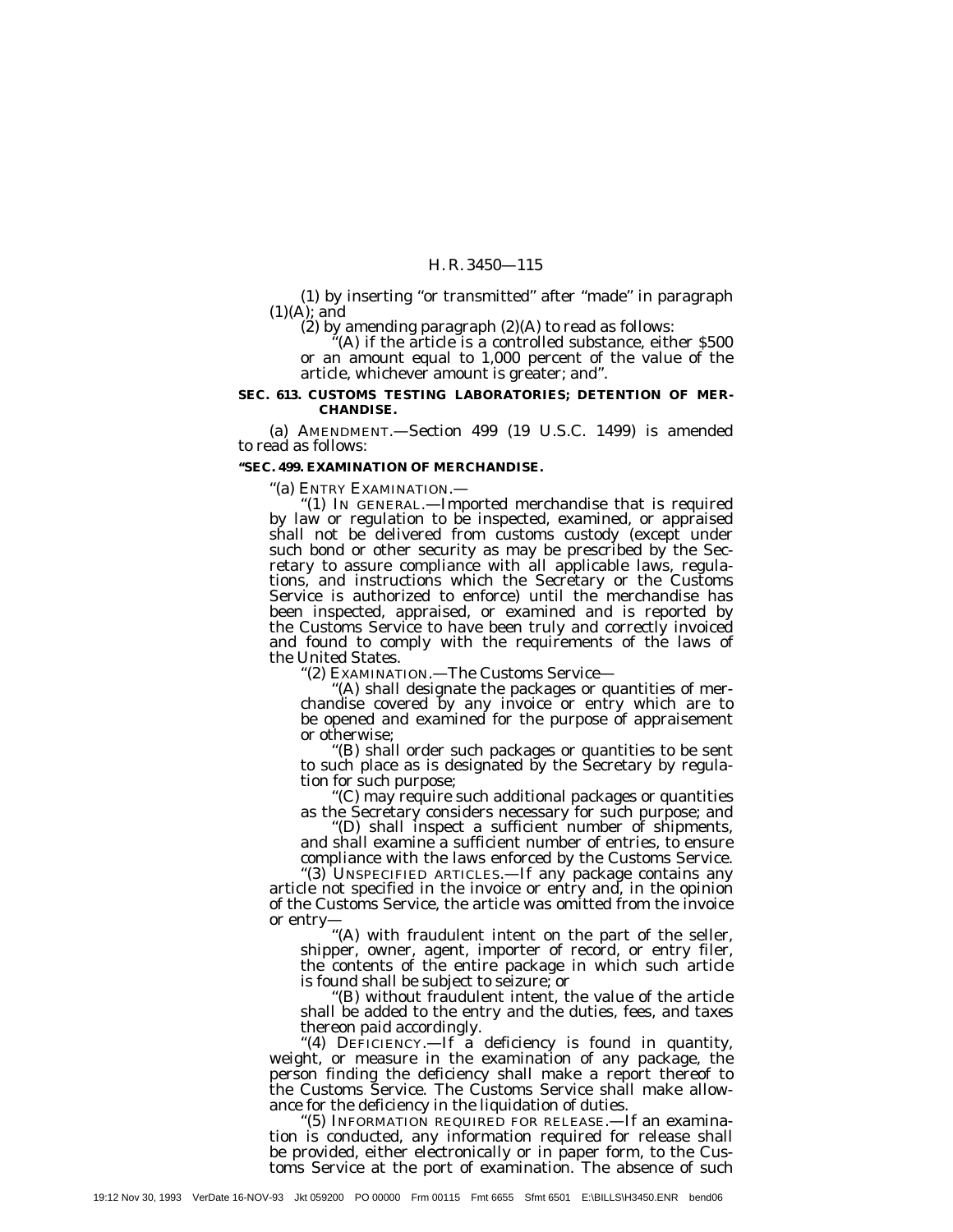(1) by inserting "or transmitted" after "made" in paragraph (1)(A); and

(2) by amending paragraph (2)(A) to read as follows:

"(A) if the article is a controlled substance, either $500 or an amount equal to 1,000 percent of the value of the article, whichever amount is greater; and".

**SEC. 613. CUSTOMS TESTING LABORATORIES; DETENTION OF MERCHANDISE.**

(a) AMENDMENT.—Section 499 (19 U.S.C. 1499) is amended to read as follows:

**"SEC. 499. EXAMINATION OF MERCHANDISE.**

"(a) ENTRY EXAMINATION.—

"(1) IN GENERAL.—Imported merchandise that is required by law or regulation to be inspected, examined, or appraised shall not be delivered from customs custody (except under such bond or other security as may be prescribed by the Secretary to assure compliance with all applicable laws, regulations, and instructions which the Secretary or the Customs Service is authorized to enforce) until the merchandise has been inspected, appraised, or examined and is reported by the Customs Service to have been truly and correctly invoiced and found to comply with the requirements of the laws of the United States.

"(2) EXAMINATION.—The Customs Service—

"(A) shall designate the packages or quantities of merchandise covered by any invoice or entry which are to be opened and examined for the purpose of appraisement or otherwise;

"(B) shall order such packages or quantities to be sent to such place as is designated by the Secretary by regulation for such purpose;

"(C) may require such additional packages or quantities as the Secretary considers necessary for such purpose; and

"(D) shall inspect a sufficient number of shipments, and shall examine a sufficient number of entries, to ensure compliance with the laws enforced by the Customs Service.

"(3) UNSPECIFIED ARTICLES.—If any package contains any article not specified in the invoice or entry and, in the opinion of the Customs Service, the article was omitted from the invoice or entry—

"(A) with fraudulent intent on the part of the seller, shipper, owner, agent, importer of record, or entry filer, the contents of the entire package in which such article is found shall be subject to seizure; or

"(B) without fraudulent intent, the value of the article shall be added to the entry and the duties, fees, and taxes thereon paid accordingly.

"(4) DEFICIENCY.—If a deficiency is found in quantity, weight, or measure in the examination of any package, the person finding the deficiency shall make a report thereof to the Customs Service. The Customs Service shall make allowance for the deficiency in the liquidation of duties.

"(5) INFORMATION REQUIRED FOR RELEASE.—If an examination is conducted, any information required for release shall be provided, either electronically or in paper form, to the Customs Service at the port of examination. The absence of such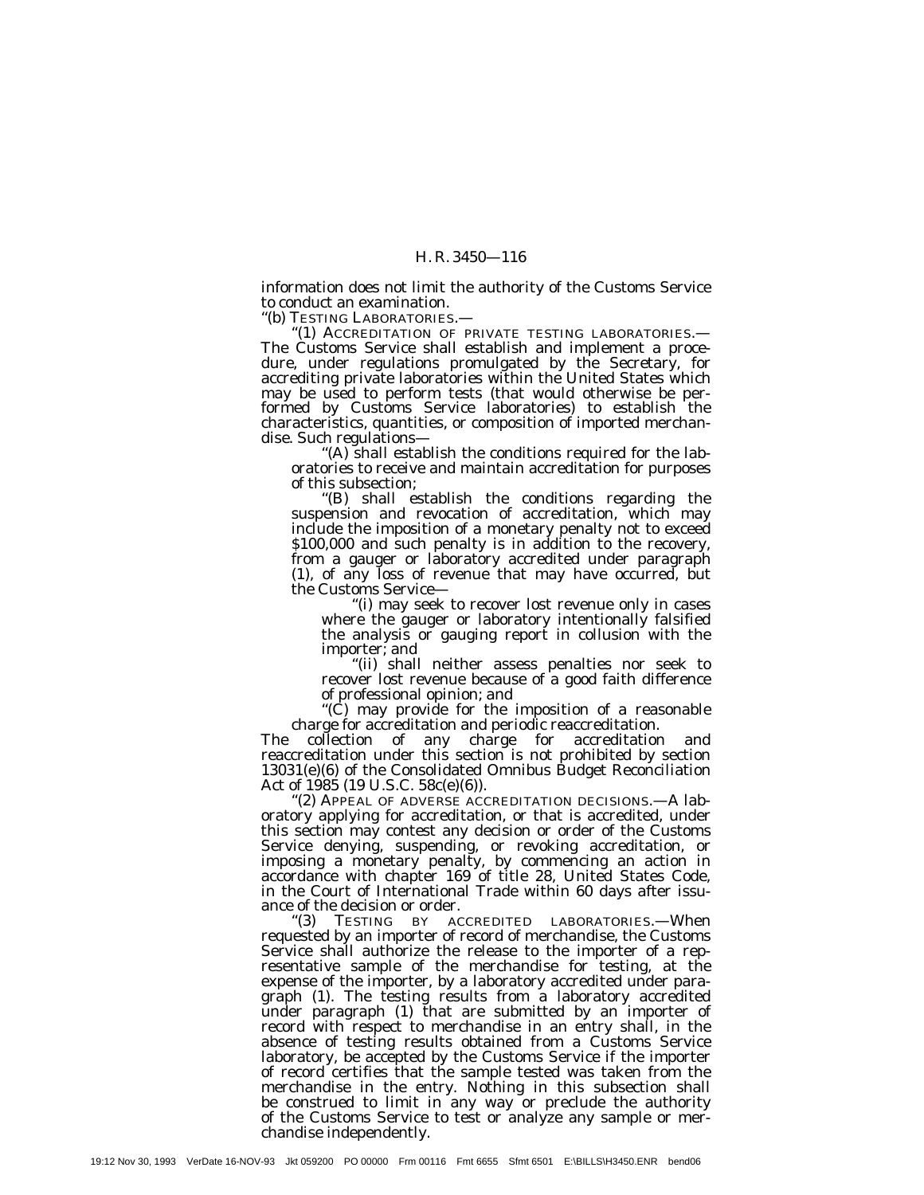information does not limit the authority of the Customs Service to conduct an examination.

"(b) TESTING LABORATORIES.—

"(1) ACCREDITATION OF PRIVATE TESTING LABORATORIES.— The Customs Service shall establish and implement a procedure, under regulations promulgated by the Secretary, for accrediting private laboratories within the United States which may be used to perform tests (that would otherwise be performed by Customs Service laboratories) to establish the characteristics, quantities, or composition of imported merchandise. Such regulations—

"(A) shall establish the conditions required for the laboratories to receive and maintain accreditation for purposes of this subsection;

"(B) shall establish the conditions regarding the suspension and revocation of accreditation, which may include the imposition of a monetary penalty not to exceed $100,000 and such penalty is in addition to the recovery, from a gauger or laboratory accredited under paragraph (1), of any loss of revenue that may have occurred, but the Customs Service—

"(i) may seek to recover lost revenue only in cases where the gauger or laboratory intentionally falsified the analysis or gauging report in collusion with the importer; and

"(ii) shall neither assess penalties nor seek to recover lost revenue because of a good faith difference of professional opinion; and

"(C) may provide for the imposition of a reasonable charge for accreditation and periodic reaccreditation.

The collection of any charge for accreditation and reaccreditation under this section is not prohibited by section 13031(e)(6) of the Consolidated Omnibus Budget Reconciliation Act of 1985 (19 U.S.C. 58c(e)(6)).

"(2) APPEAL OF ADVERSE ACCREDITATION DECISIONS.—A laboratory applying for accreditation, or that is accredited, under this section may contest any decision or order of the Customs Service denying, suspending, or revoking accreditation, or imposing a monetary penalty, by commencing an action in accordance with chapter 169 of title 28, United States Code, in the Court of International Trade within 60 days after issuance of the decision or order.

"(3) TESTING BY ACCREDITED LABORATORIES.—When requested by an importer of record of merchandise, the Customs Service shall authorize the release to the importer of a representative sample of the merchandise for testing, at the expense of the importer, by a laboratory accredited under paragraph (1). The testing results from a laboratory accredited under paragraph (1) that are submitted by an importer of record with respect to merchandise in an entry shall, in the absence of testing results obtained from a Customs Service laboratory, be accepted by the Customs Service if the importer of record certifies that the sample tested was taken from the merchandise in the entry. Nothing in this subsection shall be construed to limit in any way or preclude the authority of the Customs Service to test or analyze any sample or merchandise independently.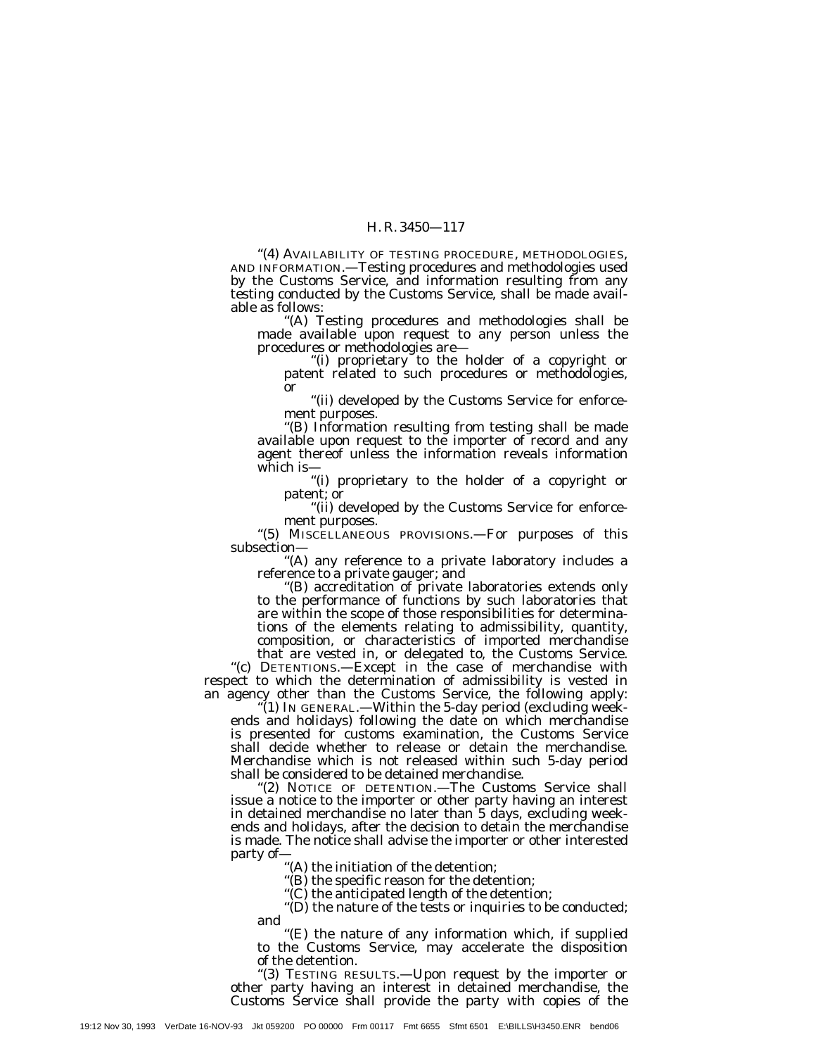"(4) AVAILABILITY OF TESTING PROCEDURE, METHODOLOGIES, AND INFORMATION.—Testing procedures and methodologies used by the Customs Service, and information resulting from any testing conducted by the Customs Service, shall be made available as follows:

"(A) Testing procedures and methodologies shall be made available upon request to any person unless the procedures or methodologies are—

"(i) proprietary to the holder of a copyright or patent related to such procedures or methodologies, or

"(ii) developed by the Customs Service for enforcement purposes.

"(B) Information resulting from testing shall be made available upon request to the importer of record and any agent thereof unless the information reveals information which is—

"(i) proprietary to the holder of a copyright or patent; or

"(ii) developed by the Customs Service for enforcement purposes.

"(5) MISCELLANEOUS PROVISIONS.—For purposes of this subsection—

"(A) any reference to a private laboratory includes a reference to a private gauger; and

"(B) accreditation of private laboratories extends only to the performance of functions by such laboratories that are within the scope of those responsibilities for determinations of the elements relating to admissibility, quantity, composition, or characteristics of imported merchandise that are vested in, or delegated to, the Customs Service.

"(c) DETENTIONS.—Except in the case of merchandise with respect to which the determination of admissibility is vested in an agency other than the Customs Service, the following apply:

"(1) IN GENERAL.—Within the 5-day period (excluding weekends and holidays) following the date on which merchandise is presented for customs examination, the Customs Service shall decide whether to release or detain the merchandise. Merchandise which is not released within such 5-day period shall be considered to be detained merchandise.

"(2) NOTICE OF DETENTION.—The Customs Service shall issue a notice to the importer or other party having an interest in detained merchandise no later than 5 days, excluding weekends and holidays, after the decision to detain the merchandise is made. The notice shall advise the importer or other interested party of—

"(A) the initiation of the detention;

"(B) the specific reason for the detention;

"(C) the anticipated length of the detention;

"(D) the nature of the tests or inquiries to be conducted; and

"(E) the nature of any information which, if supplied to the Customs Service, may accelerate the disposition of the detention.

"(3) TESTING RESULTS.—Upon request by the importer or other party having an interest in detained merchandise, the Customs Service shall provide the party with copies of the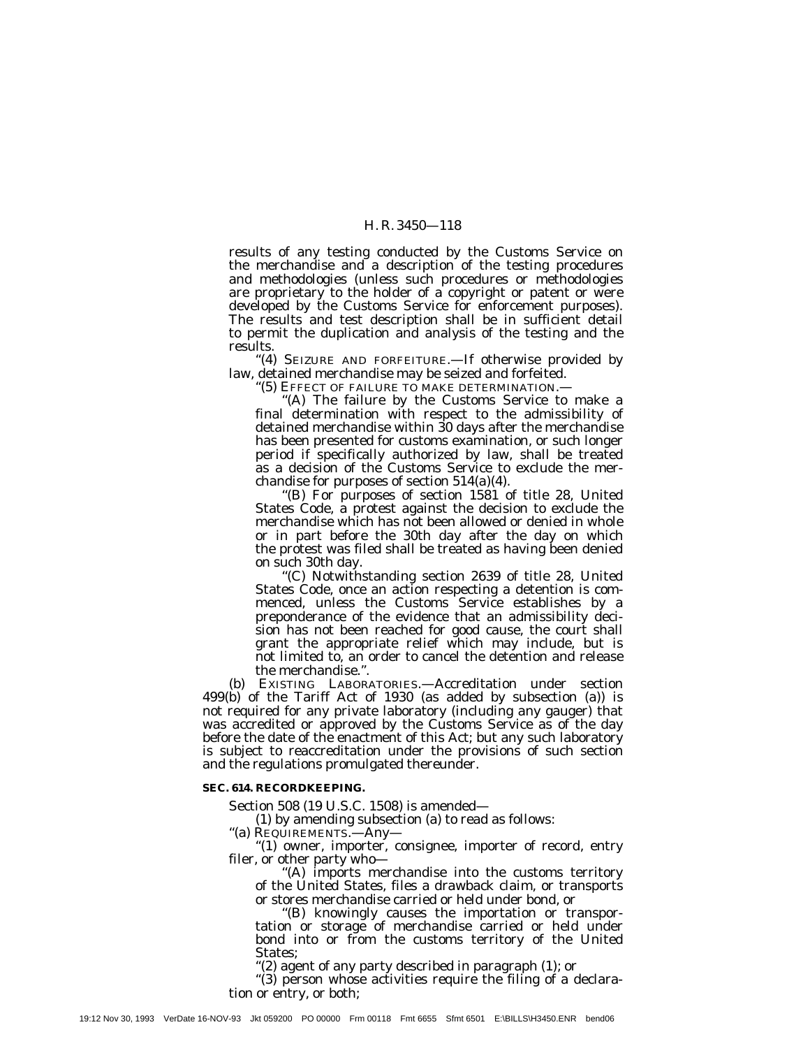results of any testing conducted by the Customs Service on the merchandise and a description of the testing procedures and methodologies (unless such procedures or methodologies are proprietary to the holder of a copyright or patent or were developed by the Customs Service for enforcement purposes). The results and test description shall be in sufficient detail to permit the duplication and analysis of the testing and the results.

''(4) SEIZURE AND FORFEITURE.—If otherwise provided by law, detained merchandise may be seized and forfeited.

''(5) EFFECT OF FAILURE TO MAKE DETERMINATION.—

''(A) The failure by the Customs Service to make a final determination with respect to the admissibility of detained merchandise within 30 days after the merchandise has been presented for customs examination, or such longer period if specifically authorized by law, shall be treated as a decision of the Customs Service to exclude the merchandise for purposes of section 514(a)(4).

''(B) For purposes of section 1581 of title 28, United States Code, a protest against the decision to exclude the merchandise which has not been allowed or denied in whole or in part before the 30th day after the day on which the protest was filed shall be treated as having been denied on such 30th day.

''(C) Notwithstanding section 2639 of title 28, United States Code, once an action respecting a detention is commenced, unless the Customs Service establishes by a preponderance of the evidence that an admissibility decision has not been reached for good cause, the court shall grant the appropriate relief which may include, but is not limited to, an order to cancel the detention and release the merchandise.''.

(b) EXISTING LABORATORIES.—Accreditation under section 499(b) of the Tariff Act of 1930 (as added by subsection (a)) is not required for any private laboratory (including any gauger) that was accredited or approved by the Customs Service as of the day before the date of the enactment of this Act; but any such laboratory is subject to reaccreditation under the provisions of such section and the regulations promulgated thereunder.

**SEC. 614. RECORDKEEPING.**

Section 508 (19 U.S.C. 1508) is amended—

(1) by amending subsection (a) to read as follows:

''(a) REQUIREMENTS.—Any—

''(1) owner, importer, consignee, importer of record, entry filer, or other party who—

''(A) imports merchandise into the customs territory of the United States, files a drawback claim, or transports or stores merchandise carried or held under bond, or

''(B) knowingly causes the importation or transportation or storage of merchandise carried or held under bond into or from the customs territory of the United States;

''(2) agent of any party described in paragraph (1); or

''(3) person whose activities require the filing of a declaration or entry, or both;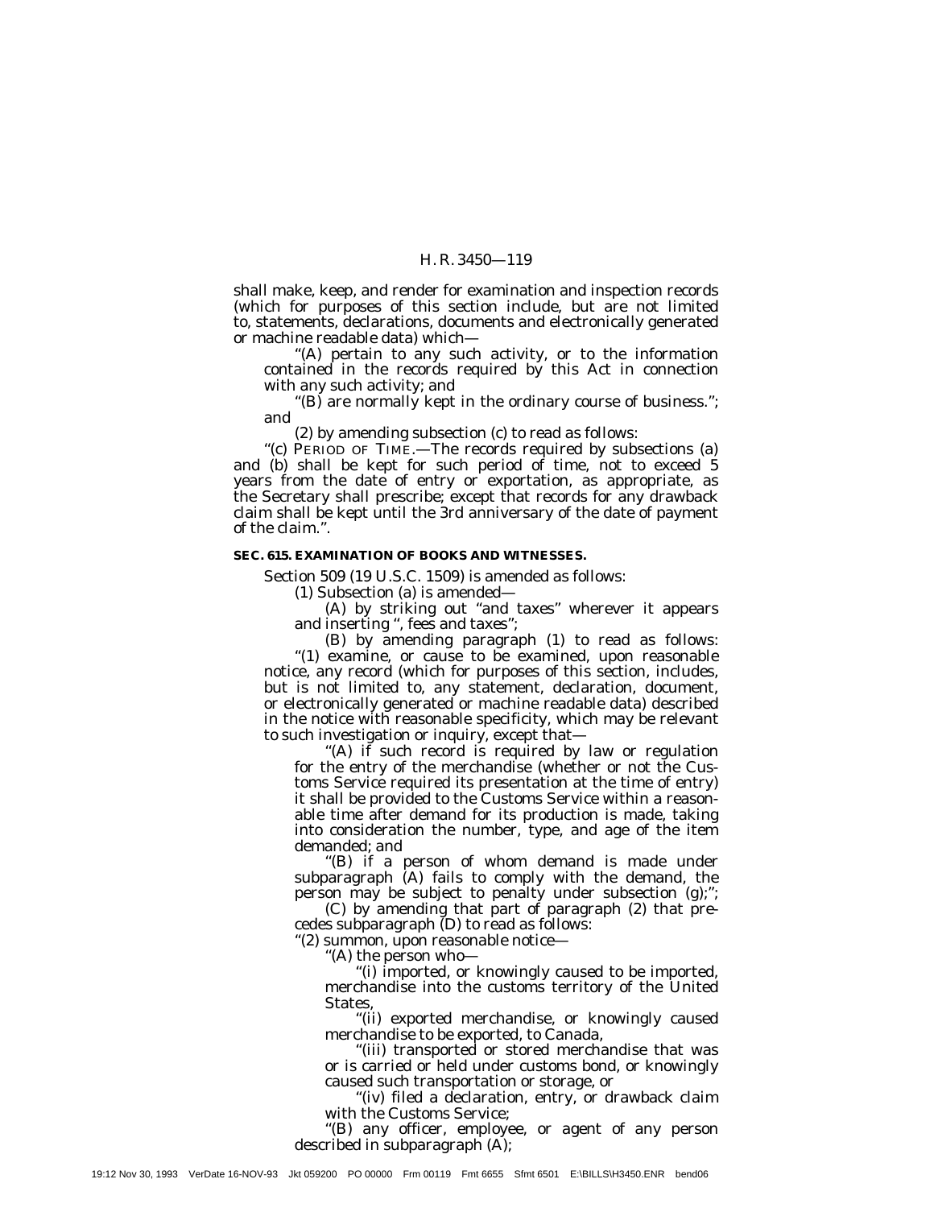shall make, keep, and render for examination and inspection records (which for purposes of this section include, but are not limited to, statements, declarations, documents and electronically generated or machine readable data) which—

"(A) pertain to any such activity, or to the information contained in the records required by this Act in connection with any such activity; and

"(B) are normally kept in the ordinary course of business."; and

(2) by amending subsection (c) to read as follows:

"(c) PERIOD OF TIME.—The records required by subsections (a) and (b) shall be kept for such period of time, not to exceed 5 years from the date of entry or exportation, as appropriate, as the Secretary shall prescribe; except that records for any drawback claim shall be kept until the 3rd anniversary of the date of payment of the claim.".

**SEC. 615. EXAMINATION OF BOOKS AND WITNESSES.**

Section 509 (19 U.S.C. 1509) is amended as follows:

(1) Subsection (a) is amended—

(A) by striking out "and taxes" wherever it appears and inserting ", fees and taxes";

(B) by amending paragraph (1) to read as follows:

"(1) examine, or cause to be examined, upon reasonable notice, any record (which for purposes of this section, includes, but is not limited to, any statement, declaration, document, or electronically generated or machine readable data) described in the notice with reasonable specificity, which may be relevant to such investigation or inquiry, except that—

"(A) if such record is required by law or regulation for the entry of the merchandise (whether or not the Customs Service required its presentation at the time of entry) it shall be provided to the Customs Service within a reasonable time after demand for its production is made, taking into consideration the number, type, and age of the item demanded; and

"(B) if a person of whom demand is made under subparagraph (A) fails to comply with the demand, the person may be subject to penalty under subsection (g);";

(C) by amending that part of paragraph (2) that precedes subparagraph (D) to read as follows:

"(2) summon, upon reasonable notice—

"(A) the person who—

"(i) imported, or knowingly caused to be imported, merchandise into the customs territory of the United States,

"(ii) exported merchandise, or knowingly caused merchandise to be exported, to Canada,

"(iii) transported or stored merchandise that was or is carried or held under customs bond, or knowingly caused such transportation or storage, or

"(iv) filed a declaration, entry, or drawback claim with the Customs Service;

"(B) any officer, employee, or agent of any person described in subparagraph (A);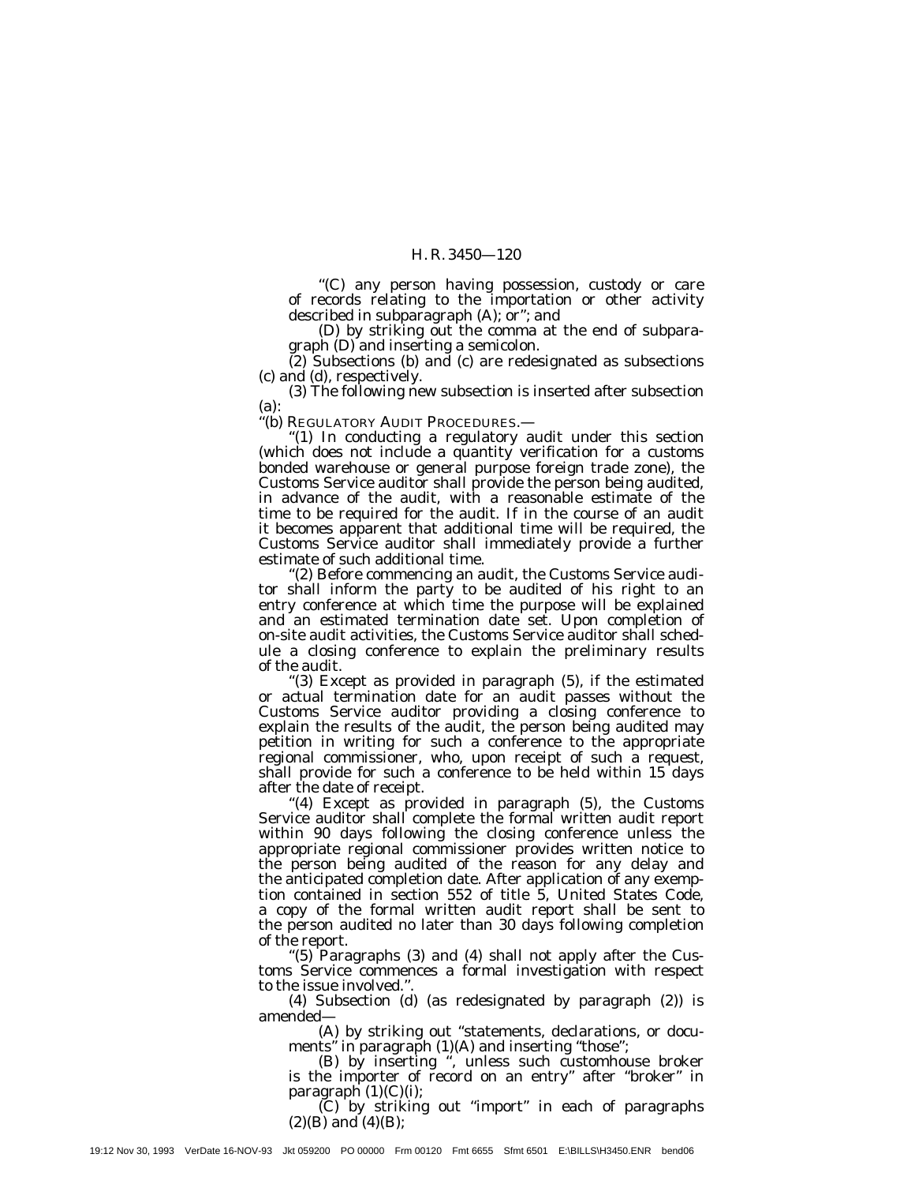"(C) any person having possession, custody or care of records relating to the importation or other activity described in subparagraph (A); or"; and

(D) by striking out the comma at the end of subparagraph (D) and inserting a semicolon.

(2) Subsections (b) and (c) are redesignated as subsections (c) and (d), respectively.

(3) The following new subsection is inserted after subsection (a):

"(b) REGULATORY AUDIT PROCEDURES.—

"(1) In conducting a regulatory audit under this section (which does not include a quantity verification for a customs bonded warehouse or general purpose foreign trade zone), the Customs Service auditor shall provide the person being audited, in advance of the audit, with a reasonable estimate of the time to be required for the audit. If in the course of an audit it becomes apparent that additional time will be required, the Customs Service auditor shall immediately provide a further estimate of such additional time.

"(2) Before commencing an audit, the Customs Service auditor shall inform the party to be audited of his right to an entry conference at which time the purpose will be explained and an estimated termination date set. Upon completion of on-site audit activities, the Customs Service auditor shall schedule a closing conference to explain the preliminary results of the audit.

"(3) Except as provided in paragraph (5), if the estimated or actual termination date for an audit passes without the Customs Service auditor providing a closing conference to explain the results of the audit, the person being audited may petition in writing for such a conference to the appropriate regional commissioner, who, upon receipt of such a request, shall provide for such a conference to be held within 15 days after the date of receipt.

"(4) Except as provided in paragraph (5), the Customs Service auditor shall complete the formal written audit report within 90 days following the closing conference unless the appropriate regional commissioner provides written notice to the person being audited of the reason for any delay and the anticipated completion date. After application of any exemption contained in section 552 of title 5, United States Code, a copy of the formal written audit report shall be sent to the person audited no later than 30 days following completion of the report.

"(5) Paragraphs (3) and (4) shall not apply after the Customs Service commences a formal investigation with respect to the issue involved.".

(4) Subsection (d) (as redesignated by paragraph (2)) is amended—

(A) by striking out "statements, declarations, or documents" in paragraph (1)(A) and inserting "those";

(B) by inserting ", unless such customhouse broker is the importer of record on an entry" after "broker" in paragraph (1)(C)(i);

(C) by striking out "import" in each of paragraphs (2)(B) and (4)(B);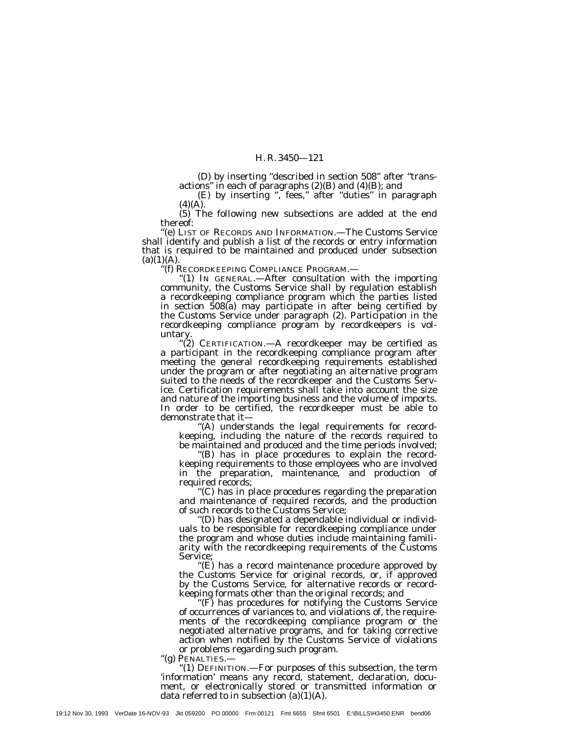(D) by inserting "described in section 508" after "transactions" in each of paragraphs (2)(B) and (4)(B); and

(E) by inserting ", fees," after "duties" in paragraph (4)(A).

(5) The following new subsections are added at the end thereof:

"(e) LIST OF RECORDS AND INFORMATION.—The Customs Service shall identify and publish a list of the records or entry information that is required to be maintained and produced under subsection (a)(1)(A).

"(f) RECORDKEEPING COMPLIANCE PROGRAM.—

"(1) IN GENERAL.—After consultation with the importing community, the Customs Service shall by regulation establish a recordkeeping compliance program which the parties listed in section 508(a) may participate in after being certified by the Customs Service under paragraph (2). Participation in the recordkeeping compliance program by recordkeepers is voluntary.

"(2) CERTIFICATION.—A recordkeeper may be certified as a participant in the recordkeeping compliance program after meeting the general recordkeeping requirements established under the program or after negotiating an alternative program suited to the needs of the recordkeeper and the Customs Service. Certification requirements shall take into account the size and nature of the importing business and the volume of imports. In order to be certified, the recordkeeper must be able to demonstrate that it—

"(A) understands the legal requirements for recordkeeping, including the nature of the records required to be maintained and produced and the time periods involved;

"(B) has in place procedures to explain the recordkeeping requirements to those employees who are involved in the preparation, maintenance, and production of required records;

"(C) has in place procedures regarding the preparation and maintenance of required records, and the production of such records to the Customs Service;

"(D) has designated a dependable individual or individuals to be responsible for recordkeeping compliance under the program and whose duties include maintaining familiarity with the recordkeeping requirements of the Customs Service;

"(E) has a record maintenance procedure approved by the Customs Service for original records, or, if approved by the Customs Service, for alternative records or recordkeeping formats other than the original records; and

"(F) has procedures for notifying the Customs Service of occurrences of variances to, and violations of, the requirements of the recordkeeping compliance program or the negotiated alternative programs, and for taking corrective action when notified by the Customs Service of violations or problems regarding such program.

"(g) PENALTIES.—

"(1) DEFINITION.—For purposes of this subsection, the term 'information' means any record, statement, declaration, document, or electronically stored or transmitted information or data referred to in subsection (a)(1)(A).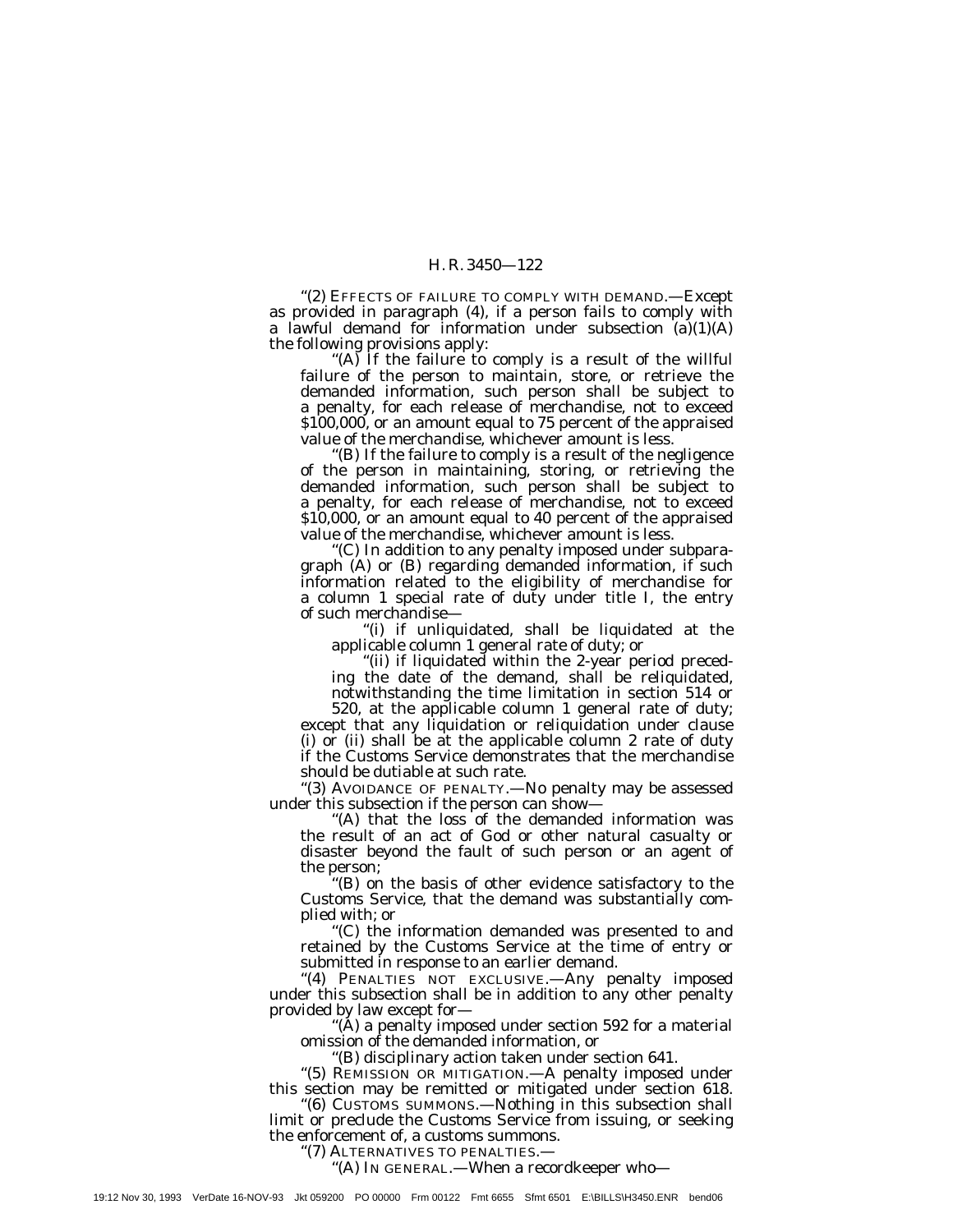"(2) EFFECTS OF FAILURE TO COMPLY WITH DEMAND.—Except as provided in paragraph (4), if a person fails to comply with a lawful demand for information under subsection (a)(1)(A) the following provisions apply:

"(A) If the failure to comply is a result of the willful failure of the person to maintain, store, or retrieve the demanded information, such person shall be subject to a penalty, for each release of merchandise, not to exceed $100,000, or an amount equal to 75 percent of the appraised value of the merchandise, whichever amount is less.

"(B) If the failure to comply is a result of the negligence of the person in maintaining, storing, or retrieving the demanded information, such person shall be subject to a penalty, for each release of merchandise, not to exceed $10,000, or an amount equal to 40 percent of the appraised value of the merchandise, whichever amount is less.

"(C) In addition to any penalty imposed under subparagraph (A) or (B) regarding demanded information, if such information related to the eligibility of merchandise for a column 1 special rate of duty under title I, the entry of such merchandise—

"(i) if unliquidated, shall be liquidated at the applicable column 1 general rate of duty; or

"(ii) if liquidated within the 2-year period preceding the date of the demand, shall be reliquidated, notwithstanding the time limitation in section 514 or 520, at the applicable column 1 general rate of duty;

except that any liquidation or reliquidation under clause (i) or (ii) shall be at the applicable column 2 rate of duty if the Customs Service demonstrates that the merchandise should be dutiable at such rate.

"(3) AVOIDANCE OF PENALTY.—No penalty may be assessed under this subsection if the person can show—

"(A) that the loss of the demanded information was the result of an act of God or other natural casualty or disaster beyond the fault of such person or an agent of the person;

"(B) on the basis of other evidence satisfactory to the Customs Service, that the demand was substantially complied with; or

"(C) the information demanded was presented to and retained by the Customs Service at the time of entry or submitted in response to an earlier demand.

"(4) PENALTIES NOT EXCLUSIVE.—Any penalty imposed under this subsection shall be in addition to any other penalty provided by law except for—

"(A) a penalty imposed under section 592 for a material omission of the demanded information, or

"(B) disciplinary action taken under section 641.

"(5) REMISSION OR MITIGATION.—A penalty imposed under this section may be remitted or mitigated under section 618.

"(6) CUSTOMS SUMMONS.—Nothing in this subsection shall limit or preclude the Customs Service from issuing, or seeking the enforcement of, a customs summons.

"(7) ALTERNATIVES TO PENALTIES.—

"(A) IN GENERAL.—When a recordkeeper who—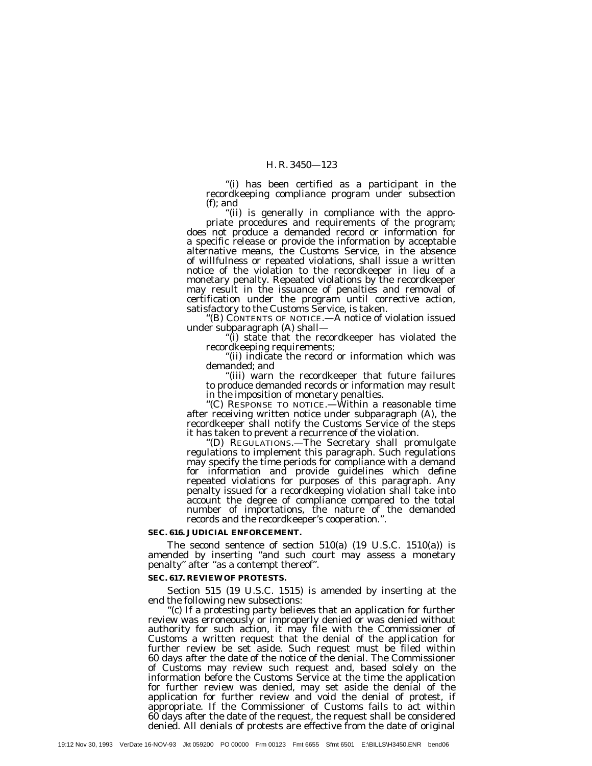"(i) has been certified as a participant in the recordkeeping compliance program under subsection (f); and

"(ii) is generally in compliance with the appropriate procedures and requirements of the program;

does not produce a demanded record or information for a specific release or provide the information by acceptable alternative means, the Customs Service, in the absence of willfulness or repeated violations, shall issue a written notice of the violation to the recordkeeper in lieu of a monetary penalty. Repeated violations by the recordkeeper may result in the issuance of penalties and removal of certification under the program until corrective action, satisfactory to the Customs Service, is taken.

"(B) CONTENTS OF NOTICE.—A notice of violation issued under subparagraph (A) shall—

"(i) state that the recordkeeper has violated the recordkeeping requirements;

"(ii) indicate the record or information which was demanded; and

"(iii) warn the recordkeeper that future failures to produce demanded records or information may result in the imposition of monetary penalties.

"(C) RESPONSE TO NOTICE.—Within a reasonable time after receiving written notice under subparagraph (A), the recordkeeper shall notify the Customs Service of the steps it has taken to prevent a recurrence of the violation.

"(D) REGULATIONS.—The Secretary shall promulgate regulations to implement this paragraph. Such regulations may specify the time periods for compliance with a demand for information and provide guidelines which define repeated violations for purposes of this paragraph. Any penalty issued for a recordkeeping violation shall take into account the degree of compliance compared to the total number of importations, the nature of the demanded records and the recordkeeper's cooperation.".

**SEC. 616. JUDICIAL ENFORCEMENT.**

The second sentence of section 510(a) (19 U.S.C. 1510(a)) is amended by inserting "and such court may assess a monetary penalty" after "as a contempt thereof".

**SEC. 617. REVIEW OF PROTESTS.**

Section 515 (19 U.S.C. 1515) is amended by inserting at the end the following new subsections:

"(c) If a protesting party believes that an application for further review was erroneously or improperly denied or was denied without authority for such action, it may file with the Commissioner of Customs a written request that the denial of the application for further review be set aside. Such request must be filed within 60 days after the date of the notice of the denial. The Commissioner of Customs may review such request and, based solely on the information before the Customs Service at the time the application for further review was denied, may set aside the denial of the application for further review and void the denial of protest, if appropriate. If the Commissioner of Customs fails to act within 60 days after the date of the request, the request shall be considered denied. All denials of protests are effective from the date of original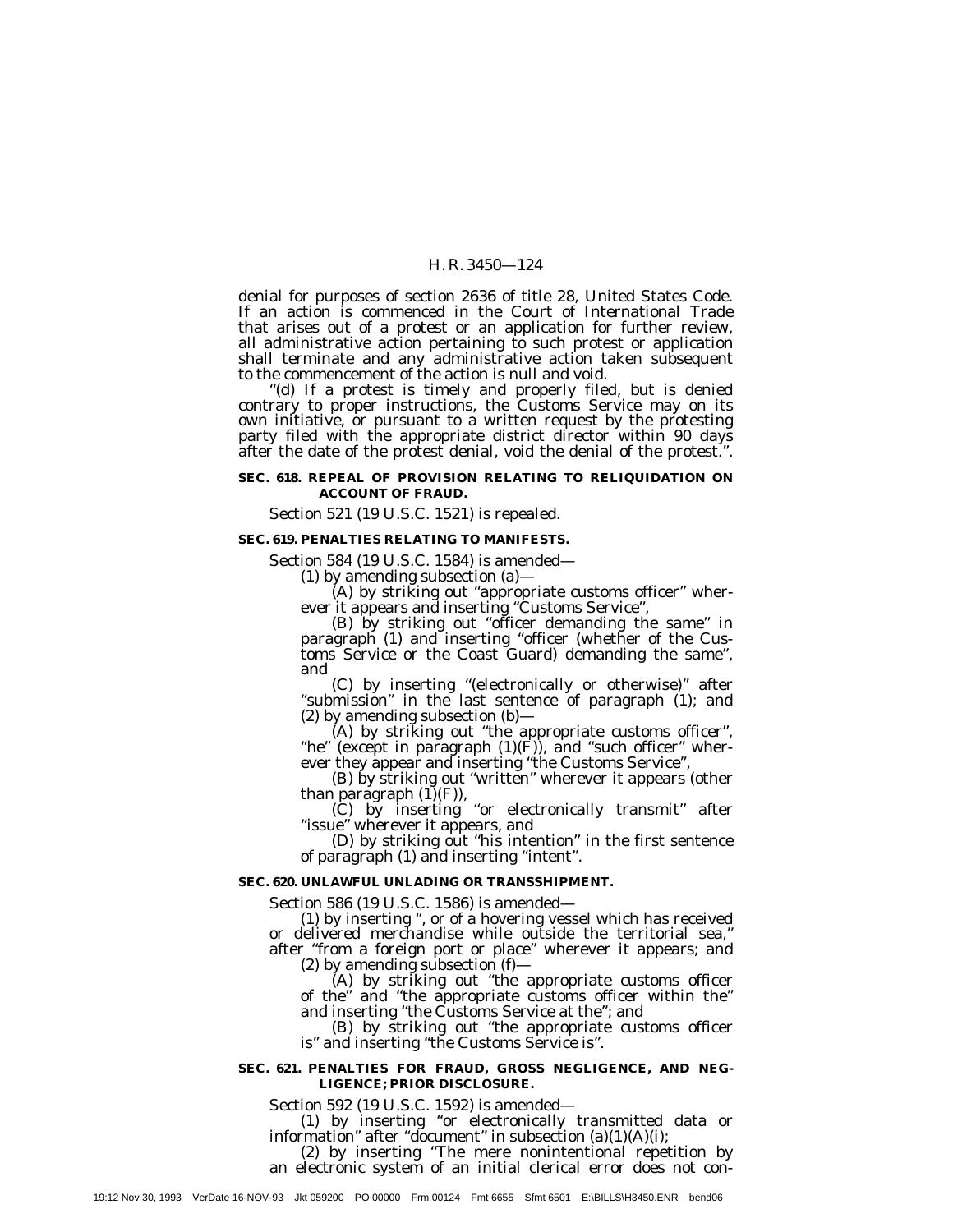denial for purposes of section 2636 of title 28, United States Code. If an action is commenced in the Court of International Trade that arises out of a protest or an application for further review, all administrative action pertaining to such protest or application shall terminate and any administrative action taken subsequent to the commencement of the action is null and void.

"(d) If a protest is timely and properly filed, but is denied contrary to proper instructions, the Customs Service may on its own initiative, or pursuant to a written request by the protesting party filed with the appropriate district director within 90 days after the date of the protest denial, void the denial of the protest.".

**SEC. 618. REPEAL OF PROVISION RELATING TO RELIQUIDATION ON ACCOUNT OF FRAUD.**

Section 521 (19 U.S.C. 1521) is repealed.

**SEC. 619. PENALTIES RELATING TO MANIFESTS.**

Section 584 (19 U.S.C. 1584) is amended—

(1) by amending subsection (a)—

(A) by striking out "appropriate customs officer" wherever it appears and inserting "Customs Service",

(B) by striking out "officer demanding the same" in paragraph (1) and inserting "officer (whether of the Customs Service or the Coast Guard) demanding the same", and

(C) by inserting "(electronically or otherwise)" after "submission" in the last sentence of paragraph (1); and

(2) by amending subsection (b)—

(A) by striking out "the appropriate customs officer", "he" (except in paragraph (1)(F)), and "such officer" wherever they appear and inserting "the Customs Service",

(B) by striking out "written" wherever it appears (other than paragraph (1)(F)),

(C) by inserting "or electronically transmit" after "issue" wherever it appears, and

(D) by striking out "his intention" in the first sentence of paragraph (1) and inserting "intent".

**SEC. 620. UNLAWFUL UNLADING OR TRANSSHIPMENT.**

Section 586 (19 U.S.C. 1586) is amended—

(1) by inserting ", or of a hovering vessel which has received or delivered merchandise while outside the territorial sea," after "from a foreign port or place" wherever it appears; and

(2) by amending subsection (f)—

(A) by striking out "the appropriate customs officer of the" and "the appropriate customs officer within the" and inserting "the Customs Service at the"; and

(B) by striking out "the appropriate customs officer is" and inserting "the Customs Service is".

**SEC. 621. PENALTIES FOR FRAUD, GROSS NEGLIGENCE, AND NEGLIGENCE; PRIOR DISCLOSURE.**

Section 592 (19 U.S.C. 1592) is amended—

(1) by inserting "or electronically transmitted data or information" after "document" in subsection (a)(1)(A)(i);

(2) by inserting "The mere nonintentional repetition by an electronic system of an initial clerical error does not con-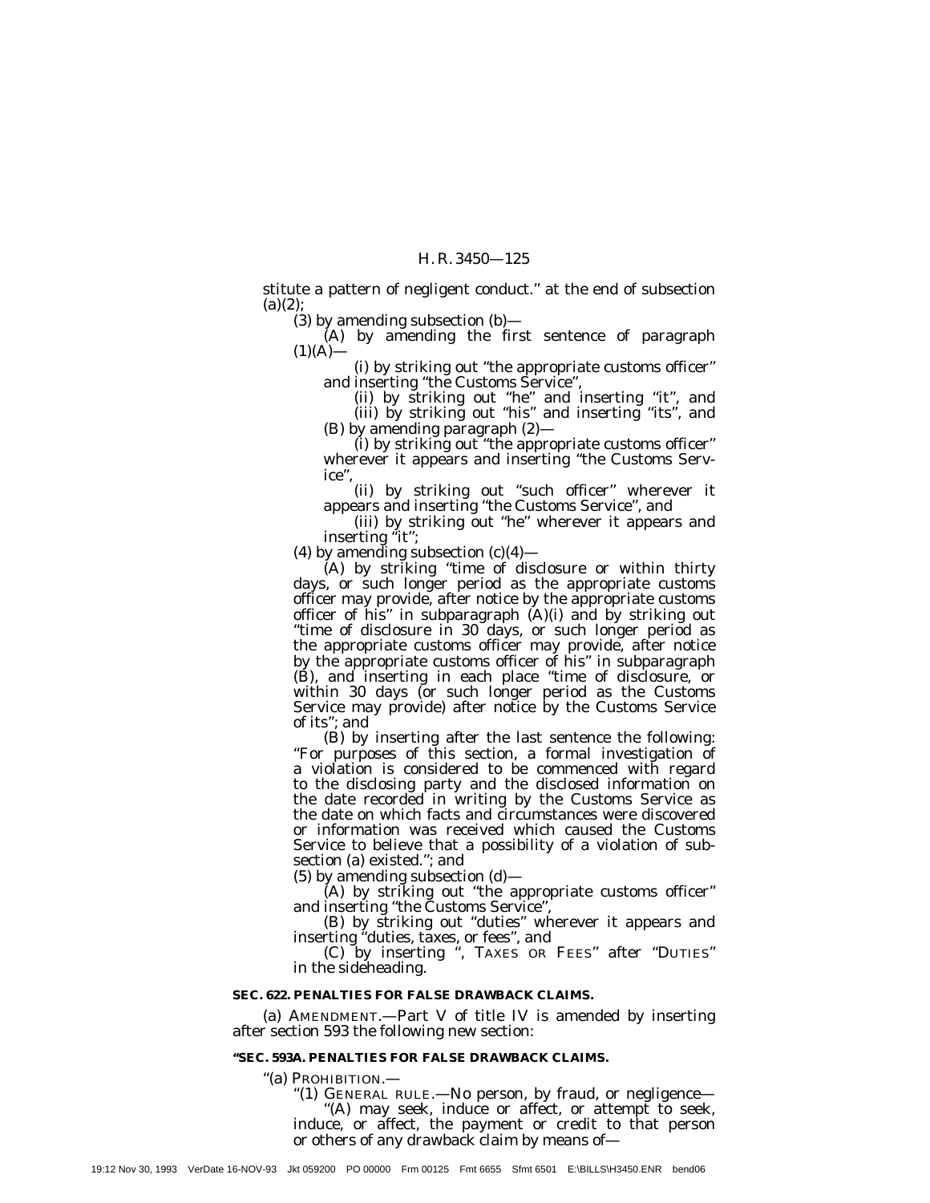stitute a pattern of negligent conduct.'' at the end of subsection (a)(2);

(3) by amending subsection (b)—

(A) by amending the first sentence of paragraph (1)(A)—

(i) by striking out ''the appropriate customs officer'' and inserting ''the Customs Service'',

(ii) by striking out ''he'' and inserting ''it'', and

(iii) by striking out ''his'' and inserting ''its'', and

(B) by amending paragraph (2)—

(i) by striking out ''the appropriate customs officer'' wherever it appears and inserting ''the Customs Service'',

(ii) by striking out ''such officer'' wherever it appears and inserting ''the Customs Service'', and

(iii) by striking out ''he'' wherever it appears and inserting ''it'';

(4) by amending subsection (c)(4)—

(A) by striking ''time of disclosure or within thirty days, or such longer period as the appropriate customs officer may provide, after notice by the appropriate customs officer of his'' in subparagraph (A)(i) and by striking out ''time of disclosure in 30 days, or such longer period as the appropriate customs officer may provide, after notice by the appropriate customs officer of his'' in subparagraph (B), and inserting in each place ''time of disclosure, or within 30 days (or such longer period as the Customs Service may provide) after notice by the Customs Service of its''; and

(B) by inserting after the last sentence the following: ''For purposes of this section, a formal investigation of a violation is considered to be commenced with regard to the disclosing party and the disclosed information on the date recorded in writing by the Customs Service as the date on which facts and circumstances were discovered or information was received which caused the Customs Service to believe that a possibility of a violation of subsection (a) existed.''; and

(5) by amending subsection (d)—

(A) by striking out ''the appropriate customs officer'' and inserting ''the Customs Service'',

(B) by striking out ''duties'' wherever it appears and inserting ''duties, taxes, or fees'', and

(C) by inserting '', TAXES OR FEES'' after ''DUTIES'' in the sideheading.

**SEC. 622. PENALTIES FOR FALSE DRAWBACK CLAIMS.**

(a) AMENDMENT.—Part V of title IV is amended by inserting after section 593 the following new section:

**''SEC. 593A. PENALTIES FOR FALSE DRAWBACK CLAIMS.**

''(a) PROHIBITION.—

''(1) GENERAL RULE.—No person, by fraud, or negligence—

''(A) may seek, induce or affect, or attempt to seek, induce, or affect, the payment or credit to that person or others of any drawback claim by means of—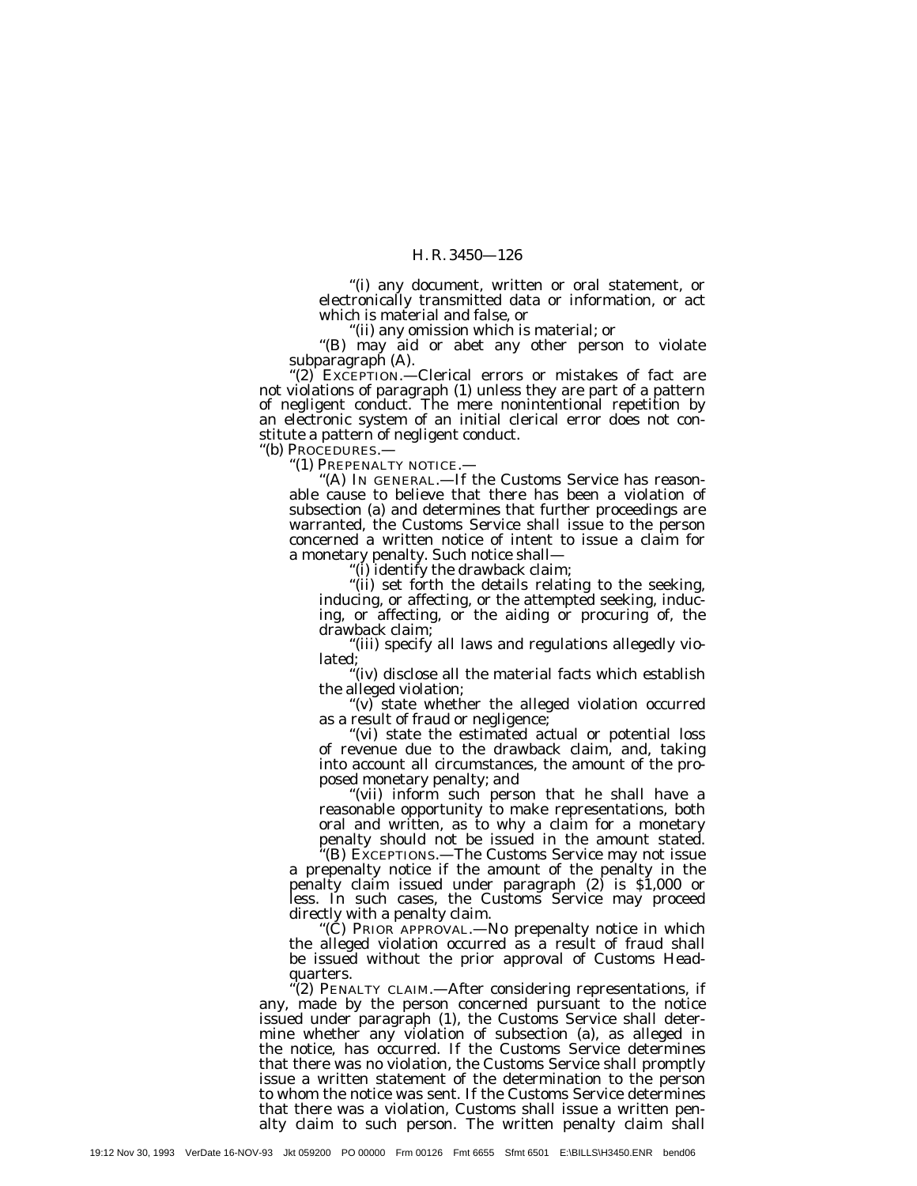"(i) any document, written or oral statement, or electronically transmitted data or information, or act which is material and false, or

"(ii) any omission which is material; or

"(B) may aid or abet any other person to violate subparagraph (A).

"(2) EXCEPTION.—Clerical errors or mistakes of fact are not violations of paragraph (1) unless they are part of a pattern of negligent conduct. The mere nonintentional repetition by an electronic system of an initial clerical error does not constitute a pattern of negligent conduct.

"(b) PROCEDURES.—

"(1) PREPENALTY NOTICE.—

"(A) IN GENERAL.—If the Customs Service has reasonable cause to believe that there has been a violation of subsection (a) and determines that further proceedings are warranted, the Customs Service shall issue to the person concerned a written notice of intent to issue a claim for a monetary penalty. Such notice shall—

"(i) identify the drawback claim;

"(ii) set forth the details relating to the seeking, inducing, or affecting, or the attempted seeking, inducing, or affecting, or the aiding or procuring of, the drawback claim;

"(iii) specify all laws and regulations allegedly violated;

"(iv) disclose all the material facts which establish the alleged violation;

"(v) state whether the alleged violation occurred as a result of fraud or negligence;

"(vi) state the estimated actual or potential loss of revenue due to the drawback claim, and, taking into account all circumstances, the amount of the proposed monetary penalty; and

"(vii) inform such person that he shall have a reasonable opportunity to make representations, both oral and written, as to why a claim for a monetary penalty should not be issued in the amount stated.

"(B) EXCEPTIONS.—The Customs Service may not issue a prepenalty notice if the amount of the penalty in the penalty claim issued under paragraph (2) is $1,000 or less. In such cases, the Customs Service may proceed directly with a penalty claim.

"(C) PRIOR APPROVAL.—No prepenalty notice in which the alleged violation occurred as a result of fraud shall be issued without the prior approval of Customs Headquarters.

"(2) PENALTY CLAIM.—After considering representations, if any, made by the person concerned pursuant to the notice issued under paragraph (1), the Customs Service shall determine whether any violation of subsection (a), as alleged in the notice, has occurred. If the Customs Service determines that there was no violation, the Customs Service shall promptly issue a written statement of the determination to the person to whom the notice was sent. If the Customs Service determines that there was a violation, Customs shall issue a written penalty claim to such person. The written penalty claim shall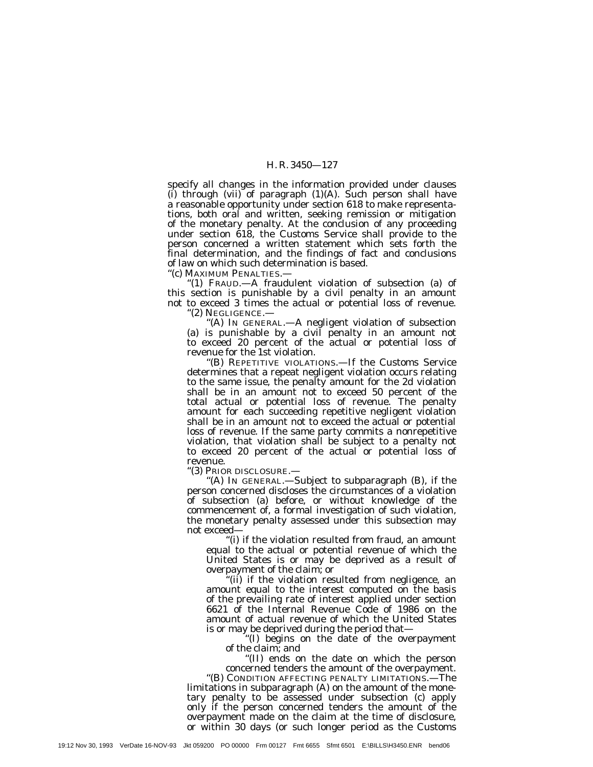specify all changes in the information provided under clauses (i) through (vii) of paragraph (1)(A). Such person shall have a reasonable opportunity under section 618 to make representations, both oral and written, seeking remission or mitigation of the monetary penalty. At the conclusion of any proceeding under section 618, the Customs Service shall provide to the person concerned a written statement which sets forth the final determination, and the findings of fact and conclusions of law on which such determination is based.

"(c) MAXIMUM PENALTIES.—

"(1) FRAUD.—A fraudulent violation of subsection (a) of this section is punishable by a civil penalty in an amount not to exceed 3 times the actual or potential loss of revenue.

"(2) NEGLIGENCE.—

"(A) IN GENERAL.—A negligent violation of subsection (a) is punishable by a civil penalty in an amount not to exceed 20 percent of the actual or potential loss of revenue for the 1st violation.

"(B) REPETITIVE VIOLATIONS.—If the Customs Service determines that a repeat negligent violation occurs relating to the same issue, the penalty amount for the 2d violation shall be in an amount not to exceed 50 percent of the total actual or potential loss of revenue. The penalty amount for each succeeding repetitive negligent violation shall be in an amount not to exceed the actual or potential loss of revenue. If the same party commits a nonrepetitive violation, that violation shall be subject to a penalty not to exceed 20 percent of the actual or potential loss of revenue.

"(3) PRIOR DISCLOSURE.—

"(A) IN GENERAL.—Subject to subparagraph (B), if the person concerned discloses the circumstances of a violation of subsection (a) before, or without knowledge of the commencement of, a formal investigation of such violation, the monetary penalty assessed under this subsection may not exceed—

"(i) if the violation resulted from fraud, an amount equal to the actual or potential revenue of which the United States is or may be deprived as a result of overpayment of the claim; or

"(ii) if the violation resulted from negligence, an amount equal to the interest computed on the basis of the prevailing rate of interest applied under section 6621 of the Internal Revenue Code of 1986 on the amount of actual revenue of which the United States is or may be deprived during the period that—

"(I) begins on the date of the overpayment of the claim; and

"(II) ends on the date on which the person concerned tenders the amount of the overpayment.

"(B) CONDITION AFFECTING PENALTY LIMITATIONS.—The limitations in subparagraph (A) on the amount of the monetary penalty to be assessed under subsection (c) apply only if the person concerned tenders the amount of the overpayment made on the claim at the time of disclosure, or within 30 days (or such longer period as the Customs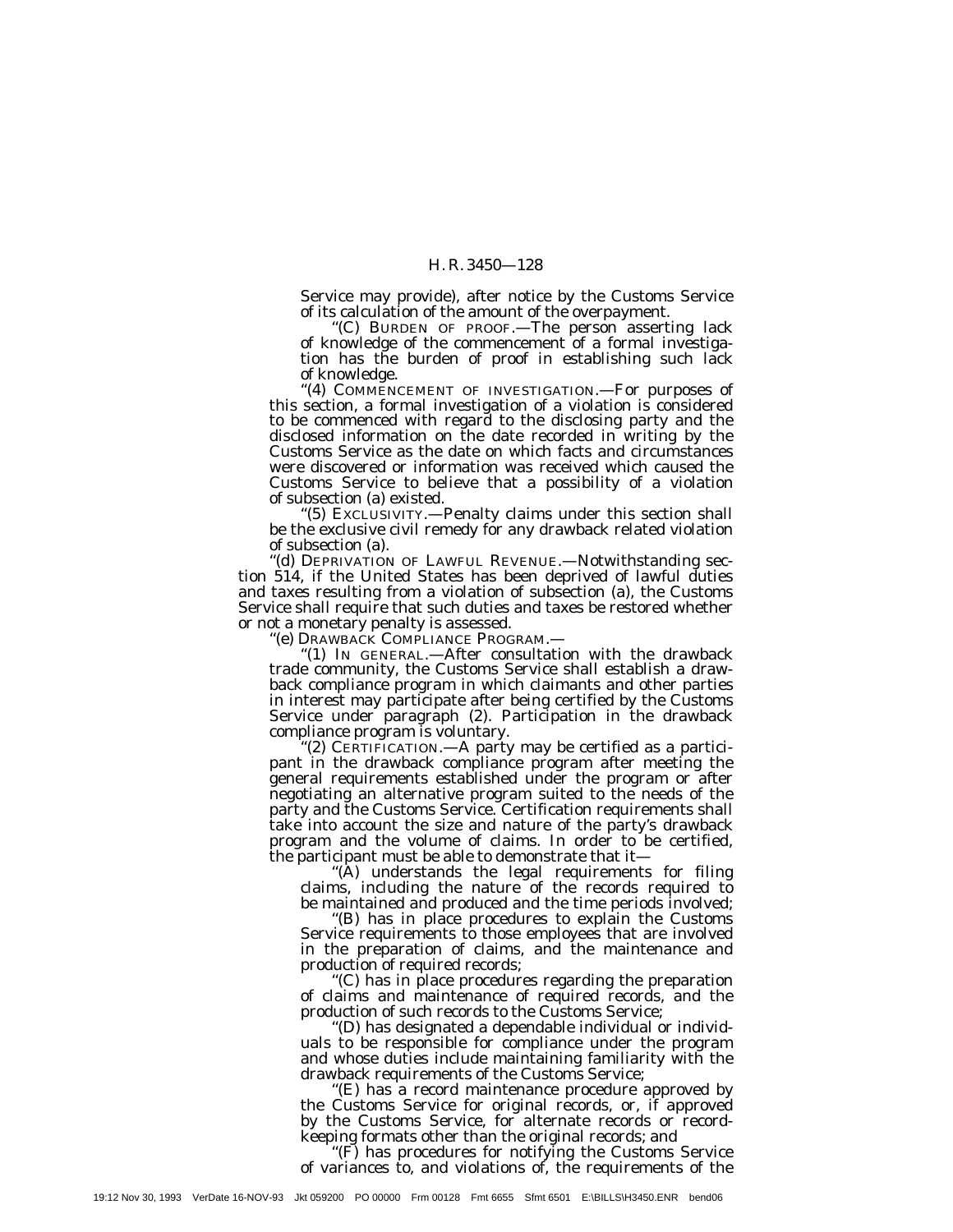Service may provide), after notice by the Customs Service of its calculation of the amount of the overpayment.

"(C) BURDEN OF PROOF.—The person asserting lack of knowledge of the commencement of a formal investigation has the burden of proof in establishing such lack of knowledge.

"(4) COMMENCEMENT OF INVESTIGATION.—For purposes of this section, a formal investigation of a violation is considered to be commenced with regard to the disclosing party and the disclosed information on the date recorded in writing by the Customs Service as the date on which facts and circumstances were discovered or information was received which caused the Customs Service to believe that a possibility of a violation of subsection (a) existed.

"(5) EXCLUSIVITY.—Penalty claims under this section shall be the exclusive civil remedy for any drawback related violation of subsection (a).

"(d) DEPRIVATION OF LAWFUL REVENUE.—Notwithstanding section 514, if the United States has been deprived of lawful duties and taxes resulting from a violation of subsection (a), the Customs Service shall require that such duties and taxes be restored whether or not a monetary penalty is assessed.

"(e) DRAWBACK COMPLIANCE PROGRAM.—

"(1) IN GENERAL.—After consultation with the drawback trade community, the Customs Service shall establish a drawback compliance program in which claimants and other parties in interest may participate after being certified by the Customs Service under paragraph (2). Participation in the drawback compliance program is voluntary.

"(2) CERTIFICATION.—A party may be certified as a participant in the drawback compliance program after meeting the general requirements established under the program or after negotiating an alternative program suited to the needs of the party and the Customs Service. Certification requirements shall take into account the size and nature of the party's drawback program and the volume of claims. In order to be certified, the participant must be able to demonstrate that it—

"(A) understands the legal requirements for filing claims, including the nature of the records required to be maintained and produced and the time periods involved;

"(B) has in place procedures to explain the Customs Service requirements to those employees that are involved in the preparation of claims, and the maintenance and production of required records;

"(C) has in place procedures regarding the preparation of claims and maintenance of required records, and the production of such records to the Customs Service;

"(D) has designated a dependable individual or individuals to be responsible for compliance under the program and whose duties include maintaining familiarity with the drawback requirements of the Customs Service;

"(E) has a record maintenance procedure approved by the Customs Service for original records, or, if approved by the Customs Service, for alternate records or recordkeeping formats other than the original records; and

"(F) has procedures for notifying the Customs Service of variances to, and violations of, the requirements of the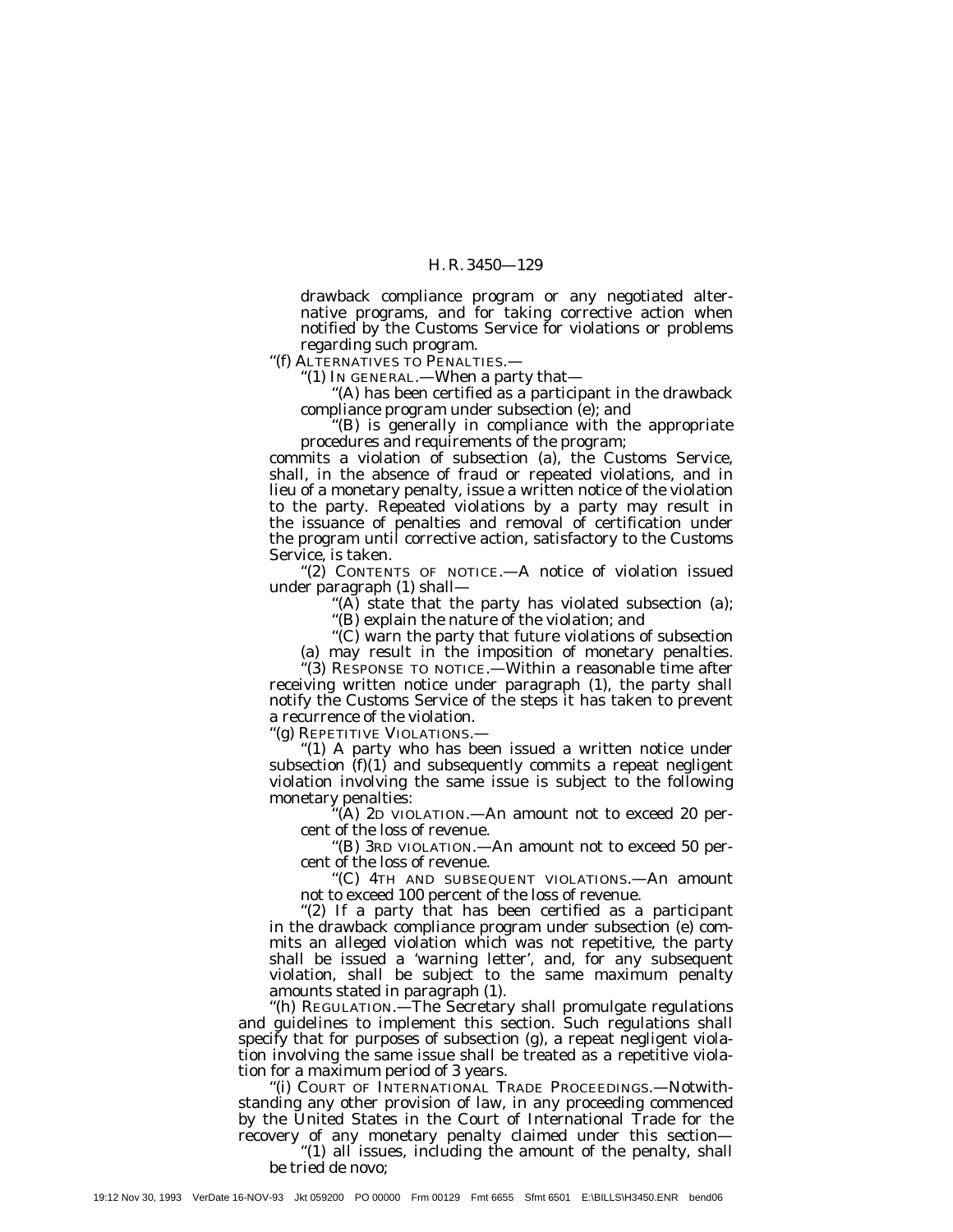drawback compliance program or any negotiated alternative programs, and for taking corrective action when notified by the Customs Service for violations or problems regarding such program.

"(f) ALTERNATIVES TO PENALTIES.—

"(1) IN GENERAL.—When a party that—

"(A) has been certified as a participant in the drawback compliance program under subsection (e); and

"(B) is generally in compliance with the appropriate procedures and requirements of the program;

commits a violation of subsection (a), the Customs Service, shall, in the absence of fraud or repeated violations, and in lieu of a monetary penalty, issue a written notice of the violation to the party. Repeated violations by a party may result in the issuance of penalties and removal of certification under the program until corrective action, satisfactory to the Customs Service, is taken.

"(2) CONTENTS OF NOTICE.—A notice of violation issued under paragraph (1) shall—

"(A) state that the party has violated subsection (a);

"(B) explain the nature of the violation; and

"(C) warn the party that future violations of subsection (a) may result in the imposition of monetary penalties.

"(3) RESPONSE TO NOTICE.—Within a reasonable time after receiving written notice under paragraph (1), the party shall notify the Customs Service of the steps it has taken to prevent a recurrence of the violation.

"(g) REPETITIVE VIOLATIONS.—

"(1) A party who has been issued a written notice under subsection (f)(1) and subsequently commits a repeat negligent violation involving the same issue is subject to the following monetary penalties:

"(A) 2D VIOLATION.—An amount not to exceed 20 percent of the loss of revenue.

"(B) 3RD VIOLATION.—An amount not to exceed 50 percent of the loss of revenue.

"(C) 4TH AND SUBSEQUENT VIOLATIONS.—An amount not to exceed 100 percent of the loss of revenue.

"(2) If a party that has been certified as a participant in the drawback compliance program under subsection (e) commits an alleged violation which was not repetitive, the party shall be issued a 'warning letter', and, for any subsequent violation, shall be subject to the same maximum penalty amounts stated in paragraph (1).

"(h) REGULATION.—The Secretary shall promulgate regulations and guidelines to implement this section. Such regulations shall specify that for purposes of subsection (g), a repeat negligent violation involving the same issue shall be treated as a repetitive violation for a maximum period of 3 years.

"(i) COURT OF INTERNATIONAL TRADE PROCEEDINGS.—Notwithstanding any other provision of law, in any proceeding commenced by the United States in the Court of International Trade for the recovery of any monetary penalty claimed under this section—

"(1) all issues, including the amount of the penalty, shall be tried de novo;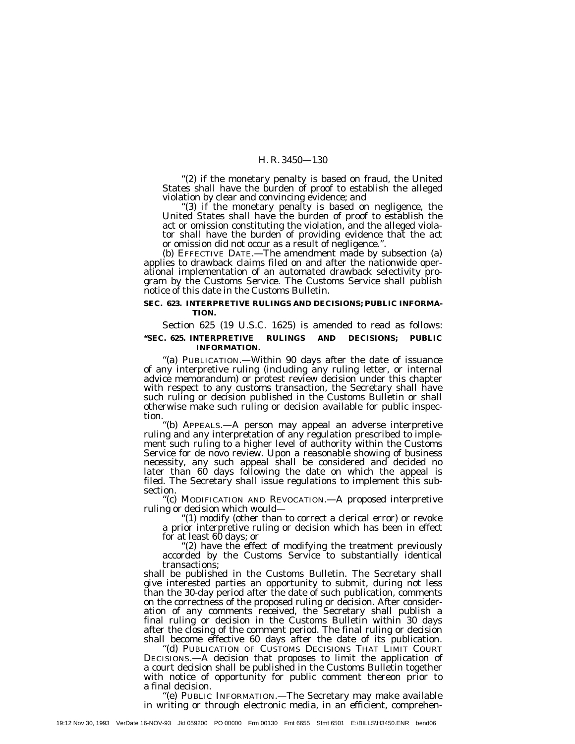"(2) if the monetary penalty is based on fraud, the United States shall have the burden of proof to establish the alleged violation by clear and convincing evidence; and

"(3) if the monetary penalty is based on negligence, the United States shall have the burden of proof to establish the act or omission constituting the violation, and the alleged violator shall have the burden of providing evidence that the act or omission did not occur as a result of negligence.".

(b) EFFECTIVE DATE.—The amendment made by subsection (a) applies to drawback claims filed on and after the nationwide operational implementation of an automated drawback selectivity program by the Customs Service. The Customs Service shall publish notice of this date in the Customs Bulletin.

**SEC. 623. INTERPRETIVE RULINGS AND DECISIONS; PUBLIC INFORMATION.**

Section 625 (19 U.S.C. 1625) is amended to read as follows:

**"SEC. 625. INTERPRETIVE RULINGS AND DECISIONS; PUBLIC INFORMATION.**

"(a) PUBLICATION.—Within 90 days after the date of issuance of any interpretive ruling (including any ruling letter, or internal advice memorandum) or protest review decision under this chapter with respect to any customs transaction, the Secretary shall have such ruling or decision published in the Customs Bulletin or shall otherwise make such ruling or decision available for public inspection.

"(b) APPEALS.—A person may appeal an adverse interpretive ruling and any interpretation of any regulation prescribed to implement such ruling to a higher level of authority within the Customs Service for de novo review. Upon a reasonable showing of business necessity, any such appeal shall be considered and decided no later than 60 days following the date on which the appeal is filed. The Secretary shall issue regulations to implement this subsection.

"(c) MODIFICATION AND REVOCATION.—A proposed interpretive ruling or decision which would—

"(1) modify (other than to correct a clerical error) or revoke a prior interpretive ruling or decision which has been in effect for at least 60 days; or

"(2) have the effect of modifying the treatment previously accorded by the Customs Service to substantially identical transactions;

shall be published in the Customs Bulletin. The Secretary shall give interested parties an opportunity to submit, during not less than the 30-day period after the date of such publication, comments on the correctness of the proposed ruling or decision. After consideration of any comments received, the Secretary shall publish a final ruling or decision in the Customs Bulletin within 30 days after the closing of the comment period. The final ruling or decision shall become effective 60 days after the date of its publication.

"(d) PUBLICATION OF CUSTOMS DECISIONS THAT LIMIT COURT DECISIONS.—A decision that proposes to limit the application of a court decision shall be published in the Customs Bulletin together with notice of opportunity for public comment thereon prior to a final decision.

"(e) PUBLIC INFORMATION.—The Secretary may make available in writing or through electronic media, in an efficient, comprehen-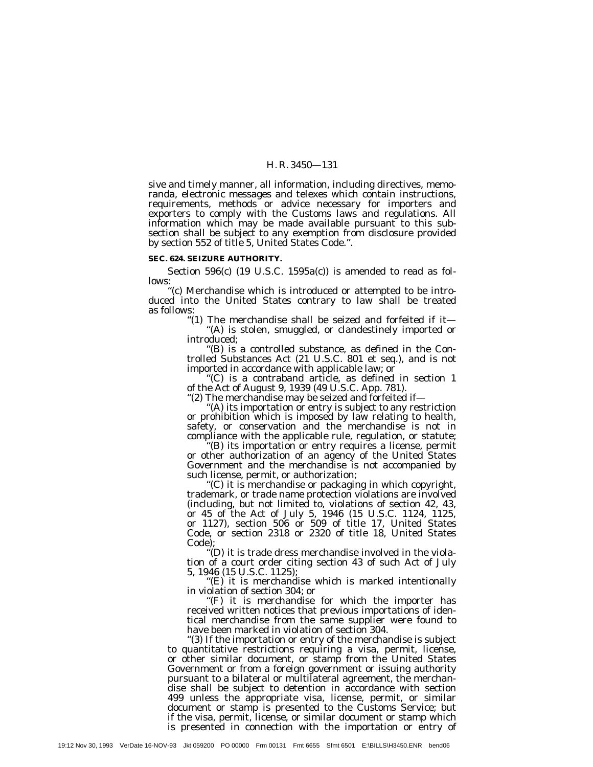sive and timely manner, all information, including directives, memoranda, electronic messages and telexes which contain instructions, requirements, methods or advice necessary for importers and exporters to comply with the Customs laws and regulations. All information which may be made available pursuant to this subsection shall be subject to any exemption from disclosure provided by section 552 of title 5, United States Code.''.

**SEC. 624. SEIZURE AUTHORITY.**

Section 596(c) (19 U.S.C. 1595a(c)) is amended to read as follows:

''(c) Merchandise which is introduced or attempted to be introduced into the United States contrary to law shall be treated as follows:

''(1) The merchandise shall be seized and forfeited if it—

''(A) is stolen, smuggled, or clandestinely imported or introduced;

''(B) is a controlled substance, as defined in the Controlled Substances Act (21 U.S.C. 801 et seq.), and is not imported in accordance with applicable law; or

''(C) is a contraband article, as defined in section 1 of the Act of August 9, 1939 (49 U.S.C. App. 781).

''(2) The merchandise may be seized and forfeited if—

''(A) its importation or entry is subject to any restriction or prohibition which is imposed by law relating to health, safety, or conservation and the merchandise is not in compliance with the applicable rule, regulation, or statute;

''(B) its importation or entry requires a license, permit or other authorization of an agency of the United States Government and the merchandise is not accompanied by such license, permit, or authorization;

''(C) it is merchandise or packaging in which copyright, trademark, or trade name protection violations are involved (including, but not limited to, violations of section 42, 43, or 45 of the Act of July 5, 1946 (15 U.S.C. 1124, 1125, or 1127), section 506 or 509 of title 17, United States Code, or section 2318 or 2320 of title 18, United States Code);

''(D) it is trade dress merchandise involved in the violation of a court order citing section 43 of such Act of July 5, 1946 (15 U.S.C. 1125);

''(E) it is merchandise which is marked intentionally in violation of section 304; or

''(F) it is merchandise for which the importer has received written notices that previous importations of identical merchandise from the same supplier were found to have been marked in violation of section 304.

''(3) If the importation or entry of the merchandise is subject to quantitative restrictions requiring a visa, permit, license, or other similar document, or stamp from the United States Government or from a foreign government or issuing authority pursuant to a bilateral or multilateral agreement, the merchandise shall be subject to detention in accordance with section 499 unless the appropriate visa, license, permit, or similar document or stamp is presented to the Customs Service; but if the visa, permit, license, or similar document or stamp which is presented in connection with the importation or entry of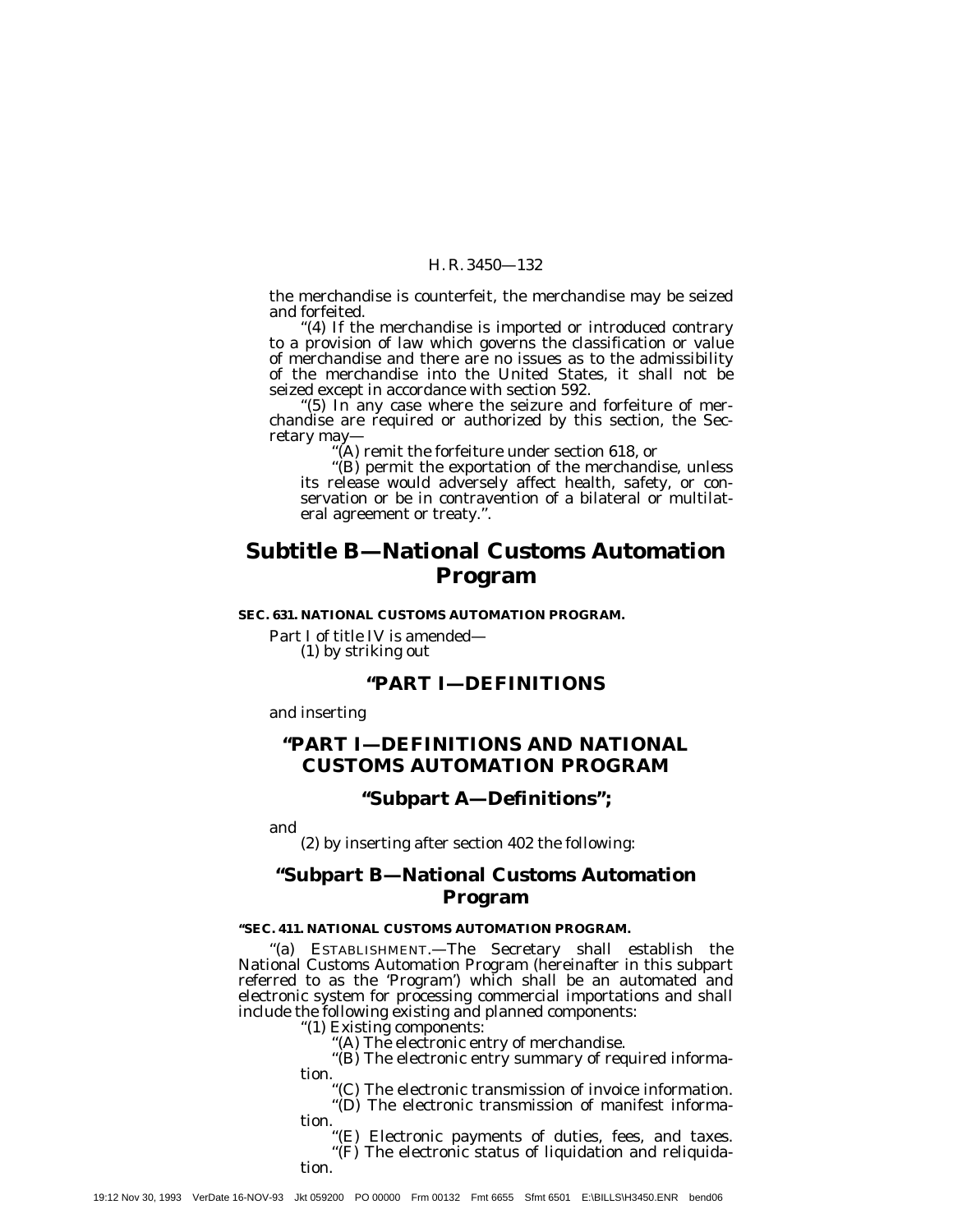the merchandise is counterfeit, the merchandise may be seized and forfeited.

"(4) If the merchandise is imported or introduced contrary to a provision of law which governs the classification or value of merchandise and there are no issues as to the admissibility of the merchandise into the United States, it shall not be seized except in accordance with section 592.

"(5) In any case where the seizure and forfeiture of merchandise are required or authorized by this section, the Secretary may—

"(A) remit the forfeiture under section 618, or

"(B) permit the exportation of the merchandise, unless its release would adversely affect health, safety, or conservation or be in contravention of a bilateral or multilateral agreement or treaty.".

# Subtitle B—National Customs Automation Program

**SEC. 631. NATIONAL CUSTOMS AUTOMATION PROGRAM.**

Part I of title IV is amended—

(1) by striking out

## "PART I—DEFINITIONS

and inserting

## "PART I—DEFINITIONS AND NATIONAL CUSTOMS AUTOMATION PROGRAM

### "Subpart A—Definitions";

and

(2) by inserting after section 402 the following:

### "Subpart B—National Customs Automation Program

**"SEC. 411. NATIONAL CUSTOMS AUTOMATION PROGRAM.**

"(a) ESTABLISHMENT.—The Secretary shall establish the National Customs Automation Program (hereinafter in this subpart referred to as the 'Program') which shall be an automated and electronic system for processing commercial importations and shall include the following existing and planned components:

"(1) Existing components:

"(A) The electronic entry of merchandise.

"(B) The electronic entry summary of required information.

"(C) The electronic transmission of invoice information.

"(D) The electronic transmission of manifest information.

"(E) Electronic payments of duties, fees, and taxes.

"(F) The electronic status of liquidation and reliquidation.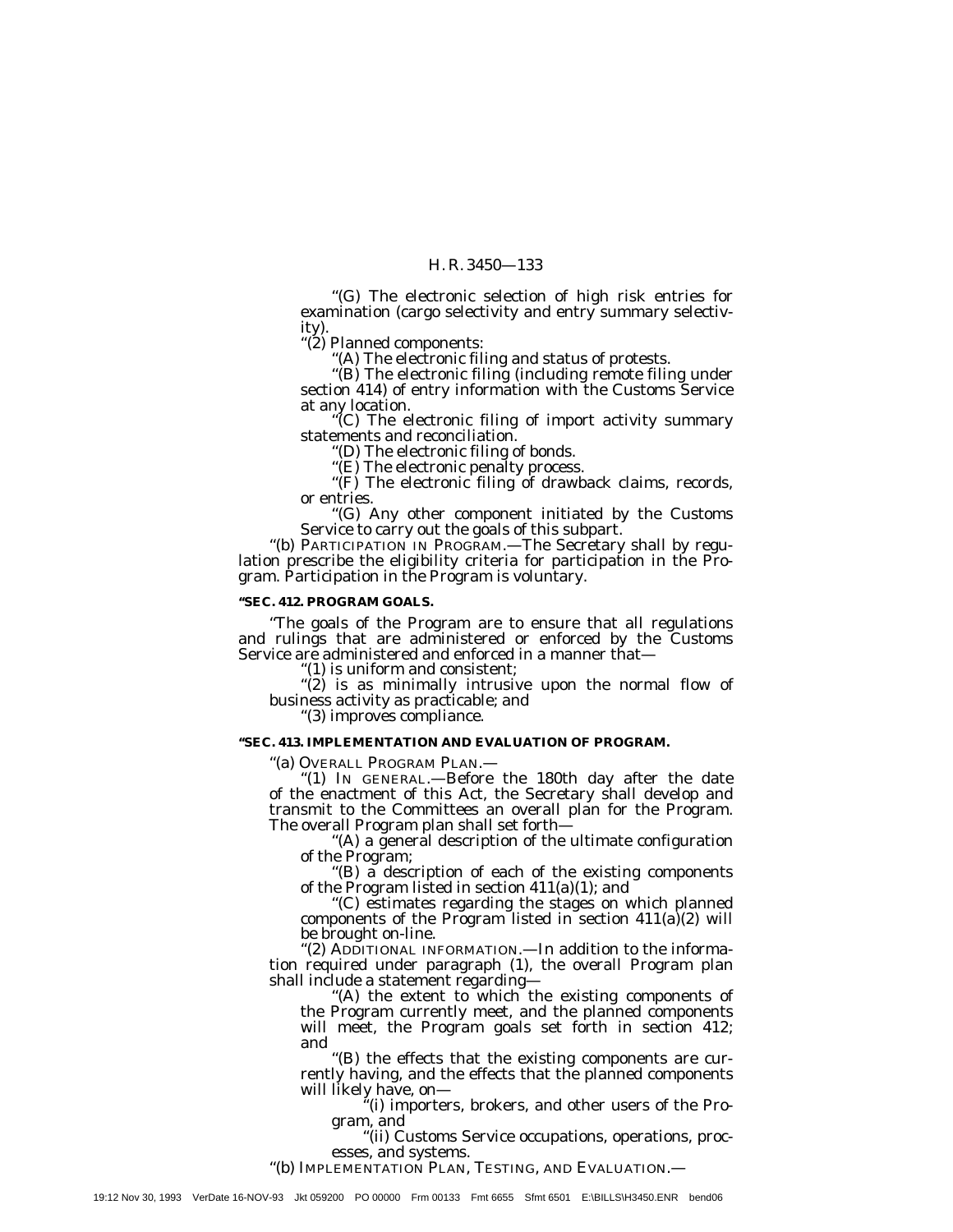"(G) The electronic selection of high risk entries for examination (cargo selectivity and entry summary selectivity).

"(2) Planned components:

"(A) The electronic filing and status of protests.

"(B) The electronic filing (including remote filing under section 414) of entry information with the Customs Service at any location.

"(C) The electronic filing of import activity summary statements and reconciliation.

"(D) The electronic filing of bonds.

"(E) The electronic penalty process.

"(F) The electronic filing of drawback claims, records, or entries.

"(G) Any other component initiated by the Customs Service to carry out the goals of this subpart.

"(b) PARTICIPATION IN PROGRAM.—The Secretary shall by regulation prescribe the eligibility criteria for participation in the Program. Participation in the Program is voluntary.

**"SEC. 412. PROGRAM GOALS.**

"The goals of the Program are to ensure that all regulations and rulings that are administered or enforced by the Customs Service are administered and enforced in a manner that—

"(1) is uniform and consistent;

"(2) is as minimally intrusive upon the normal flow of business activity as practicable; and

"(3) improves compliance.

**"SEC. 413. IMPLEMENTATION AND EVALUATION OF PROGRAM.**

"(a) OVERALL PROGRAM PLAN.—

"(1) IN GENERAL.—Before the 180th day after the date of the enactment of this Act, the Secretary shall develop and transmit to the Committees an overall plan for the Program. The overall Program plan shall set forth—

"(A) a general description of the ultimate configuration of the Program;

"(B) a description of each of the existing components of the Program listed in section 411(a)(1); and

"(C) estimates regarding the stages on which planned components of the Program listed in section 411(a)(2) will be brought on-line.

"(2) ADDITIONAL INFORMATION.—In addition to the information required under paragraph (1), the overall Program plan shall include a statement regarding—

"(A) the extent to which the existing components of the Program currently meet, and the planned components will meet, the Program goals set forth in section 412; and

"(B) the effects that the existing components are currently having, and the effects that the planned components will likely have, on—

"(i) importers, brokers, and other users of the Program, and

"(ii) Customs Service occupations, operations, processes, and systems.

"(b) IMPLEMENTATION PLAN, TESTING, AND EVALUATION.—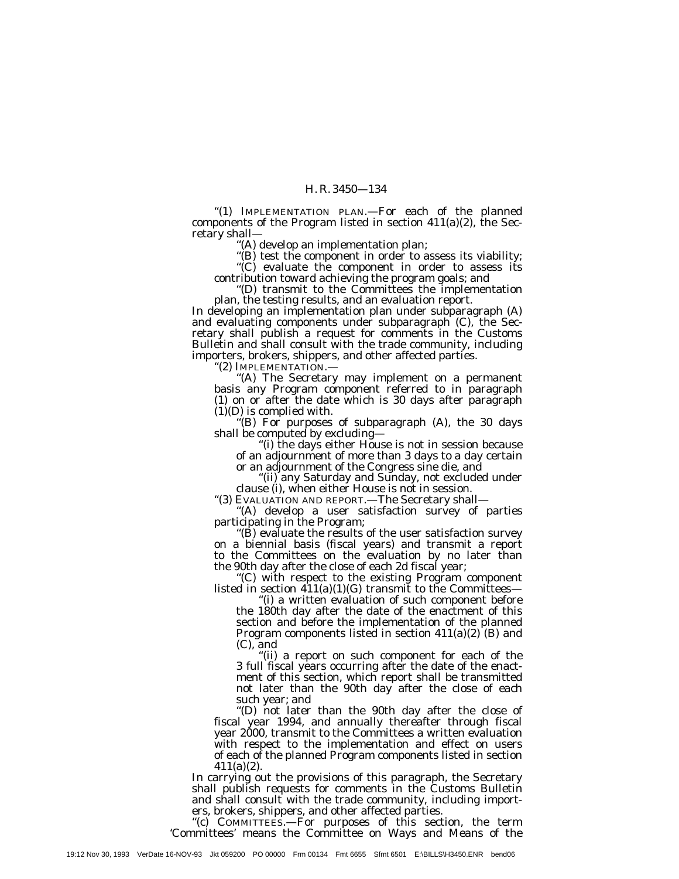"(1) IMPLEMENTATION PLAN.—For each of the planned components of the Program listed in section 411(a)(2), the Secretary shall—

"(A) develop an implementation plan;

"(B) test the component in order to assess its viability;

"(C) evaluate the component in order to assess its contribution toward achieving the program goals; and

"(D) transmit to the Committees the implementation plan, the testing results, and an evaluation report.

In developing an implementation plan under subparagraph (A) and evaluating components under subparagraph (C), the Secretary shall publish a request for comments in the Customs Bulletin and shall consult with the trade community, including importers, brokers, shippers, and other affected parties.

"(2) IMPLEMENTATION.—

"(A) The Secretary may implement on a permanent basis any Program component referred to in paragraph (1) on or after the date which is 30 days after paragraph (1)(D) is complied with.

"(B) For purposes of subparagraph (A), the 30 days shall be computed by excluding—

"(i) the days either House is not in session because of an adjournment of more than 3 days to a day certain or an adjournment of the Congress sine die, and

"(ii) any Saturday and Sunday, not excluded under clause (i), when either House is not in session.

"(3) EVALUATION AND REPORT.—The Secretary shall—

"(A) develop a user satisfaction survey of parties participating in the Program;

"(B) evaluate the results of the user satisfaction survey on a biennial basis (fiscal years) and transmit a report to the Committees on the evaluation by no later than the 90th day after the close of each 2d fiscal year;

"(C) with respect to the existing Program component listed in section 411(a)(1)(G) transmit to the Committees—

"(i) a written evaluation of such component before the 180th day after the date of the enactment of this section and before the implementation of the planned Program components listed in section 411(a)(2) (B) and (C), and

"(ii) a report on such component for each of the 3 full fiscal years occurring after the date of the enactment of this section, which report shall be transmitted not later than the 90th day after the close of each such year; and

"(D) not later than the 90th day after the close of fiscal year 1994, and annually thereafter through fiscal year 2000, transmit to the Committees a written evaluation with respect to the implementation and effect on users of each of the planned Program components listed in section 411(a)(2).

In carrying out the provisions of this paragraph, the Secretary shall publish requests for comments in the Customs Bulletin and shall consult with the trade community, including importers, brokers, shippers, and other affected parties.

"(c) COMMITTEES.—For purposes of this section, the term 'Committees' means the Committee on Ways and Means of the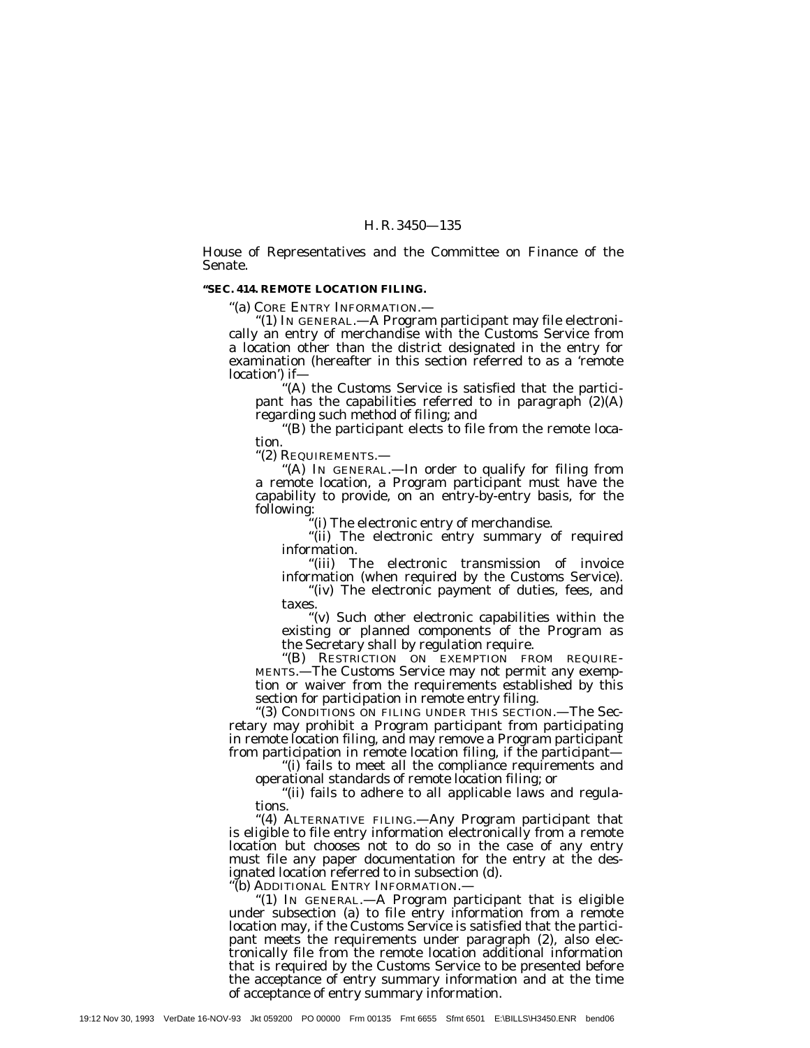House of Representatives and the Committee on Finance of the Senate.

**"SEC. 414. REMOTE LOCATION FILING.**

"(a) CORE ENTRY INFORMATION.—

"(1) IN GENERAL.—A Program participant may file electronically an entry of merchandise with the Customs Service from a location other than the district designated in the entry for examination (hereafter in this section referred to as a 'remote location') if—

"(A) the Customs Service is satisfied that the participant has the capabilities referred to in paragraph (2)(A) regarding such method of filing; and

"(B) the participant elects to file from the remote location.

"(2) REQUIREMENTS.—

"(A) IN GENERAL.—In order to qualify for filing from a remote location, a Program participant must have the capability to provide, on an entry-by-entry basis, for the following:

"(i) The electronic entry of merchandise.

"(ii) The electronic entry summary of required information.

"(iii) The electronic transmission of invoice information (when required by the Customs Service).

"(iv) The electronic payment of duties, fees, and taxes.

"(v) Such other electronic capabilities within the existing or planned components of the Program as the Secretary shall by regulation require.

"(B) RESTRICTION ON EXEMPTION FROM REQUIREMENTS.—The Customs Service may not permit any exemption or waiver from the requirements established by this section for participation in remote entry filing.

"(3) CONDITIONS ON FILING UNDER THIS SECTION.—The Secretary may prohibit a Program participant from participating in remote location filing, and may remove a Program participant from participation in remote location filing, if the participant—

"(i) fails to meet all the compliance requirements and operational standards of remote location filing; or

"(ii) fails to adhere to all applicable laws and regulations.

"(4) ALTERNATIVE FILING.—Any Program participant that is eligible to file entry information electronically from a remote location but chooses not to do so in the case of any entry must file any paper documentation for the entry at the designated location referred to in subsection (d).

"(b) ADDITIONAL ENTRY INFORMATION.—

"(1) IN GENERAL.—A Program participant that is eligible under subsection (a) to file entry information from a remote location may, if the Customs Service is satisfied that the participant meets the requirements under paragraph (2), also electronically file from the remote location additional information that is required by the Customs Service to be presented before the acceptance of entry summary information and at the time of acceptance of entry summary information.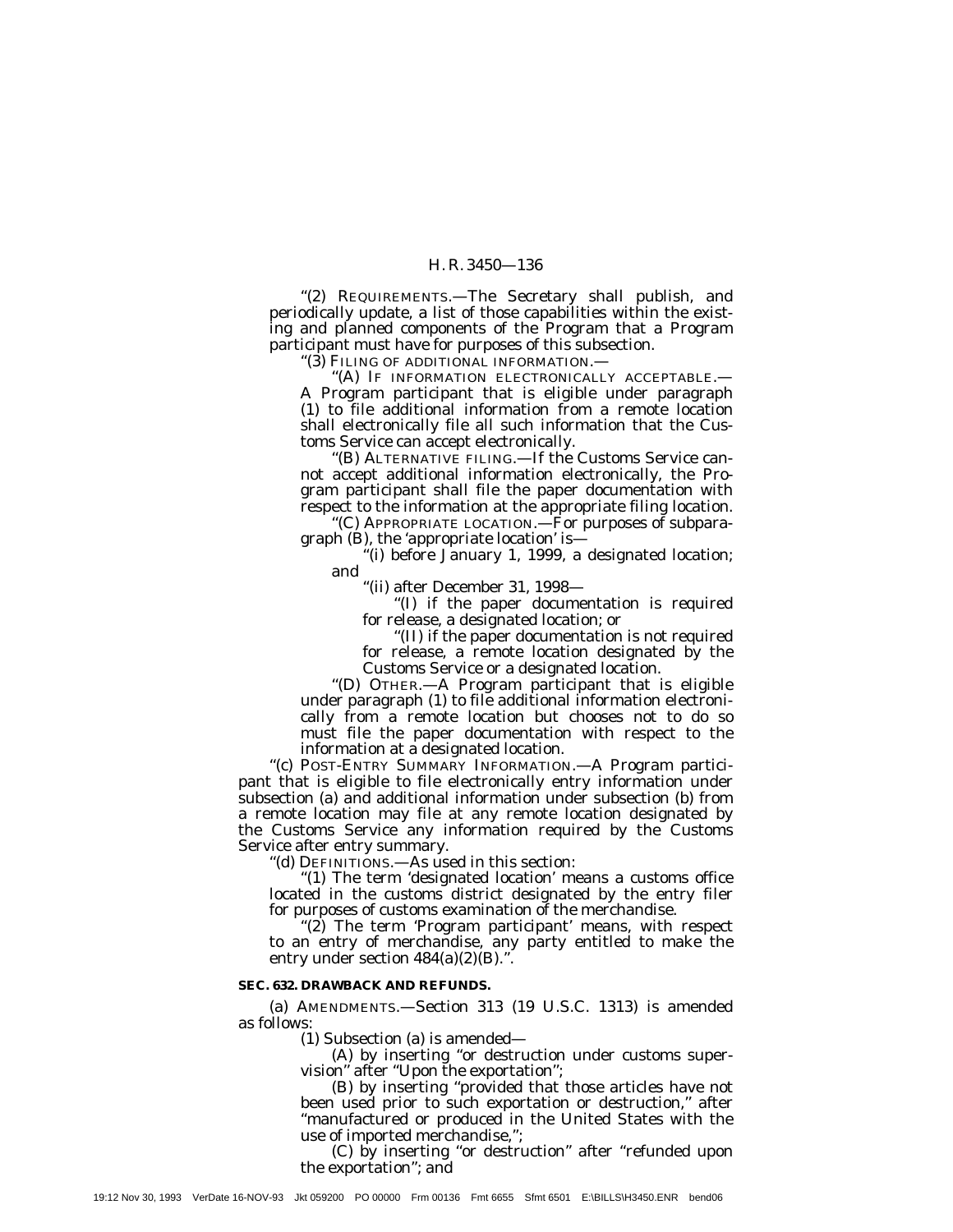"(2) REQUIREMENTS.—The Secretary shall publish, and periodically update, a list of those capabilities within the existing and planned components of the Program that a Program participant must have for purposes of this subsection.

"(3) FILING OF ADDITIONAL INFORMATION.—

"(A) IF INFORMATION ELECTRONICALLY ACCEPTABLE.—A Program participant that is eligible under paragraph (1) to file additional information from a remote location shall electronically file all such information that the Customs Service can accept electronically.

"(B) ALTERNATIVE FILING.—If the Customs Service cannot accept additional information electronically, the Program participant shall file the paper documentation with respect to the information at the appropriate filing location.

"(C) APPROPRIATE LOCATION.—For purposes of subparagraph (B), the 'appropriate location' is—

"(i) before January 1, 1999, a designated location; and

"(ii) after December 31, 1998—

"(I) if the paper documentation is required for release, a designated location; or

"(II) if the paper documentation is not required for release, a remote location designated by the Customs Service or a designated location.

"(D) OTHER.—A Program participant that is eligible under paragraph (1) to file additional information electronically from a remote location but chooses not to do so must file the paper documentation with respect to the information at a designated location.

"(c) POST-ENTRY SUMMARY INFORMATION.—A Program participant that is eligible to file electronically entry information under subsection (a) and additional information under subsection (b) from a remote location may file at any remote location designated by the Customs Service any information required by the Customs Service after entry summary.

"(d) DEFINITIONS.—As used in this section:

"(1) The term 'designated location' means a customs office located in the customs district designated by the entry filer for purposes of customs examination of the merchandise.

"(2) The term 'Program participant' means, with respect to an entry of merchandise, any party entitled to make the entry under section 484(a)(2)(B).".

**SEC. 632. DRAWBACK AND REFUNDS.**

(a) AMENDMENTS.—Section 313 (19 U.S.C. 1313) is amended as follows:

(1) Subsection (a) is amended—

(A) by inserting "or destruction under customs supervision" after "Upon the exportation";

(B) by inserting "provided that those articles have not been used prior to such exportation or destruction," after "manufactured or produced in the United States with the use of imported merchandise,";

(C) by inserting "or destruction" after "refunded upon the exportation"; and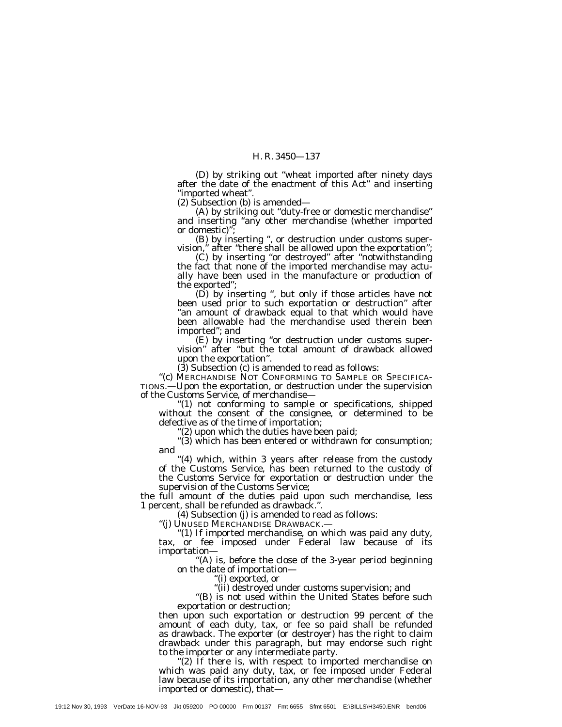(D) by striking out "wheat imported after ninety days after the date of the enactment of this Act" and inserting "imported wheat".

(2) Subsection (b) is amended—

(A) by striking out "duty-free or domestic merchandise" and inserting "any other merchandise (whether imported or domestic)";

(B) by inserting ", or destruction under customs supervision," after "there shall be allowed upon the exportation";

(C) by inserting "or destroyed" after "notwithstanding the fact that none of the imported merchandise may actually have been used in the manufacture or production of the exported";

(D) by inserting ", but only if those articles have not been used prior to such exportation or destruction" after "an amount of drawback equal to that which would have been allowable had the merchandise used therein been imported"; and

(E) by inserting "or destruction under customs supervision" after "but the total amount of drawback allowed upon the exportation".

(3) Subsection (c) is amended to read as follows:

"(c) MERCHANDISE NOT CONFORMING TO SAMPLE OR SPECIFICATIONS.—Upon the exportation, or destruction under the supervision of the Customs Service, of merchandise—

"(1) not conforming to sample or specifications, shipped without the consent of the consignee, or determined to be defective as of the time of importation;

"(2) upon which the duties have been paid;

"(3) which has been entered or withdrawn for consumption; and

"(4) which, within 3 years after release from the custody of the Customs Service, has been returned to the custody of the Customs Service for exportation or destruction under the supervision of the Customs Service;

the full amount of the duties paid upon such merchandise, less 1 percent, shall be refunded as drawback.".

(4) Subsection (j) is amended to read as follows:

"(j) UNUSED MERCHANDISE DRAWBACK.—

"(1) If imported merchandise, on which was paid any duty, tax, or fee imposed under Federal law because of its importation—

"(A) is, before the close of the 3-year period beginning on the date of importation—

"(i) exported, or

"(ii) destroyed under customs supervision; and

"(B) is not used within the United States before such exportation or destruction;

then upon such exportation or destruction 99 percent of the amount of each duty, tax, or fee so paid shall be refunded as drawback. The exporter (or destroyer) has the right to claim drawback under this paragraph, but may endorse such right to the importer or any intermediate party.

"(2) If there is, with respect to imported merchandise on which was paid any duty, tax, or fee imposed under Federal law because of its importation, any other merchandise (whether imported or domestic), that—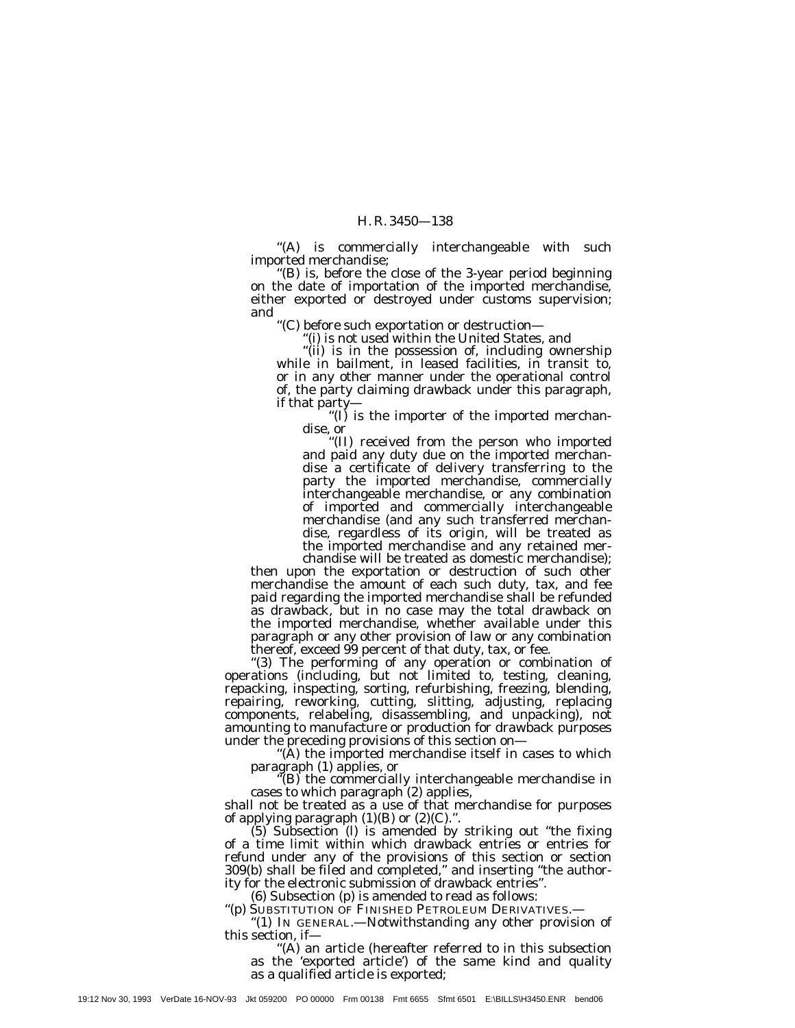"(A) is commercially interchangeable with such imported merchandise;

"(B) is, before the close of the 3-year period beginning on the date of importation of the imported merchandise, either exported or destroyed under customs supervision; and

"(C) before such exportation or destruction—

"(i) is not used within the United States, and

"(ii) is in the possession of, including ownership while in bailment, in leased facilities, in transit to, or in any other manner under the operational control of, the party claiming drawback under this paragraph, if that party—

"(I) is the importer of the imported merchandise, or

"(II) received from the person who imported and paid any duty due on the imported merchandise a certificate of delivery transferring to the party the imported merchandise, commercially interchangeable merchandise, or any combination of imported and commercially interchangeable merchandise (and any such transferred merchandise, regardless of its origin, will be treated as the imported merchandise and any retained merchandise will be treated as domestic merchandise);

then upon the exportation or destruction of such other merchandise the amount of each such duty, tax, and fee paid regarding the imported merchandise shall be refunded as drawback, but in no case may the total drawback on the imported merchandise, whether available under this paragraph or any other provision of law or any combination thereof, exceed 99 percent of that duty, tax, or fee.

"(3) The performing of any operation or combination of operations (including, but not limited to, testing, cleaning, repacking, inspecting, sorting, refurbishing, freezing, blending, repairing, reworking, cutting, slitting, adjusting, replacing components, relabeling, disassembling, and unpacking), not amounting to manufacture or production for drawback purposes under the preceding provisions of this section on—

"(A) the imported merchandise itself in cases to which paragraph (1) applies, or

"(B) the commercially interchangeable merchandise in cases to which paragraph (2) applies,

shall not be treated as a use of that merchandise for purposes of applying paragraph (1)(B) or (2)(C).".

(5) Subsection (l) is amended by striking out "the fixing of a time limit within which drawback entries or entries for refund under any of the provisions of this section or section 309(b) shall be filed and completed," and inserting "the authority for the electronic submission of drawback entries".

(6) Subsection (p) is amended to read as follows:

"(p) SUBSTITUTION OF FINISHED PETROLEUM DERIVATIVES.—

"(1) IN GENERAL.—Notwithstanding any other provision of this section, if—

"(A) an article (hereafter referred to in this subsection as the 'exported article') of the same kind and quality as a qualified article is exported;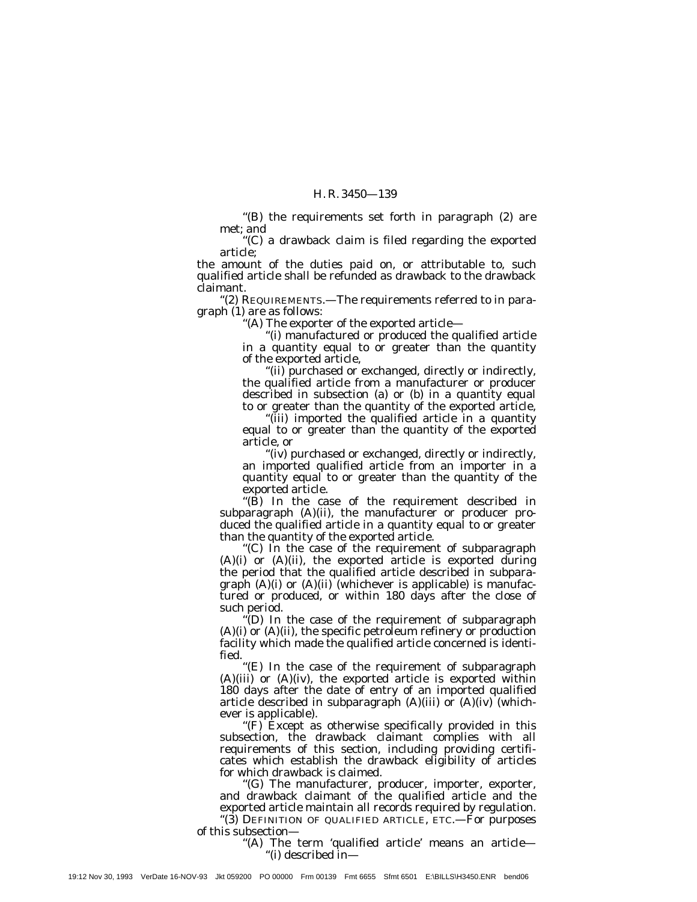"(B) the requirements set forth in paragraph (2) are met; and

"(C) a drawback claim is filed regarding the exported article;

the amount of the duties paid on, or attributable to, such qualified article shall be refunded as drawback to the drawback claimant.

"(2) REQUIREMENTS.—The requirements referred to in paragraph (1) are as follows:

"(A) The exporter of the exported article—

"(i) manufactured or produced the qualified article in a quantity equal to or greater than the quantity of the exported article,

"(ii) purchased or exchanged, directly or indirectly, the qualified article from a manufacturer or producer described in subsection (a) or (b) in a quantity equal to or greater than the quantity of the exported article,

"(iii) imported the qualified article in a quantity equal to or greater than the quantity of the exported article, or

"(iv) purchased or exchanged, directly or indirectly, an imported qualified article from an importer in a quantity equal to or greater than the quantity of the exported article.

"(B) In the case of the requirement described in subparagraph (A)(ii), the manufacturer or producer produced the qualified article in a quantity equal to or greater than the quantity of the exported article.

"(C) In the case of the requirement of subparagraph (A)(i) or (A)(ii), the exported article is exported during the period that the qualified article described in subparagraph (A)(i) or (A)(ii) (whichever is applicable) is manufactured or produced, or within 180 days after the close of such period.

"(D) In the case of the requirement of subparagraph (A)(i) or (A)(ii), the specific petroleum refinery or production facility which made the qualified article concerned is identified.

"(E) In the case of the requirement of subparagraph (A)(iii) or (A)(iv), the exported article is exported within 180 days after the date of entry of an imported qualified article described in subparagraph (A)(iii) or (A)(iv) (whichever is applicable).

"(F) Except as otherwise specifically provided in this subsection, the drawback claimant complies with all requirements of this section, including providing certificates which establish the drawback eligibility of articles for which drawback is claimed.

"(G) The manufacturer, producer, importer, exporter, and drawback claimant of the qualified article and the exported article maintain all records required by regulation.

"(3) DEFINITION OF QUALIFIED ARTICLE, ETC.—For purposes of this subsection—

"(A) The term 'qualified article' means an article—

"(i) described in—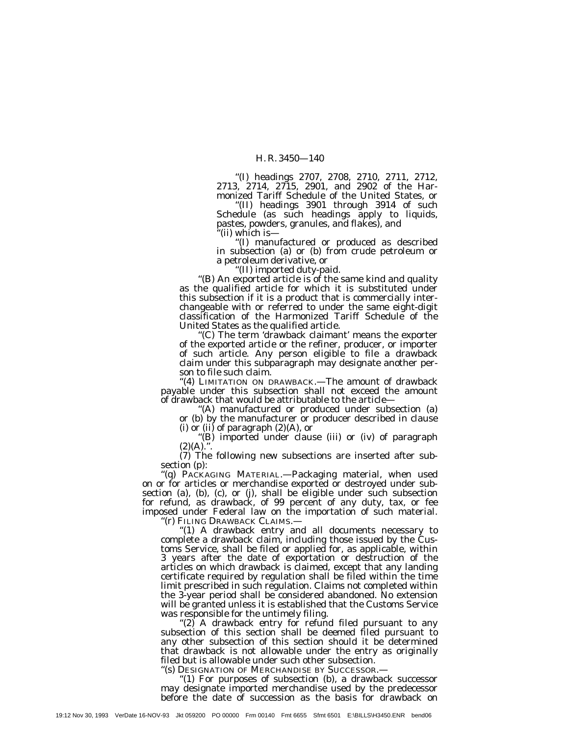"(I) headings 2707, 2708, 2710, 2711, 2712, 2713, 2714, 2715, 2901, and 2902 of the Harmonized Tariff Schedule of the United States, or

"(II) headings 3901 through 3914 of such Schedule (as such headings apply to liquids, pastes, powders, granules, and flakes), and

"(ii) which is—

"(I) manufactured or produced as described in subsection (a) or (b) from crude petroleum or a petroleum derivative, or

"(II) imported duty-paid.

"(B) An exported article is of the same kind and quality as the qualified article for which it is substituted under this subsection if it is a product that is commercially interchangeable with or referred to under the same eight-digit classification of the Harmonized Tariff Schedule of the United States as the qualified article.

"(C) The term 'drawback claimant' means the exporter of the exported article or the refiner, producer, or importer of such article. Any person eligible to file a drawback claim under this subparagraph may designate another person to file such claim.

"(4) LIMITATION ON DRAWBACK.—The amount of drawback payable under this subsection shall not exceed the amount of drawback that would be attributable to the article—

"(A) manufactured or produced under subsection (a) or (b) by the manufacturer or producer described in clause (i) or (ii) of paragraph (2)(A), or

"(B) imported under clause (iii) or (iv) of paragraph (2)(A).".

(7) The following new subsections are inserted after subsection (p):

"(q) PACKAGING MATERIAL.—Packaging material, when used on or for articles or merchandise exported or destroyed under subsection (a), (b), (c), or (j), shall be eligible under such subsection for refund, as drawback, of 99 percent of any duty, tax, or fee imposed under Federal law on the importation of such material.

"(r) FILING DRAWBACK CLAIMS.—

"(1) A drawback entry and all documents necessary to complete a drawback claim, including those issued by the Customs Service, shall be filed or applied for, as applicable, within 3 years after the date of exportation or destruction of the articles on which drawback is claimed, except that any landing certificate required by regulation shall be filed within the time limit prescribed in such regulation. Claims not completed within the 3-year period shall be considered abandoned. No extension will be granted unless it is established that the Customs Service was responsible for the untimely filing.

"(2) A drawback entry for refund filed pursuant to any subsection of this section shall be deemed filed pursuant to any other subsection of this section should it be determined that drawback is not allowable under the entry as originally filed but is allowable under such other subsection.

"(s) DESIGNATION OF MERCHANDISE BY SUCCESSOR.—

"(1) For purposes of subsection (b), a drawback successor may designate imported merchandise used by the predecessor before the date of succession as the basis for drawback on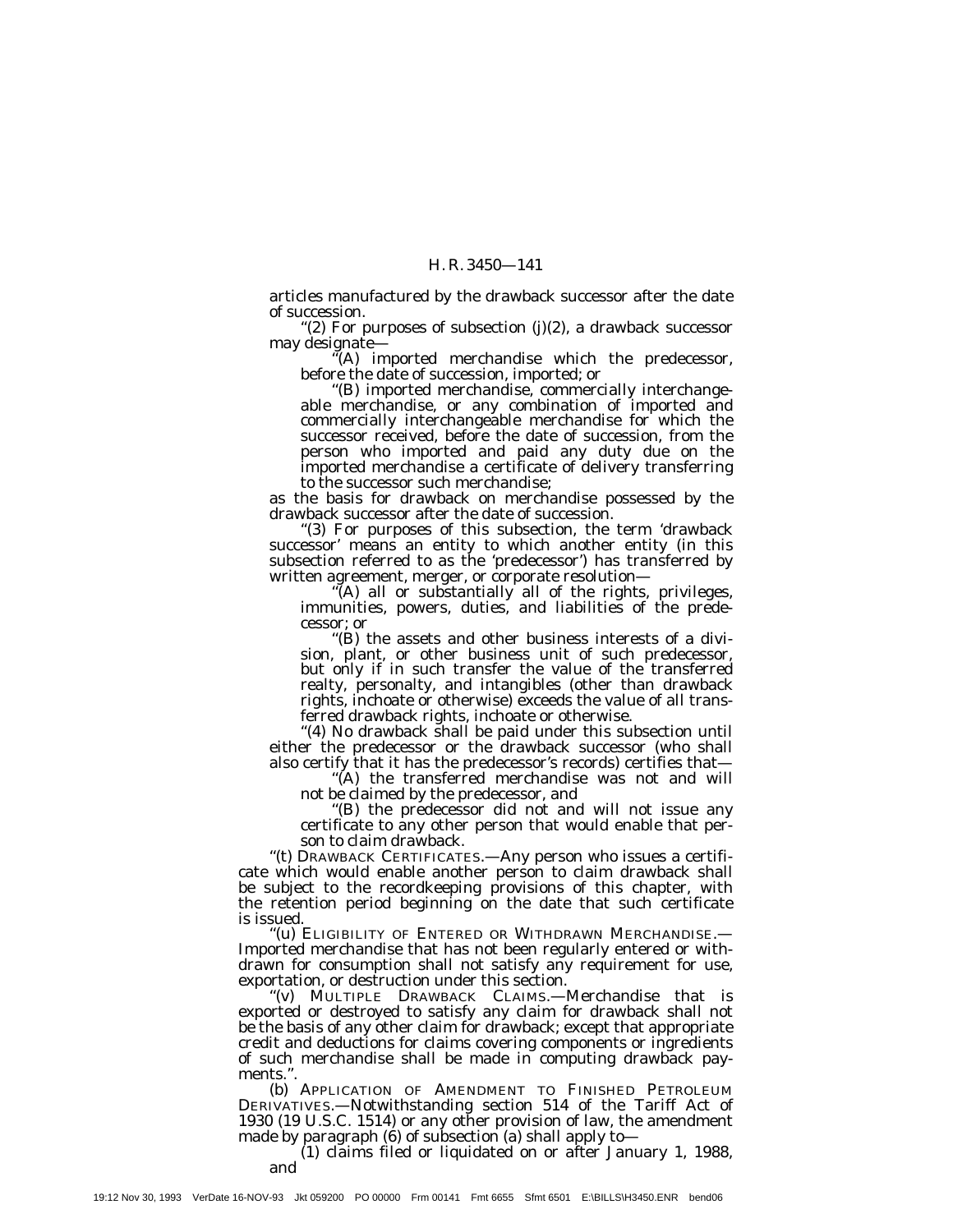articles manufactured by the drawback successor after the date of succession.

"(2) For purposes of subsection (j)(2), a drawback successor may designate—

"(A) imported merchandise which the predecessor, before the date of succession, imported; or

"(B) imported merchandise, commercially interchangeable merchandise, or any combination of imported and commercially interchangeable merchandise for which the successor received, before the date of succession, from the person who imported and paid any duty due on the imported merchandise a certificate of delivery transferring to the successor such merchandise;

as the basis for drawback on merchandise possessed by the drawback successor after the date of succession.

"(3) For purposes of this subsection, the term 'drawback successor' means an entity to which another entity (in this subsection referred to as the 'predecessor') has transferred by written agreement, merger, or corporate resolution—

"(A) all or substantially all of the rights, privileges, immunities, powers, duties, and liabilities of the predecessor; or

"(B) the assets and other business interests of a division, plant, or other business unit of such predecessor, but only if in such transfer the value of the transferred realty, personalty, and intangibles (other than drawback rights, inchoate or otherwise) exceeds the value of all transferred drawback rights, inchoate or otherwise.

"(4) No drawback shall be paid under this subsection until either the predecessor or the drawback successor (who shall also certify that it has the predecessor's records) certifies that—

"(A) the transferred merchandise was not and will not be claimed by the predecessor, and

"(B) the predecessor did not and will not issue any certificate to any other person that would enable that person to claim drawback.

"(t) DRAWBACK CERTIFICATES.—Any person who issues a certificate which would enable another person to claim drawback shall be subject to the recordkeeping provisions of this chapter, with the retention period beginning on the date that such certificate is issued.

"(u) ELIGIBILITY OF ENTERED OR WITHDRAWN MERCHANDISE.—Imported merchandise that has not been regularly entered or withdrawn for consumption shall not satisfy any requirement for use, exportation, or destruction under this section.

"(v) MULTIPLE DRAWBACK CLAIMS.—Merchandise that is exported or destroyed to satisfy any claim for drawback shall not be the basis of any other claim for drawback; except that appropriate credit and deductions for claims covering components or ingredients of such merchandise shall be made in computing drawback payments.".

(b) APPLICATION OF AMENDMENT TO FINISHED PETROLEUM DERIVATIVES.—Notwithstanding section 514 of the Tariff Act of 1930 (19 U.S.C. 1514) or any other provision of law, the amendment made by paragraph (6) of subsection (a) shall apply to—

(1) claims filed or liquidated on or after January 1, 1988, and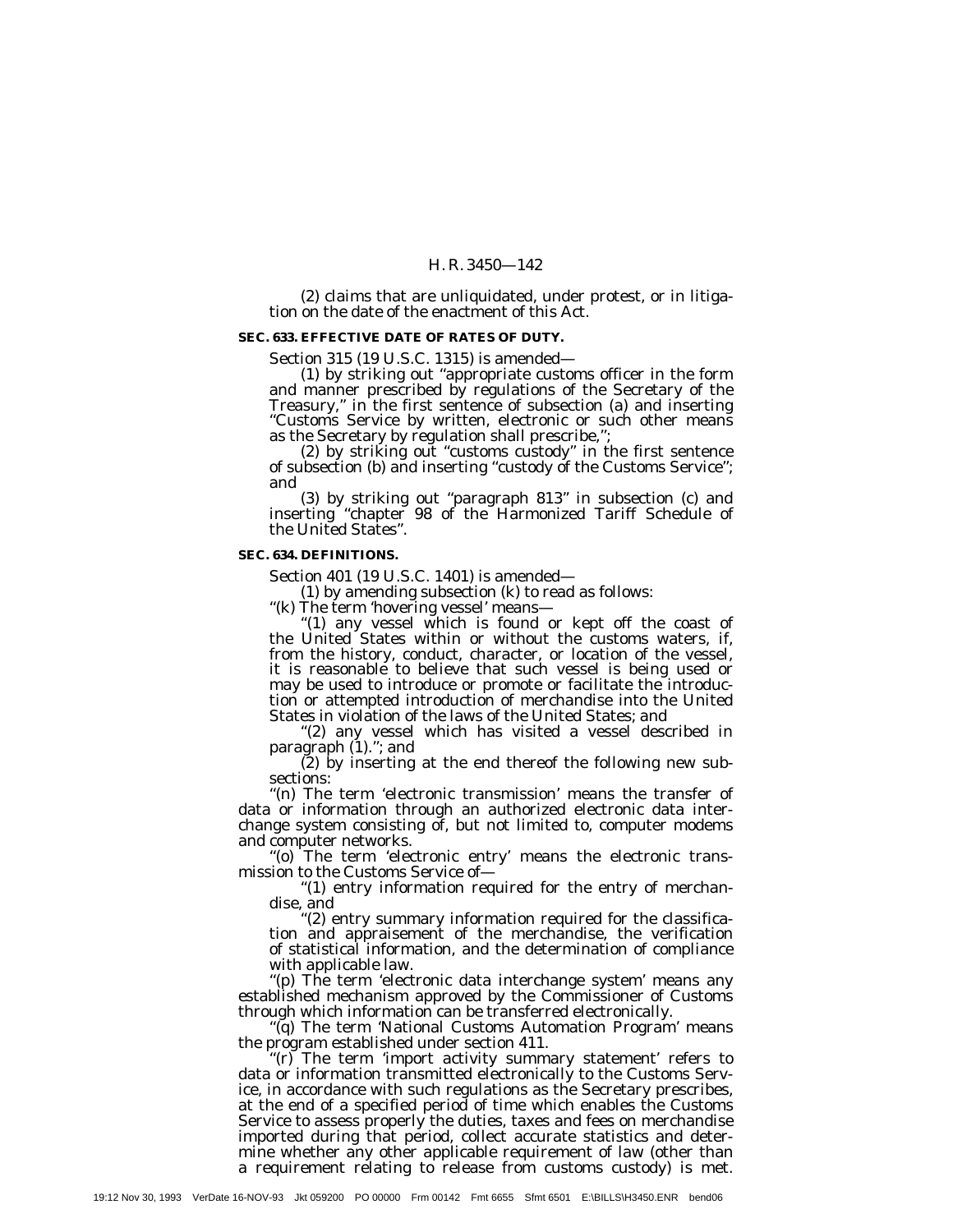(2) claims that are unliquidated, under protest, or in litigation on the date of the enactment of this Act.

**SEC. 633. EFFECTIVE DATE OF RATES OF DUTY.**

Section 315 (19 U.S.C. 1315) is amended—

(1) by striking out "appropriate customs officer in the form and manner prescribed by regulations of the Secretary of the Treasury," in the first sentence of subsection (a) and inserting "Customs Service by written, electronic or such other means as the Secretary by regulation shall prescribe,";

(2) by striking out "customs custody" in the first sentence of subsection (b) and inserting "custody of the Customs Service"; and

(3) by striking out "paragraph 813" in subsection (c) and inserting "chapter 98 of the Harmonized Tariff Schedule of the United States".

**SEC. 634. DEFINITIONS.**

Section 401 (19 U.S.C. 1401) is amended—

(1) by amending subsection (k) to read as follows:

"(k) The term 'hovering vessel' means—

"(1) any vessel which is found or kept off the coast of the United States within or without the customs waters, if, from the history, conduct, character, or location of the vessel, it is reasonable to believe that such vessel is being used or may be used to introduce or promote or facilitate the introduction or attempted introduction of merchandise into the United States in violation of the laws of the United States; and

"(2) any vessel which has visited a vessel described in paragraph (1)."; and

(2) by inserting at the end thereof the following new subsections:

"(n) The term 'electronic transmission' means the transfer of data or information through an authorized electronic data interchange system consisting of, but not limited to, computer modems and computer networks.

"(o) The term 'electronic entry' means the electronic transmission to the Customs Service of—

"(1) entry information required for the entry of merchandise, and

"(2) entry summary information required for the classification and appraisement of the merchandise, the verification of statistical information, and the determination of compliance with applicable law.

"(p) The term 'electronic data interchange system' means any established mechanism approved by the Commissioner of Customs through which information can be transferred electronically.

"(q) The term 'National Customs Automation Program' means the program established under section 411.

"(r) The term 'import activity summary statement' refers to data or information transmitted electronically to the Customs Service, in accordance with such regulations as the Secretary prescribes, at the end of a specified period of time which enables the Customs Service to assess properly the duties, taxes and fees on merchandise imported during that period, collect accurate statistics and determine whether any other applicable requirement of law (other than a requirement relating to release from customs custody) is met.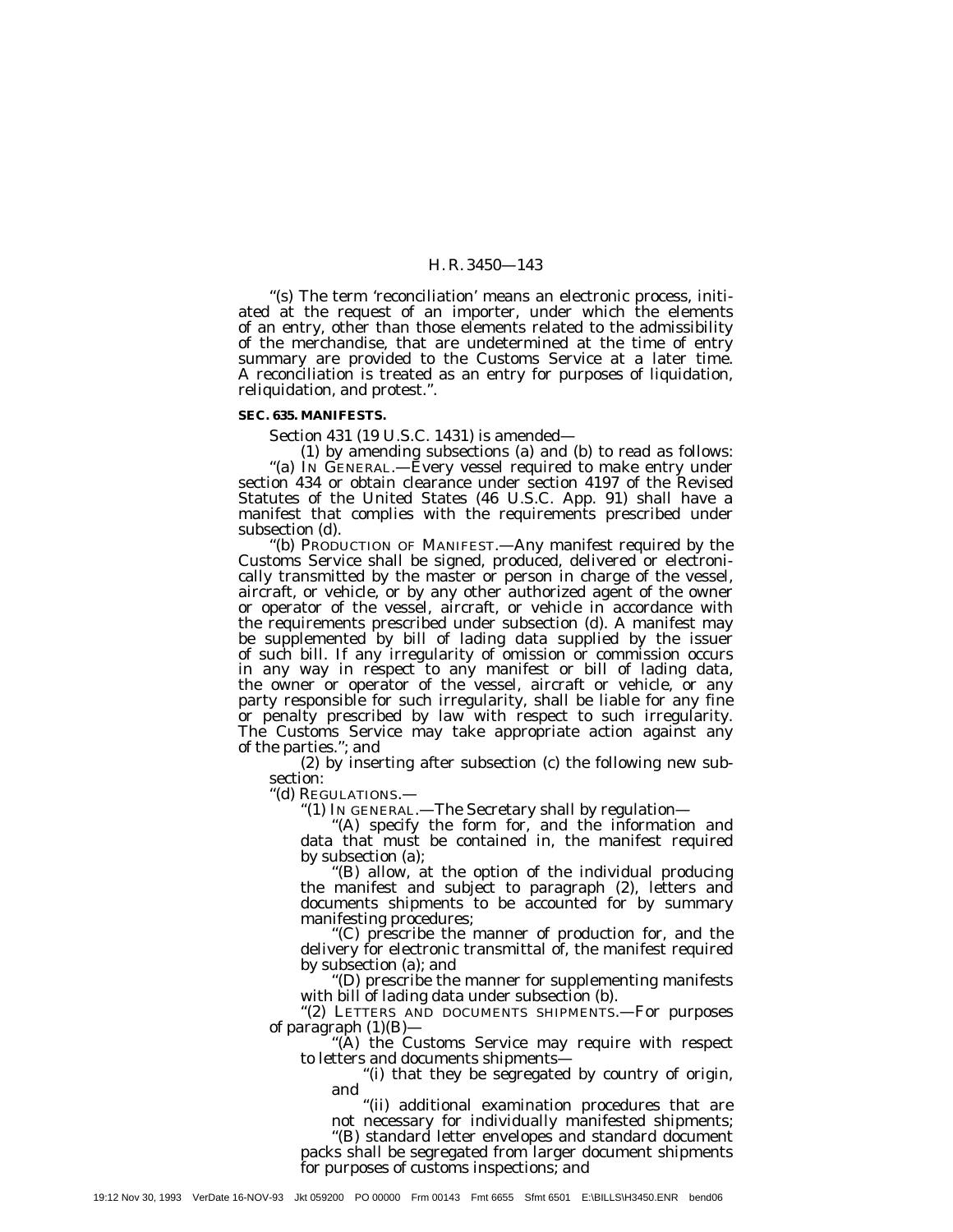''(s) The term 'reconciliation' means an electronic process, initiated at the request of an importer, under which the elements of an entry, other than those elements related to the admissibility of the merchandise, that are undetermined at the time of entry summary are provided to the Customs Service at a later time. A reconciliation is treated as an entry for purposes of liquidation, reliquidation, and protest.''.

**SEC. 635. MANIFESTS.**

Section 431 (19 U.S.C. 1431) is amended—

(1) by amending subsections (a) and (b) to read as follows:

''(a) IN GENERAL.—Every vessel required to make entry under section 434 or obtain clearance under section 4197 of the Revised Statutes of the United States (46 U.S.C. App. 91) shall have a manifest that complies with the requirements prescribed under subsection (d).

''(b) PRODUCTION OF MANIFEST.—Any manifest required by the Customs Service shall be signed, produced, delivered or electronically transmitted by the master or person in charge of the vessel, aircraft, or vehicle, or by any other authorized agent of the owner or operator of the vessel, aircraft, or vehicle in accordance with the requirements prescribed under subsection (d). A manifest may be supplemented by bill of lading data supplied by the issuer of such bill. If any irregularity of omission or commission occurs in any way in respect to any manifest or bill of lading data, the owner or operator of the vessel, aircraft or vehicle, or any party responsible for such irregularity, shall be liable for any fine or penalty prescribed by law with respect to such irregularity. The Customs Service may take appropriate action against any of the parties.''; and

(2) by inserting after subsection (c) the following new subsection:

''(d) REGULATIONS.—

''(1) IN GENERAL.—The Secretary shall by regulation—

''(A) specify the form for, and the information and data that must be contained in, the manifest required by subsection (a);

''(B) allow, at the option of the individual producing the manifest and subject to paragraph (2), letters and documents shipments to be accounted for by summary manifesting procedures;

''(C) prescribe the manner of production for, and the delivery for electronic transmittal of, the manifest required by subsection (a); and

''(D) prescribe the manner for supplementing manifests with bill of lading data under subsection (b).

''(2) LETTERS AND DOCUMENTS SHIPMENTS.—For purposes of paragraph (1)(B)—

''(A) the Customs Service may require with respect to letters and documents shipments—

''(i) that they be segregated by country of origin, and

''(ii) additional examination procedures that are not necessary for individually manifested shipments;

''(B) standard letter envelopes and standard document packs shall be segregated from larger document shipments for purposes of customs inspections; and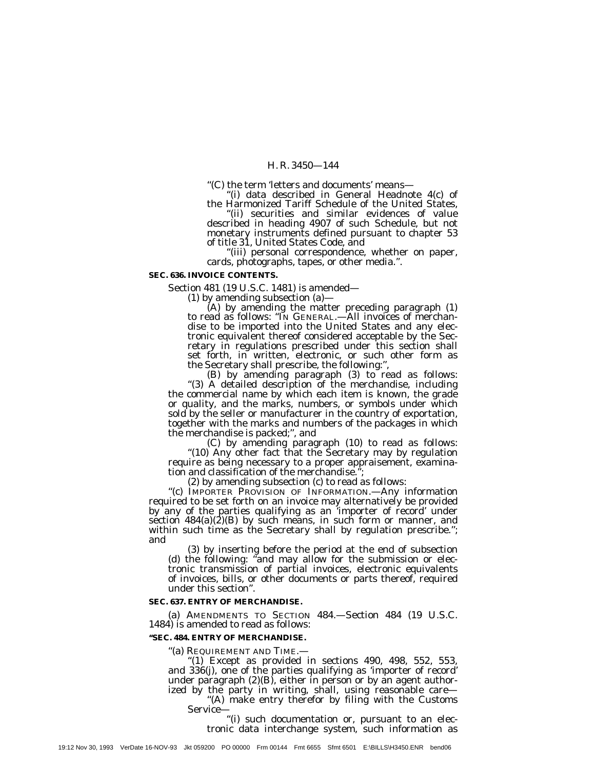"(C) the term 'letters and documents' means—

"(i) data described in General Headnote 4(c) of the Harmonized Tariff Schedule of the United States,

"(ii) securities and similar evidences of value described in heading 4907 of such Schedule, but not monetary instruments defined pursuant to chapter 53 of title 31, United States Code, and

"(iii) personal correspondence, whether on paper, cards, photographs, tapes, or other media.".

**SEC. 636. INVOICE CONTENTS.**

Section 481 (19 U.S.C. 1481) is amended—

(1) by amending subsection (a)—

(A) by amending the matter preceding paragraph (1) to read as follows: "IN GENERAL.—All invoices of merchandise to be imported into the United States and any electronic equivalent thereof considered acceptable by the Secretary in regulations prescribed under this section shall set forth, in written, electronic, or such other form as the Secretary shall prescribe, the following:",

(B) by amending paragraph (3) to read as follows:

"(3) A detailed description of the merchandise, including the commercial name by which each item is known, the grade or quality, and the marks, numbers, or symbols under which sold by the seller or manufacturer in the country of exportation, together with the marks and numbers of the packages in which the merchandise is packed;", and

(C) by amending paragraph (10) to read as follows:

"(10) Any other fact that the Secretary may by regulation require as being necessary to a proper appraisement, examination and classification of the merchandise.";

(2) by amending subsection (c) to read as follows:

"(c) IMPORTER PROVISION OF INFORMATION.—Any information required to be set forth on an invoice may alternatively be provided by any of the parties qualifying as an 'importer of record' under section 484(a)(2)(B) by such means, in such form or manner, and within such time as the Secretary shall by regulation prescribe."; and

(3) by inserting before the period at the end of subsection (d) the following: "and may allow for the submission or electronic transmission of partial invoices, electronic equivalents of invoices, bills, or other documents or parts thereof, required under this section".

**SEC. 637. ENTRY OF MERCHANDISE.**

(a) AMENDMENTS TO SECTION 484.—Section 484 (19 U.S.C. 1484) is amended to read as follows:

**"SEC. 484. ENTRY OF MERCHANDISE.**

"(a) REQUIREMENT AND TIME.—

"(1) Except as provided in sections 490, 498, 552, 553, and 336(j), one of the parties qualifying as 'importer of record' under paragraph (2)(B), either in person or by an agent authorized by the party in writing, shall, using reasonable care—

"(A) make entry therefor by filing with the Customs Service—

"(i) such documentation or, pursuant to an electronic data interchange system, such information as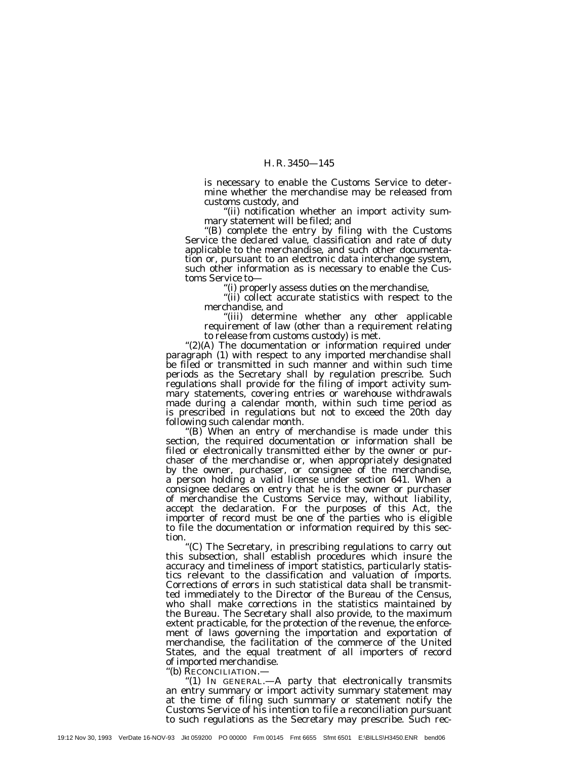is necessary to enable the Customs Service to determine whether the merchandise may be released from customs custody, and

"(ii) notification whether an import activity summary statement will be filed; and

"(B) complete the entry by filing with the Customs Service the declared value, classification and rate of duty applicable to the merchandise, and such other documentation or, pursuant to an electronic data interchange system, such other information as is necessary to enable the Customs Service to—

"(i) properly assess duties on the merchandise,

"(ii) collect accurate statistics with respect to the merchandise, and

"(iii) determine whether any other applicable requirement of law (other than a requirement relating to release from customs custody) is met.

"(2)(A) The documentation or information required under paragraph (1) with respect to any imported merchandise shall be filed or transmitted in such manner and within such time periods as the Secretary shall by regulation prescribe. Such regulations shall provide for the filing of import activity summary statements, covering entries or warehouse withdrawals made during a calendar month, within such time period as is prescribed in regulations but not to exceed the 20th day following such calendar month.

"(B) When an entry of merchandise is made under this section, the required documentation or information shall be filed or electronically transmitted either by the owner or purchaser of the merchandise or, when appropriately designated by the owner, purchaser, or consignee of the merchandise, a person holding a valid license under section 641. When a consignee declares on entry that he is the owner or purchaser of merchandise the Customs Service may, without liability, accept the declaration. For the purposes of this Act, the importer of record must be one of the parties who is eligible to file the documentation or information required by this section.

"(C) The Secretary, in prescribing regulations to carry out this subsection, shall establish procedures which insure the accuracy and timeliness of import statistics, particularly statistics relevant to the classification and valuation of imports. Corrections of errors in such statistical data shall be transmitted immediately to the Director of the Bureau of the Census, who shall make corrections in the statistics maintained by the Bureau. The Secretary shall also provide, to the maximum extent practicable, for the protection of the revenue, the enforcement of laws governing the importation and exportation of merchandise, the facilitation of the commerce of the United States, and the equal treatment of all importers of record of imported merchandise.

"(b) RECONCILIATION.—

"(1) IN GENERAL.—A party that electronically transmits an entry summary or import activity summary statement may at the time of filing such summary or statement notify the Customs Service of his intention to file a reconciliation pursuant to such regulations as the Secretary may prescribe. Such rec-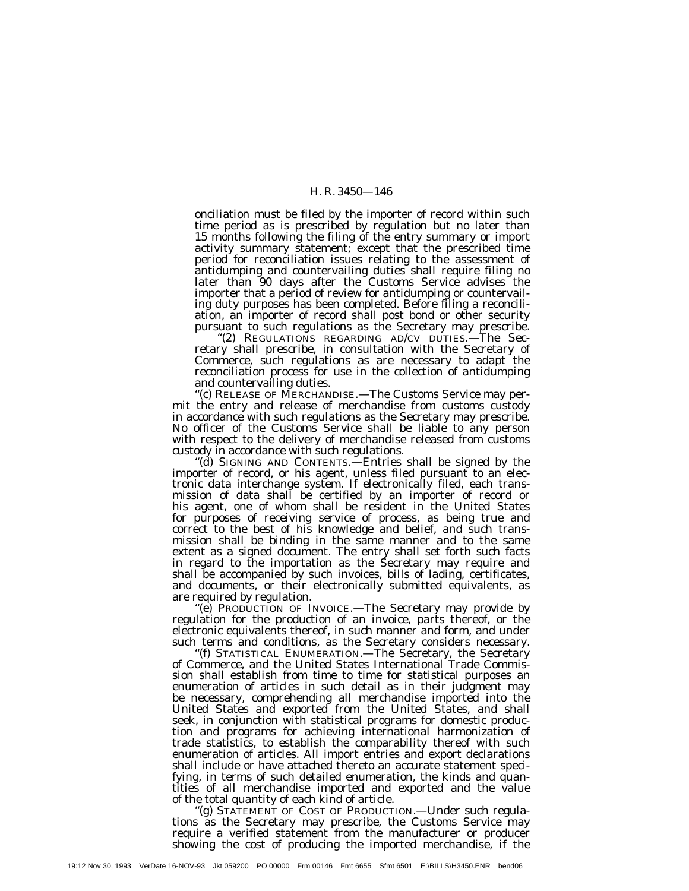onciliation must be filed by the importer of record within such time period as is prescribed by regulation but no later than 15 months following the filing of the entry summary or import activity summary statement; except that the prescribed time period for reconciliation issues relating to the assessment of antidumping and countervailing duties shall require filing no later than 90 days after the Customs Service advises the importer that a period of review for antidumping or countervailing duty purposes has been completed. Before filing a reconciliation, an importer of record shall post bond or other security pursuant to such regulations as the Secretary may prescribe.

''(2) REGULATIONS REGARDING AD/CV DUTIES.—The Secretary shall prescribe, in consultation with the Secretary of Commerce, such regulations as are necessary to adapt the reconciliation process for use in the collection of antidumping and countervailing duties.

''(c) RELEASE OF MERCHANDISE.—The Customs Service may permit the entry and release of merchandise from customs custody in accordance with such regulations as the Secretary may prescribe. No officer of the Customs Service shall be liable to any person with respect to the delivery of merchandise released from customs custody in accordance with such regulations.

''(d) SIGNING AND CONTENTS.—Entries shall be signed by the importer of record, or his agent, unless filed pursuant to an electronic data interchange system. If electronically filed, each transmission of data shall be certified by an importer of record or his agent, one of whom shall be resident in the United States for purposes of receiving service of process, as being true and correct to the best of his knowledge and belief, and such transmission shall be binding in the same manner and to the same extent as a signed document. The entry shall set forth such facts in regard to the importation as the Secretary may require and shall be accompanied by such invoices, bills of lading, certificates, and documents, or their electronically submitted equivalents, as are required by regulation.

''(e) PRODUCTION OF INVOICE.—The Secretary may provide by regulation for the production of an invoice, parts thereof, or the electronic equivalents thereof, in such manner and form, and under such terms and conditions, as the Secretary considers necessary.

''(f) STATISTICAL ENUMERATION.—The Secretary, the Secretary of Commerce, and the United States International Trade Commission shall establish from time to time for statistical purposes an enumeration of articles in such detail as in their judgment may be necessary, comprehending all merchandise imported into the United States and exported from the United States, and shall seek, in conjunction with statistical programs for domestic production and programs for achieving international harmonization of trade statistics, to establish the comparability thereof with such enumeration of articles. All import entries and export declarations shall include or have attached thereto an accurate statement specifying, in terms of such detailed enumeration, the kinds and quantities of all merchandise imported and exported and the value of the total quantity of each kind of article.

''(g) STATEMENT OF COST OF PRODUCTION.—Under such regulations as the Secretary may prescribe, the Customs Service may require a verified statement from the manufacturer or producer showing the cost of producing the imported merchandise, if the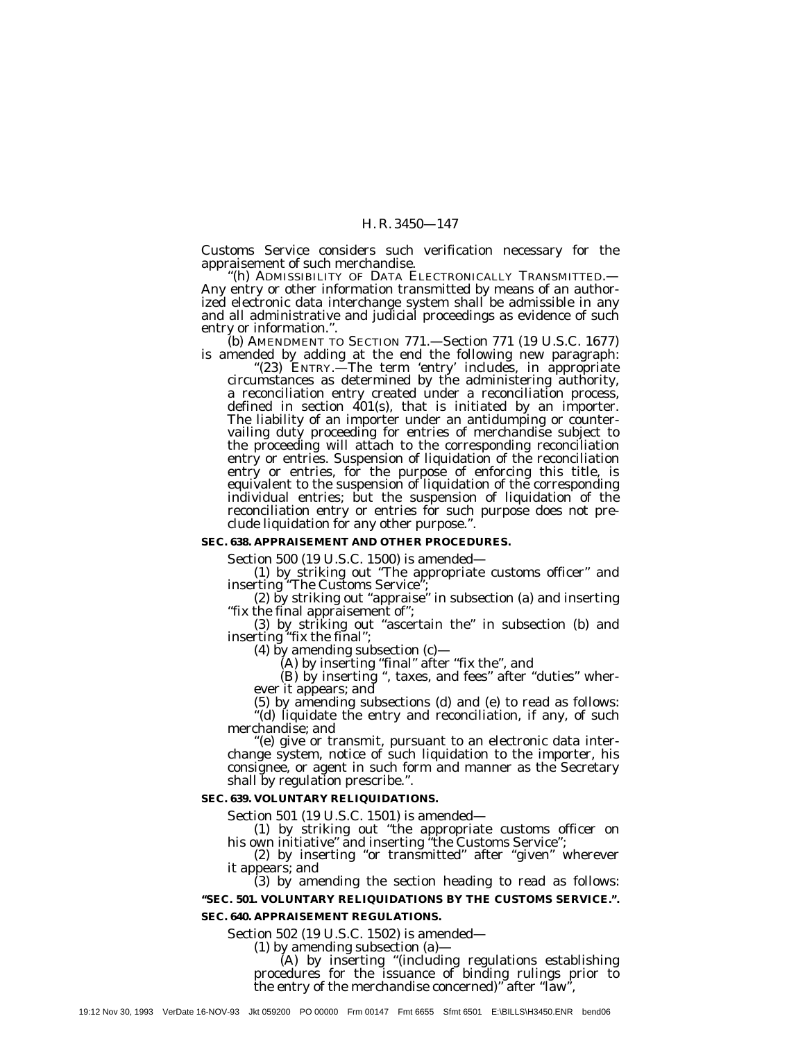Customs Service considers such verification necessary for the appraisement of such merchandise.

"(h) ADMISSIBILITY OF DATA ELECTRONICALLY TRANSMITTED.— Any entry or other information transmitted by means of an authorized electronic data interchange system shall be admissible in any and all administrative and judicial proceedings as evidence of such entry or information.".

(b) AMENDMENT TO SECTION 771.—Section 771 (19 U.S.C. 1677) is amended by adding at the end the following new paragraph:

"(23) ENTRY.—The term 'entry' includes, in appropriate circumstances as determined by the administering authority, a reconciliation entry created under a reconciliation process, defined in section 401(s), that is initiated by an importer. The liability of an importer under an antidumping or countervailing duty proceeding for entries of merchandise subject to the proceeding will attach to the corresponding reconciliation entry or entries. Suspension of liquidation of the reconciliation entry or entries, for the purpose of enforcing this title, is equivalent to the suspension of liquidation of the corresponding individual entries; but the suspension of liquidation of the reconciliation entry or entries for such purpose does not preclude liquidation for any other purpose.".

**SEC. 638. APPRAISEMENT AND OTHER PROCEDURES.**

Section 500 (19 U.S.C. 1500) is amended—

(1) by striking out "The appropriate customs officer" and inserting "The Customs Service";

(2) by striking out "appraise" in subsection (a) and inserting "fix the final appraisement of";

(3) by striking out "ascertain the" in subsection (b) and inserting "fix the final";

(4) by amending subsection (c)—

(A) by inserting "final" after "fix the", and

(B) by inserting ", taxes, and fees" after "duties" wherever it appears; and

(5) by amending subsections (d) and (e) to read as follows:

"(d) liquidate the entry and reconciliation, if any, of such merchandise; and

"(e) give or transmit, pursuant to an electronic data interchange system, notice of such liquidation to the importer, his consignee, or agent in such form and manner as the Secretary shall by regulation prescribe.".

**SEC. 639. VOLUNTARY RELIQUIDATIONS.**

Section 501 (19 U.S.C. 1501) is amended—

(1) by striking out "the appropriate customs officer on his own initiative" and inserting "the Customs Service";

(2) by inserting "or transmitted" after "given" wherever it appears; and

(3) by amending the section heading to read as follows:

**"SEC. 501. VOLUNTARY RELIQUIDATIONS BY THE CUSTOMS SERVICE.".**

**SEC. 640. APPRAISEMENT REGULATIONS.**

Section 502 (19 U.S.C. 1502) is amended—

(1) by amending subsection (a)—

(A) by inserting "(including regulations establishing procedures for the issuance of binding rulings prior to the entry of the merchandise concerned)" after "law",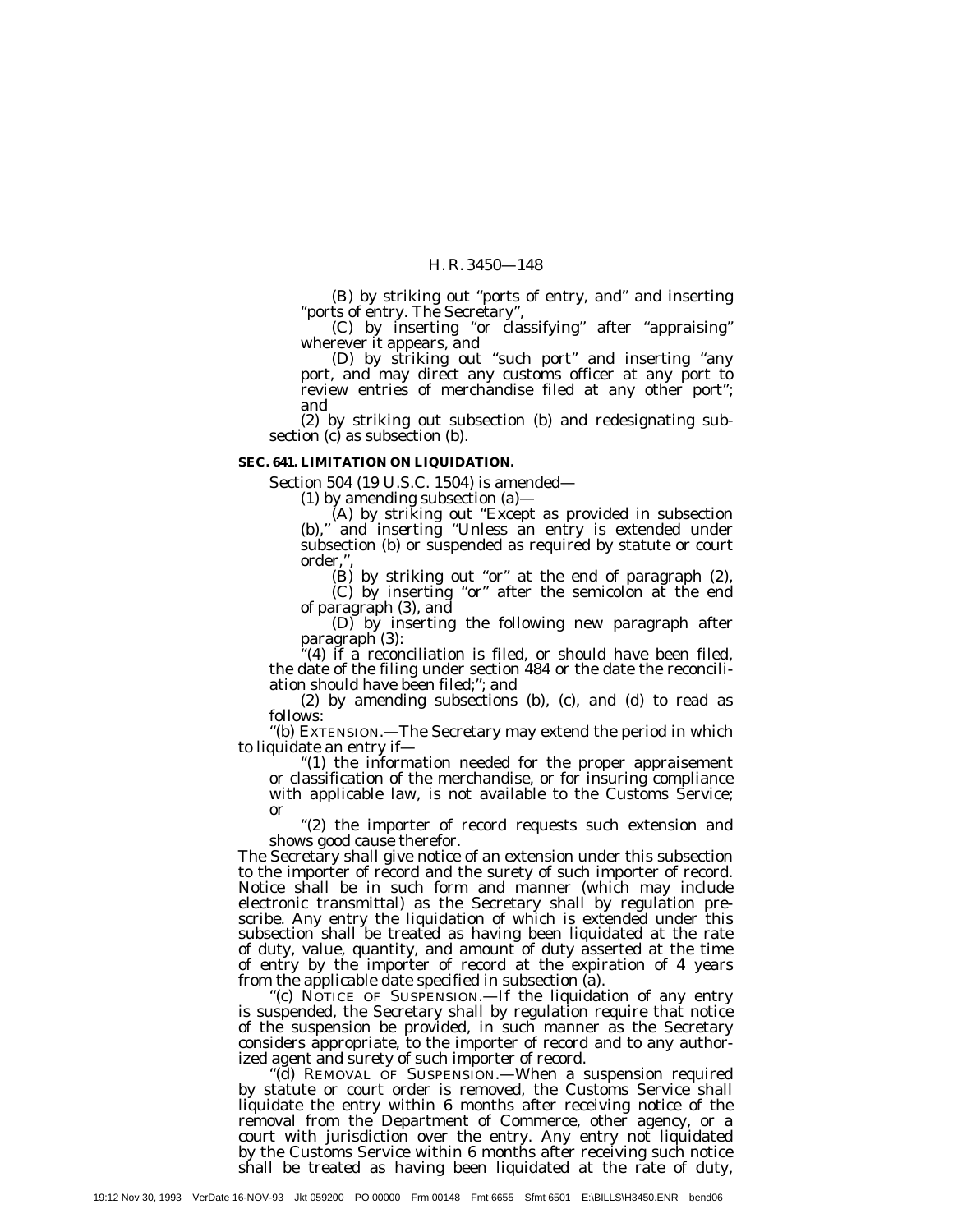(B) by striking out "ports of entry, and" and inserting "ports of entry. The Secretary",

(C) by inserting "or classifying" after "appraising" wherever it appears, and

(D) by striking out "such port" and inserting "any port, and may direct any customs officer at any port to review entries of merchandise filed at any other port"; and

(2) by striking out subsection (b) and redesignating subsection (c) as subsection (b).

**SEC. 641. LIMITATION ON LIQUIDATION.**

Section 504 (19 U.S.C. 1504) is amended—

(1) by amending subsection (a)—

(A) by striking out "Except as provided in subsection (b)," and inserting "Unless an entry is extended under subsection (b) or suspended as required by statute or court order,",

(B) by striking out "or" at the end of paragraph (2),

(C) by inserting "or" after the semicolon at the end of paragraph (3), and

(D) by inserting the following new paragraph after paragraph (3):

"(4) if a reconciliation is filed, or should have been filed, the date of the filing under section 484 or the date the reconciliation should have been filed;"; and

(2) by amending subsections (b), (c), and (d) to read as follows:

"(b) EXTENSION.—The Secretary may extend the period in which to liquidate an entry if—

"(1) the information needed for the proper appraisement or classification of the merchandise, or for insuring compliance with applicable law, is not available to the Customs Service; or

"(2) the importer of record requests such extension and shows good cause therefor.

The Secretary shall give notice of an extension under this subsection to the importer of record and the surety of such importer of record. Notice shall be in such form and manner (which may include electronic transmittal) as the Secretary shall by regulation prescribe. Any entry the liquidation of which is extended under this subsection shall be treated as having been liquidated at the rate of duty, value, quantity, and amount of duty asserted at the time of entry by the importer of record at the expiration of 4 years from the applicable date specified in subsection (a).

"(c) NOTICE OF SUSPENSION.—If the liquidation of any entry is suspended, the Secretary shall by regulation require that notice of the suspension be provided, in such manner as the Secretary considers appropriate, to the importer of record and to any authorized agent and surety of such importer of record.

"(d) REMOVAL OF SUSPENSION.—When a suspension required by statute or court order is removed, the Customs Service shall liquidate the entry within 6 months after receiving notice of the removal from the Department of Commerce, other agency, or a court with jurisdiction over the entry. Any entry not liquidated by the Customs Service within 6 months after receiving such notice shall be treated as having been liquidated at the rate of duty,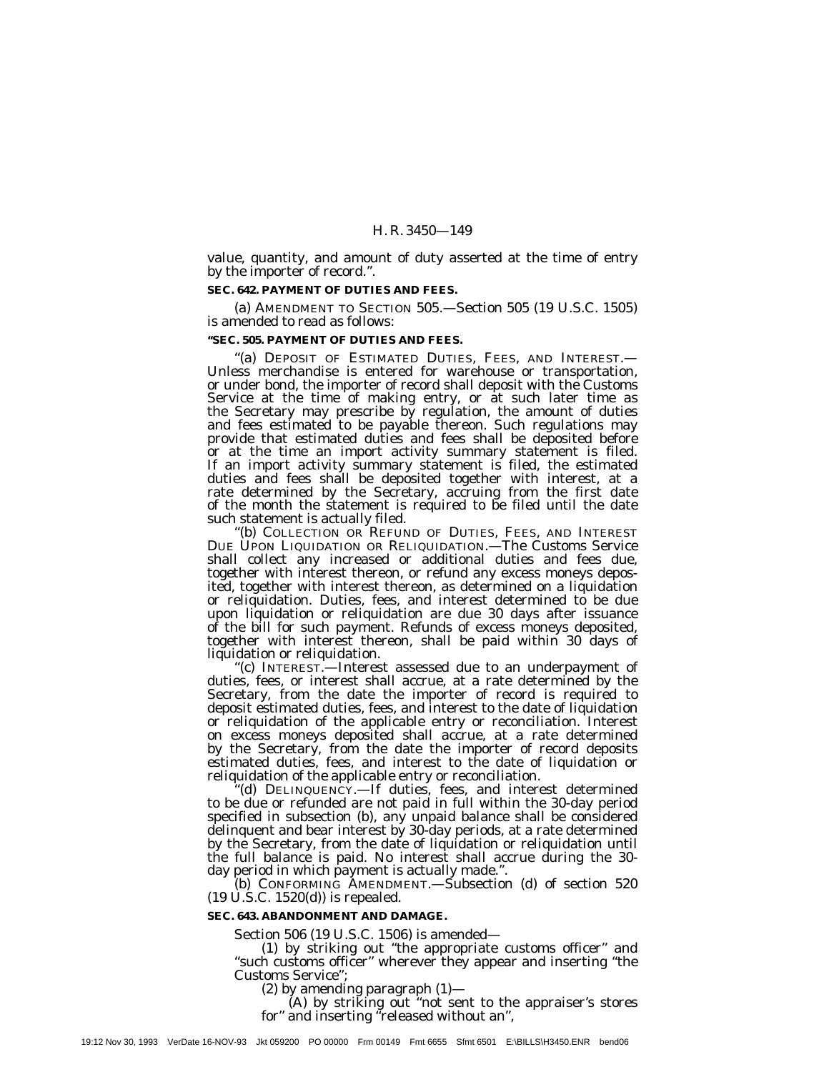value, quantity, and amount of duty asserted at the time of entry by the importer of record.''.

**SEC. 642. PAYMENT OF DUTIES AND FEES.**

(a) AMENDMENT TO SECTION 505.—Section 505 (19 U.S.C. 1505) is amended to read as follows:

**''SEC. 505. PAYMENT OF DUTIES AND FEES.**

''(a) DEPOSIT OF ESTIMATED DUTIES, FEES, AND INTEREST.—Unless merchandise is entered for warehouse or transportation, or under bond, the importer of record shall deposit with the Customs Service at the time of making entry, or at such later time as the Secretary may prescribe by regulation, the amount of duties and fees estimated to be payable thereon. Such regulations may provide that estimated duties and fees shall be deposited before or at the time an import activity summary statement is filed. If an import activity summary statement is filed, the estimated duties and fees shall be deposited together with interest, at a rate determined by the Secretary, accruing from the first date of the month the statement is required to be filed until the date such statement is actually filed.

''(b) COLLECTION OR REFUND OF DUTIES, FEES, AND INTEREST DUE UPON LIQUIDATION OR RELIQUIDATION.—The Customs Service shall collect any increased or additional duties and fees due, together with interest thereon, or refund any excess moneys deposited, together with interest thereon, as determined on a liquidation or reliquidation. Duties, fees, and interest determined to be due upon liquidation or reliquidation are due 30 days after issuance of the bill for such payment. Refunds of excess moneys deposited, together with interest thereon, shall be paid within 30 days of liquidation or reliquidation.

''(c) INTEREST.—Interest assessed due to an underpayment of duties, fees, or interest shall accrue, at a rate determined by the Secretary, from the date the importer of record is required to deposit estimated duties, fees, and interest to the date of liquidation or reliquidation of the applicable entry or reconciliation. Interest on excess moneys deposited shall accrue, at a rate determined by the Secretary, from the date the importer of record deposits estimated duties, fees, and interest to the date of liquidation or reliquidation of the applicable entry or reconciliation.

''(d) DELINQUENCY.—If duties, fees, and interest determined to be due or refunded are not paid in full within the 30-day period specified in subsection (b), any unpaid balance shall be considered delinquent and bear interest by 30-day periods, at a rate determined by the Secretary, from the date of liquidation or reliquidation until the full balance is paid. No interest shall accrue during the 30-day period in which payment is actually made.''.

(b) CONFORMING AMENDMENT.—Subsection (d) of section 520 (19 U.S.C. 1520(d)) is repealed.

**SEC. 643. ABANDONMENT AND DAMAGE.**

Section 506 (19 U.S.C. 1506) is amended—

(1) by striking out ''the appropriate customs officer'' and ''such customs officer'' wherever they appear and inserting ''the Customs Service'';

(2) by amending paragraph (1)—

(A) by striking out ''not sent to the appraiser's stores for'' and inserting ''released without an'',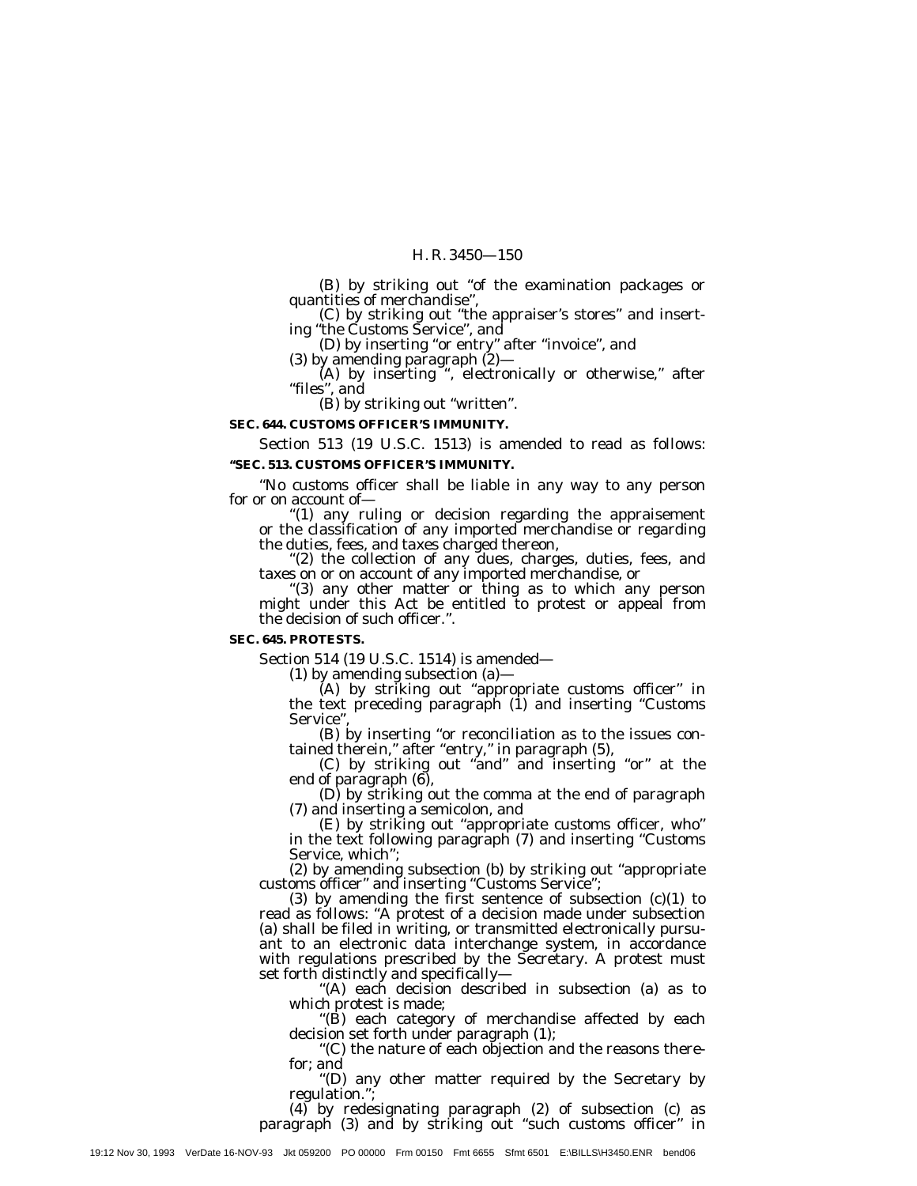(B) by striking out "of the examination packages or quantities of merchandise",

(C) by striking out "the appraiser's stores" and inserting "the Customs Service", and

(D) by inserting "or entry" after "invoice", and

(3) by amending paragraph (2)—

(A) by inserting ", electronically or otherwise," after "files", and

(B) by striking out "written".

**SEC. 644. CUSTOMS OFFICER'S IMMUNITY.**

Section 513 (19 U.S.C. 1513) is amended to read as follows:

**"SEC. 513. CUSTOMS OFFICER'S IMMUNITY.**

"No customs officer shall be liable in any way to any person for or on account of—

"(1) any ruling or decision regarding the appraisement or the classification of any imported merchandise or regarding the duties, fees, and taxes charged thereon,

"(2) the collection of any dues, charges, duties, fees, and taxes on or on account of any imported merchandise, or

"(3) any other matter or thing as to which any person might under this Act be entitled to protest or appeal from the decision of such officer.".

**SEC. 645. PROTESTS.**

Section 514 (19 U.S.C. 1514) is amended—

(1) by amending subsection (a)—

(A) by striking out "appropriate customs officer" in the text preceding paragraph (1) and inserting "Customs Service",

(B) by inserting "or reconciliation as to the issues contained therein," after "entry," in paragraph (5),

(C) by striking out "and" and inserting "or" at the end of paragraph (6),

(D) by striking out the comma at the end of paragraph (7) and inserting a semicolon, and

(E) by striking out "appropriate customs officer, who" in the text following paragraph (7) and inserting "Customs Service, which";

(2) by amending subsection (b) by striking out "appropriate customs officer" and inserting "Customs Service";

(3) by amending the first sentence of subsection (c)(1) to read as follows: "A protest of a decision made under subsection (a) shall be filed in writing, or transmitted electronically pursuant to an electronic data interchange system, in accordance with regulations prescribed by the Secretary. A protest must set forth distinctly and specifically—

"(A) each decision described in subsection (a) as to which protest is made;

"(B) each category of merchandise affected by each decision set forth under paragraph (1);

"(C) the nature of each objection and the reasons therefor; and

"(D) any other matter required by the Secretary by regulation.";

(4) by redesignating paragraph (2) of subsection (c) as paragraph (3) and by striking out "such customs officer" in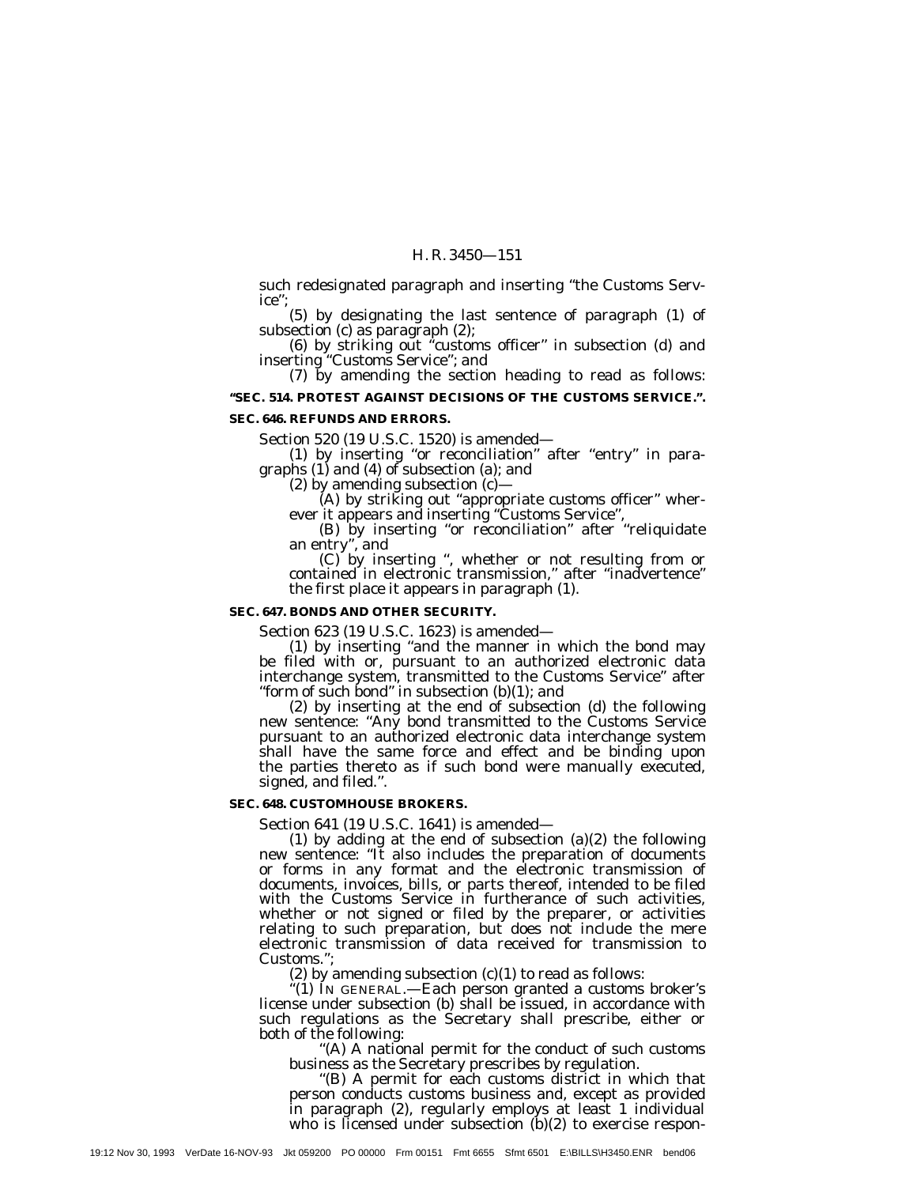such redesignated paragraph and inserting "the Customs Service";

(5) by designating the last sentence of paragraph (1) of subsection (c) as paragraph (2);

(6) by striking out "customs officer" in subsection (d) and inserting "Customs Service"; and

(7) by amending the section heading to read as follows:

**"SEC. 514. PROTEST AGAINST DECISIONS OF THE CUSTOMS SERVICE.".**

**SEC. 646. REFUNDS AND ERRORS.**

Section 520 (19 U.S.C. 1520) is amended—

(1) by inserting "or reconciliation" after "entry" in paragraphs (1) and (4) of subsection (a); and

(2) by amending subsection (c)—

(A) by striking out "appropriate customs officer" wherever it appears and inserting "Customs Service",

(B) by inserting "or reconciliation" after "reliquidate an entry", and

(C) by inserting ", whether or not resulting from or contained in electronic transmission," after "inadvertence" the first place it appears in paragraph (1).

**SEC. 647. BONDS AND OTHER SECURITY.**

Section 623 (19 U.S.C. 1623) is amended—

(1) by inserting "and the manner in which the bond may be filed with or, pursuant to an authorized electronic data interchange system, transmitted to the Customs Service" after "form of such bond" in subsection (b)(1); and

(2) by inserting at the end of subsection (d) the following new sentence: "Any bond transmitted to the Customs Service pursuant to an authorized electronic data interchange system shall have the same force and effect and be binding upon the parties thereto as if such bond were manually executed, signed, and filed.".

**SEC. 648. CUSTOMHOUSE BROKERS.**

Section 641 (19 U.S.C. 1641) is amended—

(1) by adding at the end of subsection (a)(2) the following new sentence: "It also includes the preparation of documents or forms in any format and the electronic transmission of documents, invoices, bills, or parts thereof, intended to be filed with the Customs Service in furtherance of such activities, whether or not signed or filed by the preparer, or activities relating to such preparation, but does not include the mere electronic transmission of data received for transmission to Customs.";

(2) by amending subsection (c)(1) to read as follows:

"(1) IN GENERAL.—Each person granted a customs broker's license under subsection (b) shall be issued, in accordance with such regulations as the Secretary shall prescribe, either or both of the following:

"(A) A national permit for the conduct of such customs business as the Secretary prescribes by regulation.

"(B) A permit for each customs district in which that person conducts customs business and, except as provided in paragraph (2), regularly employs at least 1 individual who is licensed under subsection (b)(2) to exercise respon-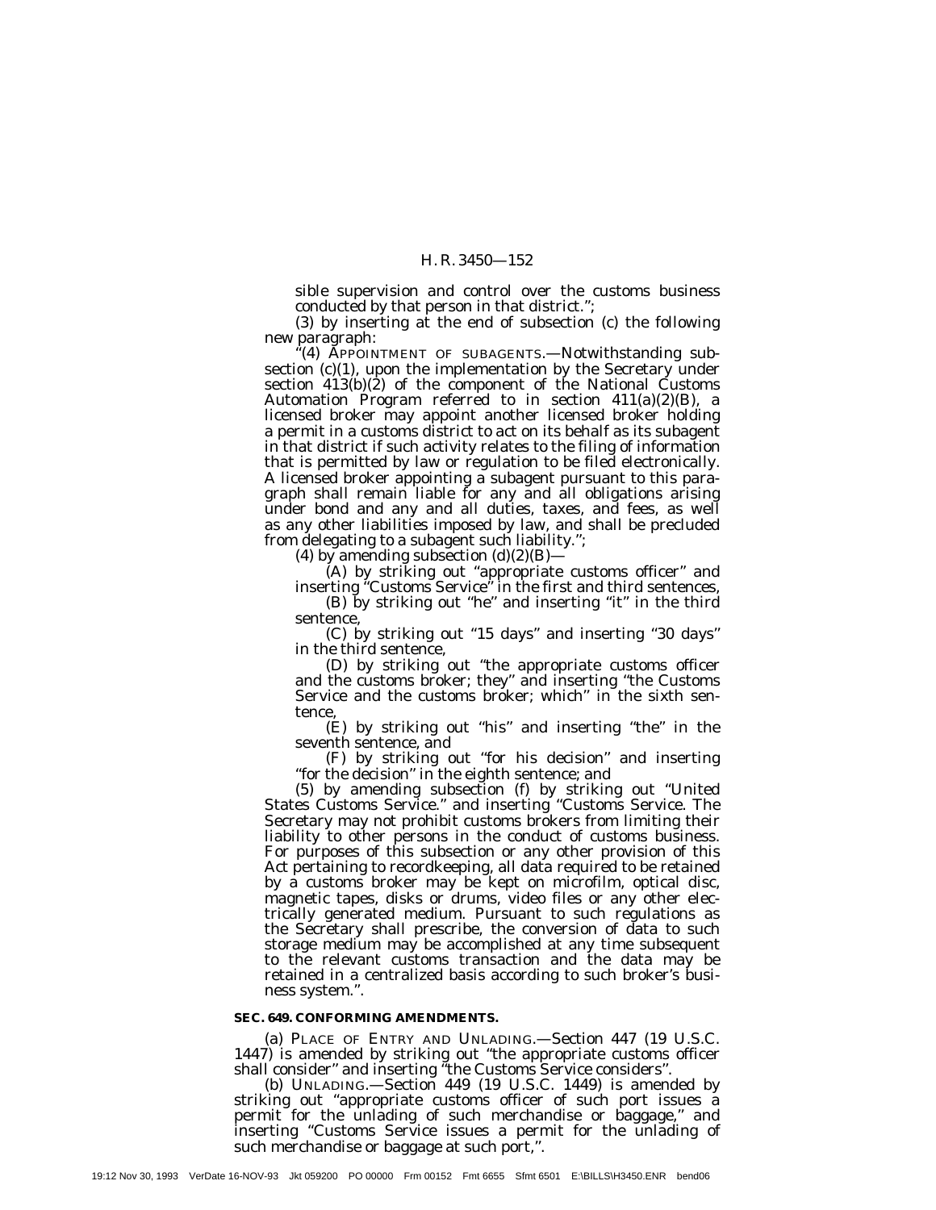sible supervision and control over the customs business conducted by that person in that district.";

(3) by inserting at the end of subsection (c) the following new paragraph:

"(4) APPOINTMENT OF SUBAGENTS.—Notwithstanding subsection (c)(1), upon the implementation by the Secretary under section 413(b)(2) of the component of the National Customs Automation Program referred to in section 411(a)(2)(B), a licensed broker may appoint another licensed broker holding a permit in a customs district to act on its behalf as its subagent in that district if such activity relates to the filing of information that is permitted by law or regulation to be filed electronically. A licensed broker appointing a subagent pursuant to this paragraph shall remain liable for any and all obligations arising under bond and any and all duties, taxes, and fees, as well as any other liabilities imposed by law, and shall be precluded from delegating to a subagent such liability.";

(4) by amending subsection (d)(2)(B)—

(A) by striking out "appropriate customs officer" and inserting "Customs Service" in the first and third sentences,

(B) by striking out "he" and inserting "it" in the third sentence,

(C) by striking out "15 days" and inserting "30 days" in the third sentence,

(D) by striking out "the appropriate customs officer and the customs broker; they" and inserting "the Customs Service and the customs broker; which" in the sixth sentence,

(E) by striking out "his" and inserting "the" in the seventh sentence, and

(F) by striking out "for his decision" and inserting "for the decision" in the eighth sentence; and

(5) by amending subsection (f) by striking out "United States Customs Service." and inserting "Customs Service. The Secretary may not prohibit customs brokers from limiting their liability to other persons in the conduct of customs business. For purposes of this subsection or any other provision of this Act pertaining to recordkeeping, all data required to be retained by a customs broker may be kept on microfilm, optical disc, magnetic tapes, disks or drums, video files or any other electrically generated medium. Pursuant to such regulations as the Secretary shall prescribe, the conversion of data to such storage medium may be accomplished at any time subsequent to the relevant customs transaction and the data may be retained in a centralized basis according to such broker's business system.".

**SEC. 649. CONFORMING AMENDMENTS.**

(a) PLACE OF ENTRY AND UNLADING.—Section 447 (19 U.S.C. 1447) is amended by striking out "the appropriate customs officer shall consider" and inserting "the Customs Service considers".

(b) UNLADING.—Section 449 (19 U.S.C. 1449) is amended by striking out "appropriate customs officer of such port issues a permit for the unlading of such merchandise or baggage," and inserting "Customs Service issues a permit for the unlading of such merchandise or baggage at such port,".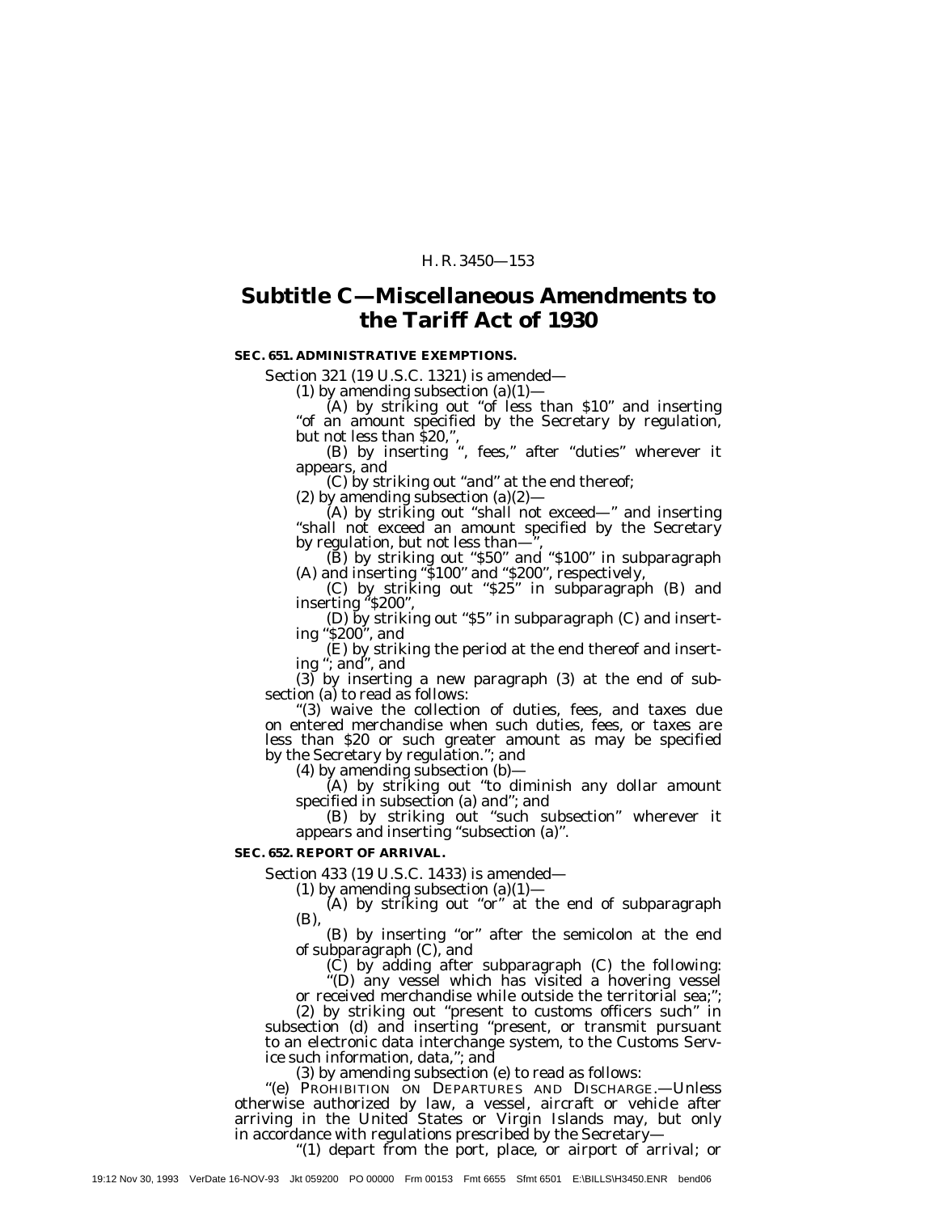## Subtitle C—Miscellaneous Amendments to the Tariff Act of 1930

**SEC. 651. ADMINISTRATIVE EXEMPTIONS.**

Section 321 (19 U.S.C. 1321) is amended—

(1) by amending subsection (a)(1)—

(A) by striking out "of less than $10" and inserting "of an amount specified by the Secretary by regulation, but not less than $20,",

(B) by inserting ", fees," after "duties" wherever it appears, and

(C) by striking out "and" at the end thereof;

(2) by amending subsection (a)(2)—

(A) by striking out "shall not exceed—" and inserting "shall not exceed an amount specified by the Secretary by regulation, but not less than—",

(B) by striking out "$50" and "$100" in subparagraph (A) and inserting "$100" and "$200", respectively,

(C) by striking out "$25" in subparagraph (B) and inserting "$200",

(D) by striking out "$5" in subparagraph (C) and inserting "$200", and

(E) by striking the period at the end thereof and inserting "; and", and

(3) by inserting a new paragraph (3) at the end of subsection (a) to read as follows:

"(3) waive the collection of duties, fees, and taxes due on entered merchandise when such duties, fees, or taxes are less than $20 or such greater amount as may be specified by the Secretary by regulation."; and

(4) by amending subsection (b)—

(A) by striking out "to diminish any dollar amount specified in subsection (a) and"; and

(B) by striking out "such subsection" wherever it appears and inserting "subsection (a)".

**SEC. 652. REPORT OF ARRIVAL.**

Section 433 (19 U.S.C. 1433) is amended—

(1) by amending subsection (a)(1)—

(A) by striking out "or" at the end of subparagraph (B),

(B) by inserting "or" after the semicolon at the end of subparagraph (C), and

(C) by adding after subparagraph (C) the following:

"(D) any vessel which has visited a hovering vessel or received merchandise while outside the territorial sea;";

(2) by striking out "present to customs officers such" in subsection (d) and inserting "present, or transmit pursuant to an electronic data interchange system, to the Customs Service such information, data,"; and

(3) by amending subsection (e) to read as follows:

"(e) PROHIBITION ON DEPARTURES AND DISCHARGE.—Unless otherwise authorized by law, a vessel, aircraft or vehicle after arriving in the United States or Virgin Islands may, but only in accordance with regulations prescribed by the Secretary—

"(1) depart from the port, place, or airport of arrival; or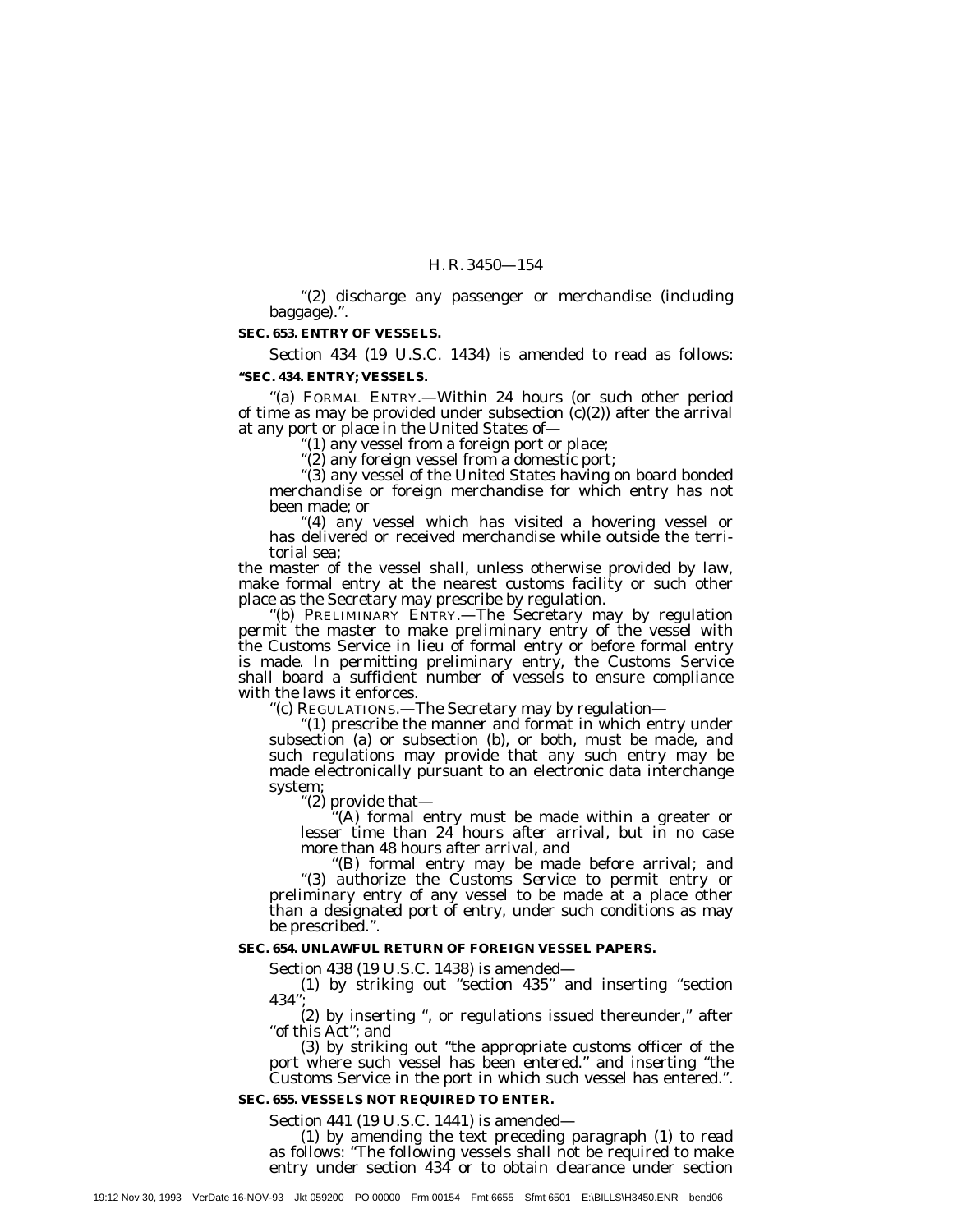"(2) discharge any passenger or merchandise (including baggage).".

**SEC. 653. ENTRY OF VESSELS.**

Section 434 (19 U.S.C. 1434) is amended to read as follows:

**"SEC. 434. ENTRY; VESSELS.**

"(a) FORMAL ENTRY.—Within 24 hours (or such other period of time as may be provided under subsection (c)(2)) after the arrival at any port or place in the United States of—

"(1) any vessel from a foreign port or place;

"(2) any foreign vessel from a domestic port;

"(3) any vessel of the United States having on board bonded merchandise or foreign merchandise for which entry has not been made; or

"(4) any vessel which has visited a hovering vessel or has delivered or received merchandise while outside the territorial sea;

the master of the vessel shall, unless otherwise provided by law, make formal entry at the nearest customs facility or such other place as the Secretary may prescribe by regulation.

"(b) PRELIMINARY ENTRY.—The Secretary may by regulation permit the master to make preliminary entry of the vessel with the Customs Service in lieu of formal entry or before formal entry is made. In permitting preliminary entry, the Customs Service shall board a sufficient number of vessels to ensure compliance with the laws it enforces.

"(c) REGULATIONS.—The Secretary may by regulation—

"(1) prescribe the manner and format in which entry under subsection (a) or subsection (b), or both, must be made, and such regulations may provide that any such entry may be made electronically pursuant to an electronic data interchange system;

"(2) provide that—

"(A) formal entry must be made within a greater or lesser time than 24 hours after arrival, but in no case more than 48 hours after arrival, and

"(B) formal entry may be made before arrival; and

"(3) authorize the Customs Service to permit entry or preliminary entry of any vessel to be made at a place other than a designated port of entry, under such conditions as may be prescribed.".

**SEC. 654. UNLAWFUL RETURN OF FOREIGN VESSEL PAPERS.**

Section 438 (19 U.S.C. 1438) is amended—

(1) by striking out "section 435" and inserting "section 434";

(2) by inserting ", or regulations issued thereunder," after "of this Act"; and

(3) by striking out "the appropriate customs officer of the port where such vessel has been entered." and inserting "the Customs Service in the port in which such vessel has entered.".

**SEC. 655. VESSELS NOT REQUIRED TO ENTER.**

Section 441 (19 U.S.C. 1441) is amended—

(1) by amending the text preceding paragraph (1) to read as follows: "The following vessels shall not be required to make entry under section 434 or to obtain clearance under section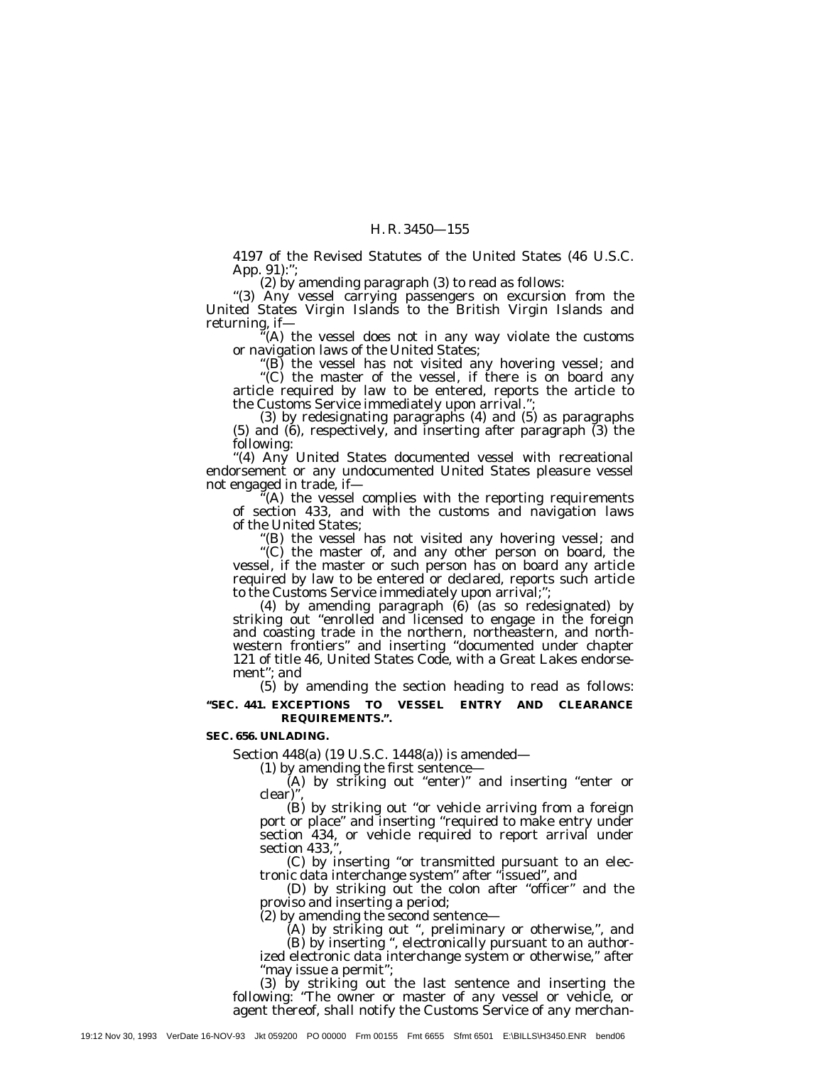4197 of the Revised Statutes of the United States (46 U.S.C. App. 91):";

(2) by amending paragraph (3) to read as follows:

"(3) Any vessel carrying passengers on excursion from the United States Virgin Islands to the British Virgin Islands and returning, if—

"(A) the vessel does not in any way violate the customs or navigation laws of the United States;

"(B) the vessel has not visited any hovering vessel; and

"(C) the master of the vessel, if there is on board any article required by law to be entered, reports the article to the Customs Service immediately upon arrival.";

(3) by redesignating paragraphs (4) and (5) as paragraphs (5) and (6), respectively, and inserting after paragraph (3) the following:

"(4) Any United States documented vessel with recreational endorsement or any undocumented United States pleasure vessel not engaged in trade, if—

"(A) the vessel complies with the reporting requirements of section 433, and with the customs and navigation laws of the United States;

"(B) the vessel has not visited any hovering vessel; and

"(C) the master of, and any other person on board, the vessel, if the master or such person has on board any article required by law to be entered or declared, reports such article to the Customs Service immediately upon arrival;";

(4) by amending paragraph (6) (as so redesignated) by striking out "enrolled and licensed to engage in the foreign and coasting trade in the northern, northeastern, and northwestern frontiers" and inserting "documented under chapter 121 of title 46, United States Code, with a Great Lakes endorsement"; and

(5) by amending the section heading to read as follows:

**"SEC. 441. EXCEPTIONS TO VESSEL ENTRY AND CLEARANCE REQUIREMENTS.".**

**SEC. 656. UNLADING.**

Section 448(a) (19 U.S.C. 1448(a)) is amended—

(1) by amending the first sentence—

(A) by striking out "enter)" and inserting "enter or clear)",

(B) by striking out "or vehicle arriving from a foreign port or place" and inserting "required to make entry under section 434, or vehicle required to report arrival under section 433,",

(C) by inserting "or transmitted pursuant to an electronic data interchange system" after "issued", and

(D) by striking out the colon after "officer" and the proviso and inserting a period;

(2) by amending the second sentence—

(A) by striking out ", preliminary or otherwise,", and

(B) by inserting ", electronically pursuant to an authorized electronic data interchange system or otherwise," after "may issue a permit";

(3) by striking out the last sentence and inserting the following: "The owner or master of any vessel or vehicle, or agent thereof, shall notify the Customs Service of any merchan-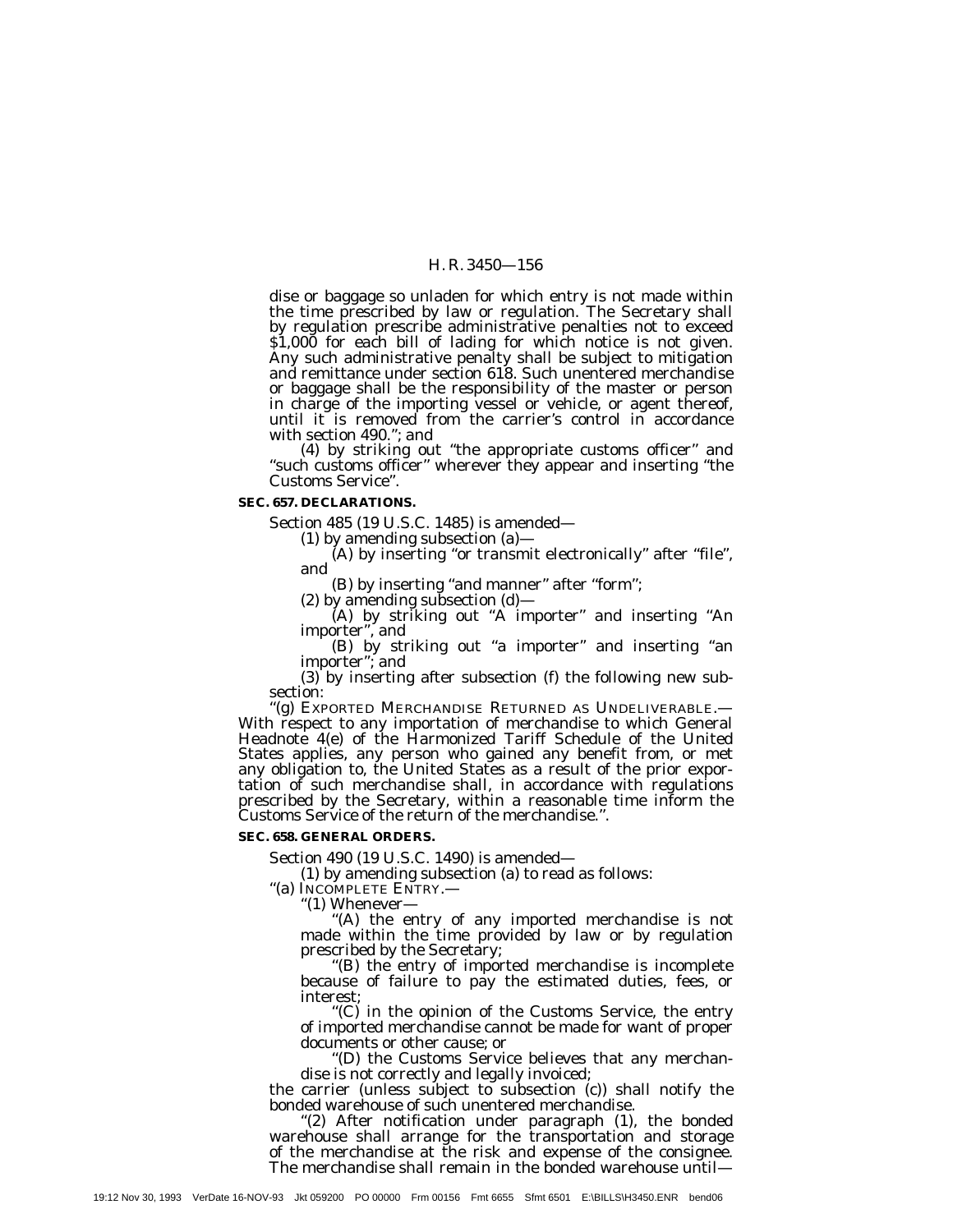dise or baggage so unladen for which entry is not made within the time prescribed by law or regulation. The Secretary shall by regulation prescribe administrative penalties not to exceed $1,000 for each bill of lading for which notice is not given. Any such administrative penalty shall be subject to mitigation and remittance under section 618. Such unentered merchandise or baggage shall be the responsibility of the master or person in charge of the importing vessel or vehicle, or agent thereof, until it is removed from the carrier's control in accordance with section 490."; and

(4) by striking out "the appropriate customs officer" and "such customs officer" wherever they appear and inserting "the Customs Service".

**SEC. 657. DECLARATIONS.**

Section 485 (19 U.S.C. 1485) is amended—

(1) by amending subsection (a)—

(A) by inserting "or transmit electronically" after "file", and

(B) by inserting "and manner" after "form";

(2) by amending subsection (d)—

(A) by striking out "A importer" and inserting "An importer", and

(B) by striking out "a importer" and inserting "an importer"; and

(3) by inserting after subsection (f) the following new subsection:

"(g) EXPORTED MERCHANDISE RETURNED AS UNDELIVERABLE.— With respect to any importation of merchandise to which General Headnote 4(e) of the Harmonized Tariff Schedule of the United States applies, any person who gained any benefit from, or met any obligation to, the United States as a result of the prior exportation of such merchandise shall, in accordance with regulations prescribed by the Secretary, within a reasonable time inform the Customs Service of the return of the merchandise.".

**SEC. 658. GENERAL ORDERS.**

Section 490 (19 U.S.C. 1490) is amended—

(1) by amending subsection (a) to read as follows:

"(a) INCOMPLETE ENTRY.—

"(1) Whenever—

"(A) the entry of any imported merchandise is not made within the time provided by law or by regulation prescribed by the Secretary;

"(B) the entry of imported merchandise is incomplete because of failure to pay the estimated duties, fees, or interest;

"(C) in the opinion of the Customs Service, the entry of imported merchandise cannot be made for want of proper documents or other cause; or

"(D) the Customs Service believes that any merchandise is not correctly and legally invoiced;

the carrier (unless subject to subsection (c)) shall notify the bonded warehouse of such unentered merchandise.

"(2) After notification under paragraph (1), the bonded warehouse shall arrange for the transportation and storage of the merchandise at the risk and expense of the consignee. The merchandise shall remain in the bonded warehouse until—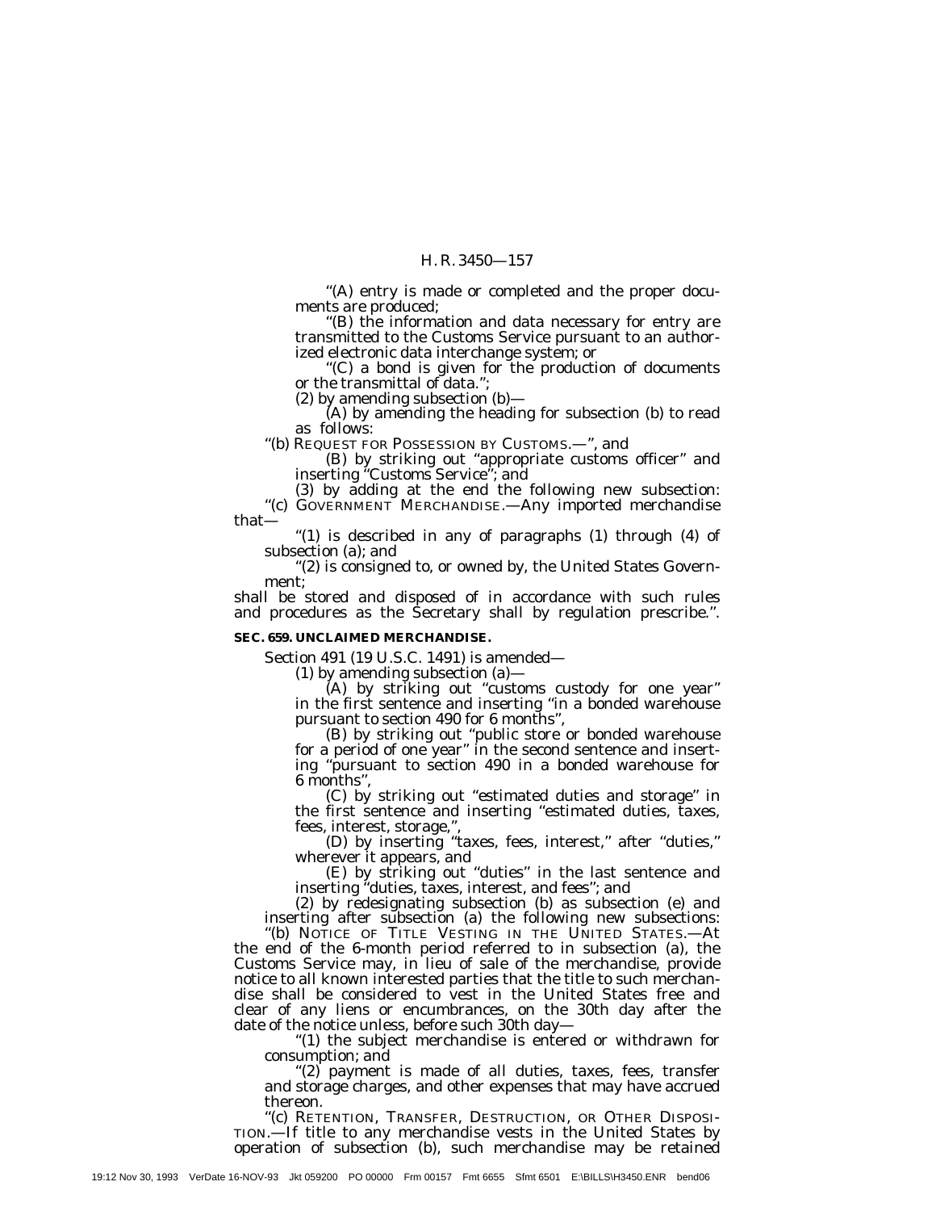"(A) entry is made or completed and the proper documents are produced;

"(B) the information and data necessary for entry are transmitted to the Customs Service pursuant to an authorized electronic data interchange system; or

"(C) a bond is given for the production of documents or the transmittal of data.";

(2) by amending subsection (b)—

(A) by amending the heading for subsection (b) to read as follows:

"(b) REQUEST FOR POSSESSION BY CUSTOMS.—", and

(B) by striking out "appropriate customs officer" and inserting "Customs Service"; and

(3) by adding at the end the following new subsection:

"(c) GOVERNMENT MERCHANDISE.—Any imported merchandise that—

"(1) is described in any of paragraphs (1) through (4) of subsection (a); and

"(2) is consigned to, or owned by, the United States Government;

shall be stored and disposed of in accordance with such rules and procedures as the Secretary shall by regulation prescribe.".

**SEC. 659. UNCLAIMED MERCHANDISE.**

Section 491 (19 U.S.C. 1491) is amended—

(1) by amending subsection (a)—

(A) by striking out "customs custody for one year" in the first sentence and inserting "in a bonded warehouse pursuant to section 490 for 6 months",

(B) by striking out "public store or bonded warehouse for a period of one year" in the second sentence and inserting "pursuant to section 490 in a bonded warehouse for 6 months",

(C) by striking out "estimated duties and storage" in the first sentence and inserting "estimated duties, taxes, fees, interest, storage,",

(D) by inserting "taxes, fees, interest," after "duties," wherever it appears, and

(E) by striking out "duties" in the last sentence and inserting "duties, taxes, interest, and fees"; and

(2) by redesignating subsection (b) as subsection (e) and inserting after subsection (a) the following new subsections:

"(b) NOTICE OF TITLE VESTING IN THE UNITED STATES.—At the end of the 6-month period referred to in subsection (a), the Customs Service may, in lieu of sale of the merchandise, provide notice to all known interested parties that the title to such merchandise shall be considered to vest in the United States free and clear of any liens or encumbrances, on the 30th day after the date of the notice unless, before such 30th day—

"(1) the subject merchandise is entered or withdrawn for consumption; and

"(2) payment is made of all duties, taxes, fees, transfer and storage charges, and other expenses that may have accrued thereon.

"(c) RETENTION, TRANSFER, DESTRUCTION, OR OTHER DISPOSITION.—If title to any merchandise vests in the United States by operation of subsection (b), such merchandise may be retained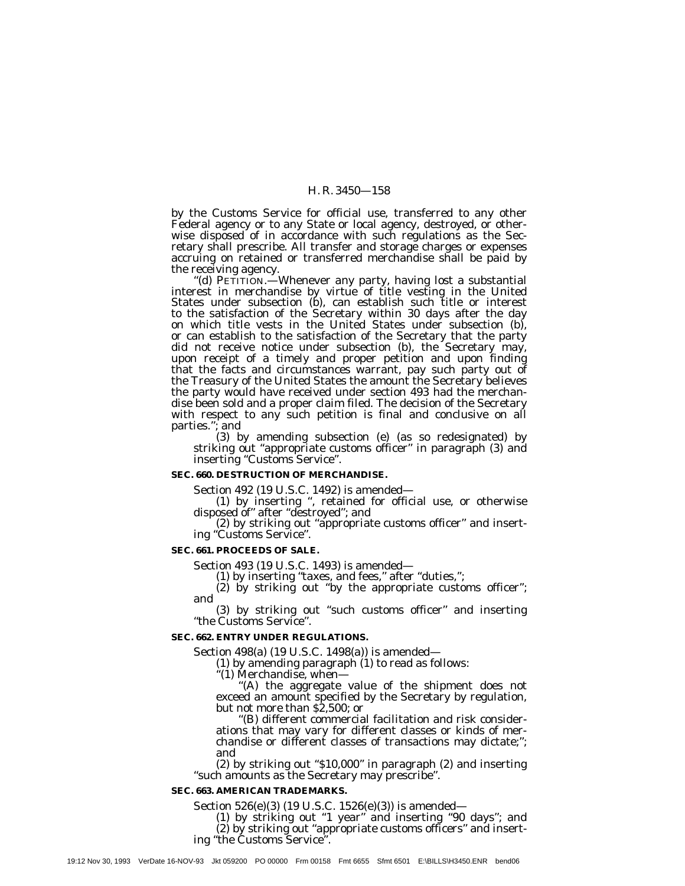by the Customs Service for official use, transferred to any other Federal agency or to any State or local agency, destroyed, or otherwise disposed of in accordance with such regulations as the Secretary shall prescribe. All transfer and storage charges or expenses accruing on retained or transferred merchandise shall be paid by the receiving agency.

''(d) PETITION.—Whenever any party, having lost a substantial interest in merchandise by virtue of title vesting in the United States under subsection (b), can establish such title or interest to the satisfaction of the Secretary within 30 days after the day on which title vests in the United States under subsection (b), or can establish to the satisfaction of the Secretary that the party did not receive notice under subsection (b), the Secretary may, upon receipt of a timely and proper petition and upon finding that the facts and circumstances warrant, pay such party out of the Treasury of the United States the amount the Secretary believes the party would have received under section 493 had the merchandise been sold and a proper claim filed. The decision of the Secretary with respect to any such petition is final and conclusive on all parties.''; and

(3) by amending subsection (e) (as so redesignated) by striking out ''appropriate customs officer'' in paragraph (3) and inserting ''Customs Service''.

**SEC. 660. DESTRUCTION OF MERCHANDISE.**

Section 492 (19 U.S.C. 1492) is amended—

(1) by inserting '', retained for official use, or otherwise disposed of'' after ''destroyed''; and

(2) by striking out ''appropriate customs officer'' and inserting ''Customs Service''.

**SEC. 661. PROCEEDS OF SALE.**

Section 493 (19 U.S.C. 1493) is amended—

(1) by inserting ''taxes, and fees,'' after ''duties,'';

(2) by striking out ''by the appropriate customs officer''; and

(3) by striking out ''such customs officer'' and inserting ''the Customs Service''.

**SEC. 662. ENTRY UNDER REGULATIONS.**

Section 498(a) (19 U.S.C. 1498(a)) is amended—

(1) by amending paragraph (1) to read as follows:

''(1) Merchandise, when—

''(A) the aggregate value of the shipment does not exceed an amount specified by the Secretary by regulation, but not more than $2,500; or

''(B) different commercial facilitation and risk considerations that may vary for different classes or kinds of merchandise or different classes of transactions may dictate;''; and

(2) by striking out ''$10,000'' in paragraph (2) and inserting ''such amounts as the Secretary may prescribe''.

**SEC. 663. AMERICAN TRADEMARKS.**

Section 526(e)(3) (19 U.S.C. 1526(e)(3)) is amended—

(1) by striking out ''1 year'' and inserting ''90 days''; and

(2) by striking out ''appropriate customs officers'' and inserting ''the Customs Service''.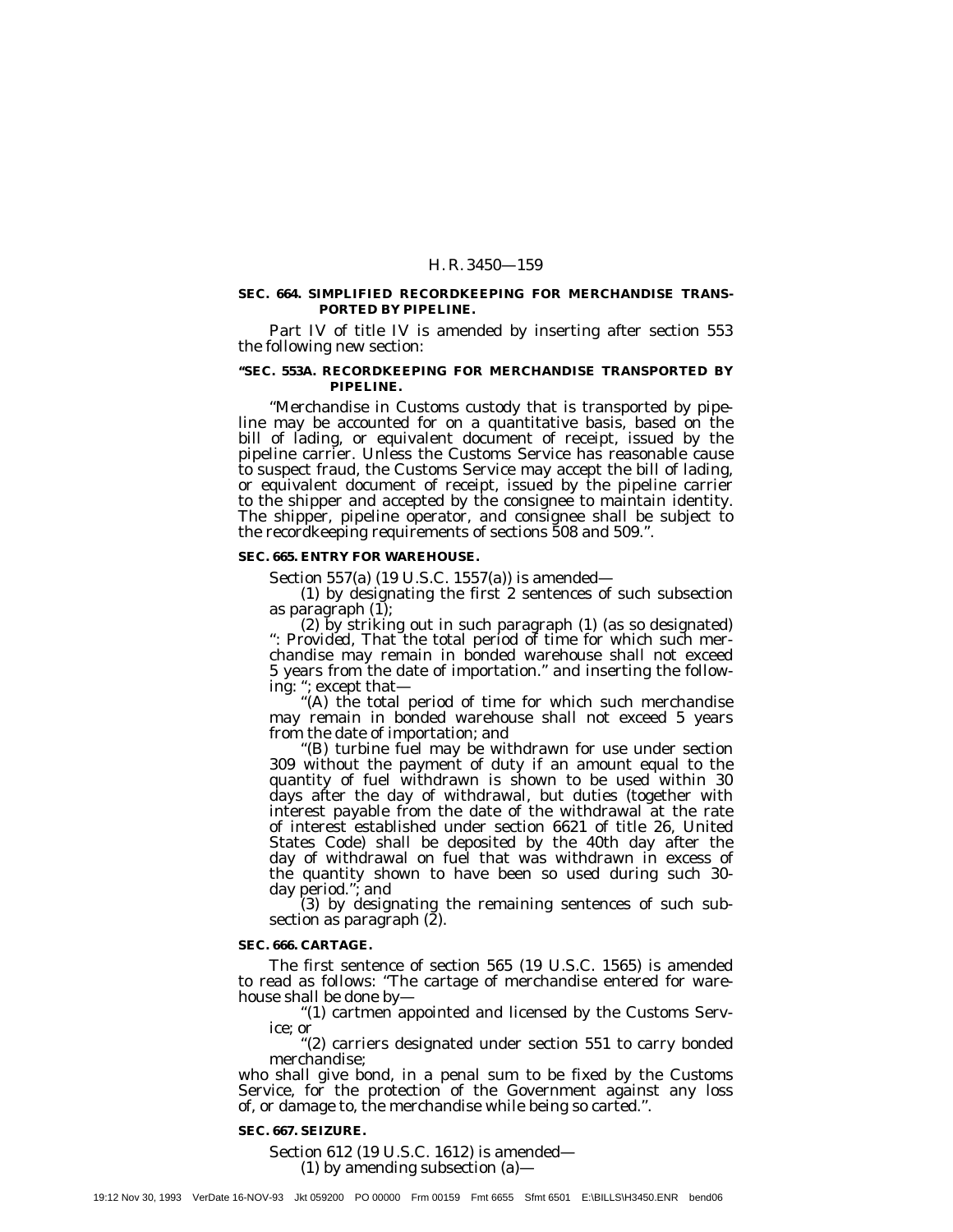**SEC. 664. SIMPLIFIED RECORDKEEPING FOR MERCHANDISE TRANSPORTED BY PIPELINE.**

Part IV of title IV is amended by inserting after section 553 the following new section:

**"SEC. 553A. RECORDKEEPING FOR MERCHANDISE TRANSPORTED BY PIPELINE.**

"Merchandise in Customs custody that is transported by pipeline may be accounted for on a quantitative basis, based on the bill of lading, or equivalent document of receipt, issued by the pipeline carrier. Unless the Customs Service has reasonable cause to suspect fraud, the Customs Service may accept the bill of lading, or equivalent document of receipt, issued by the pipeline carrier to the shipper and accepted by the consignee to maintain identity. The shipper, pipeline operator, and consignee shall be subject to the recordkeeping requirements of sections 508 and 509.".

**SEC. 665. ENTRY FOR WAREHOUSE.**

Section 557(a) (19 U.S.C. 1557(a)) is amended—

(1) by designating the first 2 sentences of such subsection as paragraph (1);

(2) by striking out in such paragraph (1) (as so designated) ": *Provided*, That the total period of time for which such merchandise may remain in bonded warehouse shall not exceed 5 years from the date of importation." and inserting the following: "; except that—

"(A) the total period of time for which such merchandise may remain in bonded warehouse shall not exceed 5 years from the date of importation; and

"(B) turbine fuel may be withdrawn for use under section 309 without the payment of duty if an amount equal to the quantity of fuel withdrawn is shown to be used within 30 days after the day of withdrawal, but duties (together with interest payable from the date of the withdrawal at the rate of interest established under section 6621 of title 26, United States Code) shall be deposited by the 40th day after the day of withdrawal on fuel that was withdrawn in excess of the quantity shown to have been so used during such 30-day period."; and

(3) by designating the remaining sentences of such subsection as paragraph (2).

**SEC. 666. CARTAGE.**

The first sentence of section 565 (19 U.S.C. 1565) is amended to read as follows: "The cartage of merchandise entered for warehouse shall be done by—

"(1) cartmen appointed and licensed by the Customs Service; or

"(2) carriers designated under section 551 to carry bonded merchandise;

who shall give bond, in a penal sum to be fixed by the Customs Service, for the protection of the Government against any loss of, or damage to, the merchandise while being so carted.".

**SEC. 667. SEIZURE.**

Section 612 (19 U.S.C. 1612) is amended—

(1) by amending subsection (a)—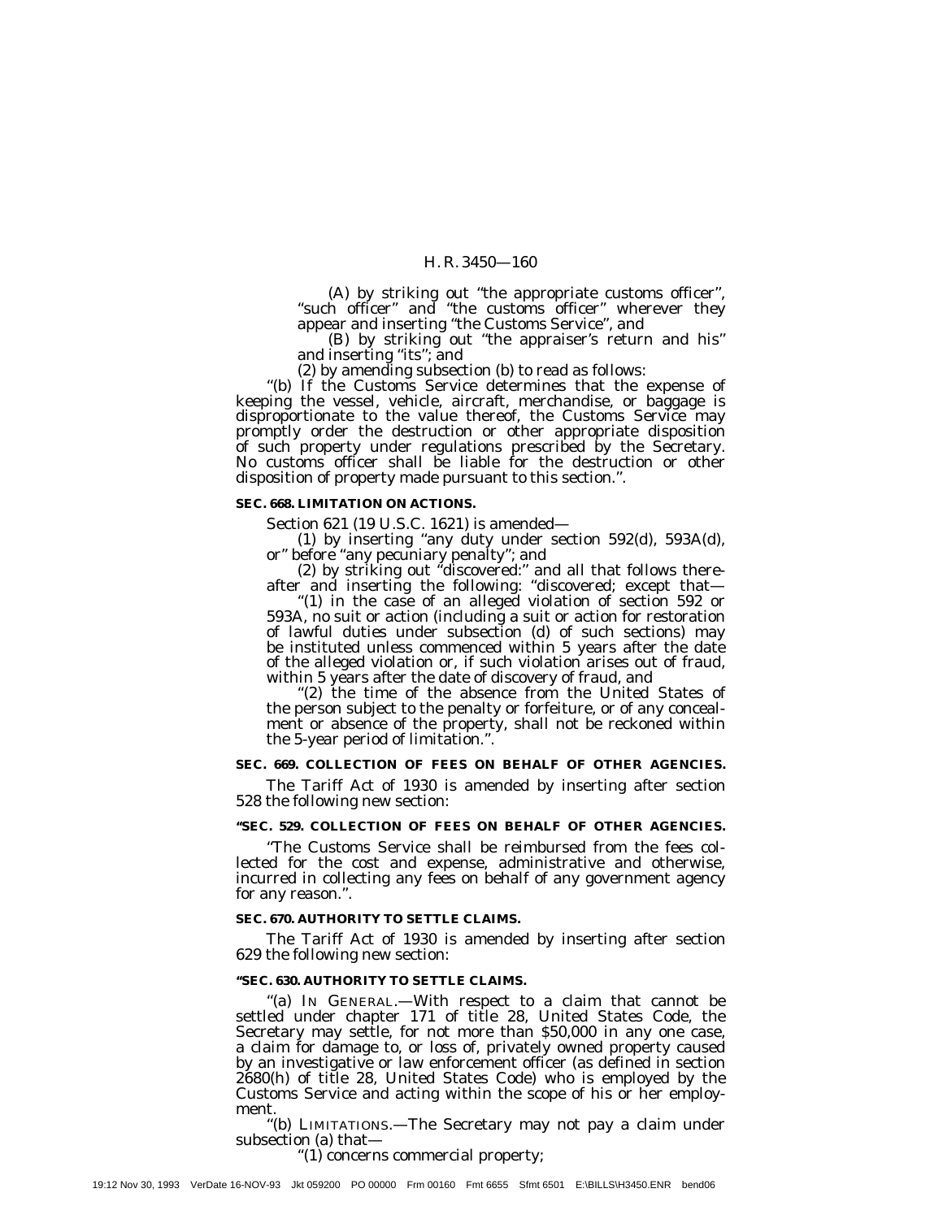(A) by striking out "the appropriate customs officer", "such officer" and "the customs officer" wherever they appear and inserting "the Customs Service", and

(B) by striking out "the appraiser's return and his" and inserting "its"; and

(2) by amending subsection (b) to read as follows:

"(b) If the Customs Service determines that the expense of keeping the vessel, vehicle, aircraft, merchandise, or baggage is disproportionate to the value thereof, the Customs Service may promptly order the destruction or other appropriate disposition of such property under regulations prescribed by the Secretary. No customs officer shall be liable for the destruction or other disposition of property made pursuant to this section.".

**SEC. 668. LIMITATION ON ACTIONS.**

Section 621 (19 U.S.C. 1621) is amended—

(1) by inserting "any duty under section 592(d), 593A(d), or" before "any pecuniary penalty"; and

(2) by striking out "discovered:" and all that follows thereafter and inserting the following: "discovered; except that—

"(1) in the case of an alleged violation of section 592 or 593A, no suit or action (including a suit or action for restoration of lawful duties under subsection (d) of such sections) may be instituted unless commenced within 5 years after the date of the alleged violation or, if such violation arises out of fraud, within 5 years after the date of discovery of fraud, and

"(2) the time of the absence from the United States of the person subject to the penalty or forfeiture, or of any concealment or absence of the property, shall not be reckoned within the 5-year period of limitation.".

**SEC. 669. COLLECTION OF FEES ON BEHALF OF OTHER AGENCIES.**

The Tariff Act of 1930 is amended by inserting after section 528 the following new section:

**"SEC. 529. COLLECTION OF FEES ON BEHALF OF OTHER AGENCIES.**

"The Customs Service shall be reimbursed from the fees collected for the cost and expense, administrative and otherwise, incurred in collecting any fees on behalf of any government agency for any reason.".

**SEC. 670. AUTHORITY TO SETTLE CLAIMS.**

The Tariff Act of 1930 is amended by inserting after section 629 the following new section:

**"SEC. 630. AUTHORITY TO SETTLE CLAIMS.**

"(a) IN GENERAL.—With respect to a claim that cannot be settled under chapter 171 of title 28, United States Code, the Secretary may settle, for not more than $50,000 in any one case, a claim for damage to, or loss of, privately owned property caused by an investigative or law enforcement officer (as defined in section 2680(h) of title 28, United States Code) who is employed by the Customs Service and acting within the scope of his or her employment.

"(b) LIMITATIONS.—The Secretary may not pay a claim under subsection (a) that—

"(1) concerns commercial property;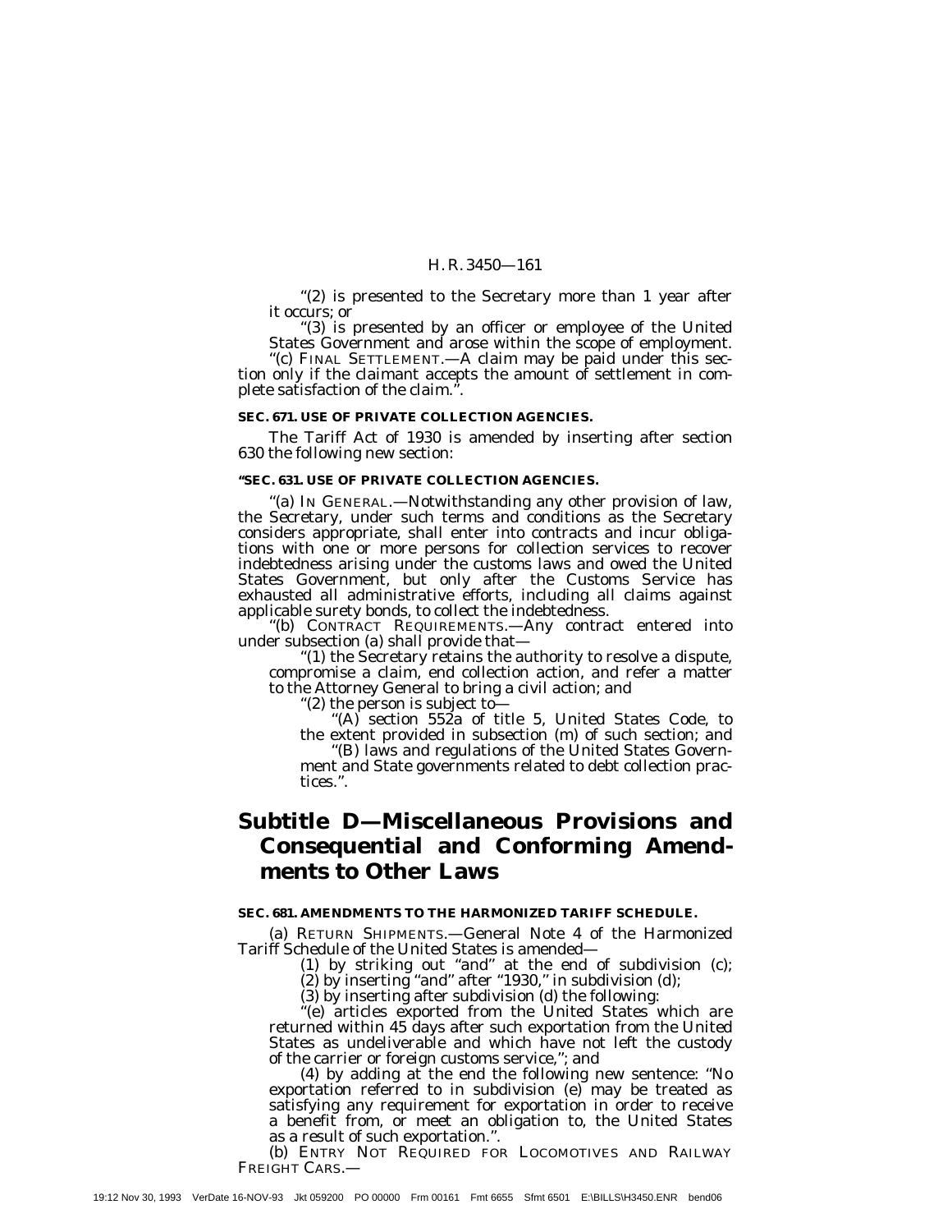"(2) is presented to the Secretary more than 1 year after it occurs; or

"(3) is presented by an officer or employee of the United States Government and arose within the scope of employment.

"(c) FINAL SETTLEMENT.—A claim may be paid under this section only if the claimant accepts the amount of settlement in complete satisfaction of the claim.".

**SEC. 671. USE OF PRIVATE COLLECTION AGENCIES.**

The Tariff Act of 1930 is amended by inserting after section 630 the following new section:

**"SEC. 631. USE OF PRIVATE COLLECTION AGENCIES.**

"(a) IN GENERAL.—Notwithstanding any other provision of law, the Secretary, under such terms and conditions as the Secretary considers appropriate, shall enter into contracts and incur obligations with one or more persons for collection services to recover indebtedness arising under the customs laws and owed the United States Government, but only after the Customs Service has exhausted all administrative efforts, including all claims against applicable surety bonds, to collect the indebtedness.

"(b) CONTRACT REQUIREMENTS.—Any contract entered into under subsection (a) shall provide that—

"(1) the Secretary retains the authority to resolve a dispute, compromise a claim, end collection action, and refer a matter to the Attorney General to bring a civil action; and

"(2) the person is subject to—

"(A) section 552a of title 5, United States Code, to the extent provided in subsection (m) of such section; and

"(B) laws and regulations of the United States Government and State governments related to debt collection practices.".

## Subtitle D—Miscellaneous Provisions and Consequential and Conforming Amendments to Other Laws

**SEC. 681. AMENDMENTS TO THE HARMONIZED TARIFF SCHEDULE.**

(a) RETURN SHIPMENTS.—General Note 4 of the Harmonized Tariff Schedule of the United States is amended—

(1) by striking out "and" at the end of subdivision (c);

(2) by inserting "and" after "1930," in subdivision (d);

(3) by inserting after subdivision (d) the following:

"(e) articles exported from the United States which are returned within 45 days after such exportation from the United States as undeliverable and which have not left the custody of the carrier or foreign customs service,"; and

(4) by adding at the end the following new sentence: "No exportation referred to in subdivision (e) may be treated as satisfying any requirement for exportation in order to receive a benefit from, or meet an obligation to, the United States as a result of such exportation.".

(b) ENTRY NOT REQUIRED FOR LOCOMOTIVES AND RAILWAY FREIGHT CARS.—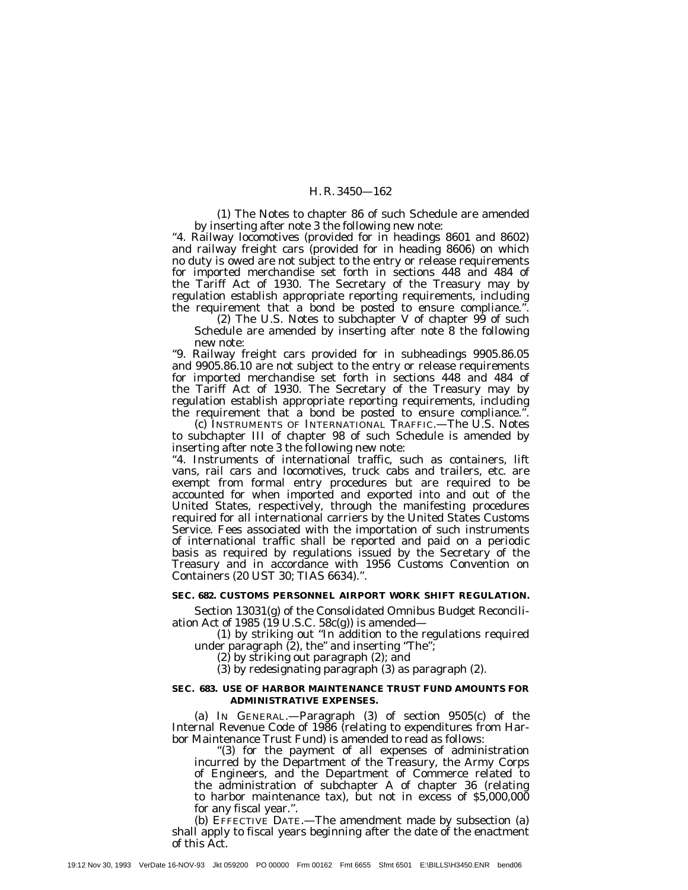(1) The Notes to chapter 86 of such Schedule are amended by inserting after note 3 the following new note:

"4. Railway locomotives (provided for in headings 8601 and 8602) and railway freight cars (provided for in heading 8606) on which no duty is owed are not subject to the entry or release requirements for imported merchandise set forth in sections 448 and 484 of the Tariff Act of 1930. The Secretary of the Treasury may by regulation establish appropriate reporting requirements, including the requirement that a bond be posted to ensure compliance.".

(2) The U.S. Notes to subchapter V of chapter 99 of such Schedule are amended by inserting after note 8 the following new note:

"9. Railway freight cars provided for in subheadings 9905.86.05 and 9905.86.10 are not subject to the entry or release requirements for imported merchandise set forth in sections 448 and 484 of the Tariff Act of 1930. The Secretary of the Treasury may by regulation establish appropriate reporting requirements, including the requirement that a bond be posted to ensure compliance.".

(c) INSTRUMENTS OF INTERNATIONAL TRAFFIC.—The U.S. Notes to subchapter III of chapter 98 of such Schedule is amended by inserting after note 3 the following new note:

"4. Instruments of international traffic, such as containers, lift vans, rail cars and locomotives, truck cabs and trailers, etc. are exempt from formal entry procedures but are required to be accounted for when imported and exported into and out of the United States, respectively, through the manifesting procedures required for all international carriers by the United States Customs Service. Fees associated with the importation of such instruments of international traffic shall be reported and paid on a periodic basis as required by regulations issued by the Secretary of the Treasury and in accordance with 1956 Customs Convention on Containers (20 UST 30; TIAS 6634).".

**SEC. 682. CUSTOMS PERSONNEL AIRPORT WORK SHIFT REGULATION.**

Section 13031(g) of the Consolidated Omnibus Budget Reconciliation Act of 1985 (19 U.S.C. 58c(g)) is amended—

(1) by striking out "In addition to the regulations required under paragraph (2), the" and inserting "The";

(2) by striking out paragraph (2); and

(3) by redesignating paragraph (3) as paragraph (2).

**SEC. 683. USE OF HARBOR MAINTENANCE TRUST FUND AMOUNTS FOR ADMINISTRATIVE EXPENSES.**

(a) IN GENERAL.—Paragraph (3) of section 9505(c) of the Internal Revenue Code of 1986 (relating to expenditures from Harbor Maintenance Trust Fund) is amended to read as follows:

"(3) for the payment of all expenses of administration incurred by the Department of the Treasury, the Army Corps of Engineers, and the Department of Commerce related to the administration of subchapter A of chapter 36 (relating to harbor maintenance tax), but not in excess of $5,000,000 for any fiscal year.".

(b) EFFECTIVE DATE.—The amendment made by subsection (a) shall apply to fiscal years beginning after the date of the enactment of this Act.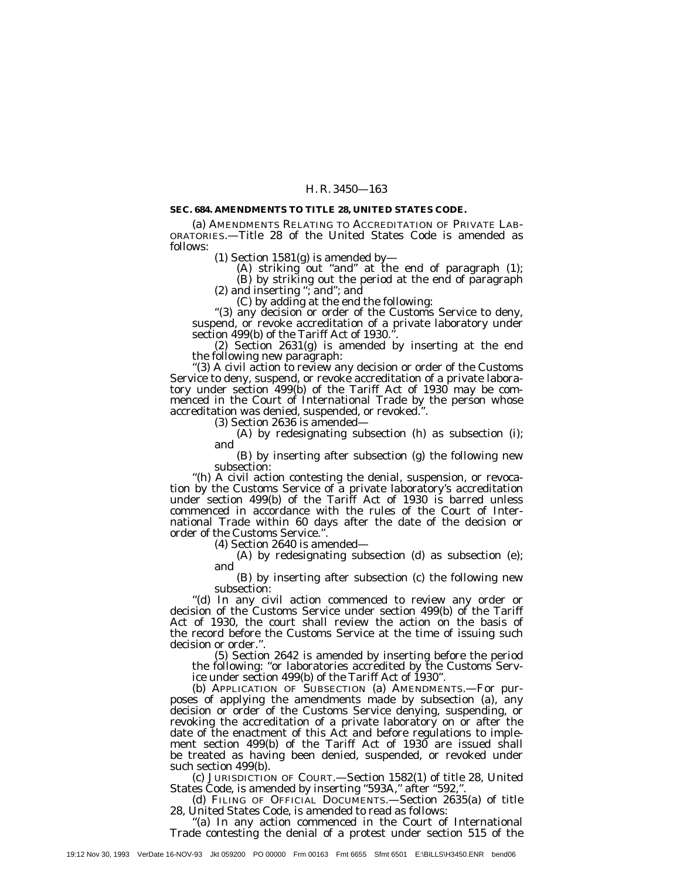**SEC. 684. AMENDMENTS TO TITLE 28, UNITED STATES CODE.**

(a) AMENDMENTS RELATING TO ACCREDITATION OF PRIVATE LABORATORIES.—Title 28 of the United States Code is amended as follows:

(1) Section 1581(g) is amended by—

(A) striking out "and" at the end of paragraph (1);

(B) by striking out the period at the end of paragraph (2) and inserting "; and"; and

(C) by adding at the end the following:

"(3) any decision or order of the Customs Service to deny, suspend, or revoke accreditation of a private laboratory under section 499(b) of the Tariff Act of 1930.".

(2) Section 2631(g) is amended by inserting at the end the following new paragraph:

"(3) A civil action to review any decision or order of the Customs Service to deny, suspend, or revoke accreditation of a private laboratory under section 499(b) of the Tariff Act of 1930 may be commenced in the Court of International Trade by the person whose accreditation was denied, suspended, or revoked.".

(3) Section 2636 is amended—

(A) by redesignating subsection (h) as subsection (i); and

(B) by inserting after subsection (g) the following new subsection:

"(h) A civil action contesting the denial, suspension, or revocation by the Customs Service of a private laboratory's accreditation under section 499(b) of the Tariff Act of 1930 is barred unless commenced in accordance with the rules of the Court of International Trade within 60 days after the date of the decision or order of the Customs Service.".

(4) Section 2640 is amended—

(A) by redesignating subsection (d) as subsection (e); and

(B) by inserting after subsection (c) the following new subsection:

"(d) In any civil action commenced to review any order or decision of the Customs Service under section 499(b) of the Tariff Act of 1930, the court shall review the action on the basis of the record before the Customs Service at the time of issuing such decision or order.".

(5) Section 2642 is amended by inserting before the period the following: "or laboratories accredited by the Customs Service under section 499(b) of the Tariff Act of 1930".

(b) APPLICATION OF SUBSECTION (a) AMENDMENTS.—For purposes of applying the amendments made by subsection (a), any decision or order of the Customs Service denying, suspending, or revoking the accreditation of a private laboratory on or after the date of the enactment of this Act and before regulations to implement section 499(b) of the Tariff Act of 1930 are issued shall be treated as having been denied, suspended, or revoked under such section 499(b).

(c) JURISDICTION OF COURT.—Section 1582(1) of title 28, United States Code, is amended by inserting "593A," after "592,".

(d) FILING OF OFFICIAL DOCUMENTS.—Section 2635(a) of title 28, United States Code, is amended to read as follows:

"(a) In any action commenced in the Court of International Trade contesting the denial of a protest under section 515 of the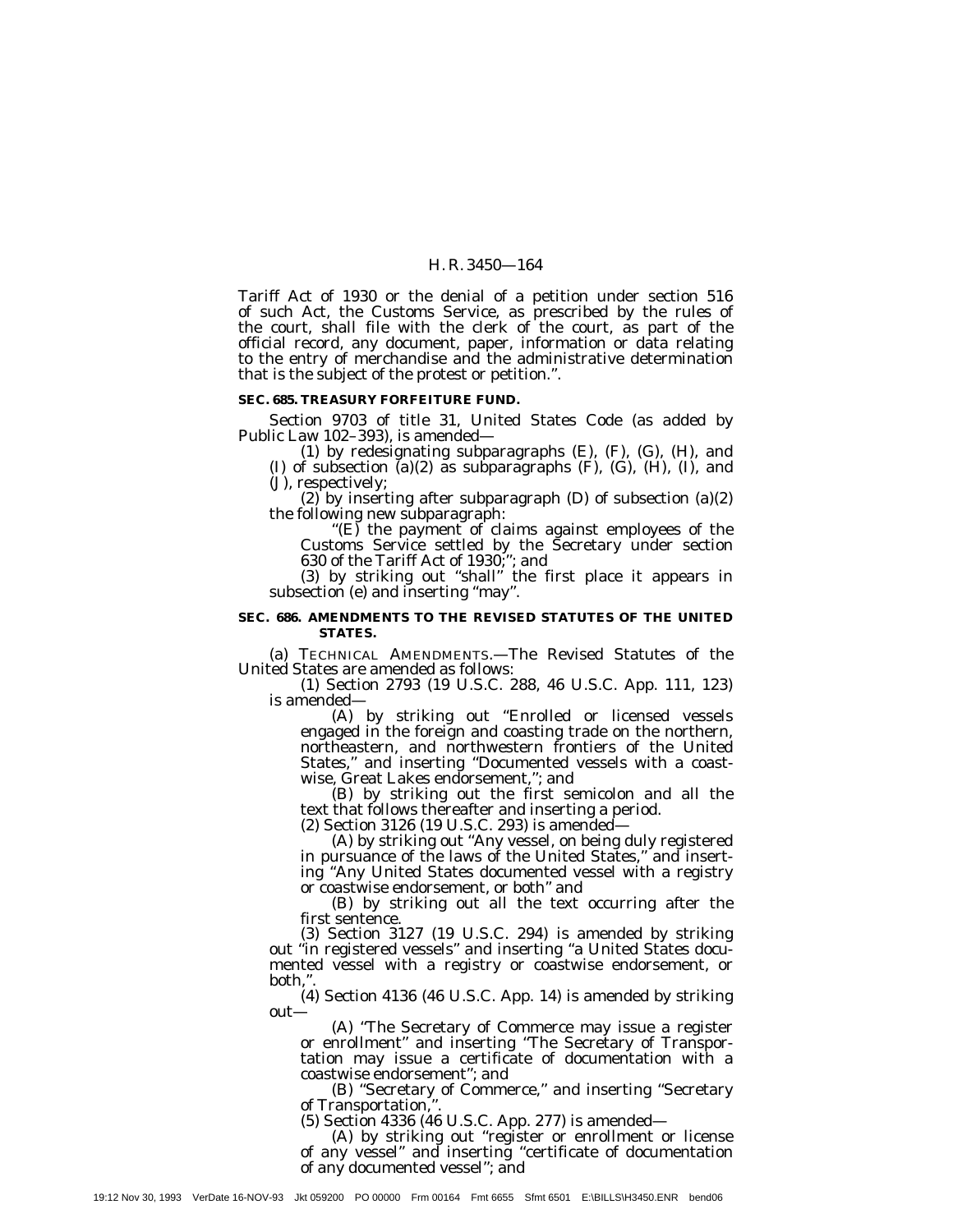Tariff Act of 1930 or the denial of a petition under section 516 of such Act, the Customs Service, as prescribed by the rules of the court, shall file with the clerk of the court, as part of the official record, any document, paper, information or data relating to the entry of merchandise and the administrative determination that is the subject of the protest or petition.".

**SEC. 685. TREASURY FORFEITURE FUND.**

Section 9703 of title 31, United States Code (as added by Public Law 102–393), is amended—

(1) by redesignating subparagraphs (E), (F), (G), (H), and (I) of subsection (a)(2) as subparagraphs (F), (G), (H), (I), and (J), respectively;

(2) by inserting after subparagraph (D) of subsection (a)(2) the following new subparagraph:

"(E) the payment of claims against employees of the Customs Service settled by the Secretary under section 630 of the Tariff Act of 1930;"; and

(3) by striking out "shall" the first place it appears in subsection (e) and inserting "may".

**SEC. 686. AMENDMENTS TO THE REVISED STATUTES OF THE UNITED STATES.**

(a) TECHNICAL AMENDMENTS.—The Revised Statutes of the United States are amended as follows:

(1) Section 2793 (19 U.S.C. 288, 46 U.S.C. App. 111, 123) is amended—

(A) by striking out "Enrolled or licensed vessels engaged in the foreign and coasting trade on the northern, northeastern, and northwestern frontiers of the United States," and inserting "Documented vessels with a coastwise, Great Lakes endorsement,"; and

(B) by striking out the first semicolon and all the text that follows thereafter and inserting a period.

(2) Section 3126 (19 U.S.C. 293) is amended—

(A) by striking out "Any vessel, on being duly registered in pursuance of the laws of the United States," and inserting "Any United States documented vessel with a registry or coastwise endorsement, or both" and

(B) by striking out all the text occurring after the first sentence.

(3) Section 3127 (19 U.S.C. 294) is amended by striking out "in registered vessels" and inserting "a United States documented vessel with a registry or coastwise endorsement, or both,".

(4) Section 4136 (46 U.S.C. App. 14) is amended by striking out—

(A) "The Secretary of Commerce may issue a register or enrollment" and inserting "The Secretary of Transportation may issue a certificate of documentation with a coastwise endorsement"; and

(B) "Secretary of Commerce," and inserting "Secretary of Transportation,".

(5) Section 4336 (46 U.S.C. App. 277) is amended—

(A) by striking out "register or enrollment or license of any vessel" and inserting "certificate of documentation of any documented vessel"; and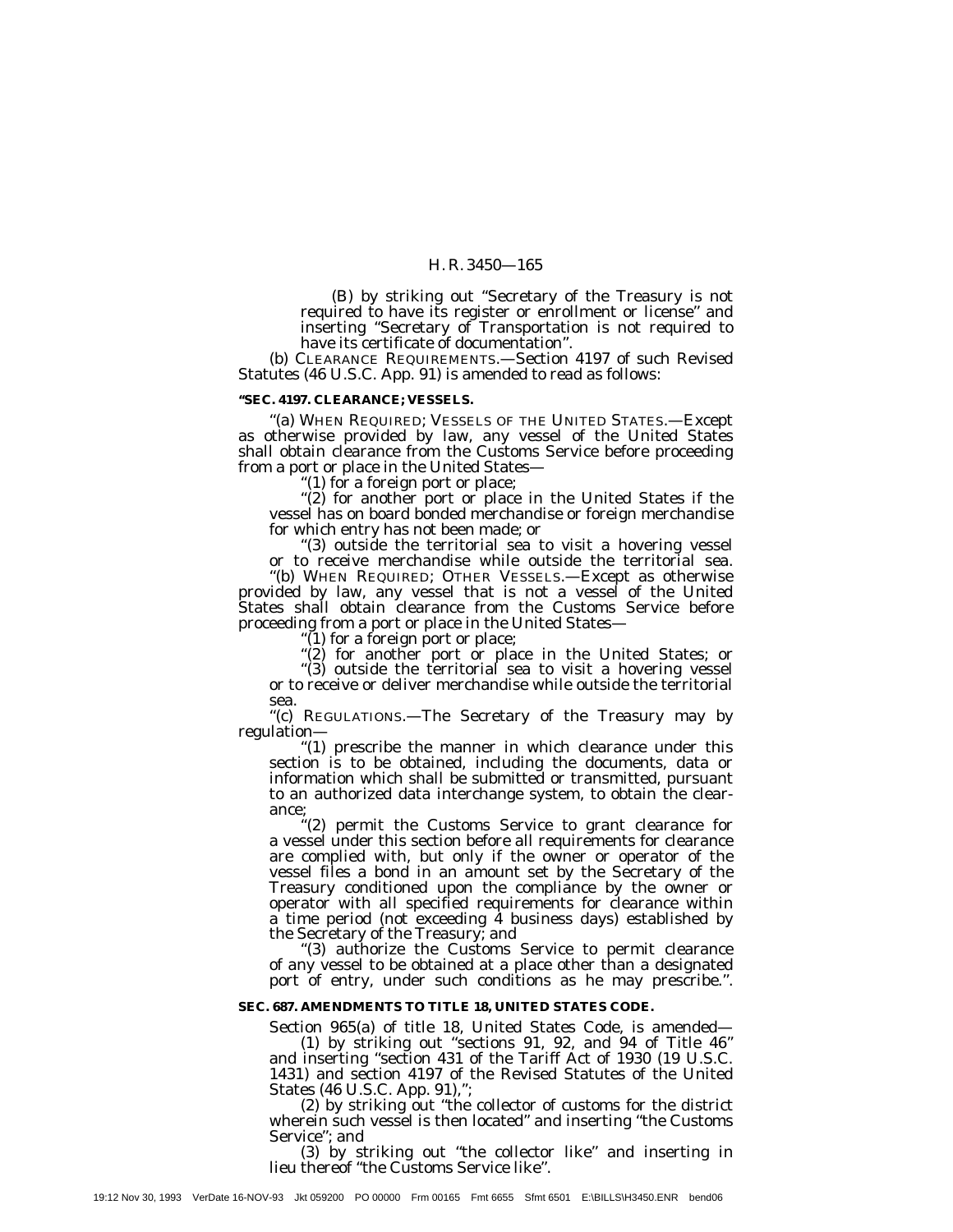(B) by striking out "Secretary of the Treasury is not required to have its register or enrollment or license" and inserting "Secretary of Transportation is not required to have its certificate of documentation".

(b) CLEARANCE REQUIREMENTS.—Section 4197 of such Revised Statutes (46 U.S.C. App. 91) is amended to read as follows:

**"SEC. 4197. CLEARANCE; VESSELS.**

"(a) WHEN REQUIRED; VESSELS OF THE UNITED STATES.—Except as otherwise provided by law, any vessel of the United States shall obtain clearance from the Customs Service before proceeding from a port or place in the United States—

"(1) for a foreign port or place;

"(2) for another port or place in the United States if the vessel has on board bonded merchandise or foreign merchandise for which entry has not been made; or

"(3) outside the territorial sea to visit a hovering vessel or to receive merchandise while outside the territorial sea.

"(b) WHEN REQUIRED; OTHER VESSELS.—Except as otherwise provided by law, any vessel that is not a vessel of the United States shall obtain clearance from the Customs Service before proceeding from a port or place in the United States—

"(1) for a foreign port or place;

"(2) for another port or place in the United States; or

"(3) outside the territorial sea to visit a hovering vessel or to receive or deliver merchandise while outside the territorial sea.

"(c) REGULATIONS.—The Secretary of the Treasury may by regulation—

"(1) prescribe the manner in which clearance under this section is to be obtained, including the documents, data or information which shall be submitted or transmitted, pursuant to an authorized data interchange system, to obtain the clearance;

"(2) permit the Customs Service to grant clearance for a vessel under this section before all requirements for clearance are complied with, but only if the owner or operator of the vessel files a bond in an amount set by the Secretary of the Treasury conditioned upon the compliance by the owner or operator with all specified requirements for clearance within a time period (not exceeding 4 business days) established by the Secretary of the Treasury; and

"(3) authorize the Customs Service to permit clearance of any vessel to be obtained at a place other than a designated port of entry, under such conditions as he may prescribe.".

**SEC. 687. AMENDMENTS TO TITLE 18, UNITED STATES CODE.**

Section 965(a) of title 18, United States Code, is amended—

(1) by striking out "sections 91, 92, and 94 of Title 46" and inserting "section 431 of the Tariff Act of 1930 (19 U.S.C. 1431) and section 4197 of the Revised Statutes of the United States (46 U.S.C. App. 91),";

(2) by striking out "the collector of customs for the district wherein such vessel is then located" and inserting "the Customs Service"; and

(3) by striking out "the collector like" and inserting in lieu thereof "the Customs Service like".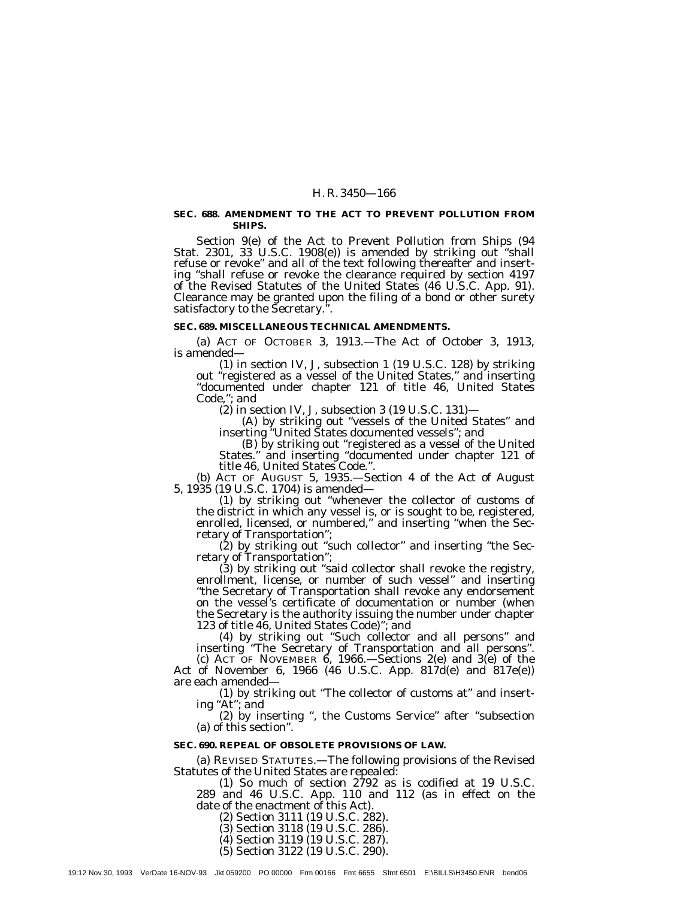**SEC. 688. AMENDMENT TO THE ACT TO PREVENT POLLUTION FROM SHIPS.**

Section 9(e) of the Act to Prevent Pollution from Ships (94 Stat. 2301, 33 U.S.C. 1908(e)) is amended by striking out "shall refuse or revoke" and all of the text following thereafter and inserting "shall refuse or revoke the clearance required by section 4197 of the Revised Statutes of the United States (46 U.S.C. App. 91). Clearance may be granted upon the filing of a bond or other surety satisfactory to the Secretary.".

**SEC. 689. MISCELLANEOUS TECHNICAL AMENDMENTS.**

(a) ACT OF OCTOBER 3, 1913.—The Act of October 3, 1913, is amended—

(1) in section IV, J, subsection 1 (19 U.S.C. 128) by striking out "registered as a vessel of the United States," and inserting "documented under chapter 121 of title 46, United States Code,"; and

(2) in section IV, J, subsection 3 (19 U.S.C. 131)—

(A) by striking out "vessels of the United States" and inserting "United States documented vessels"; and

(B) by striking out "registered as a vessel of the United States." and inserting "documented under chapter 121 of title 46, United States Code.".

(b) ACT OF AUGUST 5, 1935.—Section 4 of the Act of August 5, 1935 (19 U.S.C. 1704) is amended—

(1) by striking out "whenever the collector of customs of the district in which any vessel is, or is sought to be, registered, enrolled, licensed, or numbered," and inserting "when the Secretary of Transportation";

(2) by striking out "such collector" and inserting "the Secretary of Transportation";

(3) by striking out "said collector shall revoke the registry, enrollment, license, or number of such vessel" and inserting "the Secretary of Transportation shall revoke any endorsement on the vessel's certificate of documentation or number (when the Secretary is the authority issuing the number under chapter 123 of title 46, United States Code)"; and

(4) by striking out "Such collector and all persons" and inserting "The Secretary of Transportation and all persons".

(c) ACT OF NOVEMBER 6, 1966.—Sections 2(e) and 3(e) of the Act of November 6, 1966 (46 U.S.C. App. 817d(e) and 817e(e)) are each amended—

(1) by striking out "The collector of customs at" and inserting "At"; and

(2) by inserting ", the Customs Service" after "subsection (a) of this section".

**SEC. 690. REPEAL OF OBSOLETE PROVISIONS OF LAW.**

(a) REVISED STATUTES.—The following provisions of the Revised Statutes of the United States are repealed:

(1) So much of section 2792 as is codified at 19 U.S.C. 289 and 46 U.S.C. App. 110 and 112 (as in effect on the date of the enactment of this Act).

(2) Section 3111 (19 U.S.C. 282).

(3) Section 3118 (19 U.S.C. 286).

(4) Section 3119 (19 U.S.C. 287).

(5) Section 3122 (19 U.S.C. 290).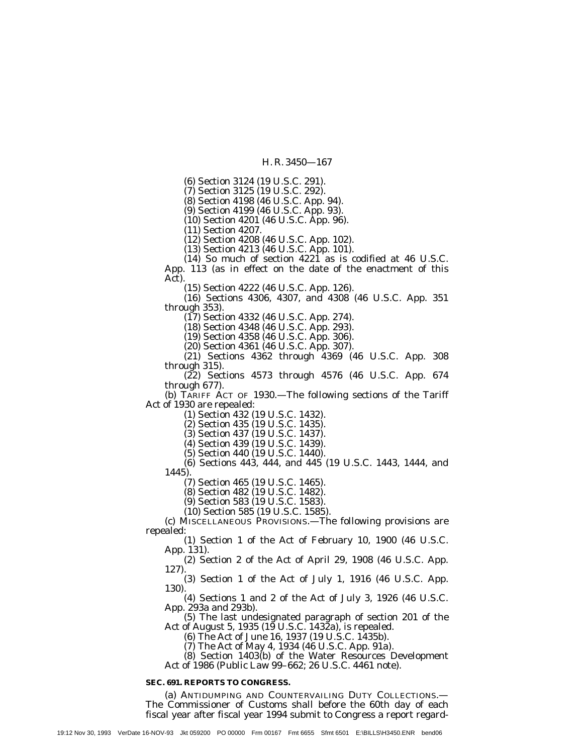(6) Section 3124 (19 U.S.C. 291).

(7) Section 3125 (19 U.S.C. 292).

(8) Section 4198 (46 U.S.C. App. 94).

(9) Section 4199 (46 U.S.C. App. 93).

(10) Section 4201 (46 U.S.C. App. 96).

(11) Section 4207.

(12) Section 4208 (46 U.S.C. App. 102).

(13) Section 4213 (46 U.S.C. App. 101).

(14) So much of section 4221 as is codified at 46 U.S.C. App. 113 (as in effect on the date of the enactment of this Act).

(15) Section 4222 (46 U.S.C. App. 126).

(16) Sections 4306, 4307, and 4308 (46 U.S.C. App. 351 through 353).

(17) Section 4332 (46 U.S.C. App. 274).

(18) Section 4348 (46 U.S.C. App. 293).

(19) Section 4358 (46 U.S.C. App. 306).

(20) Section 4361 (46 U.S.C. App. 307).

(21) Sections 4362 through 4369 (46 U.S.C. App. 308 through 315).

(22) Sections 4573 through 4576 (46 U.S.C. App. 674 through 677).

(b) TARIFF ACT OF 1930.—The following sections of the Tariff Act of 1930 are repealed:

(1) Section 432 (19 U.S.C. 1432).

(2) Section 435 (19 U.S.C. 1435).

(3) Section 437 (19 U.S.C. 1437).

(4) Section 439 (19 U.S.C. 1439).

(5) Section 440 (19 U.S.C. 1440).

(6) Sections 443, 444, and 445 (19 U.S.C. 1443, 1444, and 1445).

(7) Section 465 (19 U.S.C. 1465).

(8) Section 482 (19 U.S.C. 1482).

(9) Section 583 (19 U.S.C. 1583).

(10) Section 585 (19 U.S.C. 1585).

(c) MISCELLANEOUS PROVISIONS.—The following provisions are repealed:

(1) Section 1 of the Act of February 10, 1900 (46 U.S.C. App. 131).

(2) Section 2 of the Act of April 29, 1908 (46 U.S.C. App. 127).

(3) Section 1 of the Act of July 1, 1916 (46 U.S.C. App. 130).

(4) Sections 1 and 2 of the Act of July 3, 1926 (46 U.S.C. App. 293a and 293b).

(5) The last undesignated paragraph of section 201 of the Act of August 5, 1935 (19 U.S.C. 1432a), is repealed.

(6) The Act of June 16, 1937 (19 U.S.C. 1435b).

(7) The Act of May 4, 1934 (46 U.S.C. App. 91a).

(8) Section 1403(b) of the Water Resources Development Act of 1986 (Public Law 99–662; 26 U.S.C. 4461 note).

**SEC. 691. REPORTS TO CONGRESS.**

(a) ANTIDUMPING AND COUNTERVAILING DUTY COLLECTIONS.—The Commissioner of Customs shall before the 60th day of each fiscal year after fiscal year 1994 submit to Congress a report regard-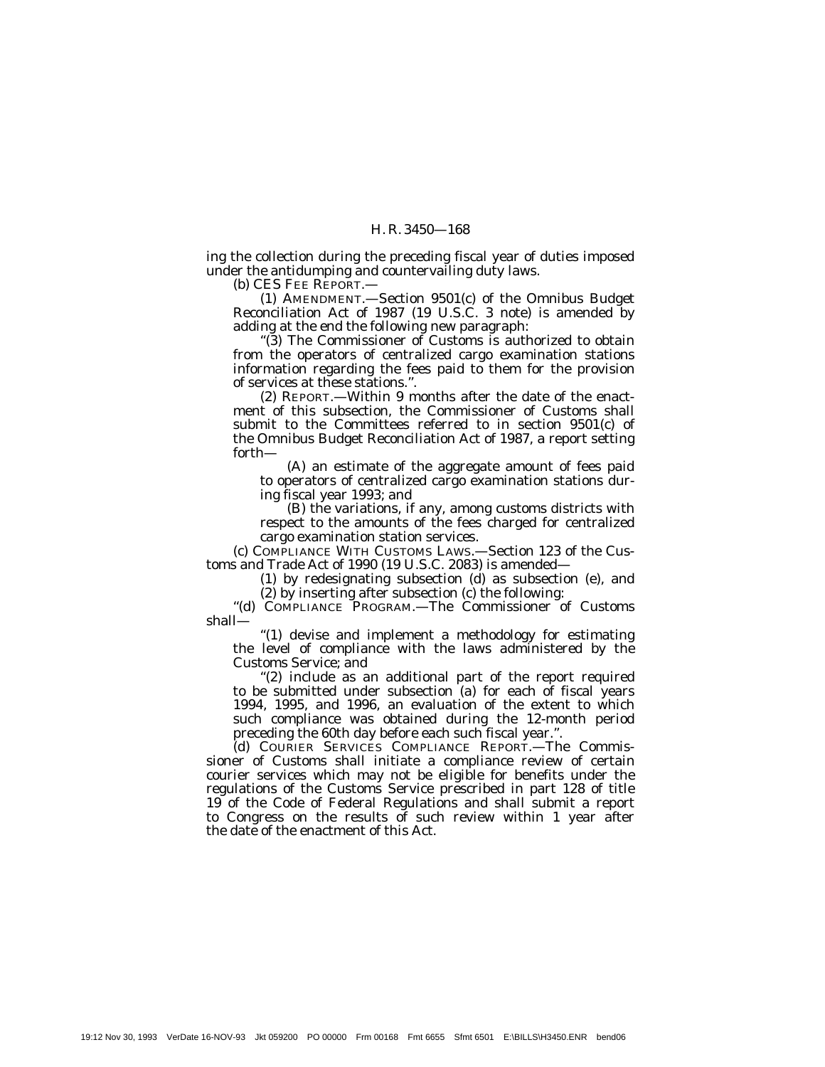ing the collection during the preceding fiscal year of duties imposed under the antidumping and countervailing duty laws.

(b) CES FEE REPORT.—

(1) AMENDMENT.—Section 9501(c) of the Omnibus Budget Reconciliation Act of 1987 (19 U.S.C. 3 note) is amended by adding at the end the following new paragraph:

"(3) The Commissioner of Customs is authorized to obtain from the operators of centralized cargo examination stations information regarding the fees paid to them for the provision of services at these stations.".

(2) REPORT.—Within 9 months after the date of the enactment of this subsection, the Commissioner of Customs shall submit to the Committees referred to in section 9501(c) of the Omnibus Budget Reconciliation Act of 1987, a report setting forth—

(A) an estimate of the aggregate amount of fees paid to operators of centralized cargo examination stations during fiscal year 1993; and

(B) the variations, if any, among customs districts with respect to the amounts of the fees charged for centralized cargo examination station services.

(c) COMPLIANCE WITH CUSTOMS LAWS.—Section 123 of the Customs and Trade Act of 1990 (19 U.S.C. 2083) is amended—

(1) by redesignating subsection (d) as subsection (e), and

(2) by inserting after subsection (c) the following:

"(d) COMPLIANCE PROGRAM.—The Commissioner of Customs shall—

"(1) devise and implement a methodology for estimating the level of compliance with the laws administered by the Customs Service; and

"(2) include as an additional part of the report required to be submitted under subsection (a) for each of fiscal years 1994, 1995, and 1996, an evaluation of the extent to which such compliance was obtained during the 12-month period preceding the 60th day before each such fiscal year.".

(d) COURIER SERVICES COMPLIANCE REPORT.—The Commissioner of Customs shall initiate a compliance review of certain courier services which may not be eligible for benefits under the regulations of the Customs Service prescribed in part 128 of title 19 of the Code of Federal Regulations and shall submit a report to Congress on the results of such review within 1 year after the date of the enactment of this Act.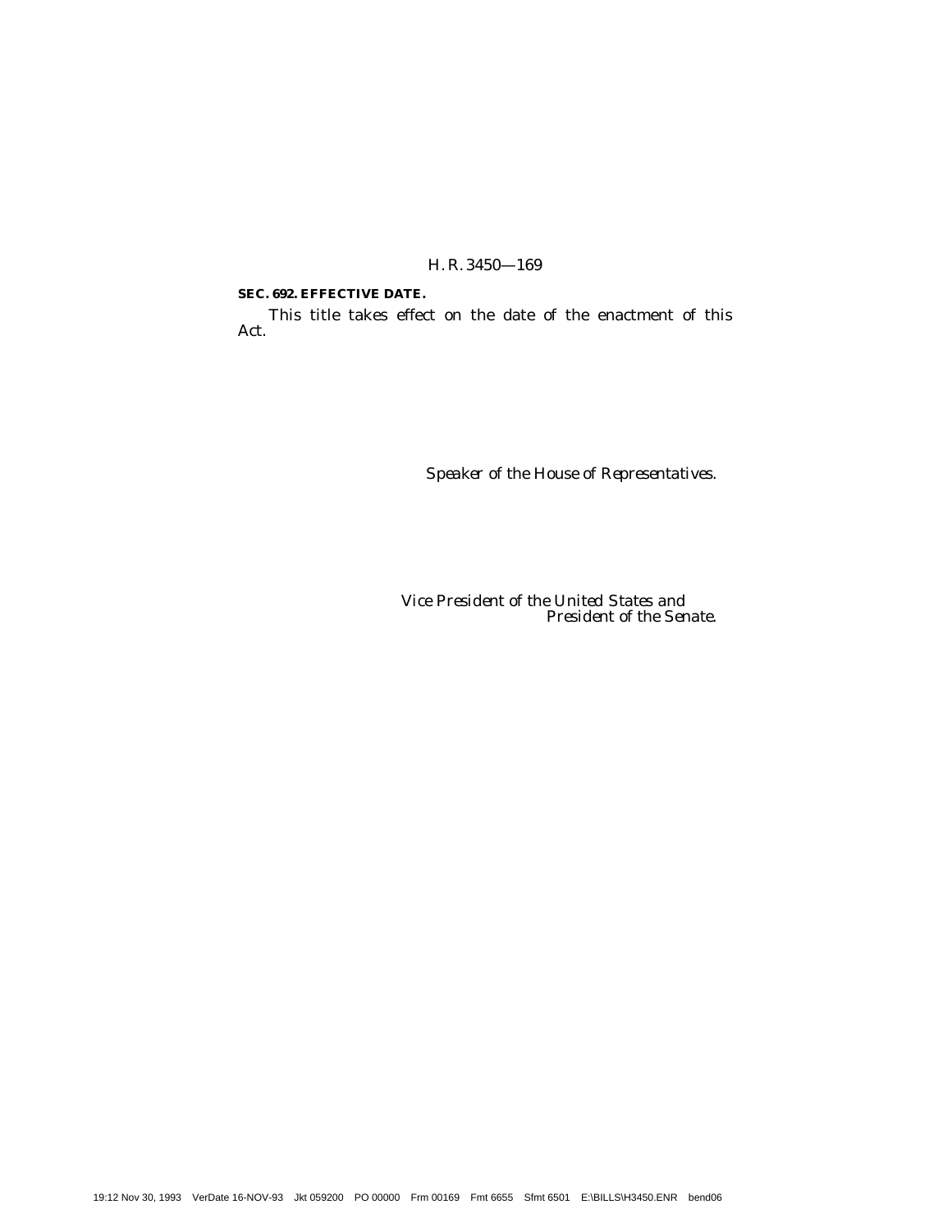**SEC. 692. EFFECTIVE DATE.**

This title takes effect on the date of the enactment of this Act.

*Speaker of the House of Representatives.*

*Vice President of the United States and President of the Senate.*